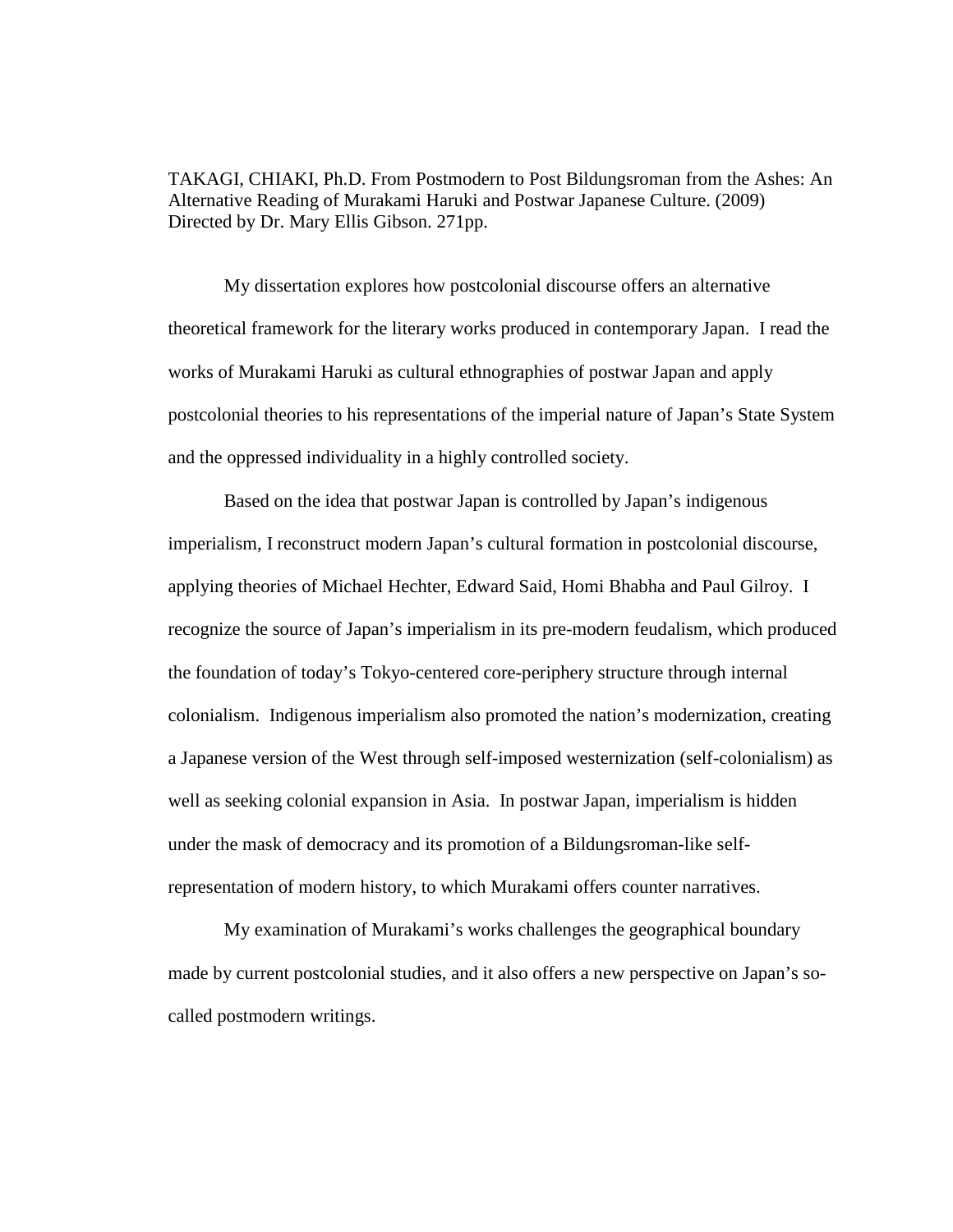TAKAGI, CHIAKI, Ph.D. From Postmodern to Post Bildungsroman from the Ashes: An Alternative Reading of Murakami Haruki and Postwar Japanese Culture. (2009)
Directed by Dr. Mary Ellis Gibson. 271pp.

My dissertation explores how postcolonial discourse offers an alternative theoretical framework for the literary works produced in contemporary Japan. I read the works of Murakami Haruki as cultural ethnographies of postwar Japan and apply postcolonial theories to his representations of the imperial nature of Japan's State System and the oppressed individuality in a highly controlled society.

Based on the idea that postwar Japan is controlled by Japan's indigenous imperialism, I reconstruct modern Japan's cultural formation in postcolonial discourse, applying theories of Michael Hechter, Edward Said, Homi Bhabha and Paul Gilroy. I recognize the source of Japan's imperialism in its pre-modern feudalism, which produced the foundation of today's Tokyo-centered core-periphery structure through internal colonialism. Indigenous imperialism also promoted the nation's modernization, creating a Japanese version of the West through self-imposed westernization (self-colonialism) as well as seeking colonial expansion in Asia. In postwar Japan, imperialism is hidden under the mask of democracy and its promotion of a Bildungsroman-like self-representation of modern history, to which Murakami offers counter narratives.

My examination of Murakami's works challenges the geographical boundary made by current postcolonial studies, and it also offers a new perspective on Japan's so-called postmodern writings.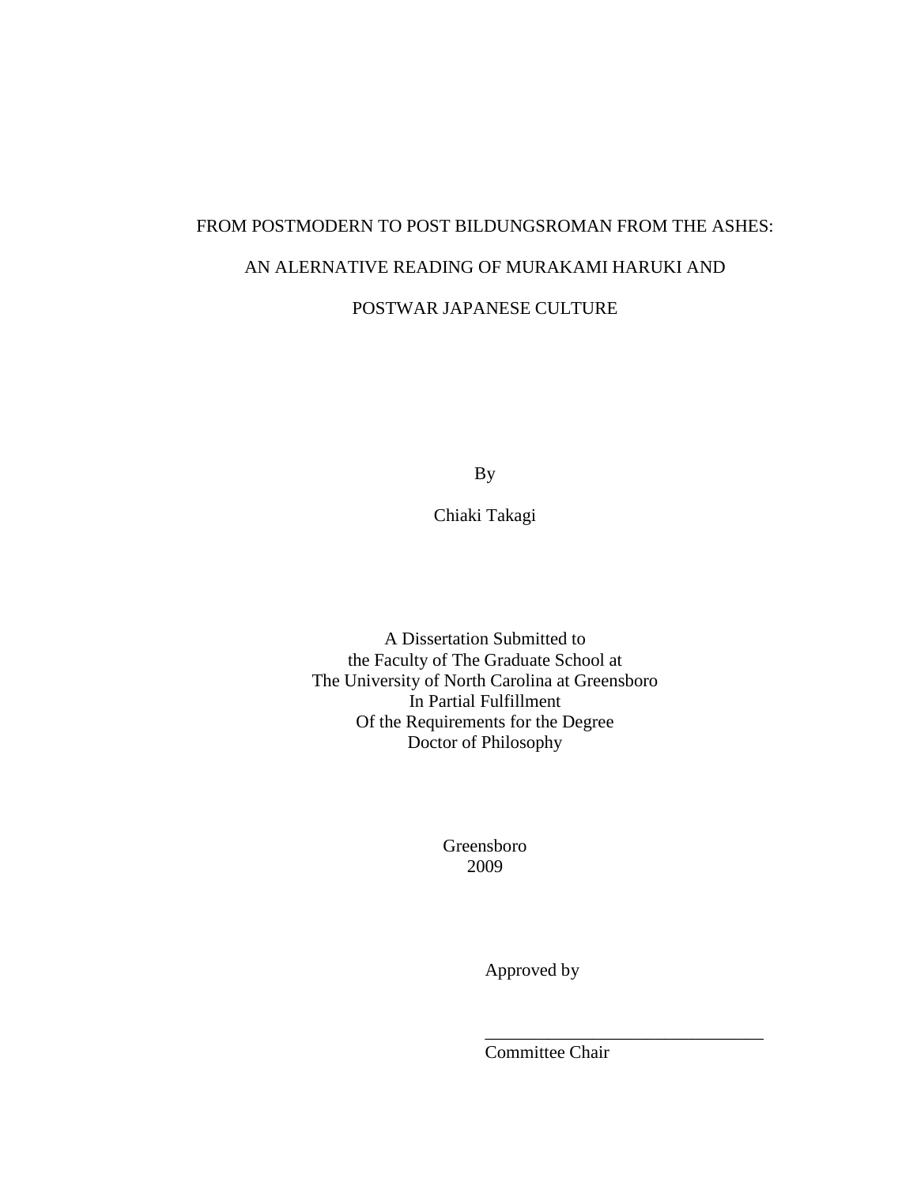# FROM POSTMODERN TO POST BILDUNGSROMAN FROM THE ASHES:

# AN ALERNATIVE READING OF MURAKAMI HARUKI AND

# POSTWAR JAPANESE CULTURE

By

Chiaki Takagi

A Dissertation Submitted to
the Faculty of The Graduate School at
The University of North Carolina at Greensboro
In Partial Fulfillment
Of the Requirements for the Degree
Doctor of Philosophy

Greensboro
2009

Approved by

\_\_\_\_\_\_\_\_\_\_\_\_\_\_\_\_\_\_\_\_\_\_\_\_\_\_\_\_\_\_\_\_
Committee Chair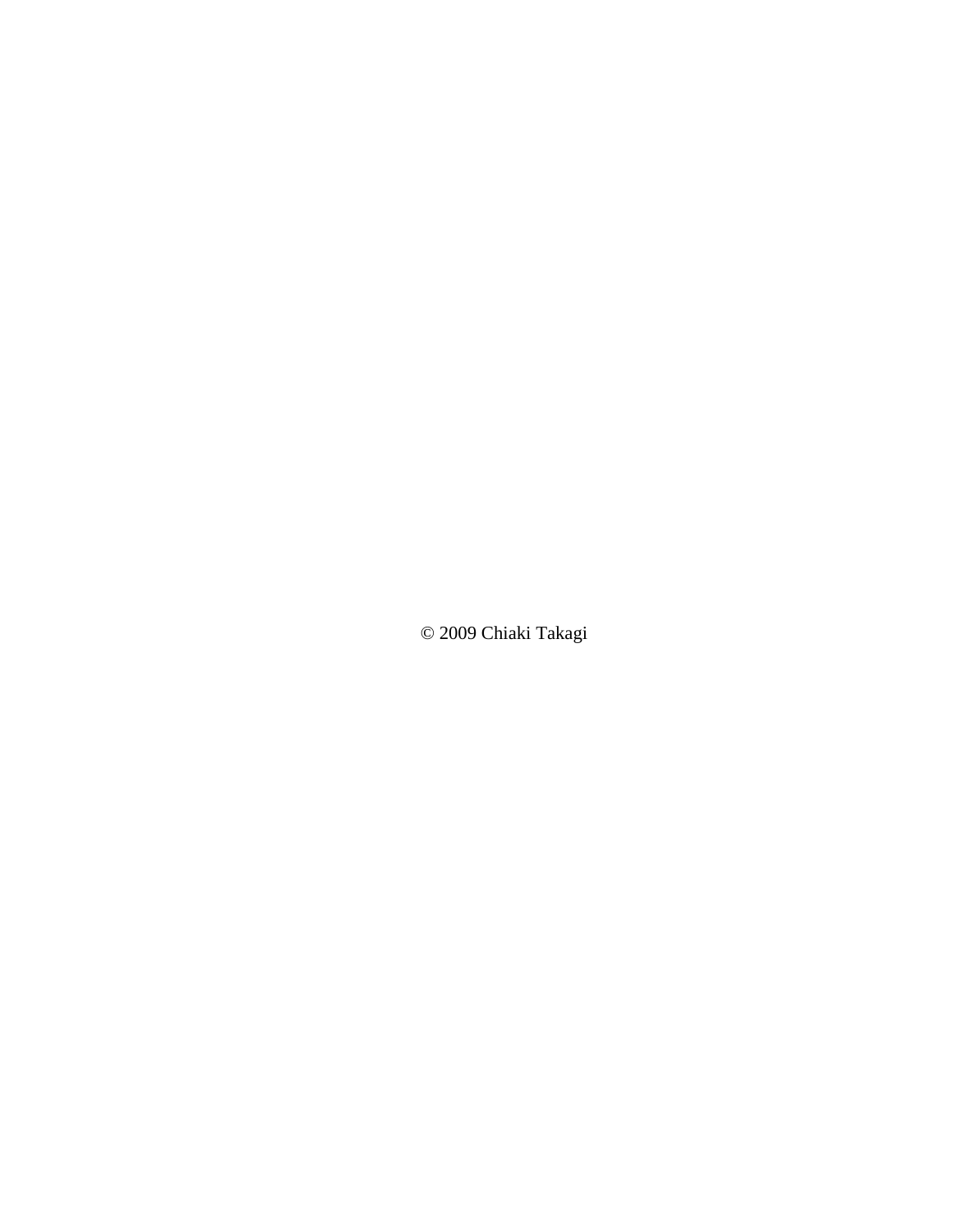© 2009 Chiaki Takagi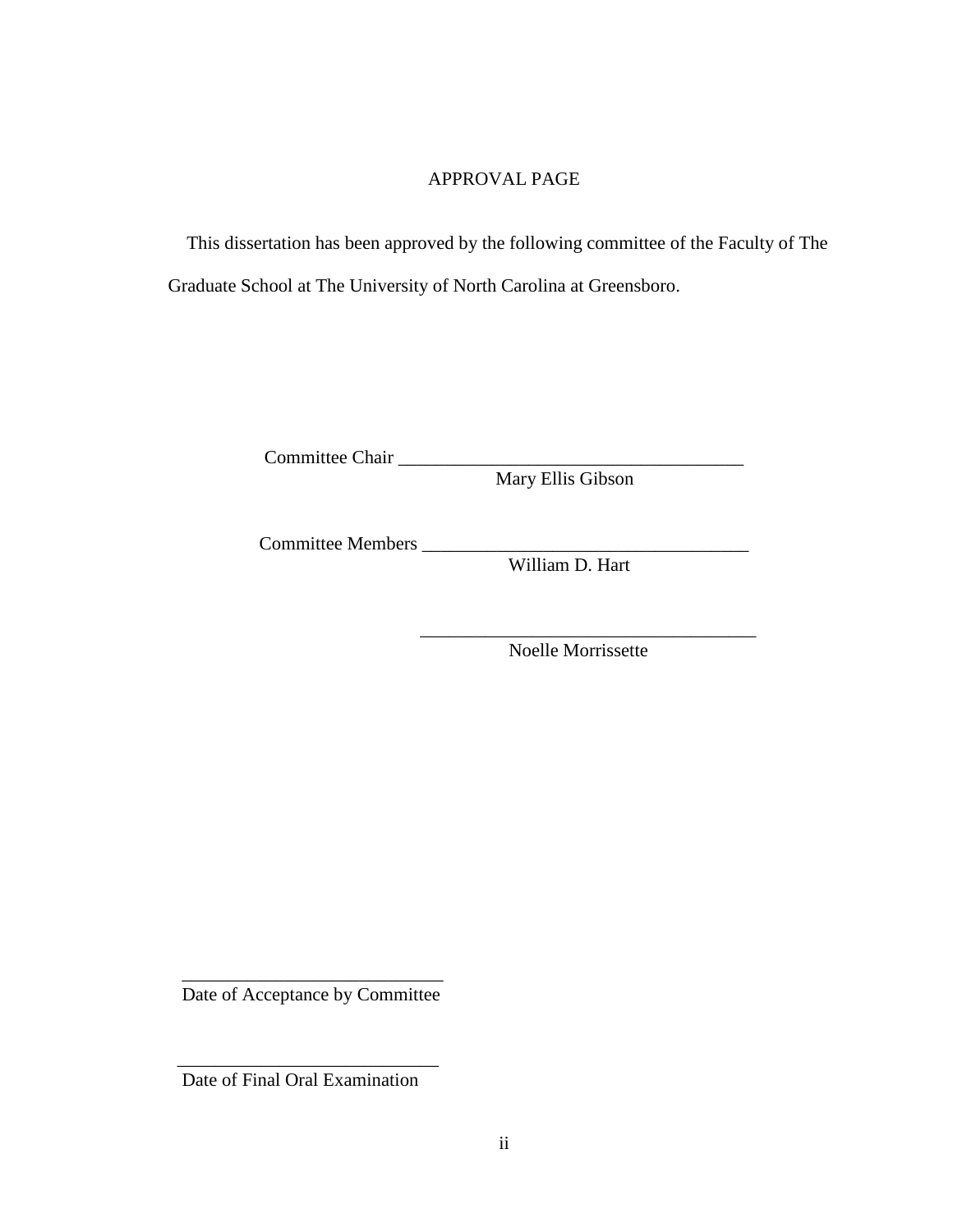# APPROVAL PAGE

This dissertation has been approved by the following committee of the Faculty of The Graduate School at The University of North Carolina at Greensboro.

Committee Chair \_\_\_\_\_\_\_\_\_\_\_\_\_\_\_\_\_\_\_\_\_\_\_\_\_\_\_\_\_\_\_\_\_\_\_\_\_\_
Mary Ellis Gibson

Committee Members \_\_\_\_\_\_\_\_\_\_\_\_\_\_\_\_\_\_\_\_\_\_\_\_\_\_\_\_\_\_\_\_\_\_\_\_
William D. Hart

\_\_\_\_\_\_\_\_\_\_\_\_\_\_\_\_\_\_\_\_\_\_\_\_\_\_\_\_\_\_\_\_\_\_\_\_
Noelle Morrissette

\_\_\_\_\_\_\_\_\_\_\_\_\_\_\_\_\_\_\_\_\_\_\_\_\_\_\_\_
Date of Acceptance by Committee

\_\_\_\_\_\_\_\_\_\_\_\_\_\_\_\_\_\_\_\_\_\_\_\_\_\_\_\_
Date of Final Oral Examination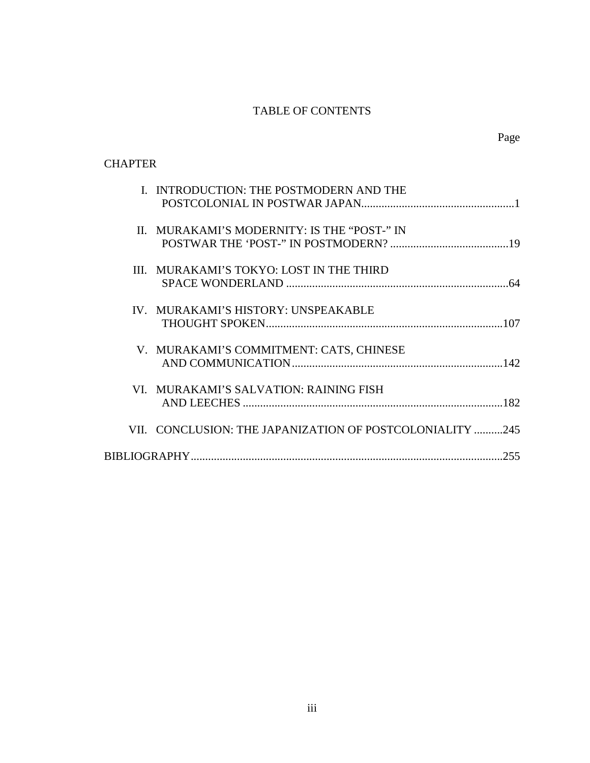# TABLE OF CONTENTS

Page

CHAPTER

I. INTRODUCTION: THE POSTMODERN AND THE POSTCOLONIAL IN POSTWAR JAPAN.....................................................1

II. MURAKAMI'S MODERNITY: IS THE "POST-" IN POSTWAR THE 'POST-" IN POSTMODERN? .........................................19

III. MURAKAMI'S TOKYO: LOST IN THE THIRD SPACE WONDERLAND .............................................................................64

IV. MURAKAMI'S HISTORY: UNSPEAKABLE THOUGHT SPOKEN..................................................................................107

V. MURAKAMI'S COMMITMENT: CATS, CHINESE AND COMMUNICATION.........................................................................142

VI. MURAKAMI'S SALVATION: RAINING FISH AND LEECHES ..........................................................................................182

VII. CONCLUSION: THE JAPANIZATION OF POSTCOLONIALITY ..........245

BIBLIOGRAPHY...........................................................................................................255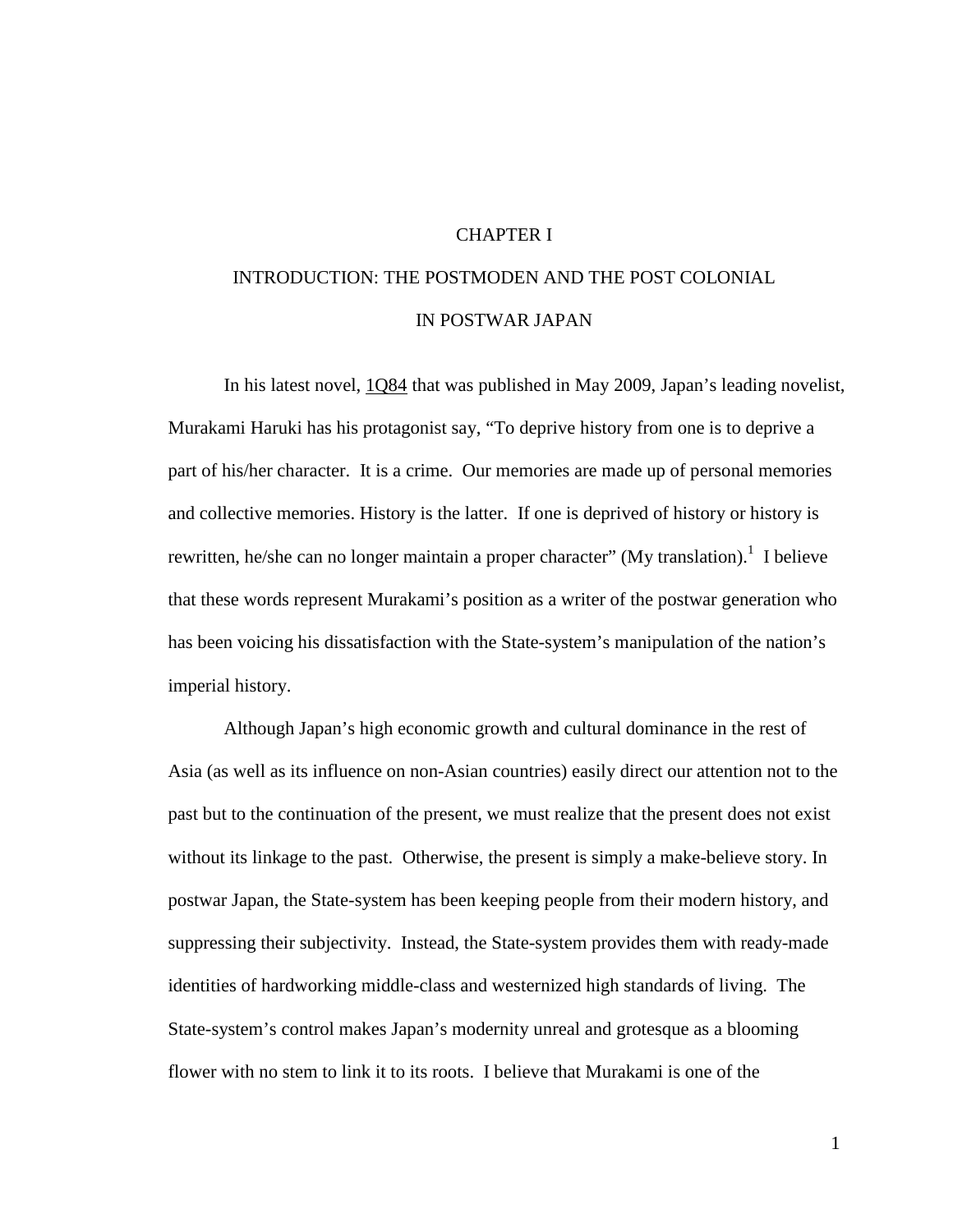# CHAPTER I

## INTRODUCTION: THE POSTMODEN AND THE POST COLONIAL IN POSTWAR JAPAN

In his latest novel, 1Q84 that was published in May 2009, Japan's leading novelist, Murakami Haruki has his protagonist say, "To deprive history from one is to deprive a part of his/her character. It is a crime. Our memories are made up of personal memories and collective memories. History is the latter. If one is deprived of history or history is rewritten, he/she can no longer maintain a proper character" (My translation).[1] I believe that these words represent Murakami's position as a writer of the postwar generation who has been voicing his dissatisfaction with the State-system's manipulation of the nation's imperial history.

Although Japan's high economic growth and cultural dominance in the rest of Asia (as well as its influence on non-Asian countries) easily direct our attention not to the past but to the continuation of the present, we must realize that the present does not exist without its linkage to the past. Otherwise, the present is simply a make-believe story. In postwar Japan, the State-system has been keeping people from their modern history, and suppressing their subjectivity. Instead, the State-system provides them with ready-made identities of hardworking middle-class and westernized high standards of living. The State-system's control makes Japan's modernity unreal and grotesque as a blooming flower with no stem to link it to its roots. I believe that Murakami is one of the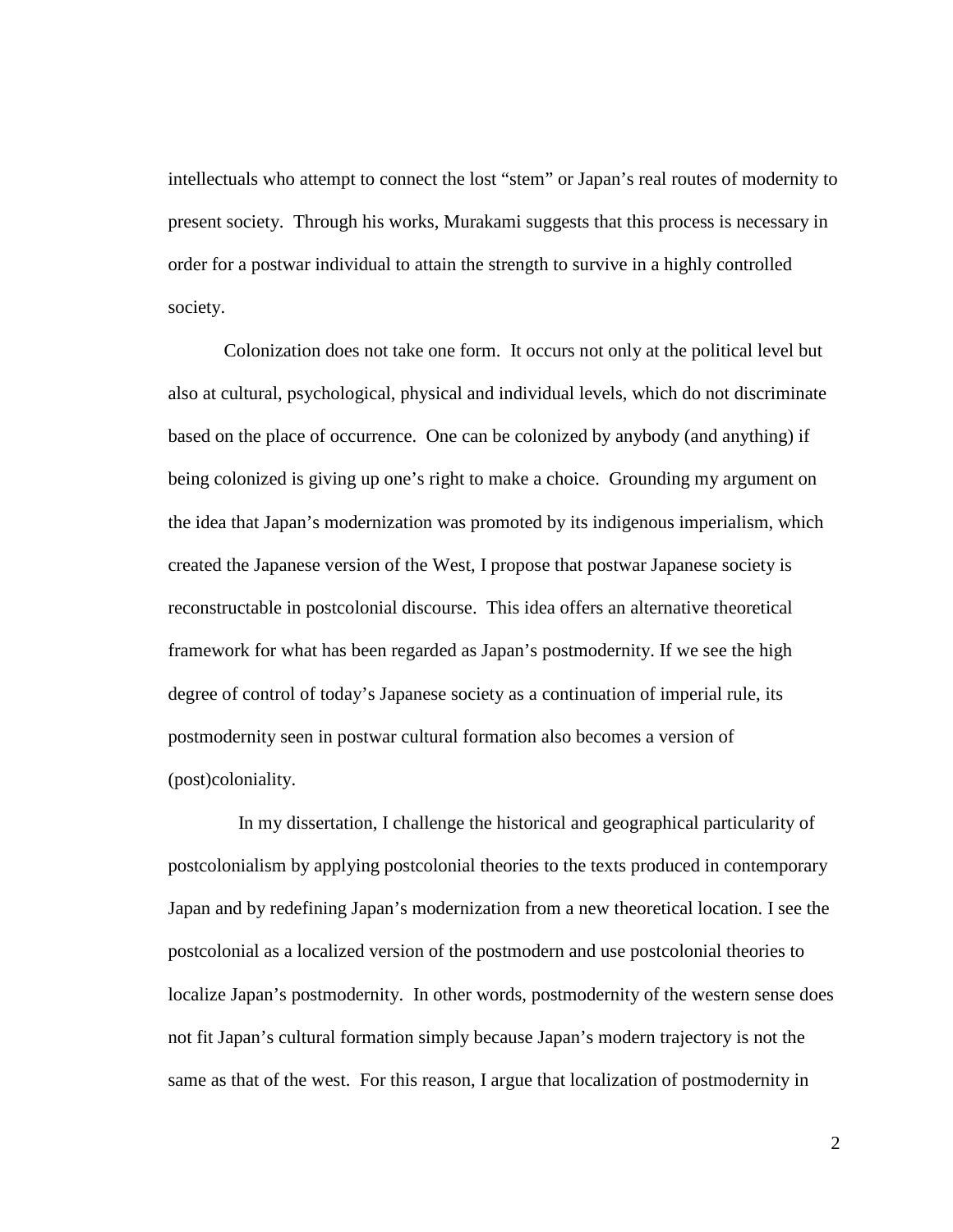intellectuals who attempt to connect the lost "stem" or Japan's real routes of modernity to present society. Through his works, Murakami suggests that this process is necessary in order for a postwar individual to attain the strength to survive in a highly controlled society.

Colonization does not take one form. It occurs not only at the political level but also at cultural, psychological, physical and individual levels, which do not discriminate based on the place of occurrence. One can be colonized by anybody (and anything) if being colonized is giving up one's right to make a choice. Grounding my argument on the idea that Japan's modernization was promoted by its indigenous imperialism, which created the Japanese version of the West, I propose that postwar Japanese society is reconstructable in postcolonial discourse. This idea offers an alternative theoretical framework for what has been regarded as Japan's postmodernity. If we see the high degree of control of today's Japanese society as a continuation of imperial rule, its postmodernity seen in postwar cultural formation also becomes a version of (post)coloniality.

In my dissertation, I challenge the historical and geographical particularity of postcolonialism by applying postcolonial theories to the texts produced in contemporary Japan and by redefining Japan's modernization from a new theoretical location. I see the postcolonial as a localized version of the postmodern and use postcolonial theories to localize Japan's postmodernity. In other words, postmodernity of the western sense does not fit Japan's cultural formation simply because Japan's modern trajectory is not the same as that of the west. For this reason, I argue that localization of postmodernity in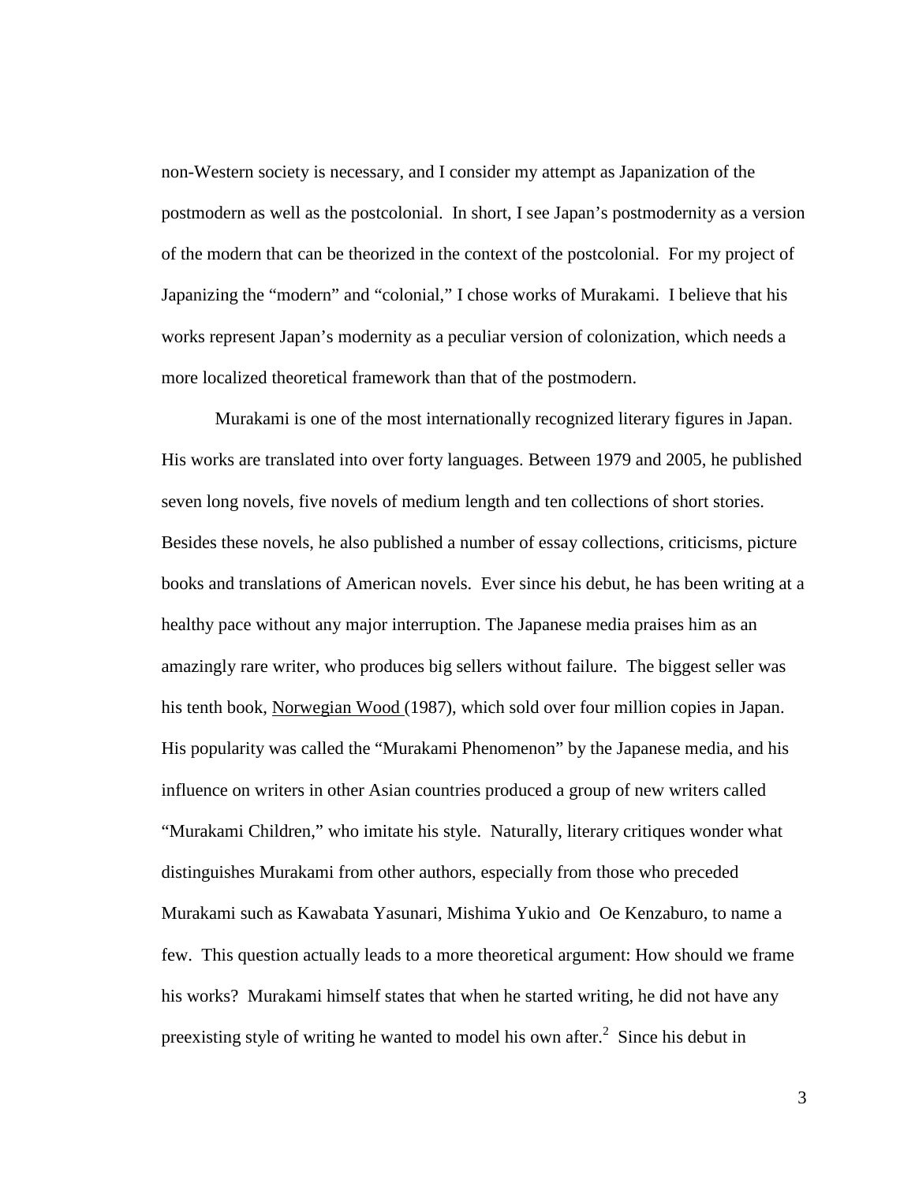non-Western society is necessary, and I consider my attempt as Japanization of the postmodern as well as the postcolonial. In short, I see Japan's postmodernity as a version of the modern that can be theorized in the context of the postcolonial. For my project of Japanizing the "modern" and "colonial," I chose works of Murakami. I believe that his works represent Japan's modernity as a peculiar version of colonization, which needs a more localized theoretical framework than that of the postmodern.

Murakami is one of the most internationally recognized literary figures in Japan. His works are translated into over forty languages. Between 1979 and 2005, he published seven long novels, five novels of medium length and ten collections of short stories. Besides these novels, he also published a number of essay collections, criticisms, picture books and translations of American novels. Ever since his debut, he has been writing at a healthy pace without any major interruption. The Japanese media praises him as an amazingly rare writer, who produces big sellers without failure. The biggest seller was his tenth book, Norwegian Wood (1987), which sold over four million copies in Japan. His popularity was called the "Murakami Phenomenon" by the Japanese media, and his influence on writers in other Asian countries produced a group of new writers called "Murakami Children," who imitate his style. Naturally, literary critiques wonder what distinguishes Murakami from other authors, especially from those who preceded Murakami such as Kawabata Yasunari, Mishima Yukio and Oe Kenzaburo, to name a few. This question actually leads to a more theoretical argument: How should we frame his works? Murakami himself states that when he started writing, he did not have any preexisting style of writing he wanted to model his own after.[2] Since his debut in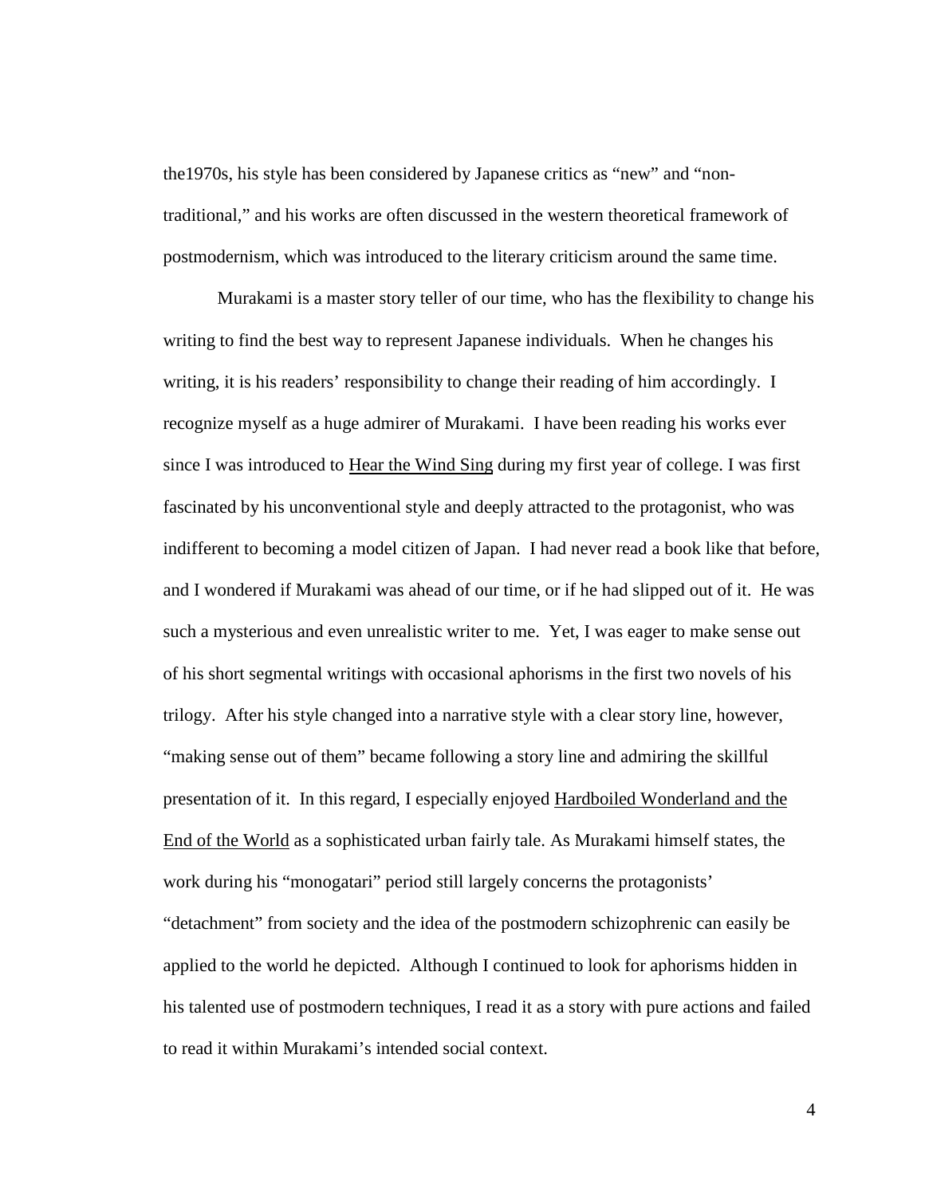the1970s, his style has been considered by Japanese critics as "new" and "non-traditional," and his works are often discussed in the western theoretical framework of postmodernism, which was introduced to the literary criticism around the same time.

Murakami is a master story teller of our time, who has the flexibility to change his writing to find the best way to represent Japanese individuals. When he changes his writing, it is his readers' responsibility to change their reading of him accordingly. I recognize myself as a huge admirer of Murakami. I have been reading his works ever since I was introduced to Hear the Wind Sing during my first year of college. I was first fascinated by his unconventional style and deeply attracted to the protagonist, who was indifferent to becoming a model citizen of Japan. I had never read a book like that before, and I wondered if Murakami was ahead of our time, or if he had slipped out of it. He was such a mysterious and even unrealistic writer to me. Yet, I was eager to make sense out of his short segmental writings with occasional aphorisms in the first two novels of his trilogy. After his style changed into a narrative style with a clear story line, however, "making sense out of them" became following a story line and admiring the skillful presentation of it. In this regard, I especially enjoyed Hardboiled Wonderland and the End of the World as a sophisticated urban fairly tale. As Murakami himself states, the work during his "monogatari" period still largely concerns the protagonists' "detachment" from society and the idea of the postmodern schizophrenic can easily be applied to the world he depicted. Although I continued to look for aphorisms hidden in his talented use of postmodern techniques, I read it as a story with pure actions and failed to read it within Murakami's intended social context.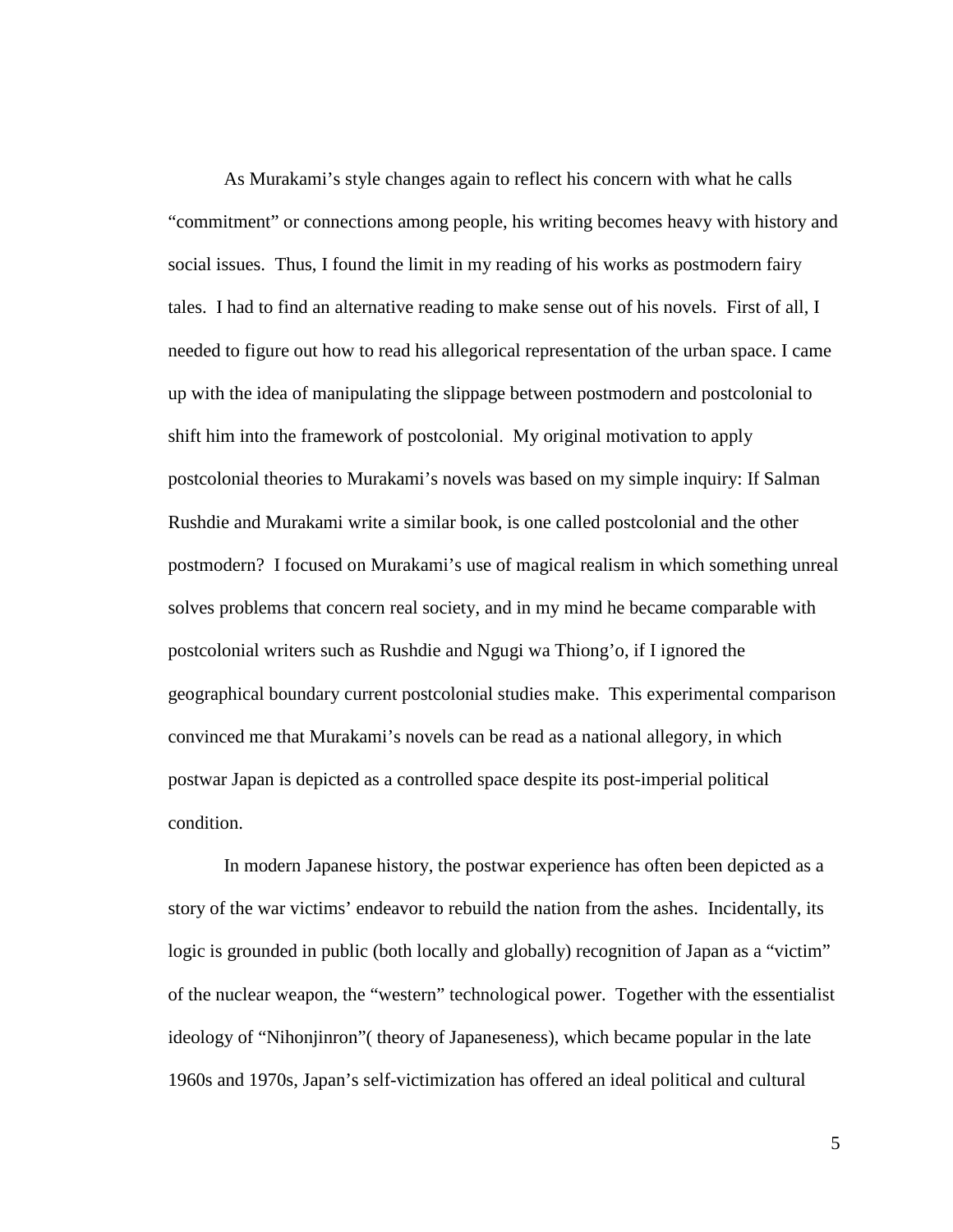As Murakami's style changes again to reflect his concern with what he calls "commitment" or connections among people, his writing becomes heavy with history and social issues. Thus, I found the limit in my reading of his works as postmodern fairy tales. I had to find an alternative reading to make sense out of his novels. First of all, I needed to figure out how to read his allegorical representation of the urban space. I came up with the idea of manipulating the slippage between postmodern and postcolonial to shift him into the framework of postcolonial. My original motivation to apply postcolonial theories to Murakami's novels was based on my simple inquiry: If Salman Rushdie and Murakami write a similar book, is one called postcolonial and the other postmodern? I focused on Murakami's use of magical realism in which something unreal solves problems that concern real society, and in my mind he became comparable with postcolonial writers such as Rushdie and Ngugi wa Thiong'o, if I ignored the geographical boundary current postcolonial studies make. This experimental comparison convinced me that Murakami's novels can be read as a national allegory, in which postwar Japan is depicted as a controlled space despite its post-imperial political condition.

In modern Japanese history, the postwar experience has often been depicted as a story of the war victims' endeavor to rebuild the nation from the ashes. Incidentally, its logic is grounded in public (both locally and globally) recognition of Japan as a "victim" of the nuclear weapon, the "western" technological power. Together with the essentialist ideology of "Nihonjinron"( theory of Japaneseness), which became popular in the late 1960s and 1970s, Japan's self-victimization has offered an ideal political and cultural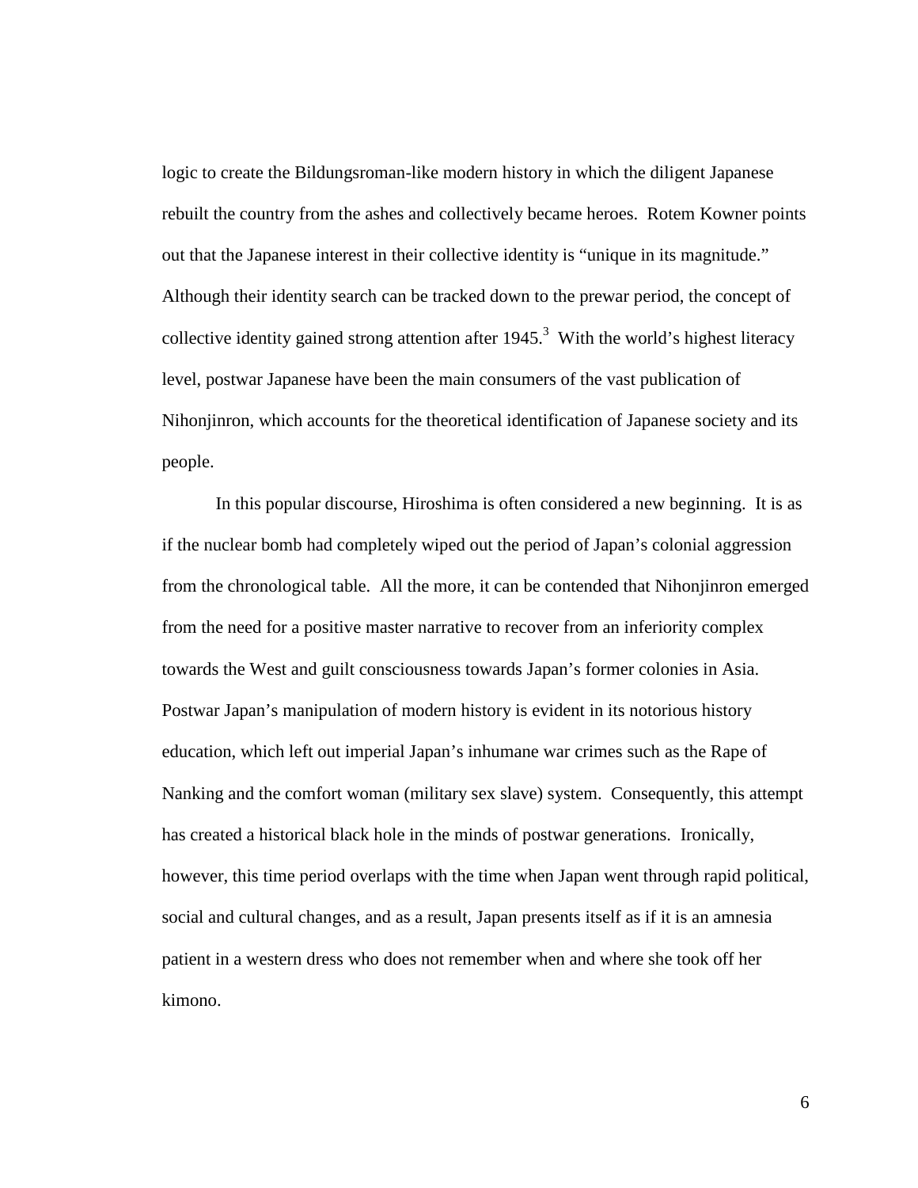logic to create the Bildungsroman-like modern history in which the diligent Japanese rebuilt the country from the ashes and collectively became heroes. Rotem Kowner points out that the Japanese interest in their collective identity is "unique in its magnitude." Although their identity search can be tracked down to the prewar period, the concept of collective identity gained strong attention after 1945.[3] With the world's highest literacy level, postwar Japanese have been the main consumers of the vast publication of Nihonjinron, which accounts for the theoretical identification of Japanese society and its people.

In this popular discourse, Hiroshima is often considered a new beginning. It is as if the nuclear bomb had completely wiped out the period of Japan's colonial aggression from the chronological table. All the more, it can be contended that Nihonjinron emerged from the need for a positive master narrative to recover from an inferiority complex towards the West and guilt consciousness towards Japan's former colonies in Asia. Postwar Japan's manipulation of modern history is evident in its notorious history education, which left out imperial Japan's inhumane war crimes such as the Rape of Nanking and the comfort woman (military sex slave) system. Consequently, this attempt has created a historical black hole in the minds of postwar generations. Ironically, however, this time period overlaps with the time when Japan went through rapid political, social and cultural changes, and as a result, Japan presents itself as if it is an amnesia patient in a western dress who does not remember when and where she took off her kimono.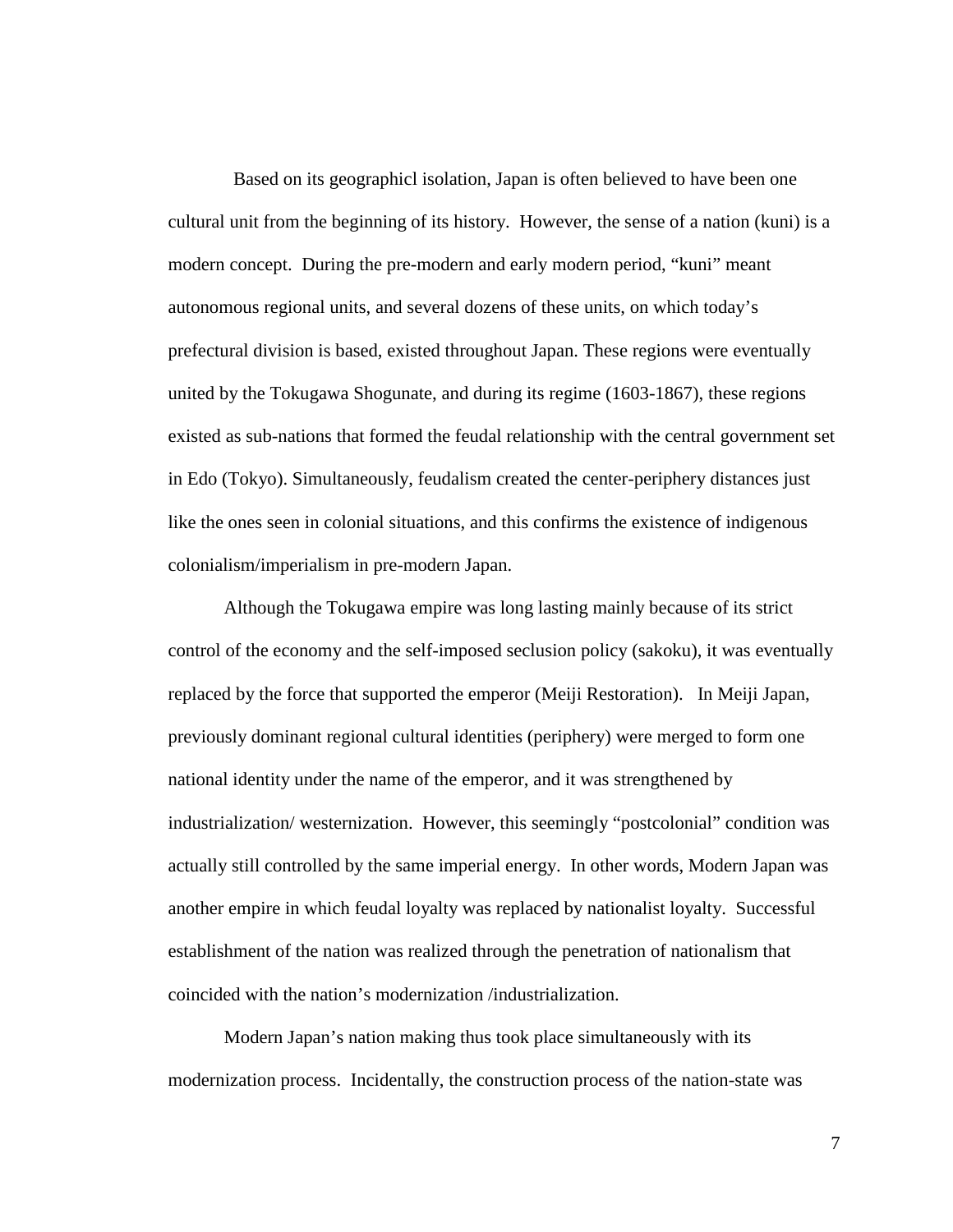Based on its geographicl isolation, Japan is often believed to have been one cultural unit from the beginning of its history. However, the sense of a nation (kuni) is a modern concept. During the pre-modern and early modern period, "kuni" meant autonomous regional units, and several dozens of these units, on which today's prefectural division is based, existed throughout Japan. These regions were eventually united by the Tokugawa Shogunate, and during its regime (1603-1867), these regions existed as sub-nations that formed the feudal relationship with the central government set in Edo (Tokyo). Simultaneously, feudalism created the center-periphery distances just like the ones seen in colonial situations, and this confirms the existence of indigenous colonialism/imperialism in pre-modern Japan.

Although the Tokugawa empire was long lasting mainly because of its strict control of the economy and the self-imposed seclusion policy (sakoku), it was eventually replaced by the force that supported the emperor (Meiji Restoration). In Meiji Japan, previously dominant regional cultural identities (periphery) were merged to form one national identity under the name of the emperor, and it was strengthened by industrialization/ westernization. However, this seemingly "postcolonial" condition was actually still controlled by the same imperial energy. In other words, Modern Japan was another empire in which feudal loyalty was replaced by nationalist loyalty. Successful establishment of the nation was realized through the penetration of nationalism that coincided with the nation's modernization /industrialization.

Modern Japan's nation making thus took place simultaneously with its modernization process. Incidentally, the construction process of the nation-state was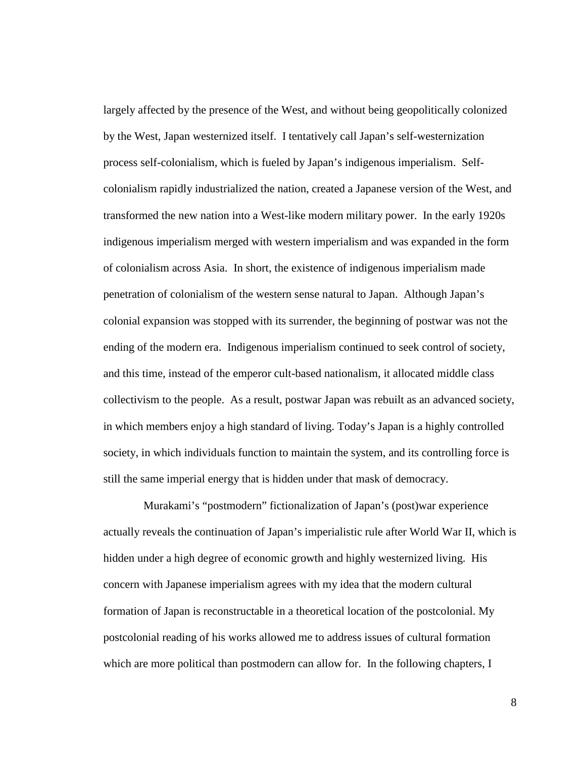largely affected by the presence of the West, and without being geopolitically colonized by the West, Japan westernized itself. I tentatively call Japan's self-westernization process self-colonialism, which is fueled by Japan's indigenous imperialism. Self-colonialism rapidly industrialized the nation, created a Japanese version of the West, and transformed the new nation into a West-like modern military power. In the early 1920s indigenous imperialism merged with western imperialism and was expanded in the form of colonialism across Asia. In short, the existence of indigenous imperialism made penetration of colonialism of the western sense natural to Japan. Although Japan's colonial expansion was stopped with its surrender, the beginning of postwar was not the ending of the modern era. Indigenous imperialism continued to seek control of society, and this time, instead of the emperor cult-based nationalism, it allocated middle class collectivism to the people. As a result, postwar Japan was rebuilt as an advanced society, in which members enjoy a high standard of living. Today's Japan is a highly controlled society, in which individuals function to maintain the system, and its controlling force is still the same imperial energy that is hidden under that mask of democracy.

Murakami's "postmodern" fictionalization of Japan's (post)war experience actually reveals the continuation of Japan's imperialistic rule after World War II, which is hidden under a high degree of economic growth and highly westernized living. His concern with Japanese imperialism agrees with my idea that the modern cultural formation of Japan is reconstructable in a theoretical location of the postcolonial. My postcolonial reading of his works allowed me to address issues of cultural formation which are more political than postmodern can allow for. In the following chapters, I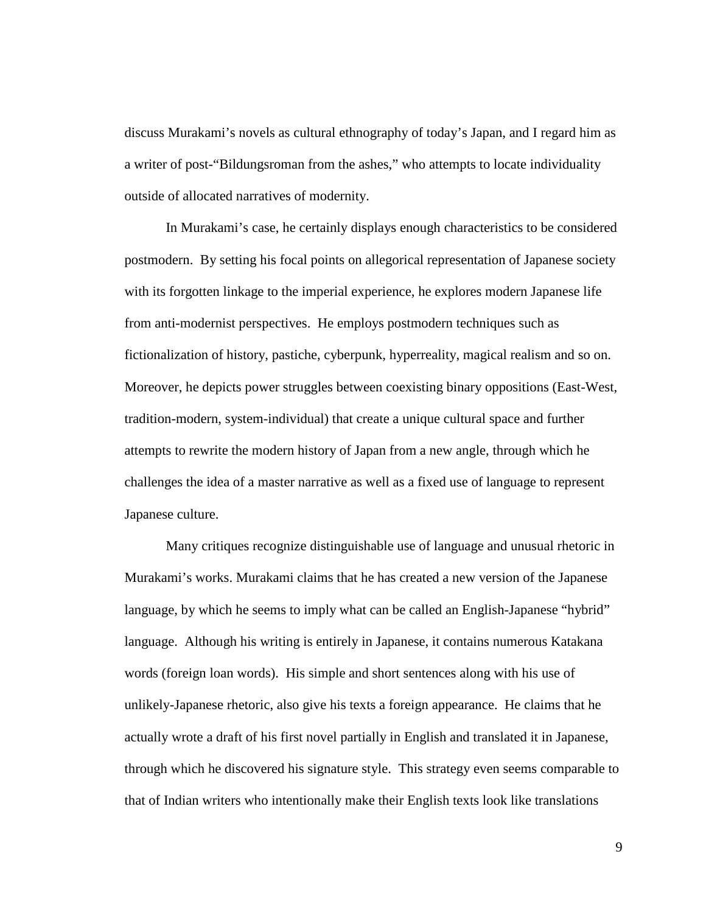discuss Murakami's novels as cultural ethnography of today's Japan, and I regard him as a writer of post-"Bildungsroman from the ashes," who attempts to locate individuality outside of allocated narratives of modernity.

In Murakami's case, he certainly displays enough characteristics to be considered postmodern. By setting his focal points on allegorical representation of Japanese society with its forgotten linkage to the imperial experience, he explores modern Japanese life from anti-modernist perspectives. He employs postmodern techniques such as fictionalization of history, pastiche, cyberpunk, hyperreality, magical realism and so on. Moreover, he depicts power struggles between coexisting binary oppositions (East-West, tradition-modern, system-individual) that create a unique cultural space and further attempts to rewrite the modern history of Japan from a new angle, through which he challenges the idea of a master narrative as well as a fixed use of language to represent Japanese culture.

Many critiques recognize distinguishable use of language and unusual rhetoric in Murakami's works. Murakami claims that he has created a new version of the Japanese language, by which he seems to imply what can be called an English-Japanese "hybrid" language. Although his writing is entirely in Japanese, it contains numerous Katakana words (foreign loan words). His simple and short sentences along with his use of unlikely-Japanese rhetoric, also give his texts a foreign appearance. He claims that he actually wrote a draft of his first novel partially in English and translated it in Japanese, through which he discovered his signature style. This strategy even seems comparable to that of Indian writers who intentionally make their English texts look like translations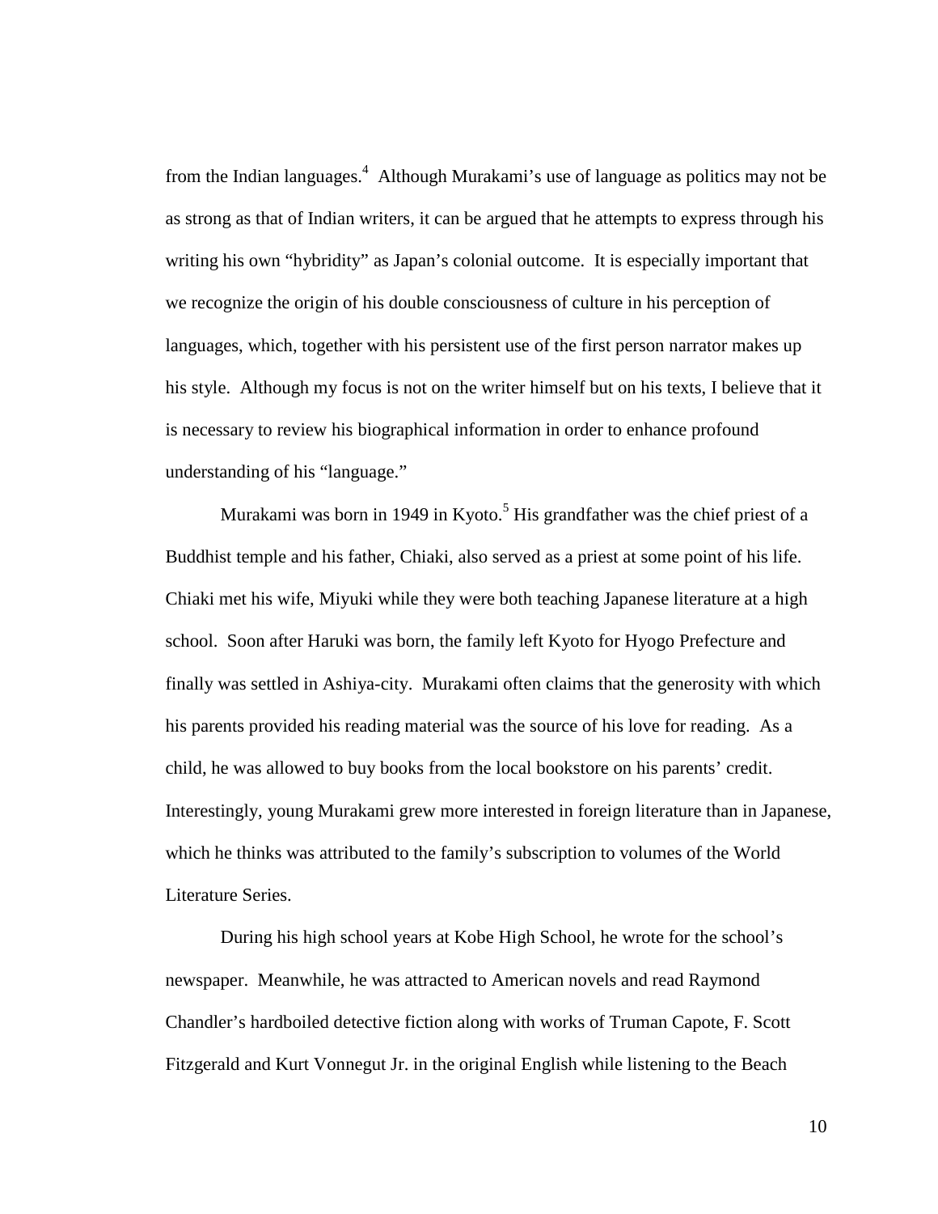from the Indian languages.[4] Although Murakami's use of language as politics may not be as strong as that of Indian writers, it can be argued that he attempts to express through his writing his own "hybridity" as Japan's colonial outcome. It is especially important that we recognize the origin of his double consciousness of culture in his perception of languages, which, together with his persistent use of the first person narrator makes up his style. Although my focus is not on the writer himself but on his texts, I believe that it is necessary to review his biographical information in order to enhance profound understanding of his "language."

Murakami was born in 1949 in Kyoto.[5] His grandfather was the chief priest of a Buddhist temple and his father, Chiaki, also served as a priest at some point of his life. Chiaki met his wife, Miyuki while they were both teaching Japanese literature at a high school. Soon after Haruki was born, the family left Kyoto for Hyogo Prefecture and finally was settled in Ashiya-city. Murakami often claims that the generosity with which his parents provided his reading material was the source of his love for reading. As a child, he was allowed to buy books from the local bookstore on his parents' credit. Interestingly, young Murakami grew more interested in foreign literature than in Japanese, which he thinks was attributed to the family's subscription to volumes of the World Literature Series.

During his high school years at Kobe High School, he wrote for the school's newspaper. Meanwhile, he was attracted to American novels and read Raymond Chandler's hardboiled detective fiction along with works of Truman Capote, F. Scott Fitzgerald and Kurt Vonnegut Jr. in the original English while listening to the Beach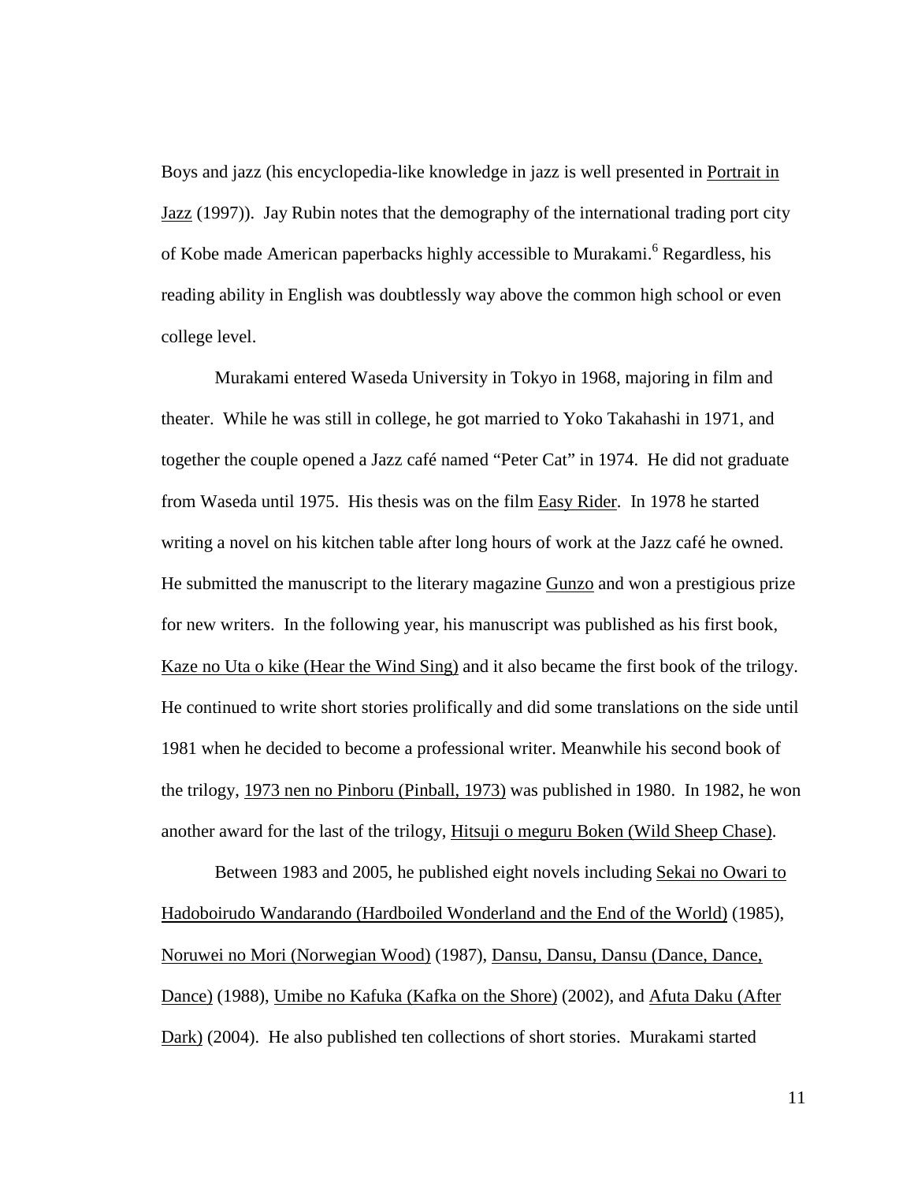Boys and jazz (his encyclopedia-like knowledge in jazz is well presented in Portrait in Jazz (1997)). Jay Rubin notes that the demography of the international trading port city of Kobe made American paperbacks highly accessible to Murakami.[6] Regardless, his reading ability in English was doubtlessly way above the common high school or even college level.

Murakami entered Waseda University in Tokyo in 1968, majoring in film and theater. While he was still in college, he got married to Yoko Takahashi in 1971, and together the couple opened a Jazz café named "Peter Cat" in 1974. He did not graduate from Waseda until 1975. His thesis was on the film Easy Rider. In 1978 he started writing a novel on his kitchen table after long hours of work at the Jazz café he owned. He submitted the manuscript to the literary magazine Gunzo and won a prestigious prize for new writers. In the following year, his manuscript was published as his first book, Kaze no Uta o kike (Hear the Wind Sing) and it also became the first book of the trilogy. He continued to write short stories prolifically and did some translations on the side until 1981 when he decided to become a professional writer. Meanwhile his second book of the trilogy, 1973 nen no Pinboru (Pinball, 1973) was published in 1980. In 1982, he won another award for the last of the trilogy, Hitsuji o meguru Boken (Wild Sheep Chase).

Between 1983 and 2005, he published eight novels including Sekai no Owari to Hadoboirudo Wandarando (Hardboiled Wonderland and the End of the World) (1985), Noruwei no Mori (Norwegian Wood) (1987), Dansu, Dansu, Dansu (Dance, Dance, Dance) (1988), Umibe no Kafuka (Kafka on the Shore) (2002), and Afuta Daku (After Dark) (2004). He also published ten collections of short stories. Murakami started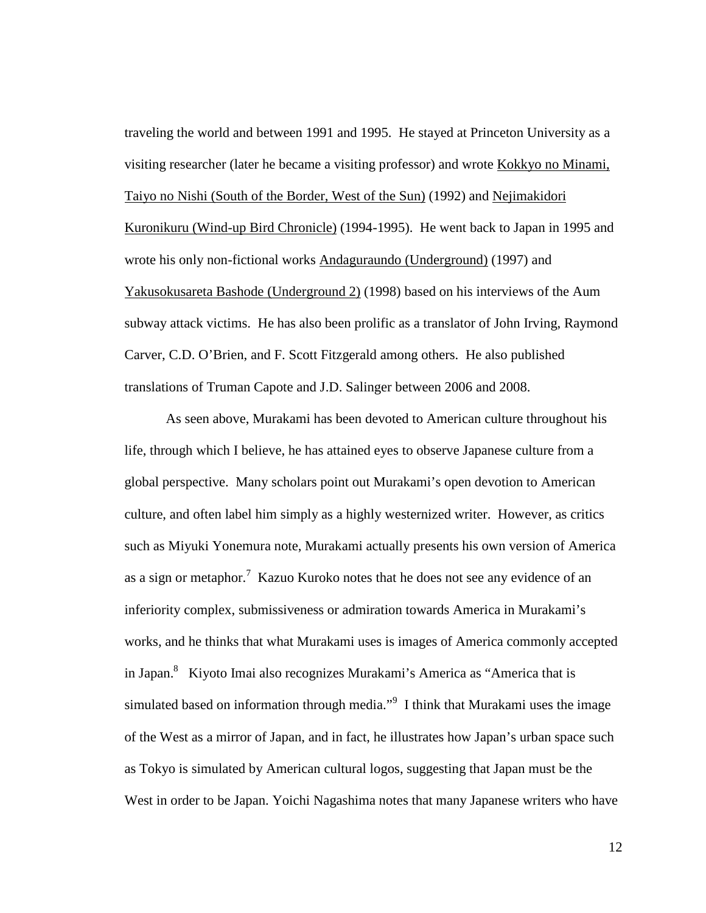traveling the world and between 1991 and 1995. He stayed at Princeton University as a visiting researcher (later he became a visiting professor) and wrote Kokkyo no Minami, Taiyo no Nishi (South of the Border, West of the Sun) (1992) and Nejimakidori Kuronikuru (Wind-up Bird Chronicle) (1994-1995). He went back to Japan in 1995 and wrote his only non-fictional works Andaguraundo (Underground) (1997) and Yakusokusareta Bashode (Underground 2) (1998) based on his interviews of the Aum subway attack victims. He has also been prolific as a translator of John Irving, Raymond Carver, C.D. O'Brien, and F. Scott Fitzgerald among others. He also published translations of Truman Capote and J.D. Salinger between 2006 and 2008.

As seen above, Murakami has been devoted to American culture throughout his life, through which I believe, he has attained eyes to observe Japanese culture from a global perspective. Many scholars point out Murakami's open devotion to American culture, and often label him simply as a highly westernized writer. However, as critics such as Miyuki Yonemura note, Murakami actually presents his own version of America as a sign or metaphor.[7] Kazuo Kuroko notes that he does not see any evidence of an inferiority complex, submissiveness or admiration towards America in Murakami's works, and he thinks that what Murakami uses is images of America commonly accepted in Japan.[8] Kiyoto Imai also recognizes Murakami's America as "America that is simulated based on information through media."[9] I think that Murakami uses the image of the West as a mirror of Japan, and in fact, he illustrates how Japan's urban space such as Tokyo is simulated by American cultural logos, suggesting that Japan must be the West in order to be Japan. Yoichi Nagashima notes that many Japanese writers who have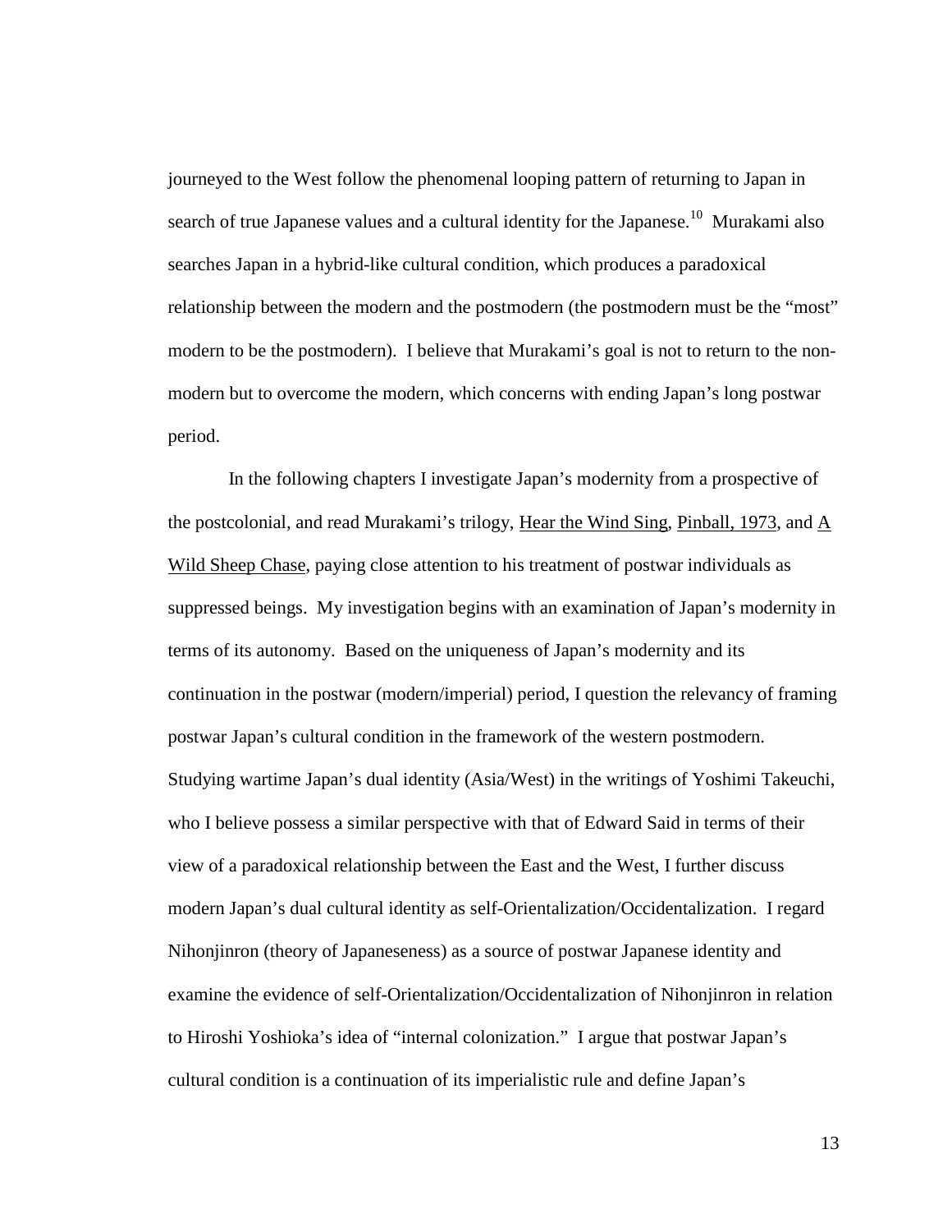journeyed to the West follow the phenomenal looping pattern of returning to Japan in search of true Japanese values and a cultural identity for the Japanese.[10] Murakami also searches Japan in a hybrid-like cultural condition, which produces a paradoxical relationship between the modern and the postmodern (the postmodern must be the "most" modern to be the postmodern). I believe that Murakami's goal is not to return to the non-modern but to overcome the modern, which concerns with ending Japan's long postwar period.

In the following chapters I investigate Japan's modernity from a prospective of the postcolonial, and read Murakami's trilogy, Hear the Wind Sing, Pinball, 1973, and A Wild Sheep Chase, paying close attention to his treatment of postwar individuals as suppressed beings. My investigation begins with an examination of Japan's modernity in terms of its autonomy. Based on the uniqueness of Japan's modernity and its continuation in the postwar (modern/imperial) period, I question the relevancy of framing postwar Japan's cultural condition in the framework of the western postmodern. Studying wartime Japan's dual identity (Asia/West) in the writings of Yoshimi Takeuchi, who I believe possess a similar perspective with that of Edward Said in terms of their view of a paradoxical relationship between the East and the West, I further discuss modern Japan's dual cultural identity as self-Orientalization/Occidentalization. I regard Nihonjinron (theory of Japaneseness) as a source of postwar Japanese identity and examine the evidence of self-Orientalization/Occidentalization of Nihonjinron in relation to Hiroshi Yoshioka's idea of "internal colonization." I argue that postwar Japan's cultural condition is a continuation of its imperialistic rule and define Japan's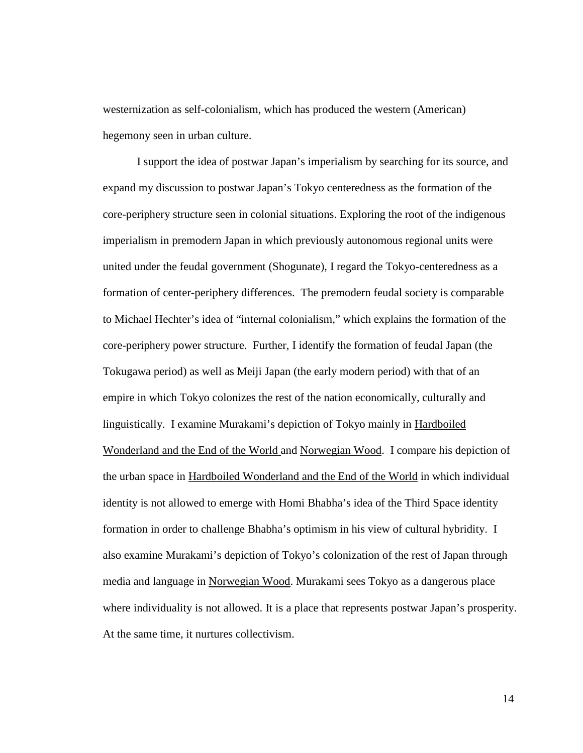westernization as self-colonialism, which has produced the western (American) hegemony seen in urban culture.

I support the idea of postwar Japan's imperialism by searching for its source, and expand my discussion to postwar Japan's Tokyo centeredness as the formation of the core-periphery structure seen in colonial situations. Exploring the root of the indigenous imperialism in premodern Japan in which previously autonomous regional units were united under the feudal government (Shogunate), I regard the Tokyo-centeredness as a formation of center-periphery differences. The premodern feudal society is comparable to Michael Hechter's idea of "internal colonialism," which explains the formation of the core-periphery power structure. Further, I identify the formation of feudal Japan (the Tokugawa period) as well as Meiji Japan (the early modern period) with that of an empire in which Tokyo colonizes the rest of the nation economically, culturally and linguistically. I examine Murakami's depiction of Tokyo mainly in <u>Hardboiled Wonderland and the End of the World</u> and <u>Norwegian Wood</u>. I compare his depiction of the urban space in <u>Hardboiled Wonderland and the End of the World</u> in which individual identity is not allowed to emerge with Homi Bhabha's idea of the Third Space identity formation in order to challenge Bhabha's optimism in his view of cultural hybridity. I also examine Murakami's depiction of Tokyo's colonization of the rest of Japan through media and language in <u>Norwegian Wood</u>. Murakami sees Tokyo as a dangerous place where individuality is not allowed. It is a place that represents postwar Japan's prosperity. At the same time, it nurtures collectivism.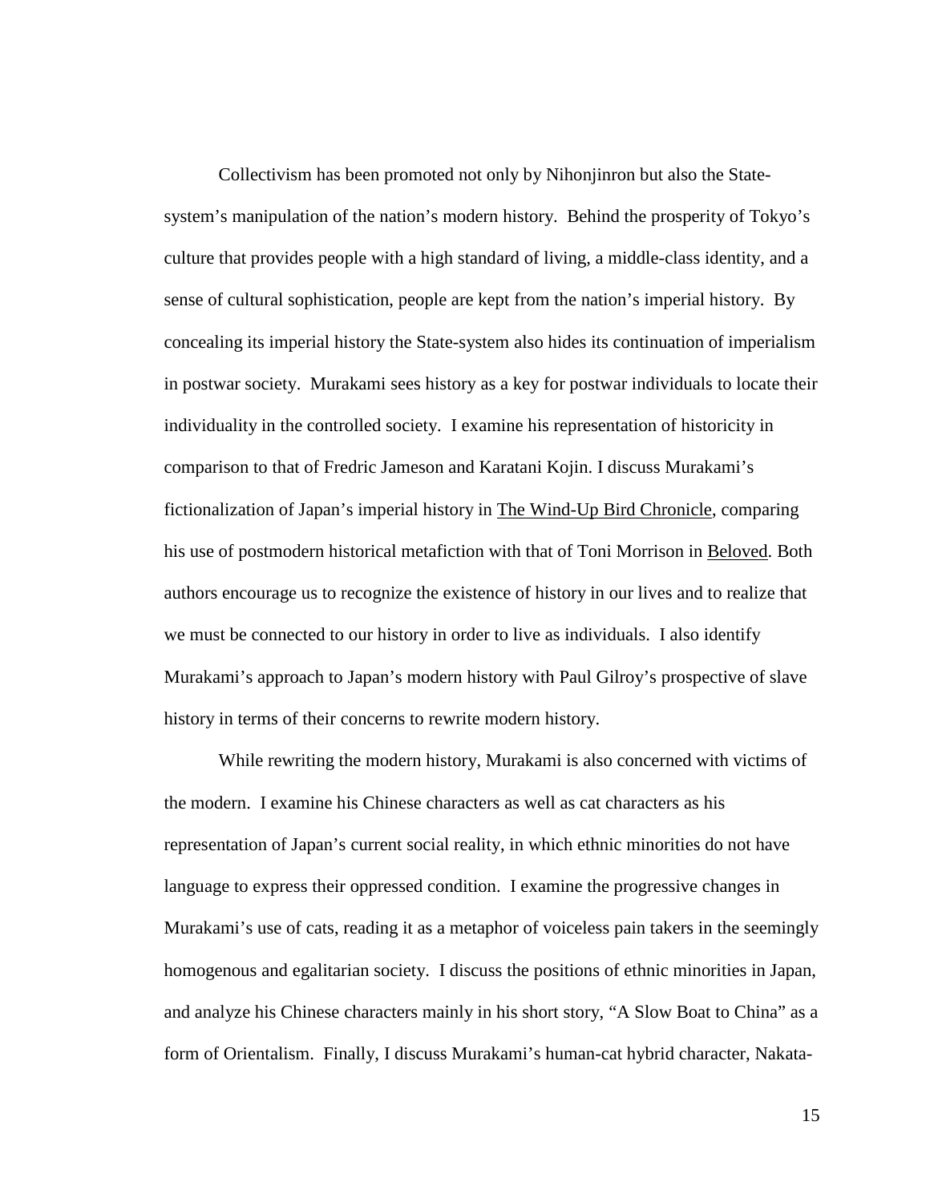Collectivism has been promoted not only by Nihonjinron but also the State-system's manipulation of the nation's modern history. Behind the prosperity of Tokyo's culture that provides people with a high standard of living, a middle-class identity, and a sense of cultural sophistication, people are kept from the nation's imperial history. By concealing its imperial history the State-system also hides its continuation of imperialism in postwar society. Murakami sees history as a key for postwar individuals to locate their individuality in the controlled society. I examine his representation of historicity in comparison to that of Fredric Jameson and Karatani Kojin. I discuss Murakami's fictionalization of Japan's imperial history in The Wind-Up Bird Chronicle, comparing his use of postmodern historical metafiction with that of Toni Morrison in Beloved. Both authors encourage us to recognize the existence of history in our lives and to realize that we must be connected to our history in order to live as individuals. I also identify Murakami's approach to Japan's modern history with Paul Gilroy's prospective of slave history in terms of their concerns to rewrite modern history.

While rewriting the modern history, Murakami is also concerned with victims of the modern. I examine his Chinese characters as well as cat characters as his representation of Japan's current social reality, in which ethnic minorities do not have language to express their oppressed condition. I examine the progressive changes in Murakami's use of cats, reading it as a metaphor of voiceless pain takers in the seemingly homogenous and egalitarian society. I discuss the positions of ethnic minorities in Japan, and analyze his Chinese characters mainly in his short story, "A Slow Boat to China" as a form of Orientalism. Finally, I discuss Murakami's human-cat hybrid character, Nakata-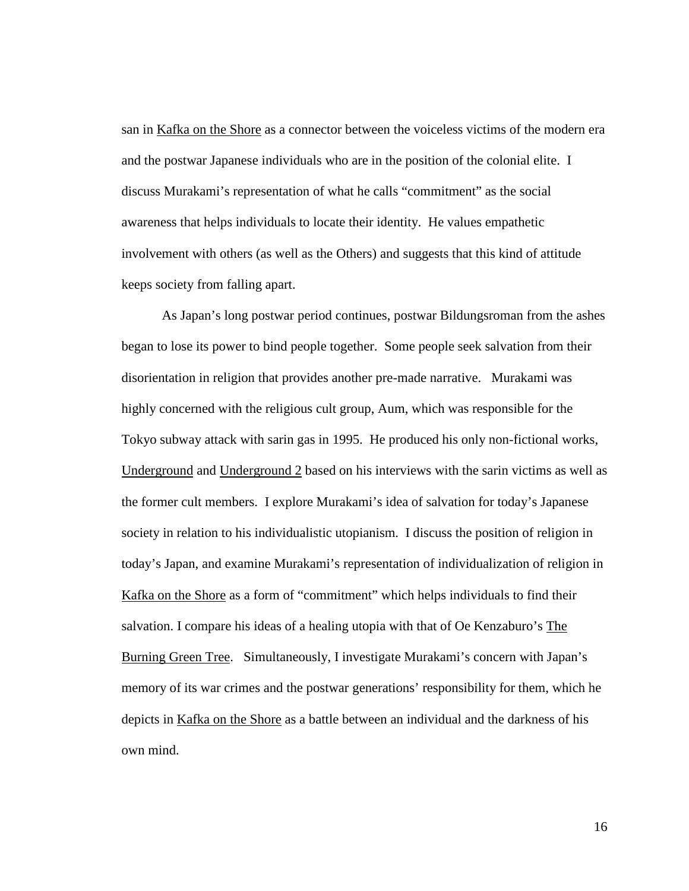san in Kafka on the Shore as a connector between the voiceless victims of the modern era and the postwar Japanese individuals who are in the position of the colonial elite. I discuss Murakami's representation of what he calls "commitment" as the social awareness that helps individuals to locate their identity. He values empathetic involvement with others (as well as the Others) and suggests that this kind of attitude keeps society from falling apart.

As Japan's long postwar period continues, postwar Bildungsroman from the ashes began to lose its power to bind people together. Some people seek salvation from their disorientation in religion that provides another pre-made narrative. Murakami was highly concerned with the religious cult group, Aum, which was responsible for the Tokyo subway attack with sarin gas in 1995. He produced his only non-fictional works, Underground and Underground 2 based on his interviews with the sarin victims as well as the former cult members. I explore Murakami's idea of salvation for today's Japanese society in relation to his individualistic utopianism. I discuss the position of religion in today's Japan, and examine Murakami's representation of individualization of religion in Kafka on the Shore as a form of "commitment" which helps individuals to find their salvation. I compare his ideas of a healing utopia with that of Oe Kenzaburo's The Burning Green Tree. Simultaneously, I investigate Murakami's concern with Japan's memory of its war crimes and the postwar generations' responsibility for them, which he depicts in Kafka on the Shore as a battle between an individual and the darkness of his own mind.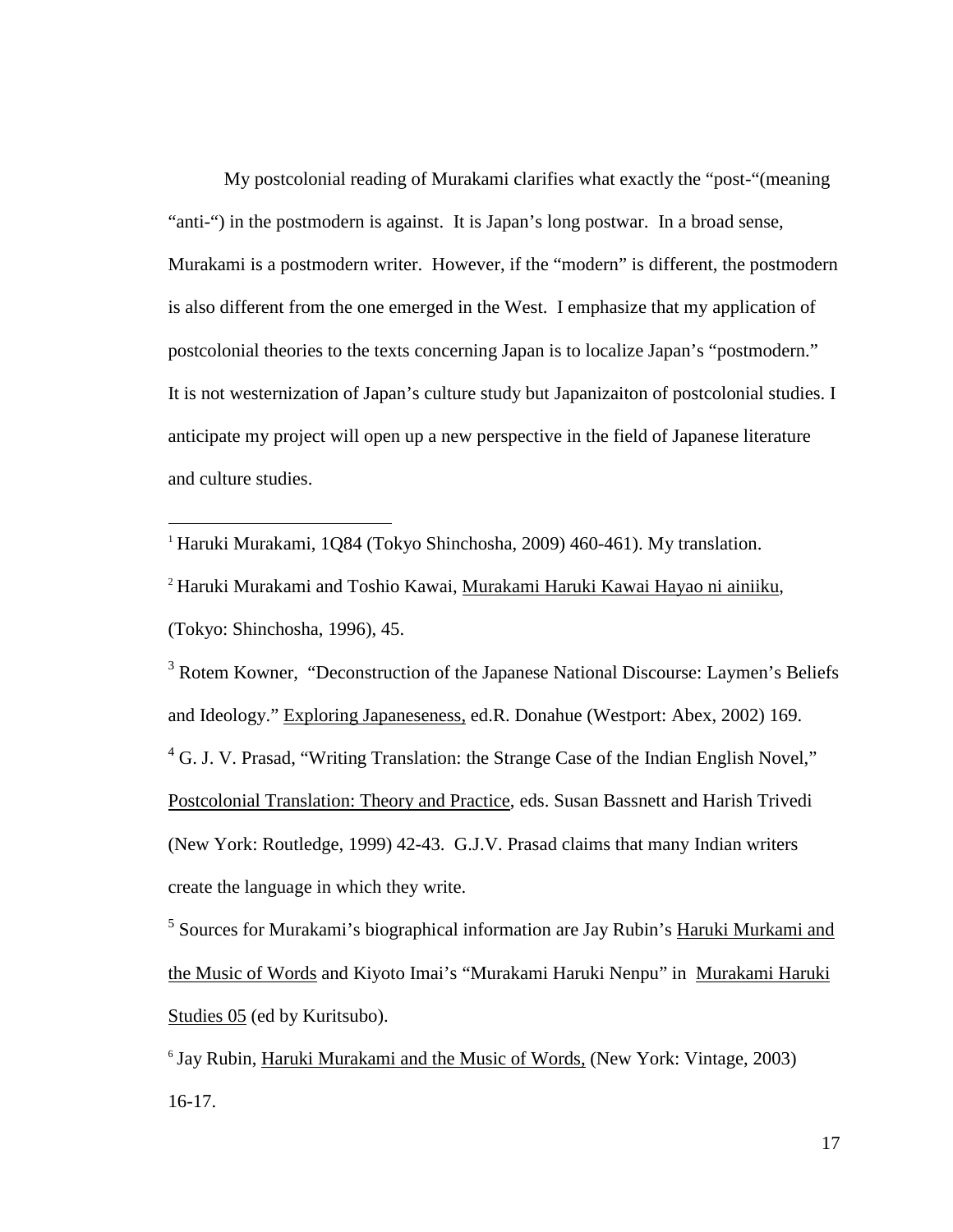My postcolonial reading of Murakami clarifies what exactly the "post-"(meaning "anti-") in the postmodern is against. It is Japan's long postwar. In a broad sense, Murakami is a postmodern writer. However, if the "modern" is different, the postmodern is also different from the one emerged in the West. I emphasize that my application of postcolonial theories to the texts concerning Japan is to localize Japan's "postmodern." It is not westernization of Japan's culture study but Japanizaiton of postcolonial studies. I anticipate my project will open up a new perspective in the field of Japanese literature and culture studies.

---

[1] Haruki Murakami, 1Q84 (Tokyo Shinchosha, 2009) 460-461). My translation.

[2] Haruki Murakami and Toshio Kawai, Murakami Haruki Kawai Hayao ni ainiiku, (Tokyo: Shinchosha, 1996), 45.

[3] Rotem Kowner, "Deconstruction of the Japanese National Discourse: Laymen's Beliefs and Ideology." Exploring Japaneseness, ed.R. Donahue (Westport: Abex, 2002) 169.

[4] G. J. V. Prasad, "Writing Translation: the Strange Case of the Indian English Novel," Postcolonial Translation: Theory and Practice, eds. Susan Bassnett and Harish Trivedi (New York: Routledge, 1999) 42-43. G.J.V. Prasad claims that many Indian writers create the language in which they write.

[5] Sources for Murakami's biographical information are Jay Rubin's Haruki Murkami and the Music of Words and Kiyoto Imai's "Murakami Haruki Nenpu" in Murakami Haruki Studies 05 (ed by Kuritsubo).

[6] Jay Rubin, Haruki Murakami and the Music of Words, (New York: Vintage, 2003) 16-17.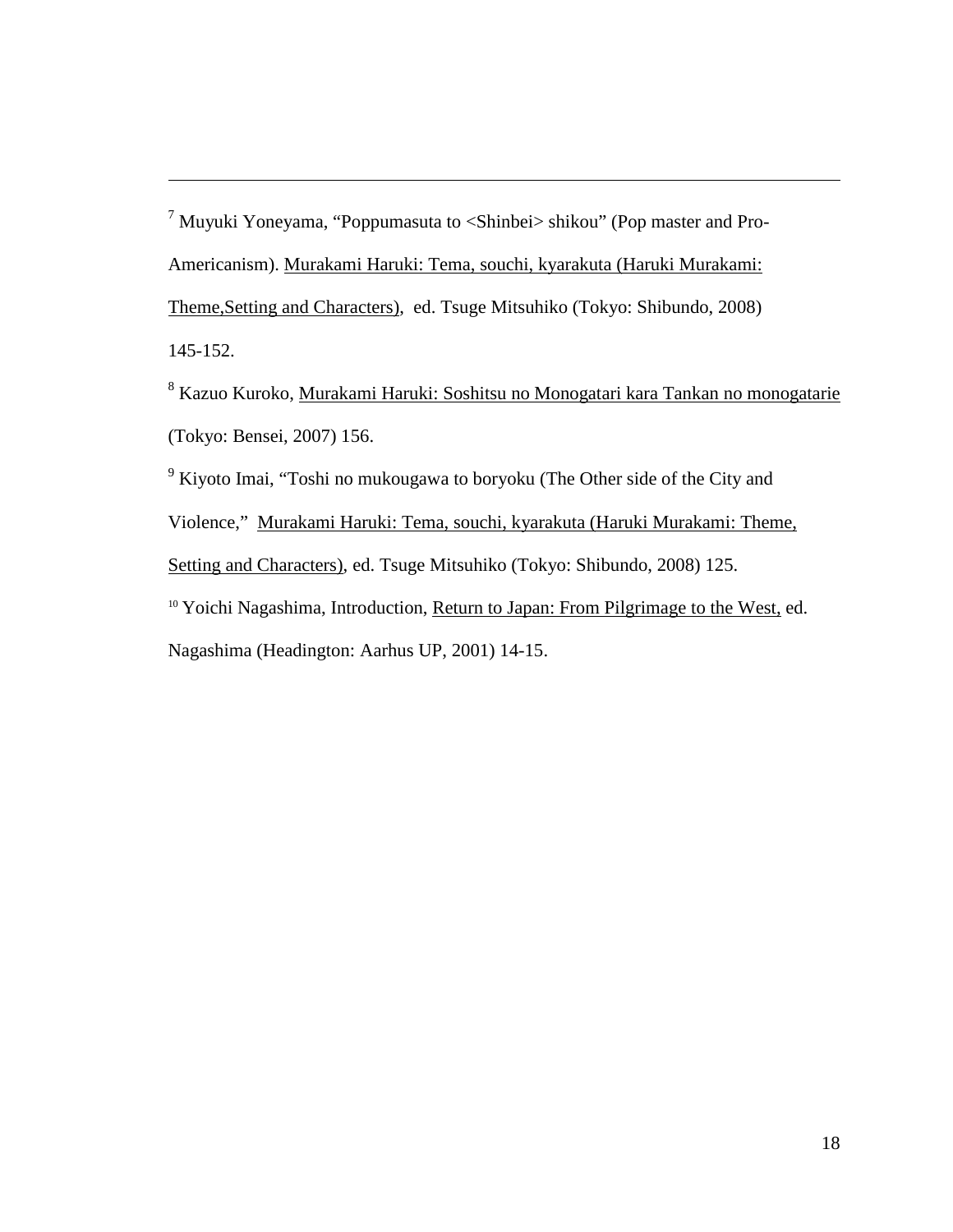---

[7] Muyuki Yoneyama, "Poppumasuta to <Shinbei> shikou" (Pop master and Pro-Americanism). Murakami Haruki: Tema, souchi, kyarakuta (Haruki Murakami: Theme,Setting and Characters), ed. Tsuge Mitsuhiko (Tokyo: Shibundo, 2008) 145-152.

[8] Kazuo Kuroko, Murakami Haruki: Soshitsu no Monogatari kara Tankan no monogatarie (Tokyo: Bensei, 2007) 156.

[9] Kiyoto Imai, "Toshi no mukougawa to boryoku (The Other side of the City and Violence," Murakami Haruki: Tema, souchi, kyarakuta (Haruki Murakami: Theme, Setting and Characters), ed. Tsuge Mitsuhiko (Tokyo: Shibundo, 2008) 125.

[10] Yoichi Nagashima, Introduction, Return to Japan: From Pilgrimage to the West, ed. Nagashima (Headington: Aarhus UP, 2001) 14-15.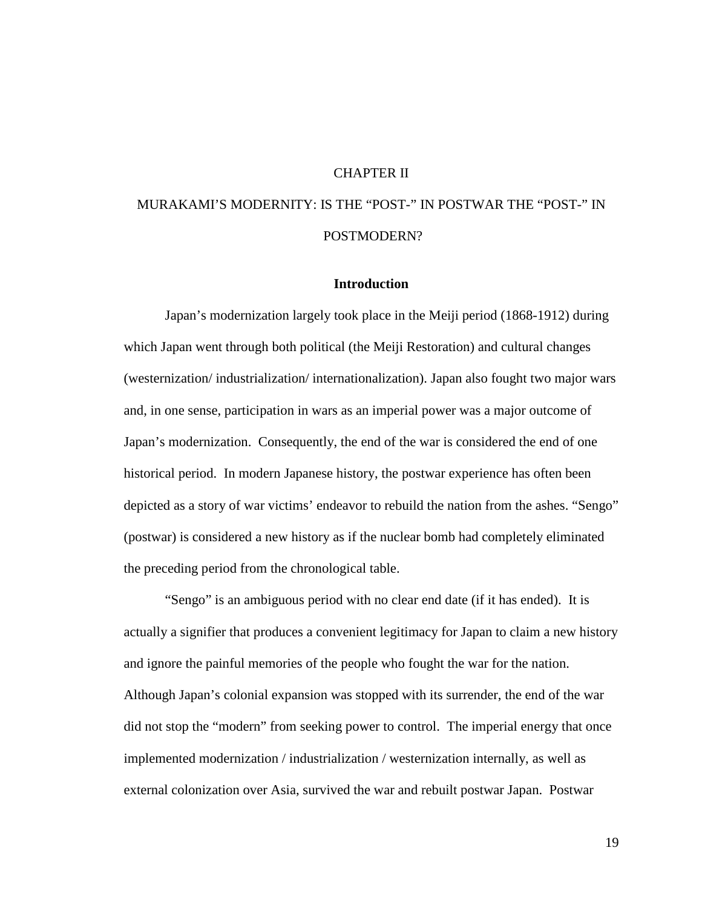# CHAPTER II

# MURAKAMI'S MODERNITY: IS THE "POST-" IN POSTWAR THE "POST-" IN POSTMODERN?

## Introduction

Japan's modernization largely took place in the Meiji period (1868-1912) during which Japan went through both political (the Meiji Restoration) and cultural changes (westernization/ industrialization/ internationalization). Japan also fought two major wars and, in one sense, participation in wars as an imperial power was a major outcome of Japan's modernization. Consequently, the end of the war is considered the end of one historical period. In modern Japanese history, the postwar experience has often been depicted as a story of war victims' endeavor to rebuild the nation from the ashes. "Sengo" (postwar) is considered a new history as if the nuclear bomb had completely eliminated the preceding period from the chronological table.

"Sengo" is an ambiguous period with no clear end date (if it has ended). It is actually a signifier that produces a convenient legitimacy for Japan to claim a new history and ignore the painful memories of the people who fought the war for the nation. Although Japan's colonial expansion was stopped with its surrender, the end of the war did not stop the "modern" from seeking power to control. The imperial energy that once implemented modernization / industrialization / westernization internally, as well as external colonization over Asia, survived the war and rebuilt postwar Japan. Postwar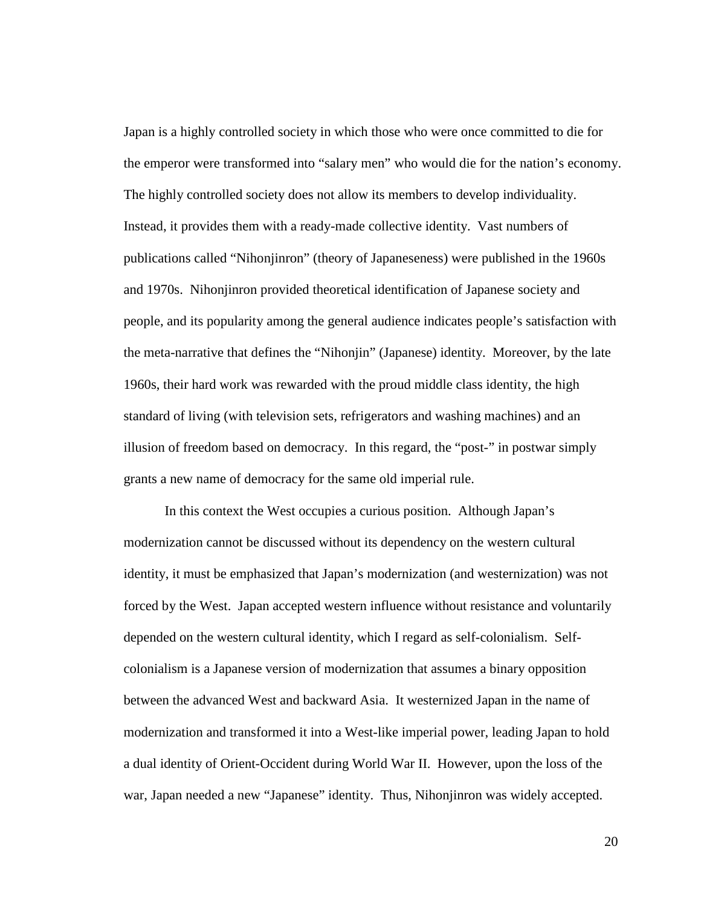Japan is a highly controlled society in which those who were once committed to die for the emperor were transformed into "salary men" who would die for the nation's economy. The highly controlled society does not allow its members to develop individuality. Instead, it provides them with a ready-made collective identity. Vast numbers of publications called "Nihonjinron" (theory of Japaneseness) were published in the 1960s and 1970s. Nihonjinron provided theoretical identification of Japanese society and people, and its popularity among the general audience indicates people's satisfaction with the meta-narrative that defines the "Nihonjin" (Japanese) identity. Moreover, by the late 1960s, their hard work was rewarded with the proud middle class identity, the high standard of living (with television sets, refrigerators and washing machines) and an illusion of freedom based on democracy. In this regard, the "post-" in postwar simply grants a new name of democracy for the same old imperial rule.

In this context the West occupies a curious position. Although Japan's modernization cannot be discussed without its dependency on the western cultural identity, it must be emphasized that Japan's modernization (and westernization) was not forced by the West. Japan accepted western influence without resistance and voluntarily depended on the western cultural identity, which I regard as self-colonialism. Self-colonialism is a Japanese version of modernization that assumes a binary opposition between the advanced West and backward Asia. It westernized Japan in the name of modernization and transformed it into a West-like imperial power, leading Japan to hold a dual identity of Orient-Occident during World War II. However, upon the loss of the war, Japan needed a new "Japanese" identity. Thus, Nihonjinron was widely accepted.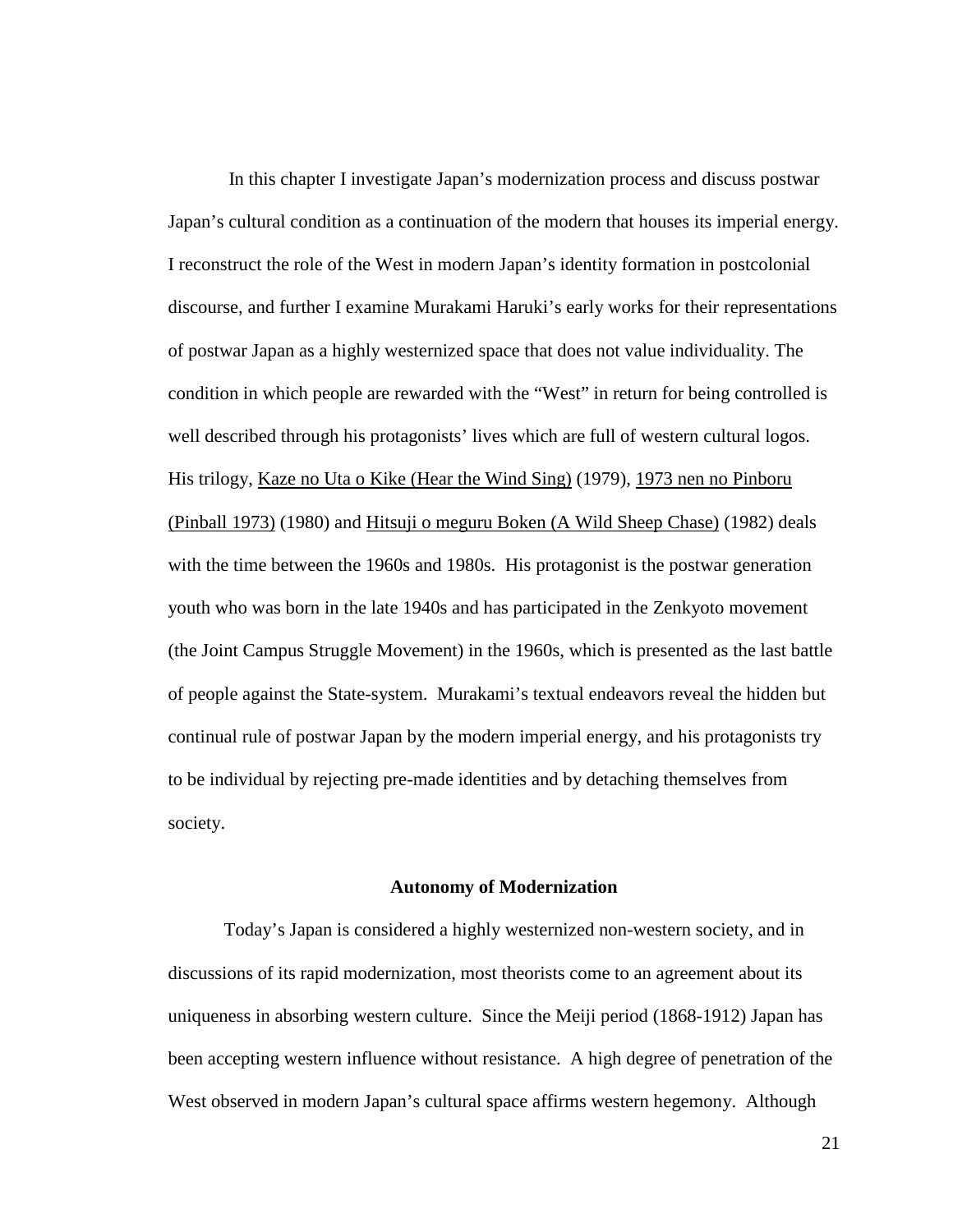In this chapter I investigate Japan's modernization process and discuss postwar Japan's cultural condition as a continuation of the modern that houses its imperial energy. I reconstruct the role of the West in modern Japan's identity formation in postcolonial discourse, and further I examine Murakami Haruki's early works for their representations of postwar Japan as a highly westernized space that does not value individuality. The condition in which people are rewarded with the "West" in return for being controlled is well described through his protagonists' lives which are full of western cultural logos. His trilogy, <u>Kaze no Uta o Kike (Hear the Wind Sing)</u> (1979), <u>1973 nen no Pinboru (Pinball 1973)</u> (1980) and <u>Hitsuji o meguru Boken (A Wild Sheep Chase)</u> (1982) deals with the time between the 1960s and 1980s. His protagonist is the postwar generation youth who was born in the late 1940s and has participated in the Zenkyoto movement (the Joint Campus Struggle Movement) in the 1960s, which is presented as the last battle of people against the State-system. Murakami's textual endeavors reveal the hidden but continual rule of postwar Japan by the modern imperial energy, and his protagonists try to be individual by rejecting pre-made identities and by detaching themselves from society.

### Autonomy of Modernization

Today's Japan is considered a highly westernized non-western society, and in discussions of its rapid modernization, most theorists come to an agreement about its uniqueness in absorbing western culture. Since the Meiji period (1868-1912) Japan has been accepting western influence without resistance. A high degree of penetration of the West observed in modern Japan's cultural space affirms western hegemony. Although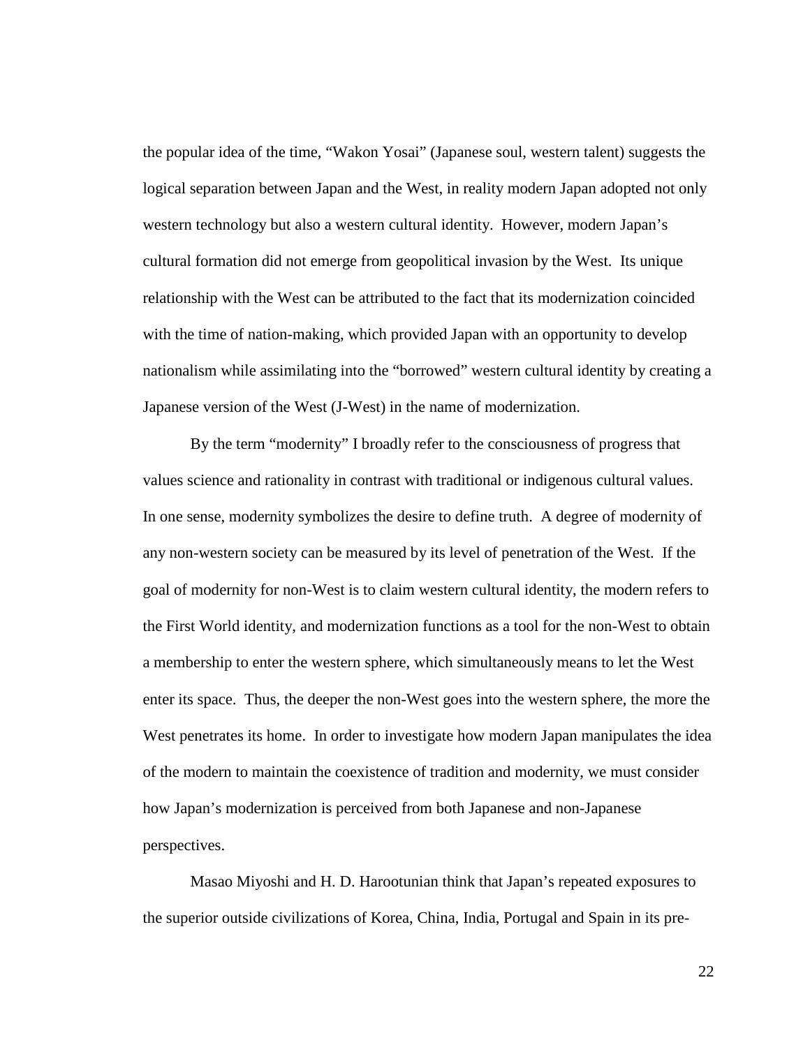the popular idea of the time, "Wakon Yosai" (Japanese soul, western talent) suggests the logical separation between Japan and the West, in reality modern Japan adopted not only western technology but also a western cultural identity. However, modern Japan's cultural formation did not emerge from geopolitical invasion by the West. Its unique relationship with the West can be attributed to the fact that its modernization coincided with the time of nation-making, which provided Japan with an opportunity to develop nationalism while assimilating into the "borrowed" western cultural identity by creating a Japanese version of the West (J-West) in the name of modernization.

By the term "modernity" I broadly refer to the consciousness of progress that values science and rationality in contrast with traditional or indigenous cultural values. In one sense, modernity symbolizes the desire to define truth. A degree of modernity of any non-western society can be measured by its level of penetration of the West. If the goal of modernity for non-West is to claim western cultural identity, the modern refers to the First World identity, and modernization functions as a tool for the non-West to obtain a membership to enter the western sphere, which simultaneously means to let the West enter its space. Thus, the deeper the non-West goes into the western sphere, the more the West penetrates its home. In order to investigate how modern Japan manipulates the idea of the modern to maintain the coexistence of tradition and modernity, we must consider how Japan's modernization is perceived from both Japanese and non-Japanese perspectives.

Masao Miyoshi and H. D. Harootunian think that Japan's repeated exposures to the superior outside civilizations of Korea, China, India, Portugal and Spain in its pre-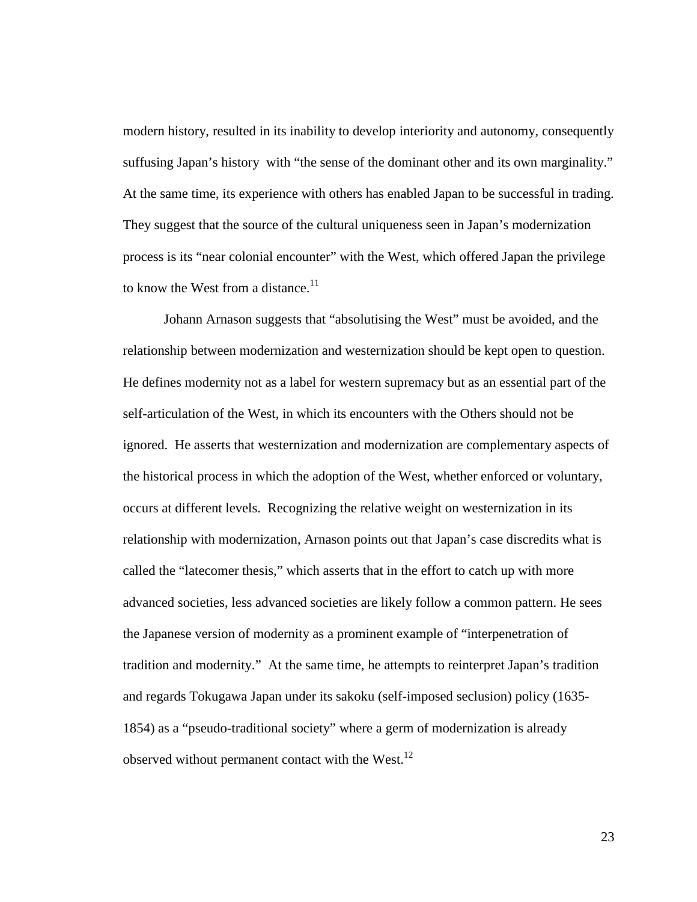modern history, resulted in its inability to develop interiority and autonomy, consequently suffusing Japan's history with "the sense of the dominant other and its own marginality." At the same time, its experience with others has enabled Japan to be successful in trading. They suggest that the source of the cultural uniqueness seen in Japan's modernization process is its "near colonial encounter" with the West, which offered Japan the privilege to know the West from a distance.[11]

Johann Arnason suggests that "absolutising the West" must be avoided, and the relationship between modernization and westernization should be kept open to question. He defines modernity not as a label for western supremacy but as an essential part of the self-articulation of the West, in which its encounters with the Others should not be ignored. He asserts that westernization and modernization are complementary aspects of the historical process in which the adoption of the West, whether enforced or voluntary, occurs at different levels. Recognizing the relative weight on westernization in its relationship with modernization, Arnason points out that Japan's case discredits what is called the "latecomer thesis," which asserts that in the effort to catch up with more advanced societies, less advanced societies are likely follow a common pattern. He sees the Japanese version of modernity as a prominent example of "interpenetration of tradition and modernity." At the same time, he attempts to reinterpret Japan's tradition and regards Tokugawa Japan under its sakoku (self-imposed seclusion) policy (1635-1854) as a "pseudo-traditional society" where a germ of modernization is already observed without permanent contact with the West.[12]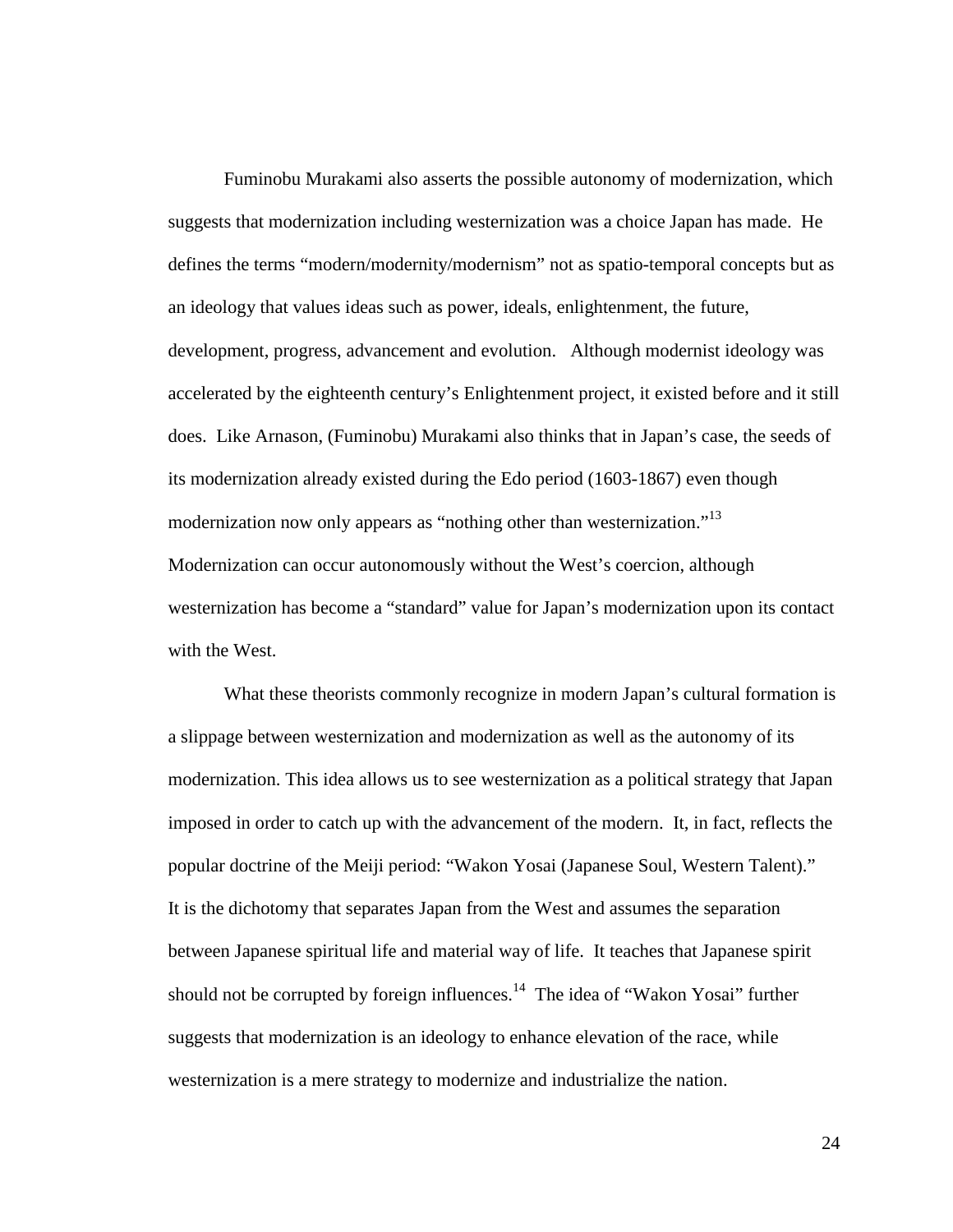Fuminobu Murakami also asserts the possible autonomy of modernization, which suggests that modernization including westernization was a choice Japan has made. He defines the terms "modern/modernity/modernism" not as spatio-temporal concepts but as an ideology that values ideas such as power, ideals, enlightenment, the future, development, progress, advancement and evolution. Although modernist ideology was accelerated by the eighteenth century's Enlightenment project, it existed before and it still does. Like Arnason, (Fuminobu) Murakami also thinks that in Japan's case, the seeds of its modernization already existed during the Edo period (1603-1867) even though modernization now only appears as "nothing other than westernization."[13] Modernization can occur autonomously without the West's coercion, although westernization has become a "standard" value for Japan's modernization upon its contact with the West.

What these theorists commonly recognize in modern Japan's cultural formation is a slippage between westernization and modernization as well as the autonomy of its modernization. This idea allows us to see westernization as a political strategy that Japan imposed in order to catch up with the advancement of the modern. It, in fact, reflects the popular doctrine of the Meiji period: "Wakon Yosai (Japanese Soul, Western Talent)." It is the dichotomy that separates Japan from the West and assumes the separation between Japanese spiritual life and material way of life. It teaches that Japanese spirit should not be corrupted by foreign influences.[14] The idea of "Wakon Yosai" further suggests that modernization is an ideology to enhance elevation of the race, while westernization is a mere strategy to modernize and industrialize the nation.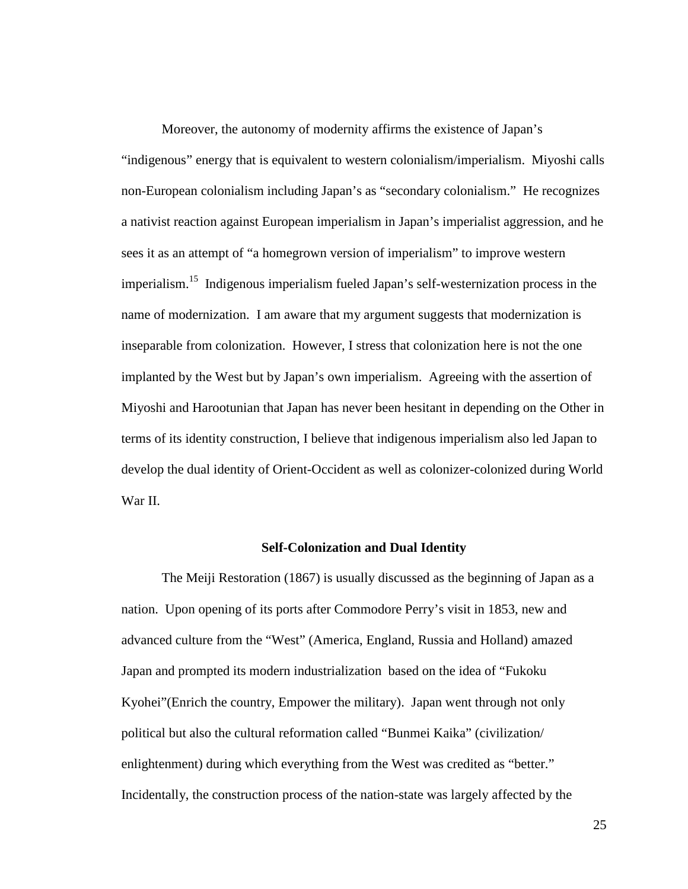Moreover, the autonomy of modernity affirms the existence of Japan's "indigenous" energy that is equivalent to western colonialism/imperialism. Miyoshi calls non-European colonialism including Japan's as "secondary colonialism." He recognizes a nativist reaction against European imperialism in Japan's imperialist aggression, and he sees it as an attempt of "a homegrown version of imperialism" to improve western imperialism.[15] Indigenous imperialism fueled Japan's self-westernization process in the name of modernization. I am aware that my argument suggests that modernization is inseparable from colonization. However, I stress that colonization here is not the one implanted by the West but by Japan's own imperialism. Agreeing with the assertion of Miyoshi and Harootunian that Japan has never been hesitant in depending on the Other in terms of its identity construction, I believe that indigenous imperialism also led Japan to develop the dual identity of Orient-Occident as well as colonizer-colonized during World War II.

### Self-Colonization and Dual Identity

The Meiji Restoration (1867) is usually discussed as the beginning of Japan as a nation. Upon opening of its ports after Commodore Perry's visit in 1853, new and advanced culture from the "West" (America, England, Russia and Holland) amazed Japan and prompted its modern industrialization based on the idea of "Fukoku Kyohei"(Enrich the country, Empower the military). Japan went through not only political but also the cultural reformation called "Bunmei Kaika" (civilization/ enlightenment) during which everything from the West was credited as "better." Incidentally, the construction process of the nation-state was largely affected by the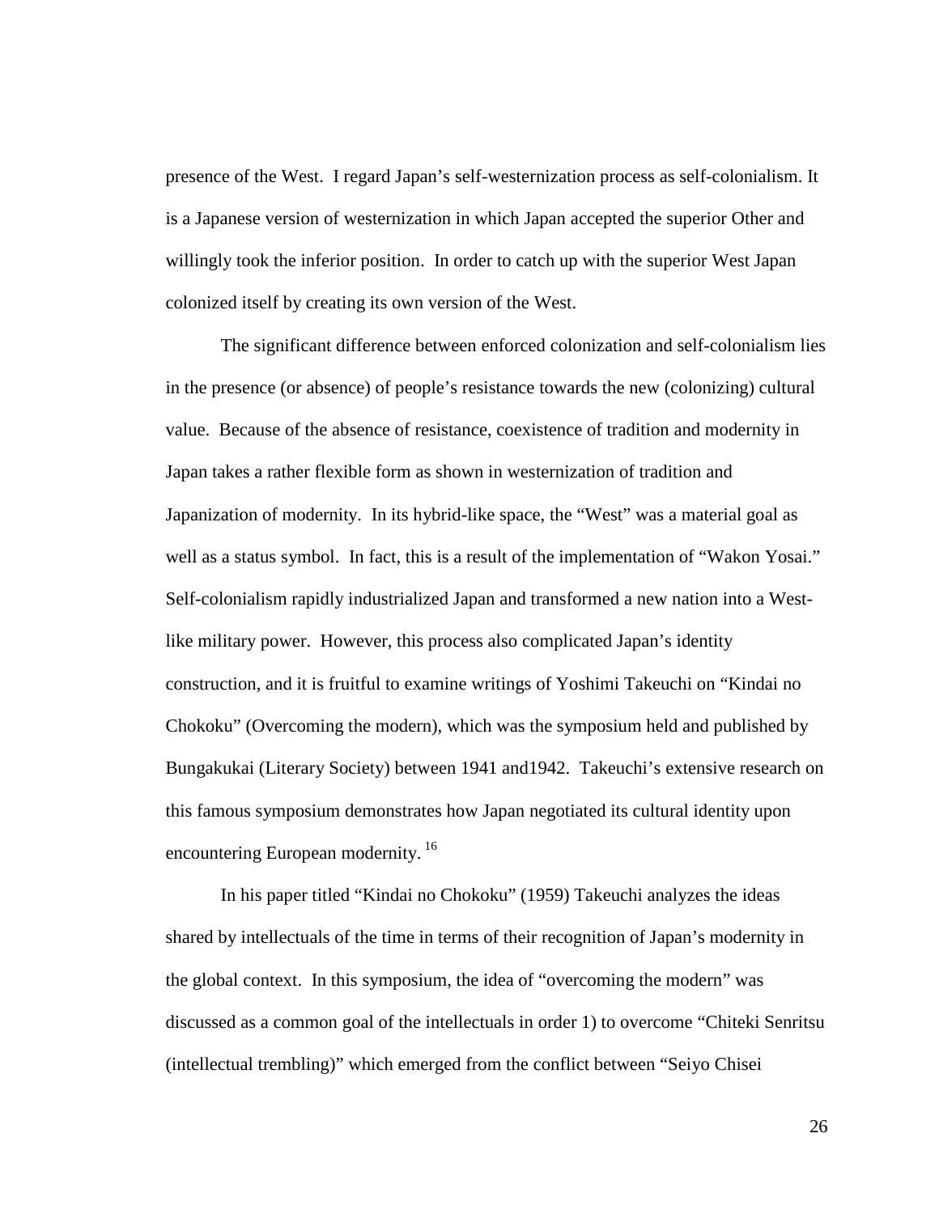presence of the West. I regard Japan's self-westernization process as self-colonialism. It is a Japanese version of westernization in which Japan accepted the superior Other and willingly took the inferior position. In order to catch up with the superior West Japan colonized itself by creating its own version of the West.

The significant difference between enforced colonization and self-colonialism lies in the presence (or absence) of people's resistance towards the new (colonizing) cultural value. Because of the absence of resistance, coexistence of tradition and modernity in Japan takes a rather flexible form as shown in westernization of tradition and Japanization of modernity. In its hybrid-like space, the "West" was a material goal as well as a status symbol. In fact, this is a result of the implementation of "Wakon Yosai." Self-colonialism rapidly industrialized Japan and transformed a new nation into a West-like military power. However, this process also complicated Japan's identity construction, and it is fruitful to examine writings of Yoshimi Takeuchi on "Kindai no Chokoku" (Overcoming the modern), which was the symposium held and published by Bungakukai (Literary Society) between 1941 and1942. Takeuchi's extensive research on this famous symposium demonstrates how Japan negotiated its cultural identity upon encountering European modernity. [16]

In his paper titled "Kindai no Chokoku" (1959) Takeuchi analyzes the ideas shared by intellectuals of the time in terms of their recognition of Japan's modernity in the global context. In this symposium, the idea of "overcoming the modern" was discussed as a common goal of the intellectuals in order 1) to overcome "Chiteki Senritsu (intellectual trembling)" which emerged from the conflict between "Seiyo Chisei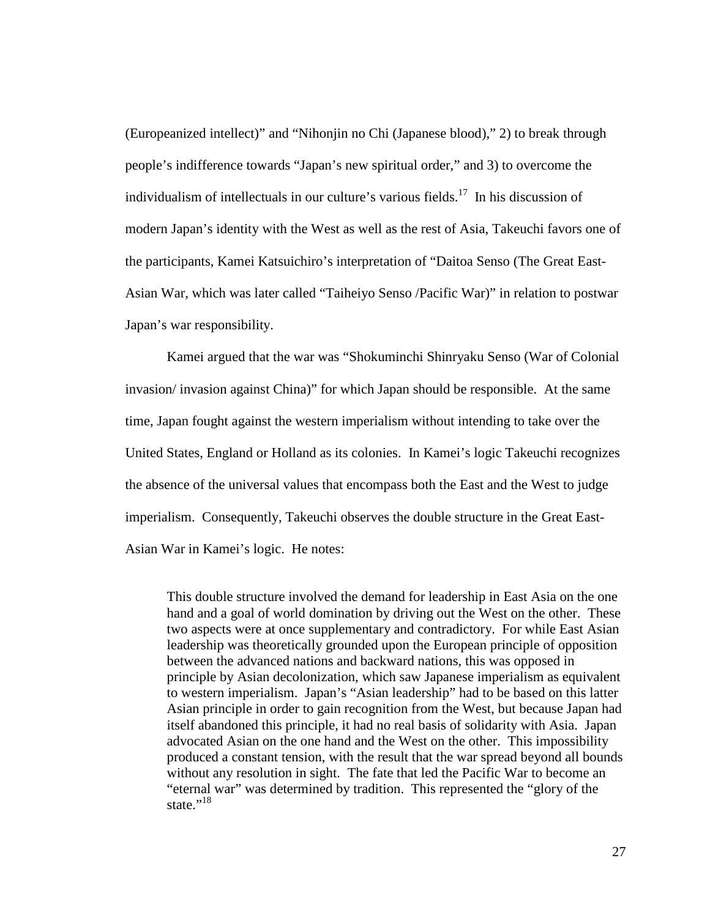(Europeanized intellect)" and "Nihonjin no Chi (Japanese blood)," 2) to break through people's indifference towards "Japan's new spiritual order," and 3) to overcome the individualism of intellectuals in our culture's various fields.[17] In his discussion of modern Japan's identity with the West as well as the rest of Asia, Takeuchi favors one of the participants, Kamei Katsuichiro's interpretation of "Daitoa Senso (The Great East-Asian War, which was later called "Taiheiyo Senso /Pacific War)" in relation to postwar Japan's war responsibility.

Kamei argued that the war was "Shokuminchi Shinryaku Senso (War of Colonial invasion/ invasion against China)" for which Japan should be responsible. At the same time, Japan fought against the western imperialism without intending to take over the United States, England or Holland as its colonies. In Kamei's logic Takeuchi recognizes the absence of the universal values that encompass both the East and the West to judge imperialism. Consequently, Takeuchi observes the double structure in the Great East-Asian War in Kamei's logic. He notes:

> This double structure involved the demand for leadership in East Asia on the one hand and a goal of world domination by driving out the West on the other. These two aspects were at once supplementary and contradictory. For while East Asian leadership was theoretically grounded upon the European principle of opposition between the advanced nations and backward nations, this was opposed in principle by Asian decolonization, which saw Japanese imperialism as equivalent to western imperialism. Japan's "Asian leadership" had to be based on this latter Asian principle in order to gain recognition from the West, but because Japan had itself abandoned this principle, it had no real basis of solidarity with Asia. Japan advocated Asian on the one hand and the West on the other. This impossibility produced a constant tension, with the result that the war spread beyond all bounds without any resolution in sight. The fate that led the Pacific War to become an "eternal war" was determined by tradition. This represented the "glory of the state."[18]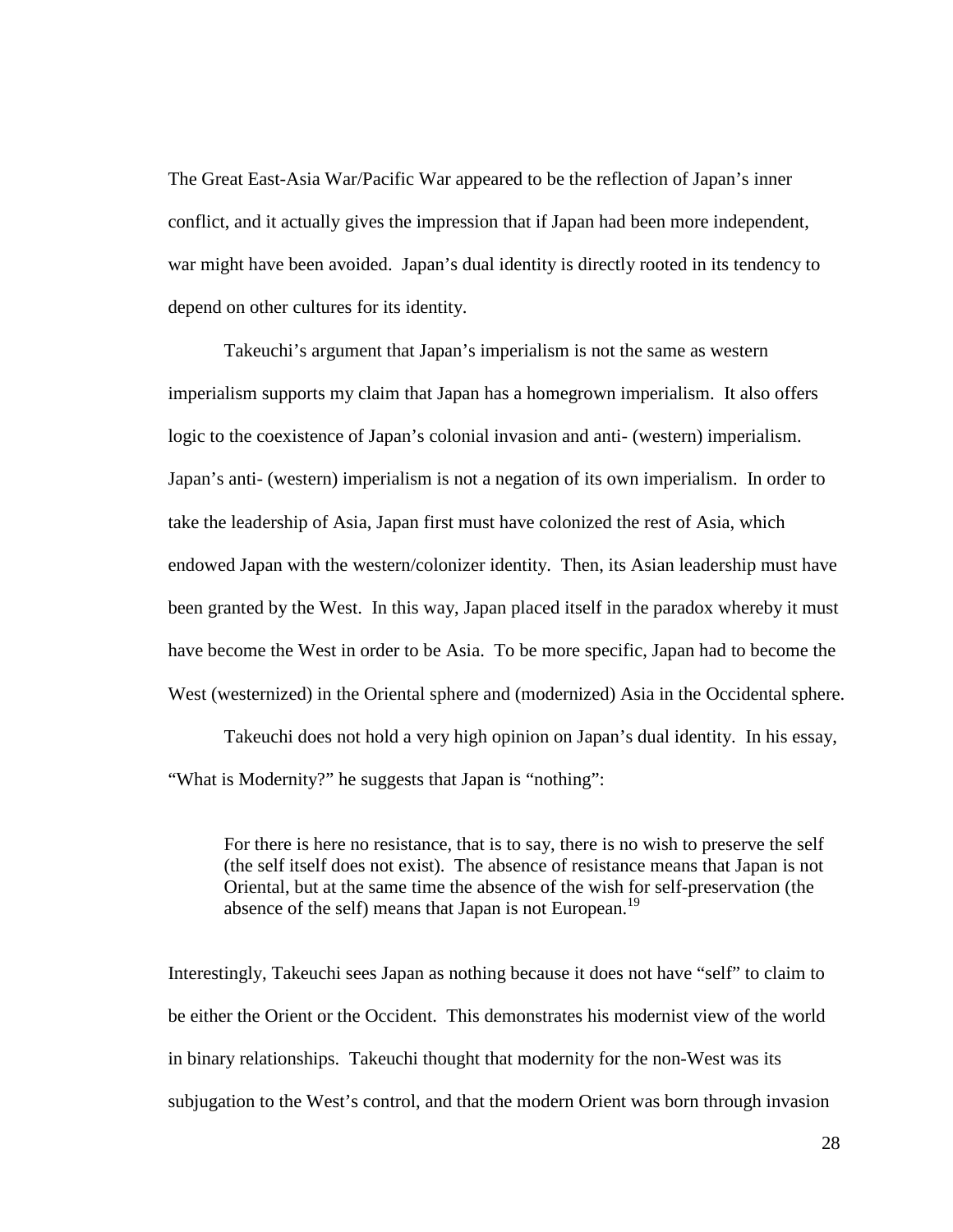The Great East-Asia War/Pacific War appeared to be the reflection of Japan's inner conflict, and it actually gives the impression that if Japan had been more independent, war might have been avoided. Japan's dual identity is directly rooted in its tendency to depend on other cultures for its identity.

Takeuchi's argument that Japan's imperialism is not the same as western imperialism supports my claim that Japan has a homegrown imperialism. It also offers logic to the coexistence of Japan's colonial invasion and anti- (western) imperialism. Japan's anti- (western) imperialism is not a negation of its own imperialism. In order to take the leadership of Asia, Japan first must have colonized the rest of Asia, which endowed Japan with the western/colonizer identity. Then, its Asian leadership must have been granted by the West. In this way, Japan placed itself in the paradox whereby it must have become the West in order to be Asia. To be more specific, Japan had to become the West (westernized) in the Oriental sphere and (modernized) Asia in the Occidental sphere.

Takeuchi does not hold a very high opinion on Japan's dual identity. In his essay, "What is Modernity?" he suggests that Japan is "nothing":

> For there is here no resistance, that is to say, there is no wish to preserve the self (the self itself does not exist). The absence of resistance means that Japan is not Oriental, but at the same time the absence of the wish for self-preservation (the absence of the self) means that Japan is not European.[19]

Interestingly, Takeuchi sees Japan as nothing because it does not have "self" to claim to be either the Orient or the Occident. This demonstrates his modernist view of the world in binary relationships. Takeuchi thought that modernity for the non-West was its subjugation to the West's control, and that the modern Orient was born through invasion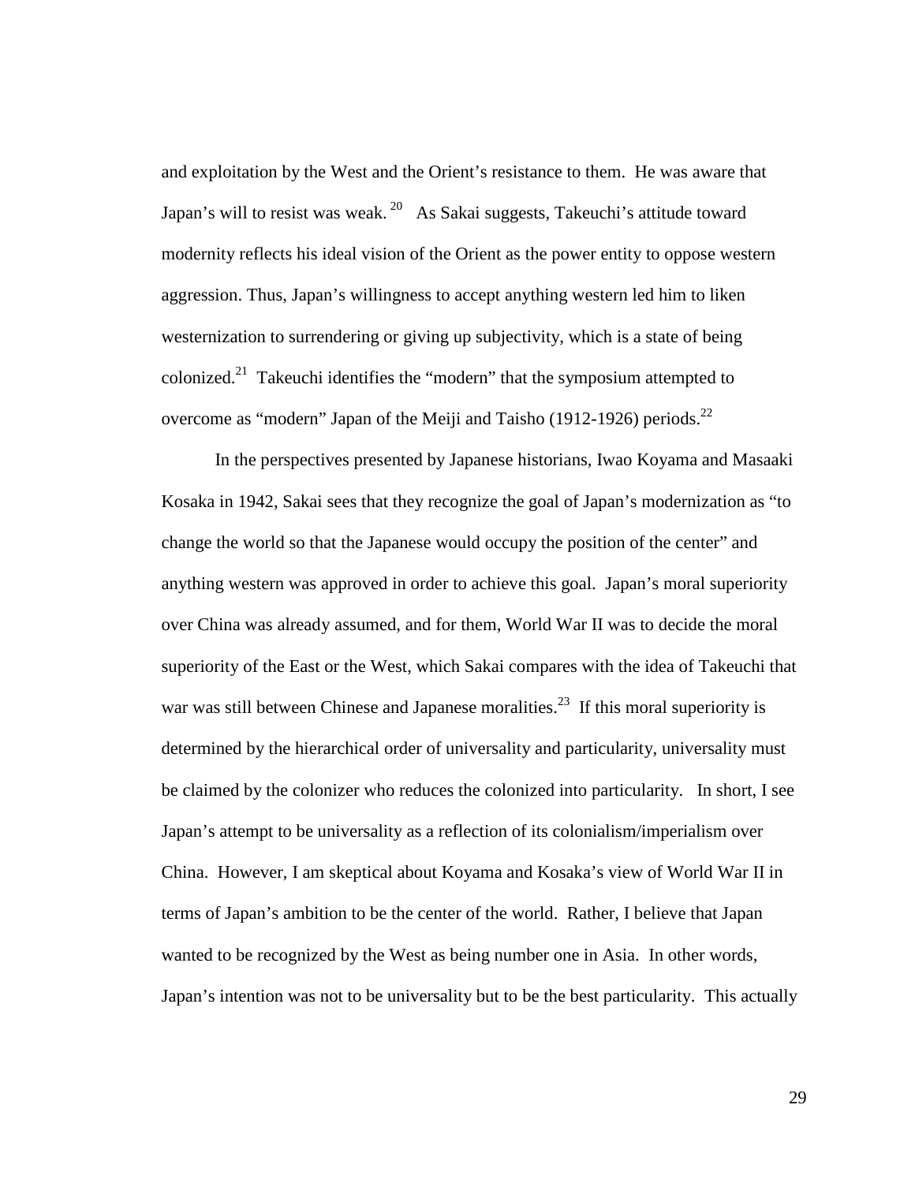and exploitation by the West and the Orient's resistance to them. He was aware that Japan's will to resist was weak. [20] As Sakai suggests, Takeuchi's attitude toward modernity reflects his ideal vision of the Orient as the power entity to oppose western aggression. Thus, Japan's willingness to accept anything western led him to liken westernization to surrendering or giving up subjectivity, which is a state of being colonized.[21] Takeuchi identifies the "modern" that the symposium attempted to overcome as "modern" Japan of the Meiji and Taisho (1912-1926) periods.[22]

In the perspectives presented by Japanese historians, Iwao Koyama and Masaaki Kosaka in 1942, Sakai sees that they recognize the goal of Japan's modernization as "to change the world so that the Japanese would occupy the position of the center" and anything western was approved in order to achieve this goal. Japan's moral superiority over China was already assumed, and for them, World War II was to decide the moral superiority of the East or the West, which Sakai compares with the idea of Takeuchi that war was still between Chinese and Japanese moralities.[23] If this moral superiority is determined by the hierarchical order of universality and particularity, universality must be claimed by the colonizer who reduces the colonized into particularity. In short, I see Japan's attempt to be universality as a reflection of its colonialism/imperialism over China. However, I am skeptical about Koyama and Kosaka's view of World War II in terms of Japan's ambition to be the center of the world. Rather, I believe that Japan wanted to be recognized by the West as being number one in Asia. In other words, Japan's intention was not to be universality but to be the best particularity. This actually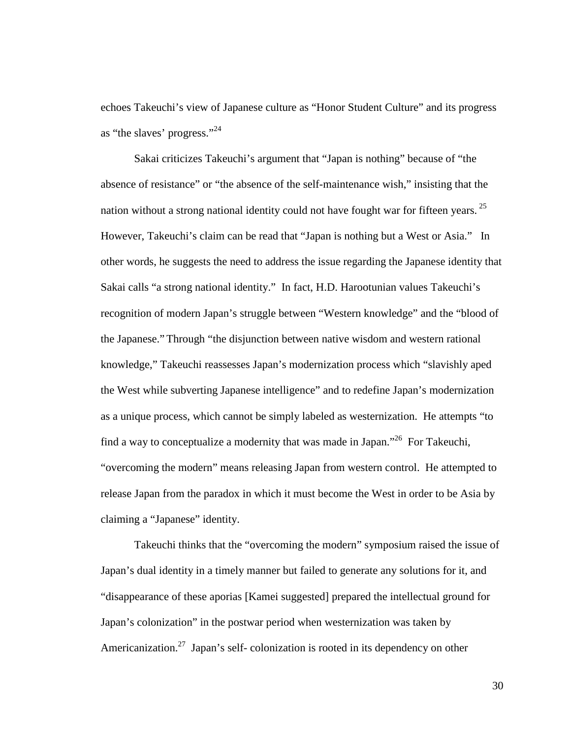echoes Takeuchi's view of Japanese culture as "Honor Student Culture" and its progress as "the slaves' progress."[24]

Sakai criticizes Takeuchi's argument that "Japan is nothing" because of "the absence of resistance" or "the absence of the self-maintenance wish," insisting that the nation without a strong national identity could not have fought war for fifteen years.[25] However, Takeuchi's claim can be read that "Japan is nothing but a West or Asia." In other words, he suggests the need to address the issue regarding the Japanese identity that Sakai calls "a strong national identity." In fact, H.D. Harootunian values Takeuchi's recognition of modern Japan's struggle between "Western knowledge" and the "blood of the Japanese." Through "the disjunction between native wisdom and western rational knowledge," Takeuchi reassesses Japan's modernization process which "slavishly aped the West while subverting Japanese intelligence" and to redefine Japan's modernization as a unique process, which cannot be simply labeled as westernization. He attempts "to find a way to conceptualize a modernity that was made in Japan."[26] For Takeuchi, "overcoming the modern" means releasing Japan from western control. He attempted to release Japan from the paradox in which it must become the West in order to be Asia by claiming a "Japanese" identity.

Takeuchi thinks that the "overcoming the modern" symposium raised the issue of Japan's dual identity in a timely manner but failed to generate any solutions for it, and "disappearance of these aporias [Kamei suggested] prepared the intellectual ground for Japan's colonization" in the postwar period when westernization was taken by Americanization.[27] Japan's self- colonization is rooted in its dependency on other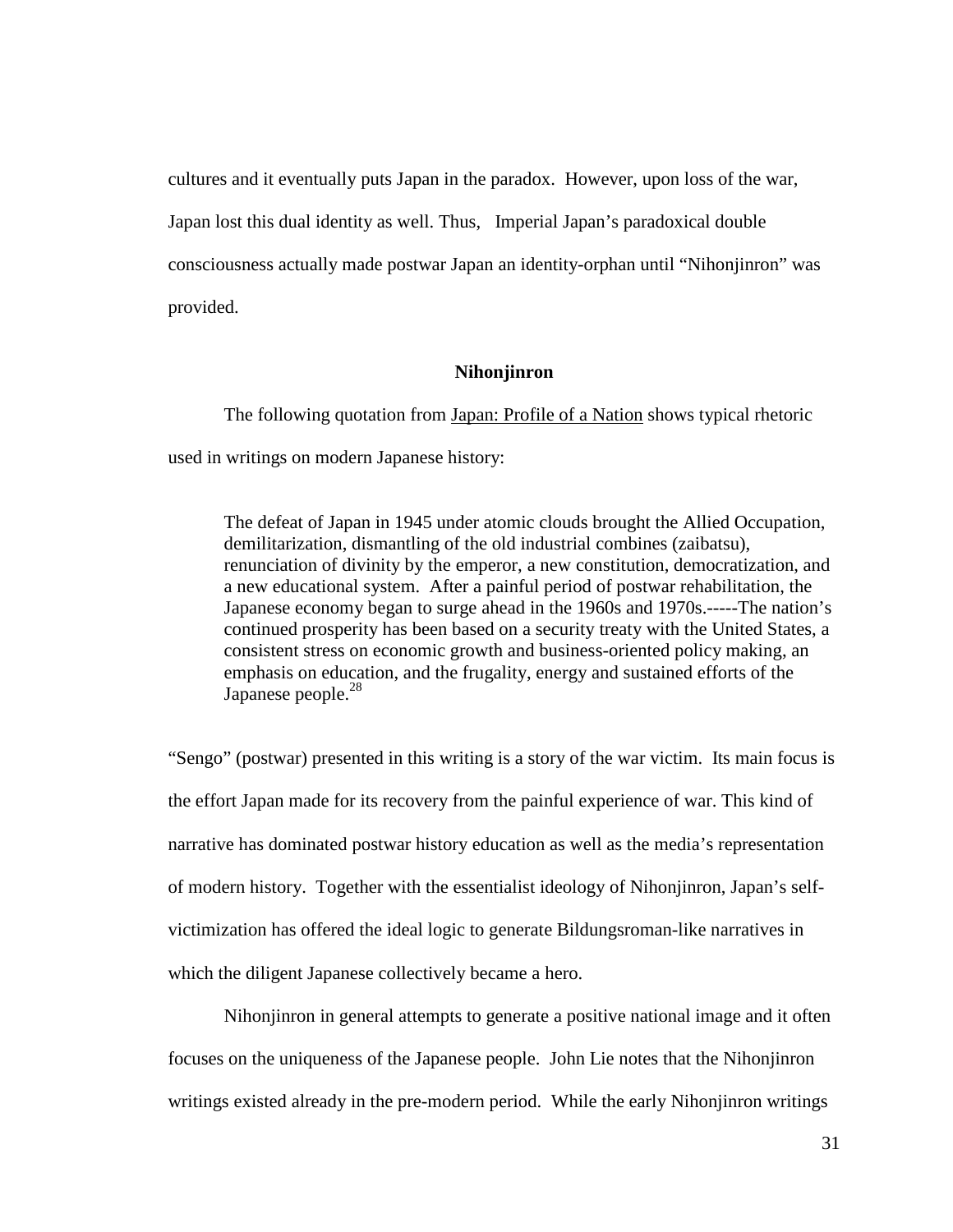cultures and it eventually puts Japan in the paradox. However, upon loss of the war, Japan lost this dual identity as well. Thus, Imperial Japan's paradoxical double consciousness actually made postwar Japan an identity-orphan until "Nihonjinron" was provided.

### Nihonjinron

The following quotation from Japan: Profile of a Nation shows typical rhetoric used in writings on modern Japanese history:

> The defeat of Japan in 1945 under atomic clouds brought the Allied Occupation, demilitarization, dismantling of the old industrial combines (zaibatsu), renunciation of divinity by the emperor, a new constitution, democratization, and a new educational system. After a painful period of postwar rehabilitation, the Japanese economy began to surge ahead in the 1960s and 1970s.-----The nation's continued prosperity has been based on a security treaty with the United States, a consistent stress on economic growth and business-oriented policy making, an emphasis on education, and the frugality, energy and sustained efforts of the Japanese people.[28]

"Sengo" (postwar) presented in this writing is a story of the war victim. Its main focus is the effort Japan made for its recovery from the painful experience of war. This kind of narrative has dominated postwar history education as well as the media's representation of modern history. Together with the essentialist ideology of Nihonjinron, Japan's self-victimization has offered the ideal logic to generate Bildungsroman-like narratives in which the diligent Japanese collectively became a hero.

Nihonjinron in general attempts to generate a positive national image and it often focuses on the uniqueness of the Japanese people. John Lie notes that the Nihonjinron writings existed already in the pre-modern period. While the early Nihonjinron writings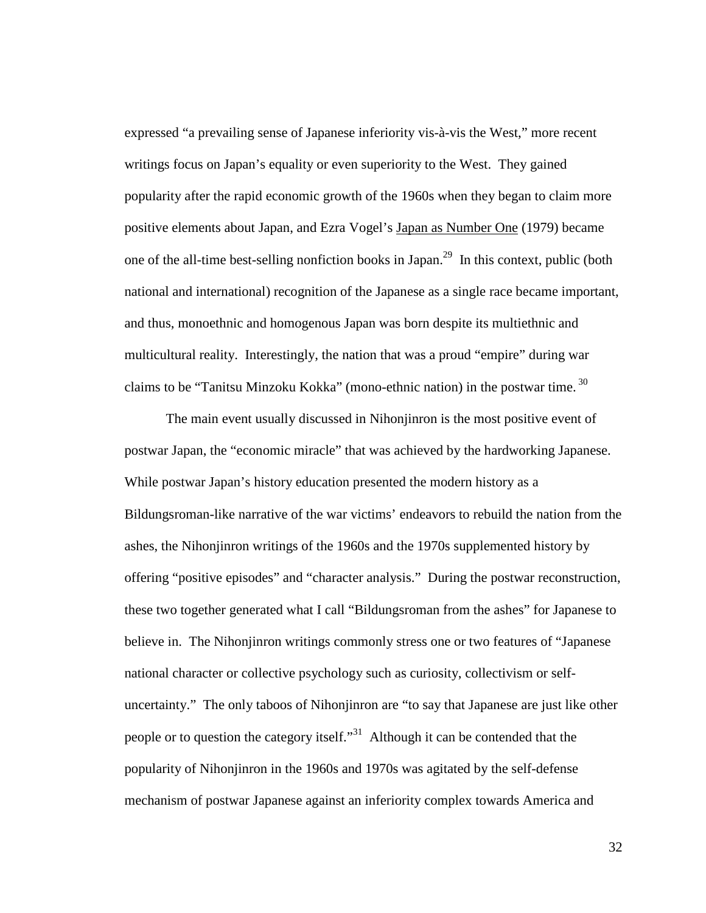expressed "a prevailing sense of Japanese inferiority vis-à-vis the West," more recent writings focus on Japan's equality or even superiority to the West. They gained popularity after the rapid economic growth of the 1960s when they began to claim more positive elements about Japan, and Ezra Vogel's Japan as Number One (1979) became one of the all-time best-selling nonfiction books in Japan.[29] In this context, public (both national and international) recognition of the Japanese as a single race became important, and thus, monoethnic and homogenous Japan was born despite its multiethnic and multicultural reality. Interestingly, the nation that was a proud "empire" during war claims to be "Tanitsu Minzoku Kokka" (mono-ethnic nation) in the postwar time.[30]

The main event usually discussed in Nihonjinron is the most positive event of postwar Japan, the "economic miracle" that was achieved by the hardworking Japanese. While postwar Japan's history education presented the modern history as a Bildungsroman-like narrative of the war victims' endeavors to rebuild the nation from the ashes, the Nihonjinron writings of the 1960s and the 1970s supplemented history by offering "positive episodes" and "character analysis." During the postwar reconstruction, these two together generated what I call "Bildungsroman from the ashes" for Japanese to believe in. The Nihonjinron writings commonly stress one or two features of "Japanese national character or collective psychology such as curiosity, collectivism or self-uncertainty." The only taboos of Nihonjinron are "to say that Japanese are just like other people or to question the category itself."[31] Although it can be contended that the popularity of Nihonjinron in the 1960s and 1970s was agitated by the self-defense mechanism of postwar Japanese against an inferiority complex towards America and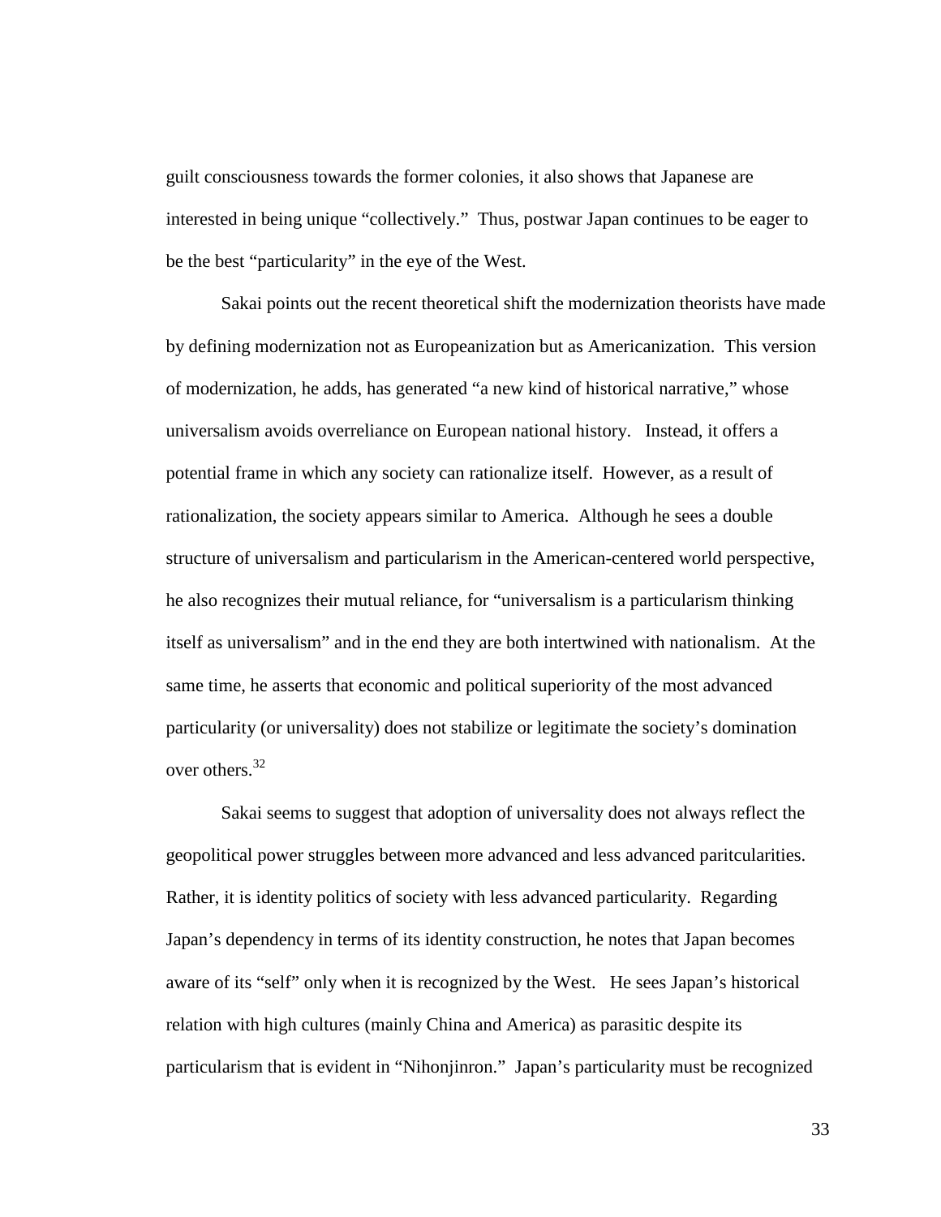guilt consciousness towards the former colonies, it also shows that Japanese are interested in being unique "collectively." Thus, postwar Japan continues to be eager to be the best "particularity" in the eye of the West.

Sakai points out the recent theoretical shift the modernization theorists have made by defining modernization not as Europeanization but as Americanization. This version of modernization, he adds, has generated "a new kind of historical narrative," whose universalism avoids overreliance on European national history. Instead, it offers a potential frame in which any society can rationalize itself. However, as a result of rationalization, the society appears similar to America. Although he sees a double structure of universalism and particularism in the American-centered world perspective, he also recognizes their mutual reliance, for "universalism is a particularism thinking itself as universalism" and in the end they are both intertwined with nationalism. At the same time, he asserts that economic and political superiority of the most advanced particularity (or universality) does not stabilize or legitimate the society's domination over others.[32]

Sakai seems to suggest that adoption of universality does not always reflect the geopolitical power struggles between more advanced and less advanced paritcularities. Rather, it is identity politics of society with less advanced particularity. Regarding Japan's dependency in terms of its identity construction, he notes that Japan becomes aware of its "self" only when it is recognized by the West. He sees Japan's historical relation with high cultures (mainly China and America) as parasitic despite its particularism that is evident in "Nihonjinron." Japan's particularity must be recognized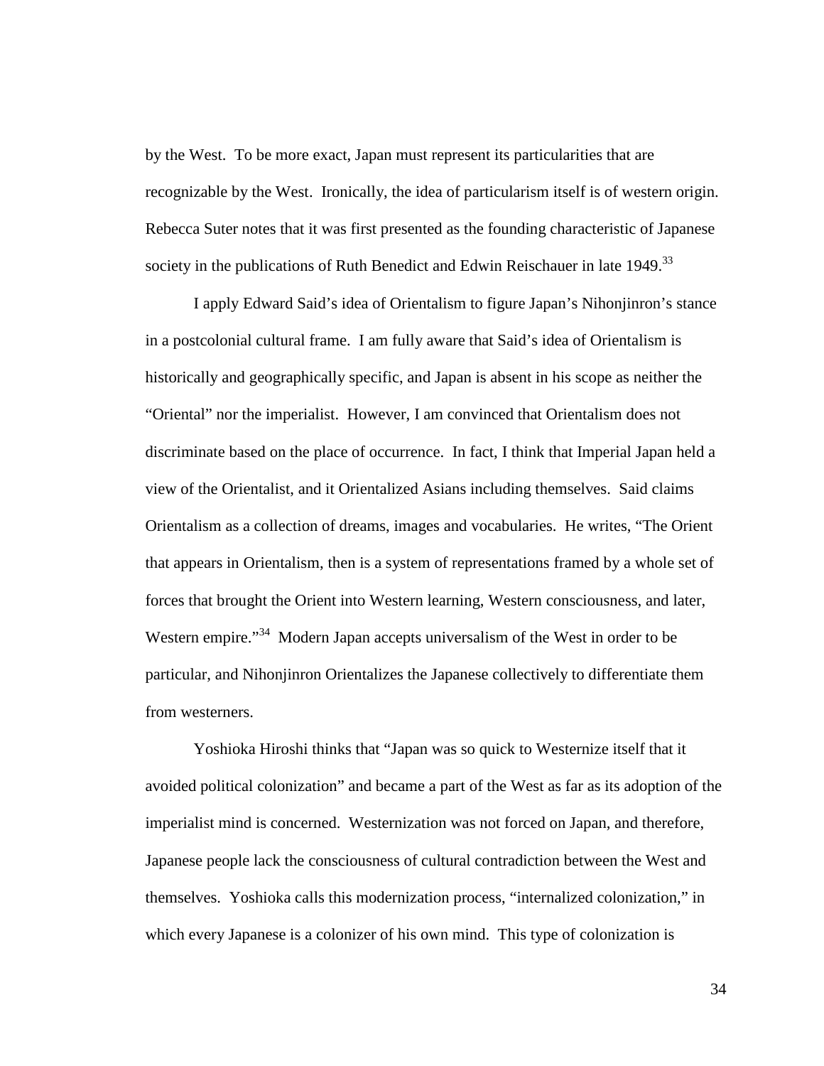by the West. To be more exact, Japan must represent its particularities that are recognizable by the West. Ironically, the idea of particularism itself is of western origin. Rebecca Suter notes that it was first presented as the founding characteristic of Japanese society in the publications of Ruth Benedict and Edwin Reischauer in late 1949.[33]

I apply Edward Said's idea of Orientalism to figure Japan's Nihonjinron's stance in a postcolonial cultural frame. I am fully aware that Said's idea of Orientalism is historically and geographically specific, and Japan is absent in his scope as neither the "Oriental" nor the imperialist. However, I am convinced that Orientalism does not discriminate based on the place of occurrence. In fact, I think that Imperial Japan held a view of the Orientalist, and it Orientalized Asians including themselves. Said claims Orientalism as a collection of dreams, images and vocabularies. He writes, "The Orient that appears in Orientalism, then is a system of representations framed by a whole set of forces that brought the Orient into Western learning, Western consciousness, and later, Western empire."[34] Modern Japan accepts universalism of the West in order to be particular, and Nihonjinron Orientalizes the Japanese collectively to differentiate them from westerners.

Yoshioka Hiroshi thinks that "Japan was so quick to Westernize itself that it avoided political colonization" and became a part of the West as far as its adoption of the imperialist mind is concerned. Westernization was not forced on Japan, and therefore, Japanese people lack the consciousness of cultural contradiction between the West and themselves. Yoshioka calls this modernization process, "internalized colonization," in which every Japanese is a colonizer of his own mind. This type of colonization is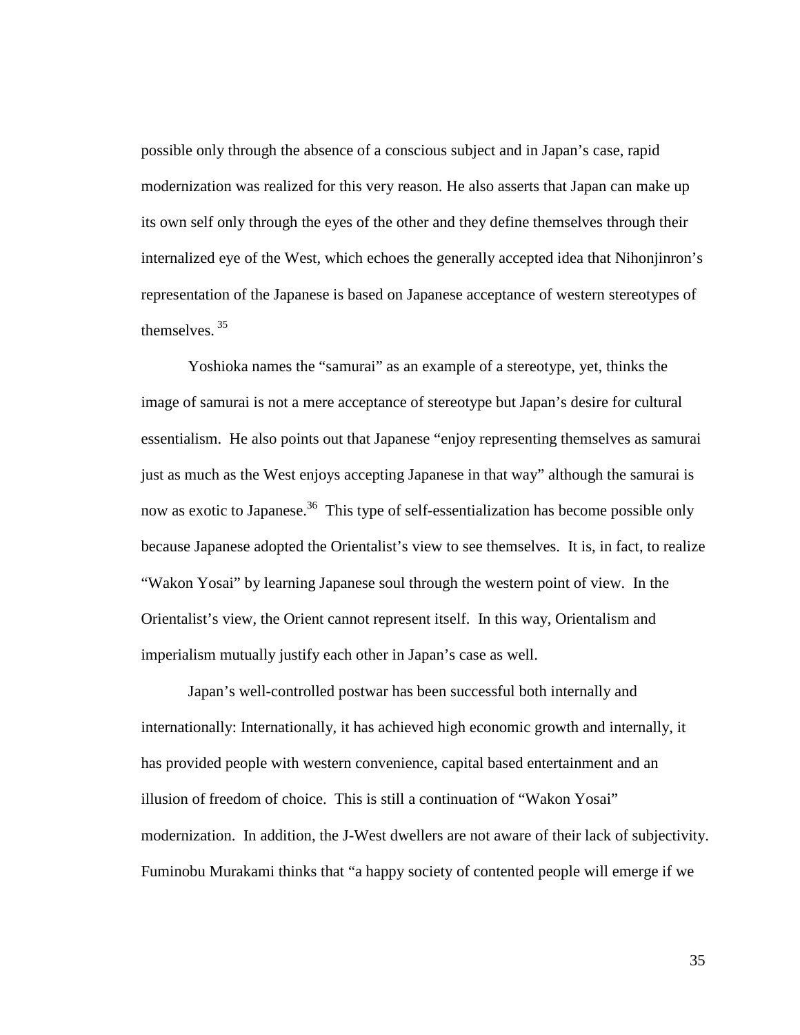possible only through the absence of a conscious subject and in Japan's case, rapid modernization was realized for this very reason. He also asserts that Japan can make up its own self only through the eyes of the other and they define themselves through their internalized eye of the West, which echoes the generally accepted idea that Nihonjinron's representation of the Japanese is based on Japanese acceptance of western stereotypes of themselves. [35]

Yoshioka names the "samurai" as an example of a stereotype, yet, thinks the image of samurai is not a mere acceptance of stereotype but Japan's desire for cultural essentialism. He also points out that Japanese "enjoy representing themselves as samurai just as much as the West enjoys accepting Japanese in that way" although the samurai is now as exotic to Japanese.[36] This type of self-essentialization has become possible only because Japanese adopted the Orientalist's view to see themselves. It is, in fact, to realize "Wakon Yosai" by learning Japanese soul through the western point of view. In the Orientalist's view, the Orient cannot represent itself. In this way, Orientalism and imperialism mutually justify each other in Japan's case as well.

Japan's well-controlled postwar has been successful both internally and internationally: Internationally, it has achieved high economic growth and internally, it has provided people with western convenience, capital based entertainment and an illusion of freedom of choice. This is still a continuation of "Wakon Yosai" modernization. In addition, the J-West dwellers are not aware of their lack of subjectivity. Fuminobu Murakami thinks that "a happy society of contented people will emerge if we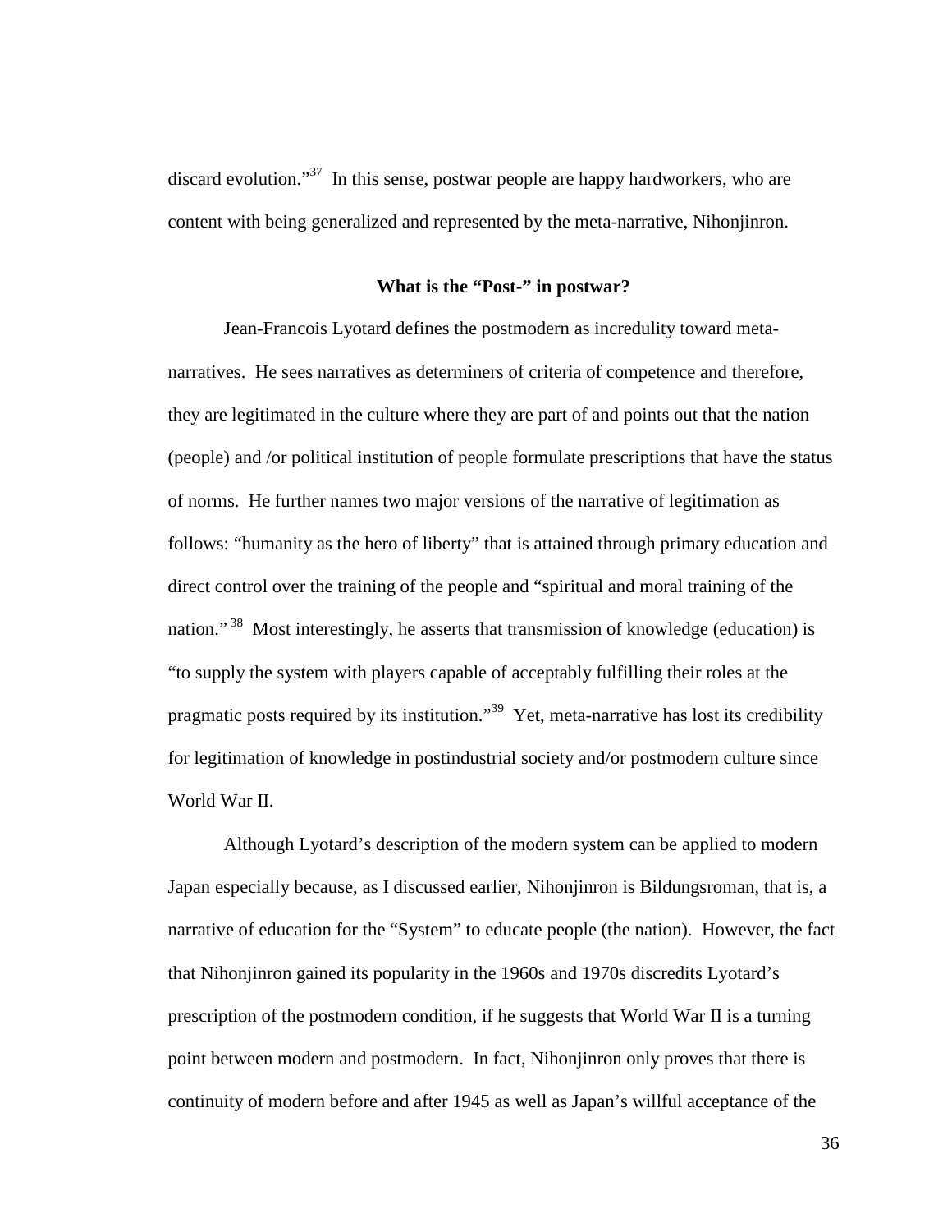discard evolution."[37] In this sense, postwar people are happy hardworkers, who are content with being generalized and represented by the meta-narrative, Nihonjinron.

### What is the "Post-" in postwar?

Jean-Francois Lyotard defines the postmodern as incredulity toward meta-narratives. He sees narratives as determiners of criteria of competence and therefore, they are legitimated in the culture where they are part of and points out that the nation (people) and /or political institution of people formulate prescriptions that have the status of norms. He further names two major versions of the narrative of legitimation as follows: "humanity as the hero of liberty" that is attained through primary education and direct control over the training of the people and "spiritual and moral training of the nation."[38] Most interestingly, he asserts that transmission of knowledge (education) is "to supply the system with players capable of acceptably fulfilling their roles at the pragmatic posts required by its institution."[39] Yet, meta-narrative has lost its credibility for legitimation of knowledge in postindustrial society and/or postmodern culture since World War II.

Although Lyotard's description of the modern system can be applied to modern Japan especially because, as I discussed earlier, Nihonjinron is Bildungsroman, that is, a narrative of education for the "System" to educate people (the nation). However, the fact that Nihonjinron gained its popularity in the 1960s and 1970s discredits Lyotard's prescription of the postmodern condition, if he suggests that World War II is a turning point between modern and postmodern. In fact, Nihonjinron only proves that there is continuity of modern before and after 1945 as well as Japan's willful acceptance of the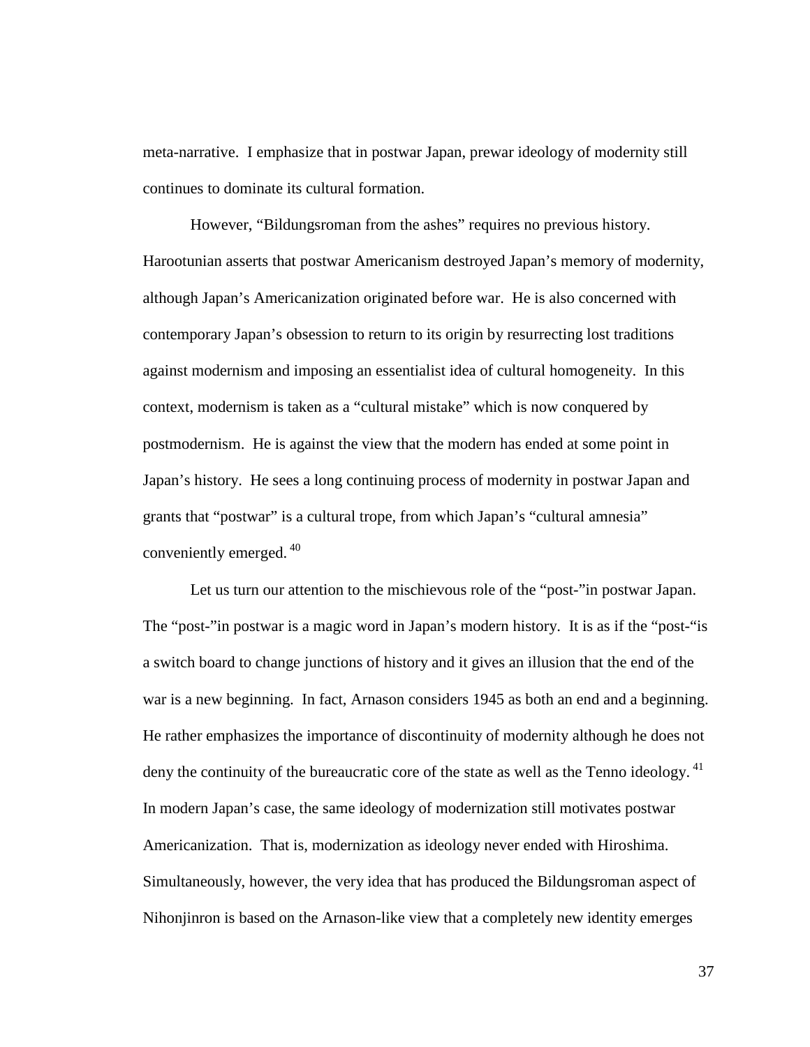meta-narrative. I emphasize that in postwar Japan, prewar ideology of modernity still continues to dominate its cultural formation.

However, "Bildungsroman from the ashes" requires no previous history. Harootunian asserts that postwar Americanism destroyed Japan's memory of modernity, although Japan's Americanization originated before war. He is also concerned with contemporary Japan's obsession to return to its origin by resurrecting lost traditions against modernism and imposing an essentialist idea of cultural homogeneity. In this context, modernism is taken as a "cultural mistake" which is now conquered by postmodernism. He is against the view that the modern has ended at some point in Japan's history. He sees a long continuing process of modernity in postwar Japan and grants that "postwar" is a cultural trope, from which Japan's "cultural amnesia" conveniently emerged.[40]

Let us turn our attention to the mischievous role of the "post-"in postwar Japan. The "post-"in postwar is a magic word in Japan's modern history. It is as if the "post-"is a switch board to change junctions of history and it gives an illusion that the end of the war is a new beginning. In fact, Arnason considers 1945 as both an end and a beginning. He rather emphasizes the importance of discontinuity of modernity although he does not deny the continuity of the bureaucratic core of the state as well as the Tenno ideology.[41] In modern Japan's case, the same ideology of modernization still motivates postwar Americanization. That is, modernization as ideology never ended with Hiroshima. Simultaneously, however, the very idea that has produced the Bildungsroman aspect of Nihonjinron is based on the Arnason-like view that a completely new identity emerges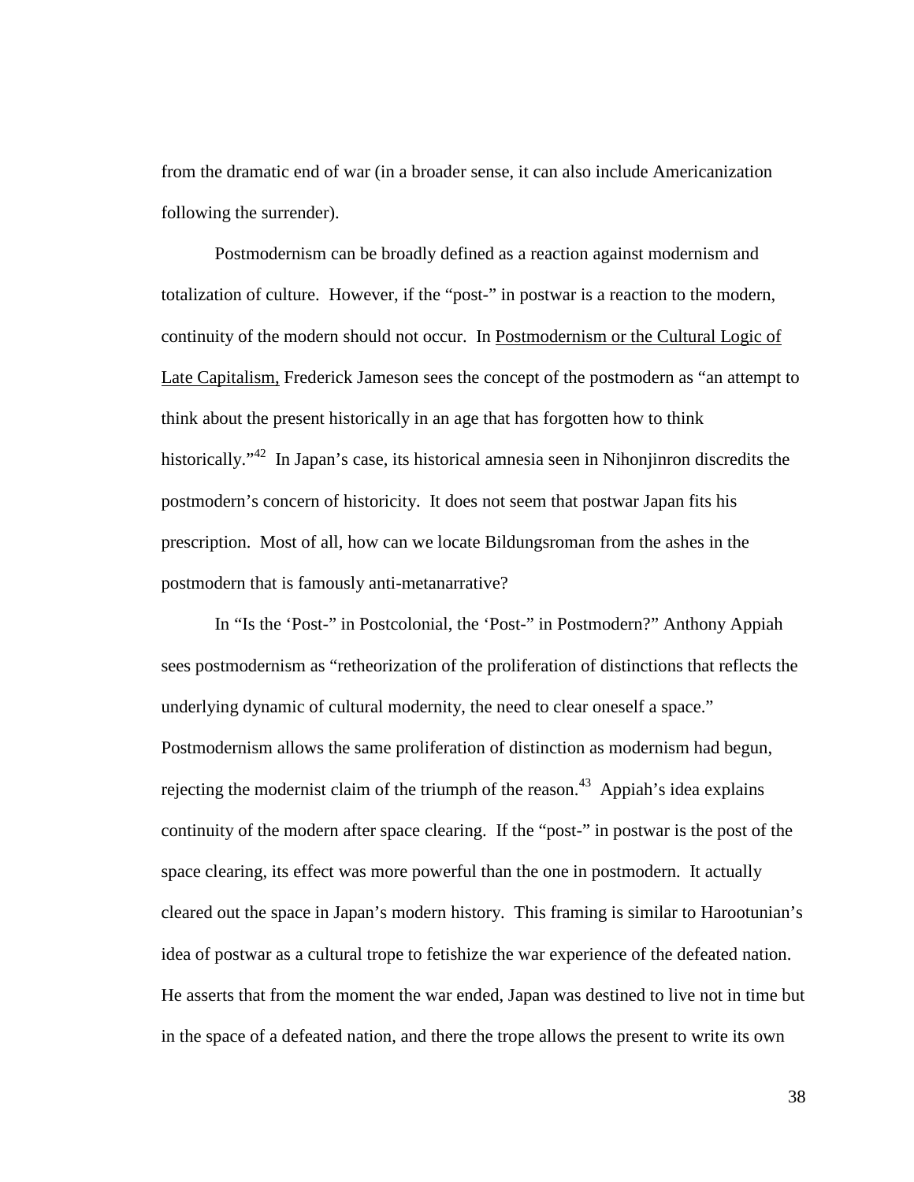from the dramatic end of war (in a broader sense, it can also include Americanization following the surrender).

Postmodernism can be broadly defined as a reaction against modernism and totalization of culture. However, if the "post-" in postwar is a reaction to the modern, continuity of the modern should not occur. In Postmodernism or the Cultural Logic of Late Capitalism, Frederick Jameson sees the concept of the postmodern as "an attempt to think about the present historically in an age that has forgotten how to think historically."[42] In Japan's case, its historical amnesia seen in Nihonjinron discredits the postmodern's concern of historicity. It does not seem that postwar Japan fits his prescription. Most of all, how can we locate Bildungsroman from the ashes in the postmodern that is famously anti-metanarrative?

In "Is the 'Post-" in Postcolonial, the 'Post-" in Postmodern?" Anthony Appiah sees postmodernism as "retheorization of the proliferation of distinctions that reflects the underlying dynamic of cultural modernity, the need to clear oneself a space." Postmodernism allows the same proliferation of distinction as modernism had begun, rejecting the modernist claim of the triumph of the reason.[43] Appiah's idea explains continuity of the modern after space clearing. If the "post-" in postwar is the post of the space clearing, its effect was more powerful than the one in postmodern. It actually cleared out the space in Japan's modern history. This framing is similar to Harootunian's idea of postwar as a cultural trope to fetishize the war experience of the defeated nation. He asserts that from the moment the war ended, Japan was destined to live not in time but in the space of a defeated nation, and there the trope allows the present to write its own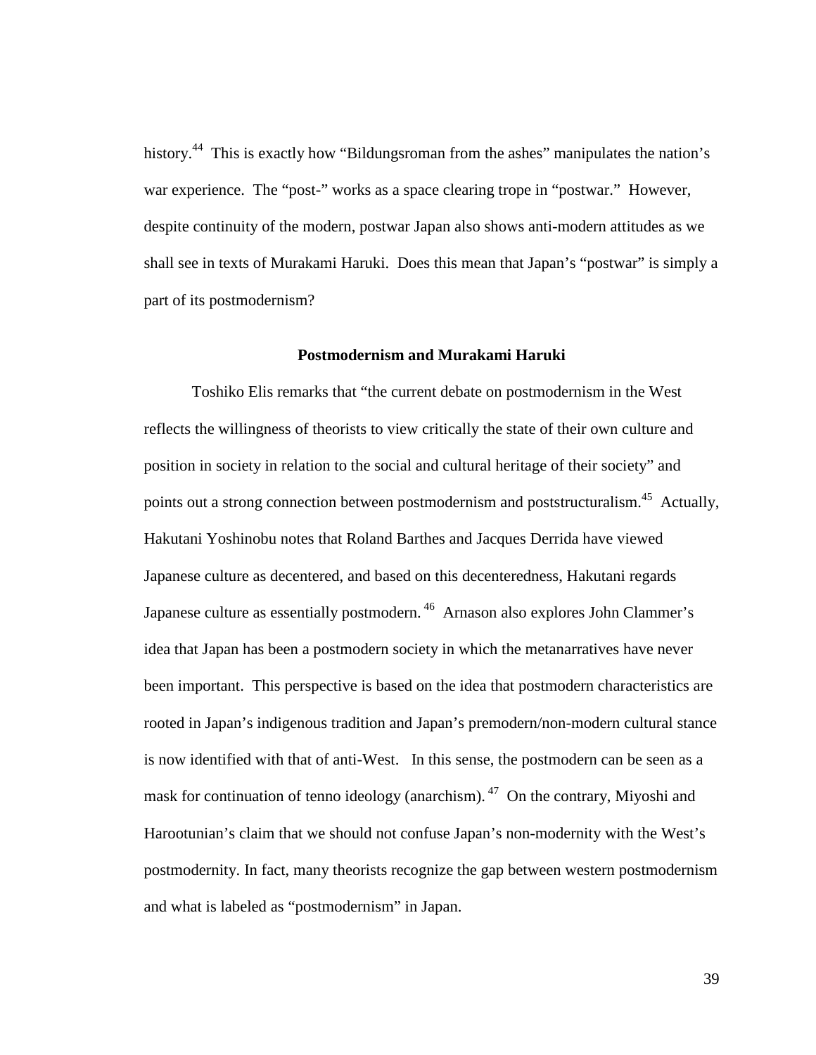history.[44] This is exactly how "Bildungsroman from the ashes" manipulates the nation's war experience. The "post-" works as a space clearing trope in "postwar." However, despite continuity of the modern, postwar Japan also shows anti-modern attitudes as we shall see in texts of Murakami Haruki. Does this mean that Japan's "postwar" is simply a part of its postmodernism?

### Postmodernism and Murakami Haruki

Toshiko Elis remarks that "the current debate on postmodernism in the West reflects the willingness of theorists to view critically the state of their own culture and position in society in relation to the social and cultural heritage of their society" and points out a strong connection between postmodernism and poststructuralism.[45] Actually, Hakutani Yoshinobu notes that Roland Barthes and Jacques Derrida have viewed Japanese culture as decentered, and based on this decenteredness, Hakutani regards Japanese culture as essentially postmodern.[46] Arnason also explores John Clammer's idea that Japan has been a postmodern society in which the metanarratives have never been important. This perspective is based on the idea that postmodern characteristics are rooted in Japan's indigenous tradition and Japan's premodern/non-modern cultural stance is now identified with that of anti-West. In this sense, the postmodern can be seen as a mask for continuation of tenno ideology (anarchism).[47] On the contrary, Miyoshi and Harootunian's claim that we should not confuse Japan's non-modernity with the West's postmodernity. In fact, many theorists recognize the gap between western postmodernism and what is labeled as "postmodernism" in Japan.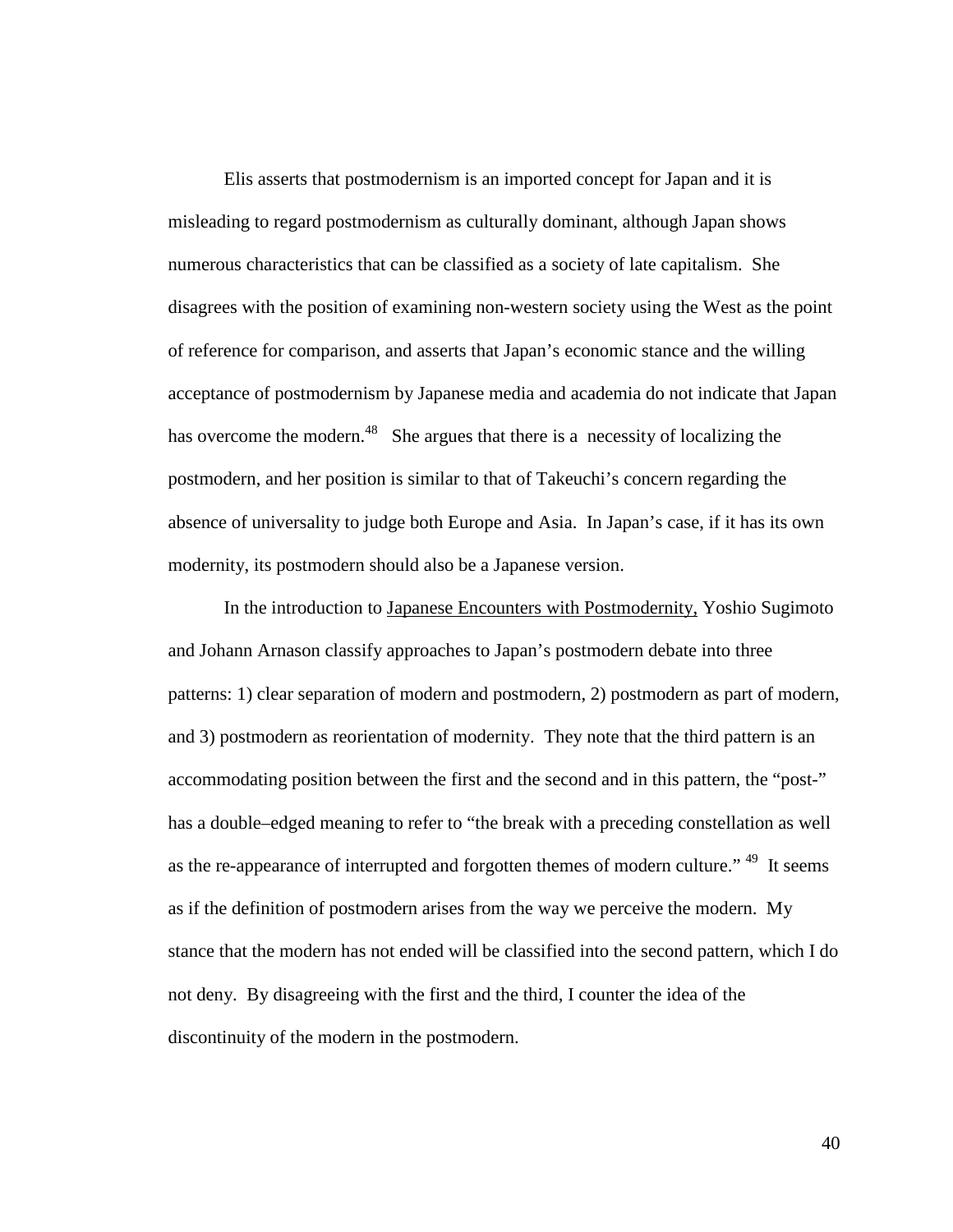Elis asserts that postmodernism is an imported concept for Japan and it is misleading to regard postmodernism as culturally dominant, although Japan shows numerous characteristics that can be classified as a society of late capitalism. She disagrees with the position of examining non-western society using the West as the point of reference for comparison, and asserts that Japan's economic stance and the willing acceptance of postmodernism by Japanese media and academia do not indicate that Japan has overcome the modern.[48] She argues that there is a necessity of localizing the postmodern, and her position is similar to that of Takeuchi's concern regarding the absence of universality to judge both Europe and Asia. In Japan's case, if it has its own modernity, its postmodern should also be a Japanese version.

In the introduction to Japanese Encounters with Postmodernity, Yoshio Sugimoto and Johann Arnason classify approaches to Japan's postmodern debate into three patterns: 1) clear separation of modern and postmodern, 2) postmodern as part of modern, and 3) postmodern as reorientation of modernity. They note that the third pattern is an accommodating position between the first and the second and in this pattern, the "post-" has a double–edged meaning to refer to "the break with a preceding constellation as well as the re-appearance of interrupted and forgotten themes of modern culture."[49] It seems as if the definition of postmodern arises from the way we perceive the modern. My stance that the modern has not ended will be classified into the second pattern, which I do not deny. By disagreeing with the first and the third, I counter the idea of the discontinuity of the modern in the postmodern.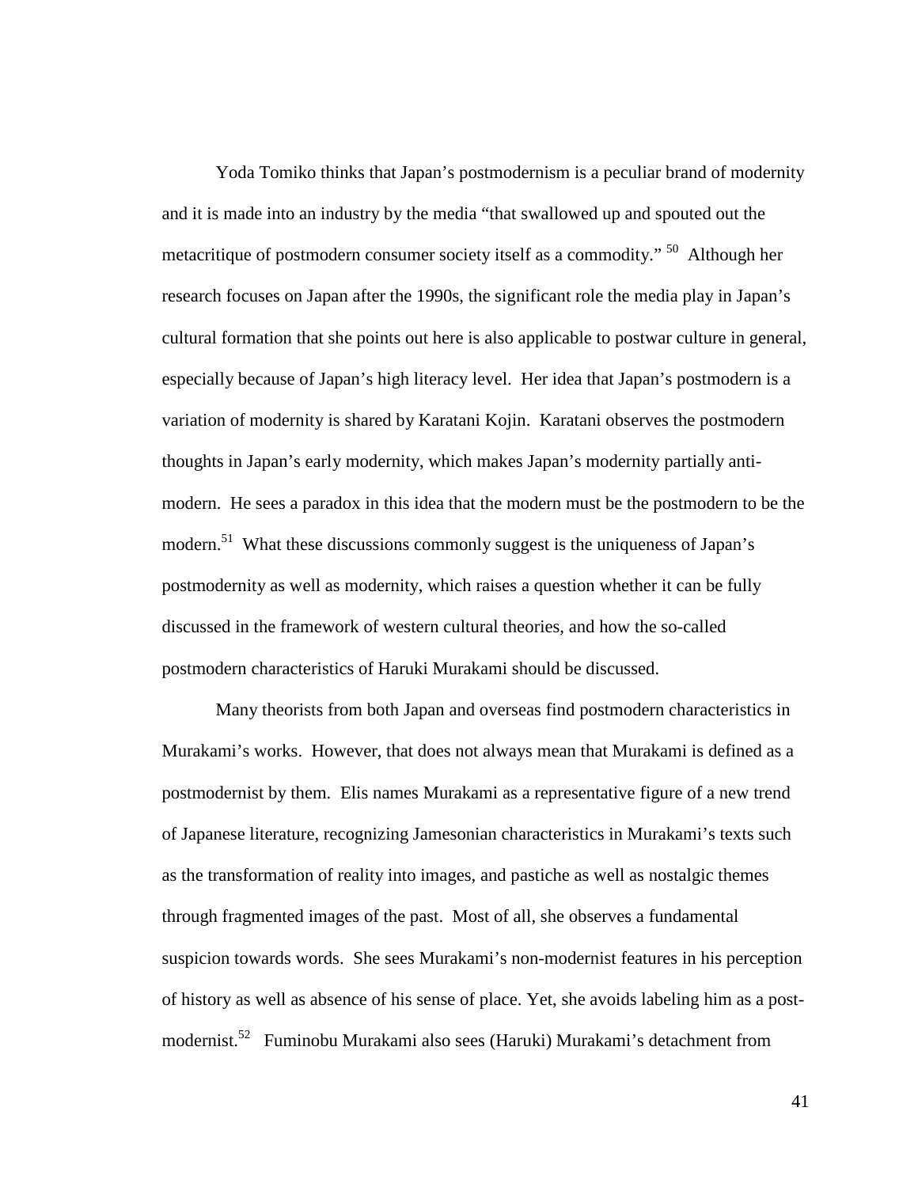Yoda Tomiko thinks that Japan's postmodernism is a peculiar brand of modernity and it is made into an industry by the media "that swallowed up and spouted out the metacritique of postmodern consumer society itself as a commodity." [50] Although her research focuses on Japan after the 1990s, the significant role the media play in Japan's cultural formation that she points out here is also applicable to postwar culture in general, especially because of Japan's high literacy level. Her idea that Japan's postmodern is a variation of modernity is shared by Karatani Kojin. Karatani observes the postmodern thoughts in Japan's early modernity, which makes Japan's modernity partially anti-modern. He sees a paradox in this idea that the modern must be the postmodern to be the modern.[51] What these discussions commonly suggest is the uniqueness of Japan's postmodernity as well as modernity, which raises a question whether it can be fully discussed in the framework of western cultural theories, and how the so-called postmodern characteristics of Haruki Murakami should be discussed.

Many theorists from both Japan and overseas find postmodern characteristics in Murakami's works. However, that does not always mean that Murakami is defined as a postmodernist by them. Elis names Murakami as a representative figure of a new trend of Japanese literature, recognizing Jamesonian characteristics in Murakami's texts such as the transformation of reality into images, and pastiche as well as nostalgic themes through fragmented images of the past. Most of all, she observes a fundamental suspicion towards words. She sees Murakami's non-modernist features in his perception of history as well as absence of his sense of place. Yet, she avoids labeling him as a post-modernist.[52] Fuminobu Murakami also sees (Haruki) Murakami's detachment from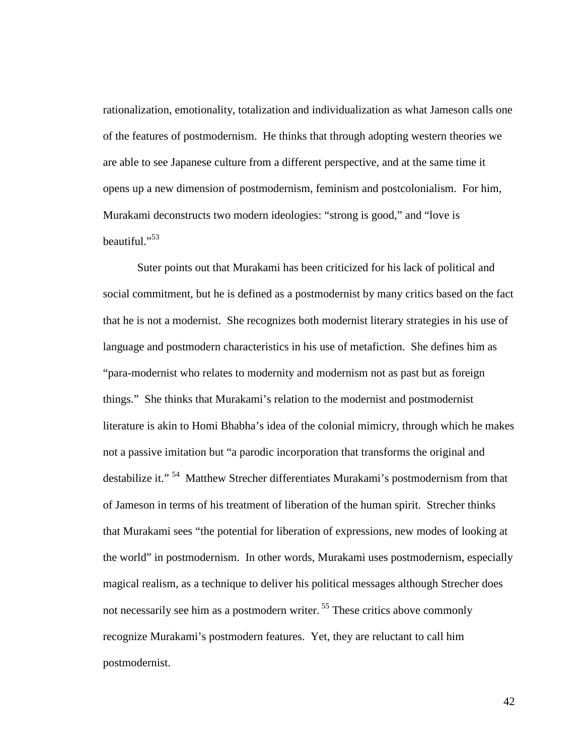rationalization, emotionality, totalization and individualization as what Jameson calls one of the features of postmodernism. He thinks that through adopting western theories we are able to see Japanese culture from a different perspective, and at the same time it opens up a new dimension of postmodernism, feminism and postcolonialism. For him, Murakami deconstructs two modern ideologies: "strong is good," and "love is beautiful."[53]

Suter points out that Murakami has been criticized for his lack of political and social commitment, but he is defined as a postmodernist by many critics based on the fact that he is not a modernist. She recognizes both modernist literary strategies in his use of language and postmodern characteristics in his use of metafiction. She defines him as "para-modernist who relates to modernity and modernism not as past but as foreign things." She thinks that Murakami's relation to the modernist and postmodernist literature is akin to Homi Bhabha's idea of the colonial mimicry, through which he makes not a passive imitation but "a parodic incorporation that transforms the original and destabilize it." [54] Matthew Strecher differentiates Murakami's postmodernism from that of Jameson in terms of his treatment of liberation of the human spirit. Strecher thinks that Murakami sees "the potential for liberation of expressions, new modes of looking at the world" in postmodernism. In other words, Murakami uses postmodernism, especially magical realism, as a technique to deliver his political messages although Strecher does not necessarily see him as a postmodern writer. [55] These critics above commonly recognize Murakami's postmodern features. Yet, they are reluctant to call him postmodernist.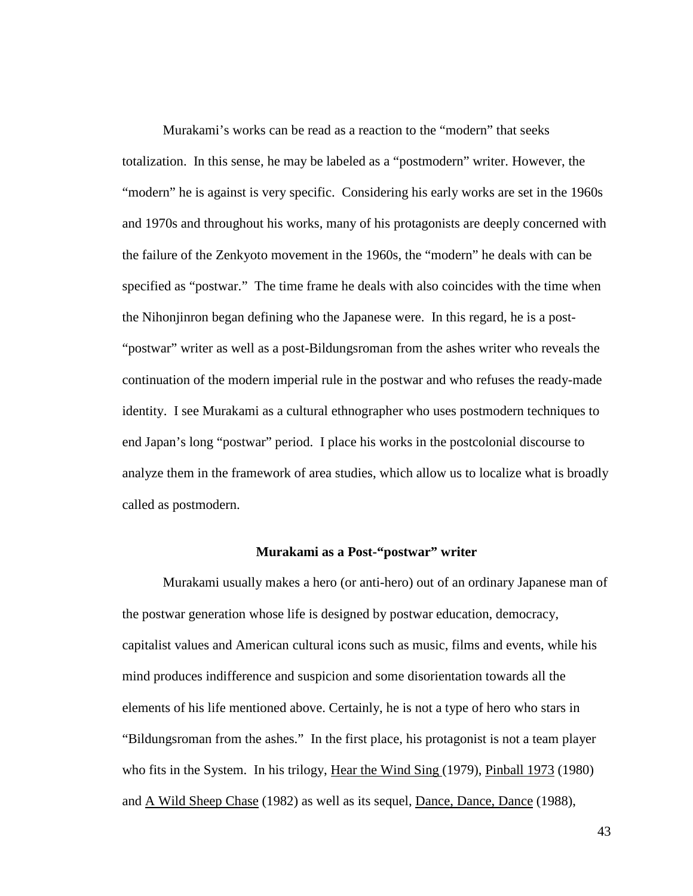Murakami's works can be read as a reaction to the "modern" that seeks totalization. In this sense, he may be labeled as a "postmodern" writer. However, the "modern" he is against is very specific. Considering his early works are set in the 1960s and 1970s and throughout his works, many of his protagonists are deeply concerned with the failure of the Zenkyoto movement in the 1960s, the "modern" he deals with can be specified as "postwar." The time frame he deals with also coincides with the time when the Nihonjinron began defining who the Japanese were. In this regard, he is a post-"postwar" writer as well as a post-Bildungsroman from the ashes writer who reveals the continuation of the modern imperial rule in the postwar and who refuses the ready-made identity. I see Murakami as a cultural ethnographer who uses postmodern techniques to end Japan's long "postwar" period. I place his works in the postcolonial discourse to analyze them in the framework of area studies, which allow us to localize what is broadly called as postmodern.

### Murakami as a Post-"postwar" writer

Murakami usually makes a hero (or anti-hero) out of an ordinary Japanese man of the postwar generation whose life is designed by postwar education, democracy, capitalist values and American cultural icons such as music, films and events, while his mind produces indifference and suspicion and some disorientation towards all the elements of his life mentioned above. Certainly, he is not a type of hero who stars in "Bildungsroman from the ashes." In the first place, his protagonist is not a team player who fits in the System. In his trilogy, <u>Hear the Wind Sing</u> (1979), <u>Pinball 1973</u> (1980) and <u>A Wild Sheep Chase</u> (1982) as well as its sequel, <u>Dance, Dance, Dance</u> (1988),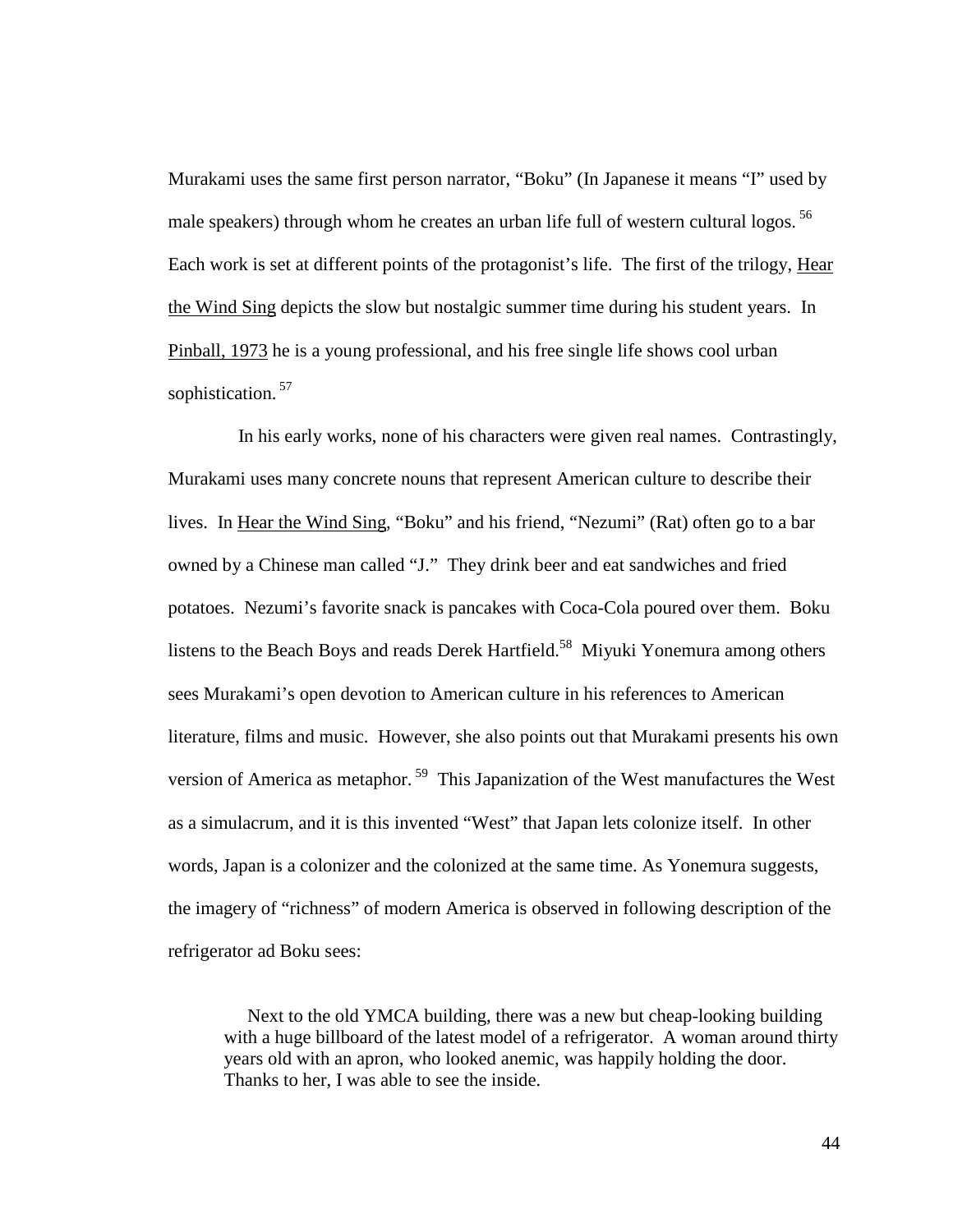Murakami uses the same first person narrator, "Boku" (In Japanese it means "I" used by male speakers) through whom he creates an urban life full of western cultural logos.[56] Each work is set at different points of the protagonist's life. The first of the trilogy, Hear the Wind Sing depicts the slow but nostalgic summer time during his student years. In Pinball, 1973 he is a young professional, and his free single life shows cool urban sophistication.[57]

In his early works, none of his characters were given real names. Contrastingly, Murakami uses many concrete nouns that represent American culture to describe their lives. In Hear the Wind Sing, "Boku" and his friend, "Nezumi" (Rat) often go to a bar owned by a Chinese man called "J." They drink beer and eat sandwiches and fried potatoes. Nezumi's favorite snack is pancakes with Coca-Cola poured over them. Boku listens to the Beach Boys and reads Derek Hartfield.[58] Miyuki Yonemura among others sees Murakami's open devotion to American culture in his references to American literature, films and music. However, she also points out that Murakami presents his own version of America as metaphor.[59] This Japanization of the West manufactures the West as a simulacrum, and it is this invented "West" that Japan lets colonize itself. In other words, Japan is a colonizer and the colonized at the same time. As Yonemura suggests, the imagery of "richness" of modern America is observed in following description of the refrigerator ad Boku sees:

> Next to the old YMCA building, there was a new but cheap-looking building with a huge billboard of the latest model of a refrigerator. A woman around thirty years old with an apron, who looked anemic, was happily holding the door. Thanks to her, I was able to see the inside.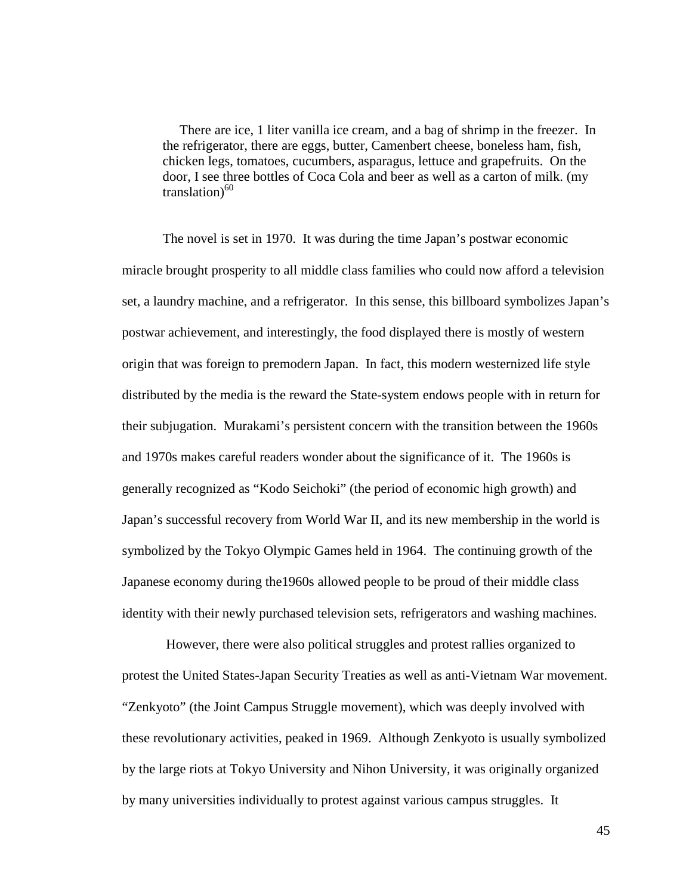> There are ice, 1 liter vanilla ice cream, and a bag of shrimp in the freezer. In the refrigerator, there are eggs, butter, Camenbert cheese, boneless ham, fish, chicken legs, tomatoes, cucumbers, asparagus, lettuce and grapefruits. On the door, I see three bottles of Coca Cola and beer as well as a carton of milk. (my translation)[60]

The novel is set in 1970. It was during the time Japan's postwar economic miracle brought prosperity to all middle class families who could now afford a television set, a laundry machine, and a refrigerator. In this sense, this billboard symbolizes Japan's postwar achievement, and interestingly, the food displayed there is mostly of western origin that was foreign to premodern Japan. In fact, this modern westernized life style distributed by the media is the reward the State-system endows people with in return for their subjugation. Murakami's persistent concern with the transition between the 1960s and 1970s makes careful readers wonder about the significance of it. The 1960s is generally recognized as "Kodo Seichoki" (the period of economic high growth) and Japan's successful recovery from World War II, and its new membership in the world is symbolized by the Tokyo Olympic Games held in 1964. The continuing growth of the Japanese economy during the1960s allowed people to be proud of their middle class identity with their newly purchased television sets, refrigerators and washing machines.

However, there were also political struggles and protest rallies organized to protest the United States-Japan Security Treaties as well as anti-Vietnam War movement. "Zenkyoto" (the Joint Campus Struggle movement), which was deeply involved with these revolutionary activities, peaked in 1969. Although Zenkyoto is usually symbolized by the large riots at Tokyo University and Nihon University, it was originally organized by many universities individually to protest against various campus struggles. It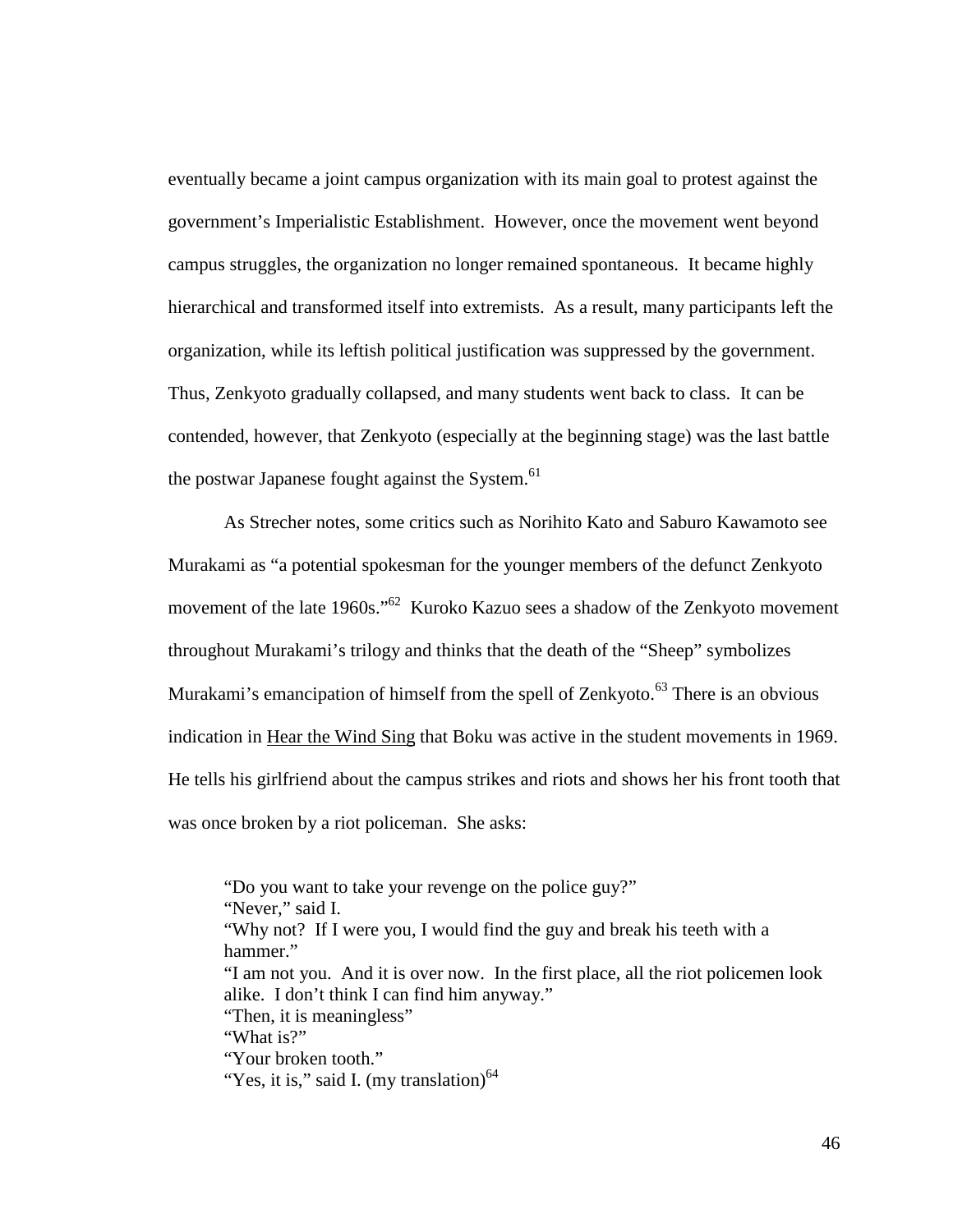eventually became a joint campus organization with its main goal to protest against the government's Imperialistic Establishment. However, once the movement went beyond campus struggles, the organization no longer remained spontaneous. It became highly hierarchical and transformed itself into extremists. As a result, many participants left the organization, while its leftish political justification was suppressed by the government. Thus, Zenkyoto gradually collapsed, and many students went back to class. It can be contended, however, that Zenkyoto (especially at the beginning stage) was the last battle the postwar Japanese fought against the System.[61]

As Strecher notes, some critics such as Norihito Kato and Saburo Kawamoto see Murakami as "a potential spokesman for the younger members of the defunct Zenkyoto movement of the late 1960s."[62] Kuroko Kazuo sees a shadow of the Zenkyoto movement throughout Murakami's trilogy and thinks that the death of the "Sheep" symbolizes Murakami's emancipation of himself from the spell of Zenkyoto.[63] There is an obvious indication in <u>Hear the Wind Sing</u> that Boku was active in the student movements in 1969. He tells his girlfriend about the campus strikes and riots and shows her his front tooth that was once broken by a riot policeman. She asks:

> "Do you want to take your revenge on the police guy?"
> "Never," said I.
> "Why not? If I were you, I would find the guy and break his teeth with a hammer."
> "I am not you. And it is over now. In the first place, all the riot policemen look alike. I don't think I can find him anyway."
> "Then, it is meaningless"
> "What is?"
> "Your broken tooth."
> "Yes, it is," said I. (my translation)[64]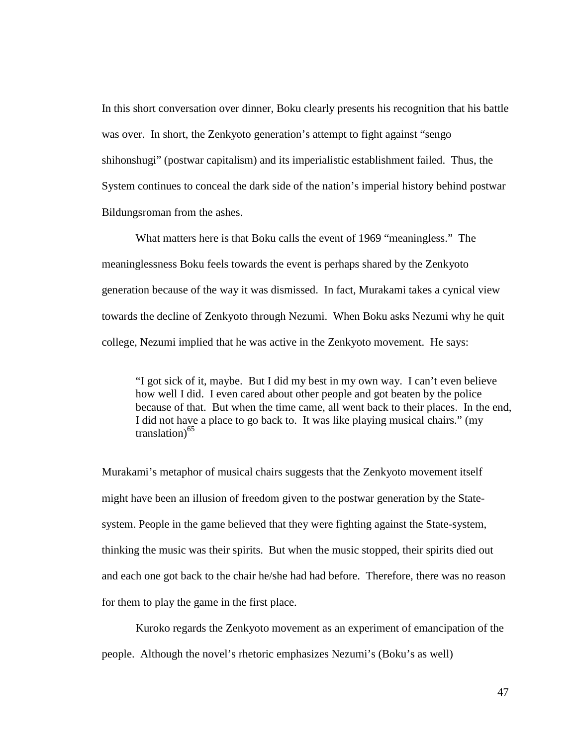In this short conversation over dinner, Boku clearly presents his recognition that his battle was over. In short, the Zenkyoto generation's attempt to fight against "sengo shihonshugi" (postwar capitalism) and its imperialistic establishment failed. Thus, the System continues to conceal the dark side of the nation's imperial history behind postwar Bildungsroman from the ashes.

What matters here is that Boku calls the event of 1969 "meaningless." The meaninglessness Boku feels towards the event is perhaps shared by the Zenkyoto generation because of the way it was dismissed. In fact, Murakami takes a cynical view towards the decline of Zenkyoto through Nezumi. When Boku asks Nezumi why he quit college, Nezumi implied that he was active in the Zenkyoto movement. He says:

> "I got sick of it, maybe. But I did my best in my own way. I can't even believe how well I did. I even cared about other people and got beaten by the police because of that. But when the time came, all went back to their places. In the end, I did not have a place to go back to. It was like playing musical chairs." (my translation)[65]

Murakami's metaphor of musical chairs suggests that the Zenkyoto movement itself might have been an illusion of freedom given to the postwar generation by the State-system. People in the game believed that they were fighting against the State-system, thinking the music was their spirits. But when the music stopped, their spirits died out and each one got back to the chair he/she had had before. Therefore, there was no reason for them to play the game in the first place.

Kuroko regards the Zenkyoto movement as an experiment of emancipation of the people. Although the novel's rhetoric emphasizes Nezumi's (Boku's as well)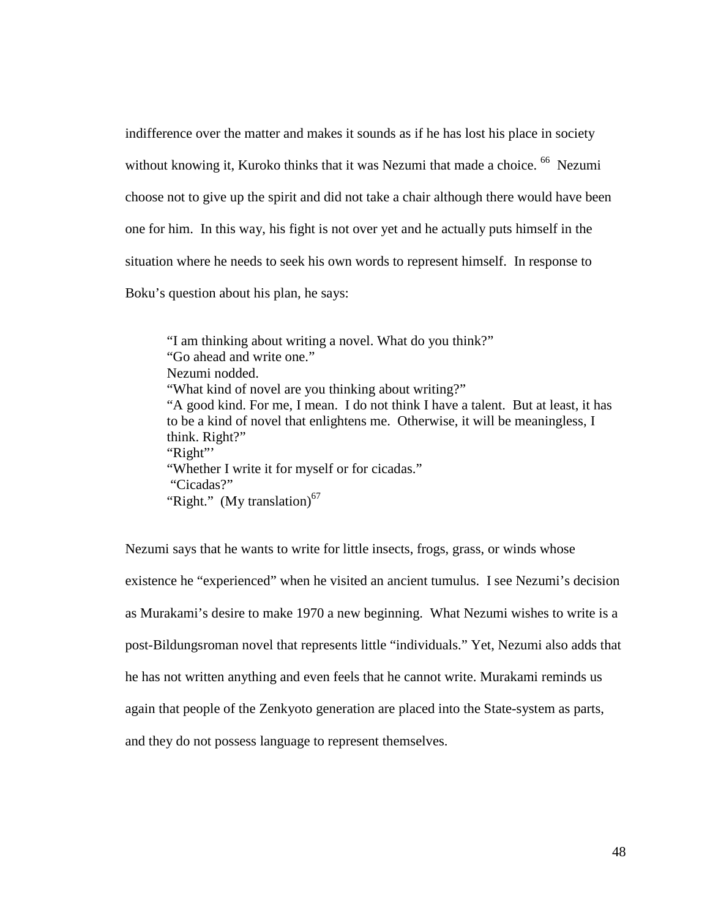indifference over the matter and makes it sounds as if he has lost his place in society without knowing it, Kuroko thinks that it was Nezumi that made a choice. [66] Nezumi choose not to give up the spirit and did not take a chair although there would have been one for him. In this way, his fight is not over yet and he actually puts himself in the situation where he needs to seek his own words to represent himself. In response to Boku's question about his plan, he says:

> "I am thinking about writing a novel. What do you think?"
> "Go ahead and write one."
> Nezumi nodded.
> "What kind of novel are you thinking about writing?"
> "A good kind. For me, I mean. I do not think I have a talent. But at least, it has to be a kind of novel that enlightens me. Otherwise, it will be meaningless, I think. Right?"
> "Right"'
> "Whether I write it for myself or for cicadas."
> "Cicadas?"
> "Right." (My translation)[67]

Nezumi says that he wants to write for little insects, frogs, grass, or winds whose existence he "experienced" when he visited an ancient tumulus. I see Nezumi's decision as Murakami's desire to make 1970 a new beginning. What Nezumi wishes to write is a post-Bildungsroman novel that represents little "individuals." Yet, Nezumi also adds that he has not written anything and even feels that he cannot write. Murakami reminds us again that people of the Zenkyoto generation are placed into the State-system as parts, and they do not possess language to represent themselves.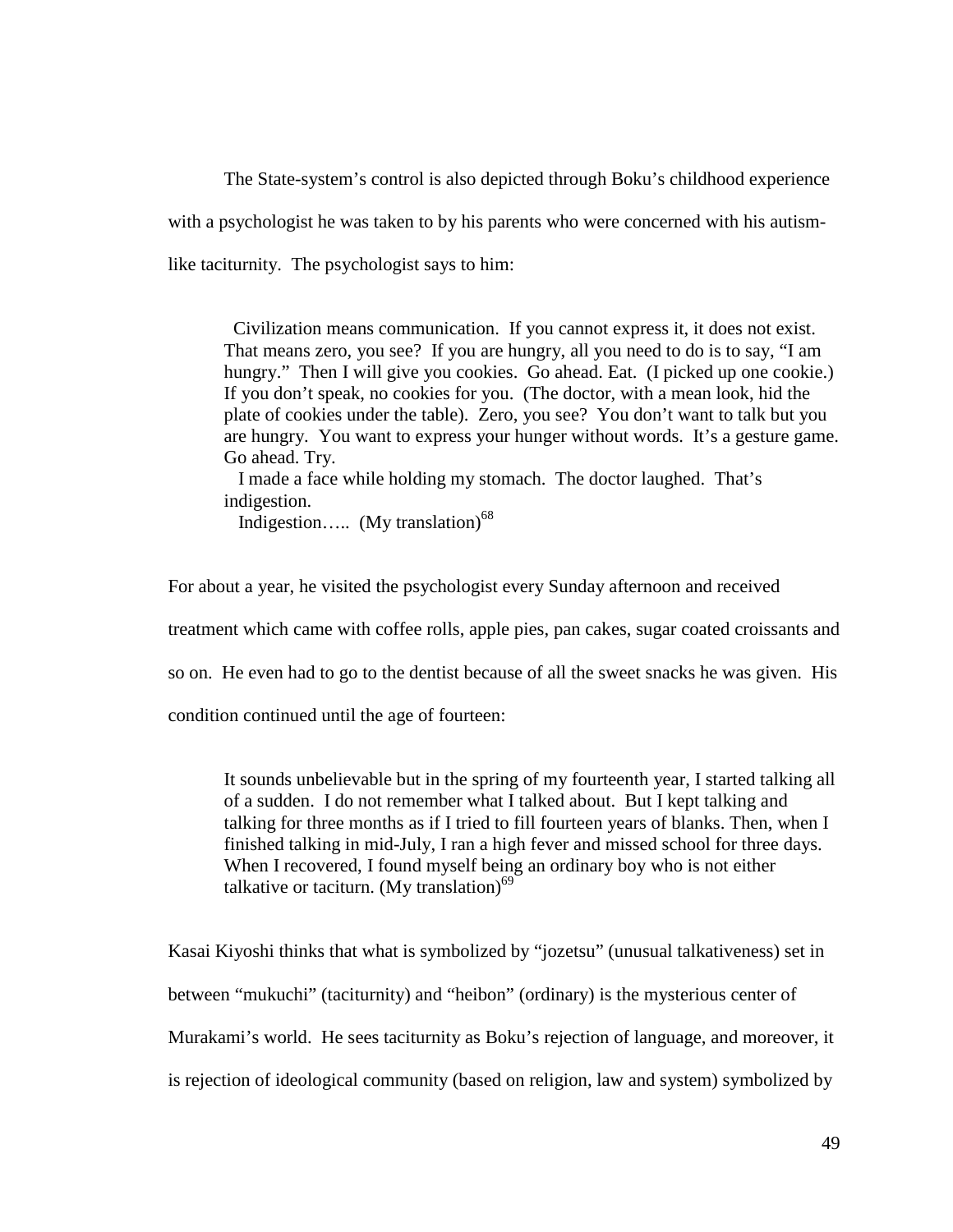The State-system's control is also depicted through Boku's childhood experience with a psychologist he was taken to by his parents who were concerned with his autism-like taciturnity. The psychologist says to him:

> Civilization means communication. If you cannot express it, it does not exist. That means zero, you see? If you are hungry, all you need to do is to say, "I am hungry." Then I will give you cookies. Go ahead. Eat. (I picked up one cookie.) If you don't speak, no cookies for you. (The doctor, with a mean look, hid the plate of cookies under the table). Zero, you see? You don't want to talk but you are hungry. You want to express your hunger without words. It's a gesture game. Go ahead. Try.
>
> I made a face while holding my stomach. The doctor laughed. That's indigestion.
>
> Indigestion….. (My translation)[68]

For about a year, he visited the psychologist every Sunday afternoon and received treatment which came with coffee rolls, apple pies, pan cakes, sugar coated croissants and so on. He even had to go to the dentist because of all the sweet snacks he was given. His condition continued until the age of fourteen:

> It sounds unbelievable but in the spring of my fourteenth year, I started talking all of a sudden. I do not remember what I talked about. But I kept talking and talking for three months as if I tried to fill fourteen years of blanks. Then, when I finished talking in mid-July, I ran a high fever and missed school for three days. When I recovered, I found myself being an ordinary boy who is not either talkative or taciturn. (My translation)[69]

Kasai Kiyoshi thinks that what is symbolized by "jozetsu" (unusual talkativeness) set in between "mukuchi" (taciturnity) and "heibon" (ordinary) is the mysterious center of Murakami's world. He sees taciturnity as Boku's rejection of language, and moreover, it is rejection of ideological community (based on religion, law and system) symbolized by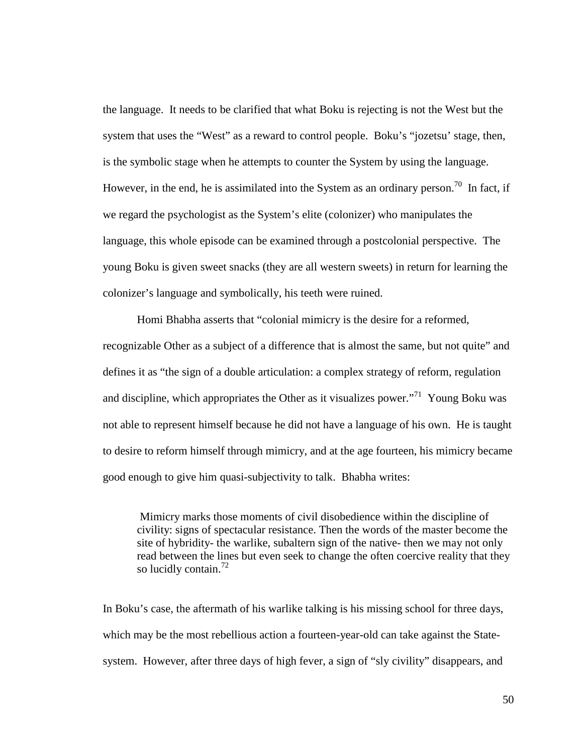the language. It needs to be clarified that what Boku is rejecting is not the West but the system that uses the "West" as a reward to control people. Boku's "jozetsu' stage, then, is the symbolic stage when he attempts to counter the System by using the language. However, in the end, he is assimilated into the System as an ordinary person.[70] In fact, if we regard the psychologist as the System's elite (colonizer) who manipulates the language, this whole episode can be examined through a postcolonial perspective. The young Boku is given sweet snacks (they are all western sweets) in return for learning the colonizer's language and symbolically, his teeth were ruined.

Homi Bhabha asserts that "colonial mimicry is the desire for a reformed, recognizable Other as a subject of a difference that is almost the same, but not quite" and defines it as "the sign of a double articulation: a complex strategy of reform, regulation and discipline, which appropriates the Other as it visualizes power."[71] Young Boku was not able to represent himself because he did not have a language of his own. He is taught to desire to reform himself through mimicry, and at the age fourteen, his mimicry became good enough to give him quasi-subjectivity to talk. Bhabha writes:

> Mimicry marks those moments of civil disobedience within the discipline of civility: signs of spectacular resistance. Then the words of the master become the site of hybridity- the warlike, subaltern sign of the native- then we may not only read between the lines but even seek to change the often coercive reality that they so lucidly contain.[72]

In Boku's case, the aftermath of his warlike talking is his missing school for three days, which may be the most rebellious action a fourteen-year-old can take against the State-system. However, after three days of high fever, a sign of "sly civility" disappears, and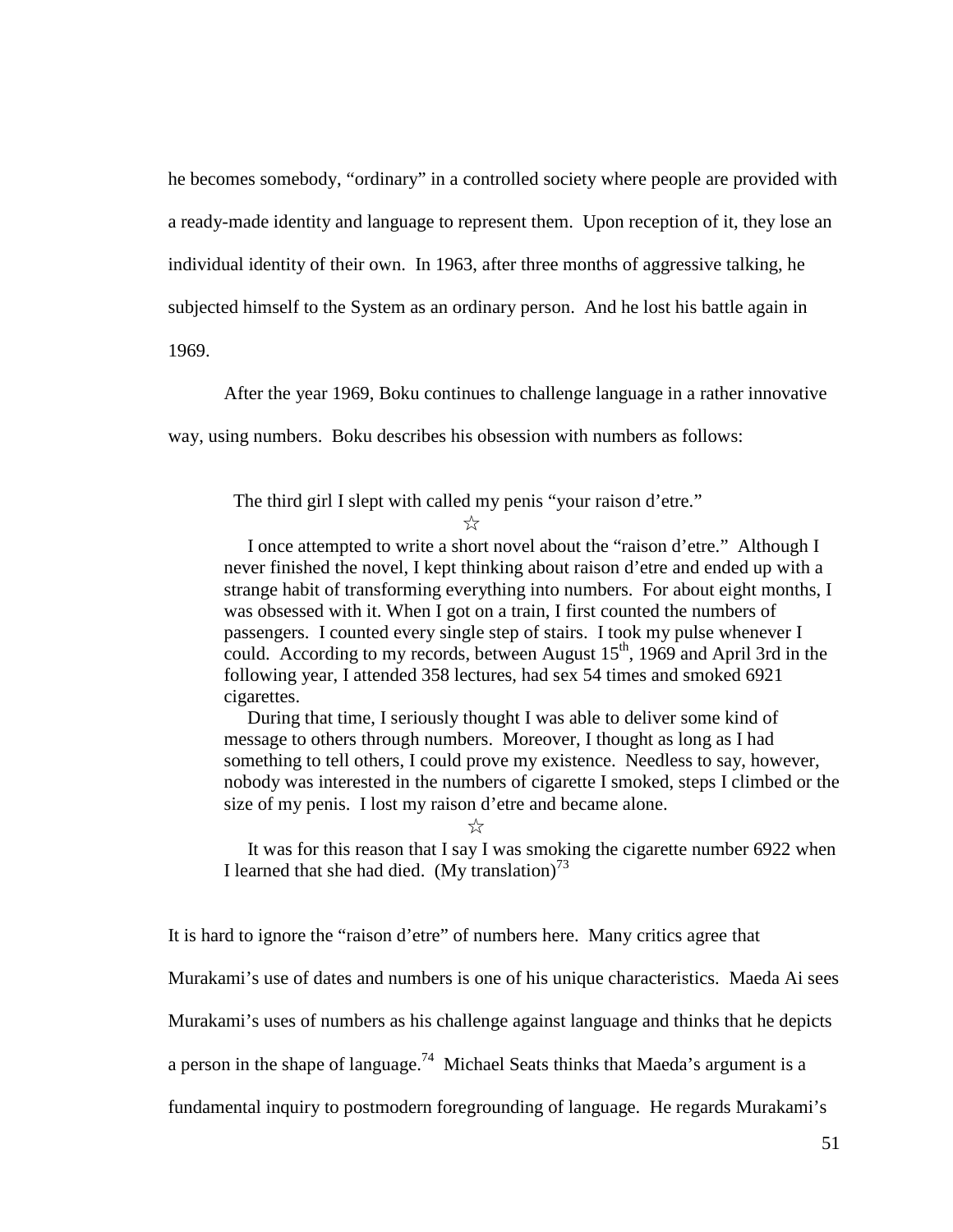he becomes somebody, "ordinary" in a controlled society where people are provided with a ready-made identity and language to represent them. Upon reception of it, they lose an individual identity of their own. In 1963, after three months of aggressive talking, he subjected himself to the System as an ordinary person. And he lost his battle again in 1969.

After the year 1969, Boku continues to challenge language in a rather innovative way, using numbers. Boku describes his obsession with numbers as follows:

> The third girl I slept with called my penis "your raison d'etre."
>
> ☆
>
> I once attempted to write a short novel about the "raison d'etre." Although I never finished the novel, I kept thinking about raison d'etre and ended up with a strange habit of transforming everything into numbers. For about eight months, I was obsessed with it. When I got on a train, I first counted the numbers of passengers. I counted every single step of stairs. I took my pulse whenever I could. According to my records, between August 15th, 1969 and April 3rd in the following year, I attended 358 lectures, had sex 54 times and smoked 6921 cigarettes.
>
> During that time, I seriously thought I was able to deliver some kind of message to others through numbers. Moreover, I thought as long as I had something to tell others, I could prove my existence. Needless to say, however, nobody was interested in the numbers of cigarette I smoked, steps I climbed or the size of my penis. I lost my raison d'etre and became alone.
>
> ☆
>
> It was for this reason that I say I was smoking the cigarette number 6922 when I learned that she had died. (My translation)[73]

It is hard to ignore the "raison d'etre" of numbers here. Many critics agree that Murakami's use of dates and numbers is one of his unique characteristics. Maeda Ai sees Murakami's uses of numbers as his challenge against language and thinks that he depicts a person in the shape of language.[74] Michael Seats thinks that Maeda's argument is a fundamental inquiry to postmodern foregrounding of language. He regards Murakami's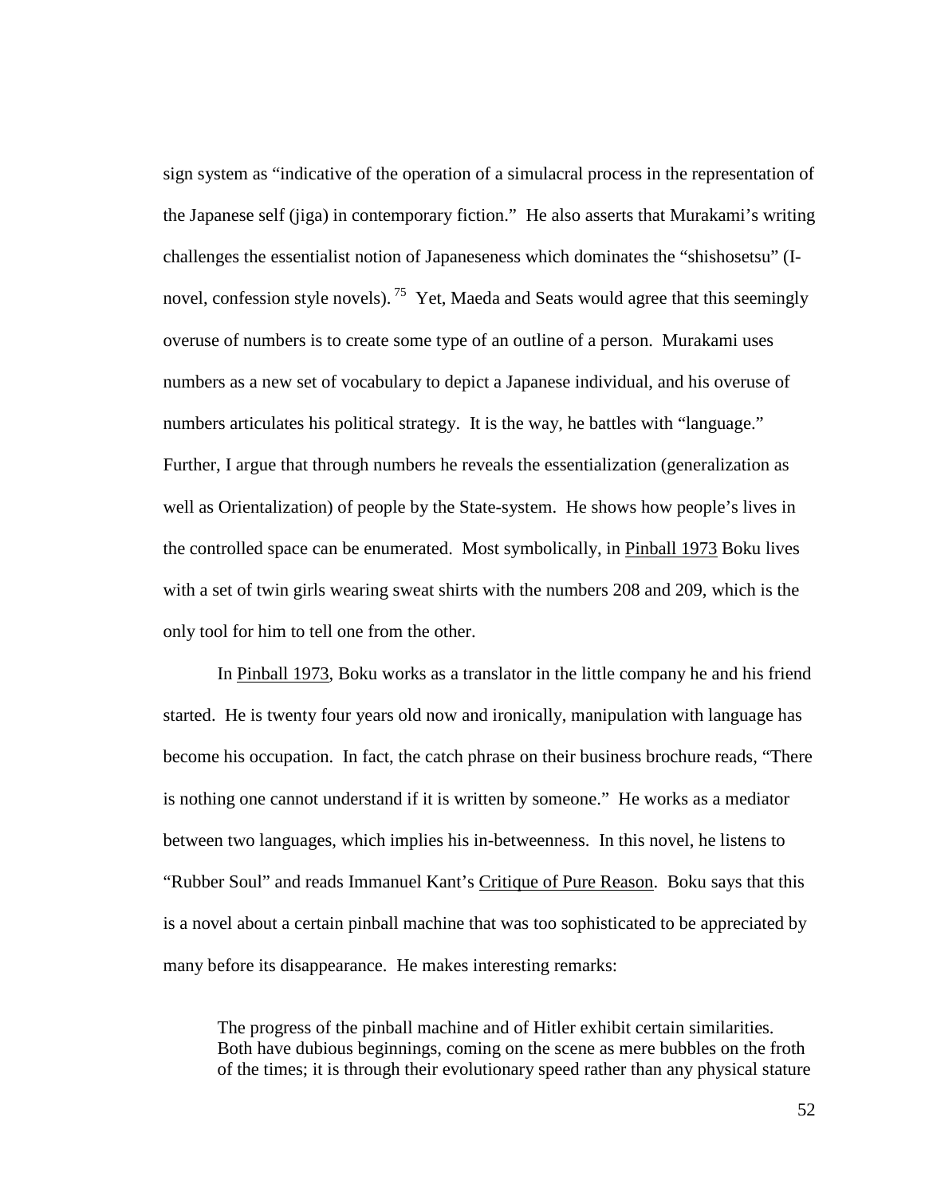sign system as "indicative of the operation of a simulacral process in the representation of the Japanese self (jiga) in contemporary fiction." He also asserts that Murakami's writing challenges the essentialist notion of Japaneseness which dominates the "shishosetsu" (I-novel, confession style novels).[75] Yet, Maeda and Seats would agree that this seemingly overuse of numbers is to create some type of an outline of a person. Murakami uses numbers as a new set of vocabulary to depict a Japanese individual, and his overuse of numbers articulates his political strategy. It is the way, he battles with "language." Further, I argue that through numbers he reveals the essentialization (generalization as well as Orientalization) of people by the State-system. He shows how people's lives in the controlled space can be enumerated. Most symbolically, in Pinball 1973 Boku lives with a set of twin girls wearing sweat shirts with the numbers 208 and 209, which is the only tool for him to tell one from the other.

In Pinball 1973, Boku works as a translator in the little company he and his friend started. He is twenty four years old now and ironically, manipulation with language has become his occupation. In fact, the catch phrase on their business brochure reads, "There is nothing one cannot understand if it is written by someone." He works as a mediator between two languages, which implies his in-betweenness. In this novel, he listens to "Rubber Soul" and reads Immanuel Kant's Critique of Pure Reason. Boku says that this is a novel about a certain pinball machine that was too sophisticated to be appreciated by many before its disappearance. He makes interesting remarks:

> The progress of the pinball machine and of Hitler exhibit certain similarities. Both have dubious beginnings, coming on the scene as mere bubbles on the froth of the times; it is through their evolutionary speed rather than any physical stature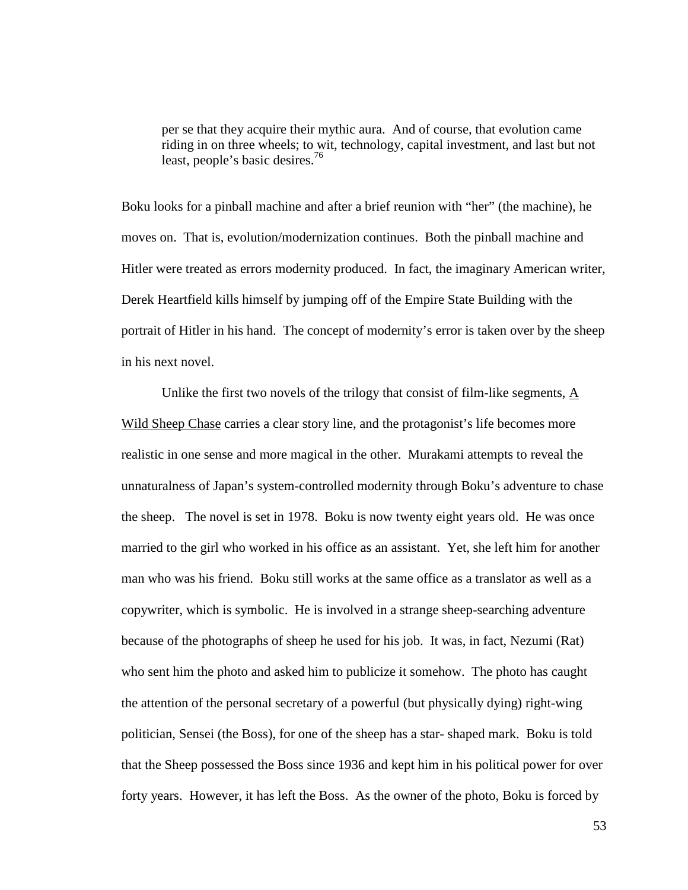> per se that they acquire their mythic aura. And of course, that evolution came riding in on three wheels; to wit, technology, capital investment, and last but not least, people's basic desires.[76]

Boku looks for a pinball machine and after a brief reunion with "her" (the machine), he moves on. That is, evolution/modernization continues. Both the pinball machine and Hitler were treated as errors modernity produced. In fact, the imaginary American writer, Derek Heartfield kills himself by jumping off of the Empire State Building with the portrait of Hitler in his hand. The concept of modernity's error is taken over by the sheep in his next novel.

Unlike the first two novels of the trilogy that consist of film-like segments, A Wild Sheep Chase carries a clear story line, and the protagonist's life becomes more realistic in one sense and more magical in the other. Murakami attempts to reveal the unnaturalness of Japan's system-controlled modernity through Boku's adventure to chase the sheep. The novel is set in 1978. Boku is now twenty eight years old. He was once married to the girl who worked in his office as an assistant. Yet, she left him for another man who was his friend. Boku still works at the same office as a translator as well as a copywriter, which is symbolic. He is involved in a strange sheep-searching adventure because of the photographs of sheep he used for his job. It was, in fact, Nezumi (Rat) who sent him the photo and asked him to publicize it somehow. The photo has caught the attention of the personal secretary of a powerful (but physically dying) right-wing politician, Sensei (the Boss), for one of the sheep has a star- shaped mark. Boku is told that the Sheep possessed the Boss since 1936 and kept him in his political power for over forty years. However, it has left the Boss. As the owner of the photo, Boku is forced by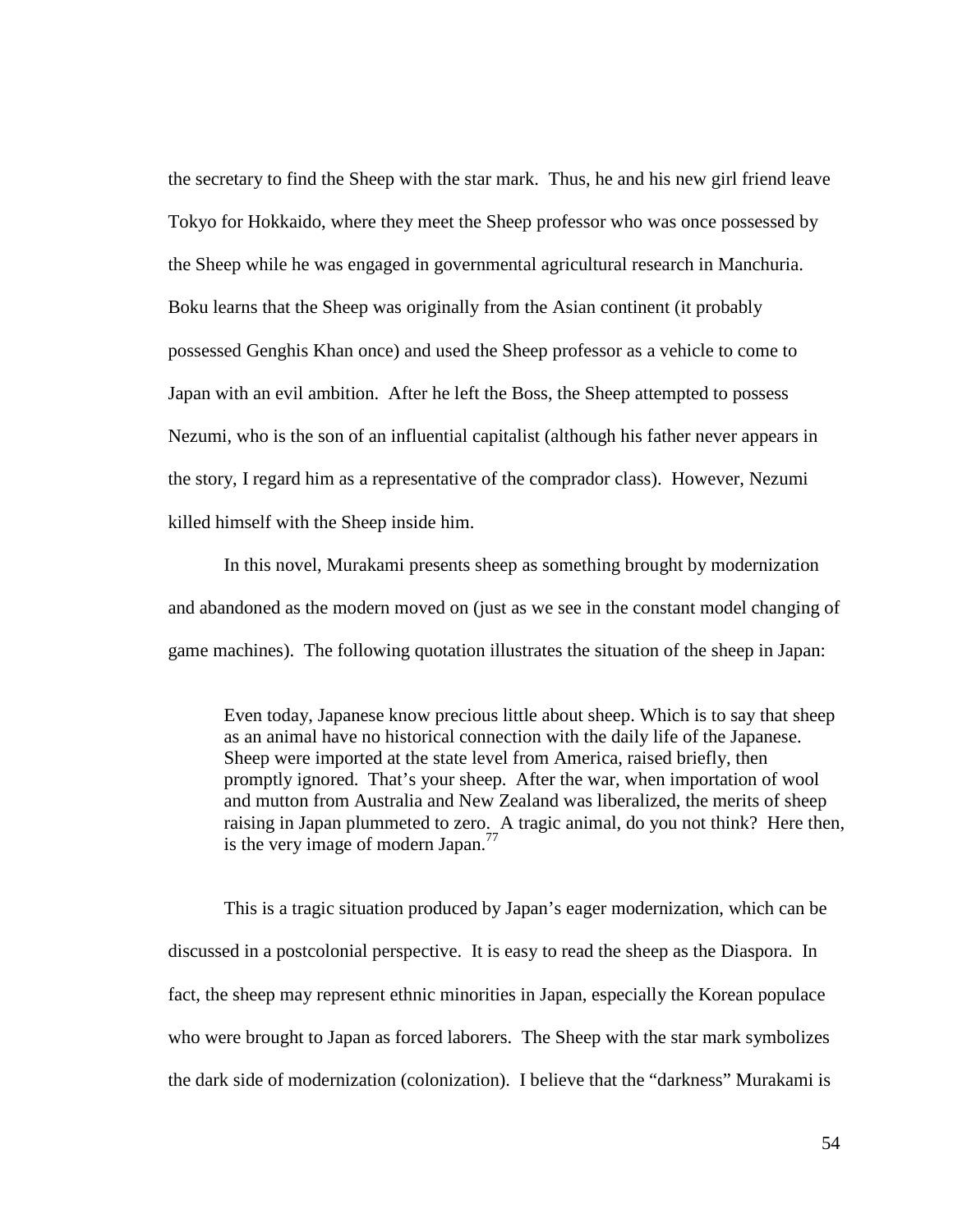the secretary to find the Sheep with the star mark. Thus, he and his new girl friend leave Tokyo for Hokkaido, where they meet the Sheep professor who was once possessed by the Sheep while he was engaged in governmental agricultural research in Manchuria. Boku learns that the Sheep was originally from the Asian continent (it probably possessed Genghis Khan once) and used the Sheep professor as a vehicle to come to Japan with an evil ambition. After he left the Boss, the Sheep attempted to possess Nezumi, who is the son of an influential capitalist (although his father never appears in the story, I regard him as a representative of the comprador class). However, Nezumi killed himself with the Sheep inside him.

In this novel, Murakami presents sheep as something brought by modernization and abandoned as the modern moved on (just as we see in the constant model changing of game machines). The following quotation illustrates the situation of the sheep in Japan:

> Even today, Japanese know precious little about sheep. Which is to say that sheep as an animal have no historical connection with the daily life of the Japanese. Sheep were imported at the state level from America, raised briefly, then promptly ignored. That's your sheep. After the war, when importation of wool and mutton from Australia and New Zealand was liberalized, the merits of sheep raising in Japan plummeted to zero. A tragic animal, do you not think? Here then, is the very image of modern Japan.[77]

This is a tragic situation produced by Japan's eager modernization, which can be discussed in a postcolonial perspective. It is easy to read the sheep as the Diaspora. In fact, the sheep may represent ethnic minorities in Japan, especially the Korean populace who were brought to Japan as forced laborers. The Sheep with the star mark symbolizes the dark side of modernization (colonization). I believe that the "darkness" Murakami is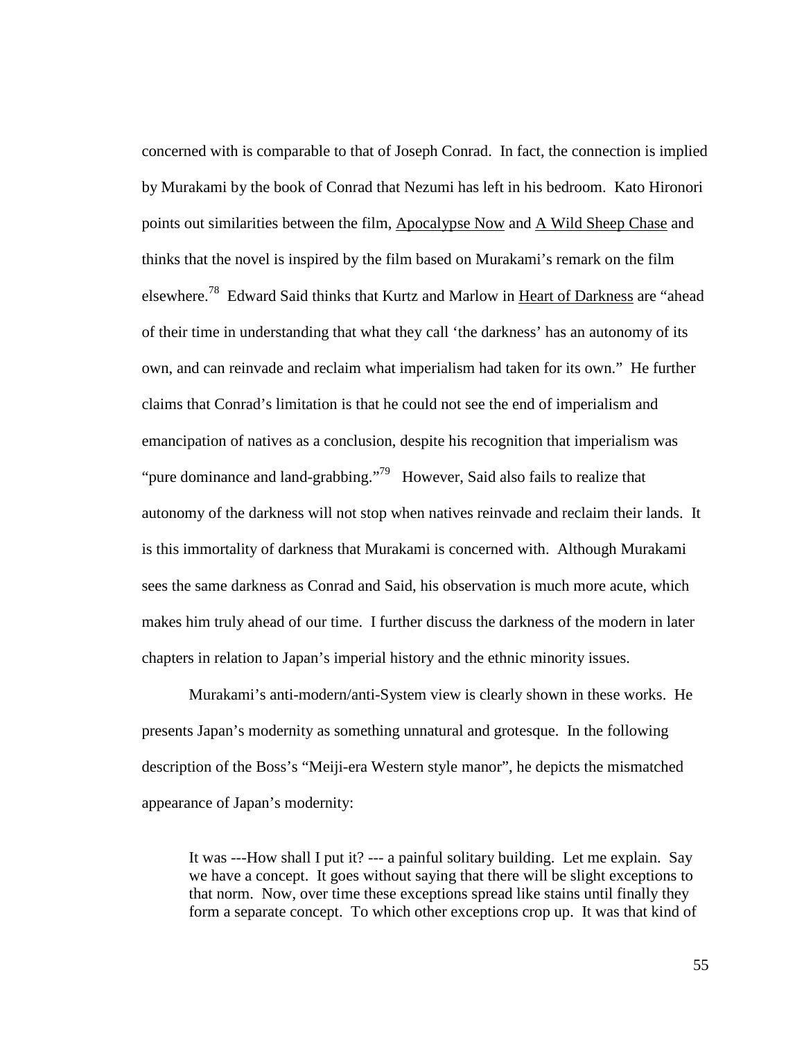concerned with is comparable to that of Joseph Conrad. In fact, the connection is implied by Murakami by the book of Conrad that Nezumi has left in his bedroom. Kato Hironori points out similarities between the film, Apocalypse Now and A Wild Sheep Chase and thinks that the novel is inspired by the film based on Murakami's remark on the film elsewhere.[78] Edward Said thinks that Kurtz and Marlow in Heart of Darkness are "ahead of their time in understanding that what they call 'the darkness' has an autonomy of its own, and can reinvade and reclaim what imperialism had taken for its own." He further claims that Conrad's limitation is that he could not see the end of imperialism and emancipation of natives as a conclusion, despite his recognition that imperialism was "pure dominance and land-grabbing."[79] However, Said also fails to realize that autonomy of the darkness will not stop when natives reinvade and reclaim their lands. It is this immortality of darkness that Murakami is concerned with. Although Murakami sees the same darkness as Conrad and Said, his observation is much more acute, which makes him truly ahead of our time. I further discuss the darkness of the modern in later chapters in relation to Japan's imperial history and the ethnic minority issues.

Murakami's anti-modern/anti-System view is clearly shown in these works. He presents Japan's modernity as something unnatural and grotesque. In the following description of the Boss's "Meiji-era Western style manor", he depicts the mismatched appearance of Japan's modernity:

> It was ---How shall I put it? --- a painful solitary building. Let me explain. Say we have a concept. It goes without saying that there will be slight exceptions to that norm. Now, over time these exceptions spread like stains until finally they form a separate concept. To which other exceptions crop up. It was that kind of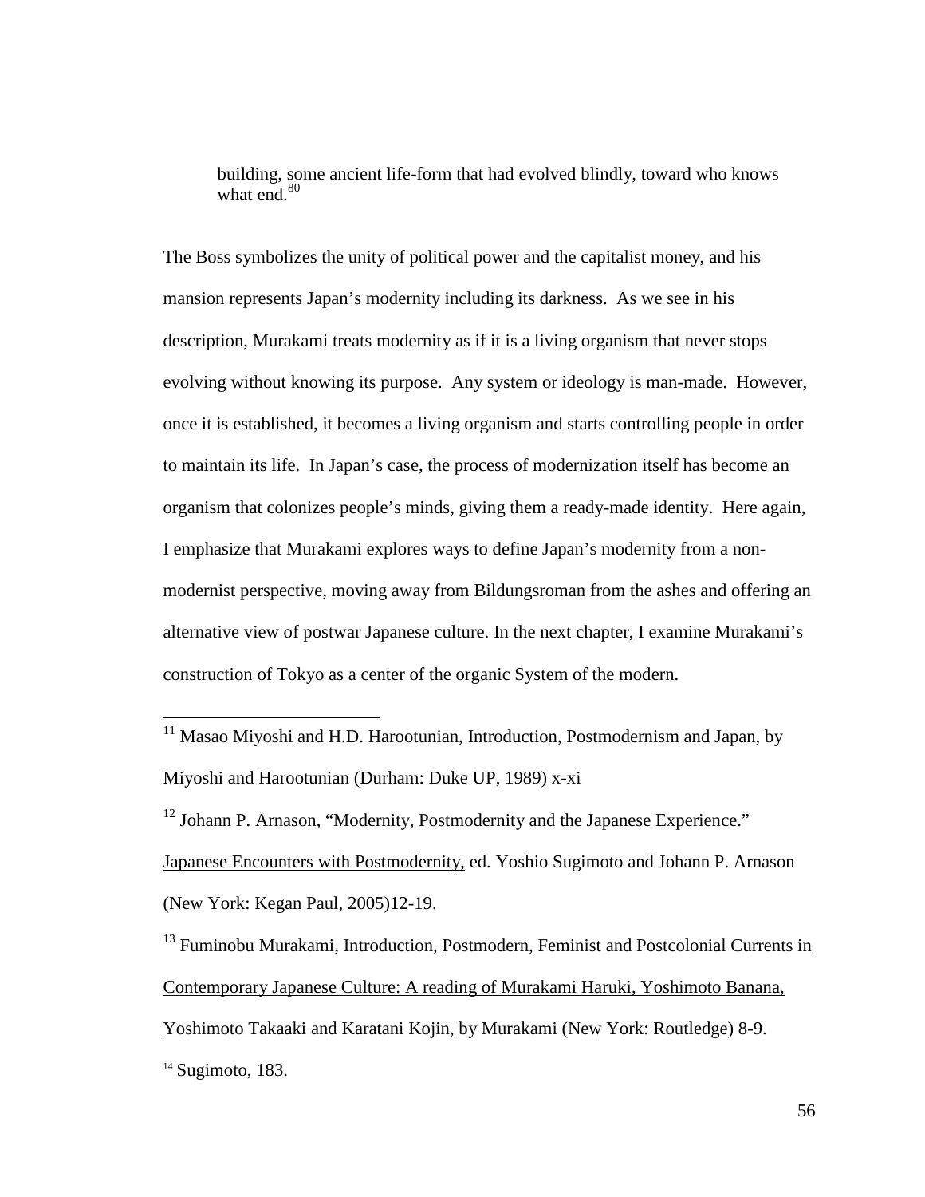> building, some ancient life-form that had evolved blindly, toward who knows what end.[80]

The Boss symbolizes the unity of political power and the capitalist money, and his mansion represents Japan's modernity including its darkness. As we see in his description, Murakami treats modernity as if it is a living organism that never stops evolving without knowing its purpose. Any system or ideology is man-made. However, once it is established, it becomes a living organism and starts controlling people in order to maintain its life. In Japan's case, the process of modernization itself has become an organism that colonizes people's minds, giving them a ready-made identity. Here again, I emphasize that Murakami explores ways to define Japan's modernity from a non-modernist perspective, moving away from Bildungsroman from the ashes and offering an alternative view of postwar Japanese culture. In the next chapter, I examine Murakami's construction of Tokyo as a center of the organic System of the modern.

---

[11] Masao Miyoshi and H.D. Harootunian, Introduction, Postmodernism and Japan, by Miyoshi and Harootunian (Durham: Duke UP, 1989) x-xi

[12] Johann P. Arnason, "Modernity, Postmodernity and the Japanese Experience." Japanese Encounters with Postmodernity, ed. Yoshio Sugimoto and Johann P. Arnason (New York: Kegan Paul, 2005)12-19.

[13] Fuminobu Murakami, Introduction, Postmodern, Feminist and Postcolonial Currents in Contemporary Japanese Culture: A reading of Murakami Haruki, Yoshimoto Banana, Yoshimoto Takaaki and Karatani Kojin, by Murakami (New York: Routledge) 8-9.

[14] Sugimoto, 183.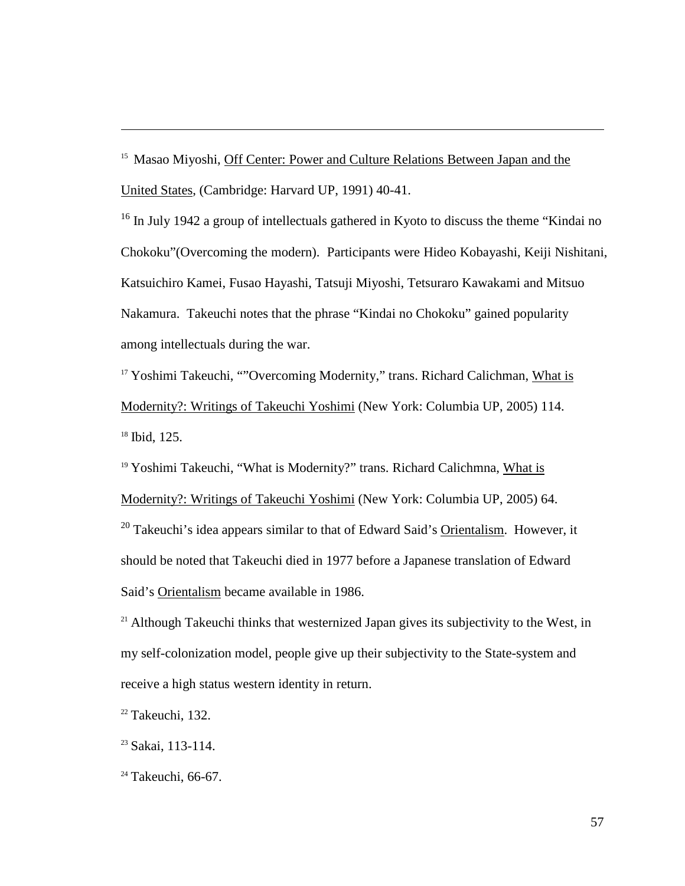---

[15] Masao Miyoshi, Off Center: Power and Culture Relations Between Japan and the United States, (Cambridge: Harvard UP, 1991) 40-41.

[16] In July 1942 a group of intellectuals gathered in Kyoto to discuss the theme "Kindai no Chokoku"(Overcoming the modern). Participants were Hideo Kobayashi, Keiji Nishitani, Katsuichiro Kamei, Fusao Hayashi, Tatsuji Miyoshi, Tetsuraro Kawakami and Mitsuo Nakamura. Takeuchi notes that the phrase "Kindai no Chokoku" gained popularity among intellectuals during the war.

[17] Yoshimi Takeuchi, ""Overcoming Modernity," trans. Richard Calichman, What is Modernity?: Writings of Takeuchi Yoshimi (New York: Columbia UP, 2005) 114.

[18] Ibid, 125.

[19] Yoshimi Takeuchi, "What is Modernity?" trans. Richard Calichmna, What is Modernity?: Writings of Takeuchi Yoshimi (New York: Columbia UP, 2005) 64.

[20] Takeuchi's idea appears similar to that of Edward Said's Orientalism. However, it should be noted that Takeuchi died in 1977 before a Japanese translation of Edward Said's Orientalism became available in 1986.

[21] Although Takeuchi thinks that westernized Japan gives its subjectivity to the West, in my self-colonization model, people give up their subjectivity to the State-system and receive a high status western identity in return.

[22] Takeuchi, 132.

[23] Sakai, 113-114.

[24] Takeuchi, 66-67.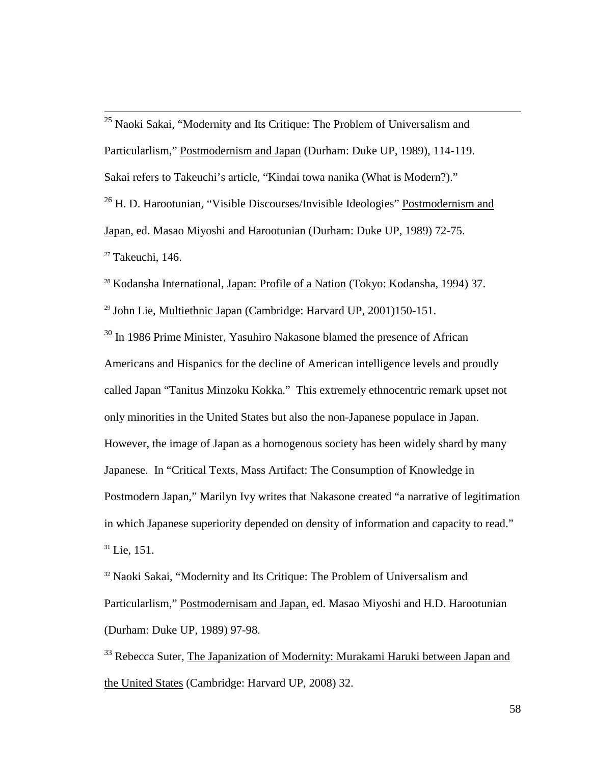[25] Naoki Sakai, "Modernity and Its Critique: The Problem of Universalism and Particularlism," Postmodernism and Japan (Durham: Duke UP, 1989), 114-119. Sakai refers to Takeuchi's article, "Kindai towa nanika (What is Modern?)."

[26] H. D. Harootunian, "Visible Discourses/Invisible Ideologies" Postmodernism and Japan, ed. Masao Miyoshi and Harootunian (Durham: Duke UP, 1989) 72-75.

[27] Takeuchi, 146.

[28] Kodansha International, Japan: Profile of a Nation (Tokyo: Kodansha, 1994) 37.

[29] John Lie, Multiethnic Japan (Cambridge: Harvard UP, 2001)150-151.

[30] In 1986 Prime Minister, Yasuhiro Nakasone blamed the presence of African Americans and Hispanics for the decline of American intelligence levels and proudly called Japan "Tanitus Minzoku Kokka." This extremely ethnocentric remark upset not only minorities in the United States but also the non-Japanese populace in Japan. However, the image of Japan as a homogenous society has been widely shard by many Japanese. In "Critical Texts, Mass Artifact: The Consumption of Knowledge in Postmodern Japan," Marilyn Ivy writes that Nakasone created "a narrative of legitimation in which Japanese superiority depended on density of information and capacity to read."

[31] Lie, 151.

[32] Naoki Sakai, "Modernity and Its Critique: The Problem of Universalism and Particularlism," Postmodernisam and Japan, ed. Masao Miyoshi and H.D. Harootunian (Durham: Duke UP, 1989) 97-98.

[33] Rebecca Suter, The Japanization of Modernity: Murakami Haruki between Japan and the United States (Cambridge: Harvard UP, 2008) 32.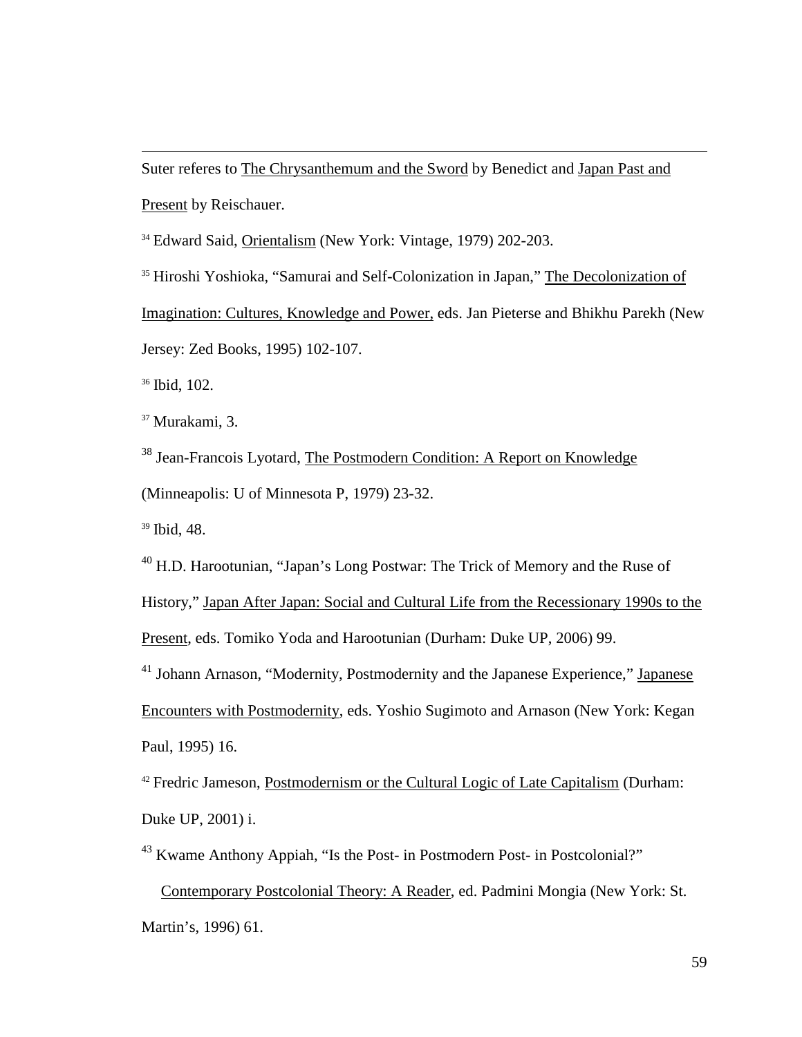Suter referes to The Chrysanthemum and the Sword by Benedict and Japan Past and Present by Reischauer.

[34] Edward Said, Orientalism (New York: Vintage, 1979) 202-203.

[35] Hiroshi Yoshioka, "Samurai and Self-Colonization in Japan," The Decolonization of Imagination: Cultures, Knowledge and Power, eds. Jan Pieterse and Bhikhu Parekh (New Jersey: Zed Books, 1995) 102-107.

[36] Ibid, 102.

[37] Murakami, 3.

[38] Jean-Francois Lyotard, The Postmodern Condition: A Report on Knowledge (Minneapolis: U of Minnesota P, 1979) 23-32.

[39] Ibid, 48.

[40] H.D. Harootunian, "Japan's Long Postwar: The Trick of Memory and the Ruse of History," Japan After Japan: Social and Cultural Life from the Recessionary 1990s to the Present, eds. Tomiko Yoda and Harootunian (Durham: Duke UP, 2006) 99.

[41] Johann Arnason, "Modernity, Postmodernity and the Japanese Experience," Japanese Encounters with Postmodernity, eds. Yoshio Sugimoto and Arnason (New York: Kegan Paul, 1995) 16.

[42] Fredric Jameson, Postmodernism or the Cultural Logic of Late Capitalism (Durham: Duke UP, 2001) i.

[43] Kwame Anthony Appiah, "Is the Post- in Postmodern Post- in Postcolonial?" Contemporary Postcolonial Theory: A Reader, ed. Padmini Mongia (New York: St. Martin's, 1996) 61.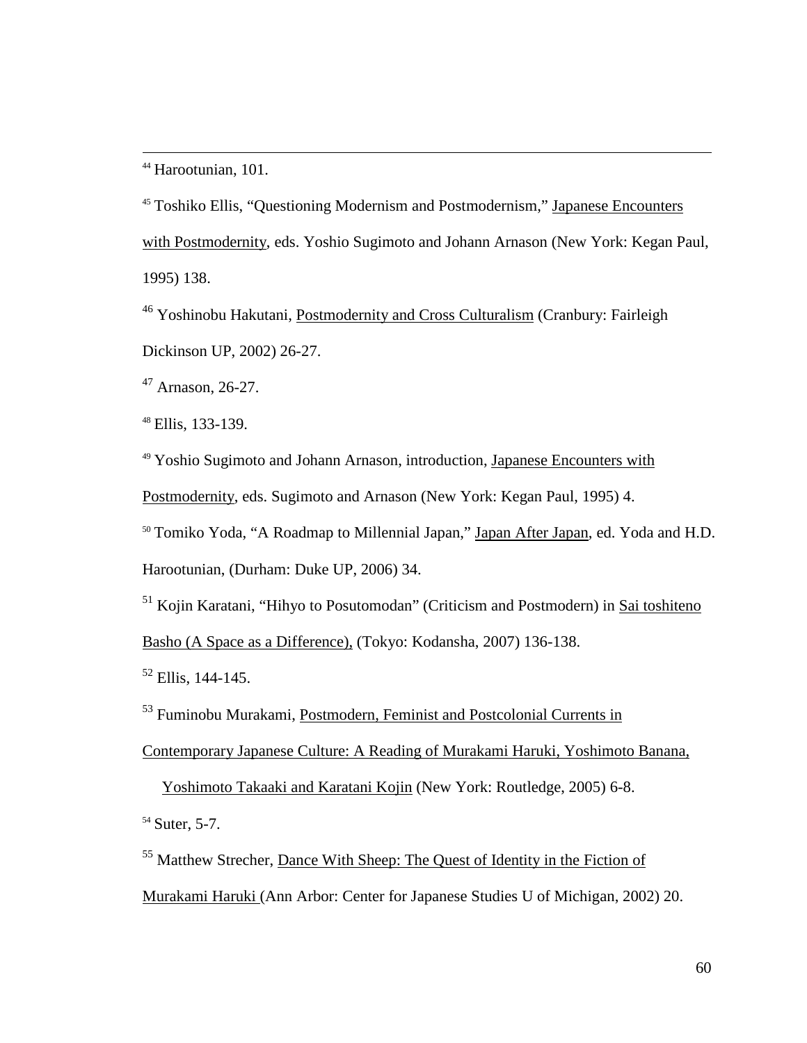[44] Harootunian, 101.

[45] Toshiko Ellis, "Questioning Modernism and Postmodernism," Japanese Encounters with Postmodernity, eds. Yoshio Sugimoto and Johann Arnason (New York: Kegan Paul, 1995) 138.

[46] Yoshinobu Hakutani, Postmodernity and Cross Culturalism (Cranbury: Fairleigh Dickinson UP, 2002) 26-27.

[47] Arnason, 26-27.

[48] Ellis, 133-139.

[49] Yoshio Sugimoto and Johann Arnason, introduction, Japanese Encounters with Postmodernity, eds. Sugimoto and Arnason (New York: Kegan Paul, 1995) 4.

[50] Tomiko Yoda, "A Roadmap to Millennial Japan," Japan After Japan, ed. Yoda and H.D. Harootunian, (Durham: Duke UP, 2006) 34.

[51] Kojin Karatani, "Hihyo to Posutomodan" (Criticism and Postmodern) in Sai toshiteno Basho (A Space as a Difference), (Tokyo: Kodansha, 2007) 136-138.

[52] Ellis, 144-145.

[53] Fuminobu Murakami, Postmodern, Feminist and Postcolonial Currents in Contemporary Japanese Culture: A Reading of Murakami Haruki, Yoshimoto Banana, Yoshimoto Takaaki and Karatani Kojin (New York: Routledge, 2005) 6-8.

[54] Suter, 5-7.

[55] Matthew Strecher, Dance With Sheep: The Quest of Identity in the Fiction of Murakami Haruki (Ann Arbor: Center for Japanese Studies U of Michigan, 2002) 20.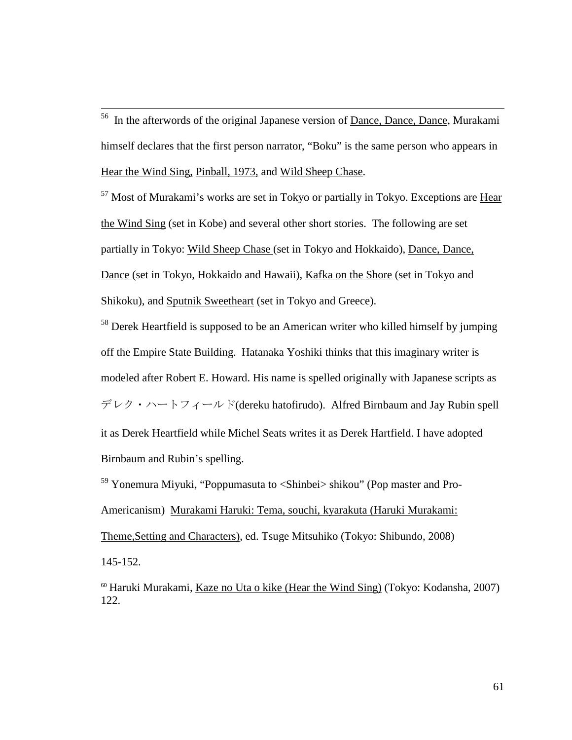[56] In the afterwords of the original Japanese version of Dance, Dance, Dance, Murakami himself declares that the first person narrator, "Boku" is the same person who appears in Hear the Wind Sing, Pinball, 1973, and Wild Sheep Chase.

[57] Most of Murakami's works are set in Tokyo or partially in Tokyo. Exceptions are Hear the Wind Sing (set in Kobe) and several other short stories. The following are set partially in Tokyo: Wild Sheep Chase (set in Tokyo and Hokkaido), Dance, Dance, Dance (set in Tokyo, Hokkaido and Hawaii), Kafka on the Shore (set in Tokyo and Shikoku), and Sputnik Sweetheart (set in Tokyo and Greece).

[58] Derek Heartfield is supposed to be an American writer who killed himself by jumping off the Empire State Building. Hatanaka Yoshiki thinks that this imaginary writer is modeled after Robert E. Howard. His name is spelled originally with Japanese scripts as デレク・ハートフィールド(dereku hatofirudo). Alfred Birnbaum and Jay Rubin spell it as Derek Heartfield while Michel Seats writes it as Derek Hartfield. I have adopted Birnbaum and Rubin's spelling.

[59] Yonemura Miyuki, "Poppumasuta to <Shinbei> shikou" (Pop master and Pro-Americanism) Murakami Haruki: Tema, souchi, kyarakuta (Haruki Murakami: Theme,Setting and Characters), ed. Tsuge Mitsuhiko (Tokyo: Shibundo, 2008) 145-152.

[60] Haruki Murakami, Kaze no Uta o kike (Hear the Wind Sing) (Tokyo: Kodansha, 2007) 122.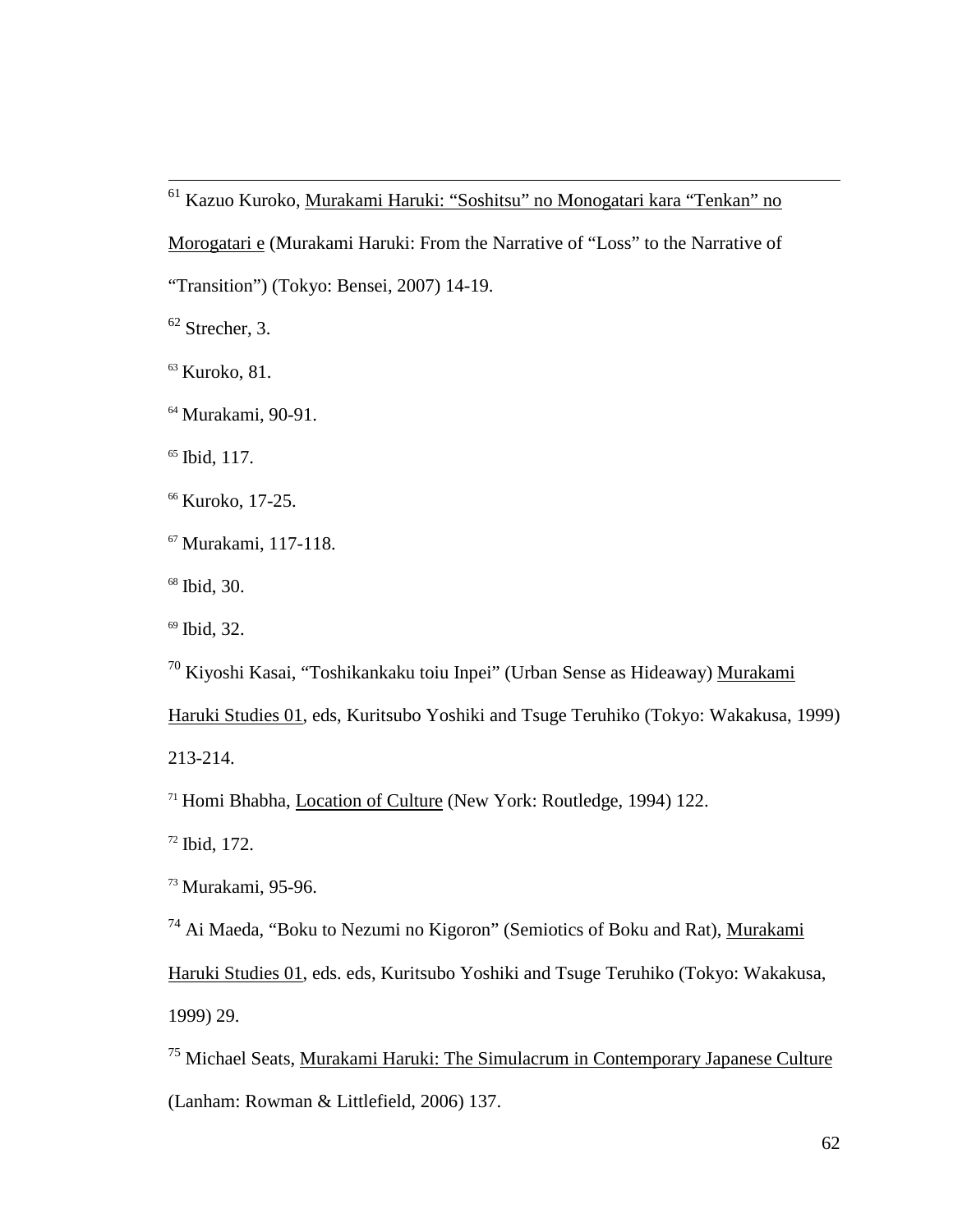[61] Kazuo Kuroko, Murakami Haruki: "Soshitsu" no Monogatari kara "Tenkan" no Morogatari e (Murakami Haruki: From the Narrative of "Loss" to the Narrative of "Transition") (Tokyo: Bensei, 2007) 14-19.

[62] Strecher, 3.

[63] Kuroko, 81.

[64] Murakami, 90-91.

[65] Ibid, 117.

[66] Kuroko, 17-25.

[67] Murakami, 117-118.

[68] Ibid, 30.

[69] Ibid, 32.

[70] Kiyoshi Kasai, "Toshikankaku toiu Inpei" (Urban Sense as Hideaway) Murakami Haruki Studies 01, eds, Kuritsubo Yoshiki and Tsuge Teruhiko (Tokyo: Wakakusa, 1999) 213-214.

[71] Homi Bhabha, Location of Culture (New York: Routledge, 1994) 122.

[72] Ibid, 172.

[73] Murakami, 95-96.

[74] Ai Maeda, "Boku to Nezumi no Kigoron" (Semiotics of Boku and Rat), Murakami Haruki Studies 01, eds. eds, Kuritsubo Yoshiki and Tsuge Teruhiko (Tokyo: Wakakusa, 1999) 29.

[75] Michael Seats, Murakami Haruki: The Simulacrum in Contemporary Japanese Culture (Lanham: Rowman & Littlefield, 2006) 137.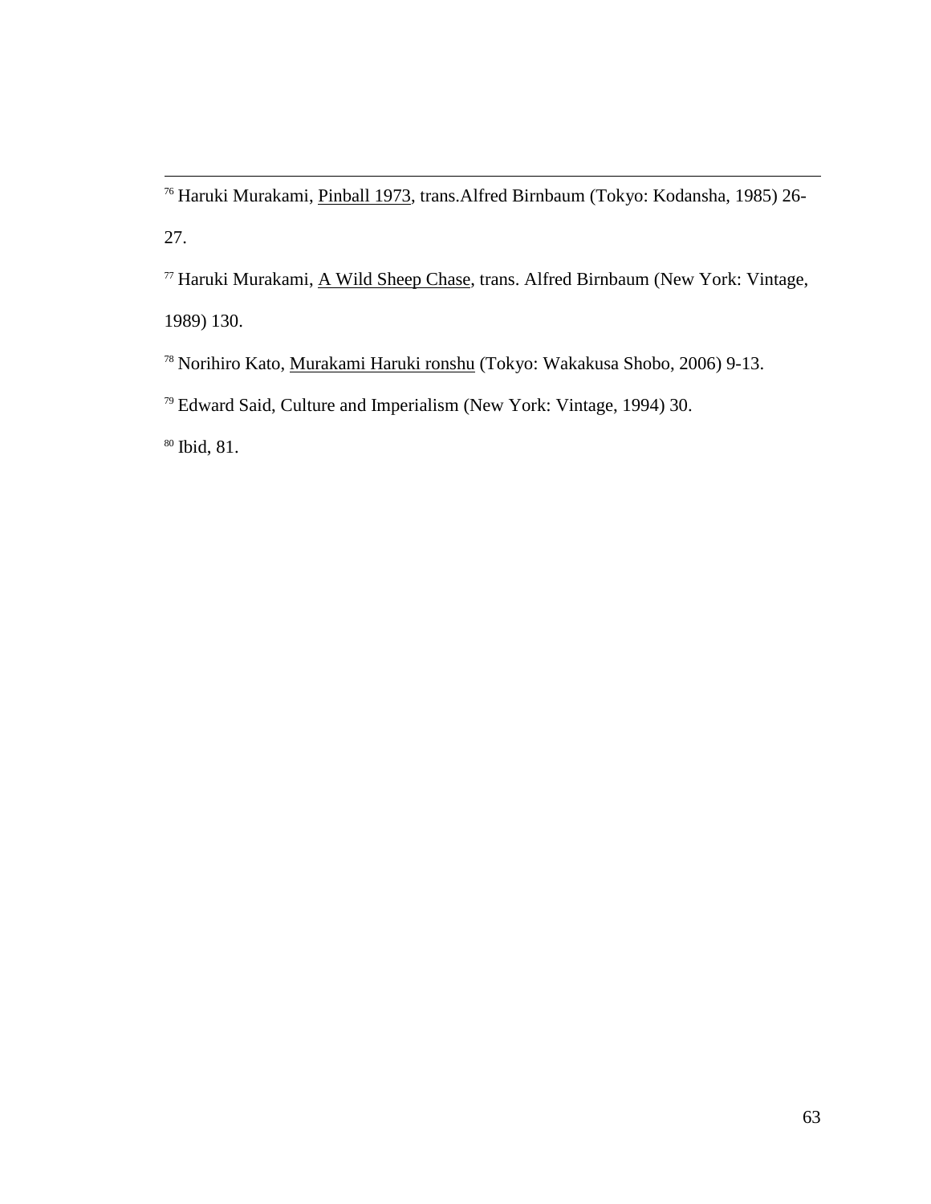[76] Haruki Murakami, Pinball 1973, trans.Alfred Birnbaum (Tokyo: Kodansha, 1985) 26-27.

[77] Haruki Murakami, A Wild Sheep Chase, trans. Alfred Birnbaum (New York: Vintage, 1989) 130.

[78] Norihiro Kato, Murakami Haruki ronshu (Tokyo: Wakakusa Shobo, 2006) 9-13.

[79] Edward Said, Culture and Imperialism (New York: Vintage, 1994) 30.

[80] Ibid, 81.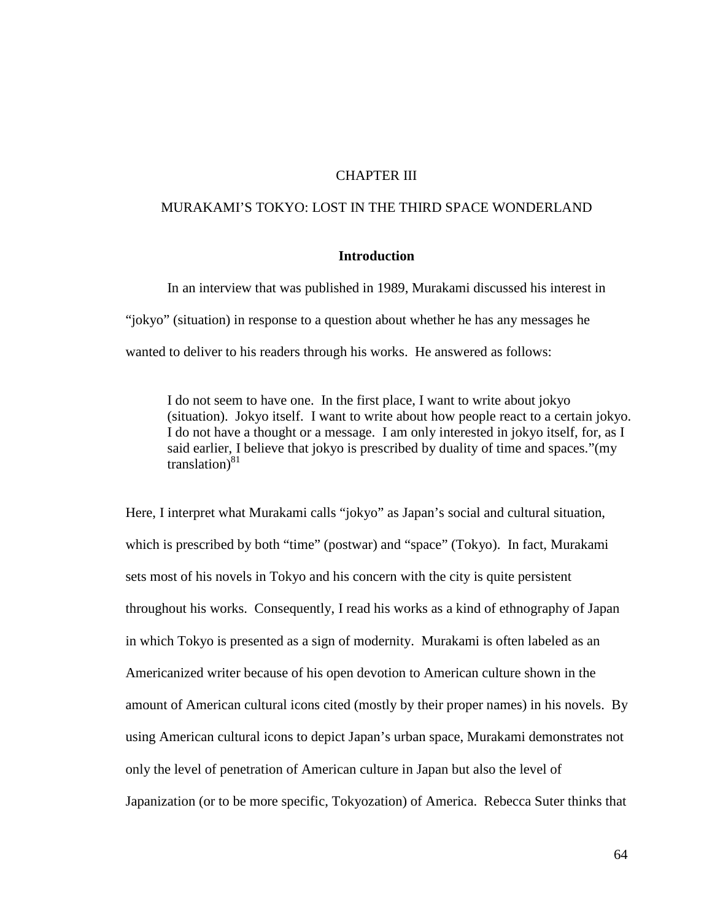# CHAPTER III

# MURAKAMI'S TOKYO: LOST IN THE THIRD SPACE WONDERLAND

## Introduction

In an interview that was published in 1989, Murakami discussed his interest in "jokyo" (situation) in response to a question about whether he has any messages he wanted to deliver to his readers through his works. He answered as follows:

> I do not seem to have one. In the first place, I want to write about jokyo (situation). Jokyo itself. I want to write about how people react to a certain jokyo. I do not have a thought or a message. I am only interested in jokyo itself, for, as I said earlier, I believe that jokyo is prescribed by duality of time and spaces."(my translation)[81]

Here, I interpret what Murakami calls "jokyo" as Japan's social and cultural situation, which is prescribed by both "time" (postwar) and "space" (Tokyo). In fact, Murakami sets most of his novels in Tokyo and his concern with the city is quite persistent throughout his works. Consequently, I read his works as a kind of ethnography of Japan in which Tokyo is presented as a sign of modernity. Murakami is often labeled as an Americanized writer because of his open devotion to American culture shown in the amount of American cultural icons cited (mostly by their proper names) in his novels. By using American cultural icons to depict Japan's urban space, Murakami demonstrates not only the level of penetration of American culture in Japan but also the level of Japanization (or to be more specific, Tokyozation) of America. Rebecca Suter thinks that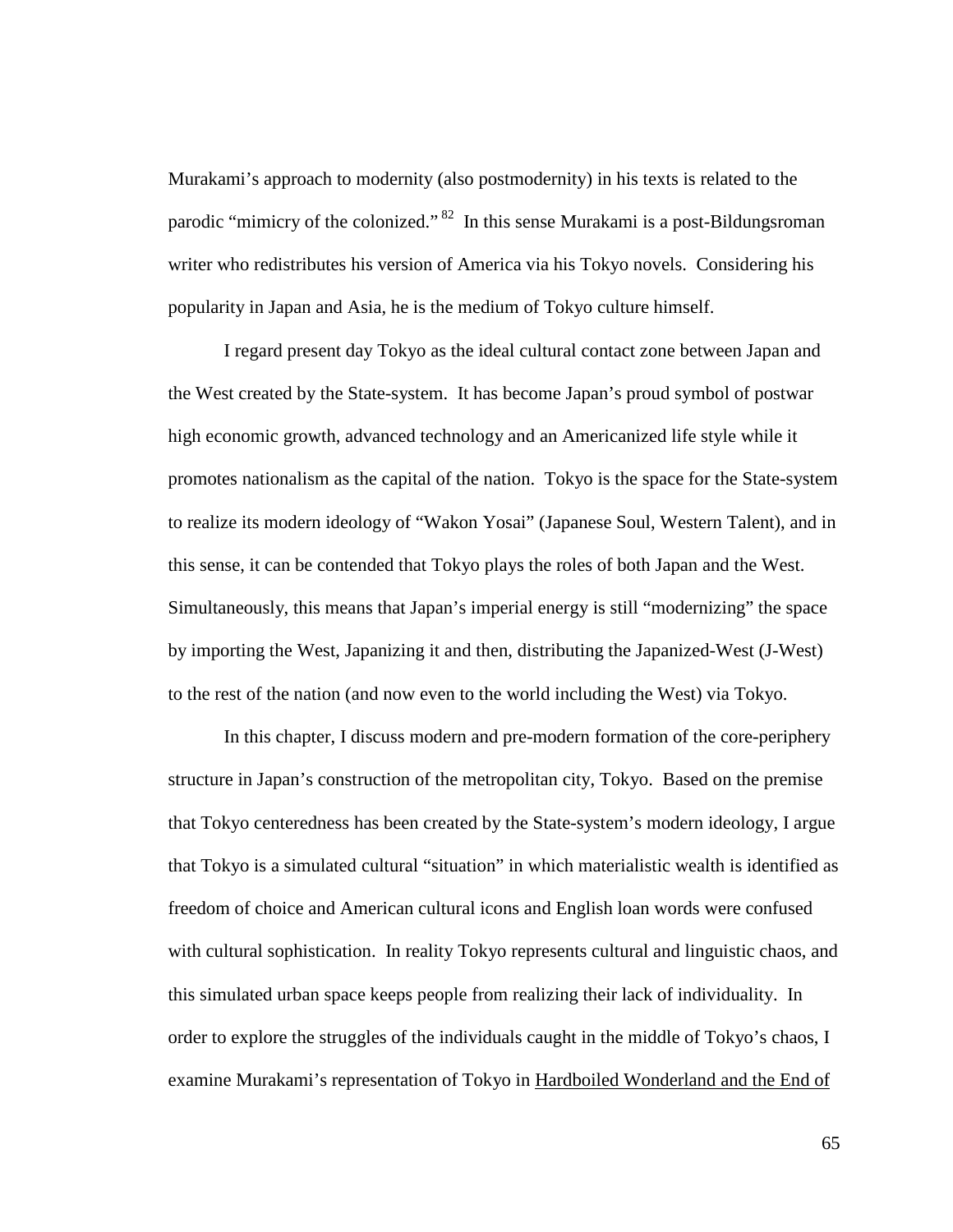Murakami's approach to modernity (also postmodernity) in his texts is related to the parodic "mimicry of the colonized." [82] In this sense Murakami is a post-Bildungsroman writer who redistributes his version of America via his Tokyo novels. Considering his popularity in Japan and Asia, he is the medium of Tokyo culture himself.

I regard present day Tokyo as the ideal cultural contact zone between Japan and the West created by the State-system. It has become Japan's proud symbol of postwar high economic growth, advanced technology and an Americanized life style while it promotes nationalism as the capital of the nation. Tokyo is the space for the State-system to realize its modern ideology of "Wakon Yosai" (Japanese Soul, Western Talent), and in this sense, it can be contended that Tokyo plays the roles of both Japan and the West. Simultaneously, this means that Japan's imperial energy is still "modernizing" the space by importing the West, Japanizing it and then, distributing the Japanized-West (J-West) to the rest of the nation (and now even to the world including the West) via Tokyo.

In this chapter, I discuss modern and pre-modern formation of the core-periphery structure in Japan's construction of the metropolitan city, Tokyo. Based on the premise that Tokyo centeredness has been created by the State-system's modern ideology, I argue that Tokyo is a simulated cultural "situation" in which materialistic wealth is identified as freedom of choice and American cultural icons and English loan words were confused with cultural sophistication. In reality Tokyo represents cultural and linguistic chaos, and this simulated urban space keeps people from realizing their lack of individuality. In order to explore the struggles of the individuals caught in the middle of Tokyo's chaos, I examine Murakami's representation of Tokyo in Hardboiled Wonderland and the End of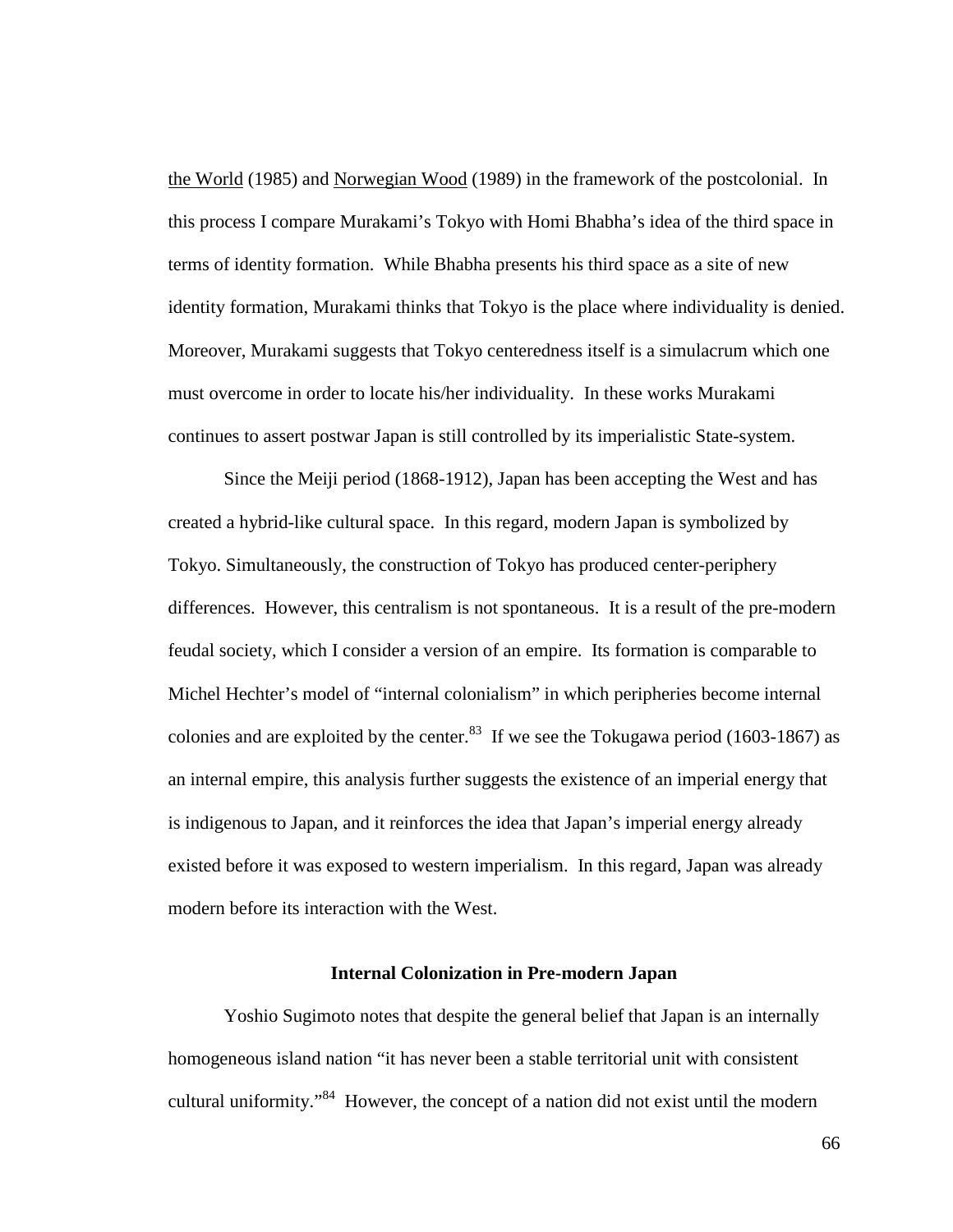the World (1985) and Norwegian Wood (1989) in the framework of the postcolonial. In this process I compare Murakami's Tokyo with Homi Bhabha's idea of the third space in terms of identity formation. While Bhabha presents his third space as a site of new identity formation, Murakami thinks that Tokyo is the place where individuality is denied. Moreover, Murakami suggests that Tokyo centeredness itself is a simulacrum which one must overcome in order to locate his/her individuality. In these works Murakami continues to assert postwar Japan is still controlled by its imperialistic State-system.

Since the Meiji period (1868-1912), Japan has been accepting the West and has created a hybrid-like cultural space. In this regard, modern Japan is symbolized by Tokyo. Simultaneously, the construction of Tokyo has produced center-periphery differences. However, this centralism is not spontaneous. It is a result of the pre-modern feudal society, which I consider a version of an empire. Its formation is comparable to Michel Hechter's model of "internal colonialism" in which peripheries become internal colonies and are exploited by the center.[83] If we see the Tokugawa period (1603-1867) as an internal empire, this analysis further suggests the existence of an imperial energy that is indigenous to Japan, and it reinforces the idea that Japan's imperial energy already existed before it was exposed to western imperialism. In this regard, Japan was already modern before its interaction with the West.

### Internal Colonization in Pre-modern Japan

Yoshio Sugimoto notes that despite the general belief that Japan is an internally homogeneous island nation "it has never been a stable territorial unit with consistent cultural uniformity."[84] However, the concept of a nation did not exist until the modern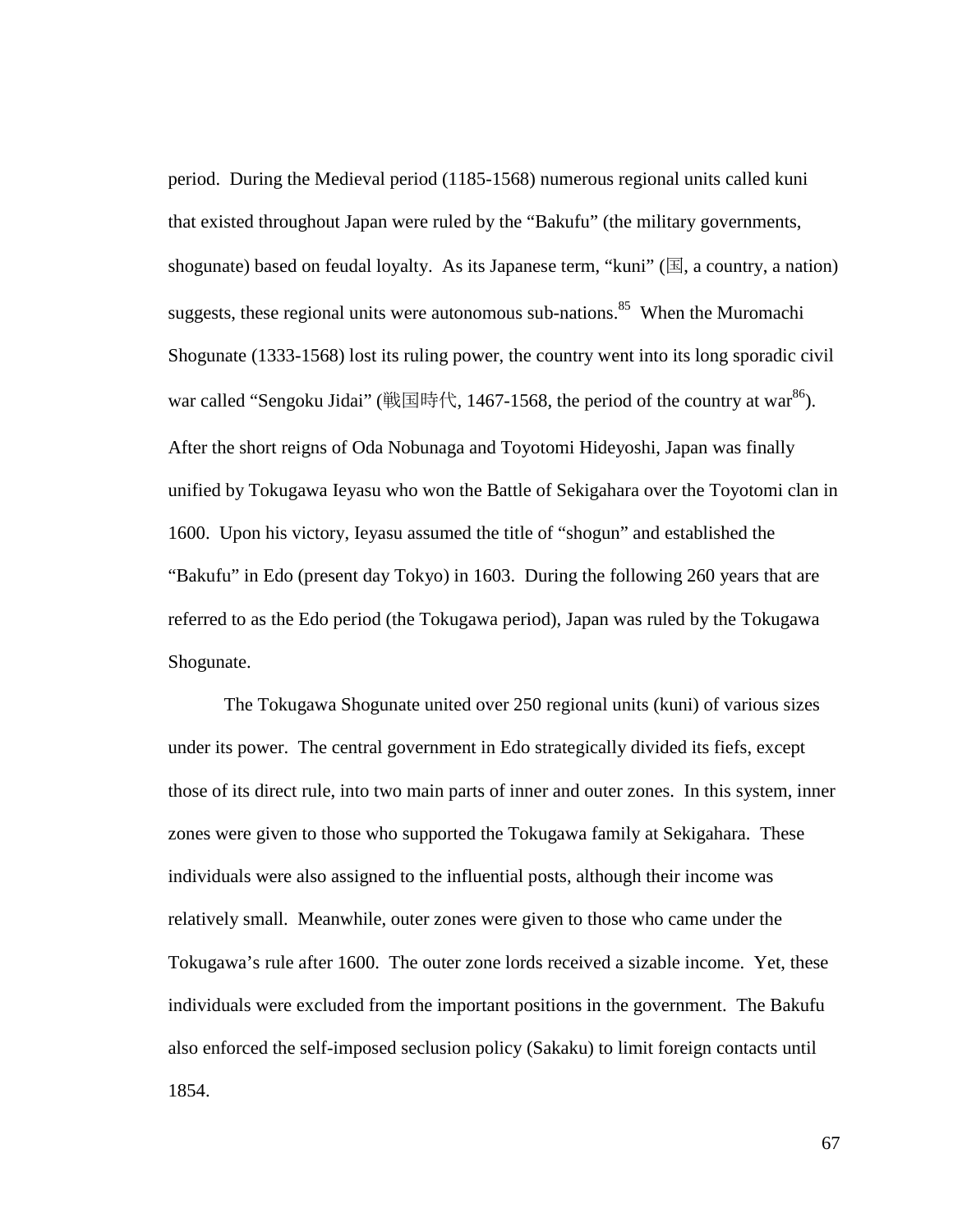period. During the Medieval period (1185-1568) numerous regional units called kuni that existed throughout Japan were ruled by the "Bakufu" (the military governments, shogunate) based on feudal loyalty. As its Japanese term, "kuni" (国, a country, a nation) suggests, these regional units were autonomous sub-nations.[85] When the Muromachi Shogunate (1333-1568) lost its ruling power, the country went into its long sporadic civil war called "Sengoku Jidai" (戦国時代, 1467-1568, the period of the country at war[86]). After the short reigns of Oda Nobunaga and Toyotomi Hideyoshi, Japan was finally unified by Tokugawa Ieyasu who won the Battle of Sekigahara over the Toyotomi clan in 1600. Upon his victory, Ieyasu assumed the title of "shogun" and established the "Bakufu" in Edo (present day Tokyo) in 1603. During the following 260 years that are referred to as the Edo period (the Tokugawa period), Japan was ruled by the Tokugawa Shogunate.

The Tokugawa Shogunate united over 250 regional units (kuni) of various sizes under its power. The central government in Edo strategically divided its fiefs, except those of its direct rule, into two main parts of inner and outer zones. In this system, inner zones were given to those who supported the Tokugawa family at Sekigahara. These individuals were also assigned to the influential posts, although their income was relatively small. Meanwhile, outer zones were given to those who came under the Tokugawa's rule after 1600. The outer zone lords received a sizable income. Yet, these individuals were excluded from the important positions in the government. The Bakufu also enforced the self-imposed seclusion policy (Sakaku) to limit foreign contacts until 1854.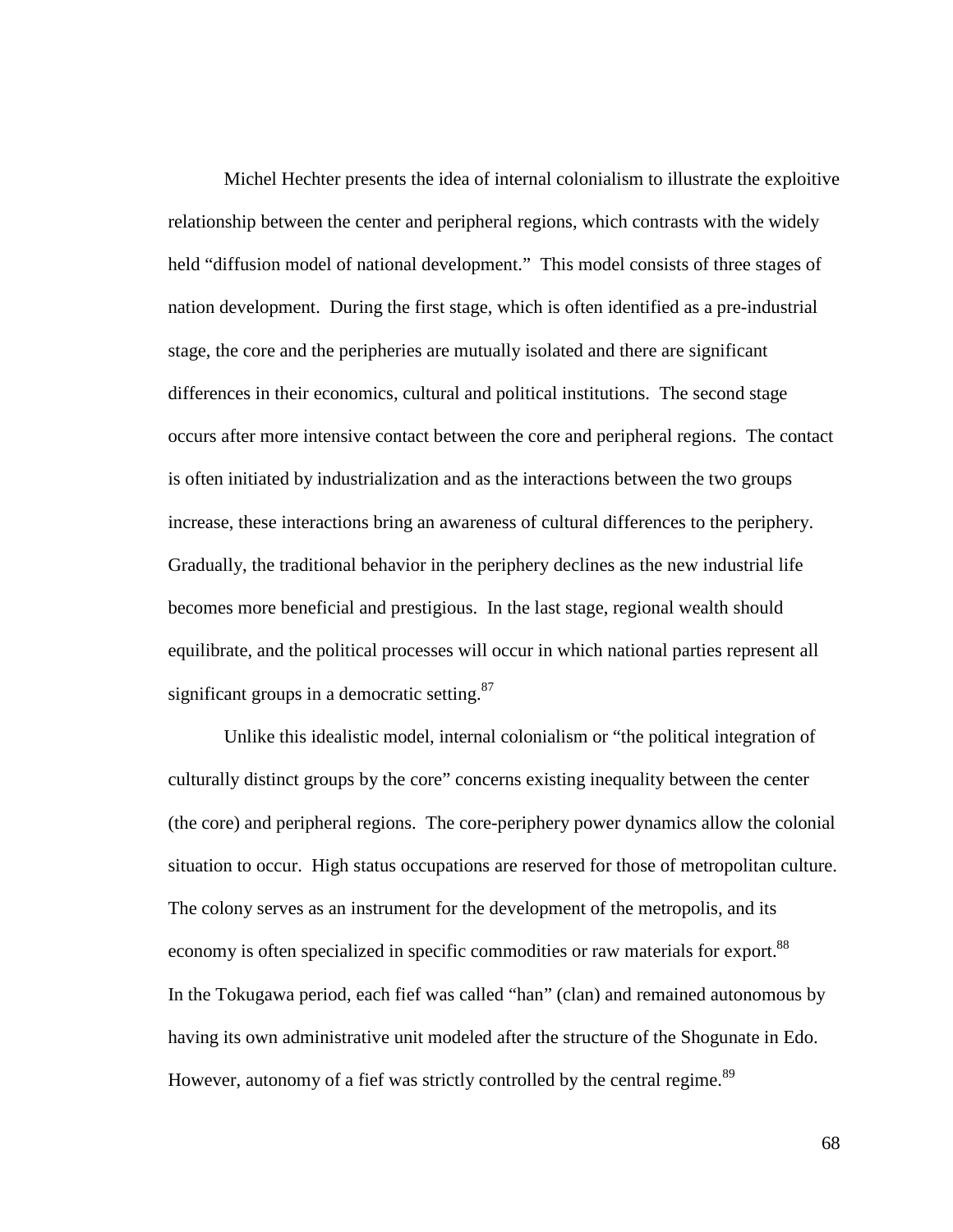Michel Hechter presents the idea of internal colonialism to illustrate the exploitive relationship between the center and peripheral regions, which contrasts with the widely held "diffusion model of national development." This model consists of three stages of nation development. During the first stage, which is often identified as a pre-industrial stage, the core and the peripheries are mutually isolated and there are significant differences in their economics, cultural and political institutions. The second stage occurs after more intensive contact between the core and peripheral regions. The contact is often initiated by industrialization and as the interactions between the two groups increase, these interactions bring an awareness of cultural differences to the periphery. Gradually, the traditional behavior in the periphery declines as the new industrial life becomes more beneficial and prestigious. In the last stage, regional wealth should equilibrate, and the political processes will occur in which national parties represent all significant groups in a democratic setting.[87]

Unlike this idealistic model, internal colonialism or "the political integration of culturally distinct groups by the core" concerns existing inequality between the center (the core) and peripheral regions. The core-periphery power dynamics allow the colonial situation to occur. High status occupations are reserved for those of metropolitan culture. The colony serves as an instrument for the development of the metropolis, and its economy is often specialized in specific commodities or raw materials for export.[88] In the Tokugawa period, each fief was called "han" (clan) and remained autonomous by having its own administrative unit modeled after the structure of the Shogunate in Edo. However, autonomy of a fief was strictly controlled by the central regime.[89]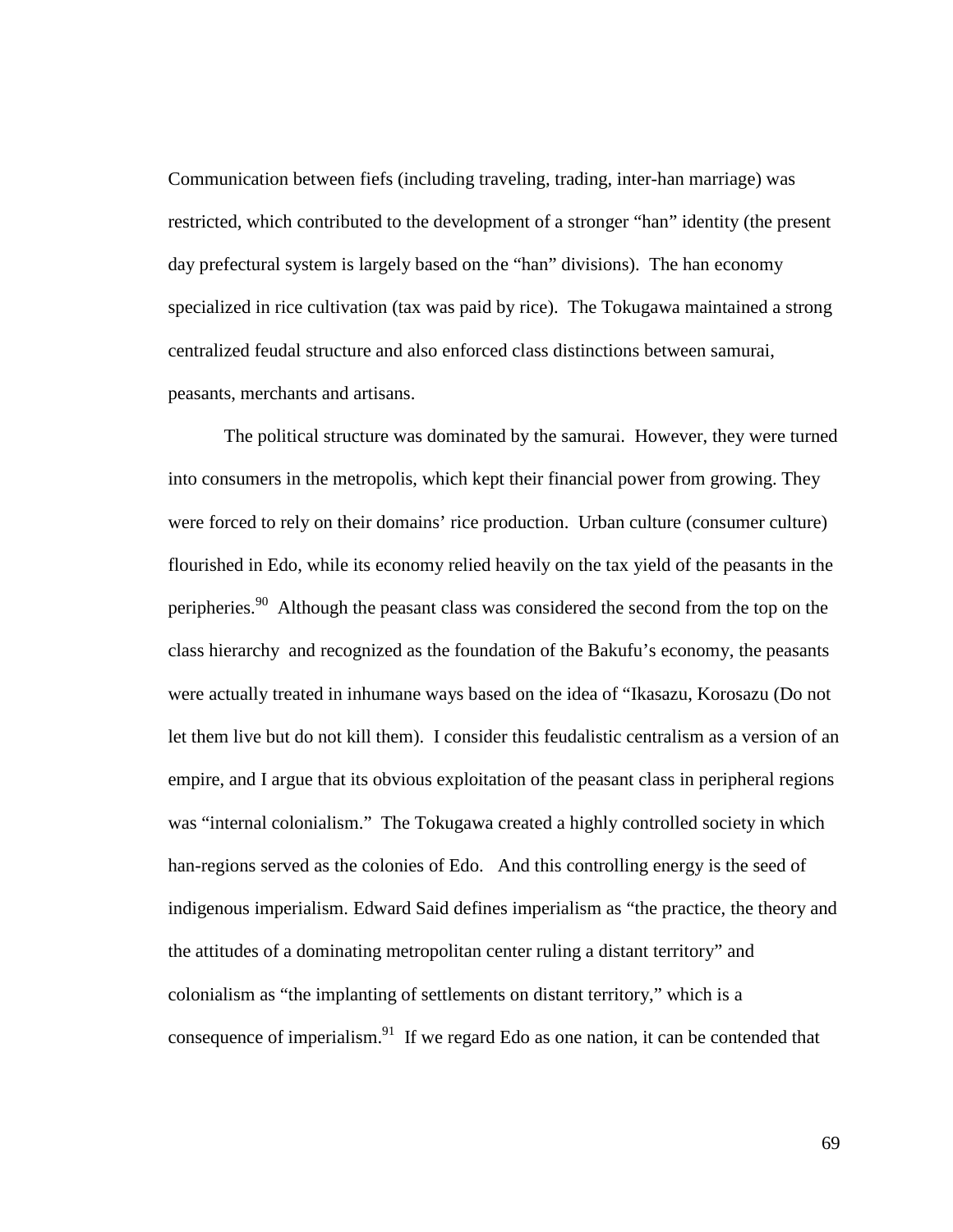Communication between fiefs (including traveling, trading, inter-han marriage) was restricted, which contributed to the development of a stronger "han" identity (the present day prefectural system is largely based on the "han" divisions). The han economy specialized in rice cultivation (tax was paid by rice). The Tokugawa maintained a strong centralized feudal structure and also enforced class distinctions between samurai, peasants, merchants and artisans.

The political structure was dominated by the samurai. However, they were turned into consumers in the metropolis, which kept their financial power from growing. They were forced to rely on their domains' rice production. Urban culture (consumer culture) flourished in Edo, while its economy relied heavily on the tax yield of the peasants in the peripheries.[90] Although the peasant class was considered the second from the top on the class hierarchy and recognized as the foundation of the Bakufu's economy, the peasants were actually treated in inhumane ways based on the idea of "Ikasazu, Korosazu (Do not let them live but do not kill them). I consider this feudalistic centralism as a version of an empire, and I argue that its obvious exploitation of the peasant class in peripheral regions was "internal colonialism." The Tokugawa created a highly controlled society in which han-regions served as the colonies of Edo. And this controlling energy is the seed of indigenous imperialism. Edward Said defines imperialism as "the practice, the theory and the attitudes of a dominating metropolitan center ruling a distant territory" and colonialism as "the implanting of settlements on distant territory," which is a consequence of imperialism.[91] If we regard Edo as one nation, it can be contended that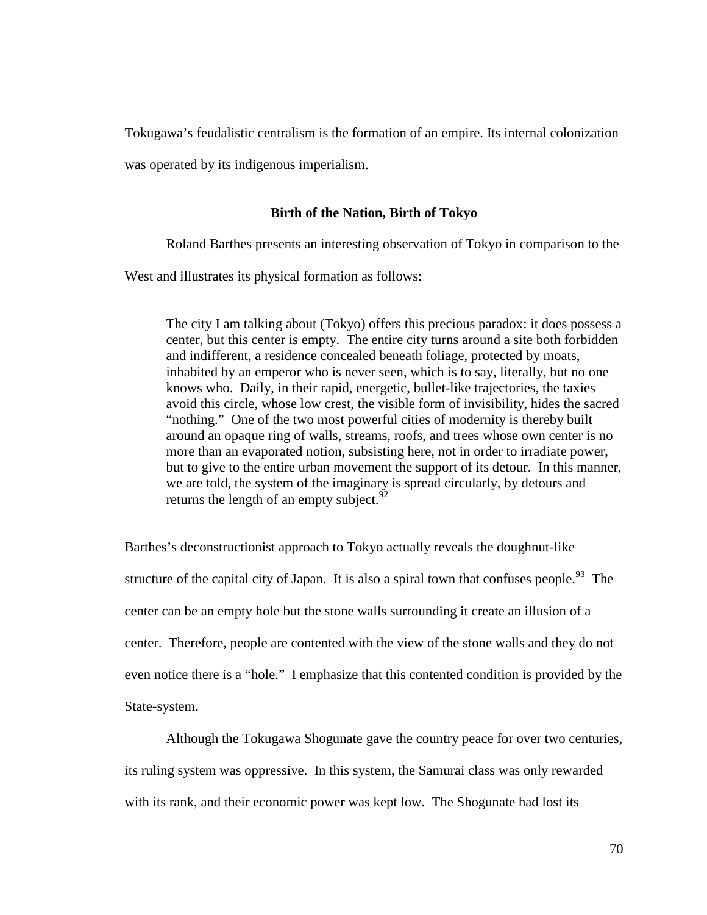Tokugawa's feudalistic centralism is the formation of an empire. Its internal colonization was operated by its indigenous imperialism.

## Birth of the Nation, Birth of Tokyo

Roland Barthes presents an interesting observation of Tokyo in comparison to the West and illustrates its physical formation as follows:

> The city I am talking about (Tokyo) offers this precious paradox: it does possess a center, but this center is empty. The entire city turns around a site both forbidden and indifferent, a residence concealed beneath foliage, protected by moats, inhabited by an emperor who is never seen, which is to say, literally, but no one knows who. Daily, in their rapid, energetic, bullet-like trajectories, the taxies avoid this circle, whose low crest, the visible form of invisibility, hides the sacred "nothing." One of the two most powerful cities of modernity is thereby built around an opaque ring of walls, streams, roofs, and trees whose own center is no more than an evaporated notion, subsisting here, not in order to irradiate power, but to give to the entire urban movement the support of its detour. In this manner, we are told, the system of the imaginary is spread circularly, by detours and returns the length of an empty subject.[92]

Barthes's deconstructionist approach to Tokyo actually reveals the doughnut-like structure of the capital city of Japan. It is also a spiral town that confuses people.[93] The center can be an empty hole but the stone walls surrounding it create an illusion of a center. Therefore, people are contented with the view of the stone walls and they do not even notice there is a "hole." I emphasize that this contented condition is provided by the State-system.

Although the Tokugawa Shogunate gave the country peace for over two centuries, its ruling system was oppressive. In this system, the Samurai class was only rewarded with its rank, and their economic power was kept low. The Shogunate had lost its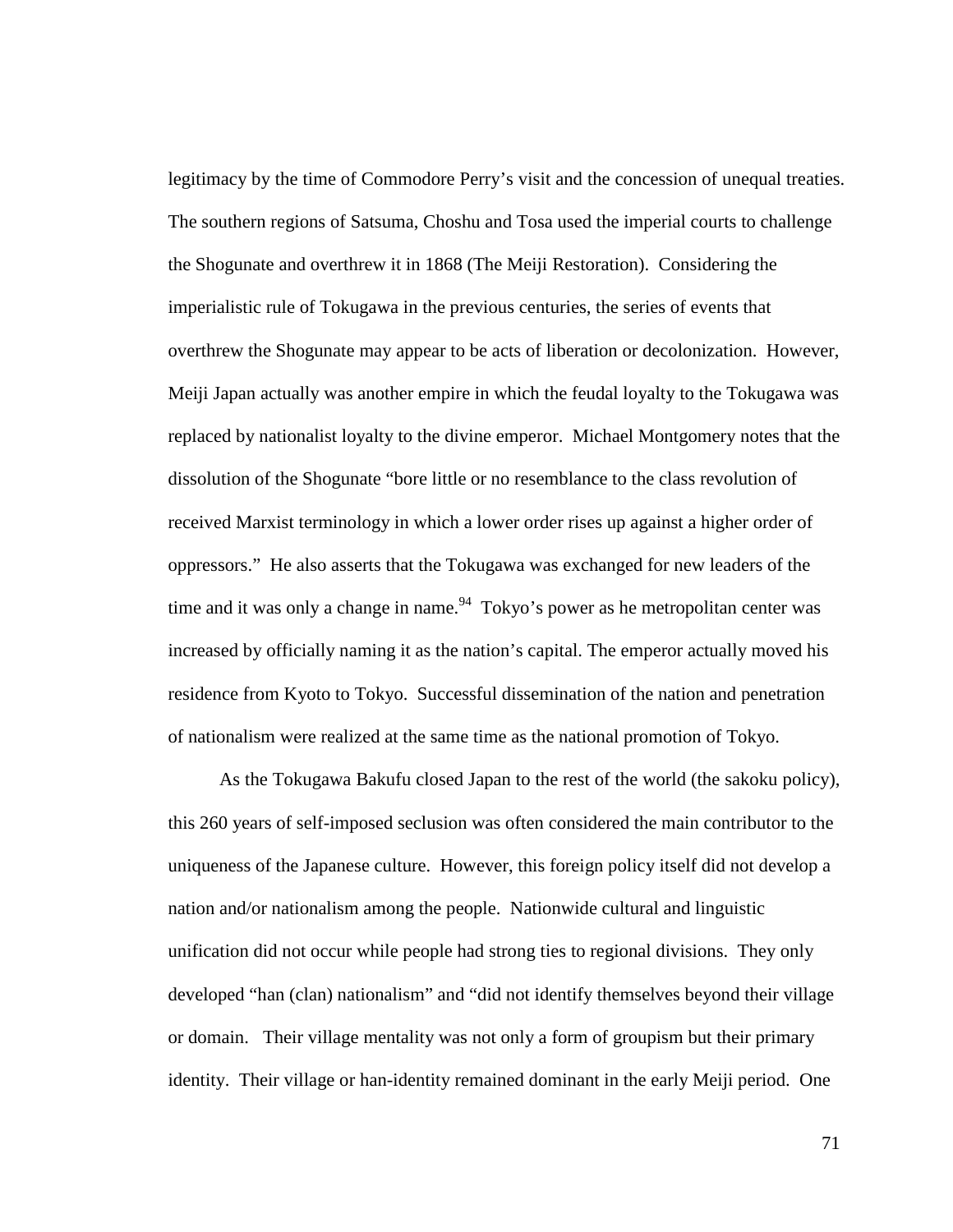legitimacy by the time of Commodore Perry's visit and the concession of unequal treaties. The southern regions of Satsuma, Choshu and Tosa used the imperial courts to challenge the Shogunate and overthrew it in 1868 (The Meiji Restoration). Considering the imperialistic rule of Tokugawa in the previous centuries, the series of events that overthrew the Shogunate may appear to be acts of liberation or decolonization. However, Meiji Japan actually was another empire in which the feudal loyalty to the Tokugawa was replaced by nationalist loyalty to the divine emperor. Michael Montgomery notes that the dissolution of the Shogunate "bore little or no resemblance to the class revolution of received Marxist terminology in which a lower order rises up against a higher order of oppressors." He also asserts that the Tokugawa was exchanged for new leaders of the time and it was only a change in name.[94] Tokyo's power as he metropolitan center was increased by officially naming it as the nation's capital. The emperor actually moved his residence from Kyoto to Tokyo. Successful dissemination of the nation and penetration of nationalism were realized at the same time as the national promotion of Tokyo.

As the Tokugawa Bakufu closed Japan to the rest of the world (the sakoku policy), this 260 years of self-imposed seclusion was often considered the main contributor to the uniqueness of the Japanese culture. However, this foreign policy itself did not develop a nation and/or nationalism among the people. Nationwide cultural and linguistic unification did not occur while people had strong ties to regional divisions. They only developed "han (clan) nationalism" and "did not identify themselves beyond their village or domain. Their village mentality was not only a form of groupism but their primary identity. Their village or han-identity remained dominant in the early Meiji period. One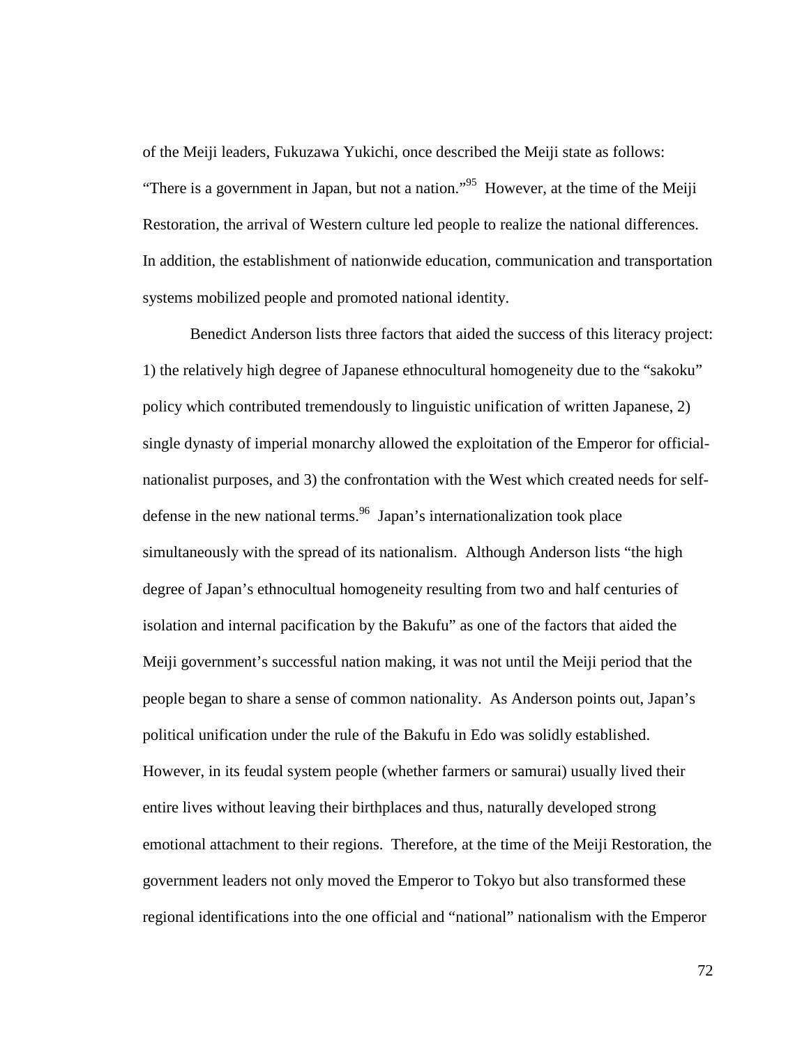of the Meiji leaders, Fukuzawa Yukichi, once described the Meiji state as follows: "There is a government in Japan, but not a nation."[95] However, at the time of the Meiji Restoration, the arrival of Western culture led people to realize the national differences. In addition, the establishment of nationwide education, communication and transportation systems mobilized people and promoted national identity.

Benedict Anderson lists three factors that aided the success of this literacy project: 1) the relatively high degree of Japanese ethnocultural homogeneity due to the "sakoku" policy which contributed tremendously to linguistic unification of written Japanese, 2) single dynasty of imperial monarchy allowed the exploitation of the Emperor for official-nationalist purposes, and 3) the confrontation with the West which created needs for self-defense in the new national terms.[96] Japan's internationalization took place simultaneously with the spread of its nationalism. Although Anderson lists "the high degree of Japan's ethnocultual homogeneity resulting from two and half centuries of isolation and internal pacification by the Bakufu" as one of the factors that aided the Meiji government's successful nation making, it was not until the Meiji period that the people began to share a sense of common nationality. As Anderson points out, Japan's political unification under the rule of the Bakufu in Edo was solidly established. However, in its feudal system people (whether farmers or samurai) usually lived their entire lives without leaving their birthplaces and thus, naturally developed strong emotional attachment to their regions. Therefore, at the time of the Meiji Restoration, the government leaders not only moved the Emperor to Tokyo but also transformed these regional identifications into the one official and "national" nationalism with the Emperor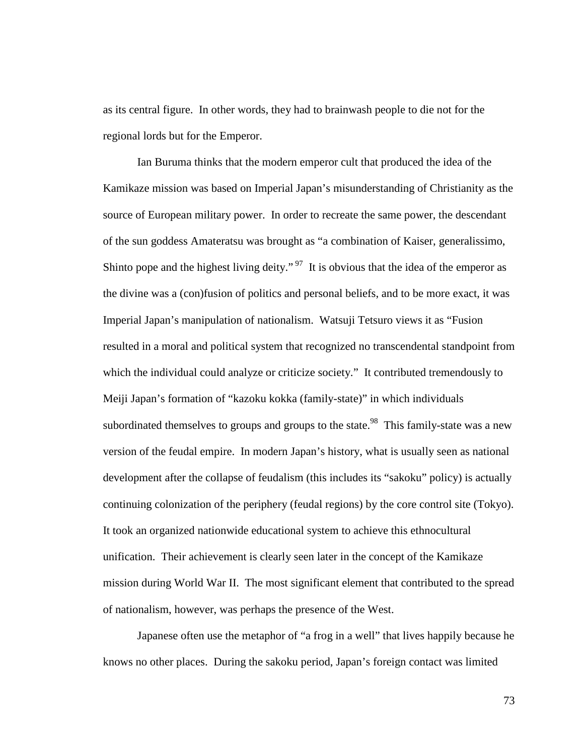as its central figure. In other words, they had to brainwash people to die not for the regional lords but for the Emperor.

Ian Buruma thinks that the modern emperor cult that produced the idea of the Kamikaze mission was based on Imperial Japan's misunderstanding of Christianity as the source of European military power. In order to recreate the same power, the descendant of the sun goddess Amateratsu was brought as "a combination of Kaiser, generalissimo, Shinto pope and the highest living deity."[97] It is obvious that the idea of the emperor as the divine was a (con)fusion of politics and personal beliefs, and to be more exact, it was Imperial Japan's manipulation of nationalism. Watsuji Tetsuro views it as "Fusion resulted in a moral and political system that recognized no transcendental standpoint from which the individual could analyze or criticize society." It contributed tremendously to Meiji Japan's formation of "kazoku kokka (family-state)" in which individuals subordinated themselves to groups and groups to the state.[98] This family-state was a new version of the feudal empire. In modern Japan's history, what is usually seen as national development after the collapse of feudalism (this includes its "sakoku" policy) is actually continuing colonization of the periphery (feudal regions) by the core control site (Tokyo). It took an organized nationwide educational system to achieve this ethnocultural unification. Their achievement is clearly seen later in the concept of the Kamikaze mission during World War II. The most significant element that contributed to the spread of nationalism, however, was perhaps the presence of the West.

Japanese often use the metaphor of "a frog in a well" that lives happily because he knows no other places. During the sakoku period, Japan's foreign contact was limited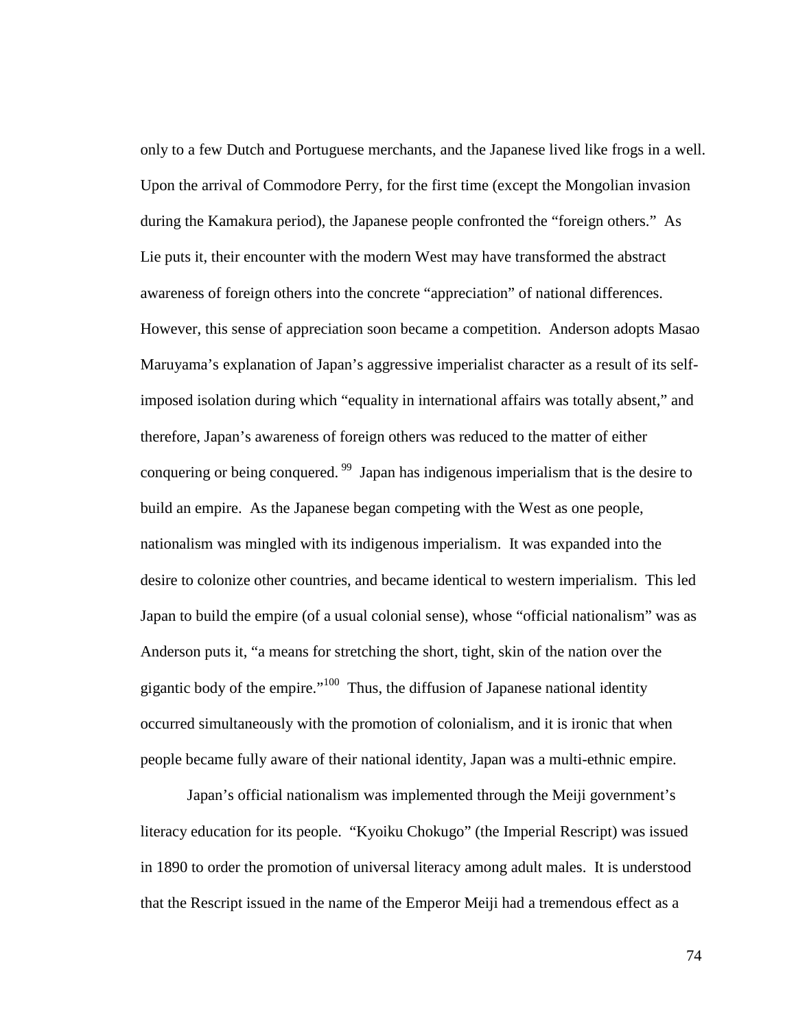only to a few Dutch and Portuguese merchants, and the Japanese lived like frogs in a well. Upon the arrival of Commodore Perry, for the first time (except the Mongolian invasion during the Kamakura period), the Japanese people confronted the "foreign others." As Lie puts it, their encounter with the modern West may have transformed the abstract awareness of foreign others into the concrete "appreciation" of national differences. However, this sense of appreciation soon became a competition. Anderson adopts Masao Maruyama's explanation of Japan's aggressive imperialist character as a result of its self-imposed isolation during which "equality in international affairs was totally absent," and therefore, Japan's awareness of foreign others was reduced to the matter of either conquering or being conquered.[99] Japan has indigenous imperialism that is the desire to build an empire. As the Japanese began competing with the West as one people, nationalism was mingled with its indigenous imperialism. It was expanded into the desire to colonize other countries, and became identical to western imperialism. This led Japan to build the empire (of a usual colonial sense), whose "official nationalism" was as Anderson puts it, "a means for stretching the short, tight, skin of the nation over the gigantic body of the empire."[100] Thus, the diffusion of Japanese national identity occurred simultaneously with the promotion of colonialism, and it is ironic that when people became fully aware of their national identity, Japan was a multi-ethnic empire.

Japan's official nationalism was implemented through the Meiji government's literacy education for its people. "Kyoiku Chokugo" (the Imperial Rescript) was issued in 1890 to order the promotion of universal literacy among adult males. It is understood that the Rescript issued in the name of the Emperor Meiji had a tremendous effect as a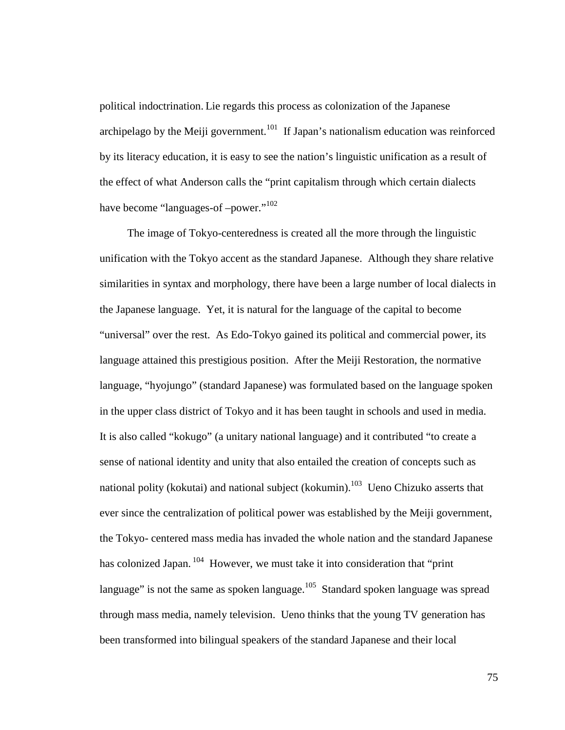political indoctrination. Lie regards this process as colonization of the Japanese archipelago by the Meiji government.[101] If Japan's nationalism education was reinforced by its literacy education, it is easy to see the nation's linguistic unification as a result of the effect of what Anderson calls the "print capitalism through which certain dialects have become "languages-of –power."[102]

The image of Tokyo-centeredness is created all the more through the linguistic unification with the Tokyo accent as the standard Japanese. Although they share relative similarities in syntax and morphology, there have been a large number of local dialects in the Japanese language. Yet, it is natural for the language of the capital to become "universal" over the rest. As Edo-Tokyo gained its political and commercial power, its language attained this prestigious position. After the Meiji Restoration, the normative language, "hyojungo" (standard Japanese) was formulated based on the language spoken in the upper class district of Tokyo and it has been taught in schools and used in media. It is also called "kokugo" (a unitary national language) and it contributed "to create a sense of national identity and unity that also entailed the creation of concepts such as national polity (kokutai) and national subject (kokumin).[103] Ueno Chizuko asserts that ever since the centralization of political power was established by the Meiji government, the Tokyo- centered mass media has invaded the whole nation and the standard Japanese has colonized Japan.[104] However, we must take it into consideration that "print language" is not the same as spoken language.[105] Standard spoken language was spread through mass media, namely television. Ueno thinks that the young TV generation has been transformed into bilingual speakers of the standard Japanese and their local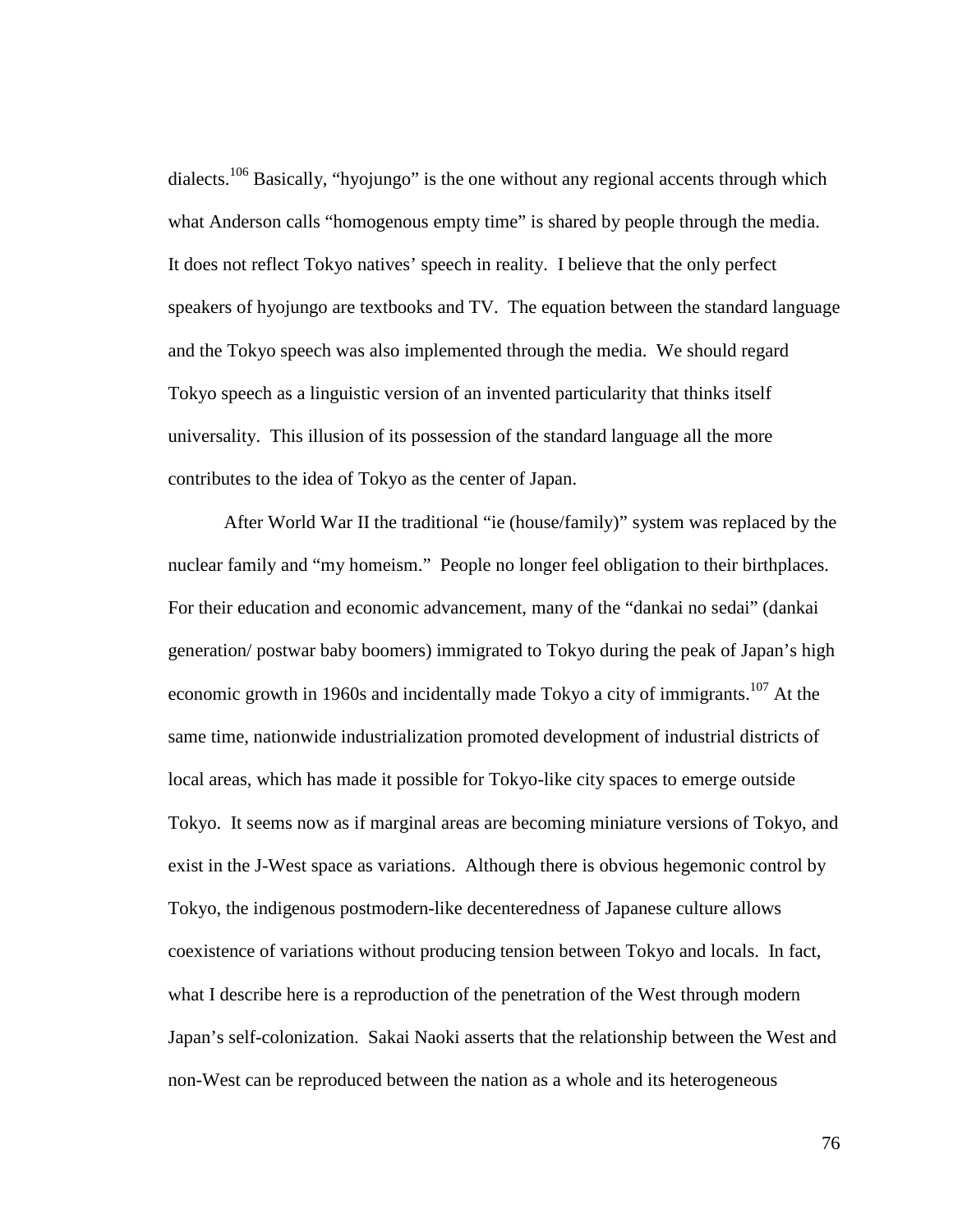dialects.[106] Basically, "hyojungo" is the one without any regional accents through which what Anderson calls "homogenous empty time" is shared by people through the media. It does not reflect Tokyo natives' speech in reality. I believe that the only perfect speakers of hyojungo are textbooks and TV. The equation between the standard language and the Tokyo speech was also implemented through the media. We should regard Tokyo speech as a linguistic version of an invented particularity that thinks itself universality. This illusion of its possession of the standard language all the more contributes to the idea of Tokyo as the center of Japan.

After World War II the traditional "ie (house/family)" system was replaced by the nuclear family and "my homeism." People no longer feel obligation to their birthplaces. For their education and economic advancement, many of the "dankai no sedai" (dankai generation/ postwar baby boomers) immigrated to Tokyo during the peak of Japan's high economic growth in 1960s and incidentally made Tokyo a city of immigrants.[107] At the same time, nationwide industrialization promoted development of industrial districts of local areas, which has made it possible for Tokyo-like city spaces to emerge outside Tokyo. It seems now as if marginal areas are becoming miniature versions of Tokyo, and exist in the J-West space as variations. Although there is obvious hegemonic control by Tokyo, the indigenous postmodern-like decenteredness of Japanese culture allows coexistence of variations without producing tension between Tokyo and locals. In fact, what I describe here is a reproduction of the penetration of the West through modern Japan's self-colonization. Sakai Naoki asserts that the relationship between the West and non-West can be reproduced between the nation as a whole and its heterogeneous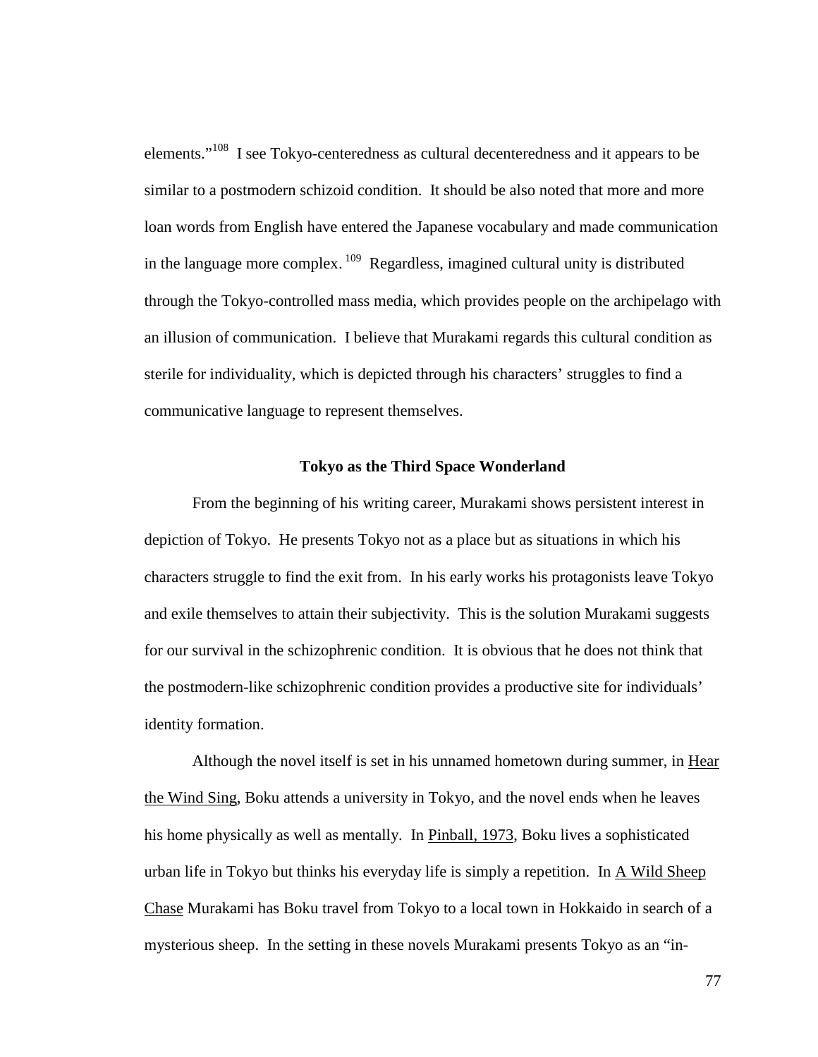elements."[108] I see Tokyo-centeredness as cultural decenteredness and it appears to be similar to a postmodern schizoid condition. It should be also noted that more and more loan words from English have entered the Japanese vocabulary and made communication in the language more complex.[109] Regardless, imagined cultural unity is distributed through the Tokyo-controlled mass media, which provides people on the archipelago with an illusion of communication. I believe that Murakami regards this cultural condition as sterile for individuality, which is depicted through his characters' struggles to find a communicative language to represent themselves.

### Tokyo as the Third Space Wonderland

From the beginning of his writing career, Murakami shows persistent interest in depiction of Tokyo. He presents Tokyo not as a place but as situations in which his characters struggle to find the exit from. In his early works his protagonists leave Tokyo and exile themselves to attain their subjectivity. This is the solution Murakami suggests for our survival in the schizophrenic condition. It is obvious that he does not think that the postmodern-like schizophrenic condition provides a productive site for individuals' identity formation.

Although the novel itself is set in his unnamed hometown during summer, in Hear the Wind Sing, Boku attends a university in Tokyo, and the novel ends when he leaves his home physically as well as mentally. In Pinball, 1973, Boku lives a sophisticated urban life in Tokyo but thinks his everyday life is simply a repetition. In A Wild Sheep Chase Murakami has Boku travel from Tokyo to a local town in Hokkaido in search of a mysterious sheep. In the setting in these novels Murakami presents Tokyo as an "in-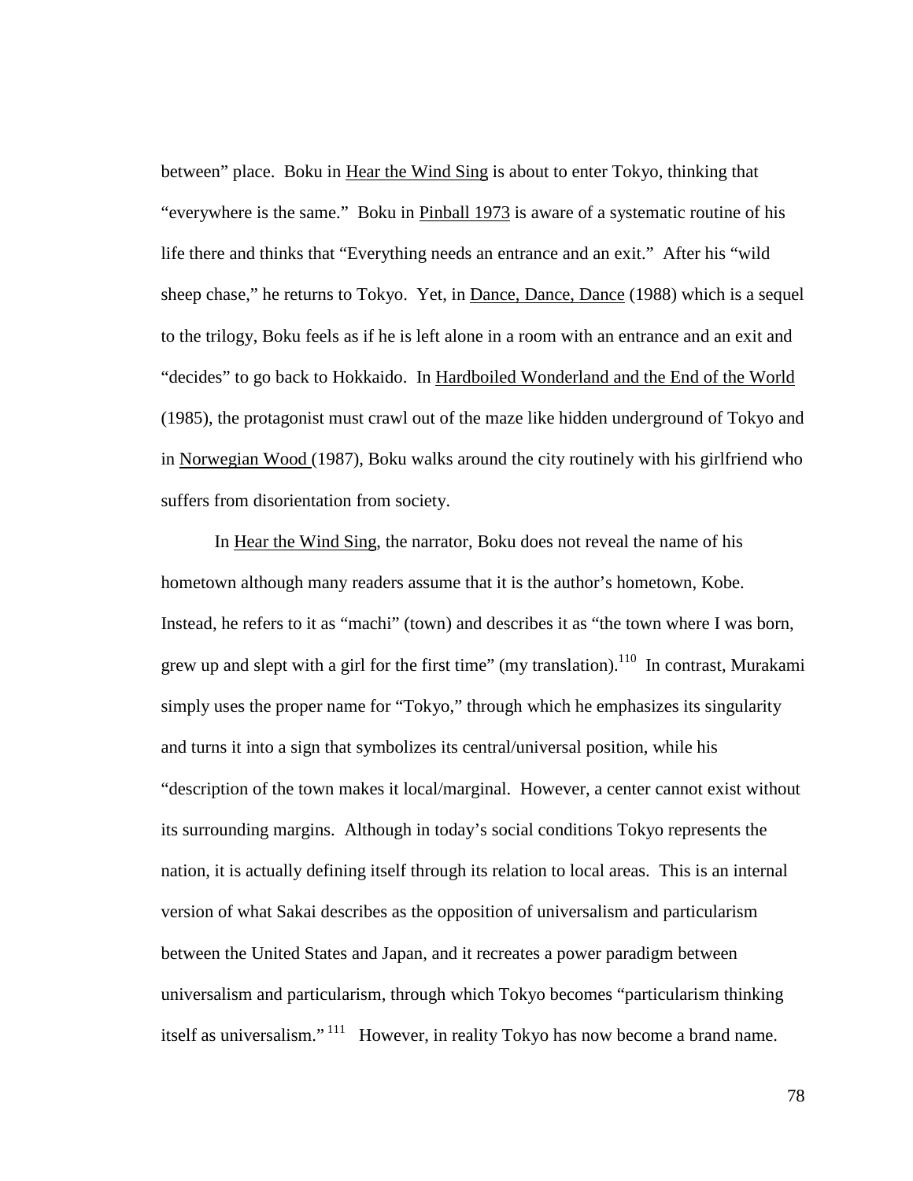between" place. Boku in Hear the Wind Sing is about to enter Tokyo, thinking that "everywhere is the same." Boku in Pinball 1973 is aware of a systematic routine of his life there and thinks that "Everything needs an entrance and an exit." After his "wild sheep chase," he returns to Tokyo. Yet, in Dance, Dance, Dance (1988) which is a sequel to the trilogy, Boku feels as if he is left alone in a room with an entrance and an exit and "decides" to go back to Hokkaido. In Hardboiled Wonderland and the End of the World (1985), the protagonist must crawl out of the maze like hidden underground of Tokyo and in Norwegian Wood (1987), Boku walks around the city routinely with his girlfriend who suffers from disorientation from society.

In Hear the Wind Sing, the narrator, Boku does not reveal the name of his hometown although many readers assume that it is the author's hometown, Kobe. Instead, he refers to it as "machi" (town) and describes it as "the town where I was born, grew up and slept with a girl for the first time" (my translation).[110] In contrast, Murakami simply uses the proper name for "Tokyo," through which he emphasizes its singularity and turns it into a sign that symbolizes its central/universal position, while his "description of the town makes it local/marginal. However, a center cannot exist without its surrounding margins. Although in today's social conditions Tokyo represents the nation, it is actually defining itself through its relation to local areas. This is an internal version of what Sakai describes as the opposition of universalism and particularism between the United States and Japan, and it recreates a power paradigm between universalism and particularism, through which Tokyo becomes "particularism thinking itself as universalism."[111] However, in reality Tokyo has now become a brand name.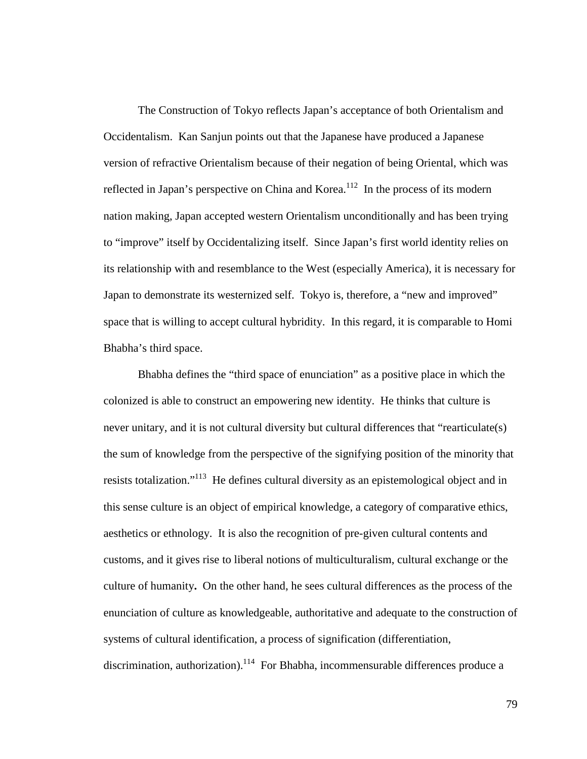The Construction of Tokyo reflects Japan's acceptance of both Orientalism and Occidentalism. Kan Sanjun points out that the Japanese have produced a Japanese version of refractive Orientalism because of their negation of being Oriental, which was reflected in Japan's perspective on China and Korea.[112] In the process of its modern nation making, Japan accepted western Orientalism unconditionally and has been trying to "improve" itself by Occidentalizing itself. Since Japan's first world identity relies on its relationship with and resemblance to the West (especially America), it is necessary for Japan to demonstrate its westernized self. Tokyo is, therefore, a "new and improved" space that is willing to accept cultural hybridity. In this regard, it is comparable to Homi Bhabha's third space.

Bhabha defines the "third space of enunciation" as a positive place in which the colonized is able to construct an empowering new identity. He thinks that culture is never unitary, and it is not cultural diversity but cultural differences that "rearticulate(s) the sum of knowledge from the perspective of the signifying position of the minority that resists totalization."[113] He defines cultural diversity as an epistemological object and in this sense culture is an object of empirical knowledge, a category of comparative ethics, aesthetics or ethnology. It is also the recognition of pre-given cultural contents and customs, and it gives rise to liberal notions of multiculturalism, cultural exchange or the culture of humanity**.** On the other hand, he sees cultural differences as the process of the enunciation of culture as knowledgeable, authoritative and adequate to the construction of systems of cultural identification, a process of signification (differentiation, discrimination, authorization).[114] For Bhabha, incommensurable differences produce a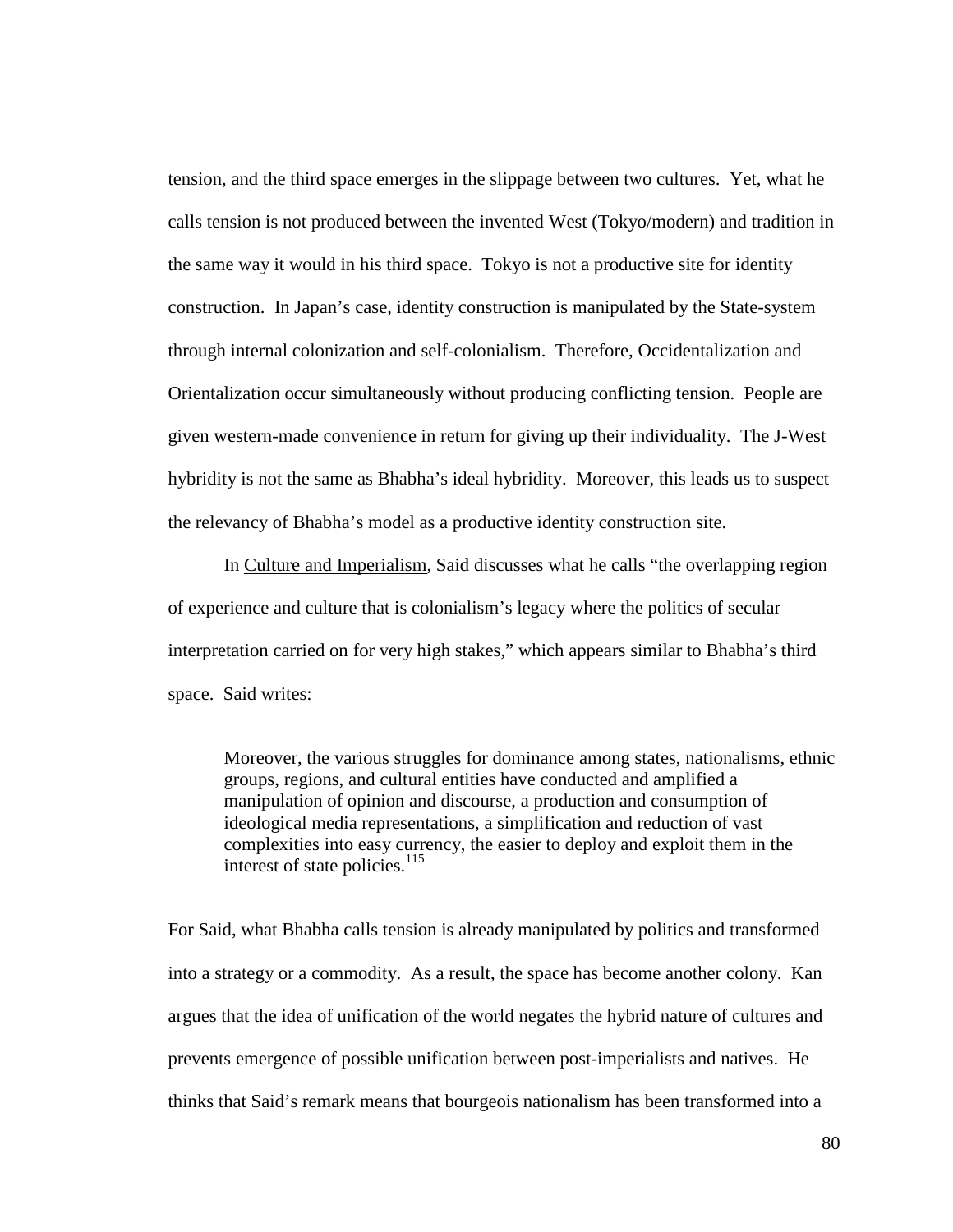tension, and the third space emerges in the slippage between two cultures. Yet, what he calls tension is not produced between the invented West (Tokyo/modern) and tradition in the same way it would in his third space. Tokyo is not a productive site for identity construction. In Japan's case, identity construction is manipulated by the State-system through internal colonization and self-colonialism. Therefore, Occidentalization and Orientalization occur simultaneously without producing conflicting tension. People are given western-made convenience in return for giving up their individuality. The J-West hybridity is not the same as Bhabha's ideal hybridity. Moreover, this leads us to suspect the relevancy of Bhabha's model as a productive identity construction site.

In Culture and Imperialism, Said discusses what he calls "the overlapping region of experience and culture that is colonialism's legacy where the politics of secular interpretation carried on for very high stakes," which appears similar to Bhabha's third space. Said writes:

> Moreover, the various struggles for dominance among states, nationalisms, ethnic groups, regions, and cultural entities have conducted and amplified a manipulation of opinion and discourse, a production and consumption of ideological media representations, a simplification and reduction of vast complexities into easy currency, the easier to deploy and exploit them in the interest of state policies.[115]

For Said, what Bhabha calls tension is already manipulated by politics and transformed into a strategy or a commodity. As a result, the space has become another colony. Kan argues that the idea of unification of the world negates the hybrid nature of cultures and prevents emergence of possible unification between post-imperialists and natives. He thinks that Said's remark means that bourgeois nationalism has been transformed into a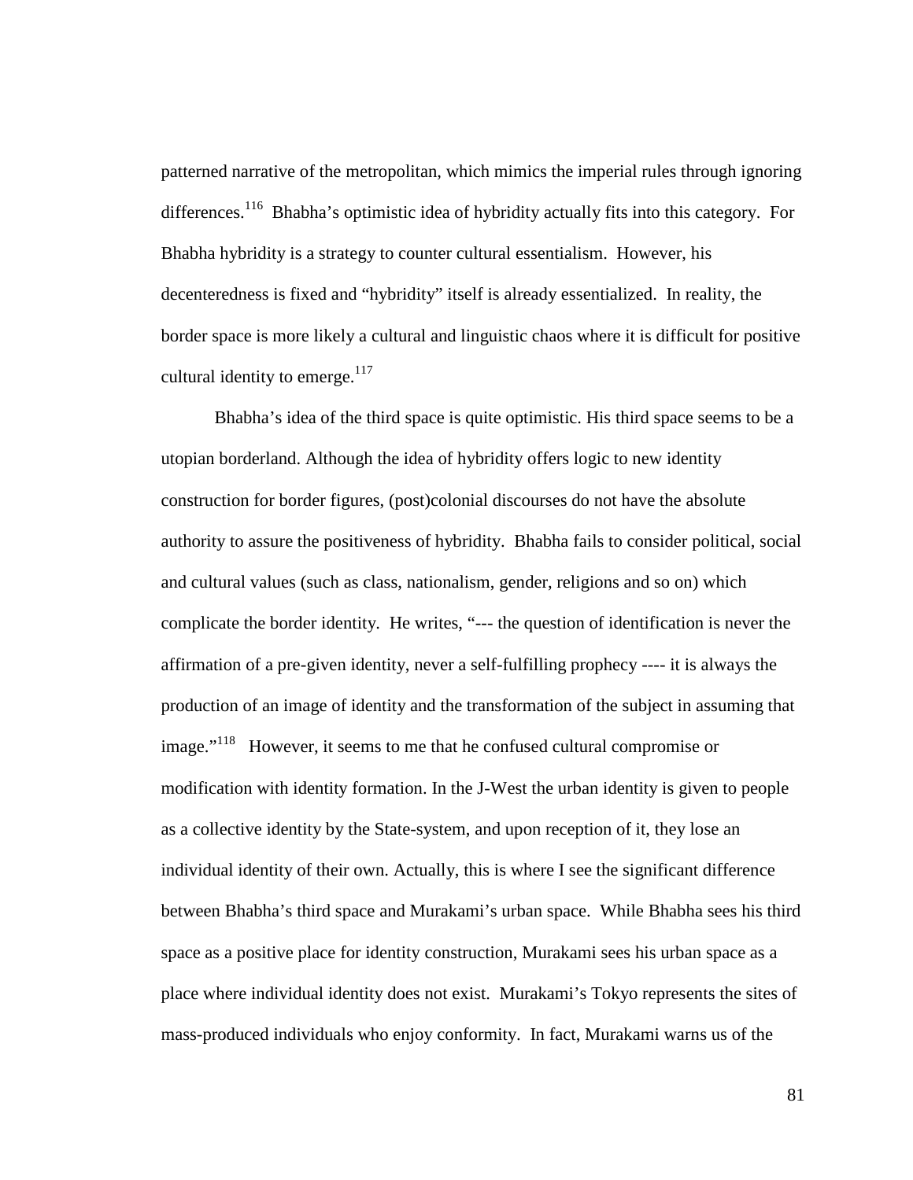patterned narrative of the metropolitan, which mimics the imperial rules through ignoring differences.[116] Bhabha's optimistic idea of hybridity actually fits into this category. For Bhabha hybridity is a strategy to counter cultural essentialism. However, his decenteredness is fixed and "hybridity" itself is already essentialized. In reality, the border space is more likely a cultural and linguistic chaos where it is difficult for positive cultural identity to emerge.[117]

Bhabha's idea of the third space is quite optimistic. His third space seems to be a utopian borderland. Although the idea of hybridity offers logic to new identity construction for border figures, (post)colonial discourses do not have the absolute authority to assure the positiveness of hybridity. Bhabha fails to consider political, social and cultural values (such as class, nationalism, gender, religions and so on) which complicate the border identity. He writes, "--- the question of identification is never the affirmation of a pre-given identity, never a self-fulfilling prophecy ---- it is always the production of an image of identity and the transformation of the subject in assuming that image."[118] However, it seems to me that he confused cultural compromise or modification with identity formation. In the J-West the urban identity is given to people as a collective identity by the State-system, and upon reception of it, they lose an individual identity of their own. Actually, this is where I see the significant difference between Bhabha's third space and Murakami's urban space. While Bhabha sees his third space as a positive place for identity construction, Murakami sees his urban space as a place where individual identity does not exist. Murakami's Tokyo represents the sites of mass-produced individuals who enjoy conformity. In fact, Murakami warns us of the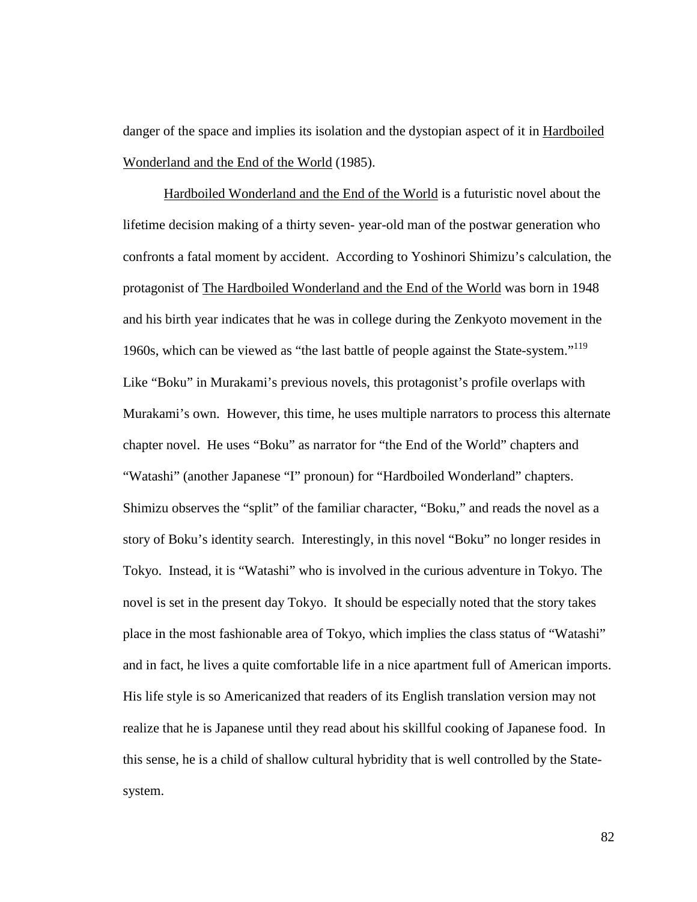danger of the space and implies its isolation and the dystopian aspect of it in Hardboiled Wonderland and the End of the World (1985).

Hardboiled Wonderland and the End of the World is a futuristic novel about the lifetime decision making of a thirty seven- year-old man of the postwar generation who confronts a fatal moment by accident. According to Yoshinori Shimizu's calculation, the protagonist of The Hardboiled Wonderland and the End of the World was born in 1948 and his birth year indicates that he was in college during the Zenkyoto movement in the 1960s, which can be viewed as "the last battle of people against the State-system."[119] Like "Boku" in Murakami's previous novels, this protagonist's profile overlaps with Murakami's own. However, this time, he uses multiple narrators to process this alternate chapter novel. He uses "Boku" as narrator for "the End of the World" chapters and "Watashi" (another Japanese "I" pronoun) for "Hardboiled Wonderland" chapters. Shimizu observes the "split" of the familiar character, "Boku," and reads the novel as a story of Boku's identity search. Interestingly, in this novel "Boku" no longer resides in Tokyo. Instead, it is "Watashi" who is involved in the curious adventure in Tokyo. The novel is set in the present day Tokyo. It should be especially noted that the story takes place in the most fashionable area of Tokyo, which implies the class status of "Watashi" and in fact, he lives a quite comfortable life in a nice apartment full of American imports. His life style is so Americanized that readers of its English translation version may not realize that he is Japanese until they read about his skillful cooking of Japanese food. In this sense, he is a child of shallow cultural hybridity that is well controlled by the State-system.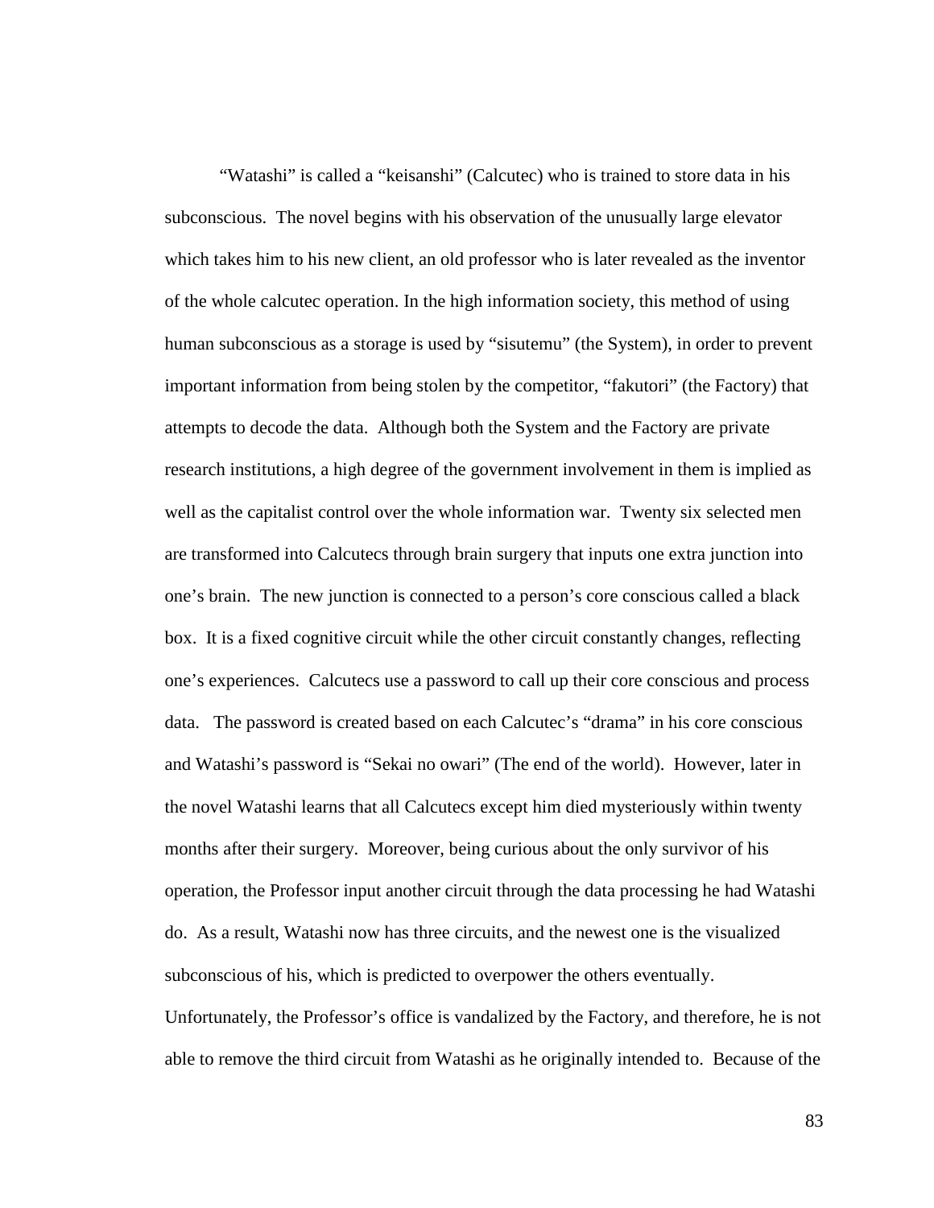"Watashi" is called a "keisanshi" (Calcutec) who is trained to store data in his subconscious. The novel begins with his observation of the unusually large elevator which takes him to his new client, an old professor who is later revealed as the inventor of the whole calcutec operation. In the high information society, this method of using human subconscious as a storage is used by "sisutemu" (the System), in order to prevent important information from being stolen by the competitor, "fakutori" (the Factory) that attempts to decode the data. Although both the System and the Factory are private research institutions, a high degree of the government involvement in them is implied as well as the capitalist control over the whole information war. Twenty six selected men are transformed into Calcutecs through brain surgery that inputs one extra junction into one's brain. The new junction is connected to a person's core conscious called a black box. It is a fixed cognitive circuit while the other circuit constantly changes, reflecting one's experiences. Calcutecs use a password to call up their core conscious and process data. The password is created based on each Calcutec's "drama" in his core conscious and Watashi's password is "Sekai no owari" (The end of the world). However, later in the novel Watashi learns that all Calcutecs except him died mysteriously within twenty months after their surgery. Moreover, being curious about the only survivor of his operation, the Professor input another circuit through the data processing he had Watashi do. As a result, Watashi now has three circuits, and the newest one is the visualized subconscious of his, which is predicted to overpower the others eventually. Unfortunately, the Professor's office is vandalized by the Factory, and therefore, he is not able to remove the third circuit from Watashi as he originally intended to. Because of the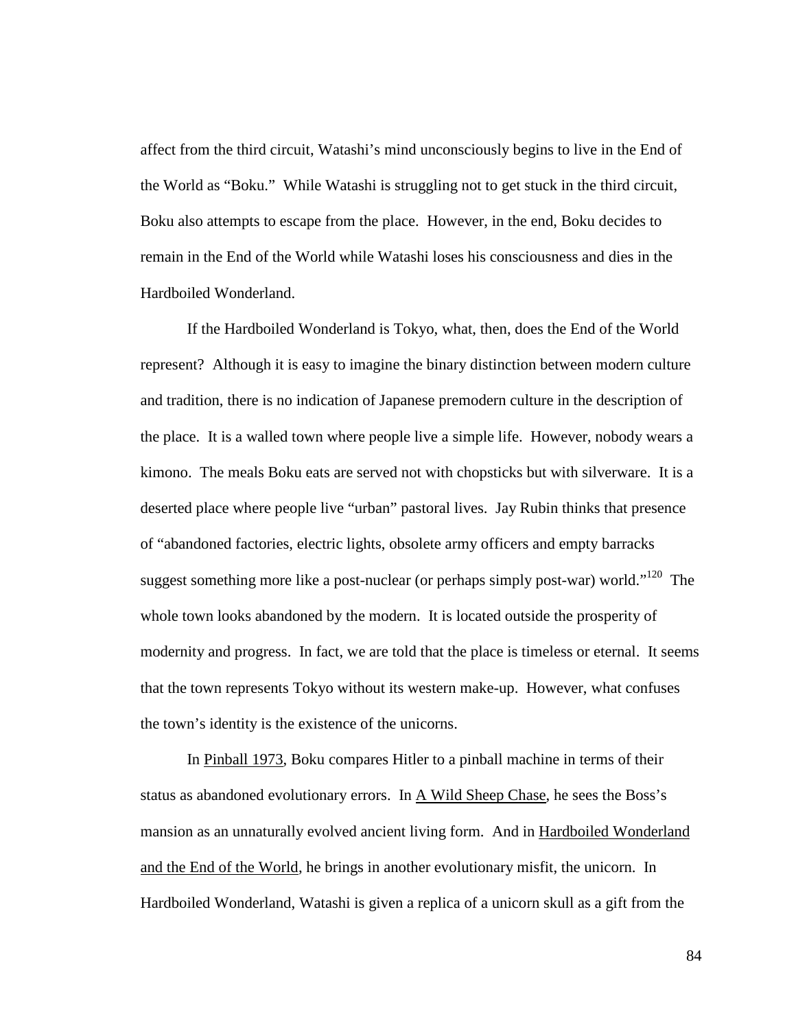affect from the third circuit, Watashi's mind unconsciously begins to live in the End of the World as "Boku." While Watashi is struggling not to get stuck in the third circuit, Boku also attempts to escape from the place. However, in the end, Boku decides to remain in the End of the World while Watashi loses his consciousness and dies in the Hardboiled Wonderland.

If the Hardboiled Wonderland is Tokyo, what, then, does the End of the World represent? Although it is easy to imagine the binary distinction between modern culture and tradition, there is no indication of Japanese premodern culture in the description of the place. It is a walled town where people live a simple life. However, nobody wears a kimono. The meals Boku eats are served not with chopsticks but with silverware. It is a deserted place where people live "urban" pastoral lives. Jay Rubin thinks that presence of "abandoned factories, electric lights, obsolete army officers and empty barracks suggest something more like a post-nuclear (or perhaps simply post-war) world."[120] The whole town looks abandoned by the modern. It is located outside the prosperity of modernity and progress. In fact, we are told that the place is timeless or eternal. It seems that the town represents Tokyo without its western make-up. However, what confuses the town's identity is the existence of the unicorns.

In <u>Pinball 1973</u>, Boku compares Hitler to a pinball machine in terms of their status as abandoned evolutionary errors. In <u>A Wild Sheep Chase</u>, he sees the Boss's mansion as an unnaturally evolved ancient living form. And in <u>Hardboiled Wonderland and the End of the World</u>, he brings in another evolutionary misfit, the unicorn. In Hardboiled Wonderland, Watashi is given a replica of a unicorn skull as a gift from the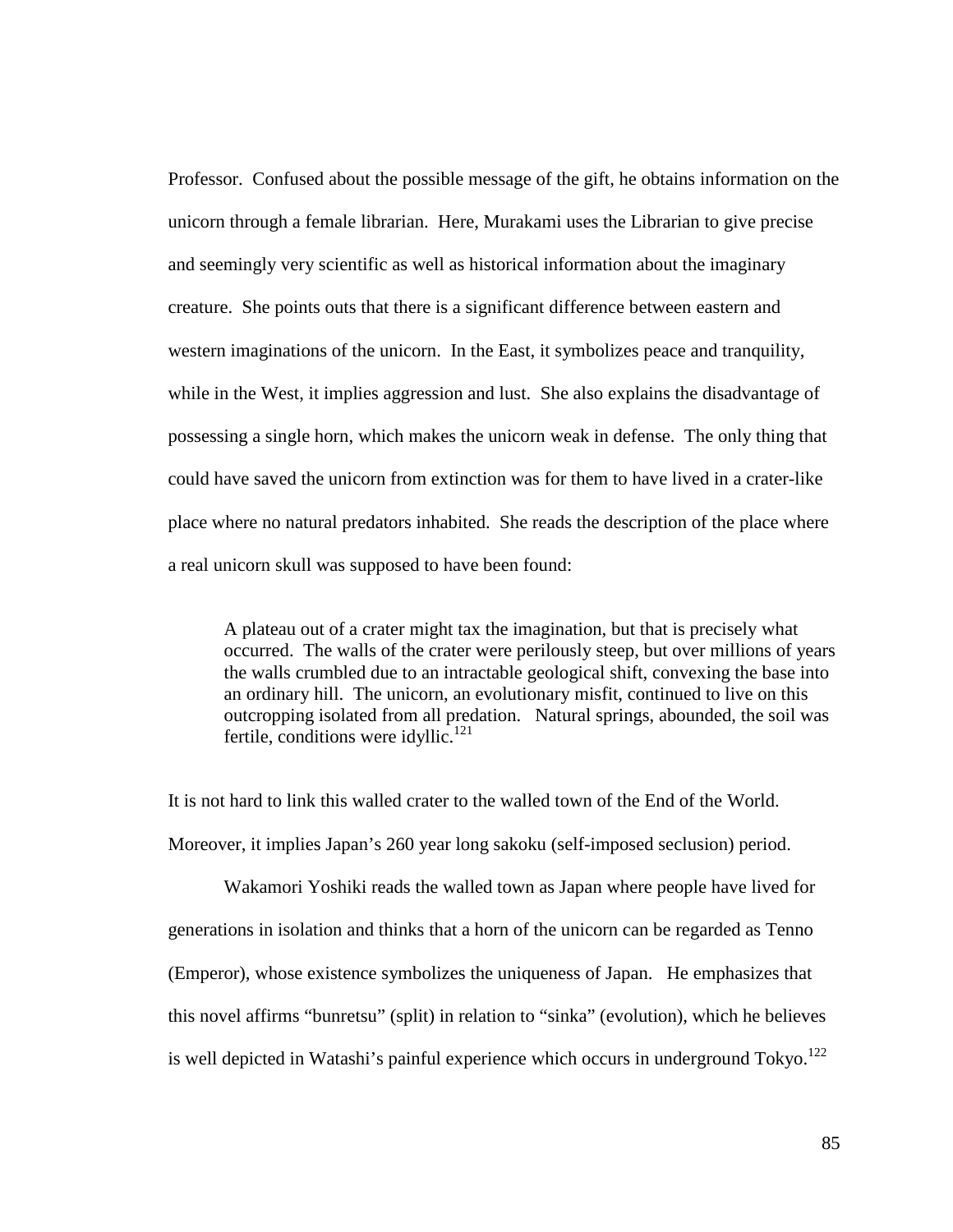Professor. Confused about the possible message of the gift, he obtains information on the unicorn through a female librarian. Here, Murakami uses the Librarian to give precise and seemingly very scientific as well as historical information about the imaginary creature. She points outs that there is a significant difference between eastern and western imaginations of the unicorn. In the East, it symbolizes peace and tranquility, while in the West, it implies aggression and lust. She also explains the disadvantage of possessing a single horn, which makes the unicorn weak in defense. The only thing that could have saved the unicorn from extinction was for them to have lived in a crater-like place where no natural predators inhabited. She reads the description of the place where a real unicorn skull was supposed to have been found:

> A plateau out of a crater might tax the imagination, but that is precisely what occurred. The walls of the crater were perilously steep, but over millions of years the walls crumbled due to an intractable geological shift, convexing the base into an ordinary hill. The unicorn, an evolutionary misfit, continued to live on this outcropping isolated from all predation. Natural springs, abounded, the soil was fertile, conditions were idyllic.[121]

It is not hard to link this walled crater to the walled town of the End of the World. Moreover, it implies Japan's 260 year long sakoku (self-imposed seclusion) period.

Wakamori Yoshiki reads the walled town as Japan where people have lived for generations in isolation and thinks that a horn of the unicorn can be regarded as Tenno (Emperor), whose existence symbolizes the uniqueness of Japan. He emphasizes that this novel affirms "bunretsu" (split) in relation to "sinka" (evolution), which he believes is well depicted in Watashi's painful experience which occurs in underground Tokyo.[122]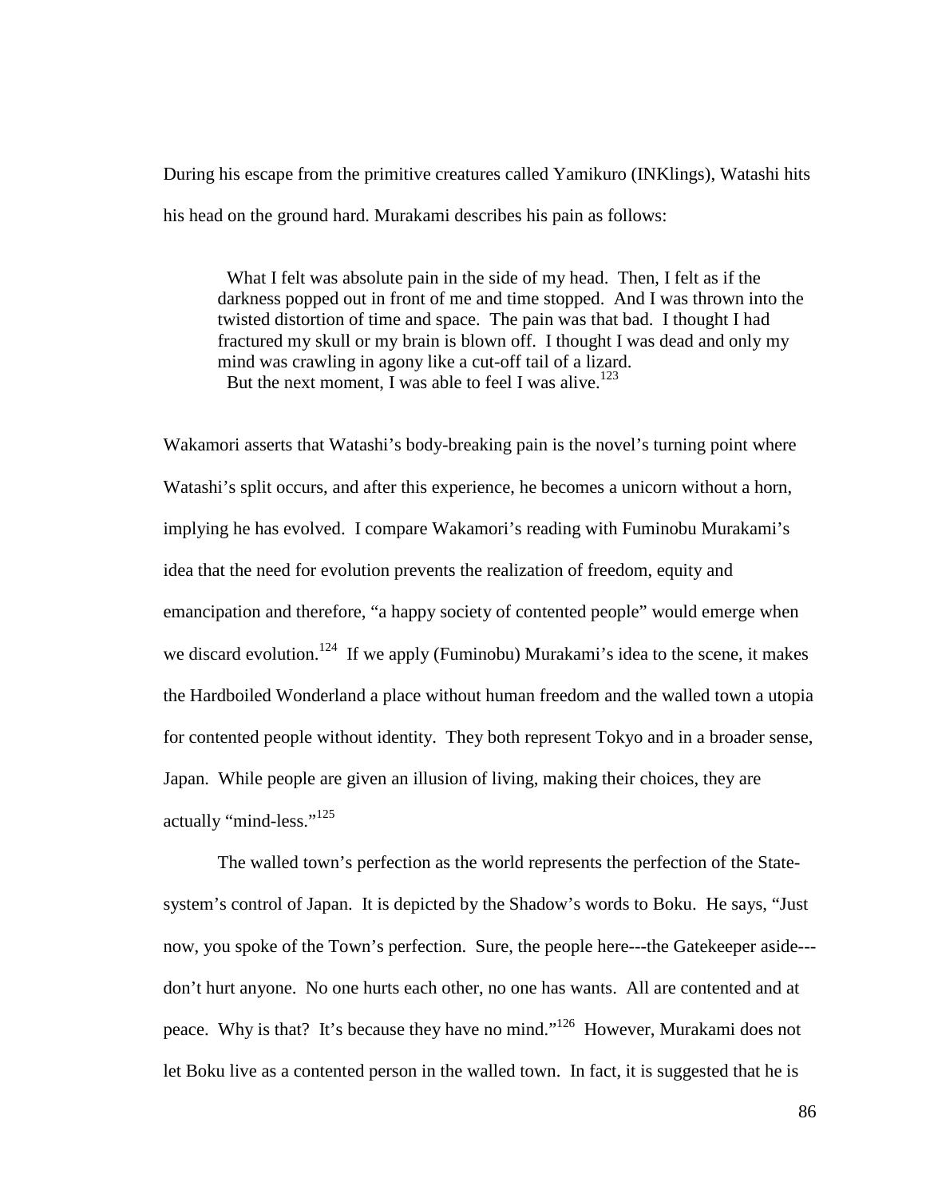During his escape from the primitive creatures called Yamikuro (INKlings), Watashi hits his head on the ground hard. Murakami describes his pain as follows:

> What I felt was absolute pain in the side of my head. Then, I felt as if the darkness popped out in front of me and time stopped. And I was thrown into the twisted distortion of time and space. The pain was that bad. I thought I had fractured my skull or my brain is blown off. I thought I was dead and only my mind was crawling in agony like a cut-off tail of a lizard.
>
> But the next moment, I was able to feel I was alive.[123]

Wakamori asserts that Watashi's body-breaking pain is the novel's turning point where Watashi's split occurs, and after this experience, he becomes a unicorn without a horn, implying he has evolved. I compare Wakamori's reading with Fuminobu Murakami's idea that the need for evolution prevents the realization of freedom, equity and emancipation and therefore, "a happy society of contented people" would emerge when we discard evolution.[124] If we apply (Fuminobu) Murakami's idea to the scene, it makes the Hardboiled Wonderland a place without human freedom and the walled town a utopia for contented people without identity. They both represent Tokyo and in a broader sense, Japan. While people are given an illusion of living, making their choices, they are actually "mind-less."[125]

The walled town's perfection as the world represents the perfection of the State-system's control of Japan. It is depicted by the Shadow's words to Boku. He says, "Just now, you spoke of the Town's perfection. Sure, the people here---the Gatekeeper aside---don't hurt anyone. No one hurts each other, no one has wants. All are contented and at peace. Why is that? It's because they have no mind."[126] However, Murakami does not let Boku live as a contented person in the walled town. In fact, it is suggested that he is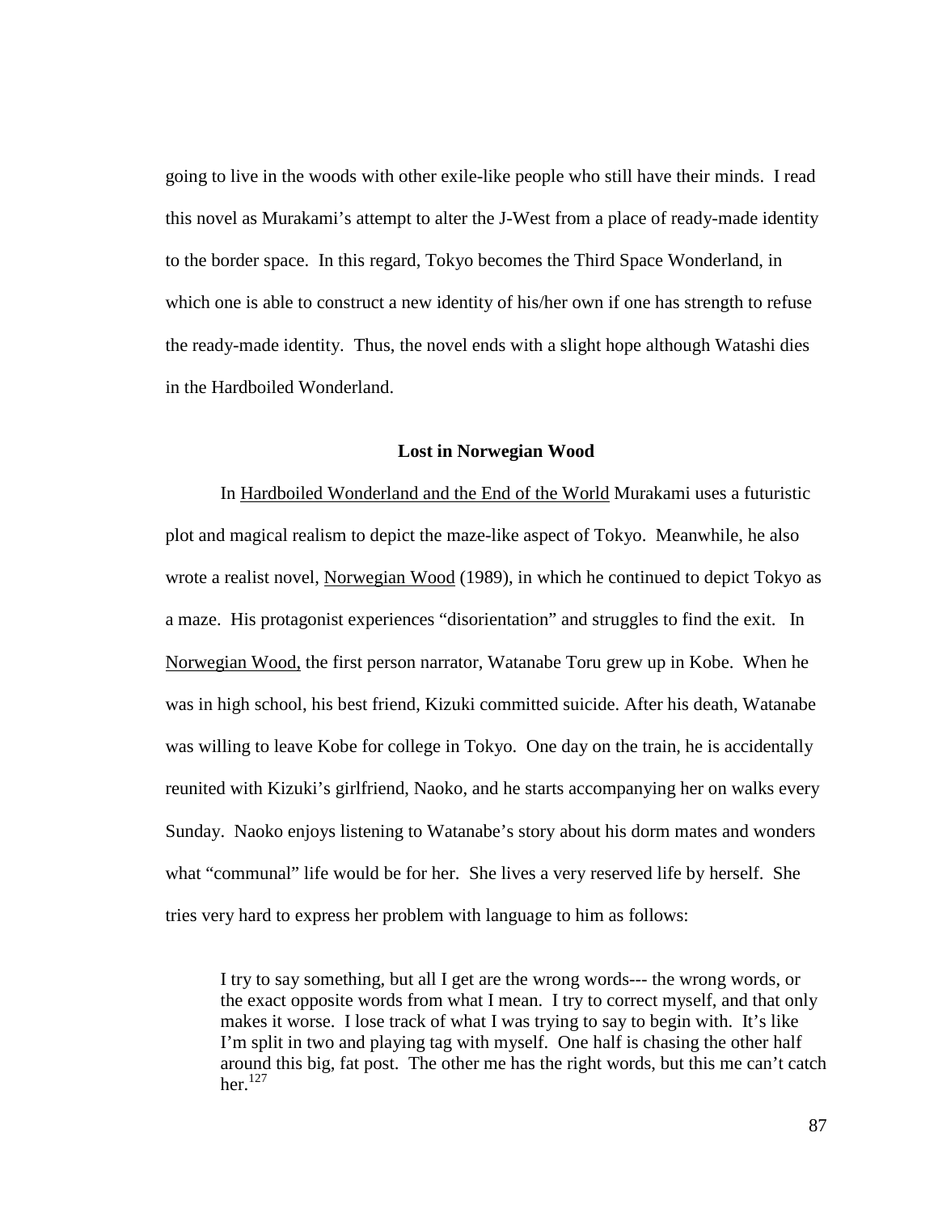going to live in the woods with other exile-like people who still have their minds. I read this novel as Murakami's attempt to alter the J-West from a place of ready-made identity to the border space. In this regard, Tokyo becomes the Third Space Wonderland, in which one is able to construct a new identity of his/her own if one has strength to refuse the ready-made identity. Thus, the novel ends with a slight hope although Watashi dies in the Hardboiled Wonderland.

### Lost in Norwegian Wood

In Hardboiled Wonderland and the End of the World Murakami uses a futuristic plot and magical realism to depict the maze-like aspect of Tokyo. Meanwhile, he also wrote a realist novel, Norwegian Wood (1989), in which he continued to depict Tokyo as a maze. His protagonist experiences "disorientation" and struggles to find the exit. In Norwegian Wood, the first person narrator, Watanabe Toru grew up in Kobe. When he was in high school, his best friend, Kizuki committed suicide. After his death, Watanabe was willing to leave Kobe for college in Tokyo. One day on the train, he is accidentally reunited with Kizuki's girlfriend, Naoko, and he starts accompanying her on walks every Sunday. Naoko enjoys listening to Watanabe's story about his dorm mates and wonders what "communal" life would be for her. She lives a very reserved life by herself. She tries very hard to express her problem with language to him as follows:

> I try to say something, but all I get are the wrong words--- the wrong words, or the exact opposite words from what I mean. I try to correct myself, and that only makes it worse. I lose track of what I was trying to say to begin with. It's like I'm split in two and playing tag with myself. One half is chasing the other half around this big, fat post. The other me has the right words, but this me can't catch her.[127]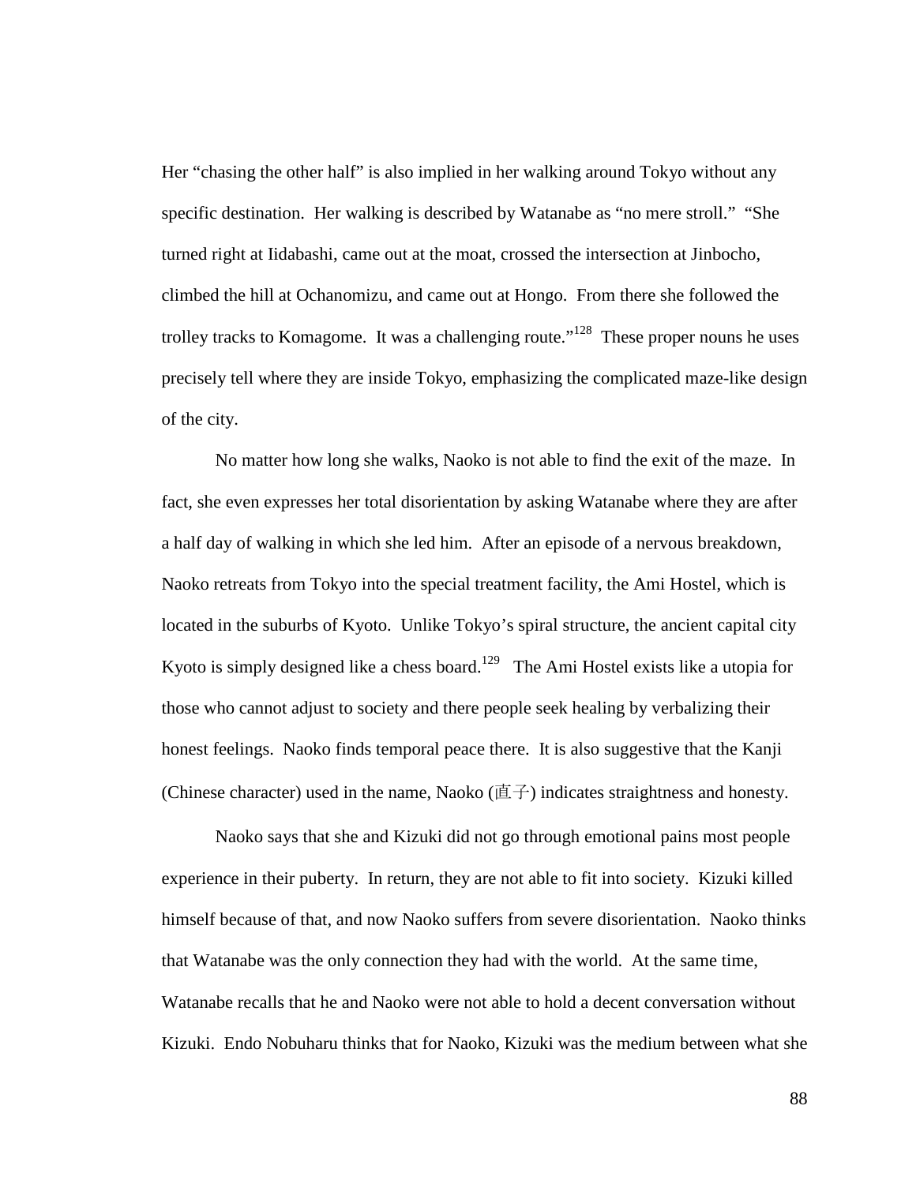Her "chasing the other half" is also implied in her walking around Tokyo without any specific destination. Her walking is described by Watanabe as "no mere stroll." "She turned right at Iidabashi, came out at the moat, crossed the intersection at Jinbocho, climbed the hill at Ochanomizu, and came out at Hongo. From there she followed the trolley tracks to Komagome. It was a challenging route."[128] These proper nouns he uses precisely tell where they are inside Tokyo, emphasizing the complicated maze-like design of the city.

No matter how long she walks, Naoko is not able to find the exit of the maze. In fact, she even expresses her total disorientation by asking Watanabe where they are after a half day of walking in which she led him. After an episode of a nervous breakdown, Naoko retreats from Tokyo into the special treatment facility, the Ami Hostel, which is located in the suburbs of Kyoto. Unlike Tokyo's spiral structure, the ancient capital city Kyoto is simply designed like a chess board.[129] The Ami Hostel exists like a utopia for those who cannot adjust to society and there people seek healing by verbalizing their honest feelings. Naoko finds temporal peace there. It is also suggestive that the Kanji (Chinese character) used in the name, Naoko (直子) indicates straightness and honesty.

Naoko says that she and Kizuki did not go through emotional pains most people experience in their puberty. In return, they are not able to fit into society. Kizuki killed himself because of that, and now Naoko suffers from severe disorientation. Naoko thinks that Watanabe was the only connection they had with the world. At the same time, Watanabe recalls that he and Naoko were not able to hold a decent conversation without Kizuki. Endo Nobuharu thinks that for Naoko, Kizuki was the medium between what she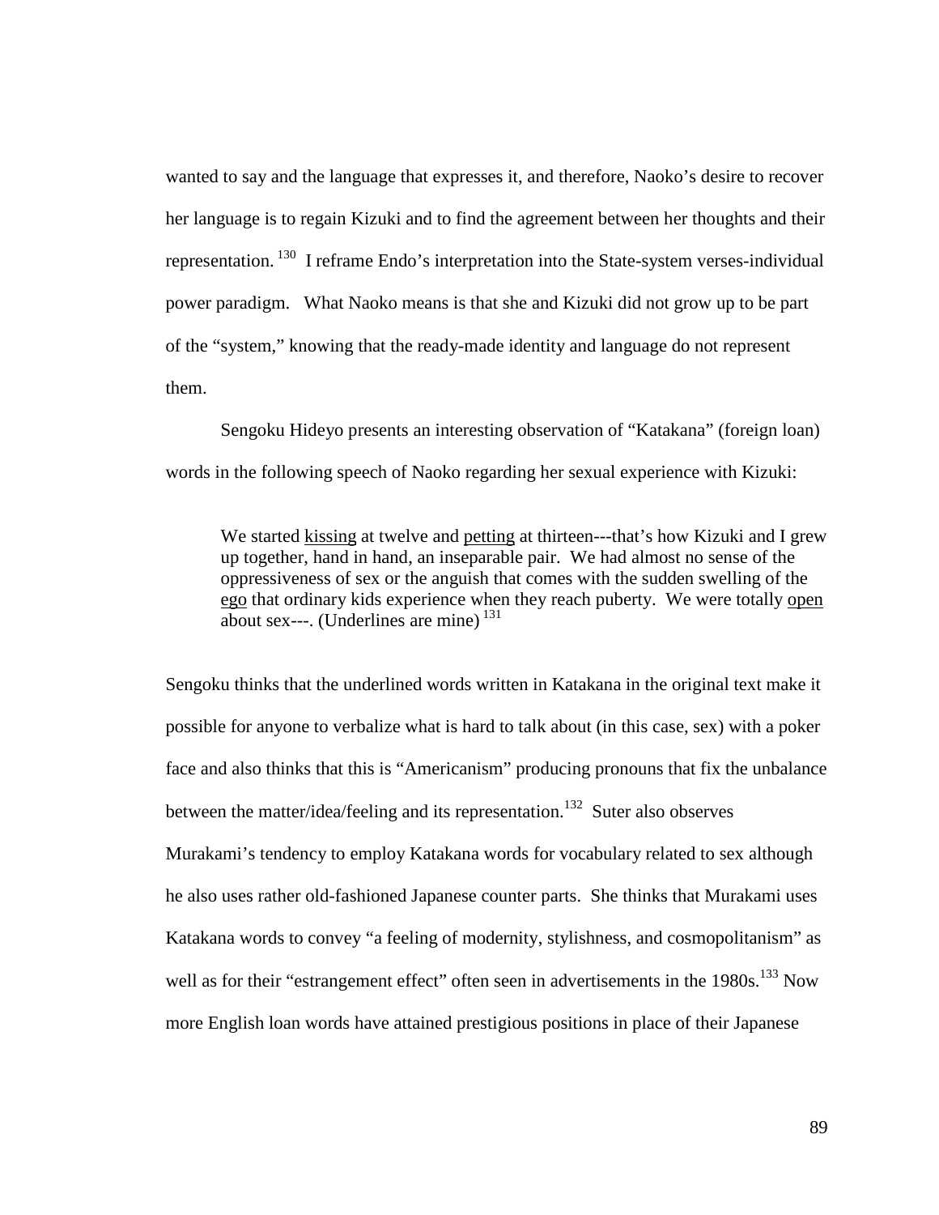wanted to say and the language that expresses it, and therefore, Naoko's desire to recover her language is to regain Kizuki and to find the agreement between her thoughts and their representation. [130] I reframe Endo's interpretation into the State-system verses-individual power paradigm. What Naoko means is that she and Kizuki did not grow up to be part of the "system," knowing that the ready-made identity and language do not represent them.

Sengoku Hideyo presents an interesting observation of "Katakana" (foreign loan) words in the following speech of Naoko regarding her sexual experience with Kizuki:

> We started <u>kissing</u> at twelve and <u>petting</u> at thirteen---that's how Kizuki and I grew up together, hand in hand, an inseparable pair. We had almost no sense of the oppressiveness of sex or the anguish that comes with the sudden swelling of the <u>ego</u> that ordinary kids experience when they reach puberty. We were totally <u>open</u> about sex---. (Underlines are mine) [131]

Sengoku thinks that the underlined words written in Katakana in the original text make it possible for anyone to verbalize what is hard to talk about (in this case, sex) with a poker face and also thinks that this is "Americanism" producing pronouns that fix the unbalance between the matter/idea/feeling and its representation.[132] Suter also observes Murakami's tendency to employ Katakana words for vocabulary related to sex although he also uses rather old-fashioned Japanese counter parts. She thinks that Murakami uses Katakana words to convey "a feeling of modernity, stylishness, and cosmopolitanism" as well as for their "estrangement effect" often seen in advertisements in the 1980s.[133] Now more English loan words have attained prestigious positions in place of their Japanese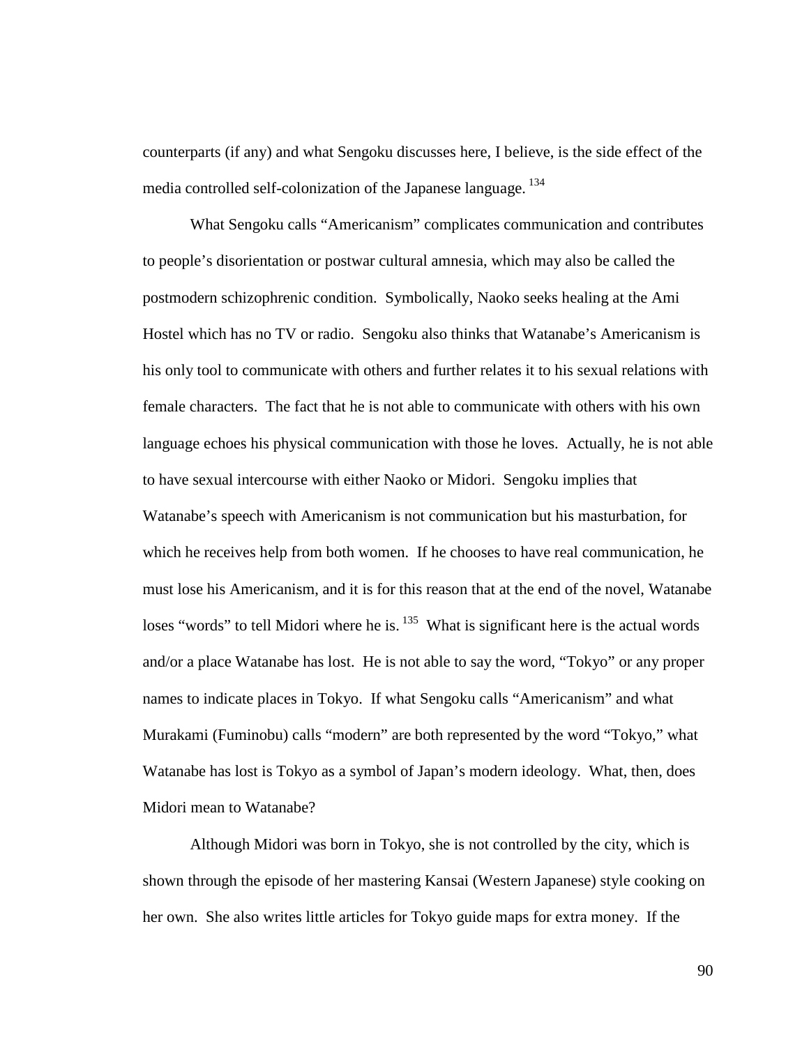counterparts (if any) and what Sengoku discusses here, I believe, is the side effect of the media controlled self-colonization of the Japanese language.[134]

What Sengoku calls "Americanism" complicates communication and contributes to people's disorientation or postwar cultural amnesia, which may also be called the postmodern schizophrenic condition. Symbolically, Naoko seeks healing at the Ami Hostel which has no TV or radio. Sengoku also thinks that Watanabe's Americanism is his only tool to communicate with others and further relates it to his sexual relations with female characters. The fact that he is not able to communicate with others with his own language echoes his physical communication with those he loves. Actually, he is not able to have sexual intercourse with either Naoko or Midori. Sengoku implies that Watanabe's speech with Americanism is not communication but his masturbation, for which he receives help from both women. If he chooses to have real communication, he must lose his Americanism, and it is for this reason that at the end of the novel, Watanabe loses "words" to tell Midori where he is.[135] What is significant here is the actual words and/or a place Watanabe has lost. He is not able to say the word, "Tokyo" or any proper names to indicate places in Tokyo. If what Sengoku calls "Americanism" and what Murakami (Fuminobu) calls "modern" are both represented by the word "Tokyo," what Watanabe has lost is Tokyo as a symbol of Japan's modern ideology. What, then, does Midori mean to Watanabe?

Although Midori was born in Tokyo, she is not controlled by the city, which is shown through the episode of her mastering Kansai (Western Japanese) style cooking on her own. She also writes little articles for Tokyo guide maps for extra money. If the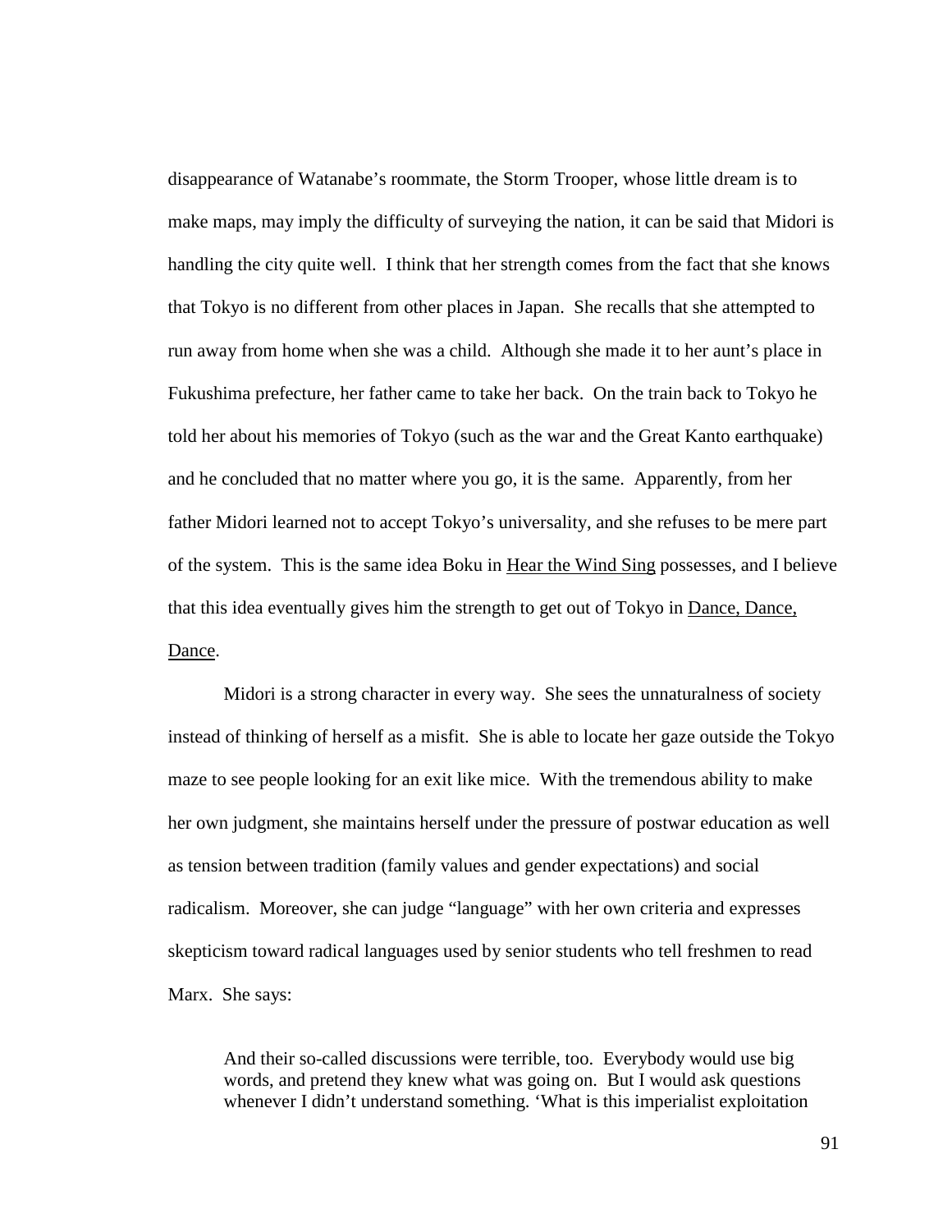disappearance of Watanabe's roommate, the Storm Trooper, whose little dream is to make maps, may imply the difficulty of surveying the nation, it can be said that Midori is handling the city quite well. I think that her strength comes from the fact that she knows that Tokyo is no different from other places in Japan. She recalls that she attempted to run away from home when she was a child. Although she made it to her aunt's place in Fukushima prefecture, her father came to take her back. On the train back to Tokyo he told her about his memories of Tokyo (such as the war and the Great Kanto earthquake) and he concluded that no matter where you go, it is the same. Apparently, from her father Midori learned not to accept Tokyo's universality, and she refuses to be mere part of the system. This is the same idea Boku in <u>Hear the Wind Sing</u> possesses, and I believe that this idea eventually gives him the strength to get out of Tokyo in <u>Dance, Dance, Dance</u>.

Midori is a strong character in every way. She sees the unnaturalness of society instead of thinking of herself as a misfit. She is able to locate her gaze outside the Tokyo maze to see people looking for an exit like mice. With the tremendous ability to make her own judgment, she maintains herself under the pressure of postwar education as well as tension between tradition (family values and gender expectations) and social radicalism. Moreover, she can judge "language" with her own criteria and expresses skepticism toward radical languages used by senior students who tell freshmen to read Marx. She says:

> And their so-called discussions were terrible, too. Everybody would use big words, and pretend they knew what was going on. But I would ask questions whenever I didn't understand something. 'What is this imperialist exploitation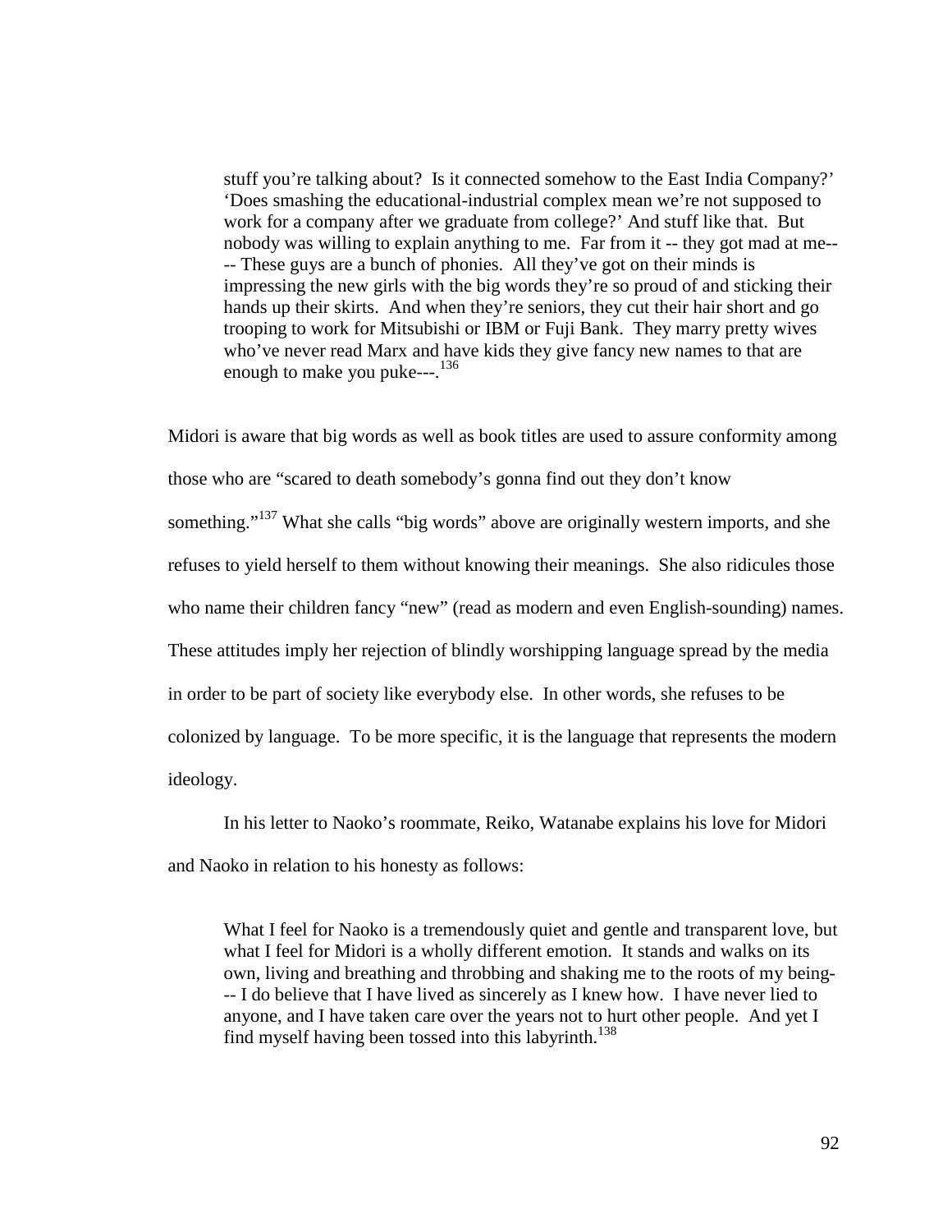> stuff you're talking about? Is it connected somehow to the East India Company?' 'Does smashing the educational-industrial complex mean we're not supposed to work for a company after we graduate from college?' And stuff like that. But nobody was willing to explain anything to me. Far from it -- they got mad at me---- These guys are a bunch of phonies. All they've got on their minds is impressing the new girls with the big words they're so proud of and sticking their hands up their skirts. And when they're seniors, they cut their hair short and go trooping to work for Mitsubishi or IBM or Fuji Bank. They marry pretty wives who've never read Marx and have kids they give fancy new names to that are enough to make you puke---.[136]

Midori is aware that big words as well as book titles are used to assure conformity among those who are "scared to death somebody's gonna find out they don't know something."[137] What she calls "big words" above are originally western imports, and she refuses to yield herself to them without knowing their meanings. She also ridicules those who name their children fancy "new" (read as modern and even English-sounding) names. These attitudes imply her rejection of blindly worshipping language spread by the media in order to be part of society like everybody else. In other words, she refuses to be colonized by language. To be more specific, it is the language that represents the modern ideology.

In his letter to Naoko's roommate, Reiko, Watanabe explains his love for Midori and Naoko in relation to his honesty as follows:

> What I feel for Naoko is a tremendously quiet and gentle and transparent love, but what I feel for Midori is a wholly different emotion. It stands and walks on its own, living and breathing and throbbing and shaking me to the roots of my being--- I do believe that I have lived as sincerely as I knew how. I have never lied to anyone, and I have taken care over the years not to hurt other people. And yet I find myself having been tossed into this labyrinth.[138]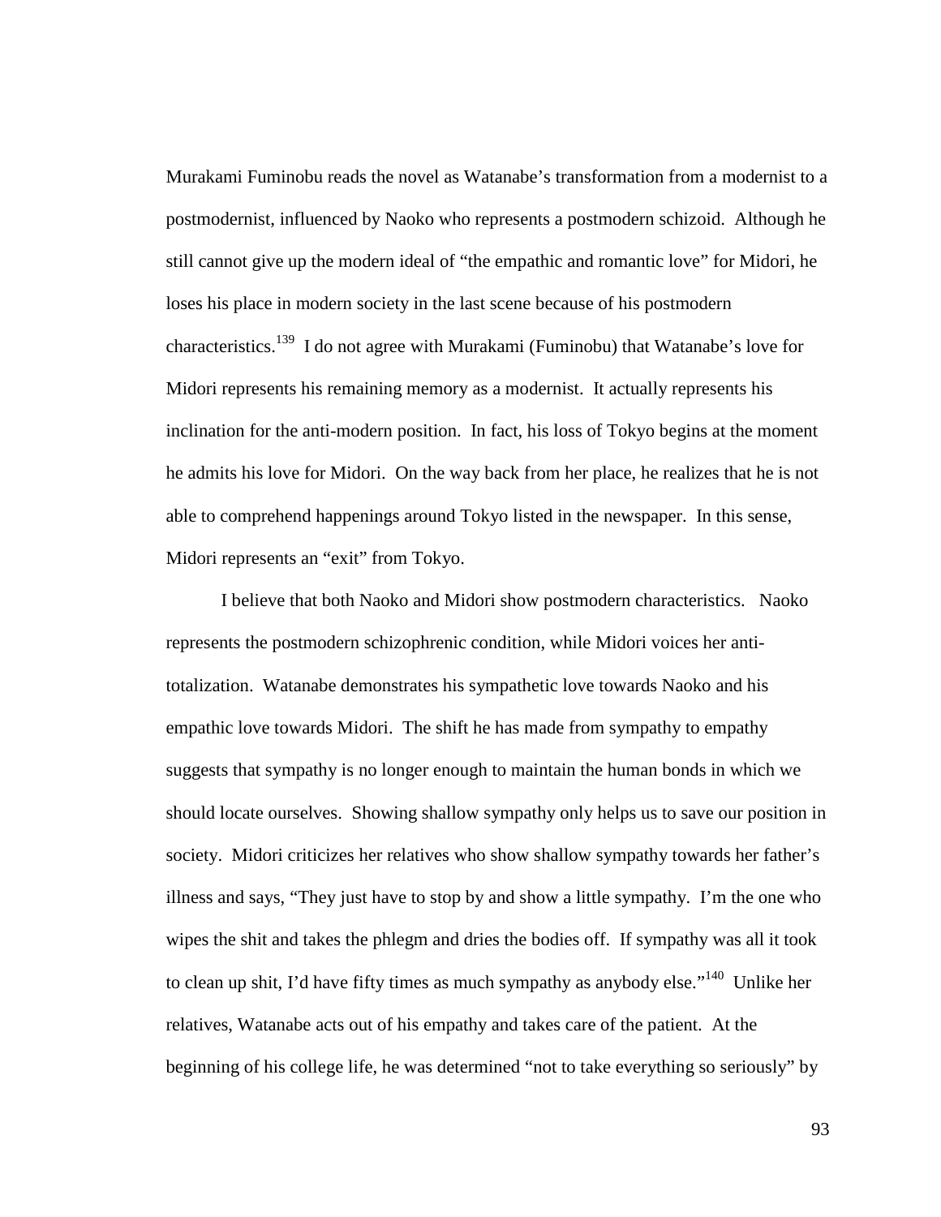Murakami Fuminobu reads the novel as Watanabe's transformation from a modernist to a postmodernist, influenced by Naoko who represents a postmodern schizoid. Although he still cannot give up the modern ideal of "the empathic and romantic love" for Midori, he loses his place in modern society in the last scene because of his postmodern characteristics.[139] I do not agree with Murakami (Fuminobu) that Watanabe's love for Midori represents his remaining memory as a modernist. It actually represents his inclination for the anti-modern position. In fact, his loss of Tokyo begins at the moment he admits his love for Midori. On the way back from her place, he realizes that he is not able to comprehend happenings around Tokyo listed in the newspaper. In this sense, Midori represents an "exit" from Tokyo.

I believe that both Naoko and Midori show postmodern characteristics. Naoko represents the postmodern schizophrenic condition, while Midori voices her anti-totalization. Watanabe demonstrates his sympathetic love towards Naoko and his empathic love towards Midori. The shift he has made from sympathy to empathy suggests that sympathy is no longer enough to maintain the human bonds in which we should locate ourselves. Showing shallow sympathy only helps us to save our position in society. Midori criticizes her relatives who show shallow sympathy towards her father's illness and says, "They just have to stop by and show a little sympathy. I'm the one who wipes the shit and takes the phlegm and dries the bodies off. If sympathy was all it took to clean up shit, I'd have fifty times as much sympathy as anybody else."[140] Unlike her relatives, Watanabe acts out of his empathy and takes care of the patient. At the beginning of his college life, he was determined "not to take everything so seriously" by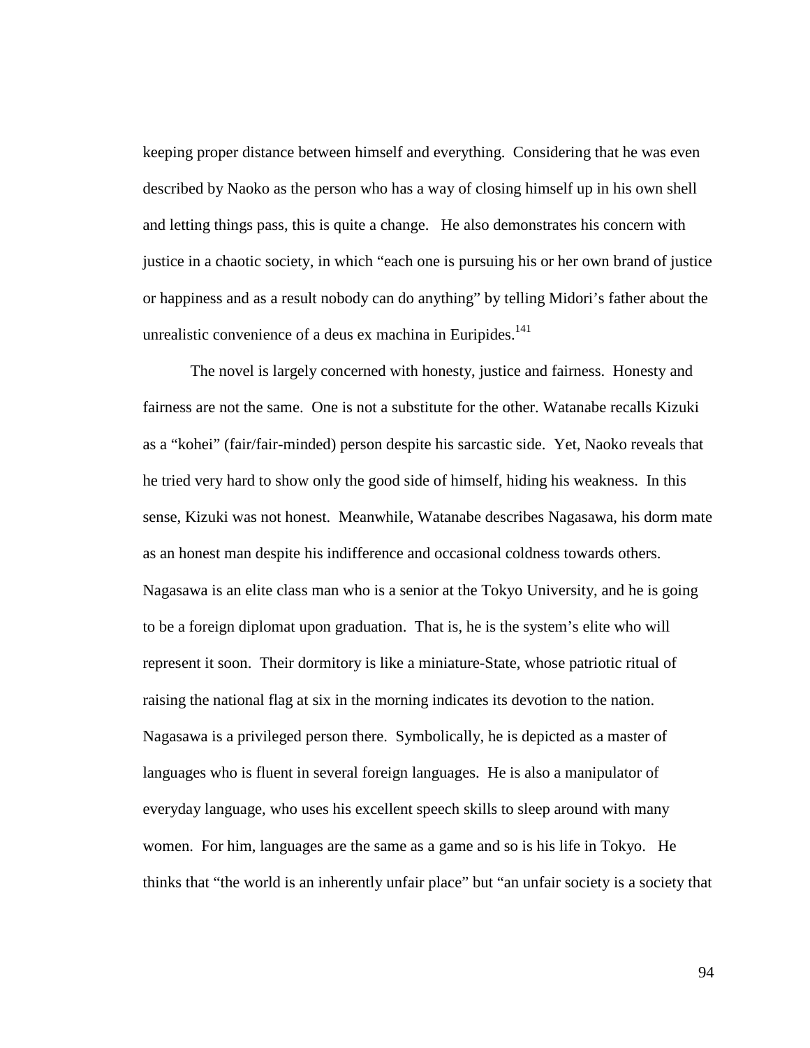keeping proper distance between himself and everything. Considering that he was even described by Naoko as the person who has a way of closing himself up in his own shell and letting things pass, this is quite a change. He also demonstrates his concern with justice in a chaotic society, in which "each one is pursuing his or her own brand of justice or happiness and as a result nobody can do anything" by telling Midori's father about the unrealistic convenience of a deus ex machina in Euripides.[141]

The novel is largely concerned with honesty, justice and fairness. Honesty and fairness are not the same. One is not a substitute for the other. Watanabe recalls Kizuki as a "kohei" (fair/fair-minded) person despite his sarcastic side. Yet, Naoko reveals that he tried very hard to show only the good side of himself, hiding his weakness. In this sense, Kizuki was not honest. Meanwhile, Watanabe describes Nagasawa, his dorm mate as an honest man despite his indifference and occasional coldness towards others. Nagasawa is an elite class man who is a senior at the Tokyo University, and he is going to be a foreign diplomat upon graduation. That is, he is the system's elite who will represent it soon. Their dormitory is like a miniature-State, whose patriotic ritual of raising the national flag at six in the morning indicates its devotion to the nation. Nagasawa is a privileged person there. Symbolically, he is depicted as a master of languages who is fluent in several foreign languages. He is also a manipulator of everyday language, who uses his excellent speech skills to sleep around with many women. For him, languages are the same as a game and so is his life in Tokyo. He thinks that "the world is an inherently unfair place" but "an unfair society is a society that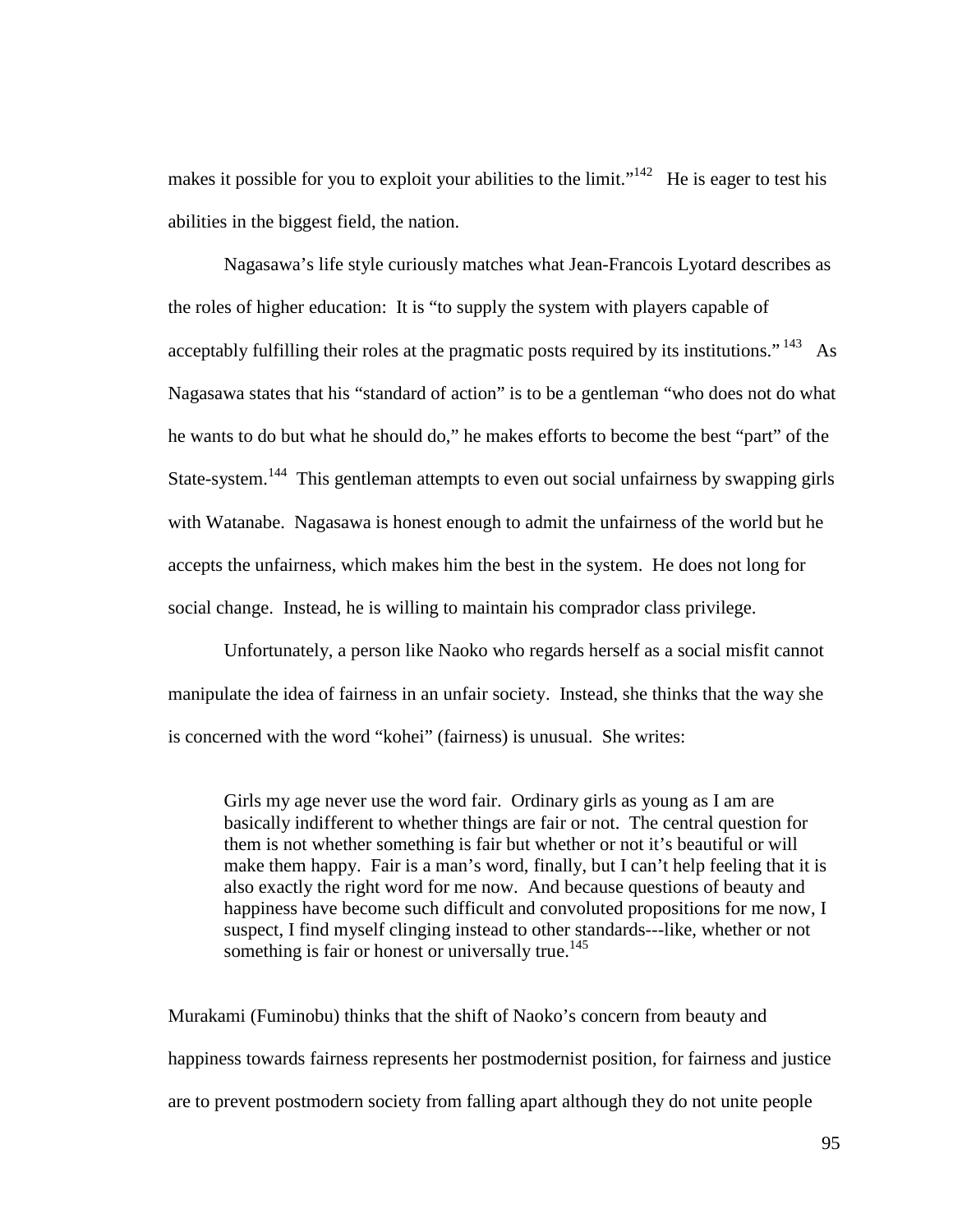makes it possible for you to exploit your abilities to the limit."[142] He is eager to test his abilities in the biggest field, the nation.

Nagasawa's life style curiously matches what Jean-Francois Lyotard describes as the roles of higher education: It is "to supply the system with players capable of acceptably fulfilling their roles at the pragmatic posts required by its institutions." [143] As Nagasawa states that his "standard of action" is to be a gentleman "who does not do what he wants to do but what he should do," he makes efforts to become the best "part" of the State-system.[144] This gentleman attempts to even out social unfairness by swapping girls with Watanabe. Nagasawa is honest enough to admit the unfairness of the world but he accepts the unfairness, which makes him the best in the system. He does not long for social change. Instead, he is willing to maintain his comprador class privilege.

Unfortunately, a person like Naoko who regards herself as a social misfit cannot manipulate the idea of fairness in an unfair society. Instead, she thinks that the way she is concerned with the word "kohei" (fairness) is unusual. She writes:

> Girls my age never use the word fair. Ordinary girls as young as I am are basically indifferent to whether things are fair or not. The central question for them is not whether something is fair but whether or not it's beautiful or will make them happy. Fair is a man's word, finally, but I can't help feeling that it is also exactly the right word for me now. And because questions of beauty and happiness have become such difficult and convoluted propositions for me now, I suspect, I find myself clinging instead to other standards---like, whether or not something is fair or honest or universally true.[145]

Murakami (Fuminobu) thinks that the shift of Naoko's concern from beauty and happiness towards fairness represents her postmodernist position, for fairness and justice are to prevent postmodern society from falling apart although they do not unite people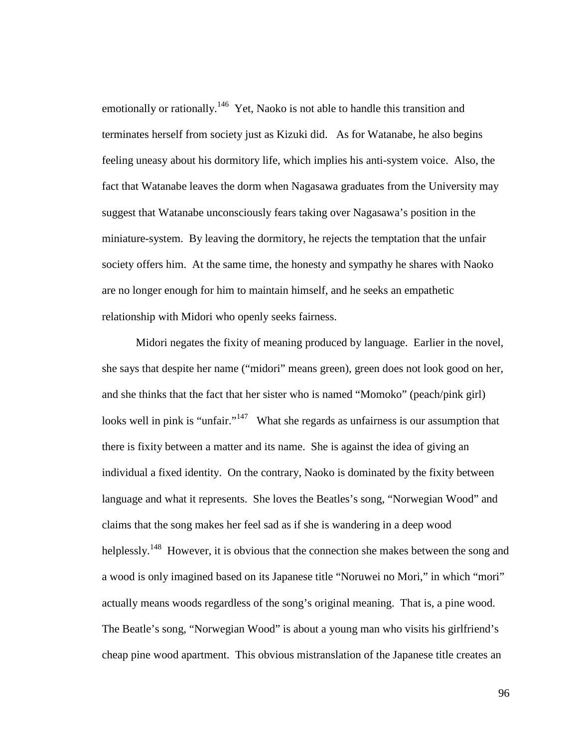emotionally or rationally.[146] Yet, Naoko is not able to handle this transition and terminates herself from society just as Kizuki did. As for Watanabe, he also begins feeling uneasy about his dormitory life, which implies his anti-system voice. Also, the fact that Watanabe leaves the dorm when Nagasawa graduates from the University may suggest that Watanabe unconsciously fears taking over Nagasawa's position in the miniature-system. By leaving the dormitory, he rejects the temptation that the unfair society offers him. At the same time, the honesty and sympathy he shares with Naoko are no longer enough for him to maintain himself, and he seeks an empathetic relationship with Midori who openly seeks fairness.

Midori negates the fixity of meaning produced by language. Earlier in the novel, she says that despite her name ("midori" means green), green does not look good on her, and she thinks that the fact that her sister who is named "Momoko" (peach/pink girl) looks well in pink is "unfair."[147] What she regards as unfairness is our assumption that there is fixity between a matter and its name. She is against the idea of giving an individual a fixed identity. On the contrary, Naoko is dominated by the fixity between language and what it represents. She loves the Beatles's song, "Norwegian Wood" and claims that the song makes her feel sad as if she is wandering in a deep wood helplessly.[148] However, it is obvious that the connection she makes between the song and a wood is only imagined based on its Japanese title "Noruwei no Mori," in which "mori" actually means woods regardless of the song's original meaning. That is, a pine wood. The Beatle's song, "Norwegian Wood" is about a young man who visits his girlfriend's cheap pine wood apartment. This obvious mistranslation of the Japanese title creates an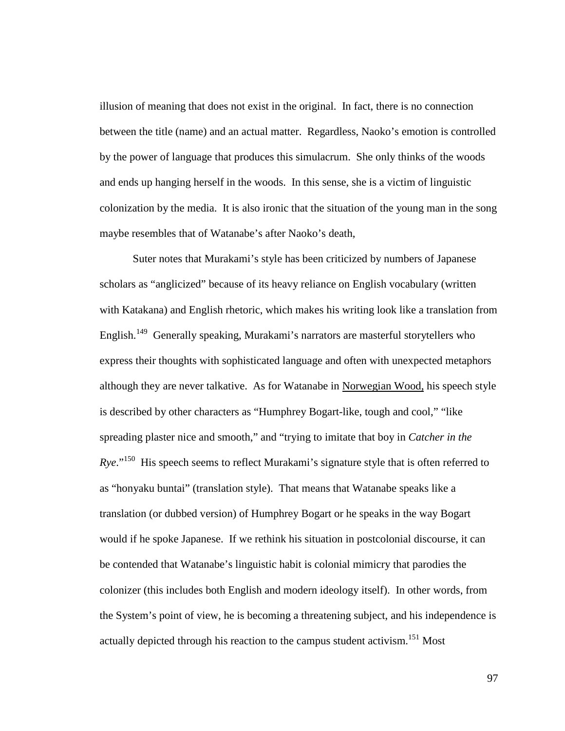illusion of meaning that does not exist in the original. In fact, there is no connection between the title (name) and an actual matter. Regardless, Naoko's emotion is controlled by the power of language that produces this simulacrum. She only thinks of the woods and ends up hanging herself in the woods. In this sense, she is a victim of linguistic colonization by the media. It is also ironic that the situation of the young man in the song maybe resembles that of Watanabe's after Naoko's death,

Suter notes that Murakami's style has been criticized by numbers of Japanese scholars as "anglicized" because of its heavy reliance on English vocabulary (written with Katakana) and English rhetoric, which makes his writing look like a translation from English.[149] Generally speaking, Murakami's narrators are masterful storytellers who express their thoughts with sophisticated language and often with unexpected metaphors although they are never talkative. As for Watanabe in Norwegian Wood, his speech style is described by other characters as "Humphrey Bogart-like, tough and cool," "like spreading plaster nice and smooth," and "trying to imitate that boy in *Catcher in the Rye*."[150] His speech seems to reflect Murakami's signature style that is often referred to as "honyaku buntai" (translation style). That means that Watanabe speaks like a translation (or dubbed version) of Humphrey Bogart or he speaks in the way Bogart would if he spoke Japanese. If we rethink his situation in postcolonial discourse, it can be contended that Watanabe's linguistic habit is colonial mimicry that parodies the colonizer (this includes both English and modern ideology itself). In other words, from the System's point of view, he is becoming a threatening subject, and his independence is actually depicted through his reaction to the campus student activism.[151] Most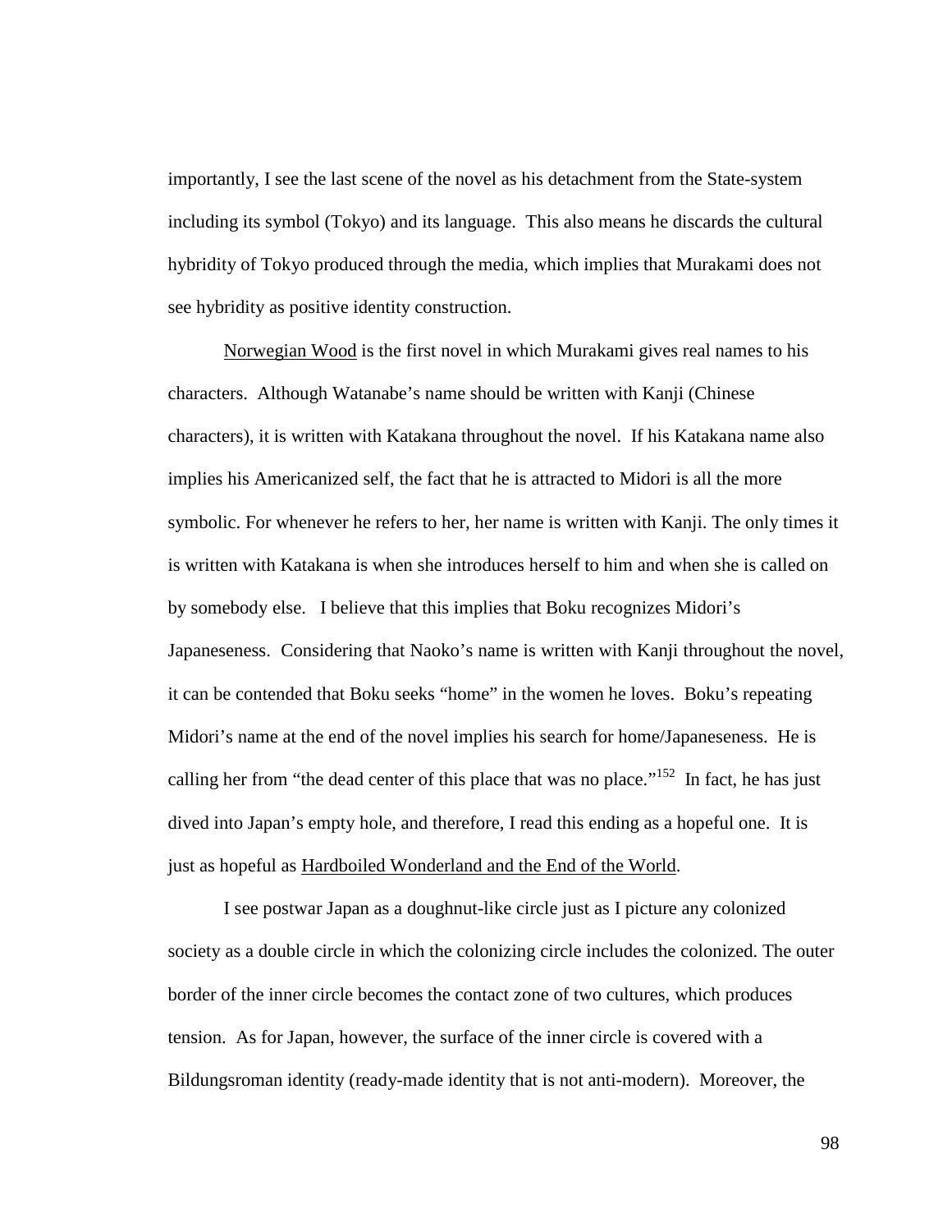importantly, I see the last scene of the novel as his detachment from the State-system including its symbol (Tokyo) and its language. This also means he discards the cultural hybridity of Tokyo produced through the media, which implies that Murakami does not see hybridity as positive identity construction.

Norwegian Wood is the first novel in which Murakami gives real names to his characters. Although Watanabe's name should be written with Kanji (Chinese characters), it is written with Katakana throughout the novel. If his Katakana name also implies his Americanized self, the fact that he is attracted to Midori is all the more symbolic. For whenever he refers to her, her name is written with Kanji. The only times it is written with Katakana is when she introduces herself to him and when she is called on by somebody else. I believe that this implies that Boku recognizes Midori's Japaneseness. Considering that Naoko's name is written with Kanji throughout the novel, it can be contended that Boku seeks "home" in the women he loves. Boku's repeating Midori's name at the end of the novel implies his search for home/Japaneseness. He is calling her from "the dead center of this place that was no place."[152] In fact, he has just dived into Japan's empty hole, and therefore, I read this ending as a hopeful one. It is just as hopeful as Hardboiled Wonderland and the End of the World.

I see postwar Japan as a doughnut-like circle just as I picture any colonized society as a double circle in which the colonizing circle includes the colonized. The outer border of the inner circle becomes the contact zone of two cultures, which produces tension. As for Japan, however, the surface of the inner circle is covered with a Bildungsroman identity (ready-made identity that is not anti-modern). Moreover, the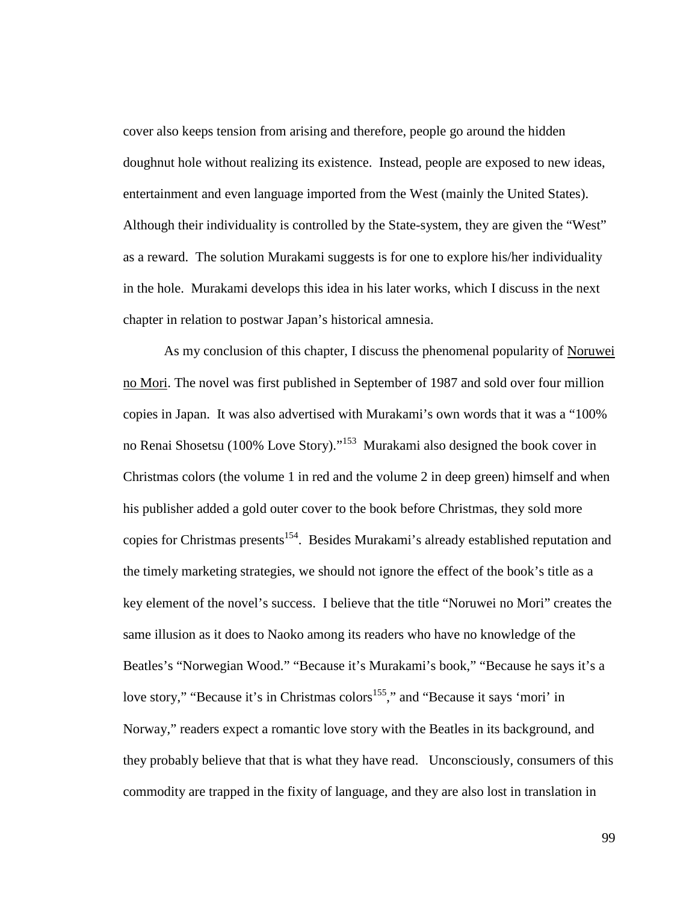cover also keeps tension from arising and therefore, people go around the hidden doughnut hole without realizing its existence. Instead, people are exposed to new ideas, entertainment and even language imported from the West (mainly the United States). Although their individuality is controlled by the State-system, they are given the "West" as a reward. The solution Murakami suggests is for one to explore his/her individuality in the hole. Murakami develops this idea in his later works, which I discuss in the next chapter in relation to postwar Japan's historical amnesia.

As my conclusion of this chapter, I discuss the phenomenal popularity of Noruwei no Mori. The novel was first published in September of 1987 and sold over four million copies in Japan. It was also advertised with Murakami's own words that it was a "100% no Renai Shosetsu (100% Love Story)."[153] Murakami also designed the book cover in Christmas colors (the volume 1 in red and the volume 2 in deep green) himself and when his publisher added a gold outer cover to the book before Christmas, they sold more copies for Christmas presents[154]. Besides Murakami's already established reputation and the timely marketing strategies, we should not ignore the effect of the book's title as a key element of the novel's success. I believe that the title "Noruwei no Mori" creates the same illusion as it does to Naoko among its readers who have no knowledge of the Beatles's "Norwegian Wood." "Because it's Murakami's book," "Because he says it's a love story," "Because it's in Christmas colors[155]," and "Because it says 'mori' in Norway," readers expect a romantic love story with the Beatles in its background, and they probably believe that that is what they have read. Unconsciously, consumers of this commodity are trapped in the fixity of language, and they are also lost in translation in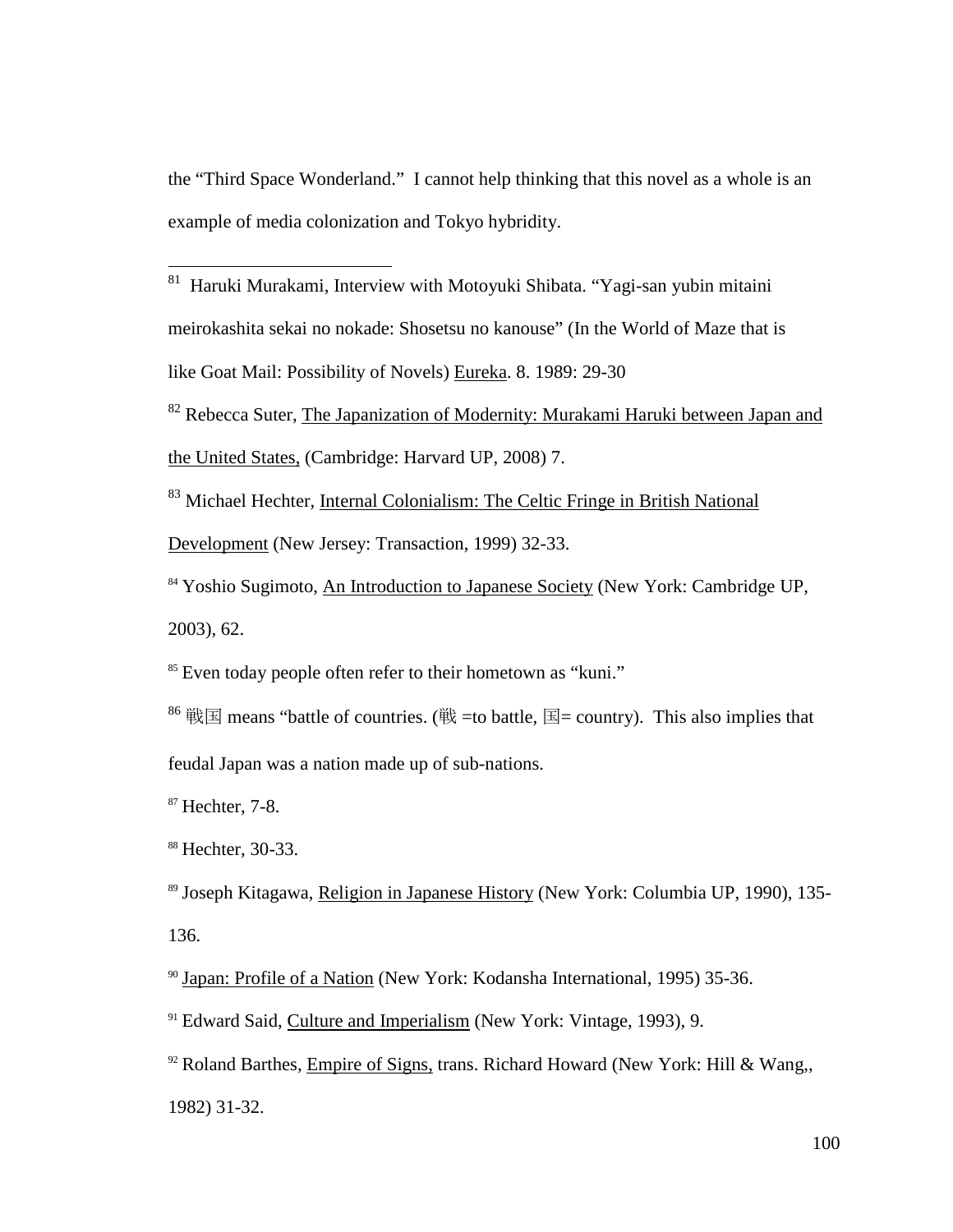the "Third Space Wonderland." I cannot help thinking that this novel as a whole is an example of media colonization and Tokyo hybridity.

---

[81] Haruki Murakami, Interview with Motoyuki Shibata. "Yagi-san yubin mitaini meirokashita sekai no nokade: Shosetsu no kanouse" (In the World of Maze that is like Goat Mail: Possibility of Novels) Eureka. 8. 1989: 29-30

[82] Rebecca Suter, The Japanization of Modernity: Murakami Haruki between Japan and the United States, (Cambridge: Harvard UP, 2008) 7.

[83] Michael Hechter, Internal Colonialism: The Celtic Fringe in British National Development (New Jersey: Transaction, 1999) 32-33.

[84] Yoshio Sugimoto, An Introduction to Japanese Society (New York: Cambridge UP, 2003), 62.

[85] Even today people often refer to their hometown as "kuni."

[86] 戦国 means "battle of countries. (戦 =to battle, 国= country). This also implies that feudal Japan was a nation made up of sub-nations.

[87] Hechter, 7-8.

[88] Hechter, 30-33.

[89] Joseph Kitagawa, Religion in Japanese History (New York: Columbia UP, 1990), 135-136.

[90] Japan: Profile of a Nation (New York: Kodansha International, 1995) 35-36.

[91] Edward Said, Culture and Imperialism (New York: Vintage, 1993), 9.

[92] Roland Barthes, Empire of Signs, trans. Richard Howard (New York: Hill & Wang,, 1982) 31-32.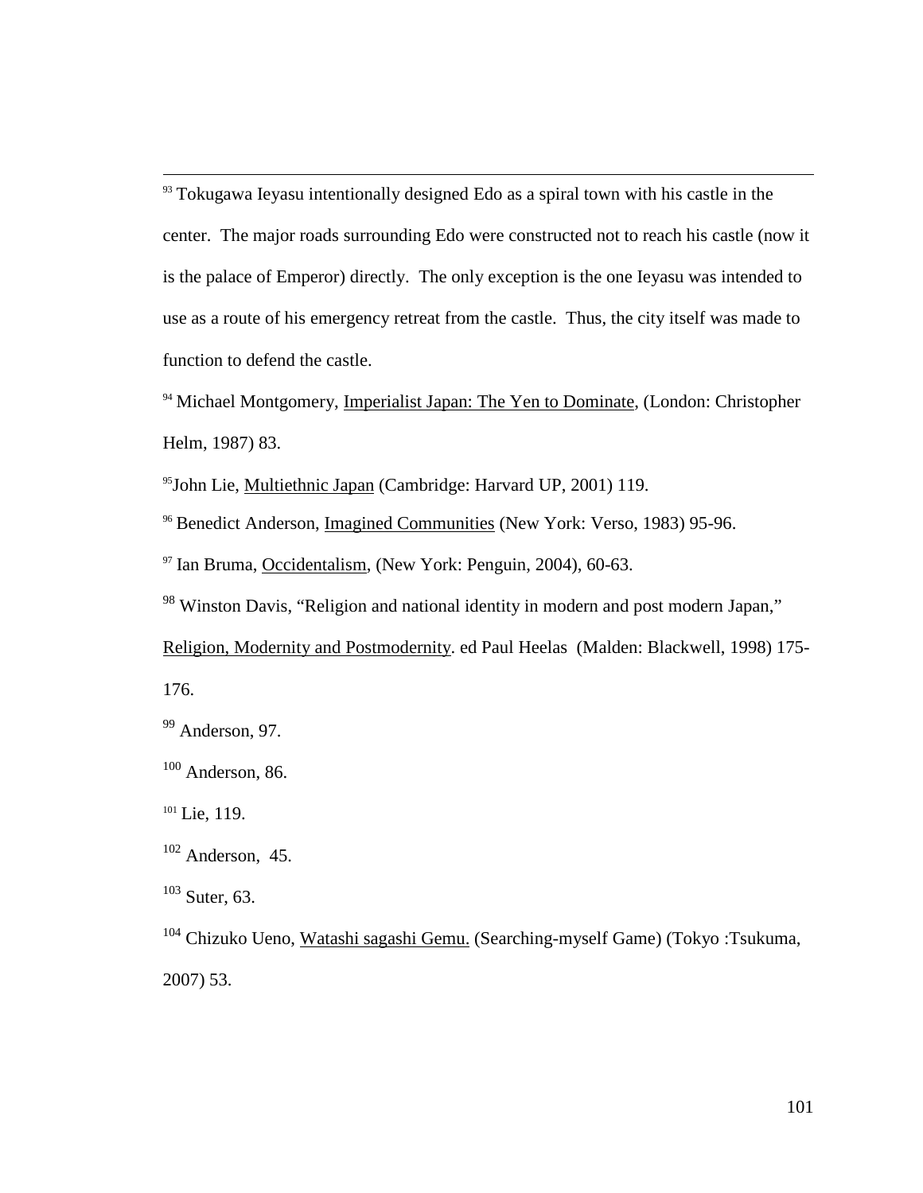[93] Tokugawa Ieyasu intentionally designed Edo as a spiral town with his castle in the center. The major roads surrounding Edo were constructed not to reach his castle (now it is the palace of Emperor) directly. The only exception is the one Ieyasu was intended to use as a route of his emergency retreat from the castle. Thus, the city itself was made to function to defend the castle.

[94] Michael Montgomery, Imperialist Japan: The Yen to Dominate, (London: Christopher Helm, 1987) 83.

[95]John Lie, Multiethnic Japan (Cambridge: Harvard UP, 2001) 119.

[96] Benedict Anderson, Imagined Communities (New York: Verso, 1983) 95-96.

[97] Ian Bruma, Occidentalism, (New York: Penguin, 2004), 60-63.

[98] Winston Davis, "Religion and national identity in modern and post modern Japan," Religion, Modernity and Postmodernity. ed Paul Heelas (Malden: Blackwell, 1998) 175-176.

[99] Anderson, 97.

[100] Anderson, 86.

[101] Lie, 119.

[102] Anderson, 45.

[103] Suter, 63.

[104] Chizuko Ueno, Watashi sagashi Gemu. (Searching-myself Game) (Tokyo :Tsukuma, 2007) 53.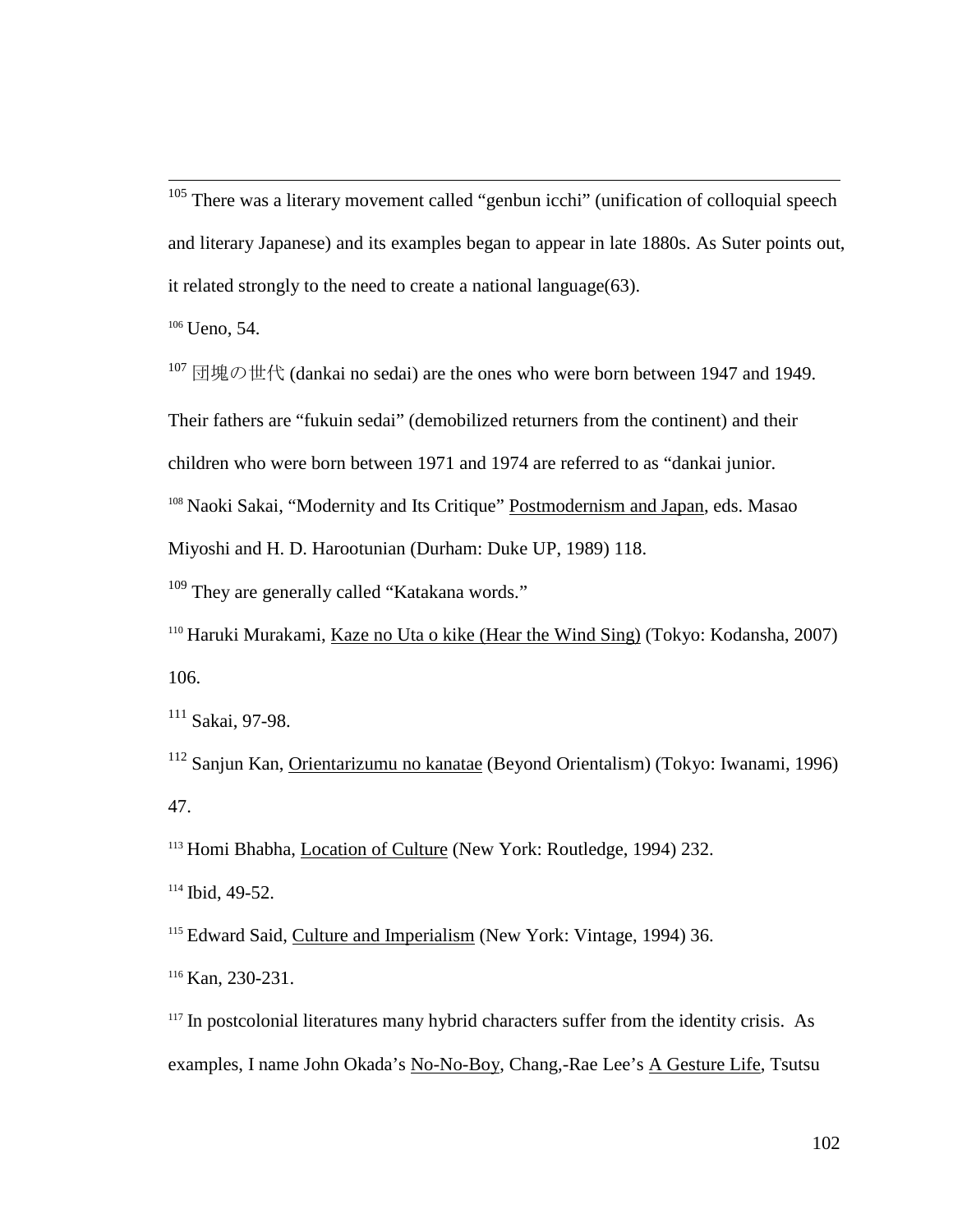[105] There was a literary movement called "genbun icchi" (unification of colloquial speech and literary Japanese) and its examples began to appear in late 1880s. As Suter points out, it related strongly to the need to create a national language(63).

[106] Ueno, 54.

[107] 団塊の世代 (dankai no sedai) are the ones who were born between 1947 and 1949. Their fathers are "fukuin sedai" (demobilized returners from the continent) and their children who were born between 1971 and 1974 are referred to as "dankai junior.

[108] Naoki Sakai, "Modernity and Its Critique" Postmodernism and Japan, eds. Masao Miyoshi and H. D. Harootunian (Durham: Duke UP, 1989) 118.

[109] They are generally called "Katakana words."

[110] Haruki Murakami, Kaze no Uta o kike (Hear the Wind Sing) (Tokyo: Kodansha, 2007) 106.

[111] Sakai, 97-98.

[112] Sanjun Kan, Orientarizumu no kanatae (Beyond Orientalism) (Tokyo: Iwanami, 1996) 47.

[113] Homi Bhabha, Location of Culture (New York: Routledge, 1994) 232.

[114] Ibid, 49-52.

[115] Edward Said, Culture and Imperialism (New York: Vintage, 1994) 36.

[116] Kan, 230-231.

[117] In postcolonial literatures many hybrid characters suffer from the identity crisis. As examples, I name John Okada's No-No-Boy, Chang,-Rae Lee's A Gesture Life, Tsutsu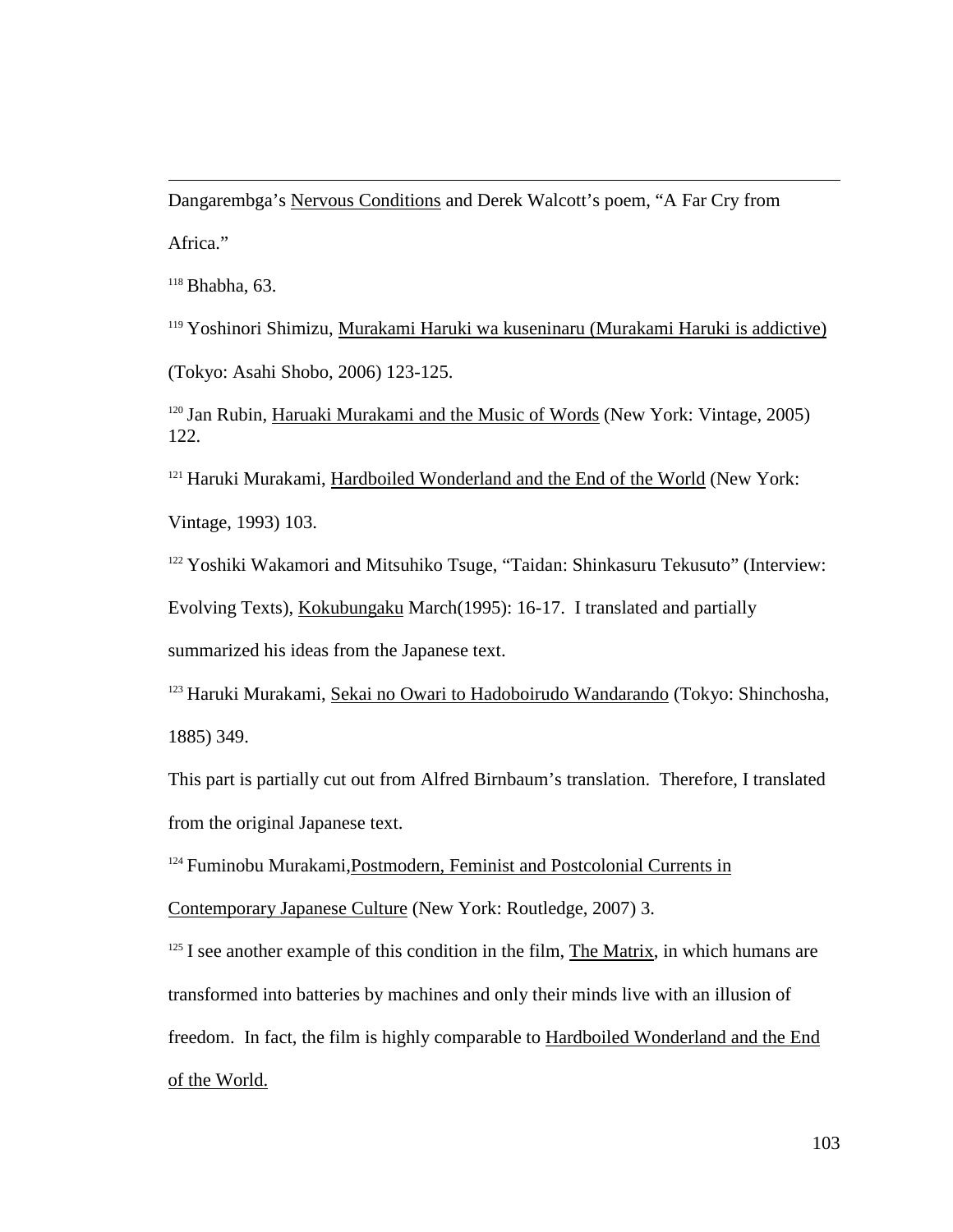Dangarembga's <u>Nervous Conditions</u> and Derek Walcott's poem, "A Far Cry from Africa."

[118] Bhabha, 63.

[119] Yoshinori Shimizu, <u>Murakami Haruki wa kuseninaru (Murakami Haruki is addictive)</u> (Tokyo: Asahi Shobo, 2006) 123-125.

[120] Jan Rubin, <u>Haruaki Murakami and the Music of Words</u> (New York: Vintage, 2005) 122.

[121] Haruki Murakami, <u>Hardboiled Wonderland and the End of the World</u> (New York: Vintage, 1993) 103.

[122] Yoshiki Wakamori and Mitsuhiko Tsuge, "Taidan: Shinkasuru Tekusuto" (Interview: Evolving Texts), <u>Kokubungaku</u> March(1995): 16-17. I translated and partially summarized his ideas from the Japanese text.

[123] Haruki Murakami, <u>Sekai no Owari to Hadoboirudo Wandarando</u> (Tokyo: Shinchosha, 1885) 349.

This part is partially cut out from Alfred Birnbaum's translation. Therefore, I translated from the original Japanese text.

[124] Fuminobu Murakami,<u>Postmodern, Feminist and Postcolonial Currents in Contemporary Japanese Culture</u> (New York: Routledge, 2007) 3.

[125] I see another example of this condition in the film, <u>The Matrix</u>, in which humans are transformed into batteries by machines and only their minds live with an illusion of freedom. In fact, the film is highly comparable to <u>Hardboiled Wonderland and the End of the World.</u>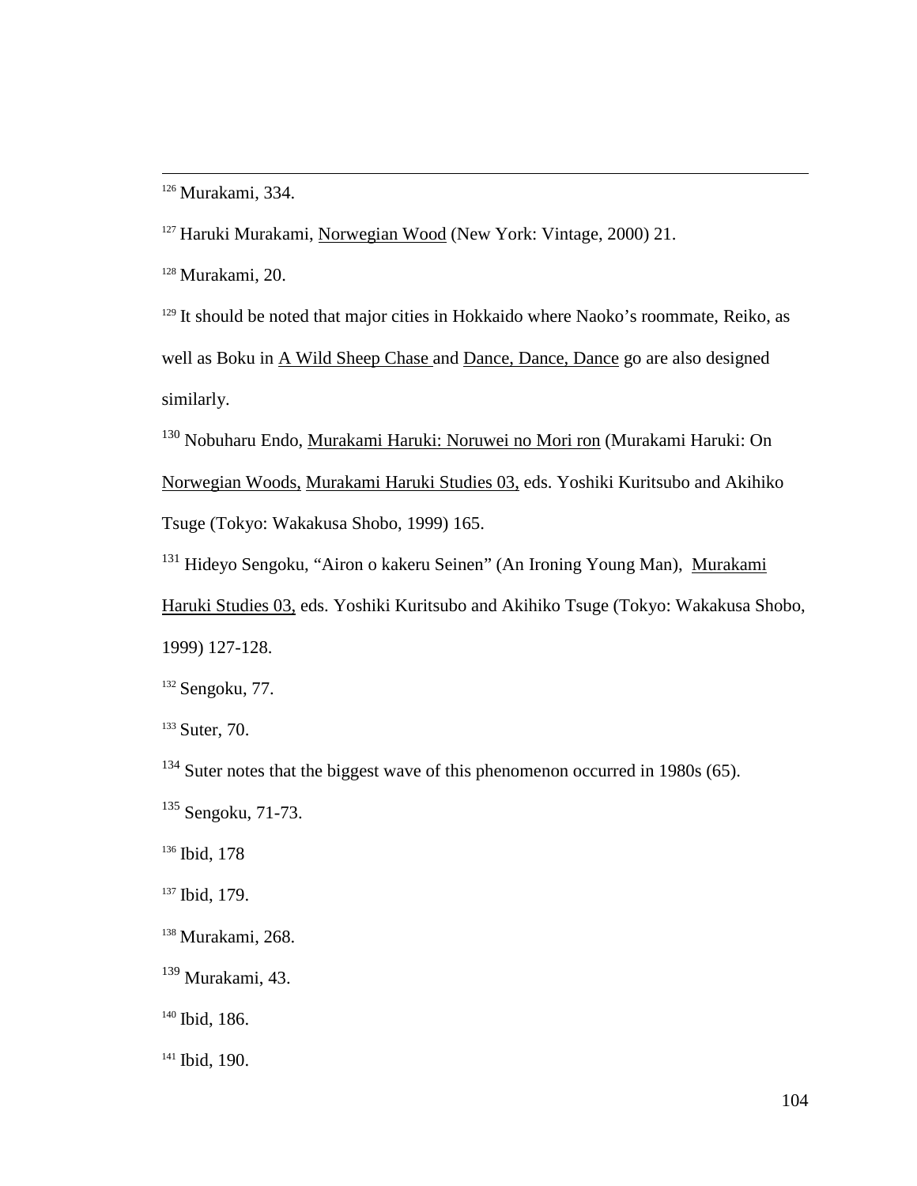[126] Murakami, 334.

[127] Haruki Murakami, Norwegian Wood (New York: Vintage, 2000) 21.

[128] Murakami, 20.

[129] It should be noted that major cities in Hokkaido where Naoko's roommate, Reiko, as well as Boku in A Wild Sheep Chase and Dance, Dance, Dance go are also designed similarly.

[130] Nobuharu Endo, Murakami Haruki: Noruwei no Mori ron (Murakami Haruki: On Norwegian Woods, Murakami Haruki Studies 03, eds. Yoshiki Kuritsubo and Akihiko Tsuge (Tokyo: Wakakusa Shobo, 1999) 165.

[131] Hideyo Sengoku, "Airon o kakeru Seinen" (An Ironing Young Man), Murakami Haruki Studies 03, eds. Yoshiki Kuritsubo and Akihiko Tsuge (Tokyo: Wakakusa Shobo, 1999) 127-128.

[132] Sengoku, 77.

[133] Suter, 70.

[134] Suter notes that the biggest wave of this phenomenon occurred in 1980s (65).

[135] Sengoku, 71-73.

[136] Ibid, 178

[137] Ibid, 179.

[138] Murakami, 268.

[139] Murakami, 43.

[140] Ibid, 186.

[141] Ibid, 190.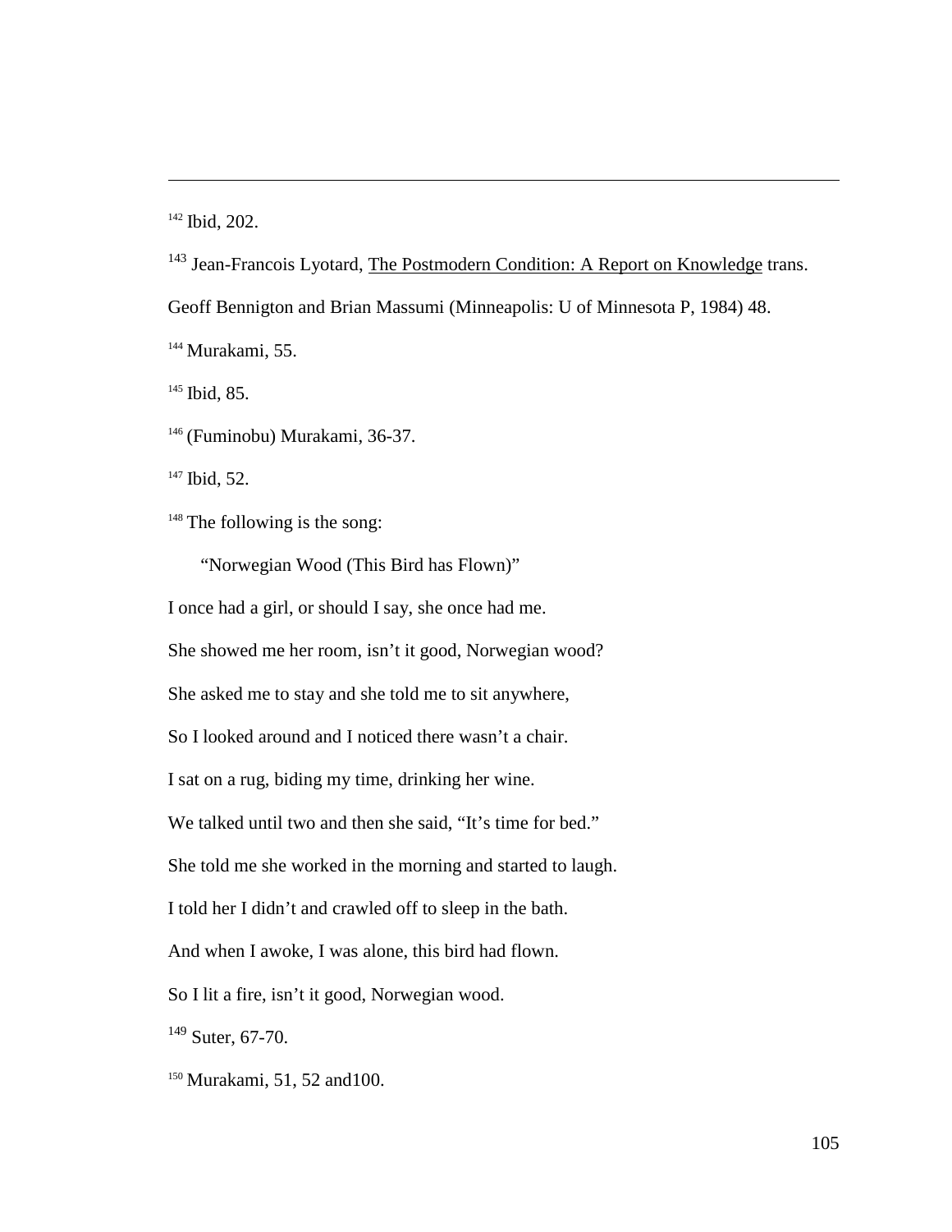[142] Ibid, 202.

[143] Jean-Francois Lyotard, The Postmodern Condition: A Report on Knowledge trans. Geoff Bennington and Brian Massumi (Minneapolis: U of Minnesota P, 1984) 48.

[144] Murakami, 55.

[145] Ibid, 85.

[146] (Fuminobu) Murakami, 36-37.

[147] Ibid, 52.

[148] The following is the song:

"Norwegian Wood (This Bird has Flown)"

I once had a girl, or should I say, she once had me.

She showed me her room, isn't it good, Norwegian wood?

She asked me to stay and she told me to sit anywhere,

So I looked around and I noticed there wasn't a chair.

I sat on a rug, biding my time, drinking her wine.

We talked until two and then she said, "It's time for bed."

She told me she worked in the morning and started to laugh.

I told her I didn't and crawled off to sleep in the bath.

And when I awoke, I was alone, this bird had flown.

So I lit a fire, isn't it good, Norwegian wood.

[149] Suter, 67-70.

[150] Murakami, 51, 52 and100.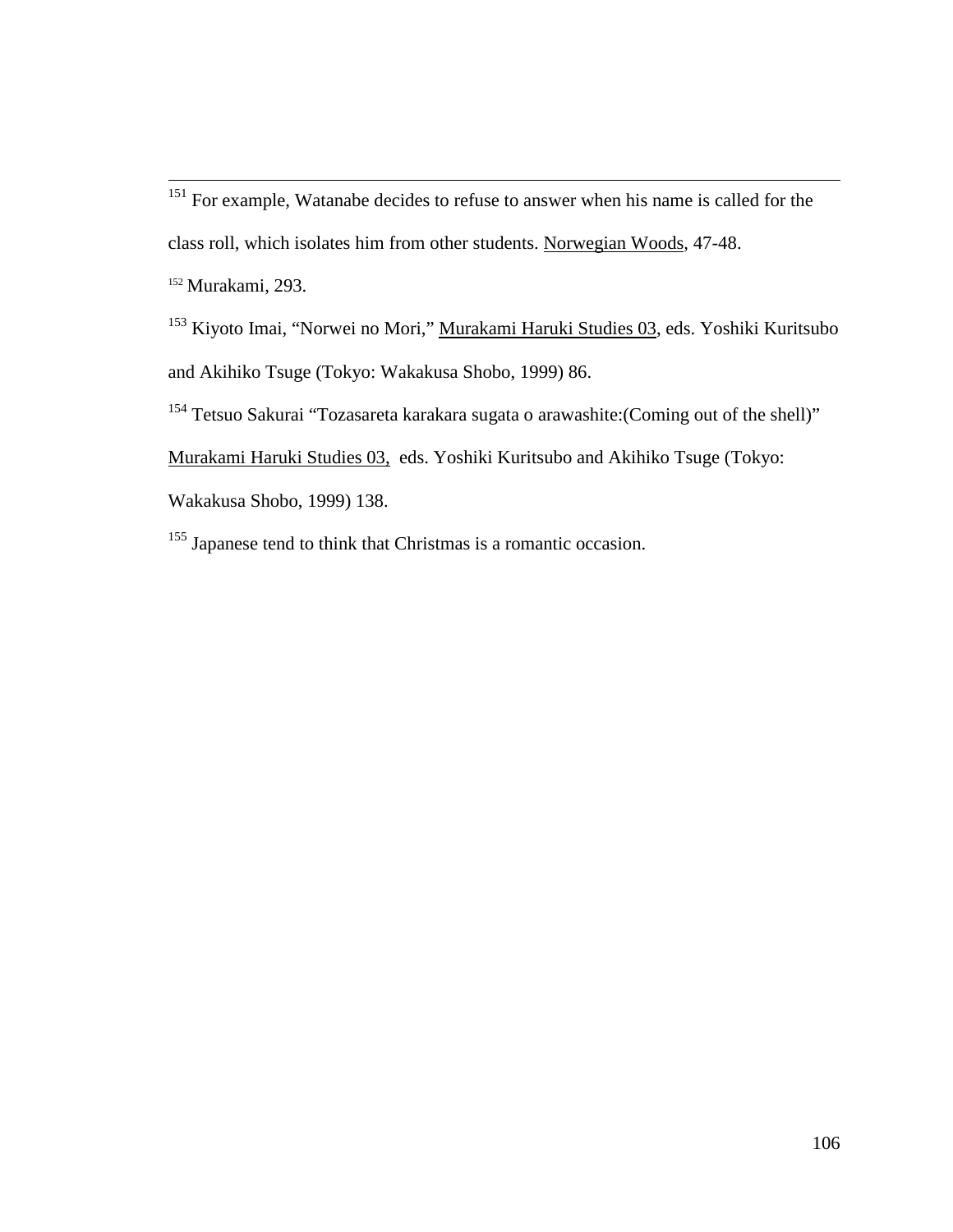[151] For example, Watanabe decides to refuse to answer when his name is called for the class roll, which isolates him from other students. Norwegian Woods, 47-48.

[152] Murakami, 293.

[153] Kiyoto Imai, "Norwei no Mori," Murakami Haruki Studies 03, eds. Yoshiki Kuritsubo and Akihiko Tsuge (Tokyo: Wakakusa Shobo, 1999) 86.

[154] Tetsuo Sakurai "Tozasareta karakara sugata o arawashite:(Coming out of the shell)" Murakami Haruki Studies 03, eds. Yoshiki Kuritsubo and Akihiko Tsuge (Tokyo: Wakakusa Shobo, 1999) 138.

[155] Japanese tend to think that Christmas is a romantic occasion.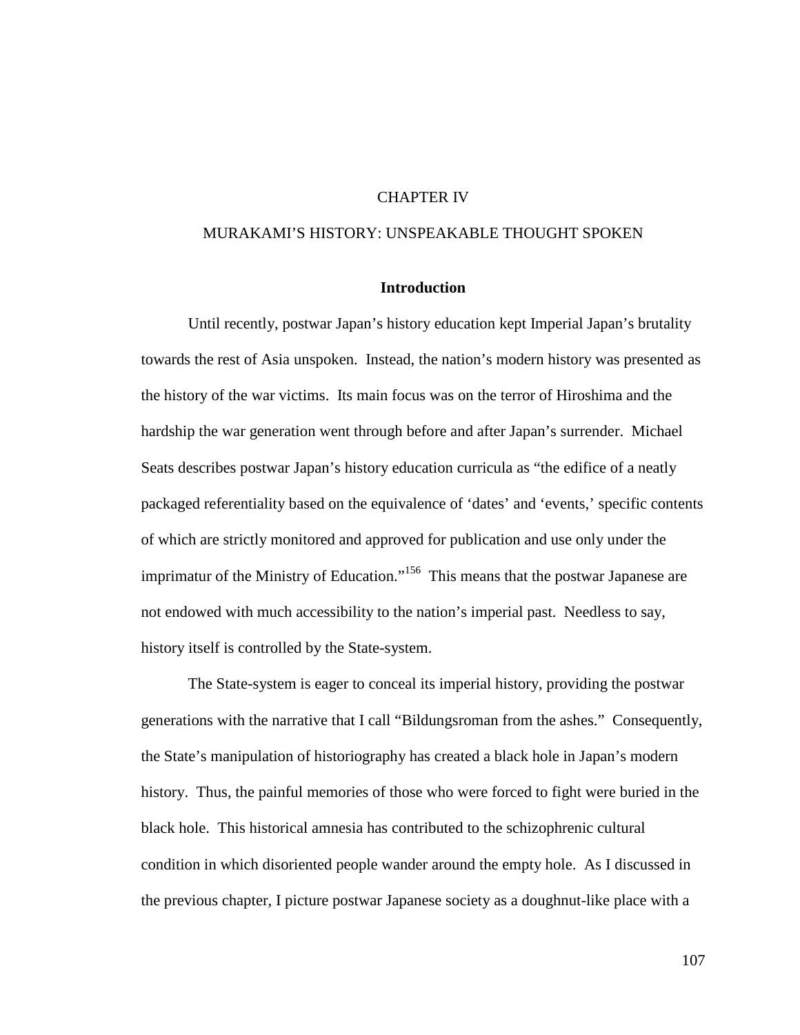# CHAPTER IV

# MURAKAMI'S HISTORY: UNSPEAKABLE THOUGHT SPOKEN

## Introduction

Until recently, postwar Japan's history education kept Imperial Japan's brutality towards the rest of Asia unspoken. Instead, the nation's modern history was presented as the history of the war victims. Its main focus was on the terror of Hiroshima and the hardship the war generation went through before and after Japan's surrender. Michael Seats describes postwar Japan's history education curricula as "the edifice of a neatly packaged referentiality based on the equivalence of 'dates' and 'events,' specific contents of which are strictly monitored and approved for publication and use only under the imprimatur of the Ministry of Education."[156] This means that the postwar Japanese are not endowed with much accessibility to the nation's imperial past. Needless to say, history itself is controlled by the State-system.

The State-system is eager to conceal its imperial history, providing the postwar generations with the narrative that I call "Bildungsroman from the ashes." Consequently, the State's manipulation of historiography has created a black hole in Japan's modern history. Thus, the painful memories of those who were forced to fight were buried in the black hole. This historical amnesia has contributed to the schizophrenic cultural condition in which disoriented people wander around the empty hole. As I discussed in the previous chapter, I picture postwar Japanese society as a doughnut-like place with a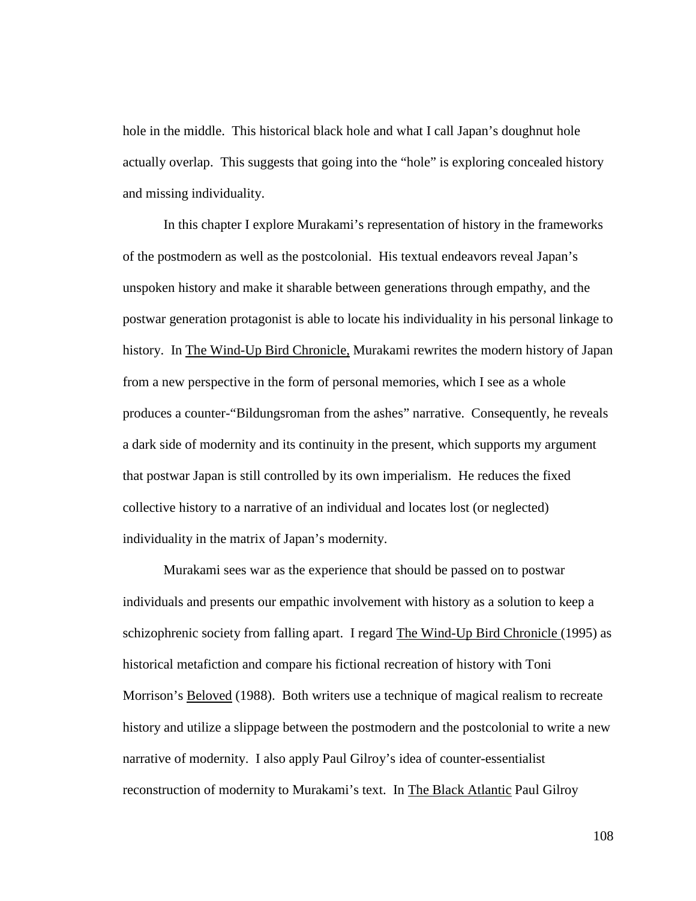hole in the middle. This historical black hole and what I call Japan's doughnut hole actually overlap. This suggests that going into the "hole" is exploring concealed history and missing individuality.

In this chapter I explore Murakami's representation of history in the frameworks of the postmodern as well as the postcolonial. His textual endeavors reveal Japan's unspoken history and make it sharable between generations through empathy, and the postwar generation protagonist is able to locate his individuality in his personal linkage to history. In The Wind-Up Bird Chronicle, Murakami rewrites the modern history of Japan from a new perspective in the form of personal memories, which I see as a whole produces a counter-"Bildungsroman from the ashes" narrative. Consequently, he reveals a dark side of modernity and its continuity in the present, which supports my argument that postwar Japan is still controlled by its own imperialism. He reduces the fixed collective history to a narrative of an individual and locates lost (or neglected) individuality in the matrix of Japan's modernity.

Murakami sees war as the experience that should be passed on to postwar individuals and presents our empathic involvement with history as a solution to keep a schizophrenic society from falling apart. I regard The Wind-Up Bird Chronicle (1995) as historical metafiction and compare his fictional recreation of history with Toni Morrison's Beloved (1988). Both writers use a technique of magical realism to recreate history and utilize a slippage between the postmodern and the postcolonial to write a new narrative of modernity. I also apply Paul Gilroy's idea of counter-essentialist reconstruction of modernity to Murakami's text. In The Black Atlantic Paul Gilroy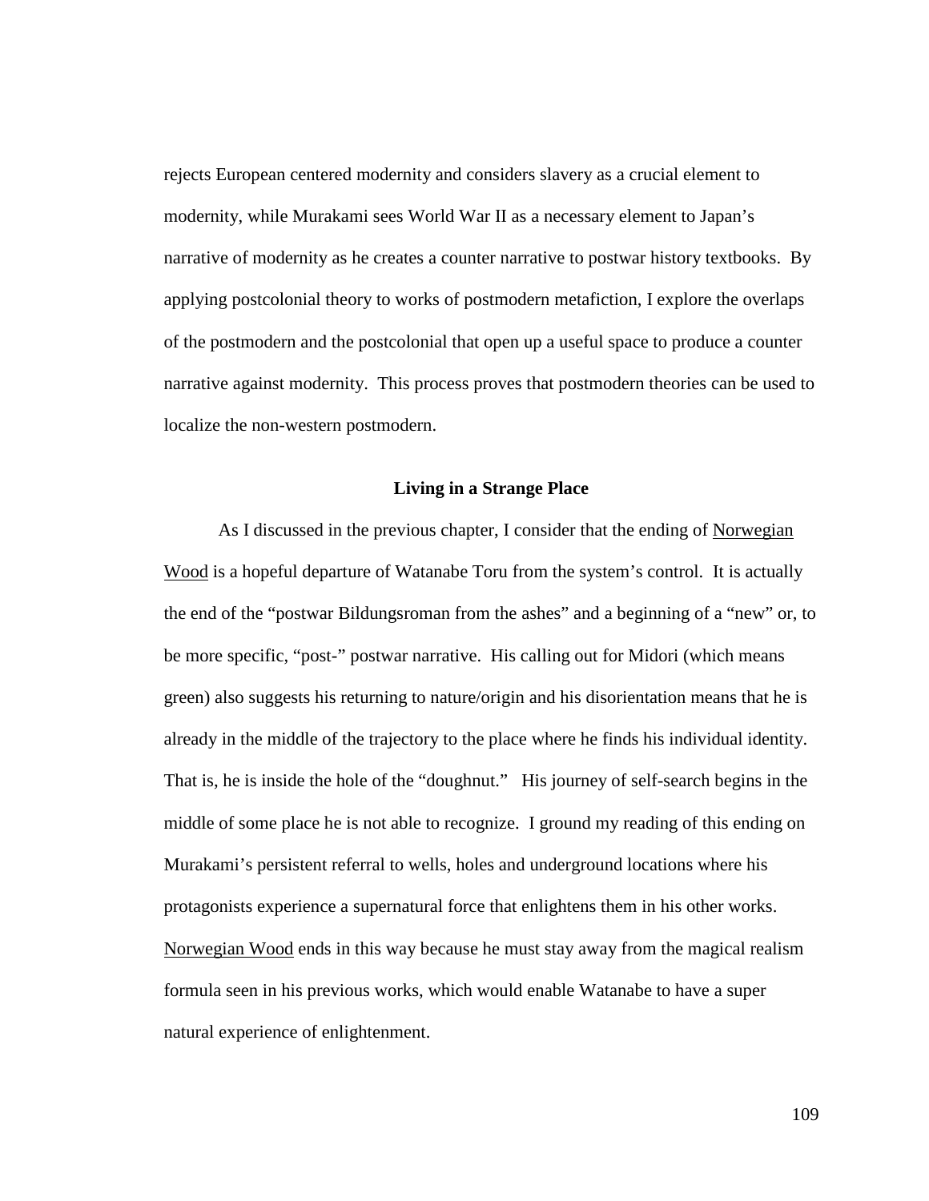rejects European centered modernity and considers slavery as a crucial element to modernity, while Murakami sees World War II as a necessary element to Japan's narrative of modernity as he creates a counter narrative to postwar history textbooks. By applying postcolonial theory to works of postmodern metafiction, I explore the overlaps of the postmodern and the postcolonial that open up a useful space to produce a counter narrative against modernity. This process proves that postmodern theories can be used to localize the non-western postmodern.

### Living in a Strange Place

As I discussed in the previous chapter, I consider that the ending of Norwegian Wood is a hopeful departure of Watanabe Toru from the system's control. It is actually the end of the "postwar Bildungsroman from the ashes" and a beginning of a "new" or, to be more specific, "post-" postwar narrative. His calling out for Midori (which means green) also suggests his returning to nature/origin and his disorientation means that he is already in the middle of the trajectory to the place where he finds his individual identity. That is, he is inside the hole of the "doughnut." His journey of self-search begins in the middle of some place he is not able to recognize. I ground my reading of this ending on Murakami's persistent referral to wells, holes and underground locations where his protagonists experience a supernatural force that enlightens them in his other works. Norwegian Wood ends in this way because he must stay away from the magical realism formula seen in his previous works, which would enable Watanabe to have a super natural experience of enlightenment.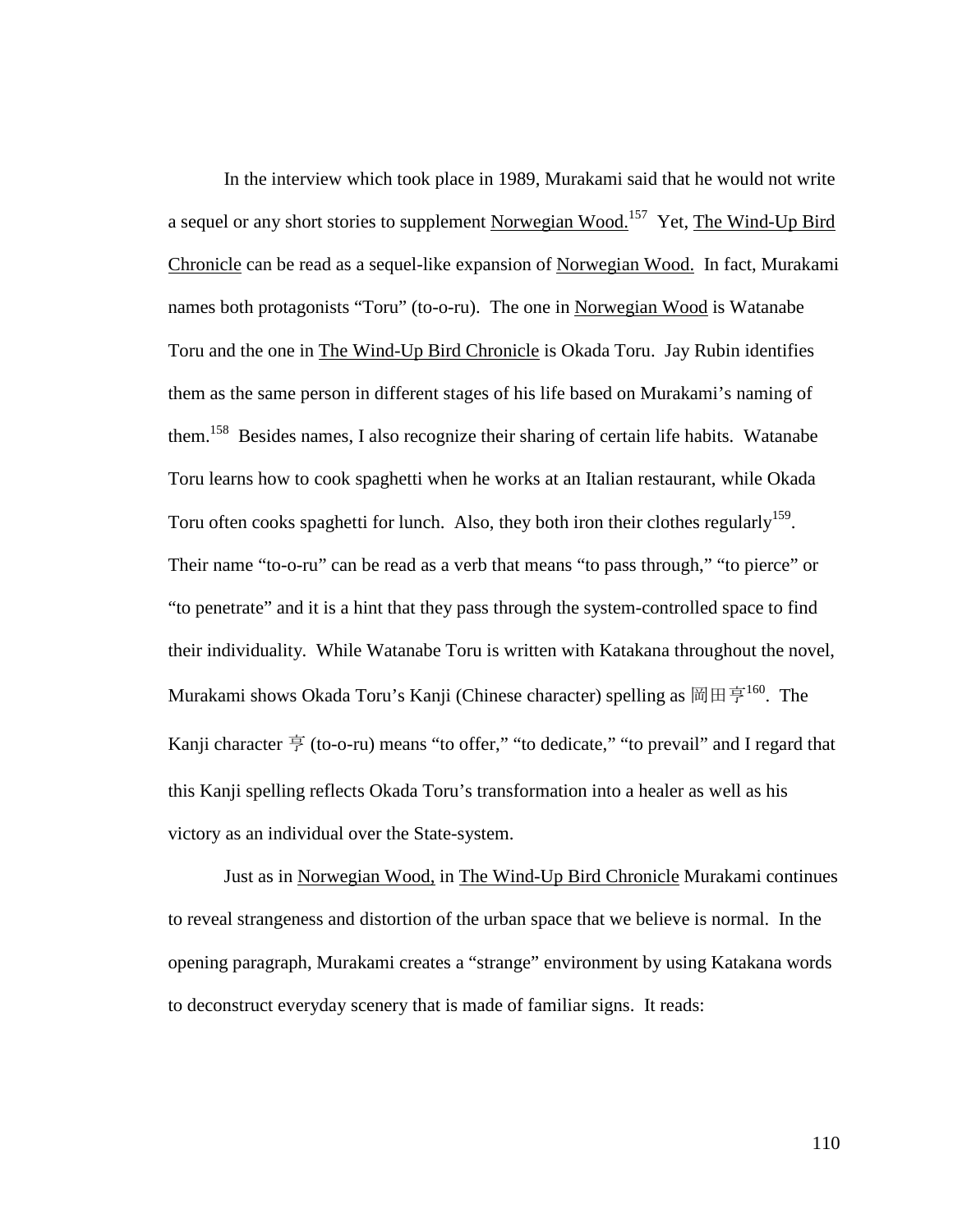In the interview which took place in 1989, Murakami said that he would not write a sequel or any short stories to supplement Norwegian Wood.[157] Yet, The Wind-Up Bird Chronicle can be read as a sequel-like expansion of Norwegian Wood. In fact, Murakami names both protagonists "Toru" (to-o-ru). The one in Norwegian Wood is Watanabe Toru and the one in The Wind-Up Bird Chronicle is Okada Toru. Jay Rubin identifies them as the same person in different stages of his life based on Murakami's naming of them.[158] Besides names, I also recognize their sharing of certain life habits. Watanabe Toru learns how to cook spaghetti when he works at an Italian restaurant, while Okada Toru often cooks spaghetti for lunch. Also, they both iron their clothes regularly[159]. Their name "to-o-ru" can be read as a verb that means "to pass through," "to pierce" or "to penetrate" and it is a hint that they pass through the system-controlled space to find their individuality. While Watanabe Toru is written with Katakana throughout the novel, Murakami shows Okada Toru's Kanji (Chinese character) spelling as 岡田亨[160]. The Kanji character 亨 (to-o-ru) means "to offer," "to dedicate," "to prevail" and I regard that this Kanji spelling reflects Okada Toru's transformation into a healer as well as his victory as an individual over the State-system.

Just as in Norwegian Wood, in The Wind-Up Bird Chronicle Murakami continues to reveal strangeness and distortion of the urban space that we believe is normal. In the opening paragraph, Murakami creates a "strange" environment by using Katakana words to deconstruct everyday scenery that is made of familiar signs. It reads: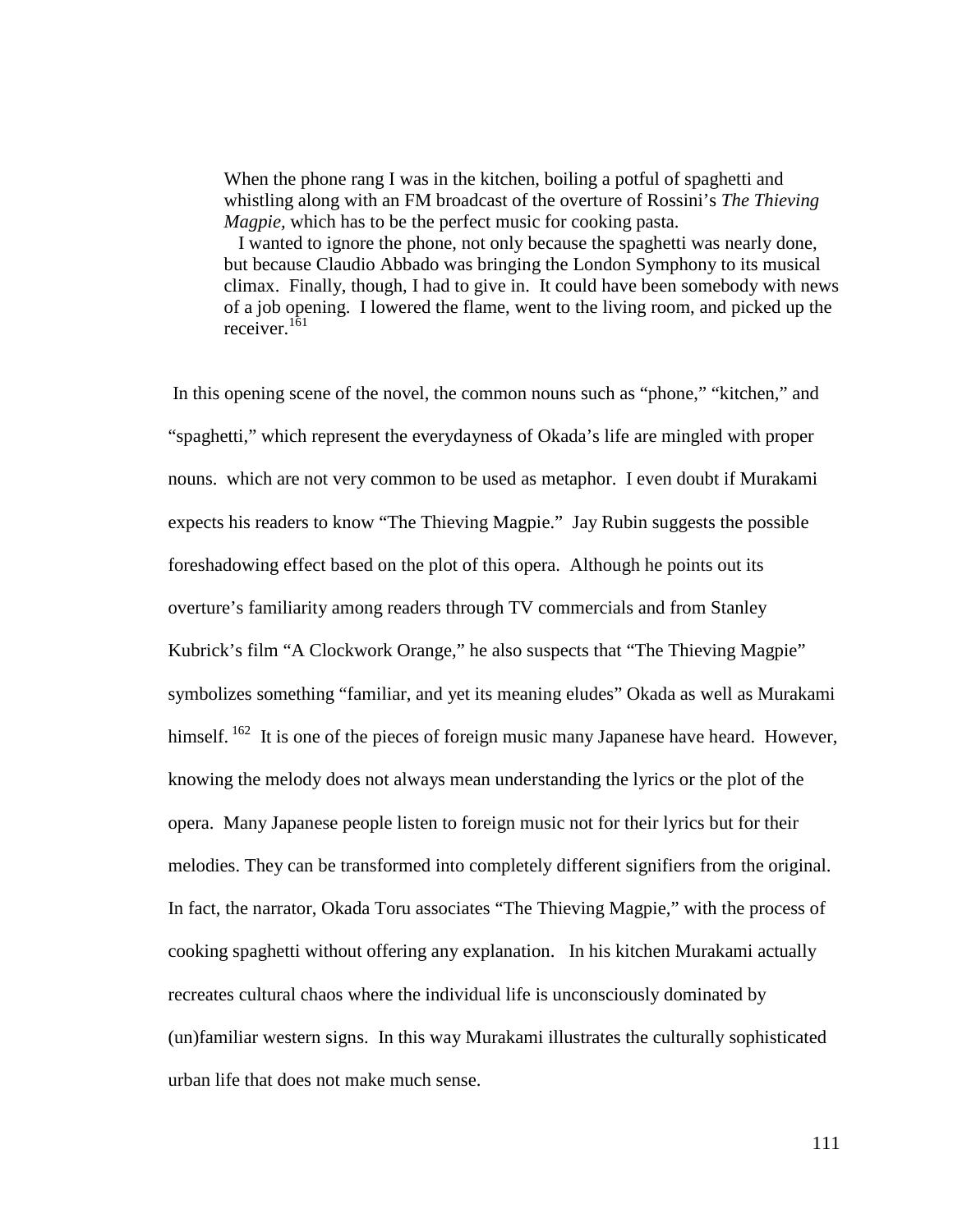> When the phone rang I was in the kitchen, boiling a potful of spaghetti and whistling along with an FM broadcast of the overture of Rossini's *The Thieving Magpie,* which has to be the perfect music for cooking pasta.
>
> I wanted to ignore the phone, not only because the spaghetti was nearly done, but because Claudio Abbado was bringing the London Symphony to its musical climax. Finally, though, I had to give in. It could have been somebody with news of a job opening. I lowered the flame, went to the living room, and picked up the receiver.[161]

In this opening scene of the novel, the common nouns such as "phone," "kitchen," and "spaghetti," which represent the everydayness of Okada's life are mingled with proper nouns. which are not very common to be used as metaphor. I even doubt if Murakami expects his readers to know "The Thieving Magpie." Jay Rubin suggests the possible foreshadowing effect based on the plot of this opera. Although he points out its overture's familiarity among readers through TV commercials and from Stanley Kubrick's film "A Clockwork Orange," he also suspects that "The Thieving Magpie" symbolizes something "familiar, and yet its meaning eludes" Okada as well as Murakami himself.[162] It is one of the pieces of foreign music many Japanese have heard. However, knowing the melody does not always mean understanding the lyrics or the plot of the opera. Many Japanese people listen to foreign music not for their lyrics but for their melodies. They can be transformed into completely different signifiers from the original. In fact, the narrator, Okada Toru associates "The Thieving Magpie," with the process of cooking spaghetti without offering any explanation. In his kitchen Murakami actually recreates cultural chaos where the individual life is unconsciously dominated by (un)familiar western signs. In this way Murakami illustrates the culturally sophisticated urban life that does not make much sense.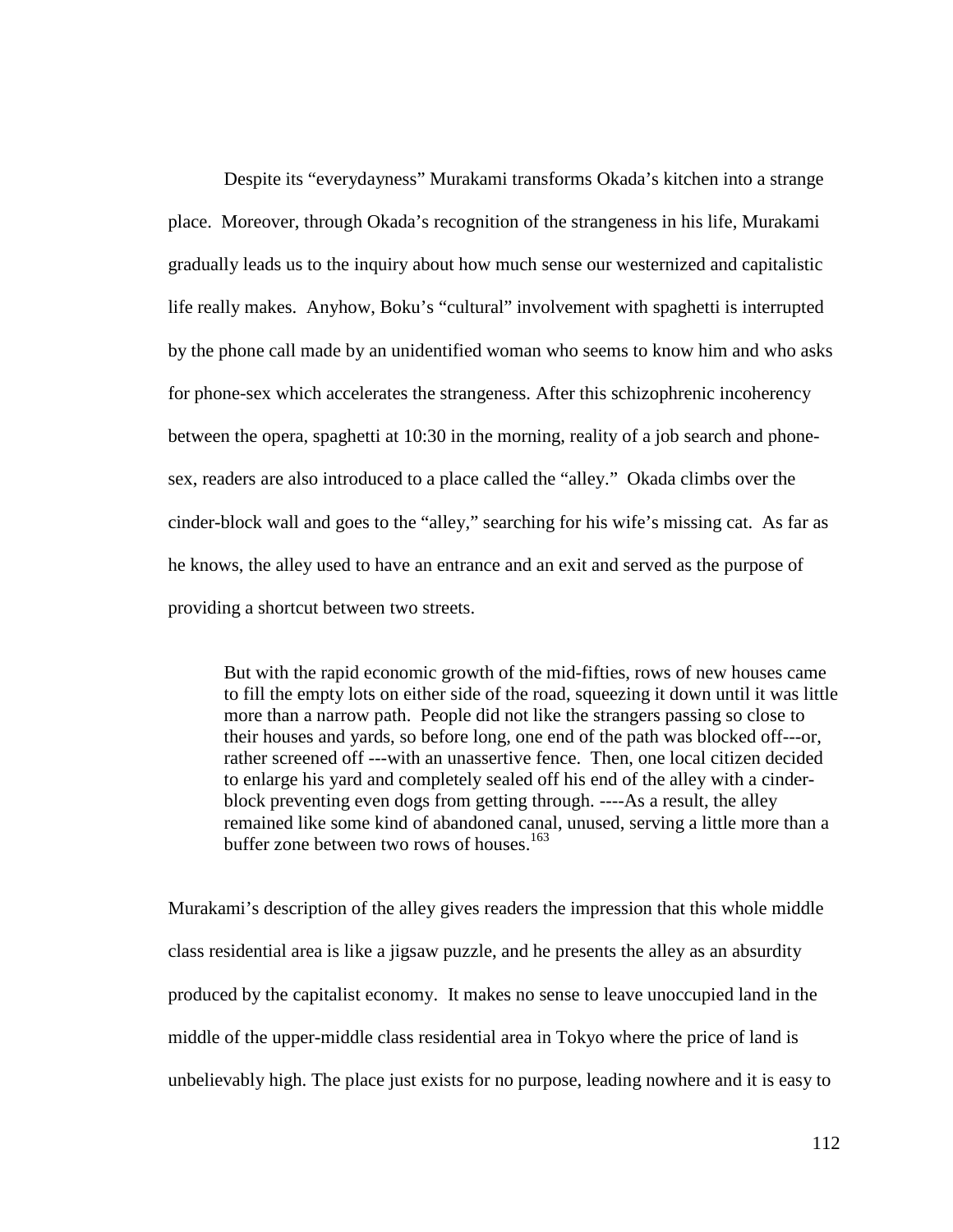Despite its “everydayness” Murakami transforms Okada’s kitchen into a strange place. Moreover, through Okada’s recognition of the strangeness in his life, Murakami gradually leads us to the inquiry about how much sense our westernized and capitalistic life really makes. Anyhow, Boku’s “cultural” involvement with spaghetti is interrupted by the phone call made by an unidentified woman who seems to know him and who asks for phone-sex which accelerates the strangeness. After this schizophrenic incoherency between the opera, spaghetti at 10:30 in the morning, reality of a job search and phone-sex, readers are also introduced to a place called the “alley.” Okada climbs over the cinder-block wall and goes to the “alley,” searching for his wife’s missing cat. As far as he knows, the alley used to have an entrance and an exit and served as the purpose of providing a shortcut between two streets.

> But with the rapid economic growth of the mid-fifties, rows of new houses came to fill the empty lots on either side of the road, squeezing it down until it was little more than a narrow path. People did not like the strangers passing so close to their houses and yards, so before long, one end of the path was blocked off---or, rather screened off ---with an unassertive fence. Then, one local citizen decided to enlarge his yard and completely sealed off his end of the alley with a cinder-block preventing even dogs from getting through. ----As a result, the alley remained like some kind of abandoned canal, unused, serving a little more than a buffer zone between two rows of houses.[163]

Murakami’s description of the alley gives readers the impression that this whole middle class residential area is like a jigsaw puzzle, and he presents the alley as an absurdity produced by the capitalist economy. It makes no sense to leave unoccupied land in the middle of the upper-middle class residential area in Tokyo where the price of land is unbelievably high. The place just exists for no purpose, leading nowhere and it is easy to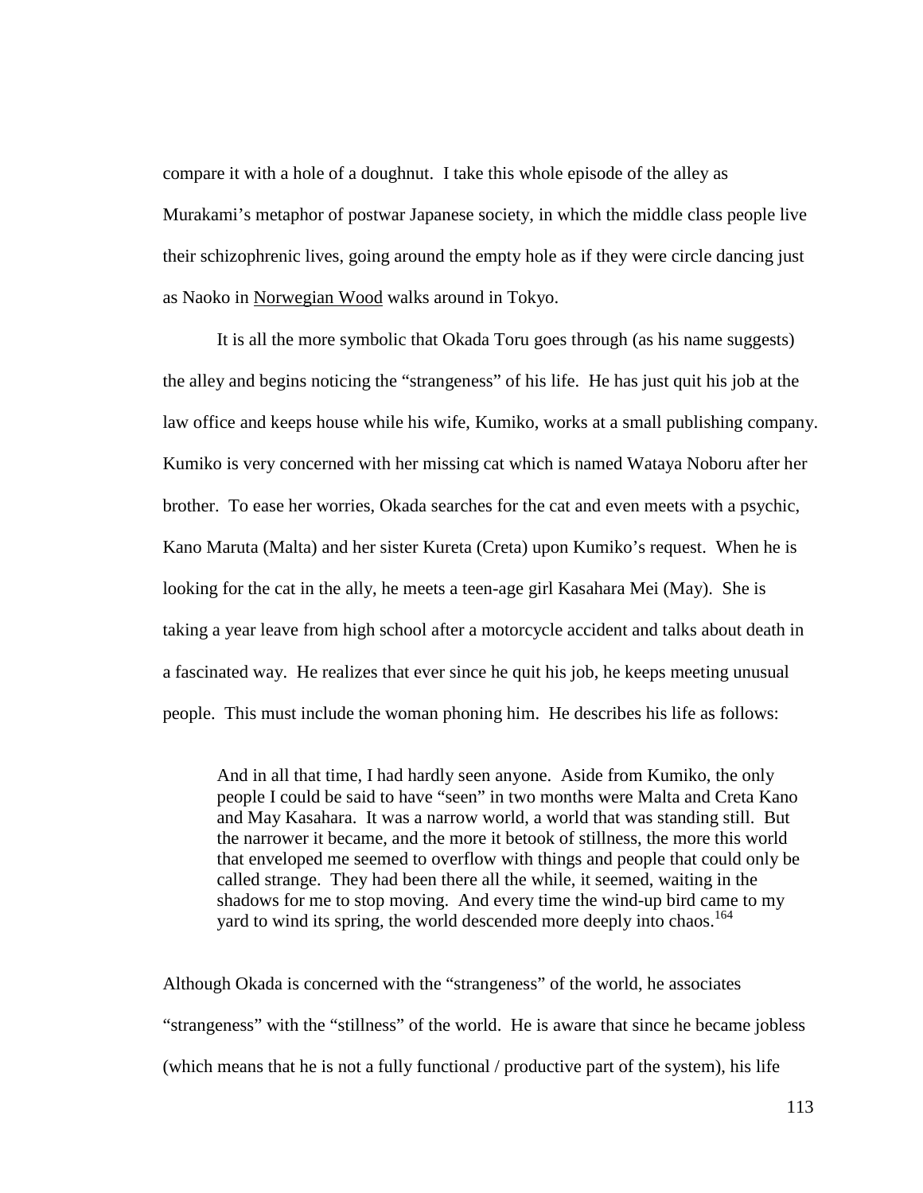compare it with a hole of a doughnut. I take this whole episode of the alley as Murakami's metaphor of postwar Japanese society, in which the middle class people live their schizophrenic lives, going around the empty hole as if they were circle dancing just as Naoko in Norwegian Wood walks around in Tokyo.

It is all the more symbolic that Okada Toru goes through (as his name suggests) the alley and begins noticing the "strangeness" of his life. He has just quit his job at the law office and keeps house while his wife, Kumiko, works at a small publishing company. Kumiko is very concerned with her missing cat which is named Wataya Noboru after her brother. To ease her worries, Okada searches for the cat and even meets with a psychic, Kano Maruta (Malta) and her sister Kureta (Creta) upon Kumiko's request. When he is looking for the cat in the ally, he meets a teen-age girl Kasahara Mei (May). She is taking a year leave from high school after a motorcycle accident and talks about death in a fascinated way. He realizes that ever since he quit his job, he keeps meeting unusual people. This must include the woman phoning him. He describes his life as follows:

> And in all that time, I had hardly seen anyone. Aside from Kumiko, the only people I could be said to have "seen" in two months were Malta and Creta Kano and May Kasahara. It was a narrow world, a world that was standing still. But the narrower it became, and the more it betook of stillness, the more this world that enveloped me seemed to overflow with things and people that could only be called strange. They had been there all the while, it seemed, waiting in the shadows for me to stop moving. And every time the wind-up bird came to my yard to wind its spring, the world descended more deeply into chaos.[164]

Although Okada is concerned with the "strangeness" of the world, he associates "strangeness" with the "stillness" of the world. He is aware that since he became jobless (which means that he is not a fully functional / productive part of the system), his life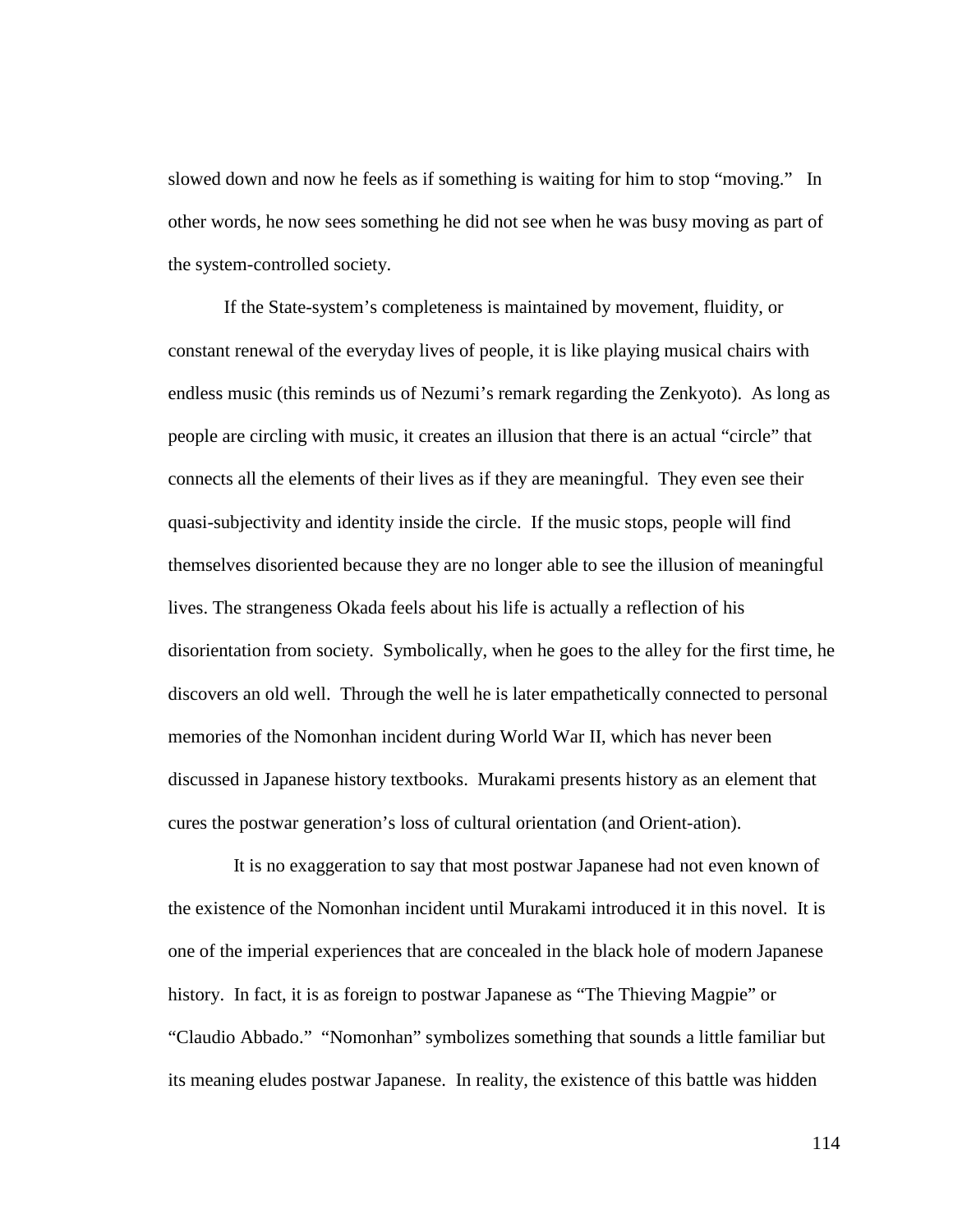slowed down and now he feels as if something is waiting for him to stop "moving." In other words, he now sees something he did not see when he was busy moving as part of the system-controlled society.

If the State-system's completeness is maintained by movement, fluidity, or constant renewal of the everyday lives of people, it is like playing musical chairs with endless music (this reminds us of Nezumi's remark regarding the Zenkyoto). As long as people are circling with music, it creates an illusion that there is an actual "circle" that connects all the elements of their lives as if they are meaningful. They even see their quasi-subjectivity and identity inside the circle. If the music stops, people will find themselves disoriented because they are no longer able to see the illusion of meaningful lives. The strangeness Okada feels about his life is actually a reflection of his disorientation from society. Symbolically, when he goes to the alley for the first time, he discovers an old well. Through the well he is later empathetically connected to personal memories of the Nomonhan incident during World War II, which has never been discussed in Japanese history textbooks. Murakami presents history as an element that cures the postwar generation's loss of cultural orientation (and Orient-ation).

It is no exaggeration to say that most postwar Japanese had not even known of the existence of the Nomonhan incident until Murakami introduced it in this novel. It is one of the imperial experiences that are concealed in the black hole of modern Japanese history. In fact, it is as foreign to postwar Japanese as "The Thieving Magpie" or "Claudio Abbado." "Nomonhan" symbolizes something that sounds a little familiar but its meaning eludes postwar Japanese. In reality, the existence of this battle was hidden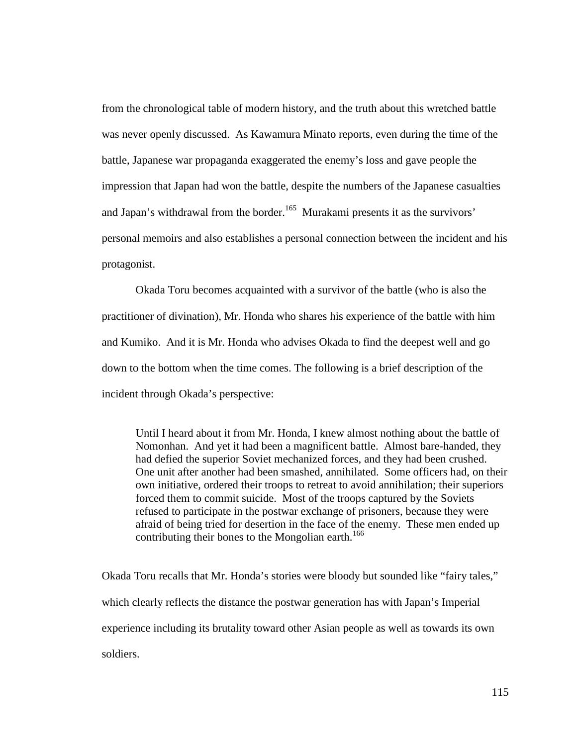from the chronological table of modern history, and the truth about this wretched battle was never openly discussed. As Kawamura Minato reports, even during the time of the battle, Japanese war propaganda exaggerated the enemy's loss and gave people the impression that Japan had won the battle, despite the numbers of the Japanese casualties and Japan's withdrawal from the border.[165] Murakami presents it as the survivors' personal memoirs and also establishes a personal connection between the incident and his protagonist.

Okada Toru becomes acquainted with a survivor of the battle (who is also the practitioner of divination), Mr. Honda who shares his experience of the battle with him and Kumiko. And it is Mr. Honda who advises Okada to find the deepest well and go down to the bottom when the time comes. The following is a brief description of the incident through Okada's perspective:

> Until I heard about it from Mr. Honda, I knew almost nothing about the battle of Nomonhan. And yet it had been a magnificent battle. Almost bare-handed, they had defied the superior Soviet mechanized forces, and they had been crushed. One unit after another had been smashed, annihilated. Some officers had, on their own initiative, ordered their troops to retreat to avoid annihilation; their superiors forced them to commit suicide. Most of the troops captured by the Soviets refused to participate in the postwar exchange of prisoners, because they were afraid of being tried for desertion in the face of the enemy. These men ended up contributing their bones to the Mongolian earth.[166]

Okada Toru recalls that Mr. Honda's stories were bloody but sounded like "fairy tales," which clearly reflects the distance the postwar generation has with Japan's Imperial experience including its brutality toward other Asian people as well as towards its own soldiers.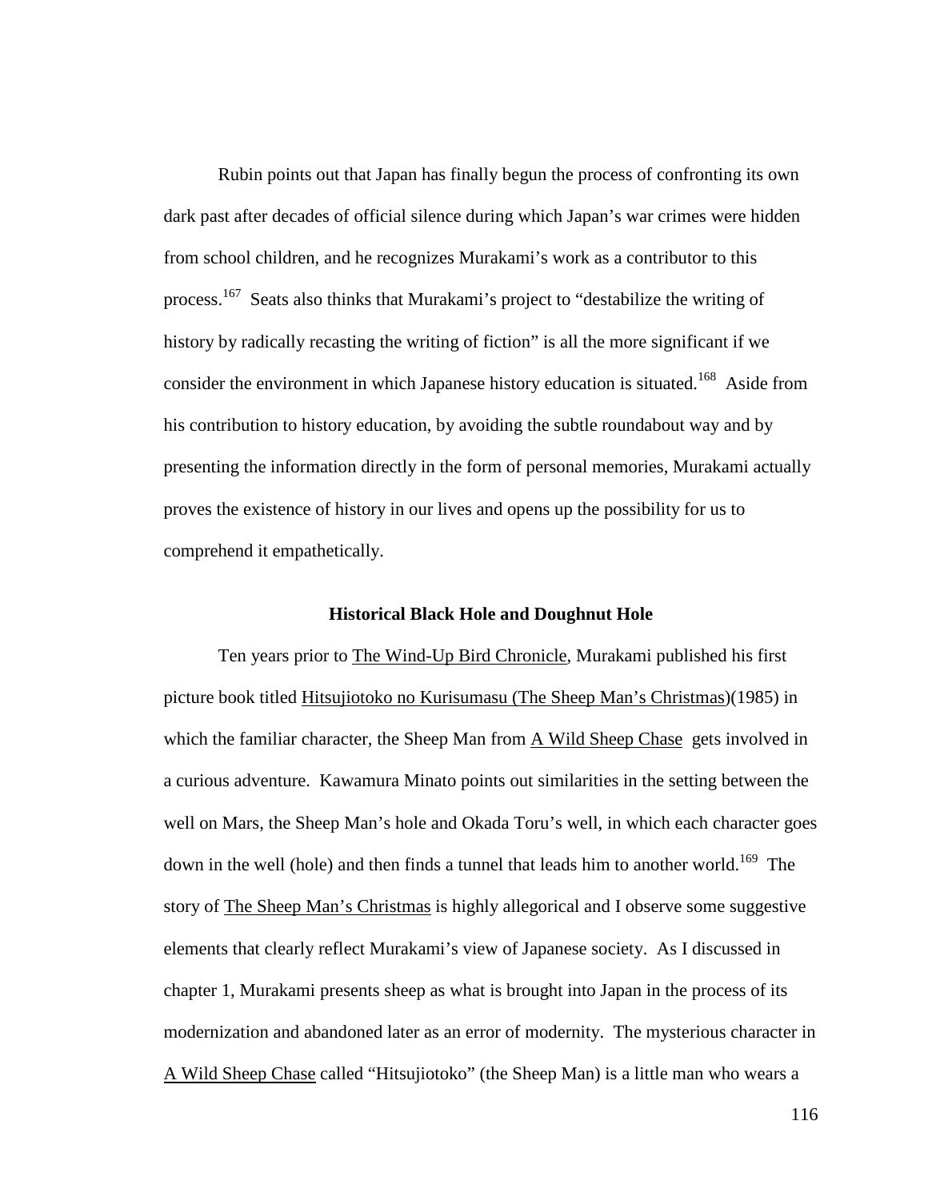Rubin points out that Japan has finally begun the process of confronting its own dark past after decades of official silence during which Japan's war crimes were hidden from school children, and he recognizes Murakami's work as a contributor to this process.[167] Seats also thinks that Murakami's project to "destabilize the writing of history by radically recasting the writing of fiction" is all the more significant if we consider the environment in which Japanese history education is situated.[168] Aside from his contribution to history education, by avoiding the subtle roundabout way and by presenting the information directly in the form of personal memories, Murakami actually proves the existence of history in our lives and opens up the possibility for us to comprehend it empathetically.

### Historical Black Hole and Doughnut Hole

Ten years prior to The Wind-Up Bird Chronicle, Murakami published his first picture book titled Hitsujiotoko no Kurisumasu (The Sheep Man's Christmas)(1985) in which the familiar character, the Sheep Man from A Wild Sheep Chase gets involved in a curious adventure. Kawamura Minato points out similarities in the setting between the well on Mars, the Sheep Man's hole and Okada Toru's well, in which each character goes down in the well (hole) and then finds a tunnel that leads him to another world.[169] The story of The Sheep Man's Christmas is highly allegorical and I observe some suggestive elements that clearly reflect Murakami's view of Japanese society. As I discussed in chapter 1, Murakami presents sheep as what is brought into Japan in the process of its modernization and abandoned later as an error of modernity. The mysterious character in A Wild Sheep Chase called "Hitsujiotoko" (the Sheep Man) is a little man who wears a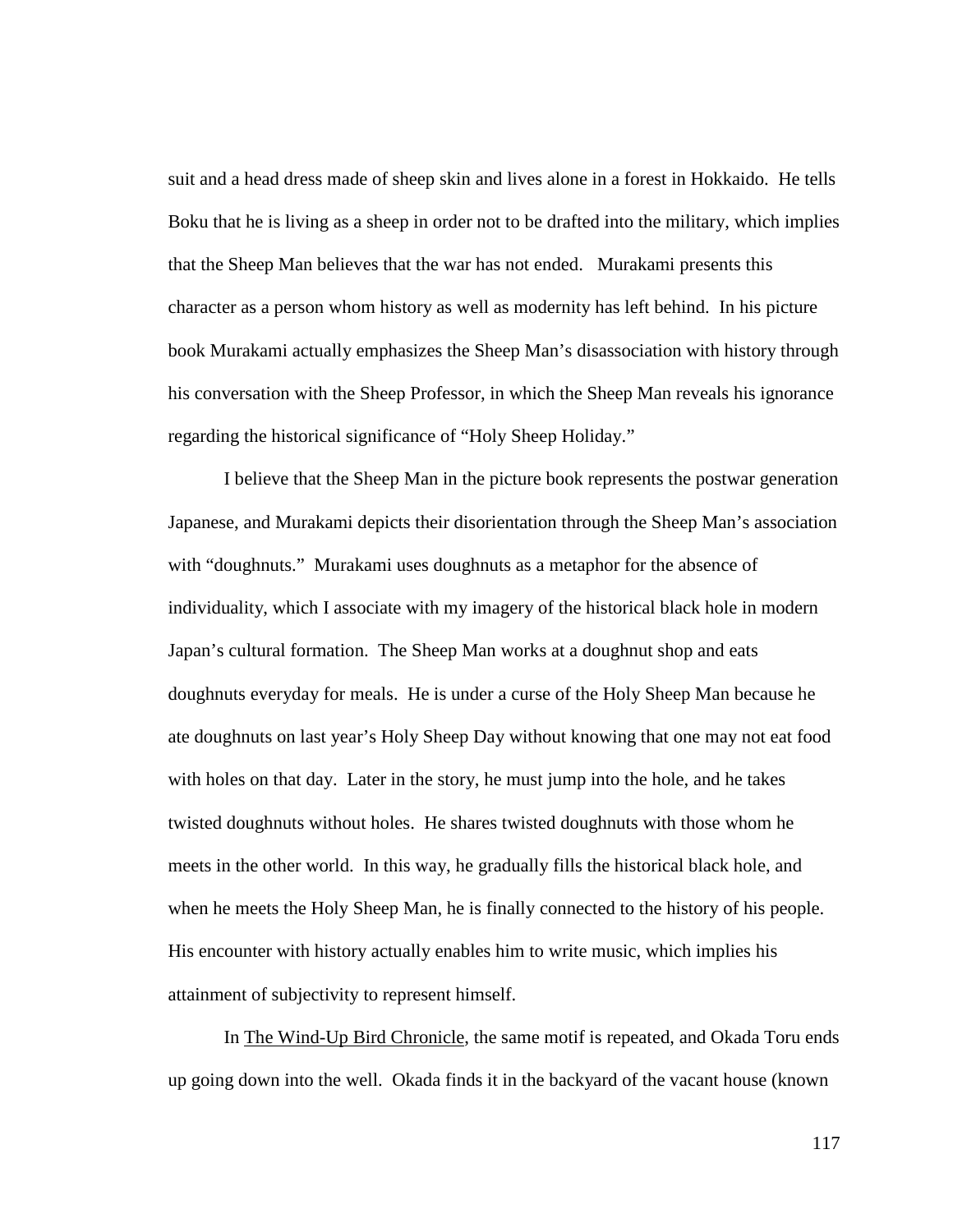suit and a head dress made of sheep skin and lives alone in a forest in Hokkaido. He tells Boku that he is living as a sheep in order not to be drafted into the military, which implies that the Sheep Man believes that the war has not ended. Murakami presents this character as a person whom history as well as modernity has left behind. In his picture book Murakami actually emphasizes the Sheep Man's disassociation with history through his conversation with the Sheep Professor, in which the Sheep Man reveals his ignorance regarding the historical significance of "Holy Sheep Holiday."

I believe that the Sheep Man in the picture book represents the postwar generation Japanese, and Murakami depicts their disorientation through the Sheep Man's association with "doughnuts." Murakami uses doughnuts as a metaphor for the absence of individuality, which I associate with my imagery of the historical black hole in modern Japan's cultural formation. The Sheep Man works at a doughnut shop and eats doughnuts everyday for meals. He is under a curse of the Holy Sheep Man because he ate doughnuts on last year's Holy Sheep Day without knowing that one may not eat food with holes on that day. Later in the story, he must jump into the hole, and he takes twisted doughnuts without holes. He shares twisted doughnuts with those whom he meets in the other world. In this way, he gradually fills the historical black hole, and when he meets the Holy Sheep Man, he is finally connected to the history of his people. His encounter with history actually enables him to write music, which implies his attainment of subjectivity to represent himself.

In <u>The Wind-Up Bird Chronicle</u>, the same motif is repeated, and Okada Toru ends up going down into the well. Okada finds it in the backyard of the vacant house (known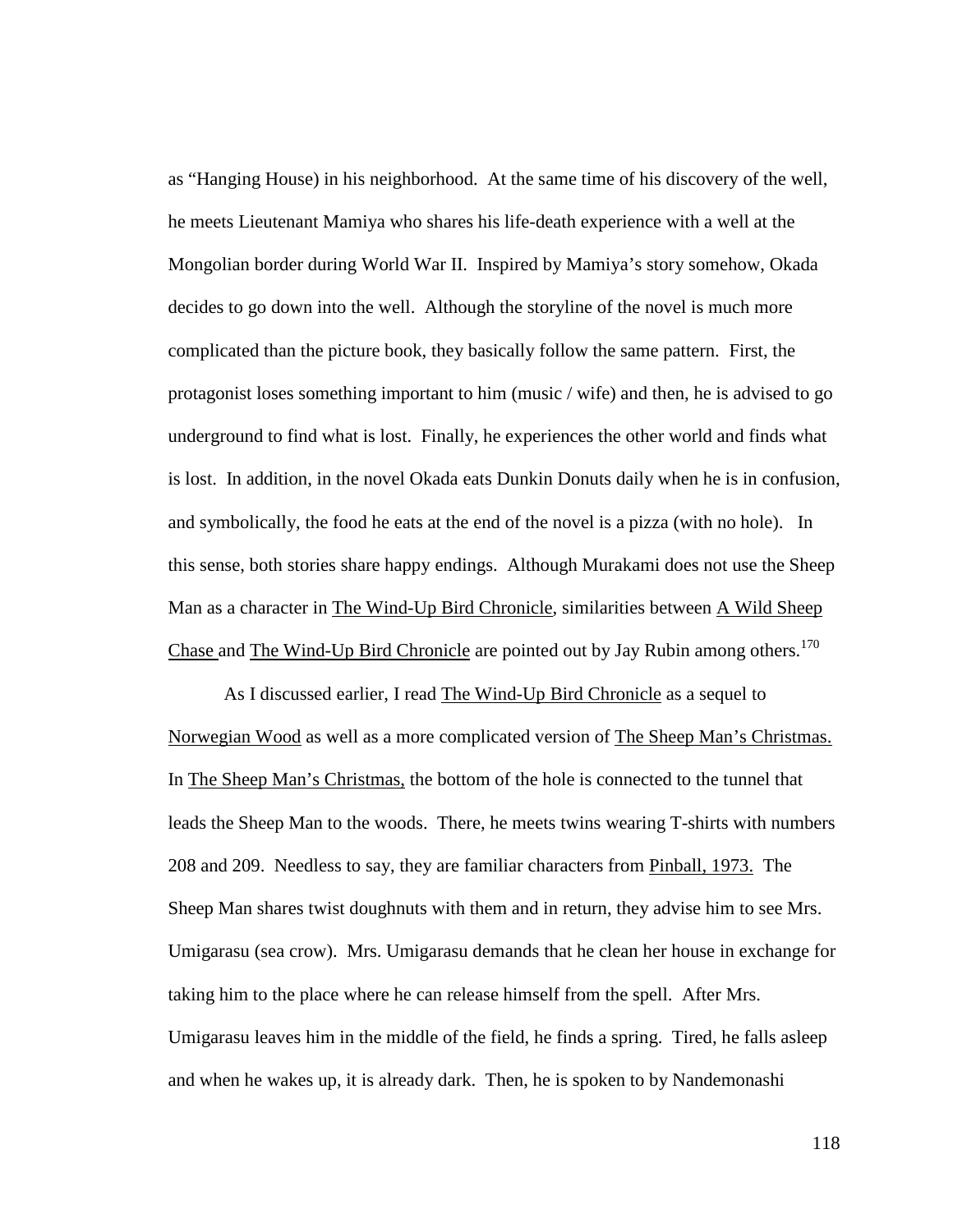as “Hanging House) in his neighborhood. At the same time of his discovery of the well, he meets Lieutenant Mamiya who shares his life-death experience with a well at the Mongolian border during World War II. Inspired by Mamiya's story somehow, Okada decides to go down into the well. Although the storyline of the novel is much more complicated than the picture book, they basically follow the same pattern. First, the protagonist loses something important to him (music / wife) and then, he is advised to go underground to find what is lost. Finally, he experiences the other world and finds what is lost. In addition, in the novel Okada eats Dunkin Donuts daily when he is in confusion, and symbolically, the food he eats at the end of the novel is a pizza (with no hole). In this sense, both stories share happy endings. Although Murakami does not use the Sheep Man as a character in The Wind-Up Bird Chronicle, similarities between A Wild Sheep Chase and The Wind-Up Bird Chronicle are pointed out by Jay Rubin among others.[170]

As I discussed earlier, I read The Wind-Up Bird Chronicle as a sequel to Norwegian Wood as well as a more complicated version of The Sheep Man's Christmas. In The Sheep Man's Christmas, the bottom of the hole is connected to the tunnel that leads the Sheep Man to the woods. There, he meets twins wearing T-shirts with numbers 208 and 209. Needless to say, they are familiar characters from Pinball, 1973. The Sheep Man shares twist doughnuts with them and in return, they advise him to see Mrs. Umigarasu (sea crow). Mrs. Umigarasu demands that he clean her house in exchange for taking him to the place where he can release himself from the spell. After Mrs. Umigarasu leaves him in the middle of the field, he finds a spring. Tired, he falls asleep and when he wakes up, it is already dark. Then, he is spoken to by Nandemonashi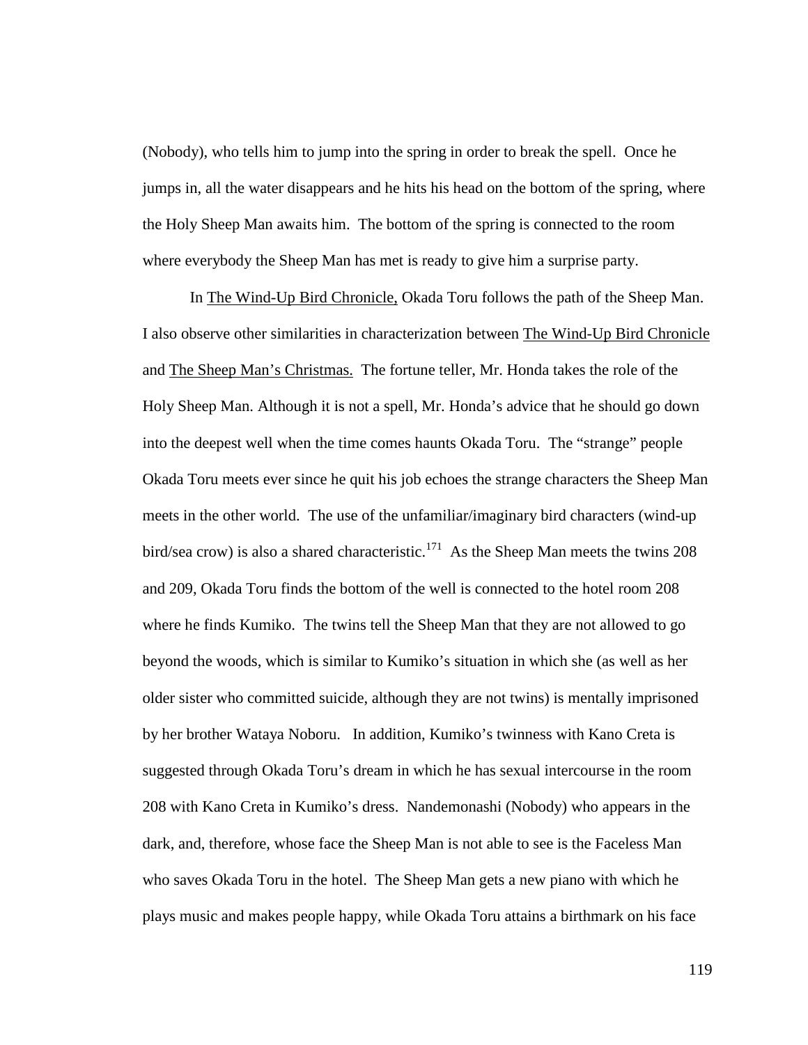(Nobody), who tells him to jump into the spring in order to break the spell. Once he jumps in, all the water disappears and he hits his head on the bottom of the spring, where the Holy Sheep Man awaits him. The bottom of the spring is connected to the room where everybody the Sheep Man has met is ready to give him a surprise party.

In The Wind-Up Bird Chronicle, Okada Toru follows the path of the Sheep Man. I also observe other similarities in characterization between The Wind-Up Bird Chronicle and The Sheep Man's Christmas. The fortune teller, Mr. Honda takes the role of the Holy Sheep Man. Although it is not a spell, Mr. Honda's advice that he should go down into the deepest well when the time comes haunts Okada Toru. The "strange" people Okada Toru meets ever since he quit his job echoes the strange characters the Sheep Man meets in the other world. The use of the unfamiliar/imaginary bird characters (wind-up bird/sea crow) is also a shared characteristic.[171] As the Sheep Man meets the twins 208 and 209, Okada Toru finds the bottom of the well is connected to the hotel room 208 where he finds Kumiko. The twins tell the Sheep Man that they are not allowed to go beyond the woods, which is similar to Kumiko's situation in which she (as well as her older sister who committed suicide, although they are not twins) is mentally imprisoned by her brother Wataya Noboru. In addition, Kumiko's twinness with Kano Creta is suggested through Okada Toru's dream in which he has sexual intercourse in the room 208 with Kano Creta in Kumiko's dress. Nandemonashi (Nobody) who appears in the dark, and, therefore, whose face the Sheep Man is not able to see is the Faceless Man who saves Okada Toru in the hotel. The Sheep Man gets a new piano with which he plays music and makes people happy, while Okada Toru attains a birthmark on his face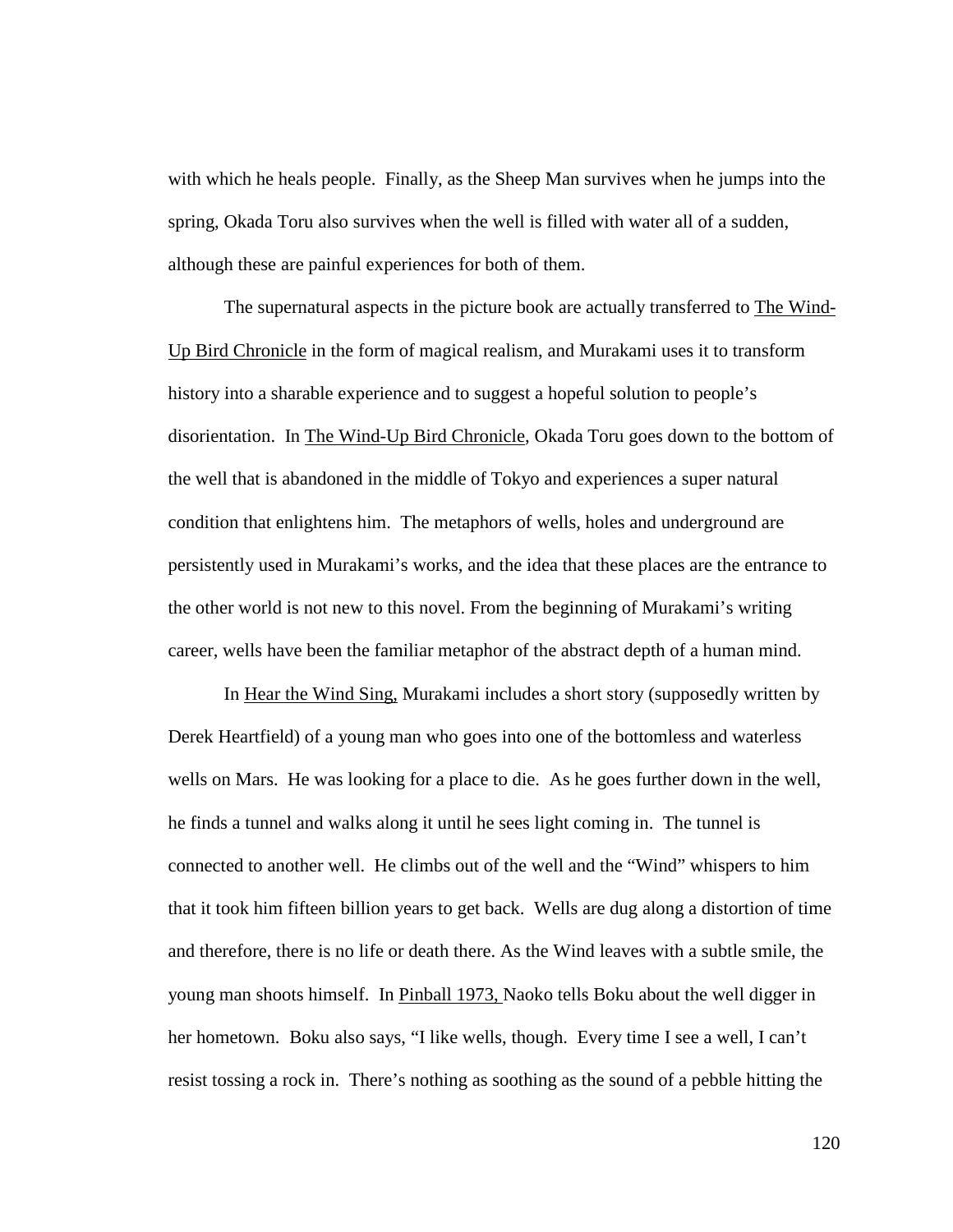with which he heals people. Finally, as the Sheep Man survives when he jumps into the spring, Okada Toru also survives when the well is filled with water all of a sudden, although these are painful experiences for both of them.

The supernatural aspects in the picture book are actually transferred to The Wind-Up Bird Chronicle in the form of magical realism, and Murakami uses it to transform history into a sharable experience and to suggest a hopeful solution to people's disorientation. In The Wind-Up Bird Chronicle, Okada Toru goes down to the bottom of the well that is abandoned in the middle of Tokyo and experiences a super natural condition that enlightens him. The metaphors of wells, holes and underground are persistently used in Murakami's works, and the idea that these places are the entrance to the other world is not new to this novel. From the beginning of Murakami's writing career, wells have been the familiar metaphor of the abstract depth of a human mind.

In Hear the Wind Sing, Murakami includes a short story (supposedly written by Derek Heartfield) of a young man who goes into one of the bottomless and waterless wells on Mars. He was looking for a place to die. As he goes further down in the well, he finds a tunnel and walks along it until he sees light coming in. The tunnel is connected to another well. He climbs out of the well and the "Wind" whispers to him that it took him fifteen billion years to get back. Wells are dug along a distortion of time and therefore, there is no life or death there. As the Wind leaves with a subtle smile, the young man shoots himself. In Pinball 1973, Naoko tells Boku about the well digger in her hometown. Boku also says, "I like wells, though. Every time I see a well, I can't resist tossing a rock in. There's nothing as soothing as the sound of a pebble hitting the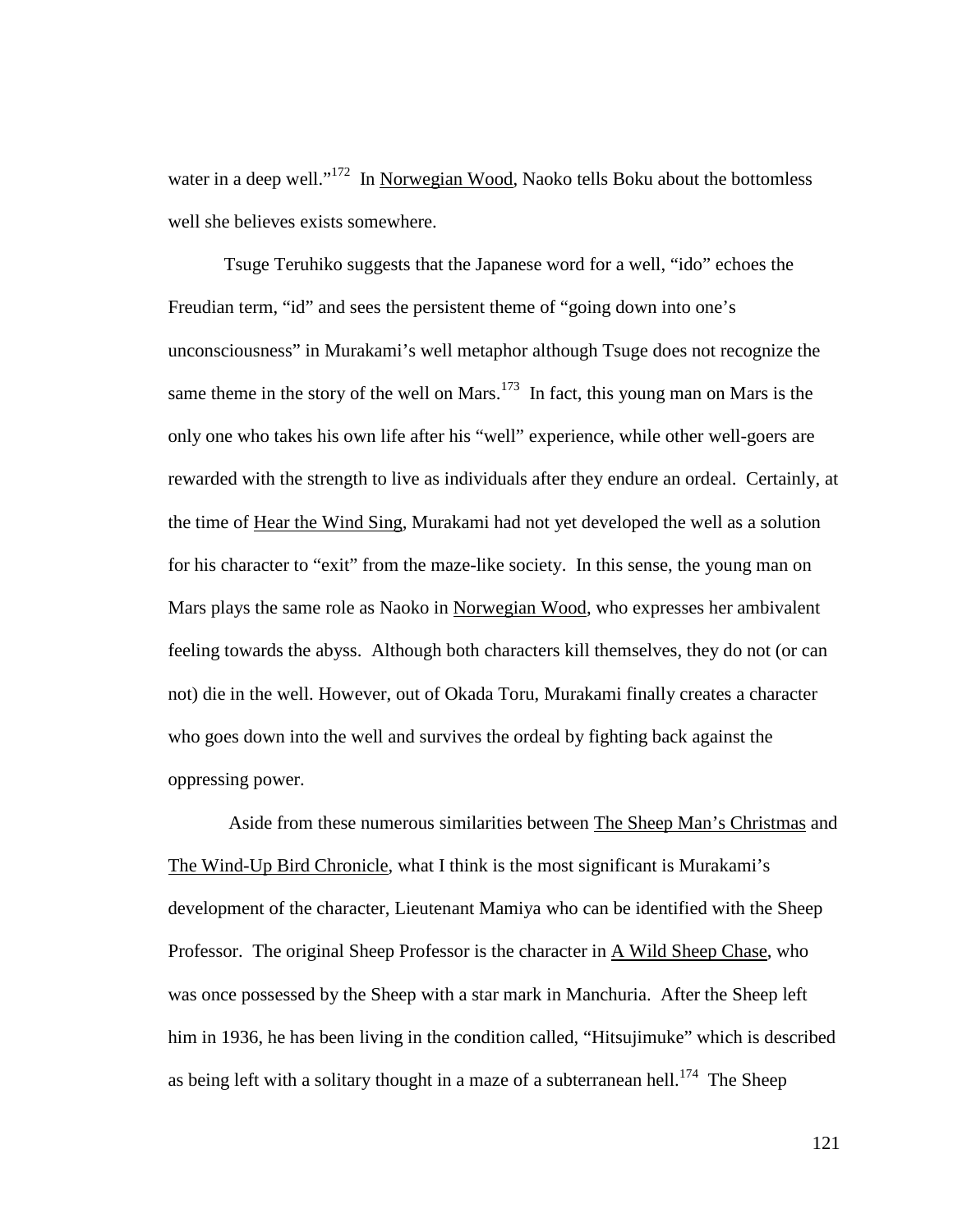water in a deep well."[172] In Norwegian Wood, Naoko tells Boku about the bottomless well she believes exists somewhere.

Tsuge Teruhiko suggests that the Japanese word for a well, "ido" echoes the Freudian term, "id" and sees the persistent theme of "going down into one's unconsciousness" in Murakami's well metaphor although Tsuge does not recognize the same theme in the story of the well on Mars.[173] In fact, this young man on Mars is the only one who takes his own life after his "well" experience, while other well-goers are rewarded with the strength to live as individuals after they endure an ordeal. Certainly, at the time of Hear the Wind Sing, Murakami had not yet developed the well as a solution for his character to "exit" from the maze-like society. In this sense, the young man on Mars plays the same role as Naoko in Norwegian Wood, who expresses her ambivalent feeling towards the abyss. Although both characters kill themselves, they do not (or can not) die in the well. However, out of Okada Toru, Murakami finally creates a character who goes down into the well and survives the ordeal by fighting back against the oppressing power.

Aside from these numerous similarities between The Sheep Man's Christmas and The Wind-Up Bird Chronicle, what I think is the most significant is Murakami's development of the character, Lieutenant Mamiya who can be identified with the Sheep Professor. The original Sheep Professor is the character in A Wild Sheep Chase, who was once possessed by the Sheep with a star mark in Manchuria. After the Sheep left him in 1936, he has been living in the condition called, "Hitsujimuke" which is described as being left with a solitary thought in a maze of a subterranean hell.[174] The Sheep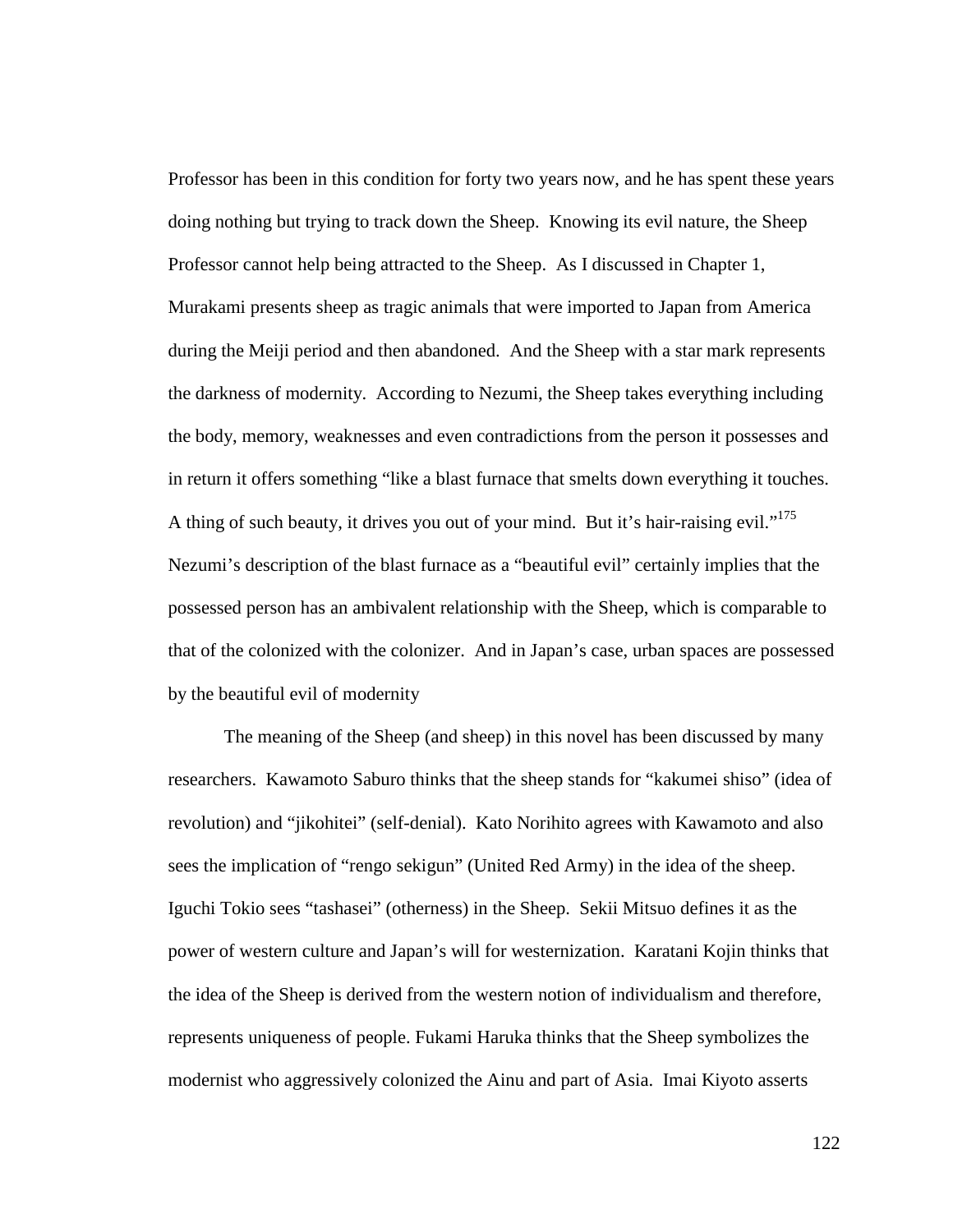Professor has been in this condition for forty two years now, and he has spent these years doing nothing but trying to track down the Sheep. Knowing its evil nature, the Sheep Professor cannot help being attracted to the Sheep. As I discussed in Chapter 1, Murakami presents sheep as tragic animals that were imported to Japan from America during the Meiji period and then abandoned. And the Sheep with a star mark represents the darkness of modernity. According to Nezumi, the Sheep takes everything including the body, memory, weaknesses and even contradictions from the person it possesses and in return it offers something "like a blast furnace that smelts down everything it touches. A thing of such beauty, it drives you out of your mind. But it's hair-raising evil."[175] Nezumi's description of the blast furnace as a "beautiful evil" certainly implies that the possessed person has an ambivalent relationship with the Sheep, which is comparable to that of the colonized with the colonizer. And in Japan's case, urban spaces are possessed by the beautiful evil of modernity

The meaning of the Sheep (and sheep) in this novel has been discussed by many researchers. Kawamoto Saburo thinks that the sheep stands for "kakumei shiso" (idea of revolution) and "jikohitei" (self-denial). Kato Norihito agrees with Kawamoto and also sees the implication of "rengo sekigun" (United Red Army) in the idea of the sheep. Iguchi Tokio sees "tashasei" (otherness) in the Sheep. Sekii Mitsuo defines it as the power of western culture and Japan's will for westernization. Karatani Kojin thinks that the idea of the Sheep is derived from the western notion of individualism and therefore, represents uniqueness of people. Fukami Haruka thinks that the Sheep symbolizes the modernist who aggressively colonized the Ainu and part of Asia. Imai Kiyoto asserts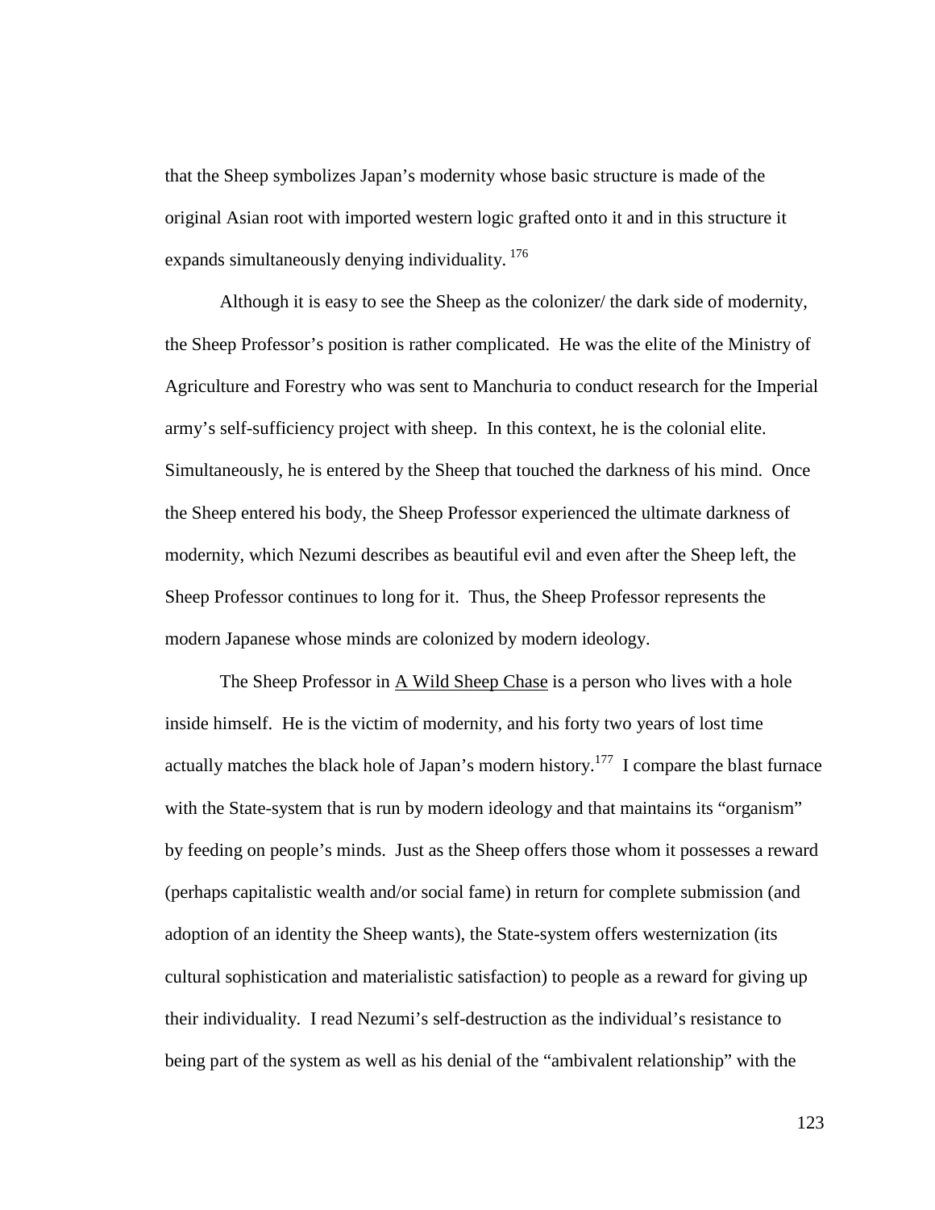that the Sheep symbolizes Japan's modernity whose basic structure is made of the original Asian root with imported western logic grafted onto it and in this structure it expands simultaneously denying individuality. [176]

Although it is easy to see the Sheep as the colonizer/ the dark side of modernity, the Sheep Professor's position is rather complicated. He was the elite of the Ministry of Agriculture and Forestry who was sent to Manchuria to conduct research for the Imperial army's self-sufficiency project with sheep. In this context, he is the colonial elite. Simultaneously, he is entered by the Sheep that touched the darkness of his mind. Once the Sheep entered his body, the Sheep Professor experienced the ultimate darkness of modernity, which Nezumi describes as beautiful evil and even after the Sheep left, the Sheep Professor continues to long for it. Thus, the Sheep Professor represents the modern Japanese whose minds are colonized by modern ideology.

The Sheep Professor in A Wild Sheep Chase is a person who lives with a hole inside himself. He is the victim of modernity, and his forty two years of lost time actually matches the black hole of Japan's modern history.[177] I compare the blast furnace with the State-system that is run by modern ideology and that maintains its "organism" by feeding on people's minds. Just as the Sheep offers those whom it possesses a reward (perhaps capitalistic wealth and/or social fame) in return for complete submission (and adoption of an identity the Sheep wants), the State-system offers westernization (its cultural sophistication and materialistic satisfaction) to people as a reward for giving up their individuality. I read Nezumi's self-destruction as the individual's resistance to being part of the system as well as his denial of the "ambivalent relationship" with the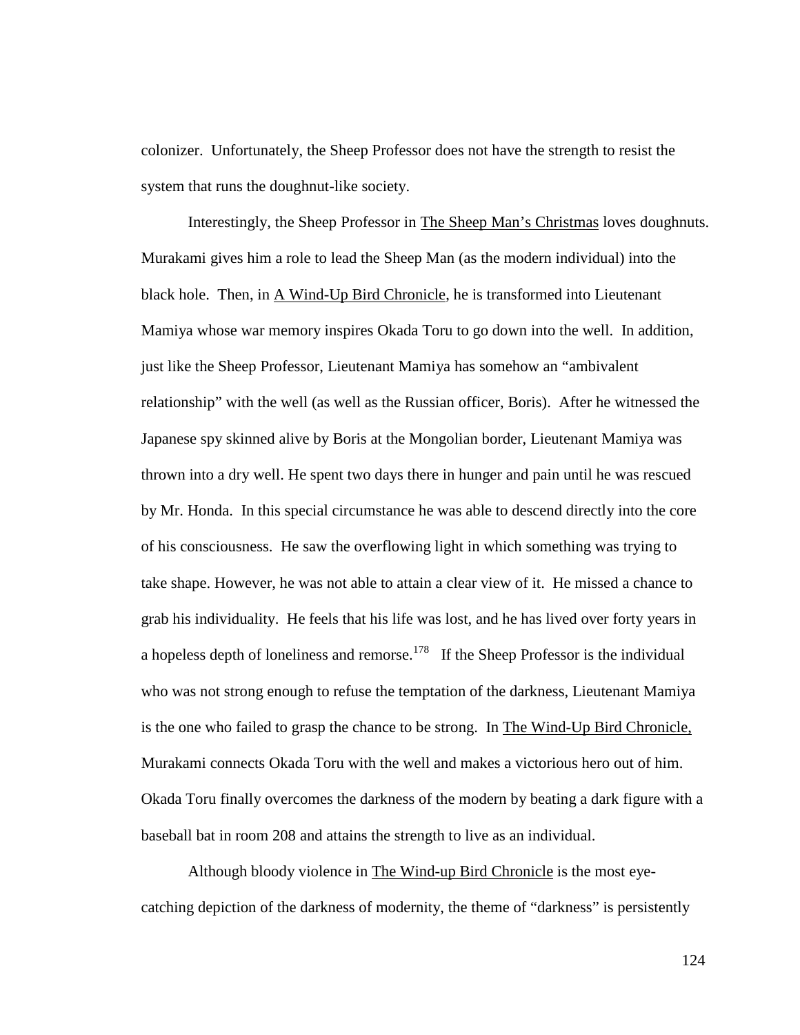colonizer. Unfortunately, the Sheep Professor does not have the strength to resist the system that runs the doughnut-like society.

Interestingly, the Sheep Professor in The Sheep Man's Christmas loves doughnuts. Murakami gives him a role to lead the Sheep Man (as the modern individual) into the black hole. Then, in A Wind-Up Bird Chronicle, he is transformed into Lieutenant Mamiya whose war memory inspires Okada Toru to go down into the well. In addition, just like the Sheep Professor, Lieutenant Mamiya has somehow an "ambivalent relationship" with the well (as well as the Russian officer, Boris). After he witnessed the Japanese spy skinned alive by Boris at the Mongolian border, Lieutenant Mamiya was thrown into a dry well. He spent two days there in hunger and pain until he was rescued by Mr. Honda. In this special circumstance he was able to descend directly into the core of his consciousness. He saw the overflowing light in which something was trying to take shape. However, he was not able to attain a clear view of it. He missed a chance to grab his individuality. He feels that his life was lost, and he has lived over forty years in a hopeless depth of loneliness and remorse.[178] If the Sheep Professor is the individual who was not strong enough to refuse the temptation of the darkness, Lieutenant Mamiya is the one who failed to grasp the chance to be strong. In The Wind-Up Bird Chronicle, Murakami connects Okada Toru with the well and makes a victorious hero out of him. Okada Toru finally overcomes the darkness of the modern by beating a dark figure with a baseball bat in room 208 and attains the strength to live as an individual.

Although bloody violence in The Wind-up Bird Chronicle is the most eye-catching depiction of the darkness of modernity, the theme of "darkness" is persistently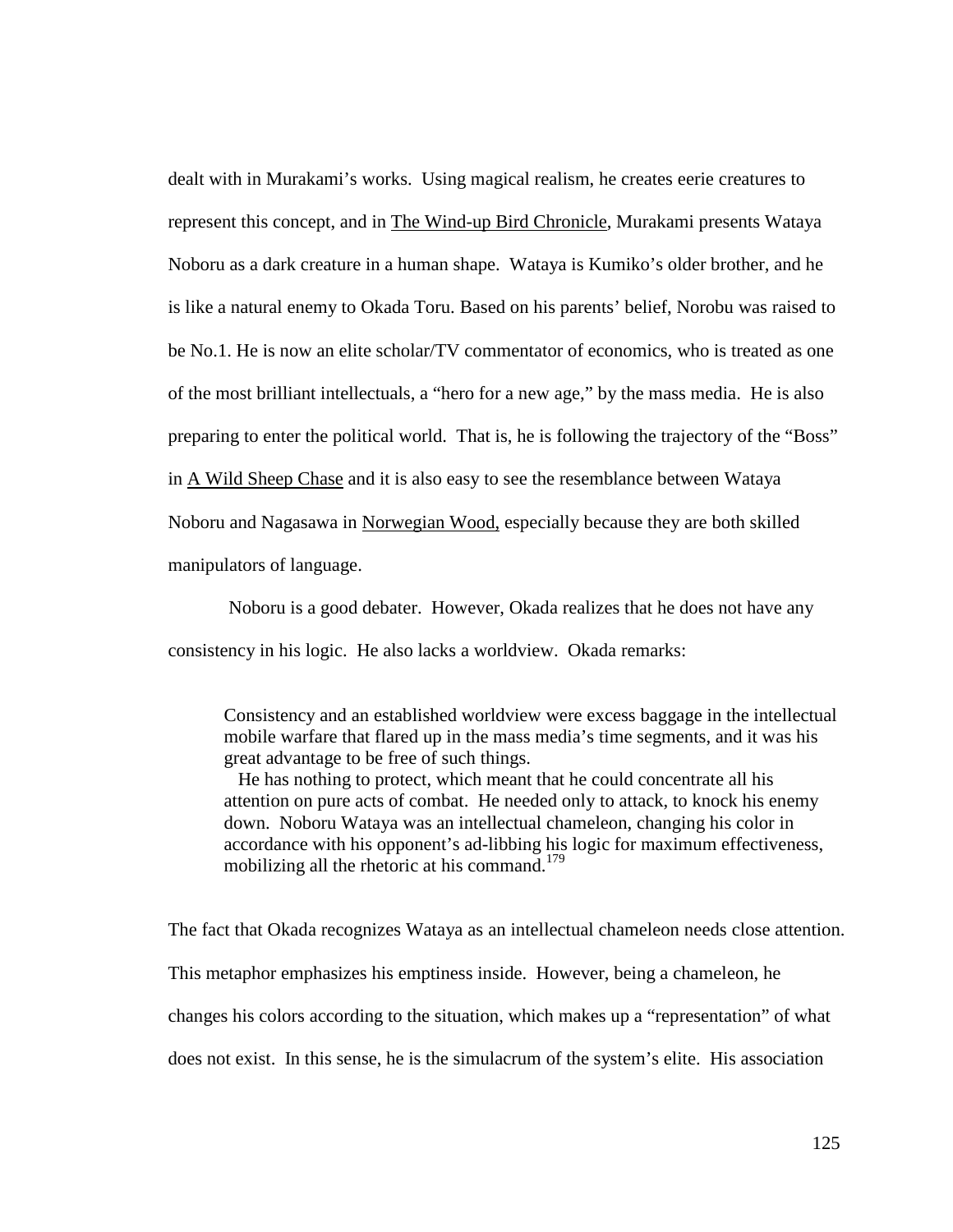dealt with in Murakami's works. Using magical realism, he creates eerie creatures to represent this concept, and in The Wind-up Bird Chronicle, Murakami presents Wataya Noboru as a dark creature in a human shape. Wataya is Kumiko's older brother, and he is like a natural enemy to Okada Toru. Based on his parents' belief, Norobu was raised to be No.1. He is now an elite scholar/TV commentator of economics, who is treated as one of the most brilliant intellectuals, a "hero for a new age," by the mass media. He is also preparing to enter the political world. That is, he is following the trajectory of the "Boss" in A Wild Sheep Chase and it is also easy to see the resemblance between Wataya Noboru and Nagasawa in Norwegian Wood, especially because they are both skilled manipulators of language.

Noboru is a good debater. However, Okada realizes that he does not have any consistency in his logic. He also lacks a worldview. Okada remarks:

> Consistency and an established worldview were excess baggage in the intellectual mobile warfare that flared up in the mass media's time segments, and it was his great advantage to be free of such things.
>
> He has nothing to protect, which meant that he could concentrate all his attention on pure acts of combat. He needed only to attack, to knock his enemy down. Noboru Wataya was an intellectual chameleon, changing his color in accordance with his opponent's ad-libbing his logic for maximum effectiveness, mobilizing all the rhetoric at his command.[179]

The fact that Okada recognizes Wataya as an intellectual chameleon needs close attention. This metaphor emphasizes his emptiness inside. However, being a chameleon, he changes his colors according to the situation, which makes up a "representation" of what does not exist. In this sense, he is the simulacrum of the system's elite. His association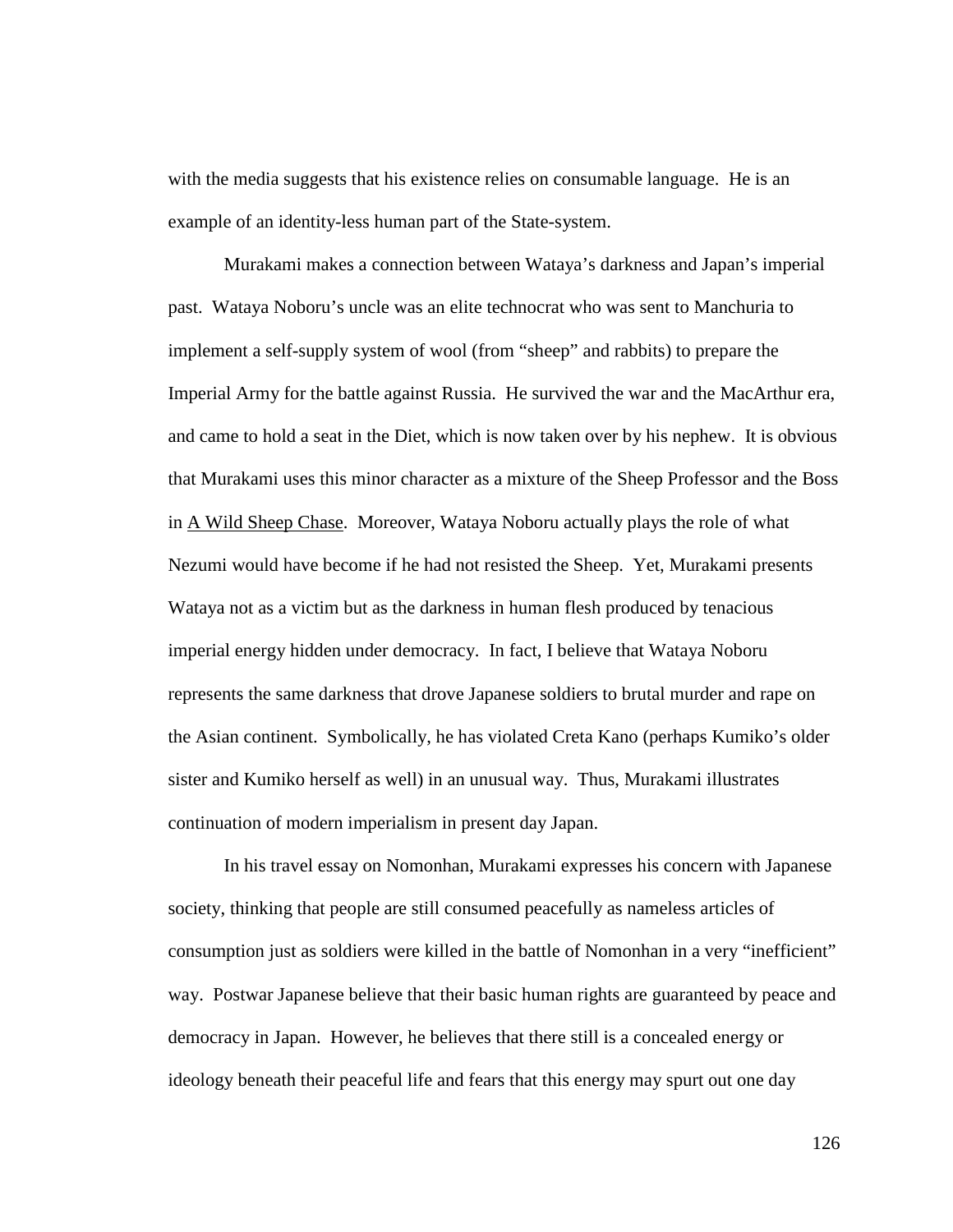with the media suggests that his existence relies on consumable language. He is an example of an identity-less human part of the State-system.

Murakami makes a connection between Wataya's darkness and Japan's imperial past. Wataya Noboru's uncle was an elite technocrat who was sent to Manchuria to implement a self-supply system of wool (from "sheep" and rabbits) to prepare the Imperial Army for the battle against Russia. He survived the war and the MacArthur era, and came to hold a seat in the Diet, which is now taken over by his nephew. It is obvious that Murakami uses this minor character as a mixture of the Sheep Professor and the Boss in <u>A Wild Sheep Chase</u>. Moreover, Wataya Noboru actually plays the role of what Nezumi would have become if he had not resisted the Sheep. Yet, Murakami presents Wataya not as a victim but as the darkness in human flesh produced by tenacious imperial energy hidden under democracy. In fact, I believe that Wataya Noboru represents the same darkness that drove Japanese soldiers to brutal murder and rape on the Asian continent. Symbolically, he has violated Creta Kano (perhaps Kumiko's older sister and Kumiko herself as well) in an unusual way. Thus, Murakami illustrates continuation of modern imperialism in present day Japan.

In his travel essay on Nomonhan, Murakami expresses his concern with Japanese society, thinking that people are still consumed peacefully as nameless articles of consumption just as soldiers were killed in the battle of Nomonhan in a very "inefficient" way. Postwar Japanese believe that their basic human rights are guaranteed by peace and democracy in Japan. However, he believes that there still is a concealed energy or ideology beneath their peaceful life and fears that this energy may spurt out one day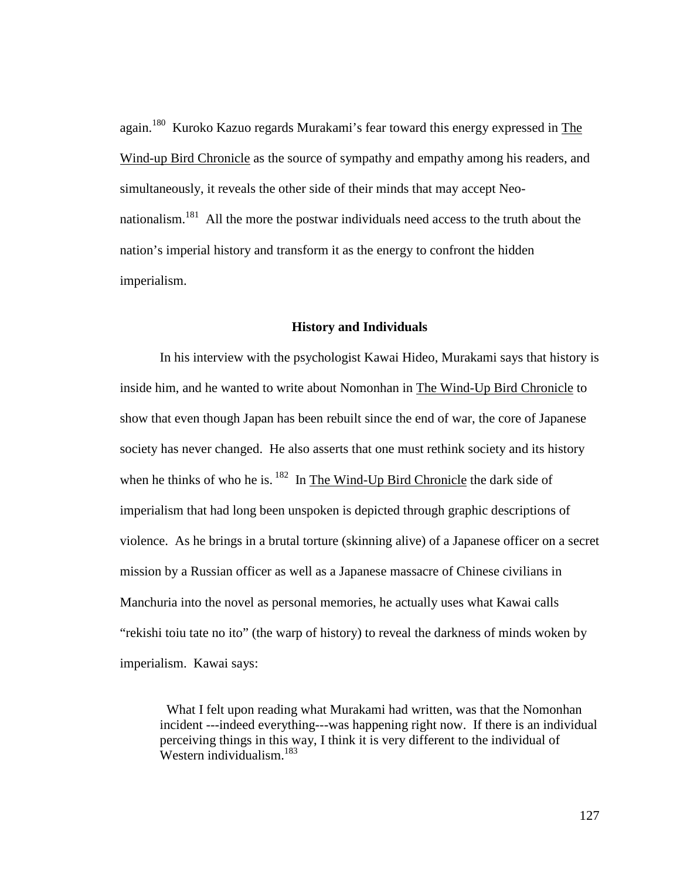again.[180] Kuroko Kazuo regards Murakami's fear toward this energy expressed in The Wind-up Bird Chronicle as the source of sympathy and empathy among his readers, and simultaneously, it reveals the other side of their minds that may accept Neo-nationalism.[181] All the more the postwar individuals need access to the truth about the nation's imperial history and transform it as the energy to confront the hidden imperialism.

## History and Individuals

In his interview with the psychologist Kawai Hideo, Murakami says that history is inside him, and he wanted to write about Nomonhan in The Wind-Up Bird Chronicle to show that even though Japan has been rebuilt since the end of war, the core of Japanese society has never changed. He also asserts that one must rethink society and its history when he thinks of who he is.[182] In The Wind-Up Bird Chronicle the dark side of imperialism that had long been unspoken is depicted through graphic descriptions of violence. As he brings in a brutal torture (skinning alive) of a Japanese officer on a secret mission by a Russian officer as well as a Japanese massacre of Chinese civilians in Manchuria into the novel as personal memories, he actually uses what Kawai calls "rekishi toiu tate no ito" (the warp of history) to reveal the darkness of minds woken by imperialism. Kawai says:

> What I felt upon reading what Murakami had written, was that the Nomonhan incident ---indeed everything---was happening right now. If there is an individual perceiving things in this way, I think it is very different to the individual of Western individualism.[183]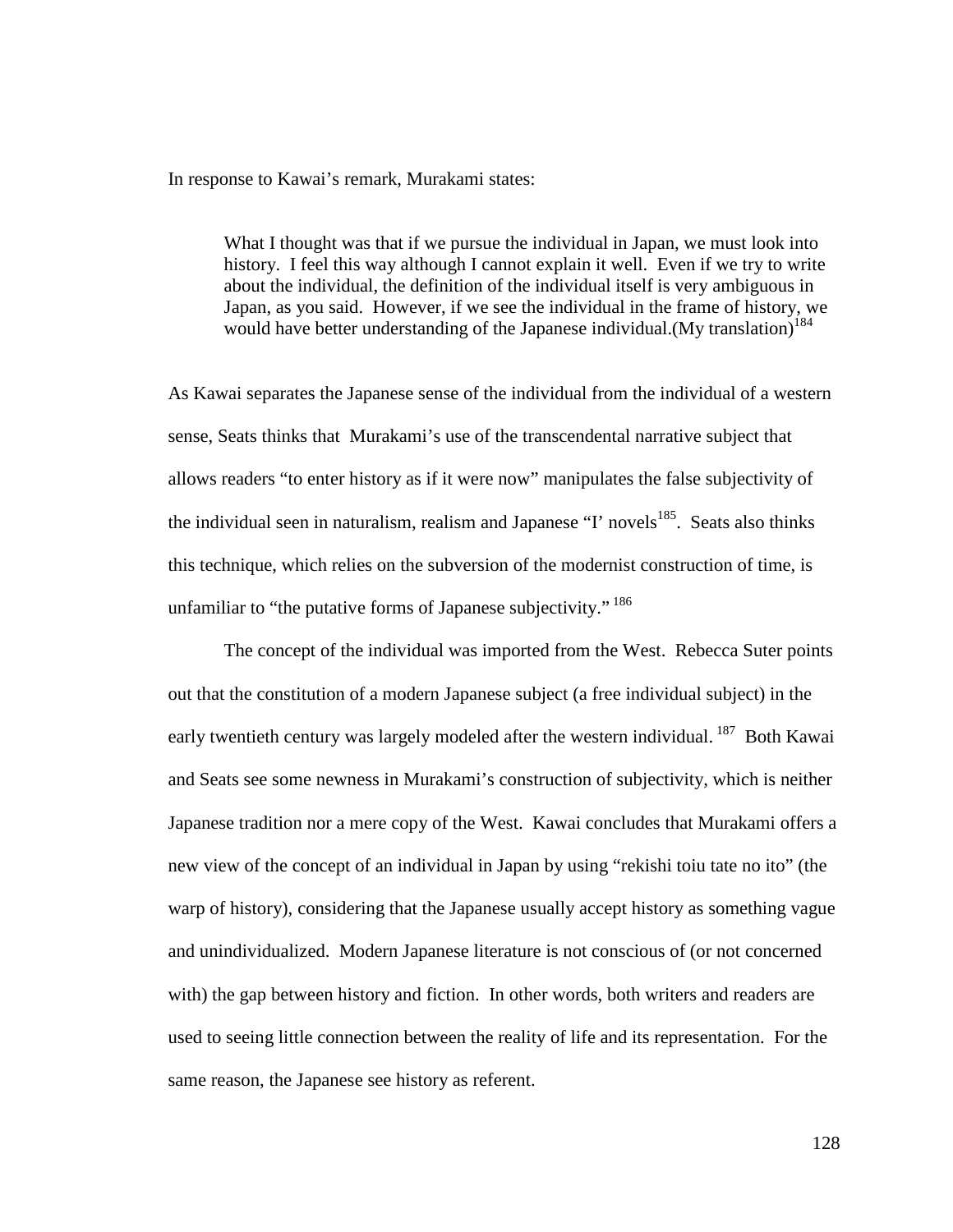In response to Kawai's remark, Murakami states:

> What I thought was that if we pursue the individual in Japan, we must look into history. I feel this way although I cannot explain it well. Even if we try to write about the individual, the definition of the individual itself is very ambiguous in Japan, as you said. However, if we see the individual in the frame of history, we would have better understanding of the Japanese individual.(My translation)[184]

As Kawai separates the Japanese sense of the individual from the individual of a western sense, Seats thinks that Murakami's use of the transcendental narrative subject that allows readers "to enter history as if it were now" manipulates the false subjectivity of the individual seen in naturalism, realism and Japanese "I' novels[185]. Seats also thinks this technique, which relies on the subversion of the modernist construction of time, is unfamiliar to "the putative forms of Japanese subjectivity." [186]

The concept of the individual was imported from the West. Rebecca Suter points out that the constitution of a modern Japanese subject (a free individual subject) in the early twentieth century was largely modeled after the western individual. [187] Both Kawai and Seats see some newness in Murakami's construction of subjectivity, which is neither Japanese tradition nor a mere copy of the West. Kawai concludes that Murakami offers a new view of the concept of an individual in Japan by using "rekishi toiu tate no ito" (the warp of history), considering that the Japanese usually accept history as something vague and unindividualized. Modern Japanese literature is not conscious of (or not concerned with) the gap between history and fiction. In other words, both writers and readers are used to seeing little connection between the reality of life and its representation. For the same reason, the Japanese see history as referent.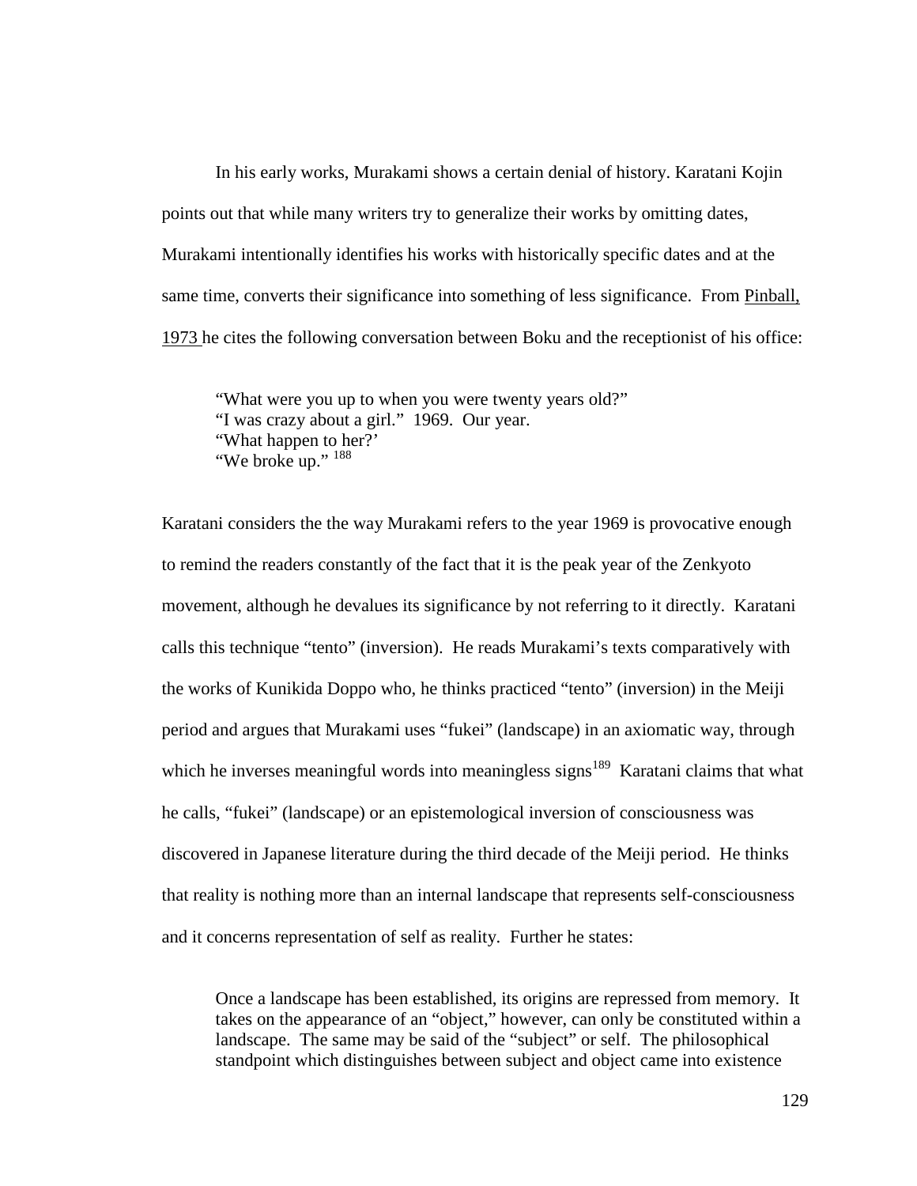In his early works, Murakami shows a certain denial of history. Karatani Kojin points out that while many writers try to generalize their works by omitting dates, Murakami intentionally identifies his works with historically specific dates and at the same time, converts their significance into something of less significance. From Pinball, 1973 he cites the following conversation between Boku and the receptionist of his office:

> "What were you up to when you were twenty years old?"
> "I was crazy about a girl." 1969. Our year.
> "What happen to her?'
> "We broke up." [188]

Karatani considers the the way Murakami refers to the year 1969 is provocative enough to remind the readers constantly of the fact that it is the peak year of the Zenkyoto movement, although he devalues its significance by not referring to it directly. Karatani calls this technique "tento" (inversion). He reads Murakami's texts comparatively with the works of Kunikida Doppo who, he thinks practiced "tento" (inversion) in the Meiji period and argues that Murakami uses "fukei" (landscape) in an axiomatic way, through which he inverses meaningful words into meaningless signs[189] Karatani claims that what he calls, "fukei" (landscape) or an epistemological inversion of consciousness was discovered in Japanese literature during the third decade of the Meiji period. He thinks that reality is nothing more than an internal landscape that represents self-consciousness and it concerns representation of self as reality. Further he states:

> Once a landscape has been established, its origins are repressed from memory. It takes on the appearance of an "object," however, can only be constituted within a landscape. The same may be said of the "subject" or self. The philosophical standpoint which distinguishes between subject and object came into existence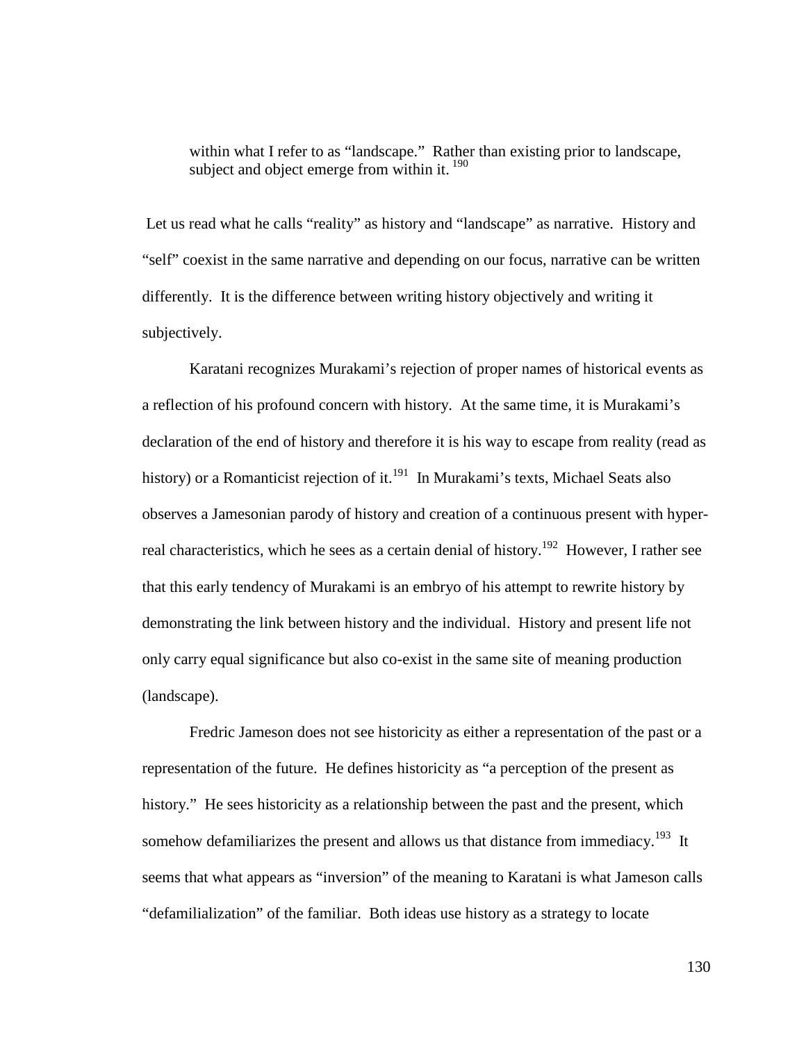> within what I refer to as "landscape." Rather than existing prior to landscape, subject and object emerge from within it.[190]

Let us read what he calls "reality" as history and "landscape" as narrative. History and "self" coexist in the same narrative and depending on our focus, narrative can be written differently. It is the difference between writing history objectively and writing it subjectively.

Karatani recognizes Murakami's rejection of proper names of historical events as a reflection of his profound concern with history. At the same time, it is Murakami's declaration of the end of history and therefore it is his way to escape from reality (read as history) or a Romanticist rejection of it.[191] In Murakami's texts, Michael Seats also observes a Jamesonian parody of history and creation of a continuous present with hyper-real characteristics, which he sees as a certain denial of history.[192] However, I rather see that this early tendency of Murakami is an embryo of his attempt to rewrite history by demonstrating the link between history and the individual. History and present life not only carry equal significance but also co-exist in the same site of meaning production (landscape).

Fredric Jameson does not see historicity as either a representation of the past or a representation of the future. He defines historicity as "a perception of the present as history." He sees historicity as a relationship between the past and the present, which somehow defamiliarizes the present and allows us that distance from immediacy.[193] It seems that what appears as "inversion" of the meaning to Karatani is what Jameson calls "defamilialization" of the familiar. Both ideas use history as a strategy to locate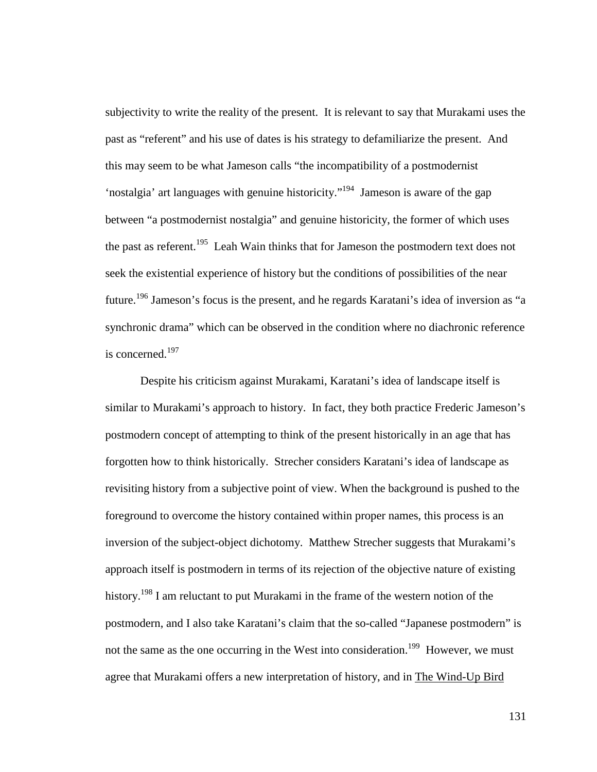subjectivity to write the reality of the present. It is relevant to say that Murakami uses the past as "referent" and his use of dates is his strategy to defamiliarize the present. And this may seem to be what Jameson calls "the incompatibility of a postmodernist 'nostalgia' art languages with genuine historicity."[194] Jameson is aware of the gap between "a postmodernist nostalgia" and genuine historicity, the former of which uses the past as referent.[195] Leah Wain thinks that for Jameson the postmodern text does not seek the existential experience of history but the conditions of possibilities of the near future.[196] Jameson's focus is the present, and he regards Karatani's idea of inversion as "a synchronic drama" which can be observed in the condition where no diachronic reference is concerned.[197]

Despite his criticism against Murakami, Karatani's idea of landscape itself is similar to Murakami's approach to history. In fact, they both practice Frederic Jameson's postmodern concept of attempting to think of the present historically in an age that has forgotten how to think historically. Strecher considers Karatani's idea of landscape as revisiting history from a subjective point of view. When the background is pushed to the foreground to overcome the history contained within proper names, this process is an inversion of the subject-object dichotomy. Matthew Strecher suggests that Murakami's approach itself is postmodern in terms of its rejection of the objective nature of existing history.[198] I am reluctant to put Murakami in the frame of the western notion of the postmodern, and I also take Karatani's claim that the so-called "Japanese postmodern" is not the same as the one occurring in the West into consideration.[199] However, we must agree that Murakami offers a new interpretation of history, and in The Wind-Up Bird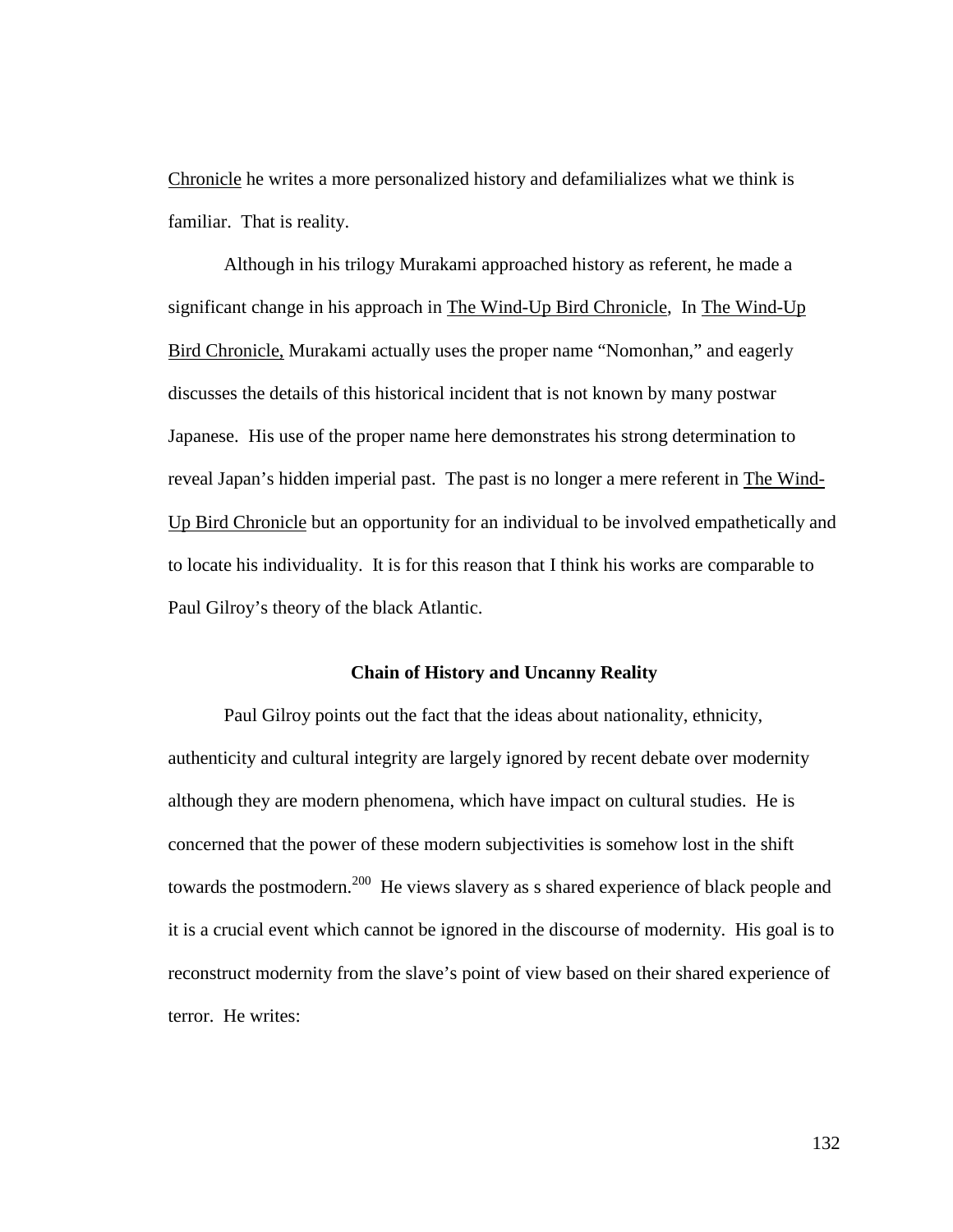Chronicle he writes a more personalized history and defamilializes what we think is familiar. That is reality.

Although in his trilogy Murakami approached history as referent, he made a significant change in his approach in The Wind-Up Bird Chronicle, In The Wind-Up Bird Chronicle, Murakami actually uses the proper name "Nomonhan," and eagerly discusses the details of this historical incident that is not known by many postwar Japanese. His use of the proper name here demonstrates his strong determination to reveal Japan's hidden imperial past. The past is no longer a mere referent in The Wind-Up Bird Chronicle but an opportunity for an individual to be involved empathetically and to locate his individuality. It is for this reason that I think his works are comparable to Paul Gilroy's theory of the black Atlantic.

## Chain of History and Uncanny Reality

Paul Gilroy points out the fact that the ideas about nationality, ethnicity, authenticity and cultural integrity are largely ignored by recent debate over modernity although they are modern phenomena, which have impact on cultural studies. He is concerned that the power of these modern subjectivities is somehow lost in the shift towards the postmodern.[200] He views slavery as s shared experience of black people and it is a crucial event which cannot be ignored in the discourse of modernity. His goal is to reconstruct modernity from the slave's point of view based on their shared experience of terror. He writes: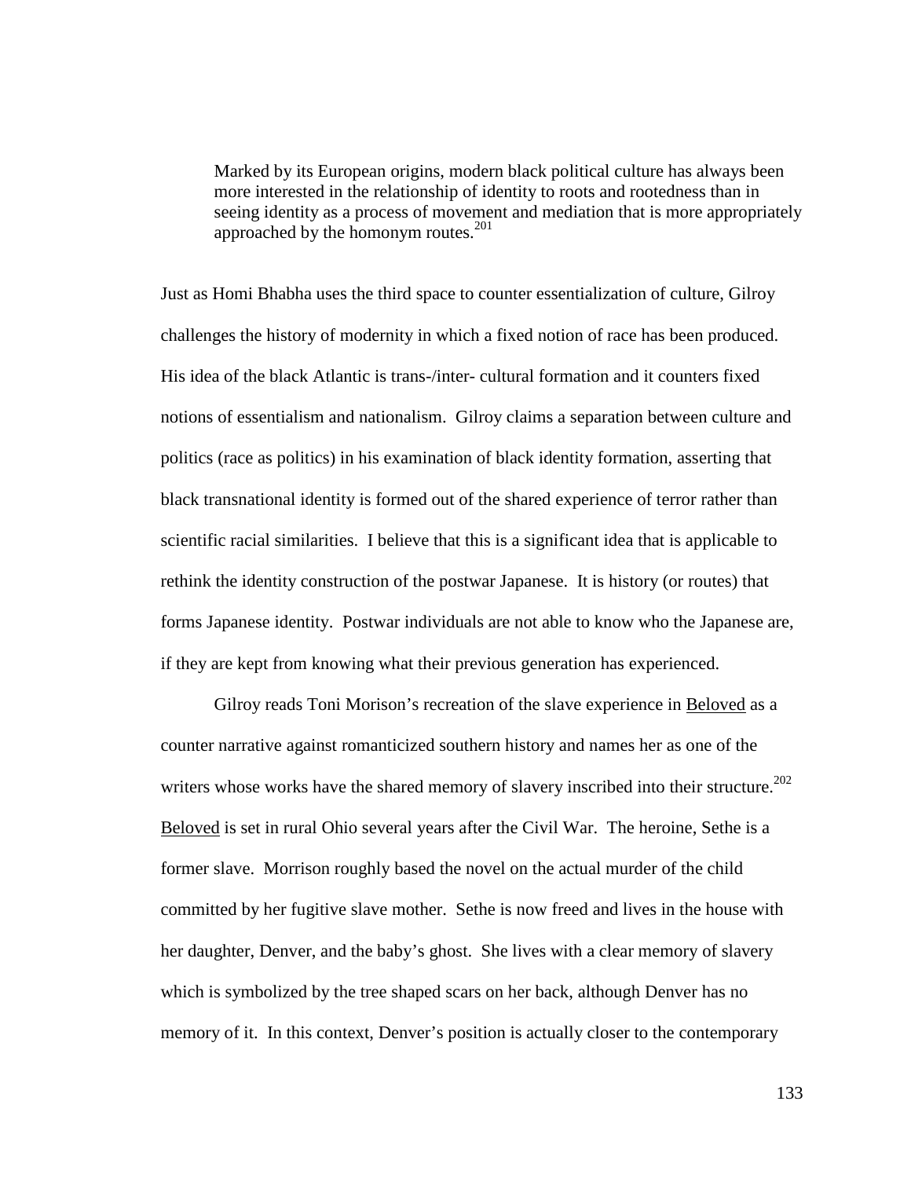> Marked by its European origins, modern black political culture has always been more interested in the relationship of identity to roots and rootedness than in seeing identity as a process of movement and mediation that is more appropriately approached by the homonym routes.[201]

Just as Homi Bhabha uses the third space to counter essentialization of culture, Gilroy challenges the history of modernity in which a fixed notion of race has been produced. His idea of the black Atlantic is trans-/inter- cultural formation and it counters fixed notions of essentialism and nationalism. Gilroy claims a separation between culture and politics (race as politics) in his examination of black identity formation, asserting that black transnational identity is formed out of the shared experience of terror rather than scientific racial similarities. I believe that this is a significant idea that is applicable to rethink the identity construction of the postwar Japanese. It is history (or routes) that forms Japanese identity. Postwar individuals are not able to know who the Japanese are, if they are kept from knowing what their previous generation has experienced.

Gilroy reads Toni Morison's recreation of the slave experience in Beloved as a counter narrative against romanticized southern history and names her as one of the writers whose works have the shared memory of slavery inscribed into their structure.[202] Beloved is set in rural Ohio several years after the Civil War. The heroine, Sethe is a former slave. Morrison roughly based the novel on the actual murder of the child committed by her fugitive slave mother. Sethe is now freed and lives in the house with her daughter, Denver, and the baby's ghost. She lives with a clear memory of slavery which is symbolized by the tree shaped scars on her back, although Denver has no memory of it. In this context, Denver's position is actually closer to the contemporary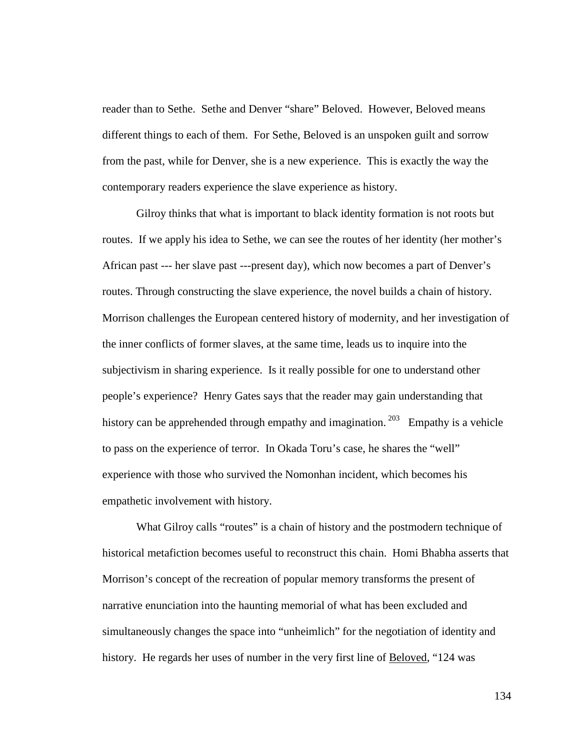reader than to Sethe. Sethe and Denver "share" Beloved. However, Beloved means different things to each of them. For Sethe, Beloved is an unspoken guilt and sorrow from the past, while for Denver, she is a new experience. This is exactly the way the contemporary readers experience the slave experience as history.

Gilroy thinks that what is important to black identity formation is not roots but routes. If we apply his idea to Sethe, we can see the routes of her identity (her mother's African past --- her slave past ---present day), which now becomes a part of Denver's routes. Through constructing the slave experience, the novel builds a chain of history. Morrison challenges the European centered history of modernity, and her investigation of the inner conflicts of former slaves, at the same time, leads us to inquire into the subjectivism in sharing experience. Is it really possible for one to understand other people's experience? Henry Gates says that the reader may gain understanding that history can be apprehended through empathy and imagination.[203] Empathy is a vehicle to pass on the experience of terror. In Okada Toru's case, he shares the "well" experience with those who survived the Nomonhan incident, which becomes his empathetic involvement with history.

What Gilroy calls "routes" is a chain of history and the postmodern technique of historical metafiction becomes useful to reconstruct this chain. Homi Bhabha asserts that Morrison's concept of the recreation of popular memory transforms the present of narrative enunciation into the haunting memorial of what has been excluded and simultaneously changes the space into "unheimlich" for the negotiation of identity and history. He regards her uses of number in the very first line of <u>Beloved</u>, "124 was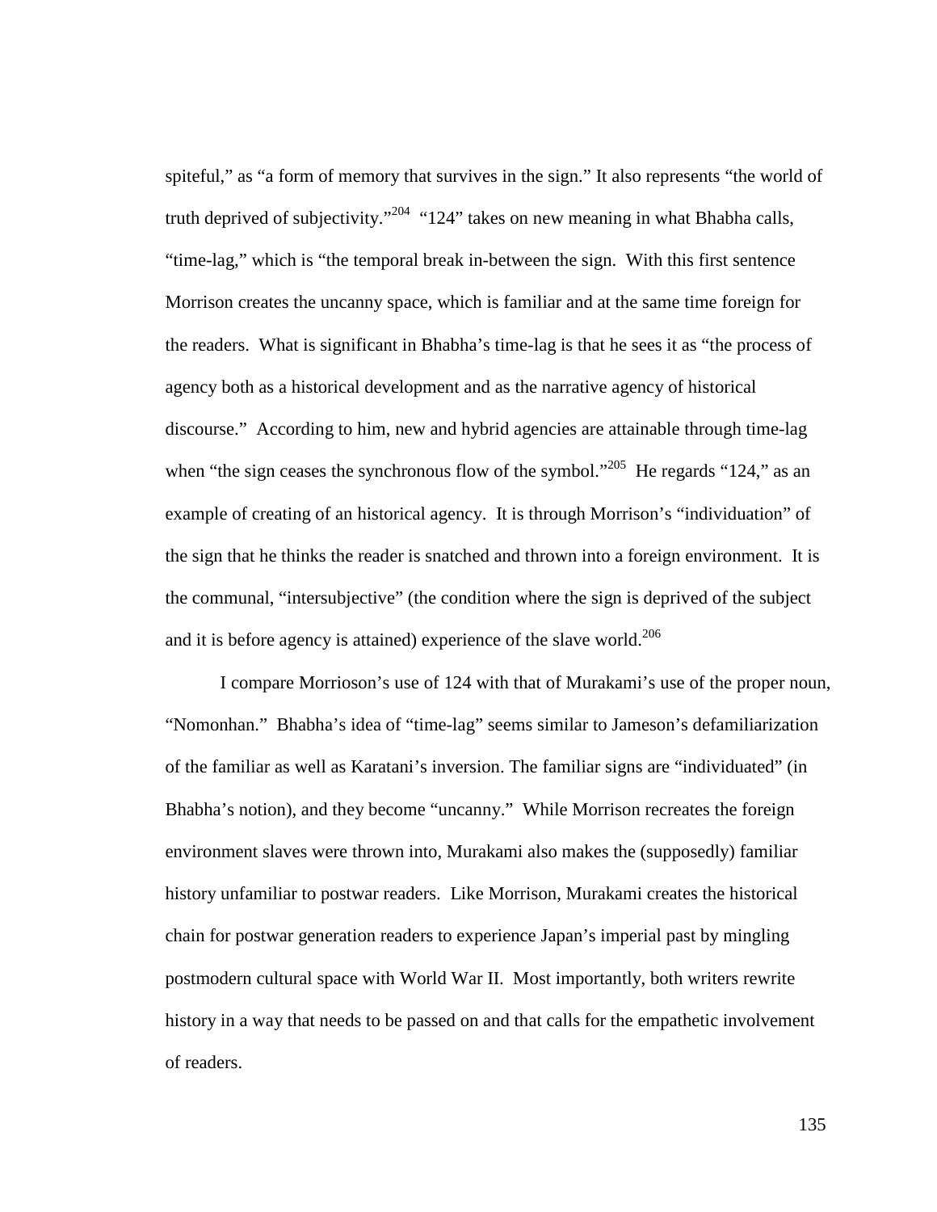spiteful," as "a form of memory that survives in the sign." It also represents "the world of truth deprived of subjectivity."[204] "124" takes on new meaning in what Bhabha calls, "time-lag," which is "the temporal break in-between the sign. With this first sentence Morrison creates the uncanny space, which is familiar and at the same time foreign for the readers. What is significant in Bhabha's time-lag is that he sees it as "the process of agency both as a historical development and as the narrative agency of historical discourse." According to him, new and hybrid agencies are attainable through time-lag when "the sign ceases the synchronous flow of the symbol."[205] He regards "124," as an example of creating of an historical agency. It is through Morrison's "individuation" of the sign that he thinks the reader is snatched and thrown into a foreign environment. It is the communal, "intersubjective" (the condition where the sign is deprived of the subject and it is before agency is attained) experience of the slave world.[206]

I compare Morrioson's use of 124 with that of Murakami's use of the proper noun, "Nomonhan." Bhabha's idea of "time-lag" seems similar to Jameson's defamiliarization of the familiar as well as Karatani's inversion. The familiar signs are "individuated" (in Bhabha's notion), and they become "uncanny." While Morrison recreates the foreign environment slaves were thrown into, Murakami also makes the (supposedly) familiar history unfamiliar to postwar readers. Like Morrison, Murakami creates the historical chain for postwar generation readers to experience Japan's imperial past by mingling postmodern cultural space with World War II. Most importantly, both writers rewrite history in a way that needs to be passed on and that calls for the empathetic involvement of readers.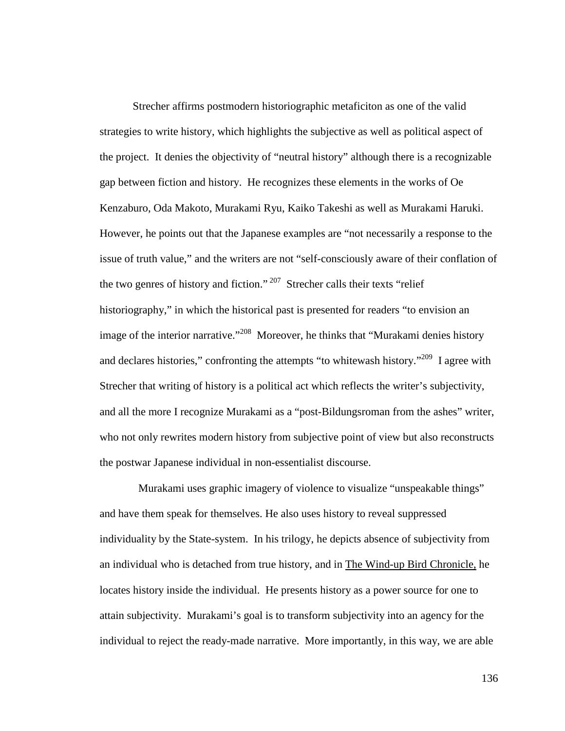Strecher affirms postmodern historiographic metaficiton as one of the valid strategies to write history, which highlights the subjective as well as political aspect of the project. It denies the objectivity of "neutral history" although there is a recognizable gap between fiction and history. He recognizes these elements in the works of Oe Kenzaburo, Oda Makoto, Murakami Ryu, Kaiko Takeshi as well as Murakami Haruki. However, he points out that the Japanese examples are "not necessarily a response to the issue of truth value," and the writers are not "self-consciously aware of their conflation of the two genres of history and fiction." [207] Strecher calls their texts "relief historiography," in which the historical past is presented for readers "to envision an image of the interior narrative."[208] Moreover, he thinks that "Murakami denies history and declares histories," confronting the attempts "to whitewash history."[209] I agree with Strecher that writing of history is a political act which reflects the writer's subjectivity, and all the more I recognize Murakami as a "post-Bildungsroman from the ashes" writer, who not only rewrites modern history from subjective point of view but also reconstructs the postwar Japanese individual in non-essentialist discourse.

Murakami uses graphic imagery of violence to visualize "unspeakable things" and have them speak for themselves. He also uses history to reveal suppressed individuality by the State-system. In his trilogy, he depicts absence of subjectivity from an individual who is detached from true history, and in The Wind-up Bird Chronicle, he locates history inside the individual. He presents history as a power source for one to attain subjectivity. Murakami's goal is to transform subjectivity into an agency for the individual to reject the ready-made narrative. More importantly, in this way, we are able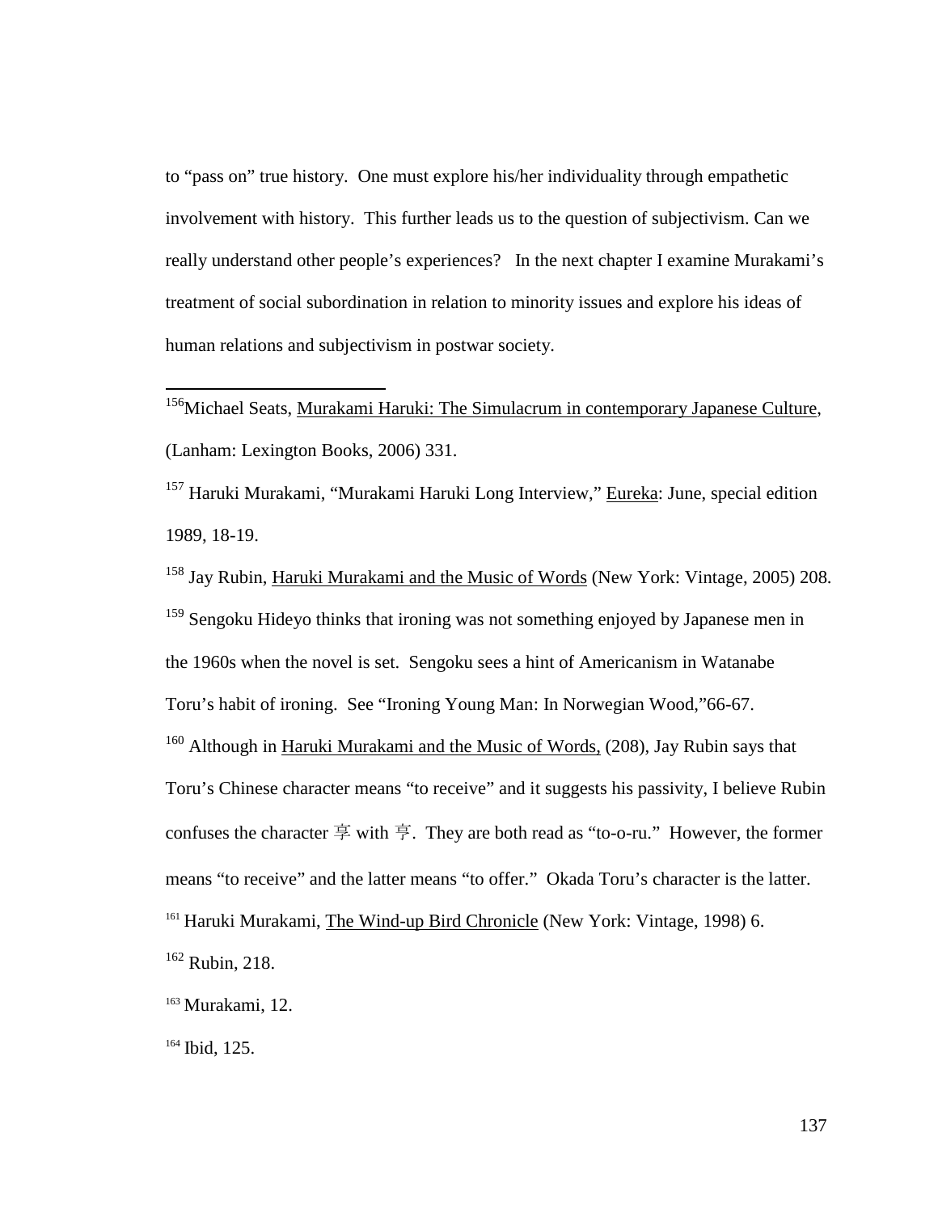to "pass on" true history. One must explore his/her individuality through empathetic involvement with history. This further leads us to the question of subjectivism. Can we really understand other people's experiences? In the next chapter I examine Murakami's treatment of social subordination in relation to minority issues and explore his ideas of human relations and subjectivism in postwar society.

---

[156]Michael Seats, Murakami Haruki: The Simulacrum in contemporary Japanese Culture, (Lanham: Lexington Books, 2006) 331.

[157] Haruki Murakami, "Murakami Haruki Long Interview," Eureka: June, special edition 1989, 18-19.

[158] Jay Rubin, Haruki Murakami and the Music of Words (New York: Vintage, 2005) 208.

[159] Sengoku Hideyo thinks that ironing was not something enjoyed by Japanese men in the 1960s when the novel is set. Sengoku sees a hint of Americanism in Watanabe Toru's habit of ironing. See "Ironing Young Man: In Norwegian Wood,"66-67.

[160] Although in Haruki Murakami and the Music of Words, (208), Jay Rubin says that Toru's Chinese character means "to receive" and it suggests his passivity, I believe Rubin confuses the character 享 with 亨. They are both read as "to-o-ru." However, the former means "to receive" and the latter means "to offer." Okada Toru's character is the latter.

[161] Haruki Murakami, The Wind-up Bird Chronicle (New York: Vintage, 1998) 6.

[162] Rubin, 218.

[163] Murakami, 12.

[164] Ibid, 125.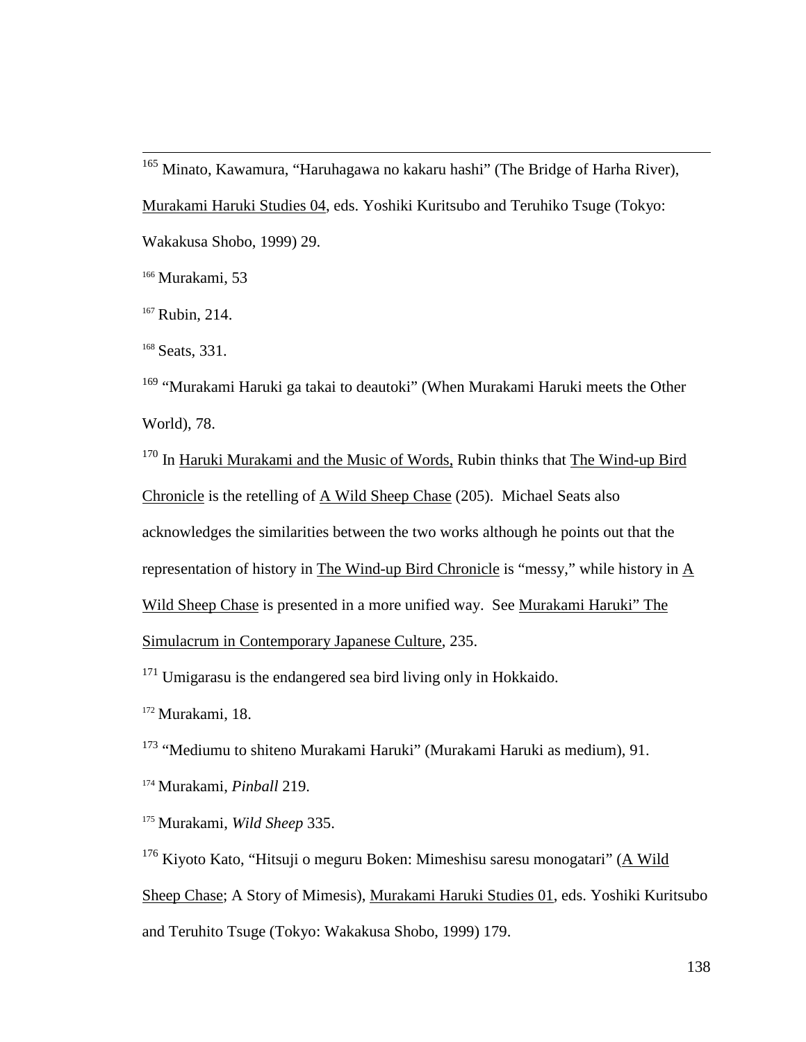[165] Minato, Kawamura, "Haruhagawa no kakaru hashi" (The Bridge of Harha River), Murakami Haruki Studies 04, eds. Yoshiki Kuritsubo and Teruhiko Tsuge (Tokyo: Wakakusa Shobo, 1999) 29.

[166] Murakami, 53

[167] Rubin, 214.

[168] Seats, 331.

[169] "Murakami Haruki ga takai to deautoki" (When Murakami Haruki meets the Other World), 78.

[170] In Haruki Murakami and the Music of Words, Rubin thinks that The Wind-up Bird Chronicle is the retelling of A Wild Sheep Chase (205). Michael Seats also acknowledges the similarities between the two works although he points out that the representation of history in The Wind-up Bird Chronicle is "messy," while history in A Wild Sheep Chase is presented in a more unified way. See Murakami Haruki" The Simulacrum in Contemporary Japanese Culture, 235.

[171] Umigarasu is the endangered sea bird living only in Hokkaido.

[172] Murakami, 18.

[173] "Mediumu to shiteno Murakami Haruki" (Murakami Haruki as medium), 91.

[174] Murakami, *Pinball* 219.

[175] Murakami, *Wild Sheep* 335.

[176] Kiyoto Kato, "Hitsuji o meguru Boken: Mimeshisu saresu monogatari" (A Wild Sheep Chase; A Story of Mimesis), Murakami Haruki Studies 01, eds. Yoshiki Kuritsubo and Teruhito Tsuge (Tokyo: Wakakusa Shobo, 1999) 179.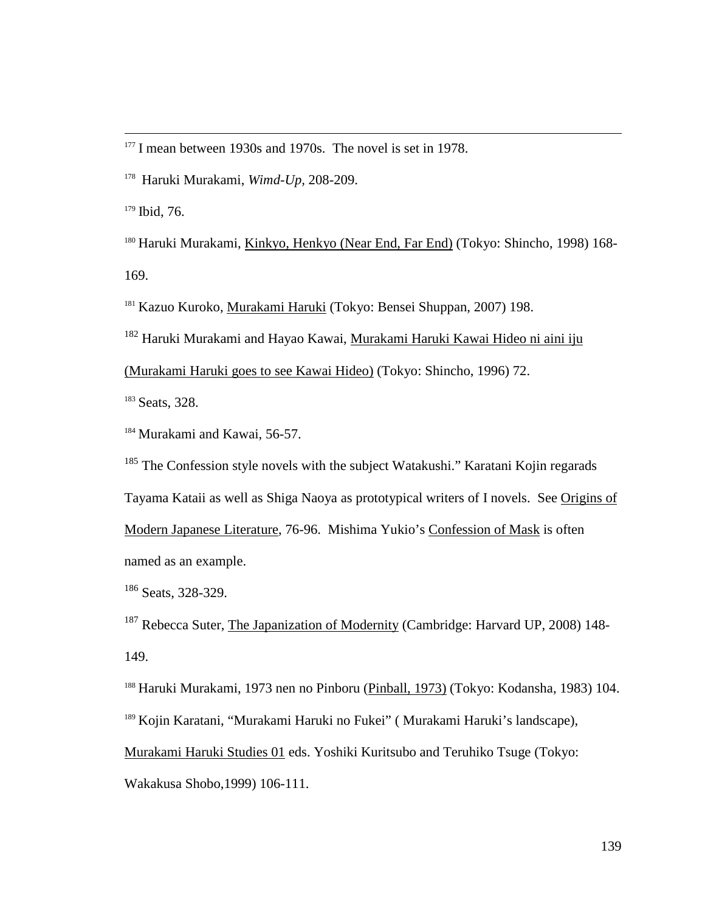[177] I mean between 1930s and 1970s. The novel is set in 1978.

[178] Haruki Murakami, *Wimd-Up,* 208-209.

[179] Ibid, 76.

[180] Haruki Murakami, Kinkyo, Henkyo (Near End, Far End) (Tokyo: Shincho, 1998) 168-169.

[181] Kazuo Kuroko, Murakami Haruki (Tokyo: Bensei Shuppan, 2007) 198.

[182] Haruki Murakami and Hayao Kawai, Murakami Haruki Kawai Hideo ni aini iju (Murakami Haruki goes to see Kawai Hideo) (Tokyo: Shincho, 1996) 72.

[183] Seats, 328.

[184] Murakami and Kawai, 56-57.

[185] The Confession style novels with the subject Watakushi." Karatani Kojin regarads Tayama Kataii as well as Shiga Naoya as prototypical writers of I novels. See Origins of Modern Japanese Literature, 76-96. Mishima Yukio's Confession of Mask is often named as an example.

[186] Seats, 328-329.

[187] Rebecca Suter, The Japanization of Modernity (Cambridge: Harvard UP, 2008) 148-149.

[188] Haruki Murakami, 1973 nen no Pinboru (Pinball, 1973) (Tokyo: Kodansha, 1983) 104.

[189] Kojin Karatani, "Murakami Haruki no Fukei" ( Murakami Haruki's landscape), Murakami Haruki Studies 01 eds. Yoshiki Kuritsubo and Teruhiko Tsuge (Tokyo: Wakakusa Shobo,1999) 106-111.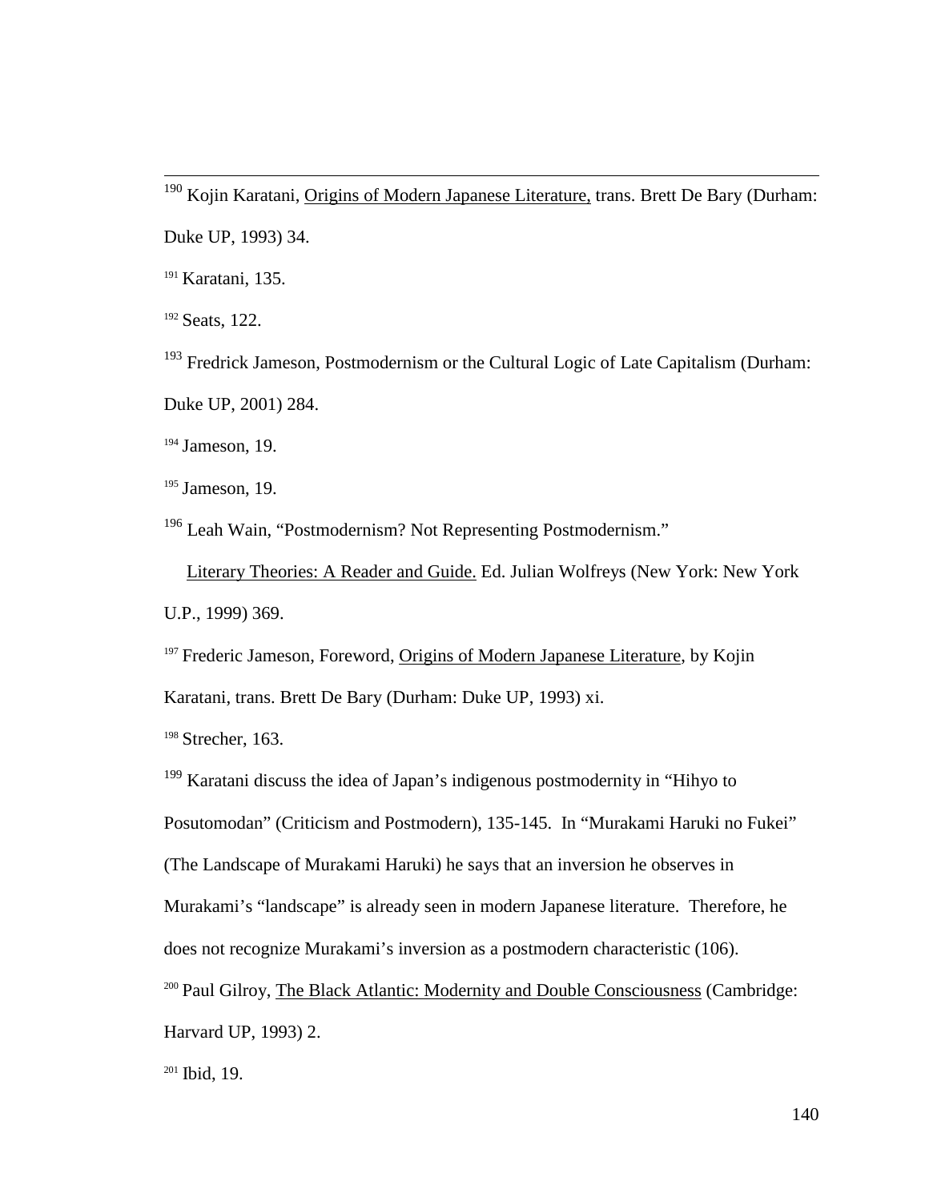[190] Kojin Karatani, Origins of Modern Japanese Literature, trans. Brett De Bary (Durham: Duke UP, 1993) 34.

[191] Karatani, 135.

[192] Seats, 122.

[193] Fredrick Jameson, Postmodernism or the Cultural Logic of Late Capitalism (Durham: Duke UP, 2001) 284.

[194] Jameson, 19.

[195] Jameson, 19.

[196] Leah Wain, "Postmodernism? Not Representing Postmodernism." Literary Theories: A Reader and Guide. Ed. Julian Wolfreys (New York: New York U.P., 1999) 369.

[197] Frederic Jameson, Foreword, Origins of Modern Japanese Literature, by Kojin Karatani, trans. Brett De Bary (Durham: Duke UP, 1993) xi.

[198] Strecher, 163.

[199] Karatani discuss the idea of Japan's indigenous postmodernity in "Hihyo to Posutomodan" (Criticism and Postmodern), 135-145. In "Murakami Haruki no Fukei" (The Landscape of Murakami Haruki) he says that an inversion he observes in Murakami's "landscape" is already seen in modern Japanese literature. Therefore, he does not recognize Murakami's inversion as a postmodern characteristic (106).

[200] Paul Gilroy, The Black Atlantic: Modernity and Double Consciousness (Cambridge: Harvard UP, 1993) 2.

[201] Ibid, 19.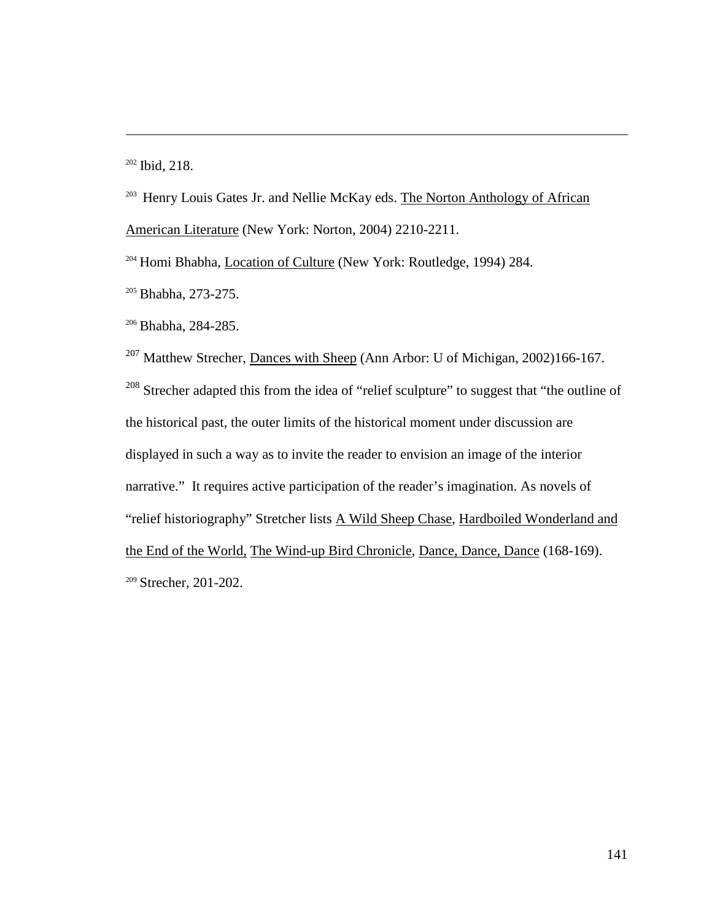---

[202] Ibid, 218.

[203] Henry Louis Gates Jr. and Nellie McKay eds. The Norton Anthology of African American Literature (New York: Norton, 2004) 2210-2211.

[204] Homi Bhabha, Location of Culture (New York: Routledge, 1994) 284.

[205] Bhabha, 273-275.

[206] Bhabha, 284-285.

[207] Matthew Strecher, Dances with Sheep (Ann Arbor: U of Michigan, 2002)166-167.

[208] Strecher adapted this from the idea of "relief sculpture" to suggest that "the outline of the historical past, the outer limits of the historical moment under discussion are displayed in such a way as to invite the reader to envision an image of the interior narrative." It requires active participation of the reader's imagination. As novels of "relief historiography" Stretcher lists A Wild Sheep Chase, Hardboiled Wonderland and the End of the World, The Wind-up Bird Chronicle, Dance, Dance, Dance (168-169).

[209] Strecher, 201-202.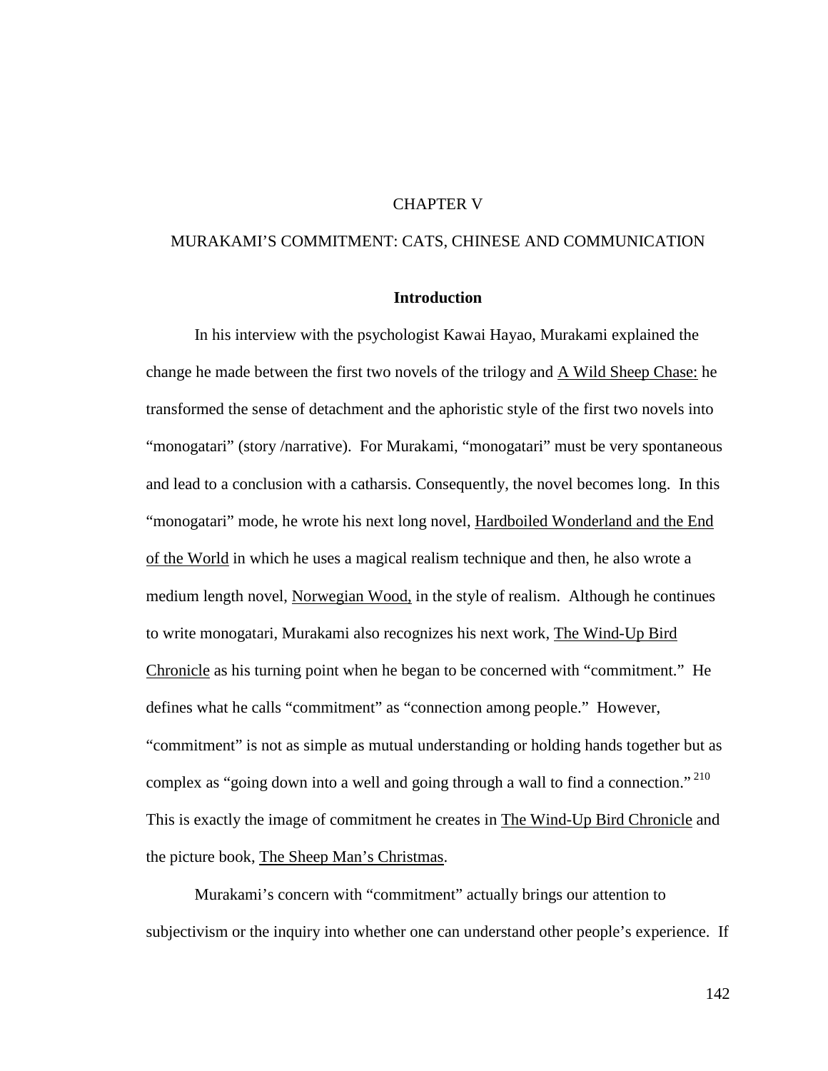# CHAPTER V

# MURAKAMI'S COMMITMENT: CATS, CHINESE AND COMMUNICATION

## Introduction

In his interview with the psychologist Kawai Hayao, Murakami explained the change he made between the first two novels of the trilogy and A Wild Sheep Chase: he transformed the sense of detachment and the aphoristic style of the first two novels into "monogatari" (story /narrative). For Murakami, "monogatari" must be very spontaneous and lead to a conclusion with a catharsis. Consequently, the novel becomes long. In this "monogatari" mode, he wrote his next long novel, Hardboiled Wonderland and the End of the World in which he uses a magical realism technique and then, he also wrote a medium length novel, Norwegian Wood, in the style of realism. Although he continues to write monogatari, Murakami also recognizes his next work, The Wind-Up Bird Chronicle as his turning point when he began to be concerned with "commitment." He defines what he calls "commitment" as "connection among people." However, "commitment" is not as simple as mutual understanding or holding hands together but as complex as "going down into a well and going through a wall to find a connection."[210] This is exactly the image of commitment he creates in The Wind-Up Bird Chronicle and the picture book, The Sheep Man's Christmas.

Murakami's concern with "commitment" actually brings our attention to subjectivism or the inquiry into whether one can understand other people's experience. If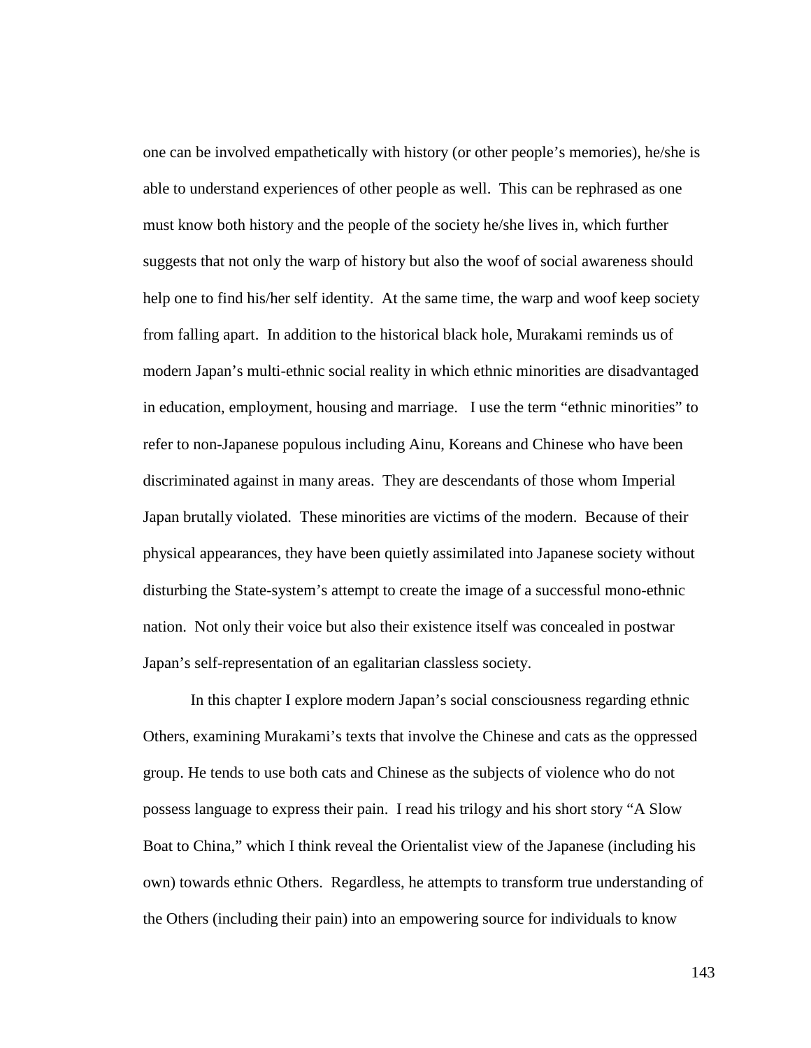one can be involved empathetically with history (or other people's memories), he/she is able to understand experiences of other people as well. This can be rephrased as one must know both history and the people of the society he/she lives in, which further suggests that not only the warp of history but also the woof of social awareness should help one to find his/her self identity. At the same time, the warp and woof keep society from falling apart. In addition to the historical black hole, Murakami reminds us of modern Japan's multi-ethnic social reality in which ethnic minorities are disadvantaged in education, employment, housing and marriage. I use the term "ethnic minorities" to refer to non-Japanese populous including Ainu, Koreans and Chinese who have been discriminated against in many areas. They are descendants of those whom Imperial Japan brutally violated. These minorities are victims of the modern. Because of their physical appearances, they have been quietly assimilated into Japanese society without disturbing the State-system's attempt to create the image of a successful mono-ethnic nation. Not only their voice but also their existence itself was concealed in postwar Japan's self-representation of an egalitarian classless society.

In this chapter I explore modern Japan's social consciousness regarding ethnic Others, examining Murakami's texts that involve the Chinese and cats as the oppressed group. He tends to use both cats and Chinese as the subjects of violence who do not possess language to express their pain. I read his trilogy and his short story "A Slow Boat to China," which I think reveal the Orientalist view of the Japanese (including his own) towards ethnic Others. Regardless, he attempts to transform true understanding of the Others (including their pain) into an empowering source for individuals to know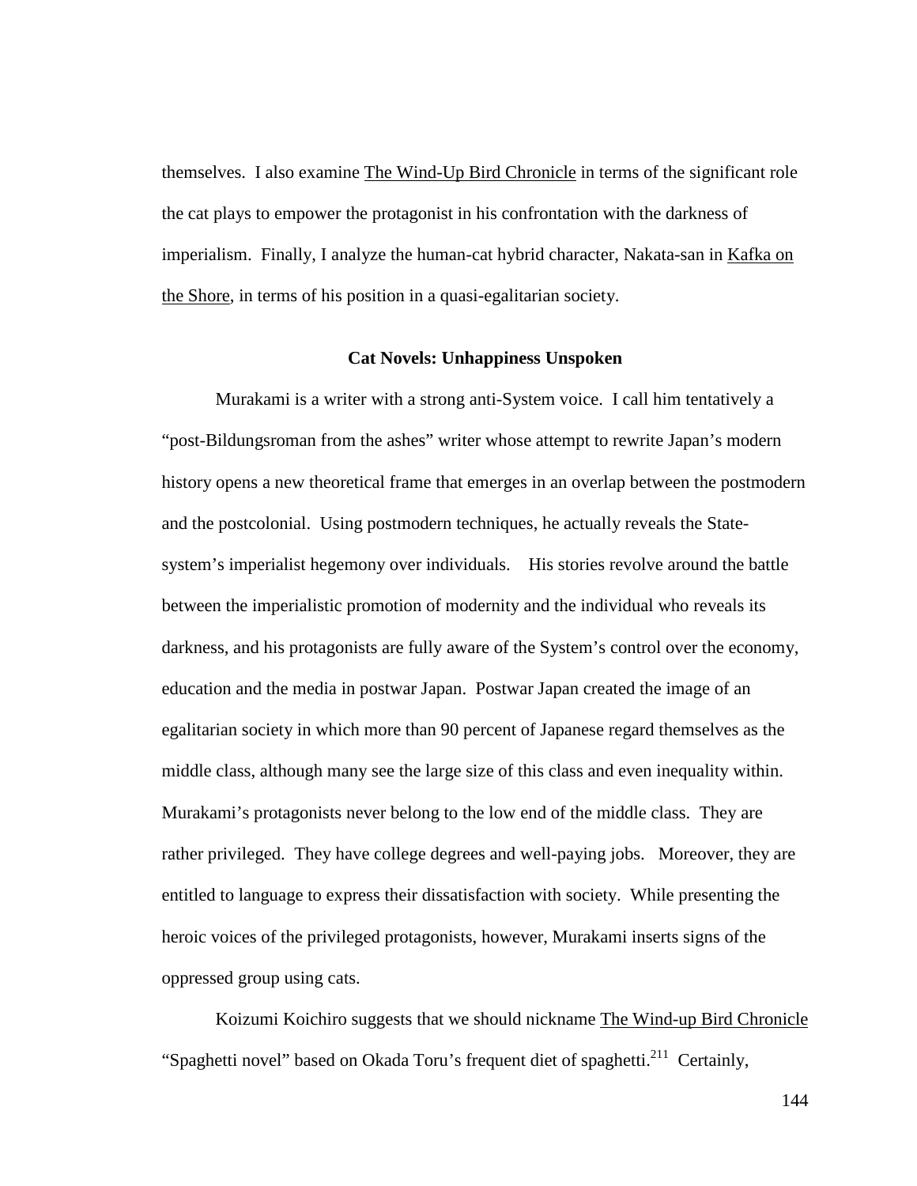themselves. I also examine The Wind-Up Bird Chronicle in terms of the significant role the cat plays to empower the protagonist in his confrontation with the darkness of imperialism. Finally, I analyze the human-cat hybrid character, Nakata-san in Kafka on the Shore, in terms of his position in a quasi-egalitarian society.

## Cat Novels: Unhappiness Unspoken

Murakami is a writer with a strong anti-System voice. I call him tentatively a "post-Bildungsroman from the ashes" writer whose attempt to rewrite Japan's modern history opens a new theoretical frame that emerges in an overlap between the postmodern and the postcolonial. Using postmodern techniques, he actually reveals the State-system's imperialist hegemony over individuals. His stories revolve around the battle between the imperialistic promotion of modernity and the individual who reveals its darkness, and his protagonists are fully aware of the System's control over the economy, education and the media in postwar Japan. Postwar Japan created the image of an egalitarian society in which more than 90 percent of Japanese regard themselves as the middle class, although many see the large size of this class and even inequality within. Murakami's protagonists never belong to the low end of the middle class. They are rather privileged. They have college degrees and well-paying jobs. Moreover, they are entitled to language to express their dissatisfaction with society. While presenting the heroic voices of the privileged protagonists, however, Murakami inserts signs of the oppressed group using cats.

Koizumi Koichiro suggests that we should nickname The Wind-up Bird Chronicle "Spaghetti novel" based on Okada Toru's frequent diet of spaghetti.[211] Certainly,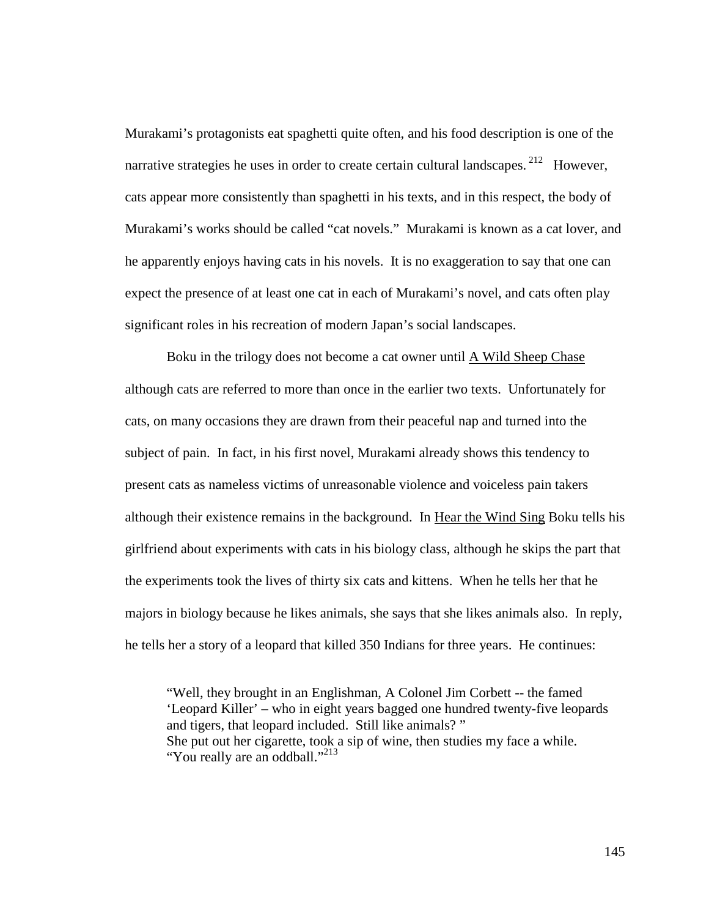Murakami's protagonists eat spaghetti quite often, and his food description is one of the narrative strategies he uses in order to create certain cultural landscapes.[212] However, cats appear more consistently than spaghetti in his texts, and in this respect, the body of Murakami's works should be called "cat novels." Murakami is known as a cat lover, and he apparently enjoys having cats in his novels. It is no exaggeration to say that one can expect the presence of at least one cat in each of Murakami's novel, and cats often play significant roles in his recreation of modern Japan's social landscapes.

Boku in the trilogy does not become a cat owner until <u>A Wild Sheep Chase</u> although cats are referred to more than once in the earlier two texts. Unfortunately for cats, on many occasions they are drawn from their peaceful nap and turned into the subject of pain. In fact, in his first novel, Murakami already shows this tendency to present cats as nameless victims of unreasonable violence and voiceless pain takers although their existence remains in the background. In <u>Hear the Wind Sing</u> Boku tells his girlfriend about experiments with cats in his biology class, although he skips the part that the experiments took the lives of thirty six cats and kittens. When he tells her that he majors in biology because he likes animals, she says that she likes animals also. In reply, he tells her a story of a leopard that killed 350 Indians for three years. He continues:

> "Well, they brought in an Englishman, A Colonel Jim Corbett -- the famed 'Leopard Killer' – who in eight years bagged one hundred twenty-five leopards and tigers, that leopard included. Still like animals? "
> She put out her cigarette, took a sip of wine, then studies my face a while.
> "You really are an oddball."[213]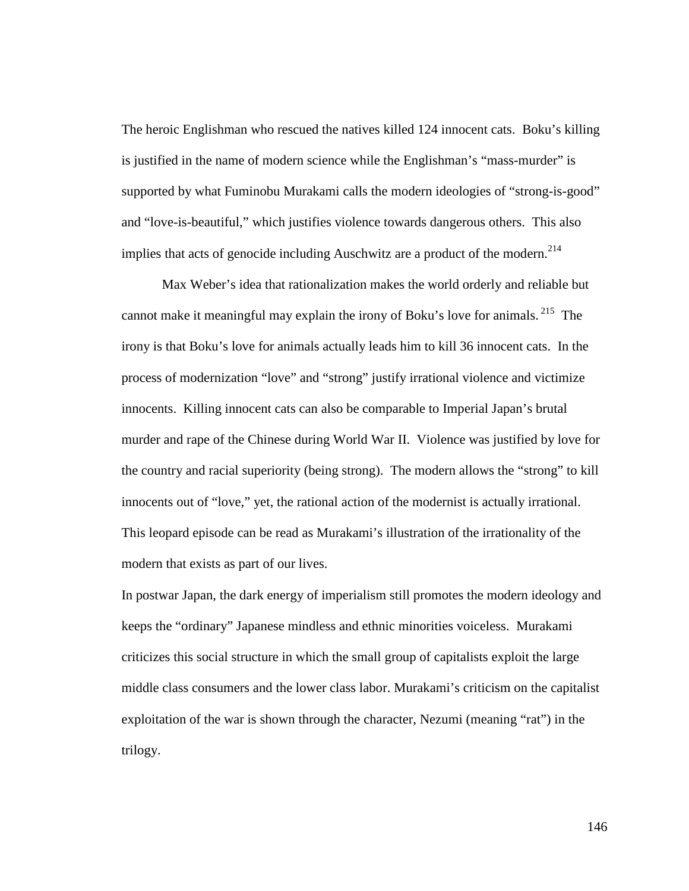The heroic Englishman who rescued the natives killed 124 innocent cats. Boku's killing is justified in the name of modern science while the Englishman's "mass-murder" is supported by what Fuminobu Murakami calls the modern ideologies of "strong-is-good" and "love-is-beautiful," which justifies violence towards dangerous others. This also implies that acts of genocide including Auschwitz are a product of the modern.[214]

Max Weber's idea that rationalization makes the world orderly and reliable but cannot make it meaningful may explain the irony of Boku's love for animals.[215] The irony is that Boku's love for animals actually leads him to kill 36 innocent cats. In the process of modernization "love" and "strong" justify irrational violence and victimize innocents. Killing innocent cats can also be comparable to Imperial Japan's brutal murder and rape of the Chinese during World War II. Violence was justified by love for the country and racial superiority (being strong). The modern allows the "strong" to kill innocents out of "love," yet, the rational action of the modernist is actually irrational. This leopard episode can be read as Murakami's illustration of the irrationality of the modern that exists as part of our lives.

In postwar Japan, the dark energy of imperialism still promotes the modern ideology and keeps the "ordinary" Japanese mindless and ethnic minorities voiceless. Murakami criticizes this social structure in which the small group of capitalists exploit the large middle class consumers and the lower class labor. Murakami's criticism on the capitalist exploitation of the war is shown through the character, Nezumi (meaning "rat") in the trilogy.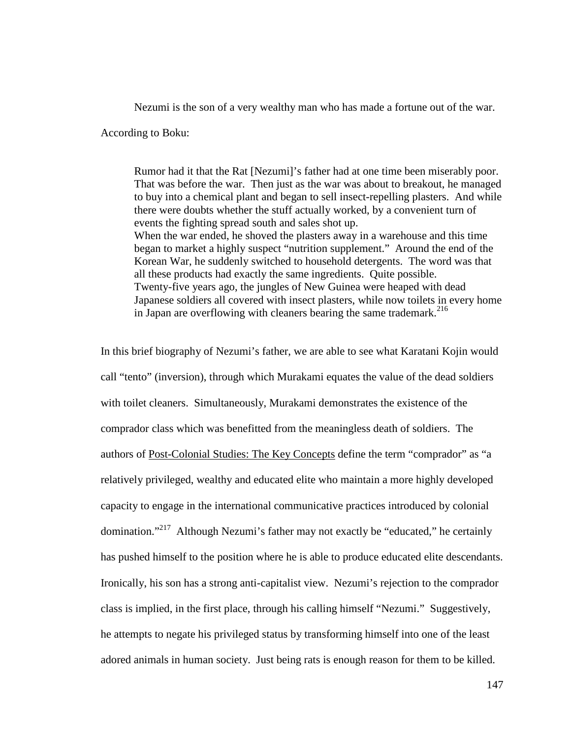Nezumi is the son of a very wealthy man who has made a fortune out of the war. According to Boku:

> Rumor had it that the Rat [Nezumi]'s father had at one time been miserably poor. That was before the war. Then just as the war was about to breakout, he managed to buy into a chemical plant and began to sell insect-repelling plasters. And while there were doubts whether the stuff actually worked, by a convenient turn of events the fighting spread south and sales shot up.
> When the war ended, he shoved the plasters away in a warehouse and this time began to market a highly suspect "nutrition supplement." Around the end of the Korean War, he suddenly switched to household detergents. The word was that all these products had exactly the same ingredients. Quite possible.
> Twenty-five years ago, the jungles of New Guinea were heaped with dead Japanese soldiers all covered with insect plasters, while now toilets in every home in Japan are overflowing with cleaners bearing the same trademark.[216]

In this brief biography of Nezumi's father, we are able to see what Karatani Kojin would call "tento" (inversion), through which Murakami equates the value of the dead soldiers with toilet cleaners. Simultaneously, Murakami demonstrates the existence of the comprador class which was benefitted from the meaningless death of soldiers. The authors of <u>Post-Colonial Studies: The Key Concepts</u> define the term "comprador" as "a relatively privileged, wealthy and educated elite who maintain a more highly developed capacity to engage in the international communicative practices introduced by colonial domination."[217] Although Nezumi's father may not exactly be "educated," he certainly has pushed himself to the position where he is able to produce educated elite descendants. Ironically, his son has a strong anti-capitalist view. Nezumi's rejection to the comprador class is implied, in the first place, through his calling himself "Nezumi." Suggestively, he attempts to negate his privileged status by transforming himself into one of the least adored animals in human society. Just being rats is enough reason for them to be killed.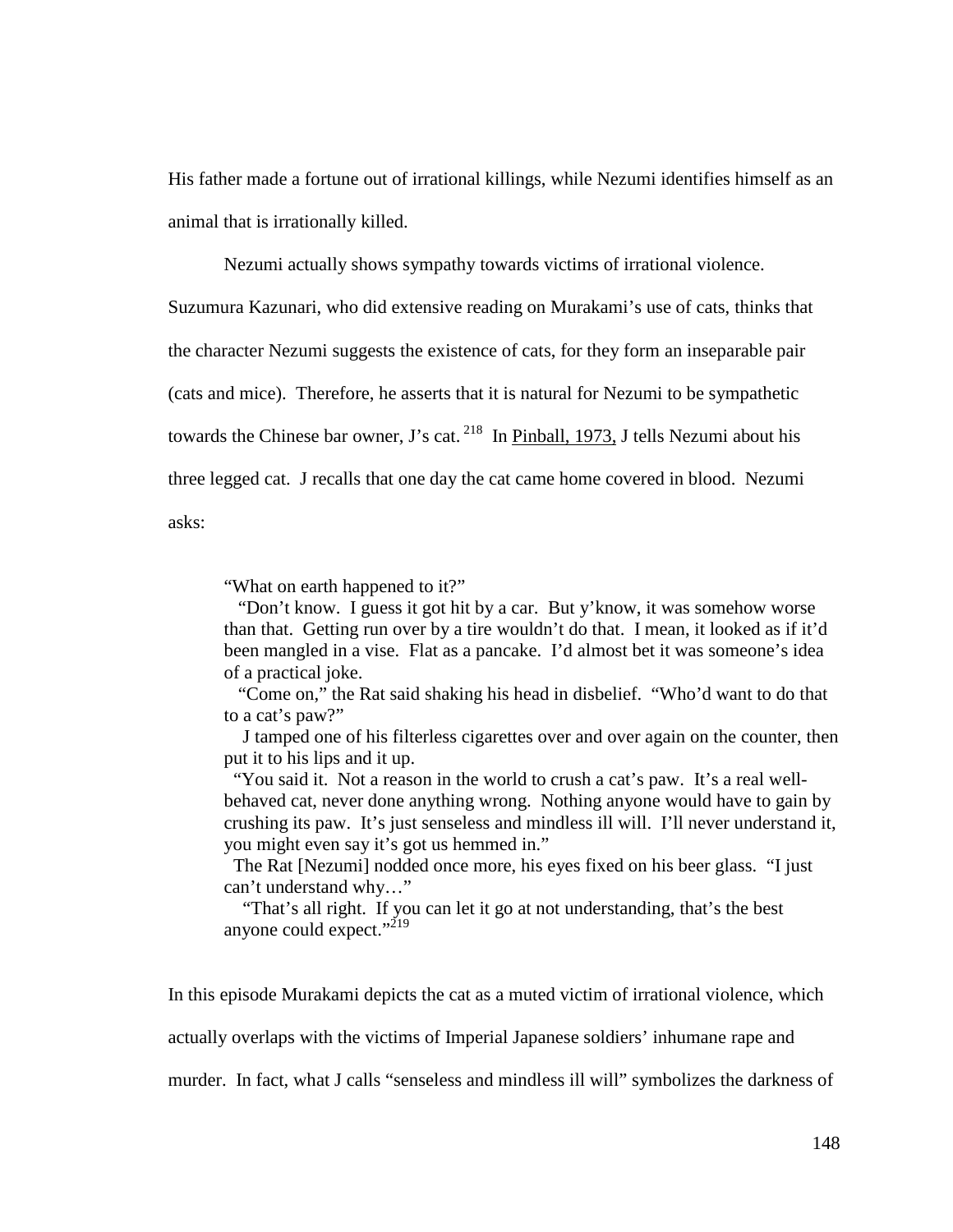His father made a fortune out of irrational killings, while Nezumi identifies himself as an animal that is irrationally killed.

Nezumi actually shows sympathy towards victims of irrational violence. Suzumura Kazunari, who did extensive reading on Murakami's use of cats, thinks that the character Nezumi suggests the existence of cats, for they form an inseparable pair (cats and mice). Therefore, he asserts that it is natural for Nezumi to be sympathetic towards the Chinese bar owner, J's cat. [218] In <u>Pinball, 1973,</u> J tells Nezumi about his three legged cat. J recalls that one day the cat came home covered in blood. Nezumi asks:

> "What on earth happened to it?"
> "Don't know. I guess it got hit by a car. But y'know, it was somehow worse than that. Getting run over by a tire wouldn't do that. I mean, it looked as if it'd been mangled in a vise. Flat as a pancake. I'd almost bet it was someone's idea of a practical joke.
> "Come on," the Rat said shaking his head in disbelief. "Who'd want to do that to a cat's paw?"
> J tamped one of his filterless cigarettes over and over again on the counter, then put it to his lips and it up.
> "You said it. Not a reason in the world to crush a cat's paw. It's a real well-behaved cat, never done anything wrong. Nothing anyone would have to gain by crushing its paw. It's just senseless and mindless ill will. I'll never understand it, you might even say it's got us hemmed in."
> The Rat [Nezumi] nodded once more, his eyes fixed on his beer glass. "I just can't understand why…"
> "That's all right. If you can let it go at not understanding, that's the best anyone could expect."[219]

In this episode Murakami depicts the cat as a muted victim of irrational violence, which actually overlaps with the victims of Imperial Japanese soldiers' inhumane rape and murder. In fact, what J calls "senseless and mindless ill will" symbolizes the darkness of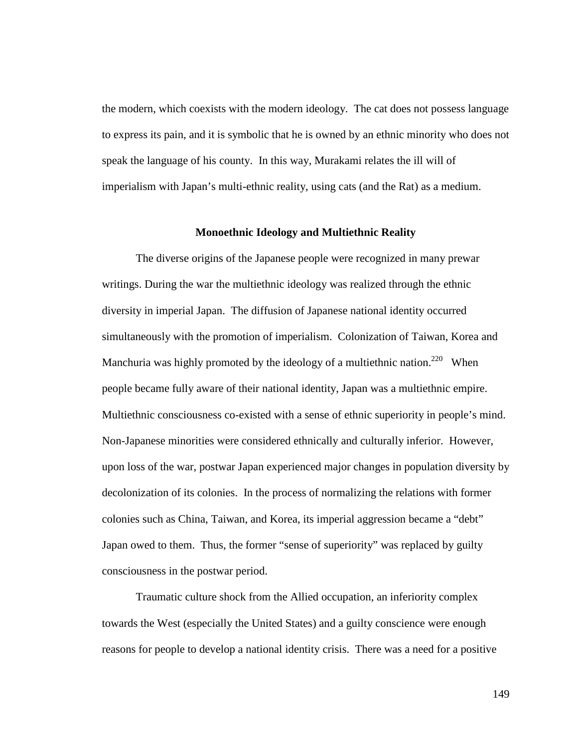the modern, which coexists with the modern ideology. The cat does not possess language to express its pain, and it is symbolic that he is owned by an ethnic minority who does not speak the language of his county. In this way, Murakami relates the ill will of imperialism with Japan's multi-ethnic reality, using cats (and the Rat) as a medium.

## Monoethnic Ideology and Multiethnic Reality

The diverse origins of the Japanese people were recognized in many prewar writings. During the war the multiethnic ideology was realized through the ethnic diversity in imperial Japan. The diffusion of Japanese national identity occurred simultaneously with the promotion of imperialism. Colonization of Taiwan, Korea and Manchuria was highly promoted by the ideology of a multiethnic nation.[220] When people became fully aware of their national identity, Japan was a multiethnic empire. Multiethnic consciousness co-existed with a sense of ethnic superiority in people's mind. Non-Japanese minorities were considered ethnically and culturally inferior. However, upon loss of the war, postwar Japan experienced major changes in population diversity by decolonization of its colonies. In the process of normalizing the relations with former colonies such as China, Taiwan, and Korea, its imperial aggression became a "debt" Japan owed to them. Thus, the former "sense of superiority" was replaced by guilty consciousness in the postwar period.

Traumatic culture shock from the Allied occupation, an inferiority complex towards the West (especially the United States) and a guilty conscience were enough reasons for people to develop a national identity crisis. There was a need for a positive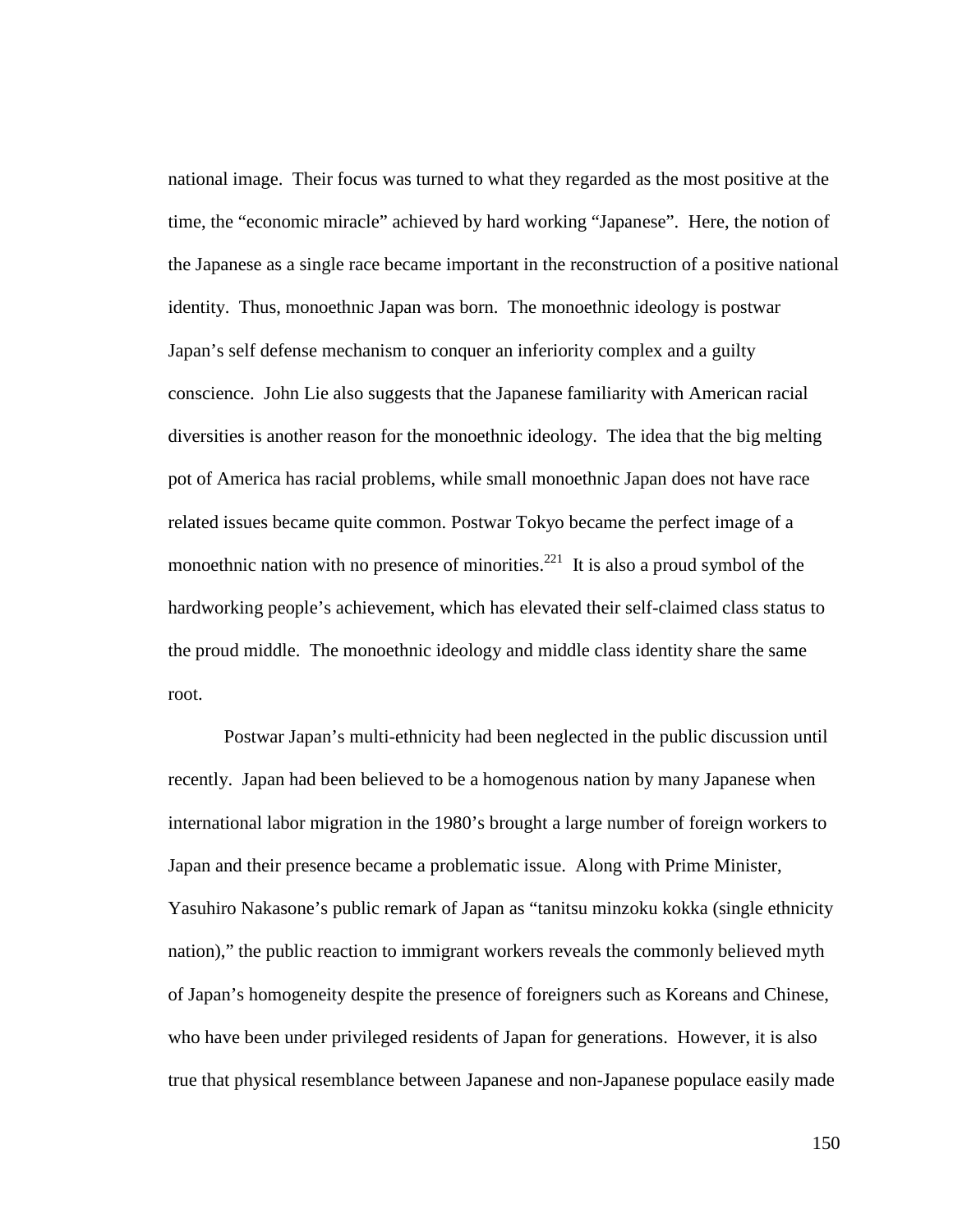national image. Their focus was turned to what they regarded as the most positive at the time, the "economic miracle" achieved by hard working "Japanese". Here, the notion of the Japanese as a single race became important in the reconstruction of a positive national identity. Thus, monoethnic Japan was born. The monoethnic ideology is postwar Japan's self defense mechanism to conquer an inferiority complex and a guilty conscience. John Lie also suggests that the Japanese familiarity with American racial diversities is another reason for the monoethnic ideology. The idea that the big melting pot of America has racial problems, while small monoethnic Japan does not have race related issues became quite common. Postwar Tokyo became the perfect image of a monoethnic nation with no presence of minorities.[221] It is also a proud symbol of the hardworking people's achievement, which has elevated their self-claimed class status to the proud middle. The monoethnic ideology and middle class identity share the same root.

Postwar Japan's multi-ethnicity had been neglected in the public discussion until recently. Japan had been believed to be a homogenous nation by many Japanese when international labor migration in the 1980's brought a large number of foreign workers to Japan and their presence became a problematic issue. Along with Prime Minister, Yasuhiro Nakasone's public remark of Japan as "tanitsu minzoku kokka (single ethnicity nation)," the public reaction to immigrant workers reveals the commonly believed myth of Japan's homogeneity despite the presence of foreigners such as Koreans and Chinese, who have been under privileged residents of Japan for generations. However, it is also true that physical resemblance between Japanese and non-Japanese populace easily made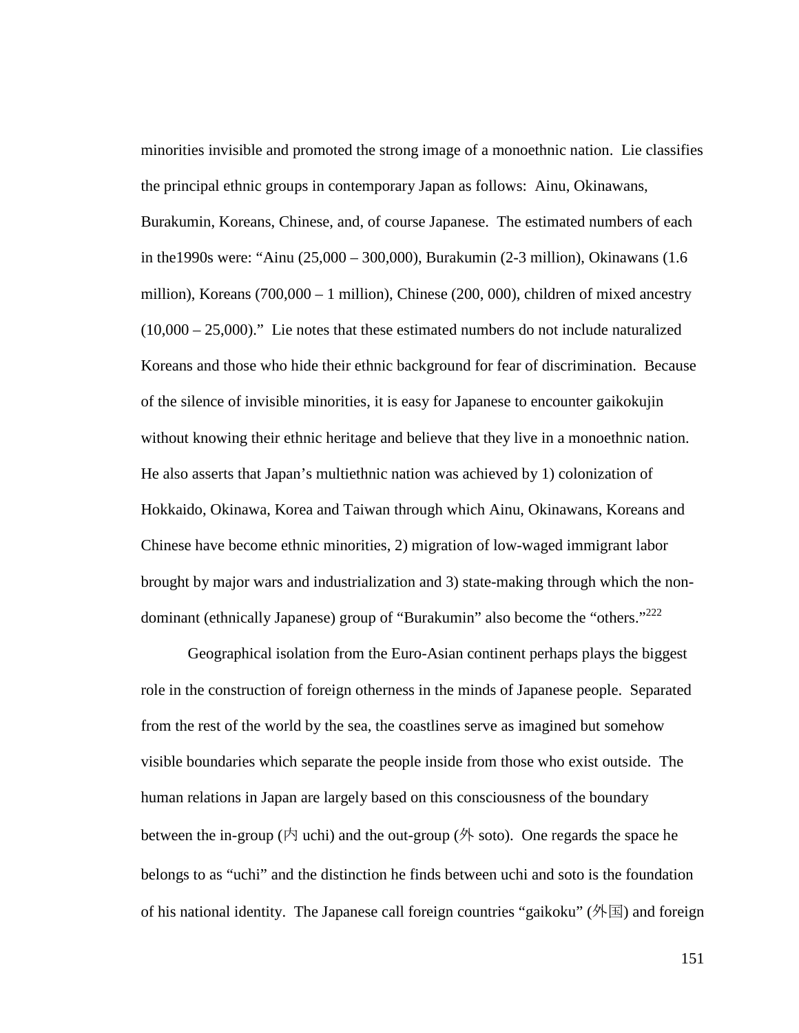minorities invisible and promoted the strong image of a monoethnic nation. Lie classifies the principal ethnic groups in contemporary Japan as follows: Ainu, Okinawans, Burakumin, Koreans, Chinese, and, of course Japanese. The estimated numbers of each in the1990s were: "Ainu (25,000 – 300,000), Burakumin (2-3 million), Okinawans (1.6 million), Koreans (700,000 – 1 million), Chinese (200, 000), children of mixed ancestry (10,000 – 25,000)." Lie notes that these estimated numbers do not include naturalized Koreans and those who hide their ethnic background for fear of discrimination. Because of the silence of invisible minorities, it is easy for Japanese to encounter gaikokujin without knowing their ethnic heritage and believe that they live in a monoethnic nation. He also asserts that Japan's multiethnic nation was achieved by 1) colonization of Hokkaido, Okinawa, Korea and Taiwan through which Ainu, Okinawans, Koreans and Chinese have become ethnic minorities, 2) migration of low-waged immigrant labor brought by major wars and industrialization and 3) state-making through which the non-dominant (ethnically Japanese) group of "Burakumin" also become the "others."[222]

Geographical isolation from the Euro-Asian continent perhaps plays the biggest role in the construction of foreign otherness in the minds of Japanese people. Separated from the rest of the world by the sea, the coastlines serve as imagined but somehow visible boundaries which separate the people inside from those who exist outside. The human relations in Japan are largely based on this consciousness of the boundary between the in-group (内 uchi) and the out-group (外 soto). One regards the space he belongs to as "uchi" and the distinction he finds between uchi and soto is the foundation of his national identity. The Japanese call foreign countries "gaikoku" (外国) and foreign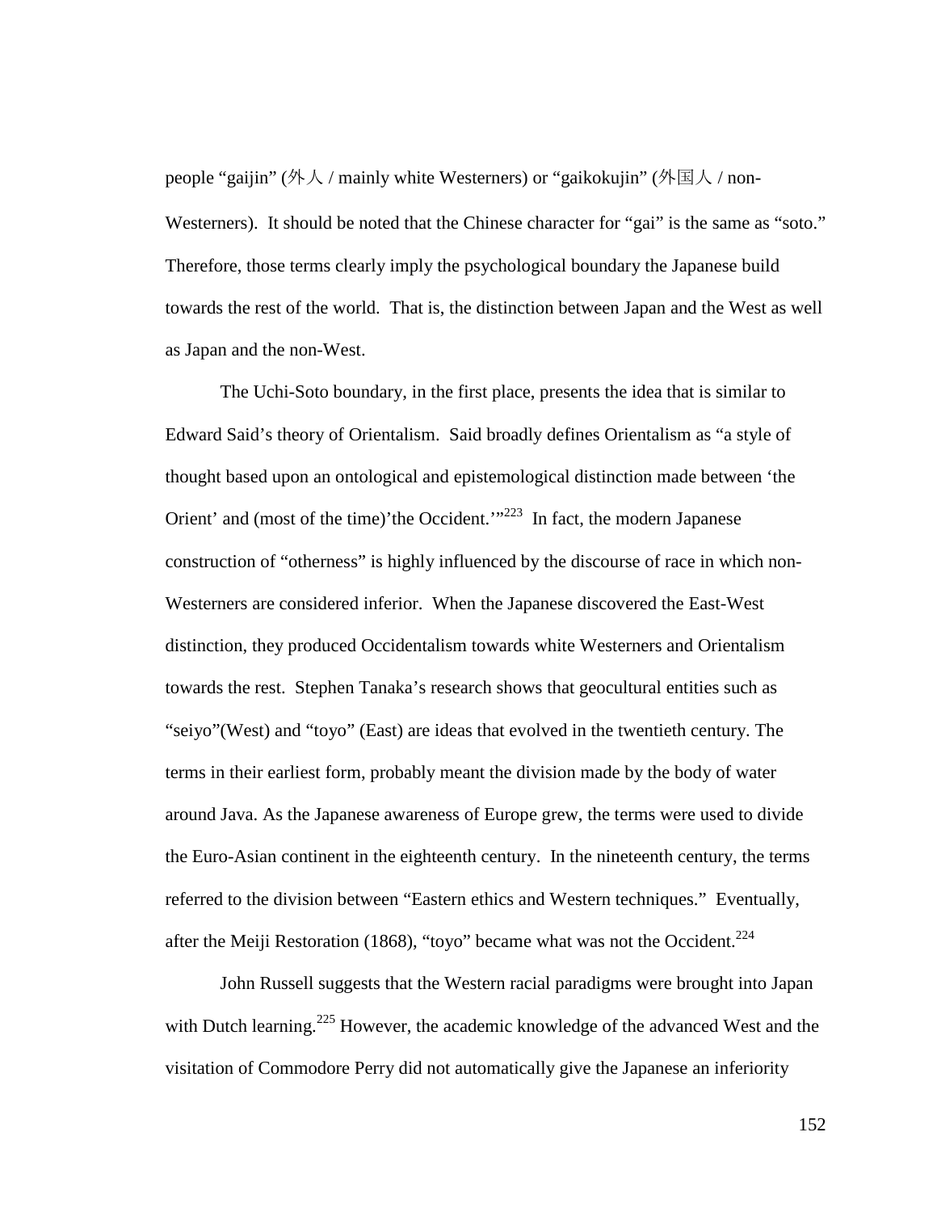people "gaijin" (外人 / mainly white Westerners) or "gaikokujin" (外国人 / non-Westerners). It should be noted that the Chinese character for "gai" is the same as "soto." Therefore, those terms clearly imply the psychological boundary the Japanese build towards the rest of the world. That is, the distinction between Japan and the West as well as Japan and the non-West.

The Uchi-Soto boundary, in the first place, presents the idea that is similar to Edward Said's theory of Orientalism. Said broadly defines Orientalism as "a style of thought based upon an ontological and epistemological distinction made between 'the Orient' and (most of the time)'the Occident.'"[223] In fact, the modern Japanese construction of "otherness" is highly influenced by the discourse of race in which non-Westerners are considered inferior. When the Japanese discovered the East-West distinction, they produced Occidentalism towards white Westerners and Orientalism towards the rest. Stephen Tanaka's research shows that geocultural entities such as "seiyo"(West) and "toyo" (East) are ideas that evolved in the twentieth century. The terms in their earliest form, probably meant the division made by the body of water around Java. As the Japanese awareness of Europe grew, the terms were used to divide the Euro-Asian continent in the eighteenth century. In the nineteenth century, the terms referred to the division between "Eastern ethics and Western techniques." Eventually, after the Meiji Restoration (1868), "toyo" became what was not the Occident.[224]

John Russell suggests that the Western racial paradigms were brought into Japan with Dutch learning.[225] However, the academic knowledge of the advanced West and the visitation of Commodore Perry did not automatically give the Japanese an inferiority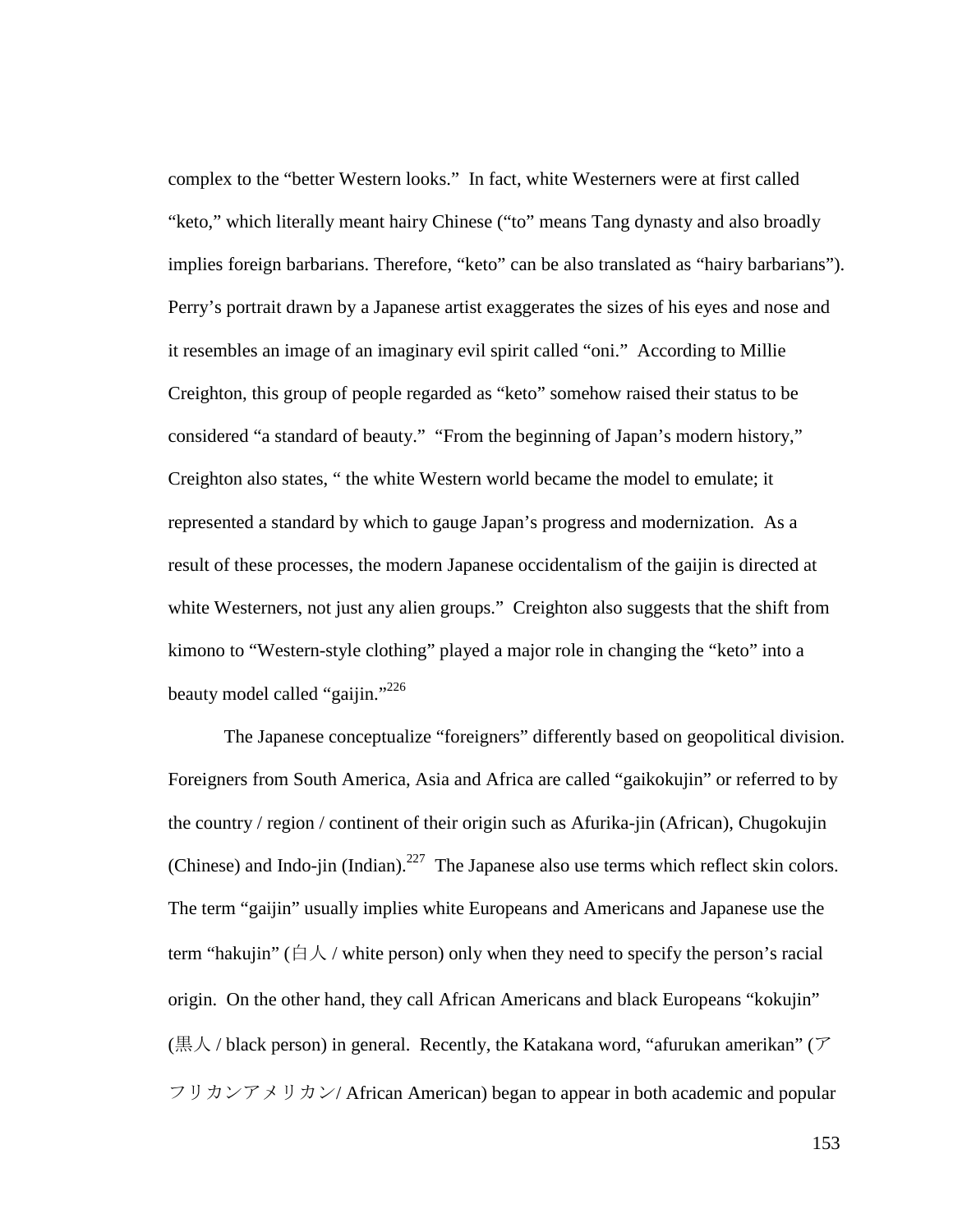complex to the "better Western looks." In fact, white Westerners were at first called "keto," which literally meant hairy Chinese ("to" means Tang dynasty and also broadly implies foreign barbarians. Therefore, "keto" can be also translated as "hairy barbarians"). Perry's portrait drawn by a Japanese artist exaggerates the sizes of his eyes and nose and it resembles an image of an imaginary evil spirit called "oni." According to Millie Creighton, this group of people regarded as "keto" somehow raised their status to be considered "a standard of beauty." "From the beginning of Japan's modern history," Creighton also states, " the white Western world became the model to emulate; it represented a standard by which to gauge Japan's progress and modernization. As a result of these processes, the modern Japanese occidentalism of the gaijin is directed at white Westerners, not just any alien groups." Creighton also suggests that the shift from kimono to "Western-style clothing" played a major role in changing the "keto" into a beauty model called "gaijin."[226]

The Japanese conceptualize "foreigners" differently based on geopolitical division. Foreigners from South America, Asia and Africa are called "gaikokujin" or referred to by the country / region / continent of their origin such as Afurika-jin (African), Chugokujin (Chinese) and Indo-jin (Indian).[227] The Japanese also use terms which reflect skin colors. The term "gaijin" usually implies white Europeans and Americans and Japanese use the term "hakujin" (白人 / white person) only when they need to specify the person's racial origin. On the other hand, they call African Americans and black Europeans "kokujin" (黒人 / black person) in general. Recently, the Katakana word, "afurukan amerikan" (アフリカンアメリカン/ African American) began to appear in both academic and popular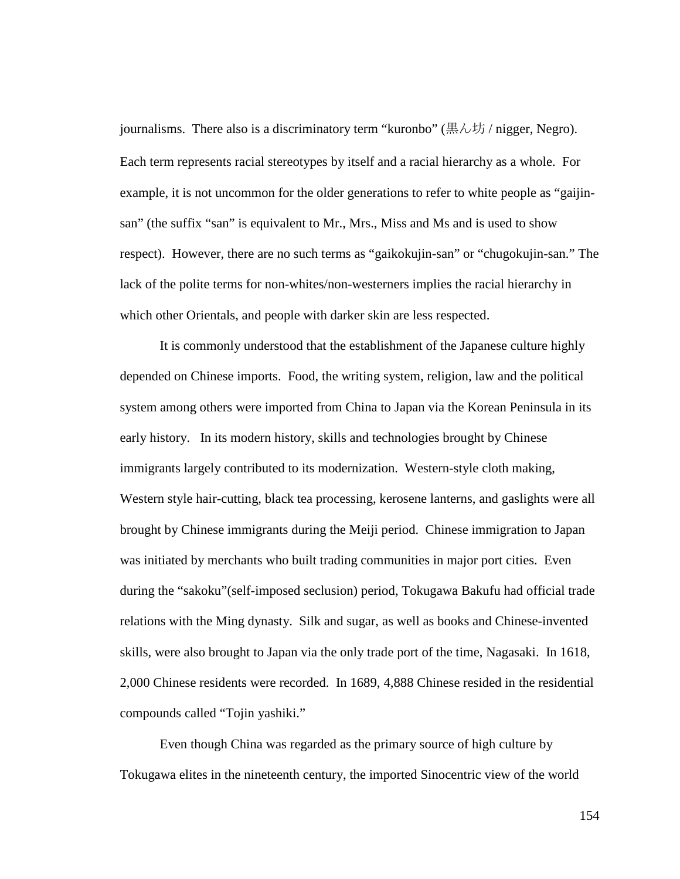journalisms. There also is a discriminatory term "kuronbo" (黒ん坊 / nigger, Negro). Each term represents racial stereotypes by itself and a racial hierarchy as a whole. For example, it is not uncommon for the older generations to refer to white people as "gaijin-san" (the suffix "san" is equivalent to Mr., Mrs., Miss and Ms and is used to show respect). However, there are no such terms as "gaikokujin-san" or "chugokujin-san." The lack of the polite terms for non-whites/non-westerners implies the racial hierarchy in which other Orientals, and people with darker skin are less respected.

It is commonly understood that the establishment of the Japanese culture highly depended on Chinese imports. Food, the writing system, religion, law and the political system among others were imported from China to Japan via the Korean Peninsula in its early history. In its modern history, skills and technologies brought by Chinese immigrants largely contributed to its modernization. Western-style cloth making, Western style hair-cutting, black tea processing, kerosene lanterns, and gaslights were all brought by Chinese immigrants during the Meiji period. Chinese immigration to Japan was initiated by merchants who built trading communities in major port cities. Even during the "sakoku"(self-imposed seclusion) period, Tokugawa Bakufu had official trade relations with the Ming dynasty. Silk and sugar, as well as books and Chinese-invented skills, were also brought to Japan via the only trade port of the time, Nagasaki. In 1618, 2,000 Chinese residents were recorded. In 1689, 4,888 Chinese resided in the residential compounds called "Tojin yashiki."

Even though China was regarded as the primary source of high culture by Tokugawa elites in the nineteenth century, the imported Sinocentric view of the world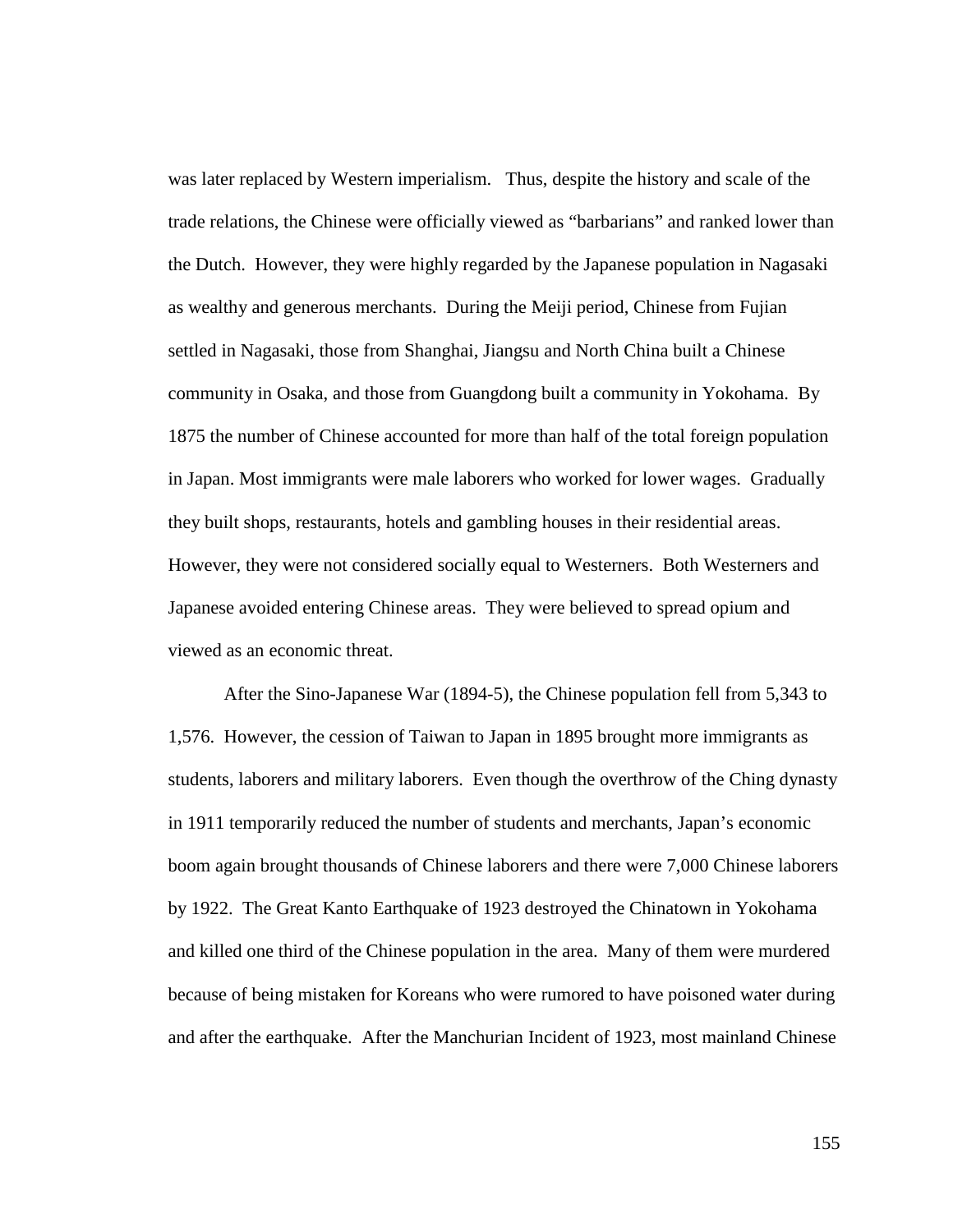was later replaced by Western imperialism. Thus, despite the history and scale of the trade relations, the Chinese were officially viewed as "barbarians" and ranked lower than the Dutch. However, they were highly regarded by the Japanese population in Nagasaki as wealthy and generous merchants. During the Meiji period, Chinese from Fujian settled in Nagasaki, those from Shanghai, Jiangsu and North China built a Chinese community in Osaka, and those from Guangdong built a community in Yokohama. By 1875 the number of Chinese accounted for more than half of the total foreign population in Japan. Most immigrants were male laborers who worked for lower wages. Gradually they built shops, restaurants, hotels and gambling houses in their residential areas. However, they were not considered socially equal to Westerners. Both Westerners and Japanese avoided entering Chinese areas. They were believed to spread opium and viewed as an economic threat.

After the Sino-Japanese War (1894-5), the Chinese population fell from 5,343 to 1,576. However, the cession of Taiwan to Japan in 1895 brought more immigrants as students, laborers and military laborers. Even though the overthrow of the Ching dynasty in 1911 temporarily reduced the number of students and merchants, Japan's economic boom again brought thousands of Chinese laborers and there were 7,000 Chinese laborers by 1922. The Great Kanto Earthquake of 1923 destroyed the Chinatown in Yokohama and killed one third of the Chinese population in the area. Many of them were murdered because of being mistaken for Koreans who were rumored to have poisoned water during and after the earthquake. After the Manchurian Incident of 1923, most mainland Chinese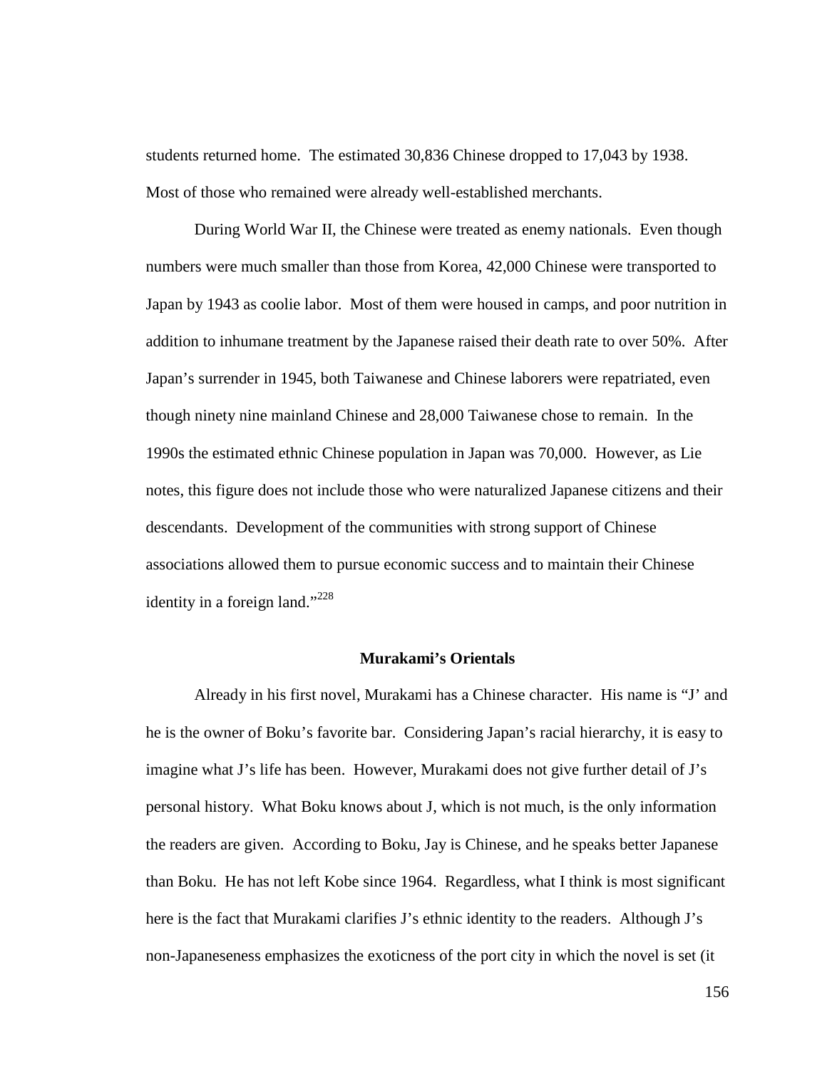students returned home. The estimated 30,836 Chinese dropped to 17,043 by 1938. Most of those who remained were already well-established merchants.

During World War II, the Chinese were treated as enemy nationals. Even though numbers were much smaller than those from Korea, 42,000 Chinese were transported to Japan by 1943 as coolie labor. Most of them were housed in camps, and poor nutrition in addition to inhumane treatment by the Japanese raised their death rate to over 50%. After Japan's surrender in 1945, both Taiwanese and Chinese laborers were repatriated, even though ninety nine mainland Chinese and 28,000 Taiwanese chose to remain. In the 1990s the estimated ethnic Chinese population in Japan was 70,000. However, as Lie notes, this figure does not include those who were naturalized Japanese citizens and their descendants. Development of the communities with strong support of Chinese associations allowed them to pursue economic success and to maintain their Chinese identity in a foreign land."[228]

### Murakami's Orientals

Already in his first novel, Murakami has a Chinese character. His name is "J' and he is the owner of Boku's favorite bar. Considering Japan's racial hierarchy, it is easy to imagine what J's life has been. However, Murakami does not give further detail of J's personal history. What Boku knows about J, which is not much, is the only information the readers are given. According to Boku, Jay is Chinese, and he speaks better Japanese than Boku. He has not left Kobe since 1964. Regardless, what I think is most significant here is the fact that Murakami clarifies J's ethnic identity to the readers. Although J's non-Japaneseness emphasizes the exoticness of the port city in which the novel is set (it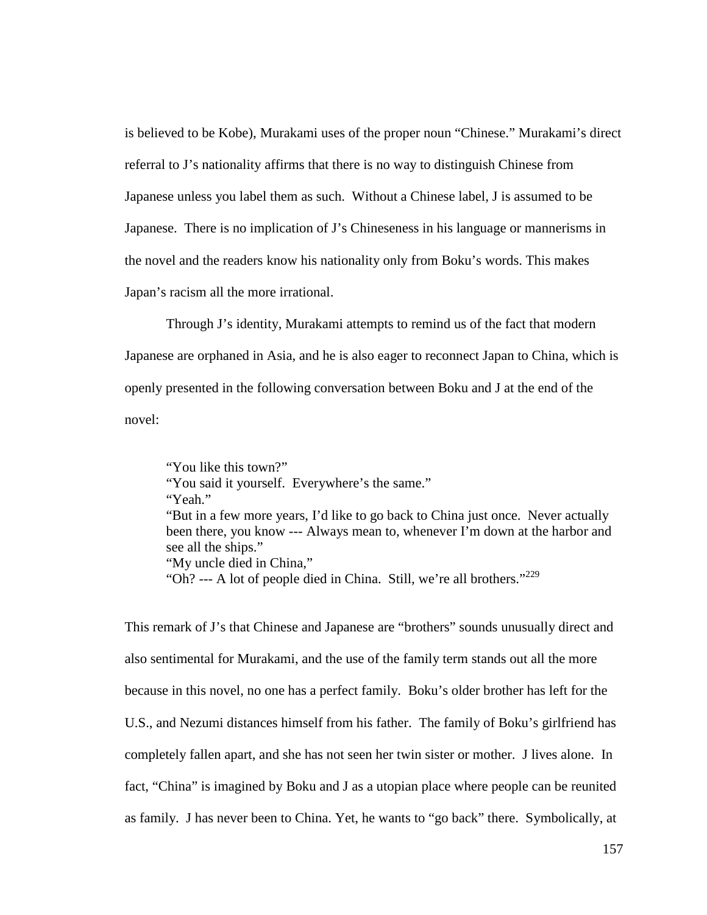is believed to be Kobe), Murakami uses of the proper noun "Chinese." Murakami's direct referral to J's nationality affirms that there is no way to distinguish Chinese from Japanese unless you label them as such. Without a Chinese label, J is assumed to be Japanese. There is no implication of J's Chineseness in his language or mannerisms in the novel and the readers know his nationality only from Boku's words. This makes Japan's racism all the more irrational.

Through J's identity, Murakami attempts to remind us of the fact that modern Japanese are orphaned in Asia, and he is also eager to reconnect Japan to China, which is openly presented in the following conversation between Boku and J at the end of the novel:

> "You like this town?"
> "You said it yourself. Everywhere's the same."
> "Yeah."
> "But in a few more years, I'd like to go back to China just once. Never actually been there, you know --- Always mean to, whenever I'm down at the harbor and see all the ships."
> "My uncle died in China,"
> "Oh? --- A lot of people died in China. Still, we're all brothers."[229]

This remark of J's that Chinese and Japanese are "brothers" sounds unusually direct and also sentimental for Murakami, and the use of the family term stands out all the more because in this novel, no one has a perfect family. Boku's older brother has left for the U.S., and Nezumi distances himself from his father. The family of Boku's girlfriend has completely fallen apart, and she has not seen her twin sister or mother. J lives alone. In fact, "China" is imagined by Boku and J as a utopian place where people can be reunited as family. J has never been to China. Yet, he wants to "go back" there. Symbolically, at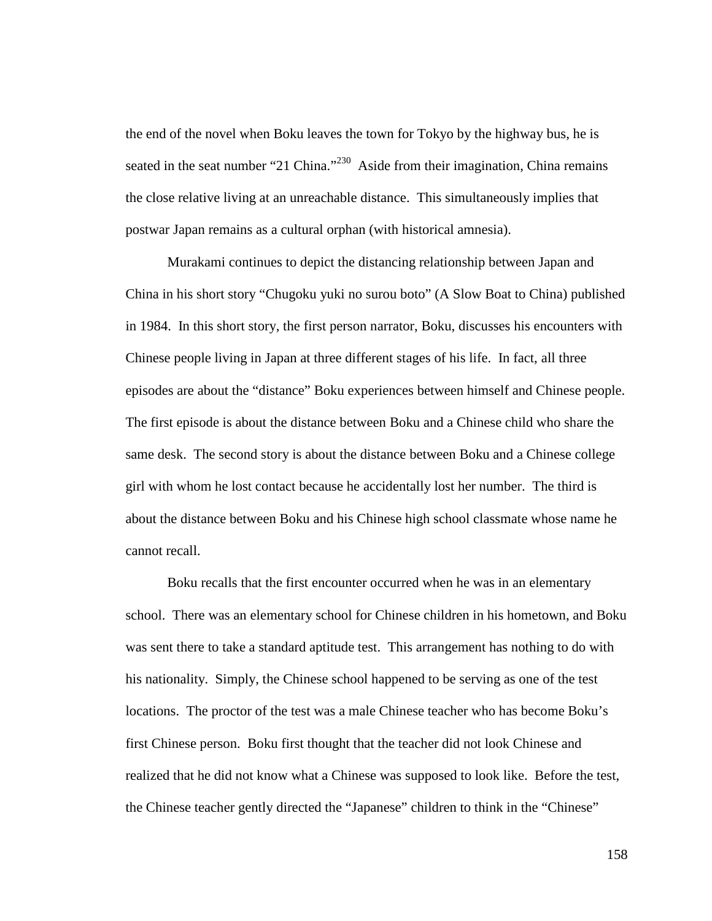the end of the novel when Boku leaves the town for Tokyo by the highway bus, he is seated in the seat number "21 China."[230] Aside from their imagination, China remains the close relative living at an unreachable distance. This simultaneously implies that postwar Japan remains as a cultural orphan (with historical amnesia).

Murakami continues to depict the distancing relationship between Japan and China in his short story "Chugoku yuki no surou boto" (A Slow Boat to China) published in 1984. In this short story, the first person narrator, Boku, discusses his encounters with Chinese people living in Japan at three different stages of his life. In fact, all three episodes are about the "distance" Boku experiences between himself and Chinese people. The first episode is about the distance between Boku and a Chinese child who share the same desk. The second story is about the distance between Boku and a Chinese college girl with whom he lost contact because he accidentally lost her number. The third is about the distance between Boku and his Chinese high school classmate whose name he cannot recall.

Boku recalls that the first encounter occurred when he was in an elementary school. There was an elementary school for Chinese children in his hometown, and Boku was sent there to take a standard aptitude test. This arrangement has nothing to do with his nationality. Simply, the Chinese school happened to be serving as one of the test locations. The proctor of the test was a male Chinese teacher who has become Boku's first Chinese person. Boku first thought that the teacher did not look Chinese and realized that he did not know what a Chinese was supposed to look like. Before the test, the Chinese teacher gently directed the "Japanese" children to think in the "Chinese"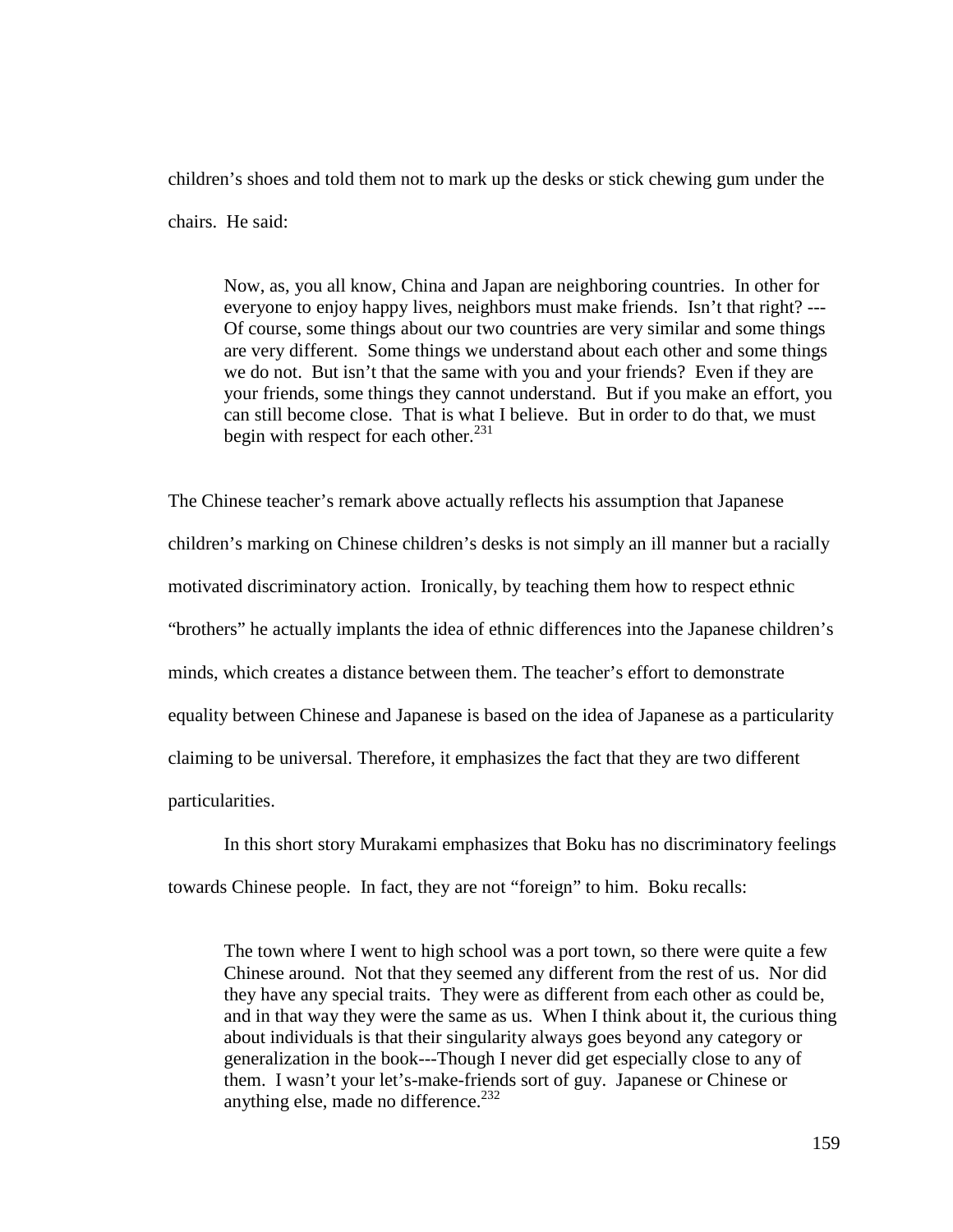children's shoes and told them not to mark up the desks or stick chewing gum under the chairs. He said:

> Now, as, you all know, China and Japan are neighboring countries. In other for everyone to enjoy happy lives, neighbors must make friends. Isn't that right? ---Of course, some things about our two countries are very similar and some things are very different. Some things we understand about each other and some things we do not. But isn't that the same with you and your friends? Even if they are your friends, some things they cannot understand. But if you make an effort, you can still become close. That is what I believe. But in order to do that, we must begin with respect for each other.[231]

The Chinese teacher's remark above actually reflects his assumption that Japanese children's marking on Chinese children's desks is not simply an ill manner but a racially motivated discriminatory action. Ironically, by teaching them how to respect ethnic "brothers" he actually implants the idea of ethnic differences into the Japanese children's minds, which creates a distance between them. The teacher's effort to demonstrate equality between Chinese and Japanese is based on the idea of Japanese as a particularity claiming to be universal. Therefore, it emphasizes the fact that they are two different particularities.

In this short story Murakami emphasizes that Boku has no discriminatory feelings towards Chinese people. In fact, they are not "foreign" to him. Boku recalls:

> The town where I went to high school was a port town, so there were quite a few Chinese around. Not that they seemed any different from the rest of us. Nor did they have any special traits. They were as different from each other as could be, and in that way they were the same as us. When I think about it, the curious thing about individuals is that their singularity always goes beyond any category or generalization in the book---Though I never did get especially close to any of them. I wasn't your let's-make-friends sort of guy. Japanese or Chinese or anything else, made no difference.[232]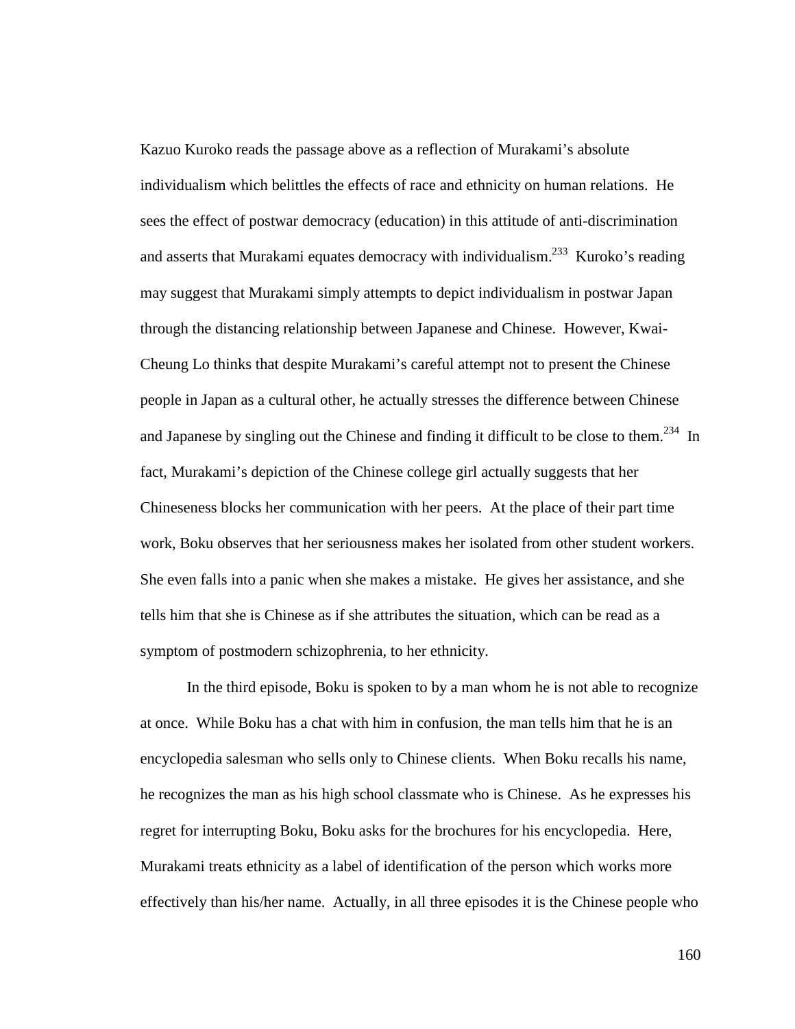Kazuo Kuroko reads the passage above as a reflection of Murakami's absolute individualism which belittles the effects of race and ethnicity on human relations. He sees the effect of postwar democracy (education) in this attitude of anti-discrimination and asserts that Murakami equates democracy with individualism.[233] Kuroko's reading may suggest that Murakami simply attempts to depict individualism in postwar Japan through the distancing relationship between Japanese and Chinese. However, Kwai-Cheung Lo thinks that despite Murakami's careful attempt not to present the Chinese people in Japan as a cultural other, he actually stresses the difference between Chinese and Japanese by singling out the Chinese and finding it difficult to be close to them.[234] In fact, Murakami's depiction of the Chinese college girl actually suggests that her Chineseness blocks her communication with her peers. At the place of their part time work, Boku observes that her seriousness makes her isolated from other student workers. She even falls into a panic when she makes a mistake. He gives her assistance, and she tells him that she is Chinese as if she attributes the situation, which can be read as a symptom of postmodern schizophrenia, to her ethnicity.

In the third episode, Boku is spoken to by a man whom he is not able to recognize at once. While Boku has a chat with him in confusion, the man tells him that he is an encyclopedia salesman who sells only to Chinese clients. When Boku recalls his name, he recognizes the man as his high school classmate who is Chinese. As he expresses his regret for interrupting Boku, Boku asks for the brochures for his encyclopedia. Here, Murakami treats ethnicity as a label of identification of the person which works more effectively than his/her name. Actually, in all three episodes it is the Chinese people who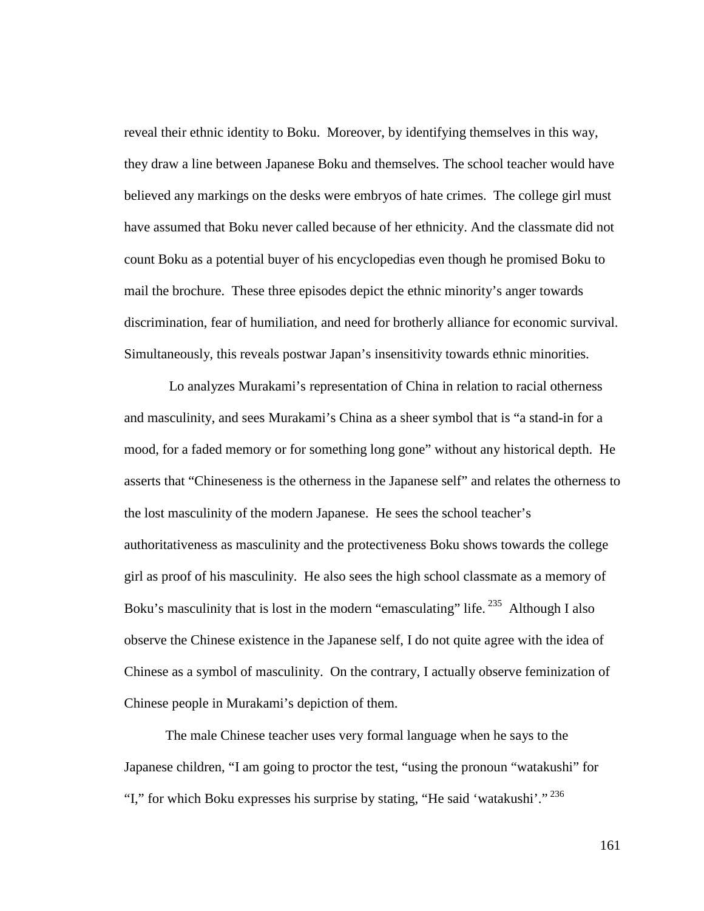reveal their ethnic identity to Boku. Moreover, by identifying themselves in this way, they draw a line between Japanese Boku and themselves. The school teacher would have believed any markings on the desks were embryos of hate crimes. The college girl must have assumed that Boku never called because of her ethnicity. And the classmate did not count Boku as a potential buyer of his encyclopedias even though he promised Boku to mail the brochure. These three episodes depict the ethnic minority's anger towards discrimination, fear of humiliation, and need for brotherly alliance for economic survival. Simultaneously, this reveals postwar Japan's insensitivity towards ethnic minorities.

Lo analyzes Murakami's representation of China in relation to racial otherness and masculinity, and sees Murakami's China as a sheer symbol that is "a stand-in for a mood, for a faded memory or for something long gone" without any historical depth. He asserts that "Chineseness is the otherness in the Japanese self" and relates the otherness to the lost masculinity of the modern Japanese. He sees the school teacher's authoritativeness as masculinity and the protectiveness Boku shows towards the college girl as proof of his masculinity. He also sees the high school classmate as a memory of Boku's masculinity that is lost in the modern "emasculating" life.[235] Although I also observe the Chinese existence in the Japanese self, I do not quite agree with the idea of Chinese as a symbol of masculinity. On the contrary, I actually observe feminization of Chinese people in Murakami's depiction of them.

The male Chinese teacher uses very formal language when he says to the Japanese children, "I am going to proctor the test, "using the pronoun "watakushi" for "I," for which Boku expresses his surprise by stating, "He said 'watakushi'."[236]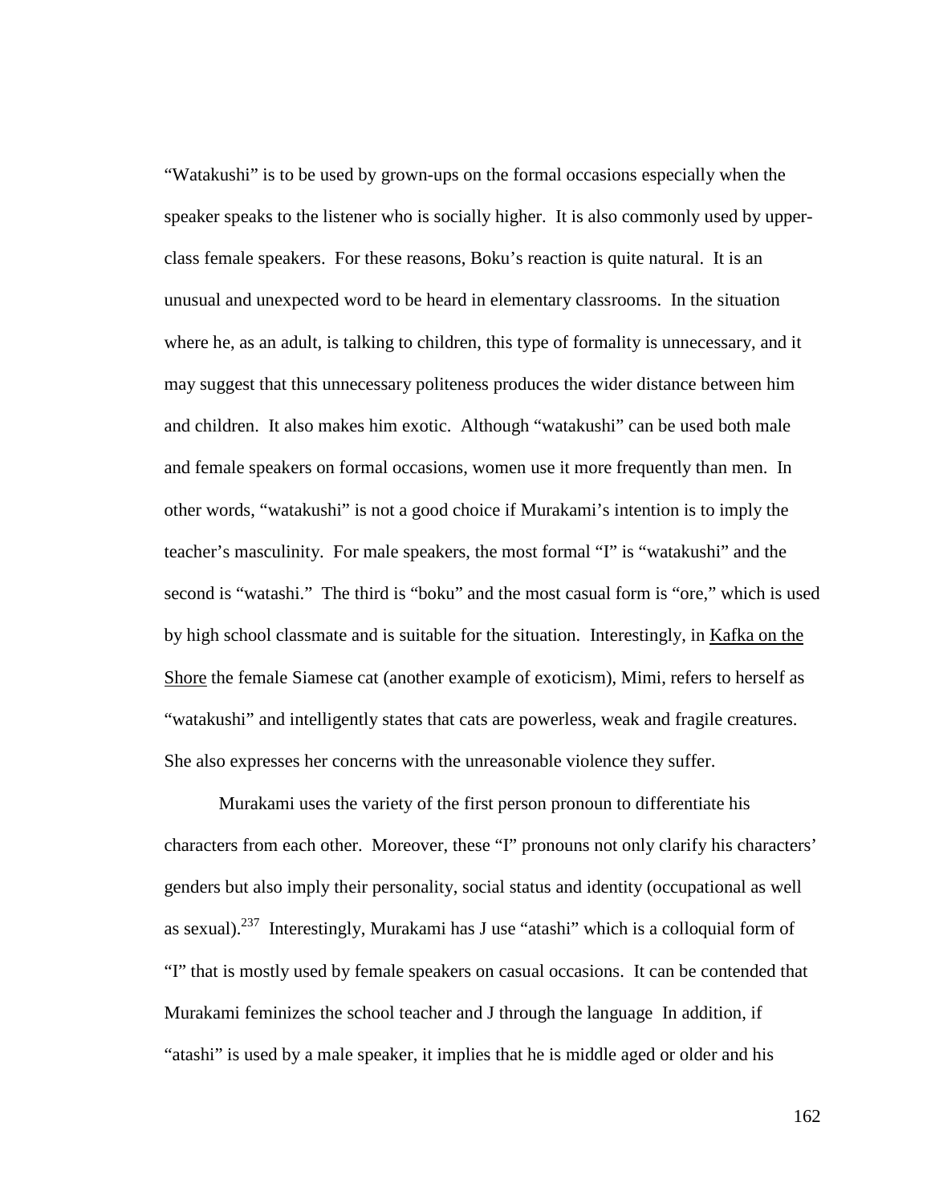"Watakushi" is to be used by grown-ups on the formal occasions especially when the speaker speaks to the listener who is socially higher. It is also commonly used by upper-class female speakers. For these reasons, Boku's reaction is quite natural. It is an unusual and unexpected word to be heard in elementary classrooms. In the situation where he, as an adult, is talking to children, this type of formality is unnecessary, and it may suggest that this unnecessary politeness produces the wider distance between him and children. It also makes him exotic. Although "watakushi" can be used both male and female speakers on formal occasions, women use it more frequently than men. In other words, "watakushi" is not a good choice if Murakami's intention is to imply the teacher's masculinity. For male speakers, the most formal "I" is "watakushi" and the second is "watashi." The third is "boku" and the most casual form is "ore," which is used by high school classmate and is suitable for the situation. Interestingly, in Kafka on the Shore the female Siamese cat (another example of exoticism), Mimi, refers to herself as "watakushi" and intelligently states that cats are powerless, weak and fragile creatures. She also expresses her concerns with the unreasonable violence they suffer.

Murakami uses the variety of the first person pronoun to differentiate his characters from each other. Moreover, these "I" pronouns not only clarify his characters' genders but also imply their personality, social status and identity (occupational as well as sexual).[237] Interestingly, Murakami has J use "atashi" which is a colloquial form of "I" that is mostly used by female speakers on casual occasions. It can be contended that Murakami feminizes the school teacher and J through the language In addition, if "atashi" is used by a male speaker, it implies that he is middle aged or older and his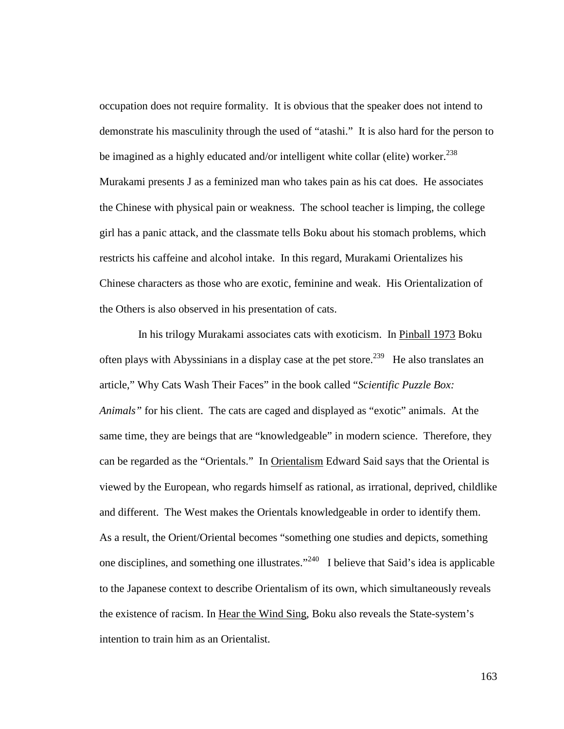occupation does not require formality. It is obvious that the speaker does not intend to demonstrate his masculinity through the used of "atashi." It is also hard for the person to be imagined as a highly educated and/or intelligent white collar (elite) worker.[238] Murakami presents J as a feminized man who takes pain as his cat does. He associates the Chinese with physical pain or weakness. The school teacher is limping, the college girl has a panic attack, and the classmate tells Boku about his stomach problems, which restricts his caffeine and alcohol intake. In this regard, Murakami Orientalizes his Chinese characters as those who are exotic, feminine and weak. His Orientalization of the Others is also observed in his presentation of cats.

In his trilogy Murakami associates cats with exoticism. In Pinball 1973 Boku often plays with Abyssinians in a display case at the pet store.[239] He also translates an article," Why Cats Wash Their Faces" in the book called "*Scientific Puzzle Box: Animals"* for his client. The cats are caged and displayed as "exotic" animals. At the same time, they are beings that are "knowledgeable" in modern science. Therefore, they can be regarded as the "Orientals." In Orientalism Edward Said says that the Oriental is viewed by the European, who regards himself as rational, as irrational, deprived, childlike and different. The West makes the Orientals knowledgeable in order to identify them. As a result, the Orient/Oriental becomes "something one studies and depicts, something one disciplines, and something one illustrates."[240] I believe that Said's idea is applicable to the Japanese context to describe Orientalism of its own, which simultaneously reveals the existence of racism. In Hear the Wind Sing, Boku also reveals the State-system's intention to train him as an Orientalist.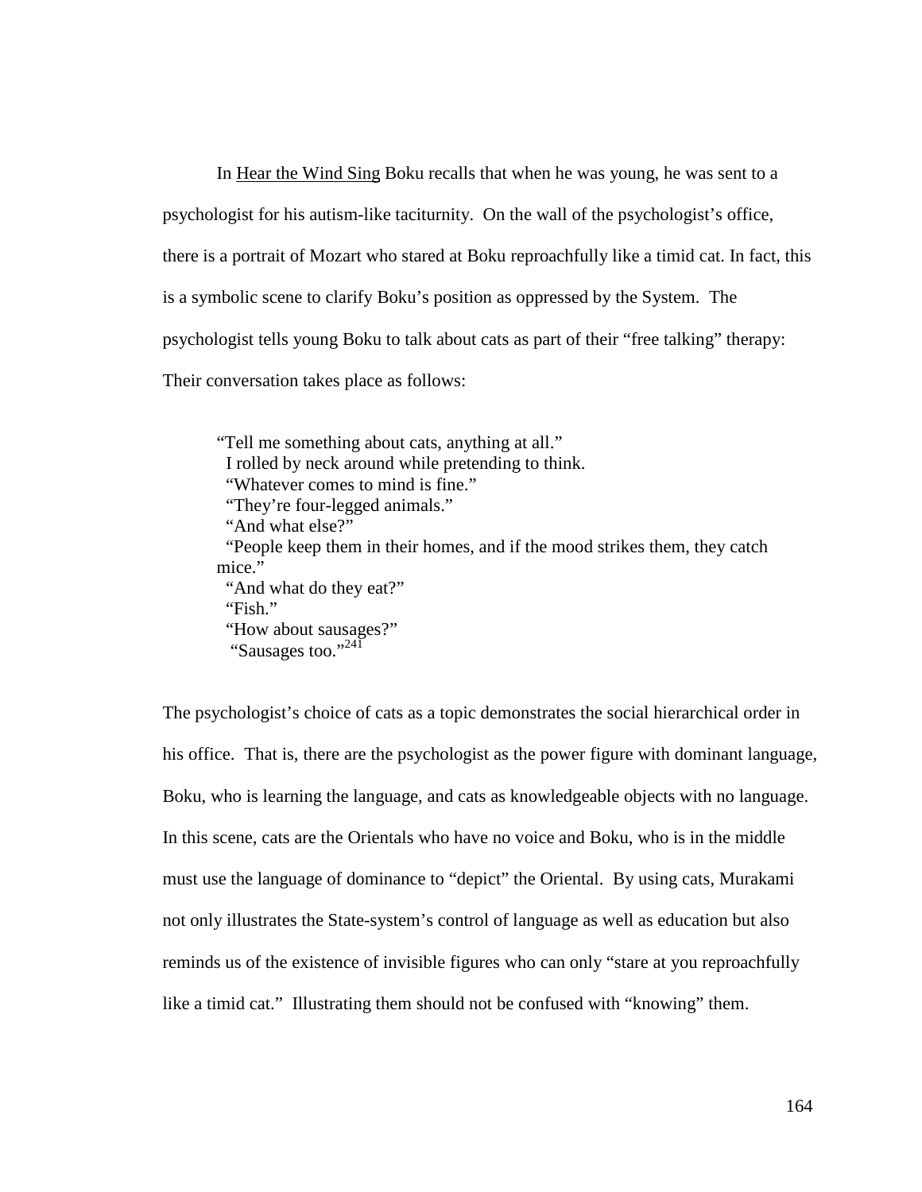In Hear the Wind Sing Boku recalls that when he was young, he was sent to a psychologist for his autism-like taciturnity. On the wall of the psychologist's office, there is a portrait of Mozart who stared at Boku reproachfully like a timid cat. In fact, this is a symbolic scene to clarify Boku's position as oppressed by the System. The psychologist tells young Boku to talk about cats as part of their "free talking" therapy: Their conversation takes place as follows:

> "Tell me something about cats, anything at all."
> I rolled by neck around while pretending to think.
> "Whatever comes to mind is fine."
> "They're four-legged animals."
> "And what else?"
> "People keep them in their homes, and if the mood strikes them, they catch mice."
> "And what do they eat?"
> "Fish."
> "How about sausages?"
> "Sausages too."[241]

The psychologist's choice of cats as a topic demonstrates the social hierarchical order in his office. That is, there are the psychologist as the power figure with dominant language, Boku, who is learning the language, and cats as knowledgeable objects with no language. In this scene, cats are the Orientals who have no voice and Boku, who is in the middle must use the language of dominance to "depict" the Oriental. By using cats, Murakami not only illustrates the State-system's control of language as well as education but also reminds us of the existence of invisible figures who can only "stare at you reproachfully like a timid cat." Illustrating them should not be confused with "knowing" them.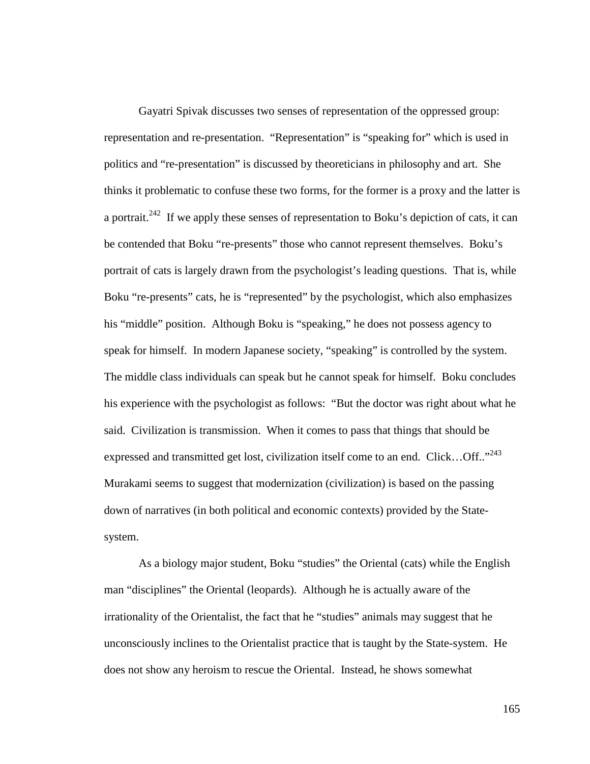Gayatri Spivak discusses two senses of representation of the oppressed group: representation and re-presentation. "Representation" is "speaking for" which is used in politics and "re-presentation" is discussed by theoreticians in philosophy and art. She thinks it problematic to confuse these two forms, for the former is a proxy and the latter is a portrait.[242] If we apply these senses of representation to Boku's depiction of cats, it can be contended that Boku "re-presents" those who cannot represent themselves. Boku's portrait of cats is largely drawn from the psychologist's leading questions. That is, while Boku "re-presents" cats, he is "represented" by the psychologist, which also emphasizes his "middle" position. Although Boku is "speaking," he does not possess agency to speak for himself. In modern Japanese society, "speaking" is controlled by the system. The middle class individuals can speak but he cannot speak for himself. Boku concludes his experience with the psychologist as follows: "But the doctor was right about what he said. Civilization is transmission. When it comes to pass that things that should be expressed and transmitted get lost, civilization itself come to an end. Click…Off.."[243] Murakami seems to suggest that modernization (civilization) is based on the passing down of narratives (in both political and economic contexts) provided by the State-system.

As a biology major student, Boku "studies" the Oriental (cats) while the English man "disciplines" the Oriental (leopards). Although he is actually aware of the irrationality of the Orientalist, the fact that he "studies" animals may suggest that he unconsciously inclines to the Orientalist practice that is taught by the State-system. He does not show any heroism to rescue the Oriental. Instead, he shows somewhat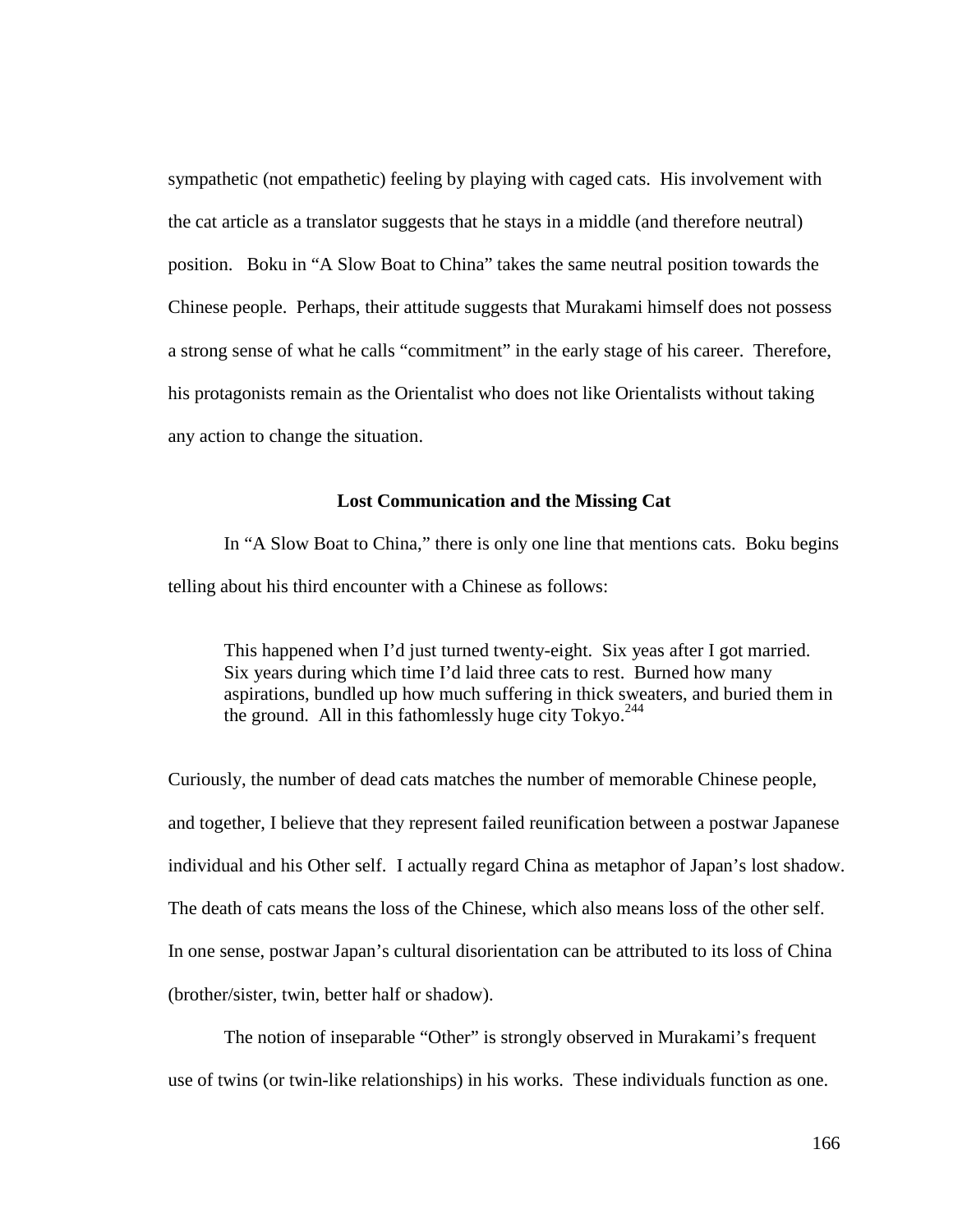sympathetic (not empathetic) feeling by playing with caged cats. His involvement with the cat article as a translator suggests that he stays in a middle (and therefore neutral) position. Boku in "A Slow Boat to China" takes the same neutral position towards the Chinese people. Perhaps, their attitude suggests that Murakami himself does not possess a strong sense of what he calls "commitment" in the early stage of his career. Therefore, his protagonists remain as the Orientalist who does not like Orientalists without taking any action to change the situation.

### Lost Communication and the Missing Cat

In "A Slow Boat to China," there is only one line that mentions cats. Boku begins telling about his third encounter with a Chinese as follows:

> This happened when I'd just turned twenty-eight. Six yeas after I got married. Six years during which time I'd laid three cats to rest. Burned how many aspirations, bundled up how much suffering in thick sweaters, and buried them in the ground. All in this fathomlessly huge city Tokyo.[244]

Curiously, the number of dead cats matches the number of memorable Chinese people, and together, I believe that they represent failed reunification between a postwar Japanese individual and his Other self. I actually regard China as metaphor of Japan's lost shadow. The death of cats means the loss of the Chinese, which also means loss of the other self. In one sense, postwar Japan's cultural disorientation can be attributed to its loss of China (brother/sister, twin, better half or shadow).

The notion of inseparable "Other" is strongly observed in Murakami's frequent use of twins (or twin-like relationships) in his works. These individuals function as one.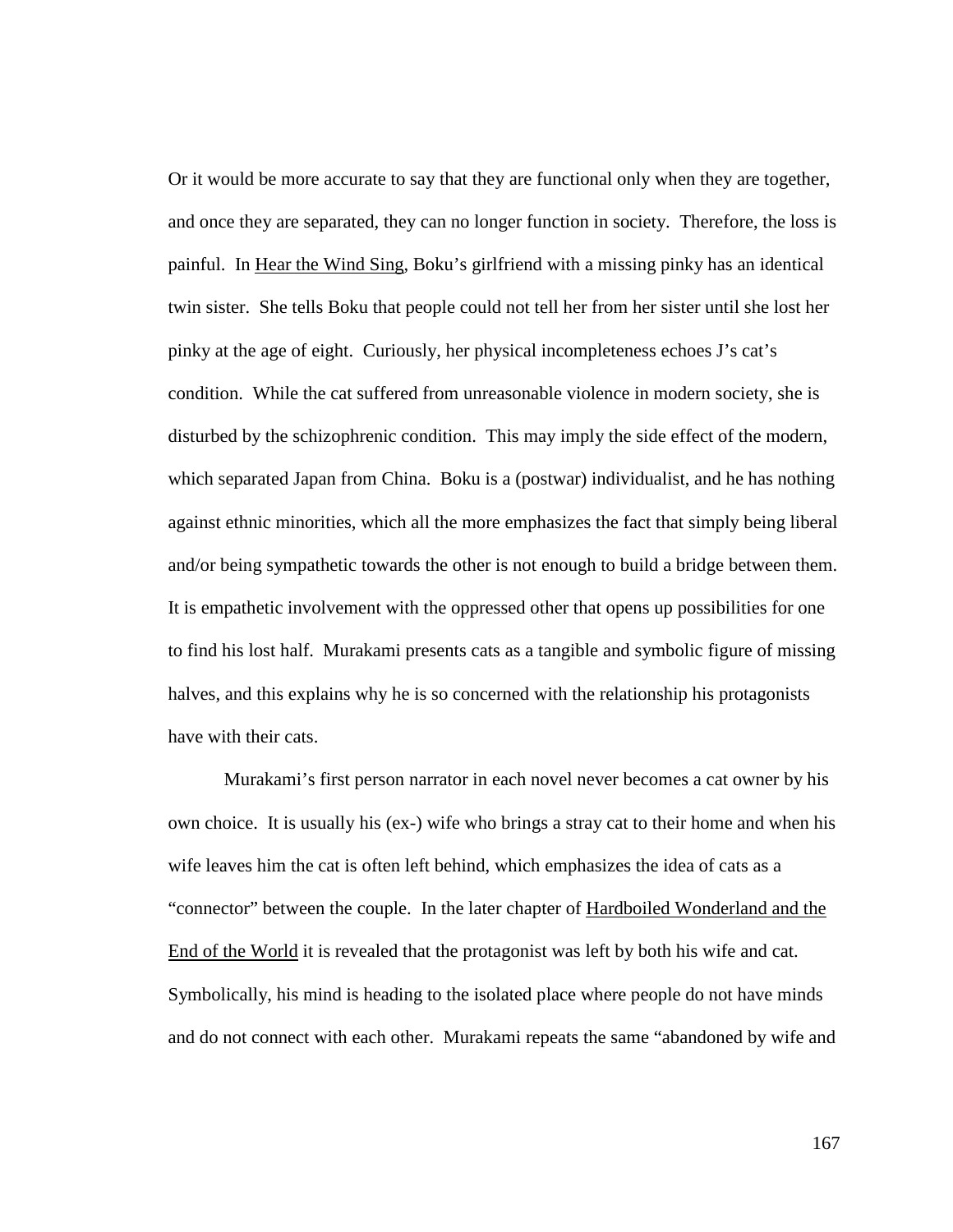Or it would be more accurate to say that they are functional only when they are together, and once they are separated, they can no longer function in society. Therefore, the loss is painful. In Hear the Wind Sing, Boku's girlfriend with a missing pinky has an identical twin sister. She tells Boku that people could not tell her from her sister until she lost her pinky at the age of eight. Curiously, her physical incompleteness echoes J's cat's condition. While the cat suffered from unreasonable violence in modern society, she is disturbed by the schizophrenic condition. This may imply the side effect of the modern, which separated Japan from China. Boku is a (postwar) individualist, and he has nothing against ethnic minorities, which all the more emphasizes the fact that simply being liberal and/or being sympathetic towards the other is not enough to build a bridge between them. It is empathetic involvement with the oppressed other that opens up possibilities for one to find his lost half. Murakami presents cats as a tangible and symbolic figure of missing halves, and this explains why he is so concerned with the relationship his protagonists have with their cats.

Murakami's first person narrator in each novel never becomes a cat owner by his own choice. It is usually his (ex-) wife who brings a stray cat to their home and when his wife leaves him the cat is often left behind, which emphasizes the idea of cats as a "connector" between the couple. In the later chapter of Hardboiled Wonderland and the End of the World it is revealed that the protagonist was left by both his wife and cat. Symbolically, his mind is heading to the isolated place where people do not have minds and do not connect with each other. Murakami repeats the same "abandoned by wife and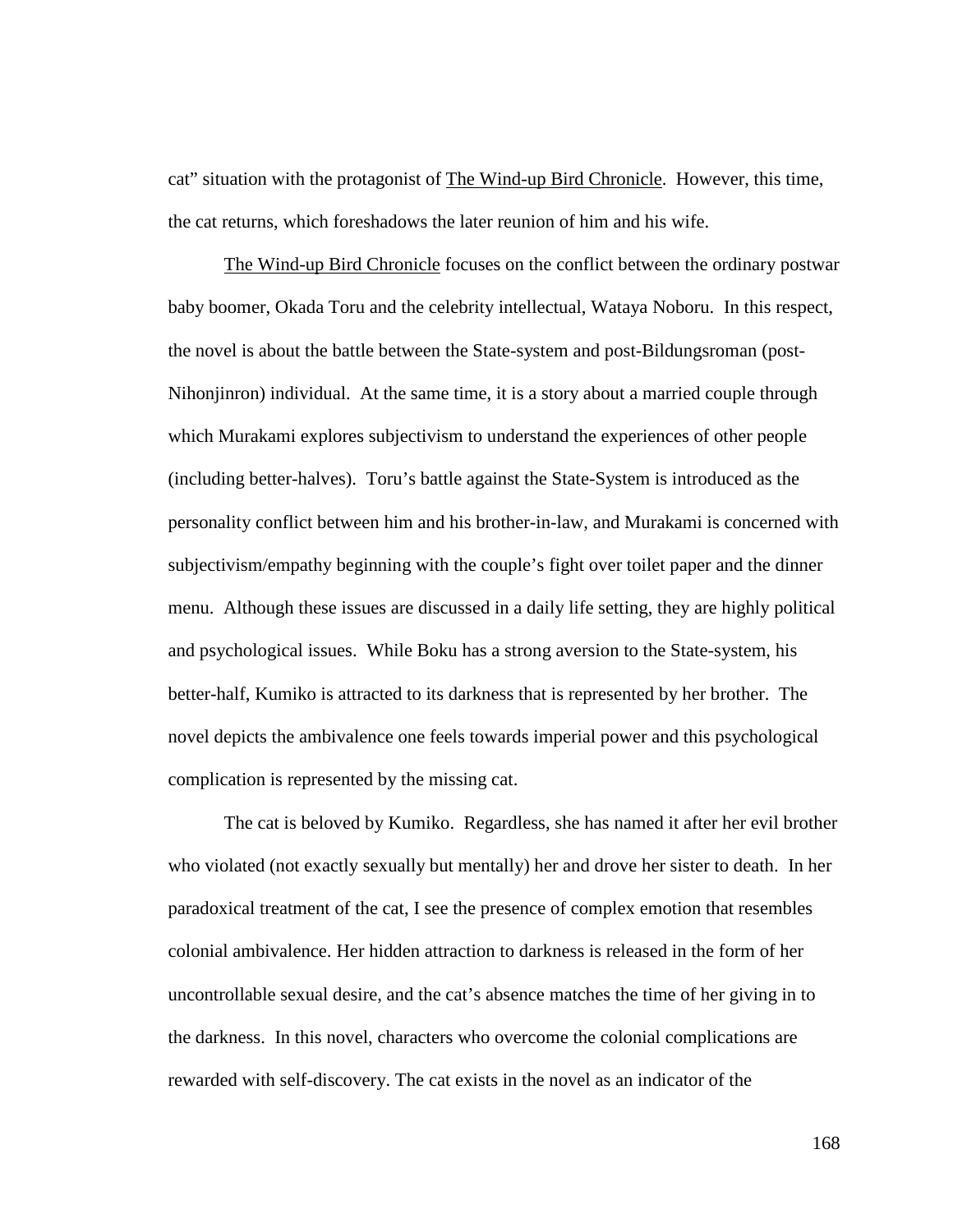cat" situation with the protagonist of The Wind-up Bird Chronicle. However, this time, the cat returns, which foreshadows the later reunion of him and his wife.

The Wind-up Bird Chronicle focuses on the conflict between the ordinary postwar baby boomer, Okada Toru and the celebrity intellectual, Wataya Noboru. In this respect, the novel is about the battle between the State-system and post-Bildungsroman (post-Nihonjinron) individual. At the same time, it is a story about a married couple through which Murakami explores subjectivism to understand the experiences of other people (including better-halves). Toru's battle against the State-System is introduced as the personality conflict between him and his brother-in-law, and Murakami is concerned with subjectivism/empathy beginning with the couple's fight over toilet paper and the dinner menu. Although these issues are discussed in a daily life setting, they are highly political and psychological issues. While Boku has a strong aversion to the State-system, his better-half, Kumiko is attracted to its darkness that is represented by her brother. The novel depicts the ambivalence one feels towards imperial power and this psychological complication is represented by the missing cat.

The cat is beloved by Kumiko. Regardless, she has named it after her evil brother who violated (not exactly sexually but mentally) her and drove her sister to death. In her paradoxical treatment of the cat, I see the presence of complex emotion that resembles colonial ambivalence. Her hidden attraction to darkness is released in the form of her uncontrollable sexual desire, and the cat's absence matches the time of her giving in to the darkness. In this novel, characters who overcome the colonial complications are rewarded with self-discovery. The cat exists in the novel as an indicator of the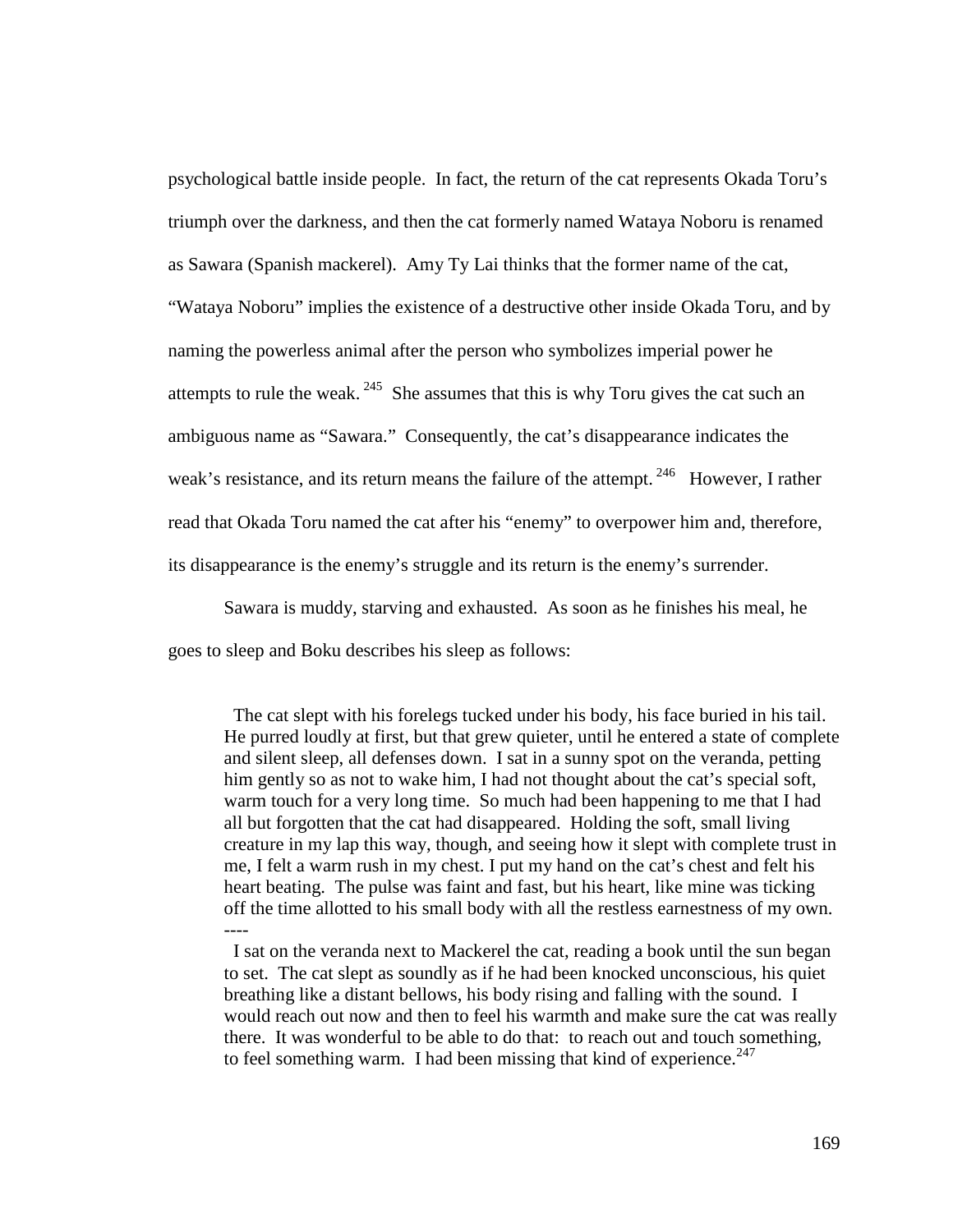psychological battle inside people. In fact, the return of the cat represents Okada Toru's triumph over the darkness, and then the cat formerly named Wataya Noboru is renamed as Sawara (Spanish mackerel). Amy Ty Lai thinks that the former name of the cat, "Wataya Noboru" implies the existence of a destructive other inside Okada Toru, and by naming the powerless animal after the person who symbolizes imperial power he attempts to rule the weak. [245] She assumes that this is why Toru gives the cat such an ambiguous name as "Sawara." Consequently, the cat's disappearance indicates the weak's resistance, and its return means the failure of the attempt. [246] However, I rather read that Okada Toru named the cat after his "enemy" to overpower him and, therefore, its disappearance is the enemy's struggle and its return is the enemy's surrender.

Sawara is muddy, starving and exhausted. As soon as he finishes his meal, he goes to sleep and Boku describes his sleep as follows:

> The cat slept with his forelegs tucked under his body, his face buried in his tail. He purred loudly at first, but that grew quieter, until he entered a state of complete and silent sleep, all defenses down. I sat in a sunny spot on the veranda, petting him gently so as not to wake him, I had not thought about the cat's special soft, warm touch for a very long time. So much had been happening to me that I had all but forgotten that the cat had disappeared. Holding the soft, small living creature in my lap this way, though, and seeing how it slept with complete trust in me, I felt a warm rush in my chest. I put my hand on the cat's chest and felt his heart beating. The pulse was faint and fast, but his heart, like mine was ticking off the time allotted to his small body with all the restless earnestness of my own.
> ----
> I sat on the veranda next to Mackerel the cat, reading a book until the sun began to set. The cat slept as soundly as if he had been knocked unconscious, his quiet breathing like a distant bellows, his body rising and falling with the sound. I would reach out now and then to feel his warmth and make sure the cat was really there. It was wonderful to be able to do that: to reach out and touch something, to feel something warm. I had been missing that kind of experience.[247]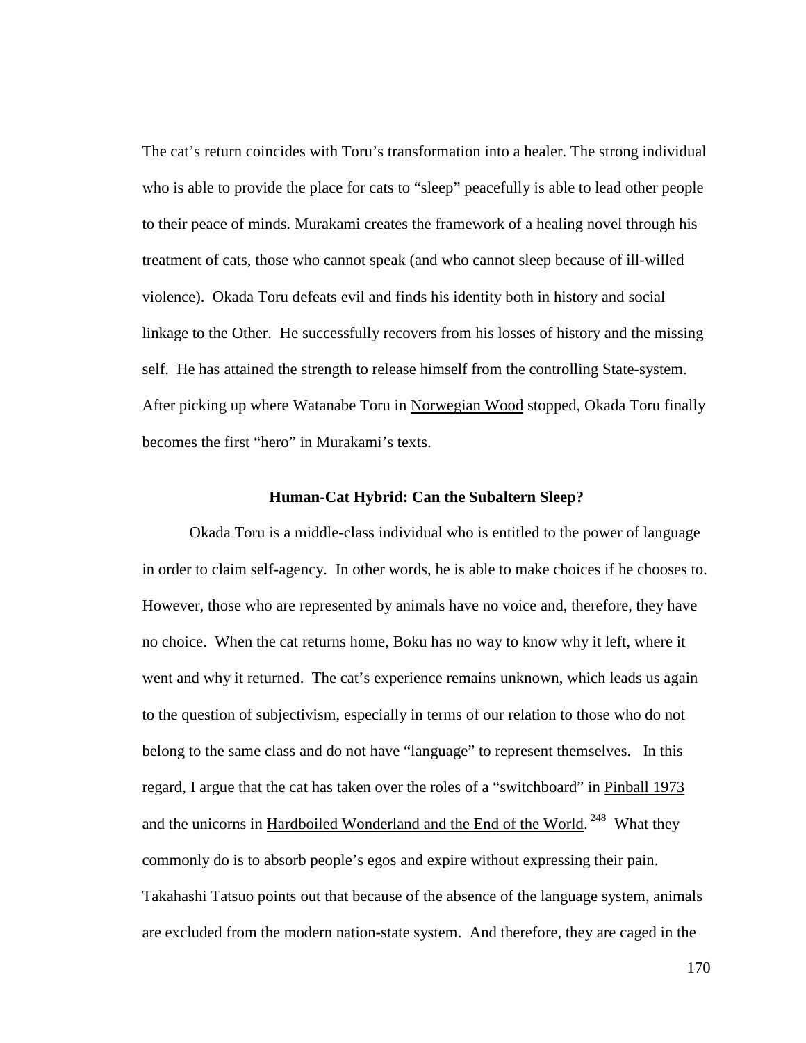The cat's return coincides with Toru's transformation into a healer. The strong individual who is able to provide the place for cats to "sleep" peacefully is able to lead other people to their peace of minds. Murakami creates the framework of a healing novel through his treatment of cats, those who cannot speak (and who cannot sleep because of ill-willed violence). Okada Toru defeats evil and finds his identity both in history and social linkage to the Other. He successfully recovers from his losses of history and the missing self. He has attained the strength to release himself from the controlling State-system. After picking up where Watanabe Toru in Norwegian Wood stopped, Okada Toru finally becomes the first "hero" in Murakami's texts.

### Human-Cat Hybrid: Can the Subaltern Sleep?

Okada Toru is a middle-class individual who is entitled to the power of language in order to claim self-agency. In other words, he is able to make choices if he chooses to. However, those who are represented by animals have no voice and, therefore, they have no choice. When the cat returns home, Boku has no way to know why it left, where it went and why it returned. The cat's experience remains unknown, which leads us again to the question of subjectivism, especially in terms of our relation to those who do not belong to the same class and do not have "language" to represent themselves. In this regard, I argue that the cat has taken over the roles of a "switchboard" in Pinball 1973 and the unicorns in Hardboiled Wonderland and the End of the World.[248] What they commonly do is to absorb people's egos and expire without expressing their pain. Takahashi Tatsuo points out that because of the absence of the language system, animals are excluded from the modern nation-state system. And therefore, they are caged in the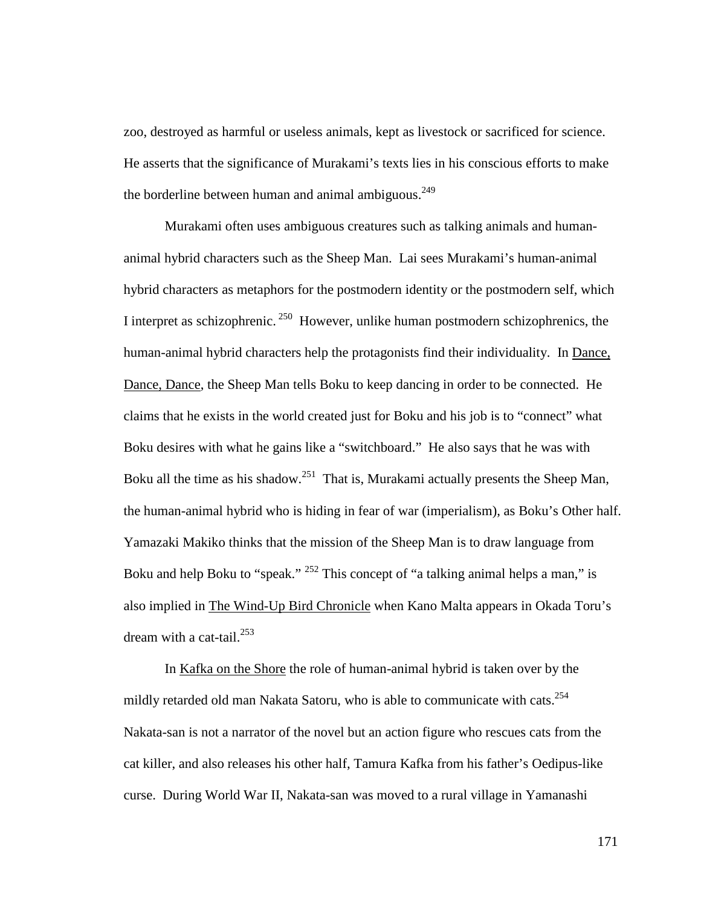zoo, destroyed as harmful or useless animals, kept as livestock or sacrificed for science. He asserts that the significance of Murakami's texts lies in his conscious efforts to make the borderline between human and animal ambiguous.[249]

Murakami often uses ambiguous creatures such as talking animals and human-animal hybrid characters such as the Sheep Man. Lai sees Murakami's human-animal hybrid characters as metaphors for the postmodern identity or the postmodern self, which I interpret as schizophrenic.[250] However, unlike human postmodern schizophrenics, the human-animal hybrid characters help the protagonists find their individuality. In Dance, Dance, Dance, the Sheep Man tells Boku to keep dancing in order to be connected. He claims that he exists in the world created just for Boku and his job is to "connect" what Boku desires with what he gains like a "switchboard." He also says that he was with Boku all the time as his shadow.[251] That is, Murakami actually presents the Sheep Man, the human-animal hybrid who is hiding in fear of war (imperialism), as Boku's Other half. Yamazaki Makiko thinks that the mission of the Sheep Man is to draw language from Boku and help Boku to "speak."[252] This concept of "a talking animal helps a man," is also implied in The Wind-Up Bird Chronicle when Kano Malta appears in Okada Toru's dream with a cat-tail.[253]

In Kafka on the Shore the role of human-animal hybrid is taken over by the mildly retarded old man Nakata Satoru, who is able to communicate with cats.[254] Nakata-san is not a narrator of the novel but an action figure who rescues cats from the cat killer, and also releases his other half, Tamura Kafka from his father's Oedipus-like curse. During World War II, Nakata-san was moved to a rural village in Yamanashi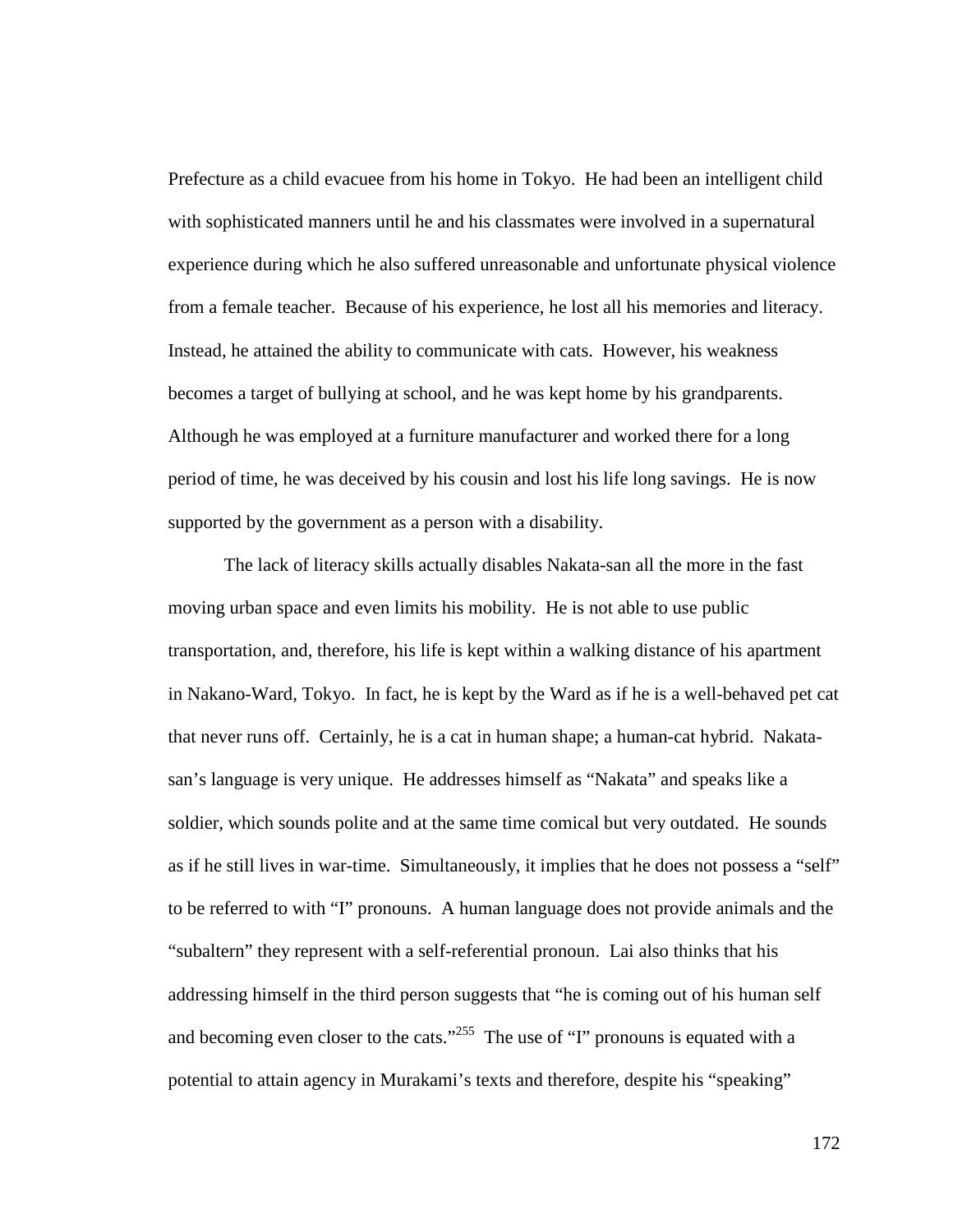Prefecture as a child evacuee from his home in Tokyo. He had been an intelligent child with sophisticated manners until he and his classmates were involved in a supernatural experience during which he also suffered unreasonable and unfortunate physical violence from a female teacher. Because of his experience, he lost all his memories and literacy. Instead, he attained the ability to communicate with cats. However, his weakness becomes a target of bullying at school, and he was kept home by his grandparents. Although he was employed at a furniture manufacturer and worked there for a long period of time, he was deceived by his cousin and lost his life long savings. He is now supported by the government as a person with a disability.

The lack of literacy skills actually disables Nakata-san all the more in the fast moving urban space and even limits his mobility. He is not able to use public transportation, and, therefore, his life is kept within a walking distance of his apartment in Nakano-Ward, Tokyo. In fact, he is kept by the Ward as if he is a well-behaved pet cat that never runs off. Certainly, he is a cat in human shape; a human-cat hybrid. Nakata-san's language is very unique. He addresses himself as "Nakata" and speaks like a soldier, which sounds polite and at the same time comical but very outdated. He sounds as if he still lives in war-time. Simultaneously, it implies that he does not possess a "self" to be referred to with "I" pronouns. A human language does not provide animals and the "subaltern" they represent with a self-referential pronoun. Lai also thinks that his addressing himself in the third person suggests that "he is coming out of his human self and becoming even closer to the cats."[255] The use of "I" pronouns is equated with a potential to attain agency in Murakami's texts and therefore, despite his "speaking"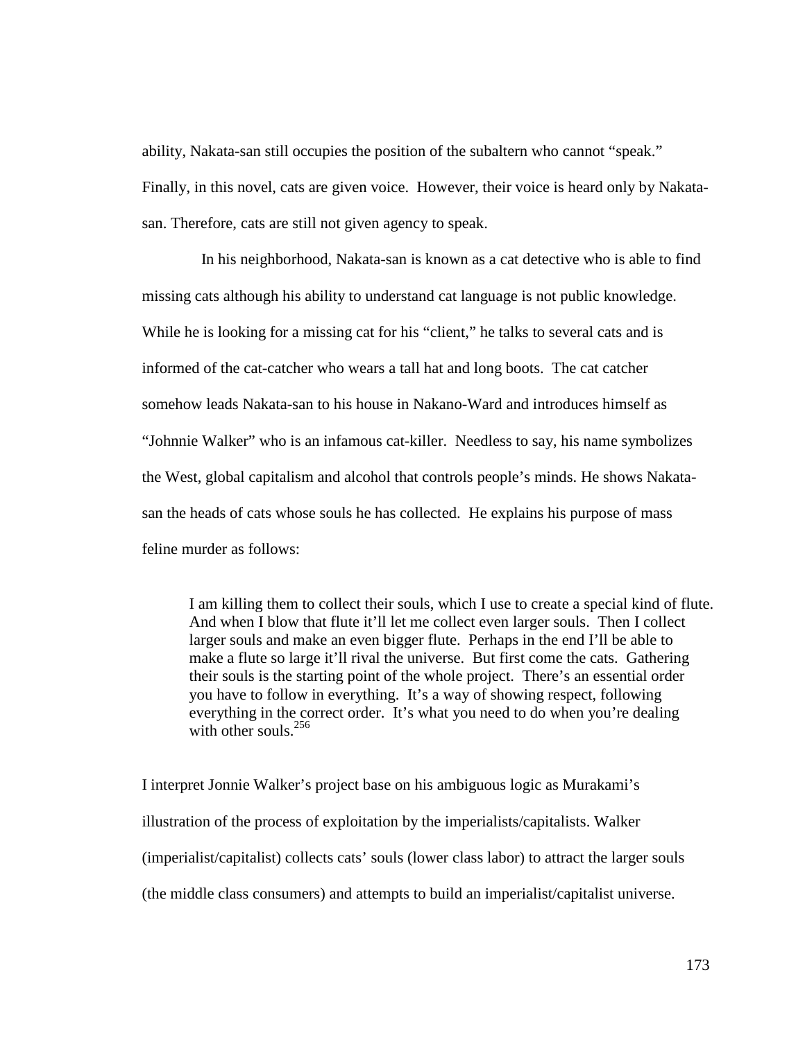ability, Nakata-san still occupies the position of the subaltern who cannot "speak." Finally, in this novel, cats are given voice. However, their voice is heard only by Nakata-san. Therefore, cats are still not given agency to speak.

In his neighborhood, Nakata-san is known as a cat detective who is able to find missing cats although his ability to understand cat language is not public knowledge. While he is looking for a missing cat for his "client," he talks to several cats and is informed of the cat-catcher who wears a tall hat and long boots. The cat catcher somehow leads Nakata-san to his house in Nakano-Ward and introduces himself as "Johnnie Walker" who is an infamous cat-killer. Needless to say, his name symbolizes the West, global capitalism and alcohol that controls people's minds. He shows Nakata-san the heads of cats whose souls he has collected. He explains his purpose of mass feline murder as follows:

> I am killing them to collect their souls, which I use to create a special kind of flute. And when I blow that flute it'll let me collect even larger souls. Then I collect larger souls and make an even bigger flute. Perhaps in the end I'll be able to make a flute so large it'll rival the universe. But first come the cats. Gathering their souls is the starting point of the whole project. There's an essential order you have to follow in everything. It's a way of showing respect, following everything in the correct order. It's what you need to do when you're dealing with other souls.[256]

I interpret Jonnie Walker's project base on his ambiguous logic as Murakami's illustration of the process of exploitation by the imperialists/capitalists. Walker (imperialist/capitalist) collects cats' souls (lower class labor) to attract the larger souls (the middle class consumers) and attempts to build an imperialist/capitalist universe.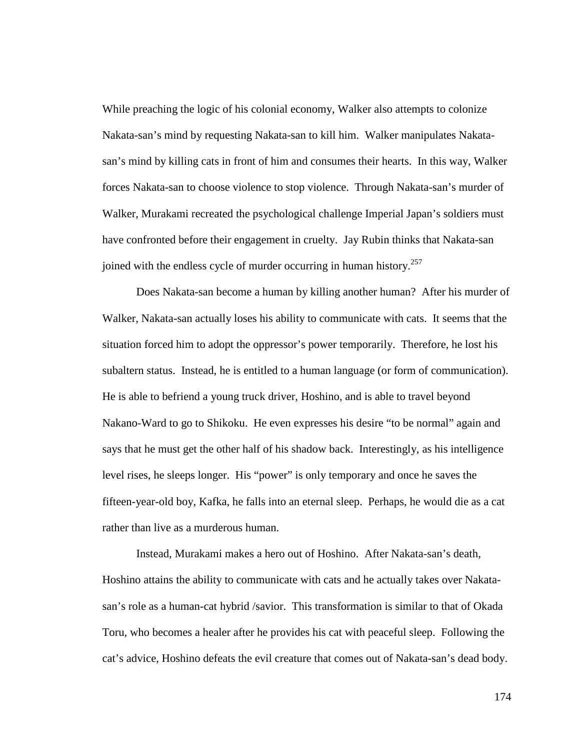While preaching the logic of his colonial economy, Walker also attempts to colonize Nakata-san's mind by requesting Nakata-san to kill him. Walker manipulates Nakata-san's mind by killing cats in front of him and consumes their hearts. In this way, Walker forces Nakata-san to choose violence to stop violence. Through Nakata-san's murder of Walker, Murakami recreated the psychological challenge Imperial Japan's soldiers must have confronted before their engagement in cruelty. Jay Rubin thinks that Nakata-san joined with the endless cycle of murder occurring in human history.[257]

Does Nakata-san become a human by killing another human? After his murder of Walker, Nakata-san actually loses his ability to communicate with cats. It seems that the situation forced him to adopt the oppressor's power temporarily. Therefore, he lost his subaltern status. Instead, he is entitled to a human language (or form of communication). He is able to befriend a young truck driver, Hoshino, and is able to travel beyond Nakano-Ward to go to Shikoku. He even expresses his desire "to be normal" again and says that he must get the other half of his shadow back. Interestingly, as his intelligence level rises, he sleeps longer. His "power" is only temporary and once he saves the fifteen-year-old boy, Kafka, he falls into an eternal sleep. Perhaps, he would die as a cat rather than live as a murderous human.

Instead, Murakami makes a hero out of Hoshino. After Nakata-san's death, Hoshino attains the ability to communicate with cats and he actually takes over Nakata-san's role as a human-cat hybrid /savior. This transformation is similar to that of Okada Toru, who becomes a healer after he provides his cat with peaceful sleep. Following the cat's advice, Hoshino defeats the evil creature that comes out of Nakata-san's dead body.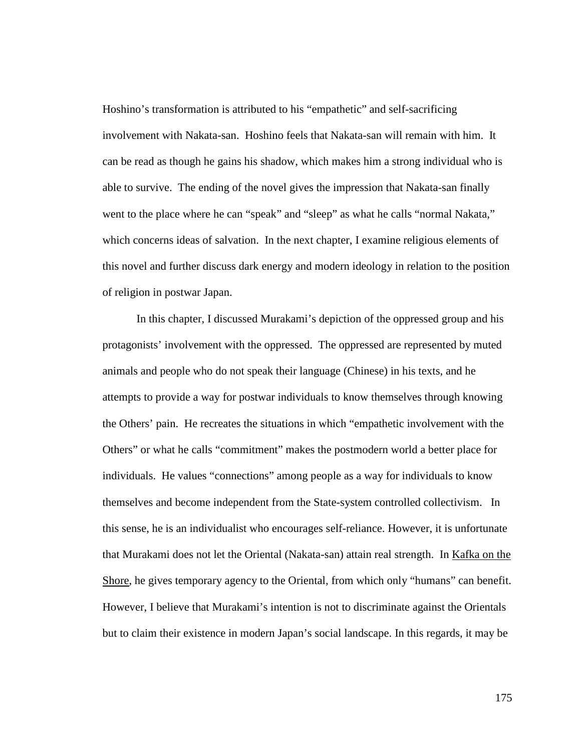Hoshino's transformation is attributed to his "empathetic" and self-sacrificing involvement with Nakata-san. Hoshino feels that Nakata-san will remain with him. It can be read as though he gains his shadow, which makes him a strong individual who is able to survive. The ending of the novel gives the impression that Nakata-san finally went to the place where he can "speak" and "sleep" as what he calls "normal Nakata," which concerns ideas of salvation. In the next chapter, I examine religious elements of this novel and further discuss dark energy and modern ideology in relation to the position of religion in postwar Japan.

In this chapter, I discussed Murakami's depiction of the oppressed group and his protagonists' involvement with the oppressed. The oppressed are represented by muted animals and people who do not speak their language (Chinese) in his texts, and he attempts to provide a way for postwar individuals to know themselves through knowing the Others' pain. He recreates the situations in which "empathetic involvement with the Others" or what he calls "commitment" makes the postmodern world a better place for individuals. He values "connections" among people as a way for individuals to know themselves and become independent from the State-system controlled collectivism. In this sense, he is an individualist who encourages self-reliance. However, it is unfortunate that Murakami does not let the Oriental (Nakata-san) attain real strength. In Kafka on the Shore, he gives temporary agency to the Oriental, from which only "humans" can benefit. However, I believe that Murakami's intention is not to discriminate against the Orientals but to claim their existence in modern Japan's social landscape. In this regards, it may be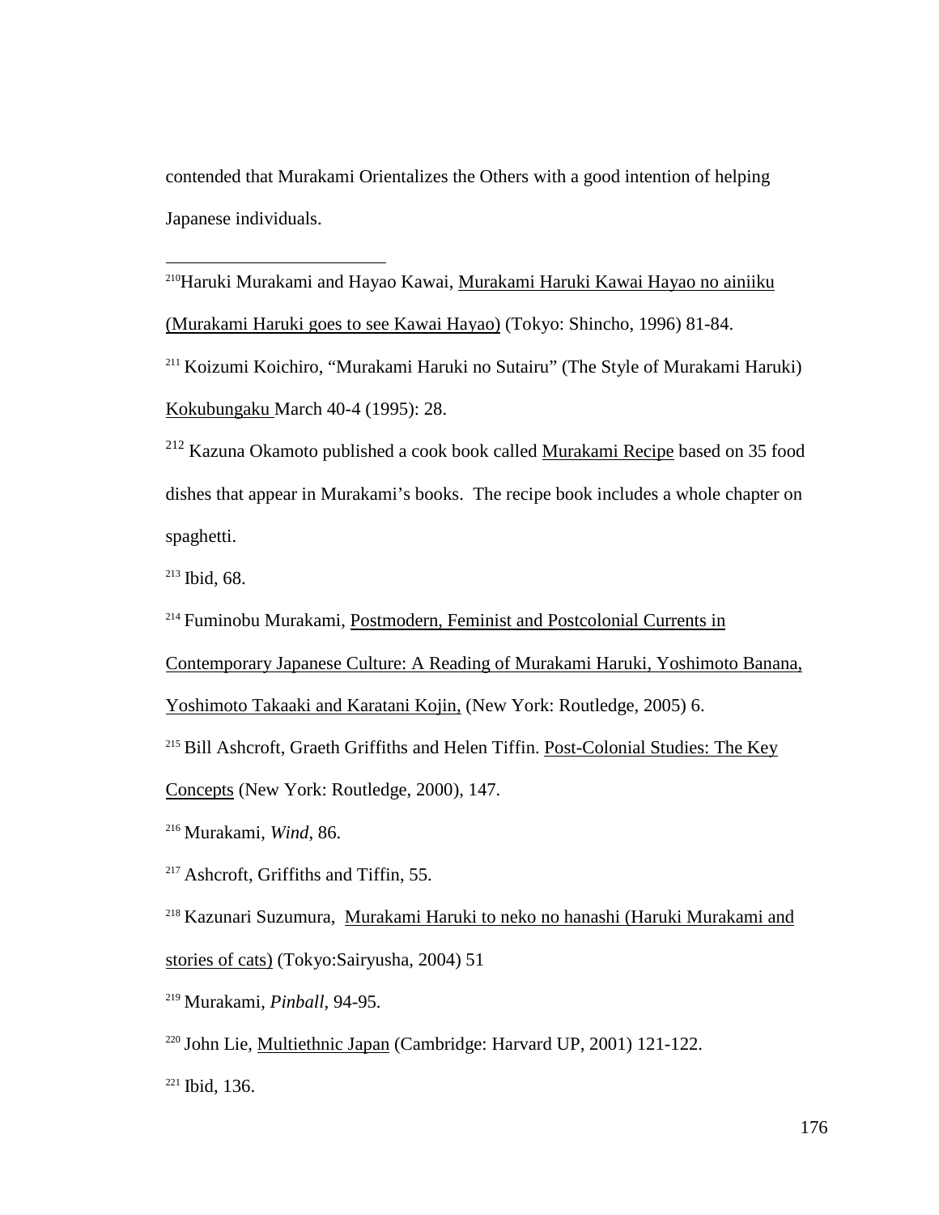contended that Murakami Orientalizes the Others with a good intention of helping Japanese individuals.

---

[210]Haruki Murakami and Hayao Kawai, Murakami Haruki Kawai Hayao no ainiiku (Murakami Haruki goes to see Kawai Hayao) (Tokyo: Shincho, 1996) 81-84.

[211] Koizumi Koichiro, "Murakami Haruki no Sutairu" (The Style of Murakami Haruki) Kokubungaku March 40-4 (1995): 28.

[212] Kazuna Okamoto published a cook book called Murakami Recipe based on 35 food dishes that appear in Murakami's books. The recipe book includes a whole chapter on spaghetti.

[213] Ibid, 68.

[214] Fuminobu Murakami, Postmodern, Feminist and Postcolonial Currents in Contemporary Japanese Culture: A Reading of Murakami Haruki, Yoshimoto Banana, Yoshimoto Takaaki and Karatani Kojin, (New York: Routledge, 2005) 6.

[215] Bill Ashcroft, Graeth Griffiths and Helen Tiffin. Post-Colonial Studies: The Key Concepts (New York: Routledge, 2000), 147.

[216] Murakami, *Wind*, 86.

[217] Ashcroft, Griffiths and Tiffin, 55.

[218] Kazunari Suzumura, Murakami Haruki to neko no hanashi (Haruki Murakami and stories of cats) (Tokyo:Sairyusha, 2004) 51

[219] Murakami, *Pinball*, 94-95.

[220] John Lie, Multiethnic Japan (Cambridge: Harvard UP, 2001) 121-122.

[221] Ibid, 136.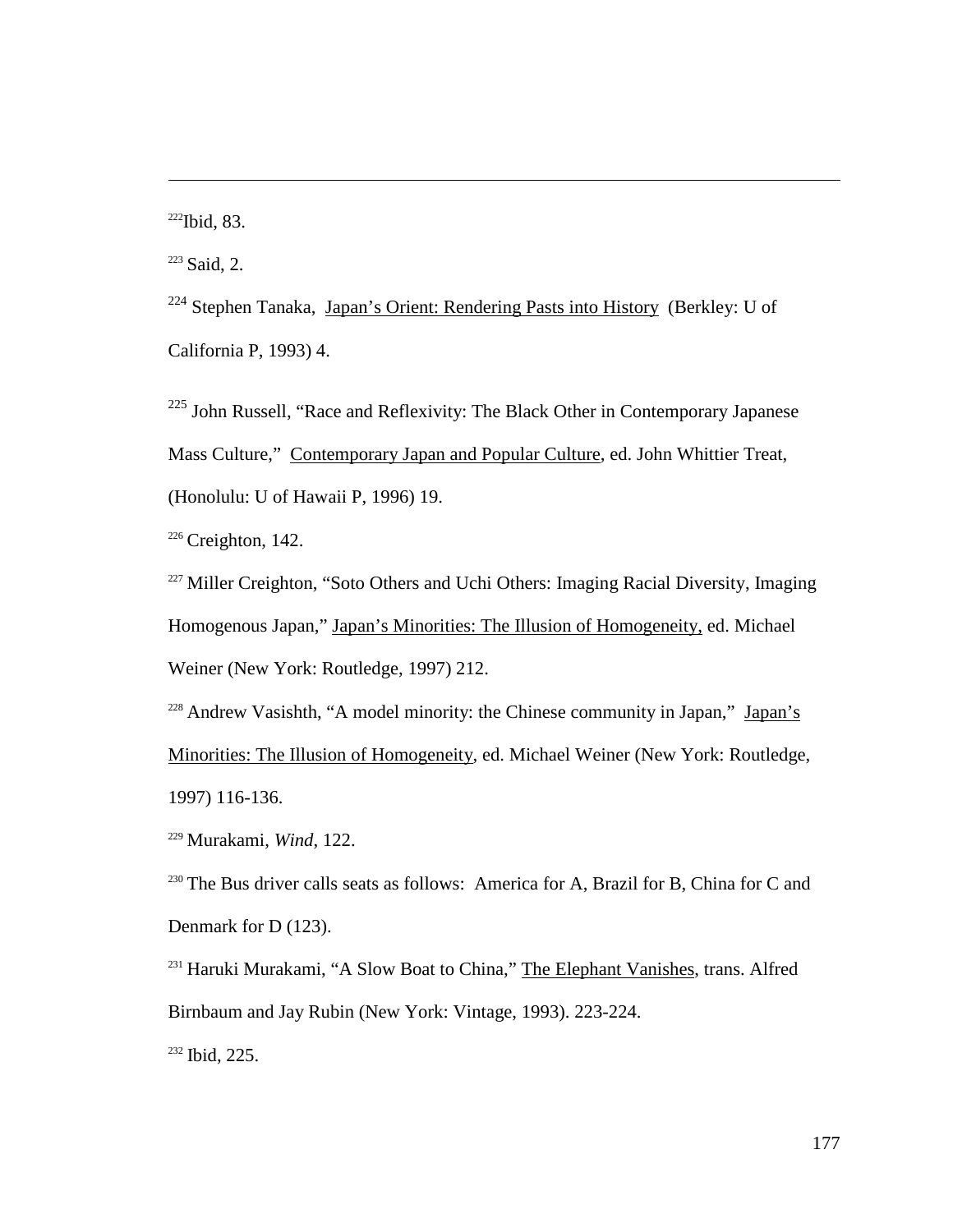---

[222]Ibid, 83.

[223] Said, 2.

[224] Stephen Tanaka, Japan's Orient: Rendering Pasts into History (Berkley: U of California P, 1993) 4.

[225] John Russell, "Race and Reflexivity: The Black Other in Contemporary Japanese Mass Culture," Contemporary Japan and Popular Culture, ed. John Whittier Treat, (Honolulu: U of Hawaii P, 1996) 19.

[226] Creighton, 142.

[227] Miller Creighton, "Soto Others and Uchi Others: Imaging Racial Diversity, Imaging Homogenous Japan," Japan's Minorities: The Illusion of Homogeneity, ed. Michael Weiner (New York: Routledge, 1997) 212.

[228] Andrew Vasishth, "A model minority: the Chinese community in Japan," Japan's Minorities: The Illusion of Homogeneity, ed. Michael Weiner (New York: Routledge, 1997) 116-136.

[229] Murakami, *Wind*, 122.

[230] The Bus driver calls seats as follows: America for A, Brazil for B, China for C and Denmark for D (123).

[231] Haruki Murakami, "A Slow Boat to China," The Elephant Vanishes, trans. Alfred Birnbaum and Jay Rubin (New York: Vintage, 1993). 223-224.

[232] Ibid, 225.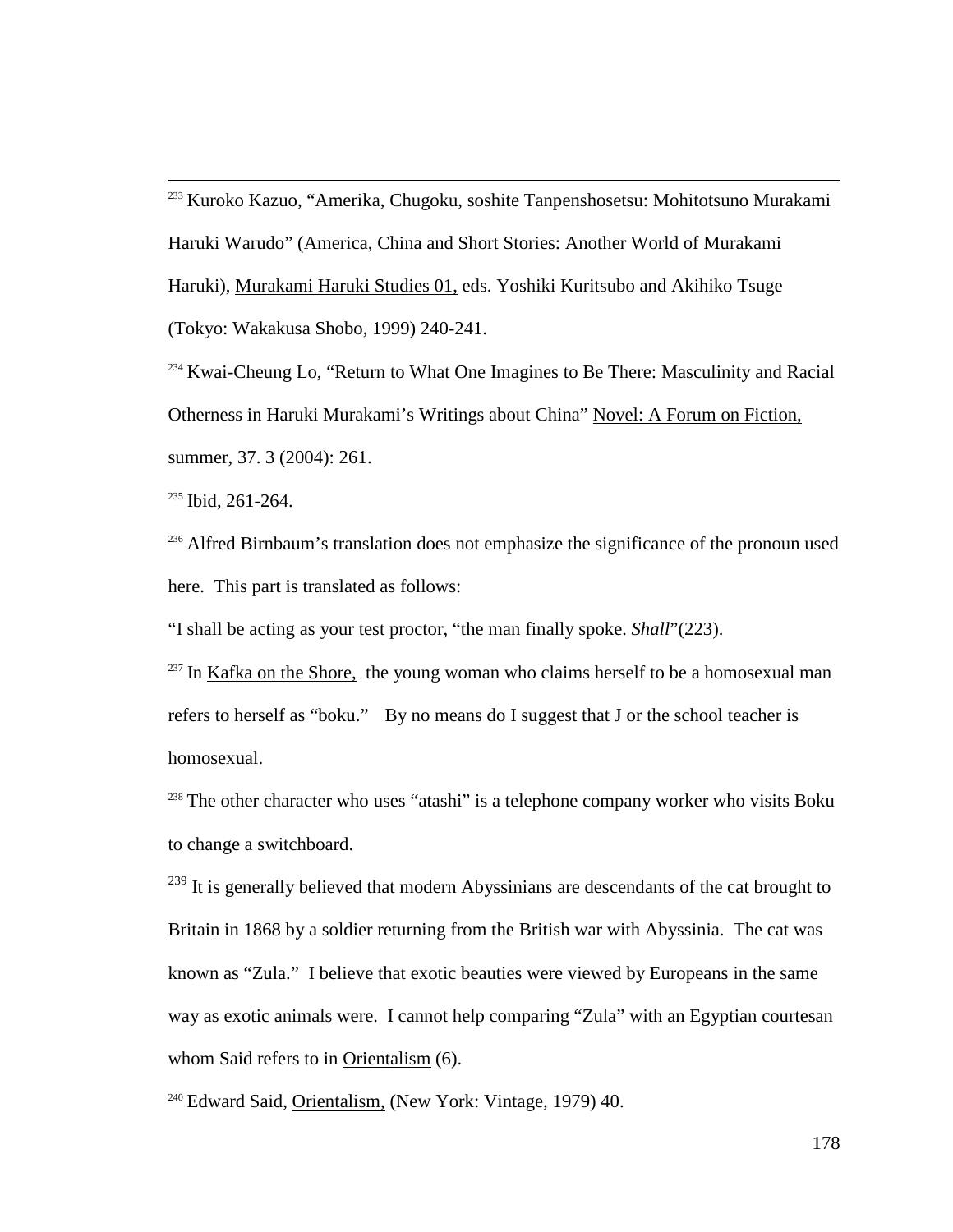[233] Kuroko Kazuo, "Amerika, Chugoku, soshite Tanpenshosetsu: Mohitotsuno Murakami Haruki Warudo" (America, China and Short Stories: Another World of Murakami Haruki), Murakami Haruki Studies 01, eds. Yoshiki Kuritsubo and Akihiko Tsuge (Tokyo: Wakakusa Shobo, 1999) 240-241.

[234] Kwai-Cheung Lo, "Return to What One Imagines to Be There: Masculinity and Racial Otherness in Haruki Murakami's Writings about China" Novel: A Forum on Fiction, summer, 37. 3 (2004): 261.

[235] Ibid, 261-264.

[236] Alfred Birnbaum's translation does not emphasize the significance of the pronoun used here. This part is translated as follows:

"I shall be acting as your test proctor, "the man finally spoke. *Shall*"(223).

[237] In Kafka on the Shore, the young woman who claims herself to be a homosexual man refers to herself as "boku." By no means do I suggest that J or the school teacher is homosexual.

[238] The other character who uses "atashi" is a telephone company worker who visits Boku to change a switchboard.

[239] It is generally believed that modern Abyssinians are descendants of the cat brought to Britain in 1868 by a soldier returning from the British war with Abyssinia. The cat was known as "Zula." I believe that exotic beauties were viewed by Europeans in the same way as exotic animals were. I cannot help comparing "Zula" with an Egyptian courtesan whom Said refers to in Orientalism (6).

[240] Edward Said, Orientalism, (New York: Vintage, 1979) 40.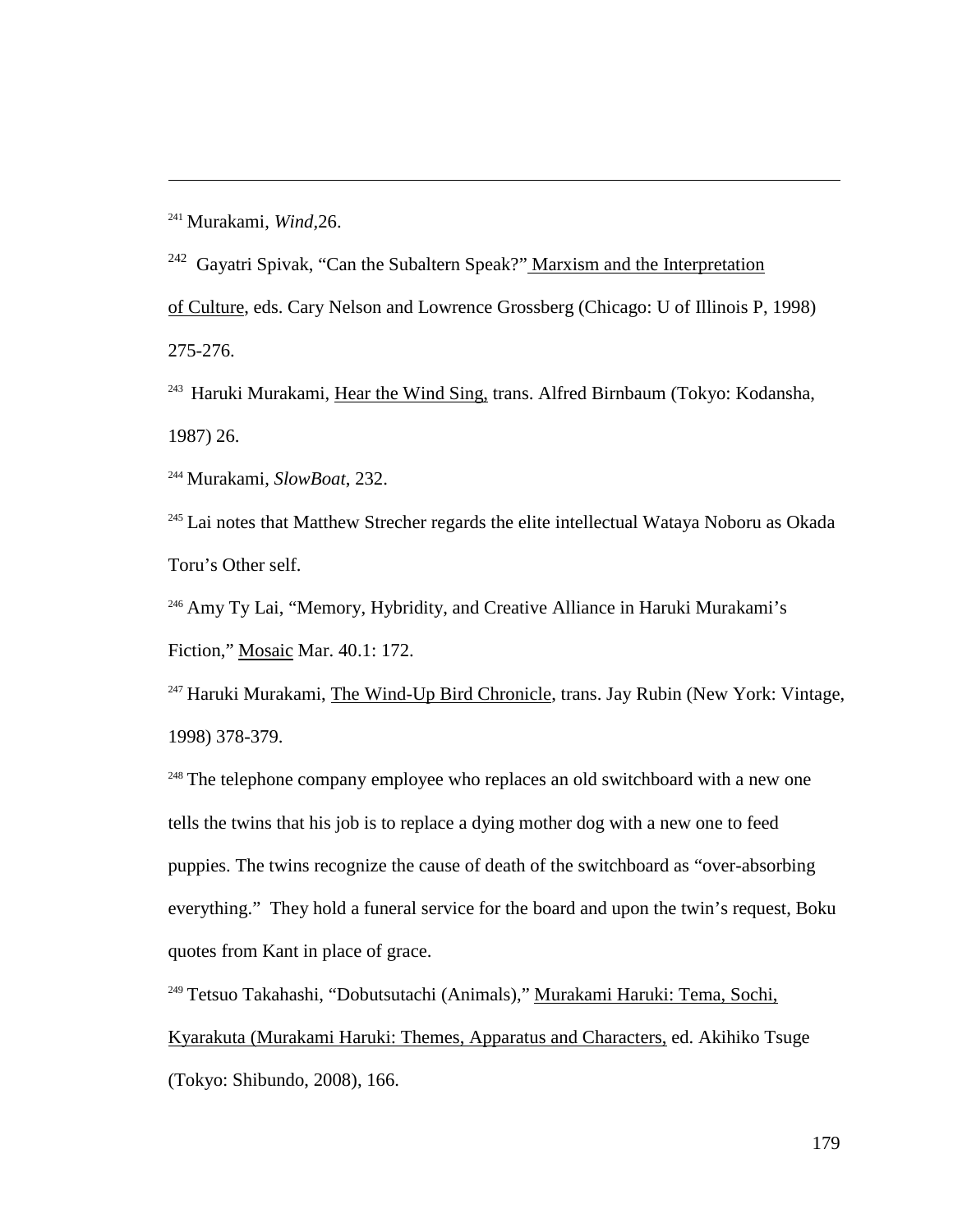[241] Murakami, *Wind*,26.

[242] Gayatri Spivak, "Can the Subaltern Speak?" Marxism and the Interpretation of Culture, eds. Cary Nelson and Lowrence Grossberg (Chicago: U of Illinois P, 1998) 275-276.

[243] Haruki Murakami, Hear the Wind Sing, trans. Alfred Birnbaum (Tokyo: Kodansha, 1987) 26.

[244] Murakami, *SlowBoat*, 232.

[245] Lai notes that Matthew Strecher regards the elite intellectual Wataya Noboru as Okada Toru's Other self.

[246] Amy Ty Lai, "Memory, Hybridity, and Creative Alliance in Haruki Murakami's Fiction," Mosaic Mar. 40.1: 172.

[247] Haruki Murakami, The Wind-Up Bird Chronicle, trans. Jay Rubin (New York: Vintage, 1998) 378-379.

[248] The telephone company employee who replaces an old switchboard with a new one tells the twins that his job is to replace a dying mother dog with a new one to feed puppies. The twins recognize the cause of death of the switchboard as "over-absorbing everything." They hold a funeral service for the board and upon the twin's request, Boku quotes from Kant in place of grace.

[249] Tetsuo Takahashi, "Dobutsutachi (Animals)," Murakami Haruki: Tema, Sochi, Kyarakuta (Murakami Haruki: Themes, Apparatus and Characters, ed. Akihiko Tsuge (Tokyo: Shibundo, 2008), 166.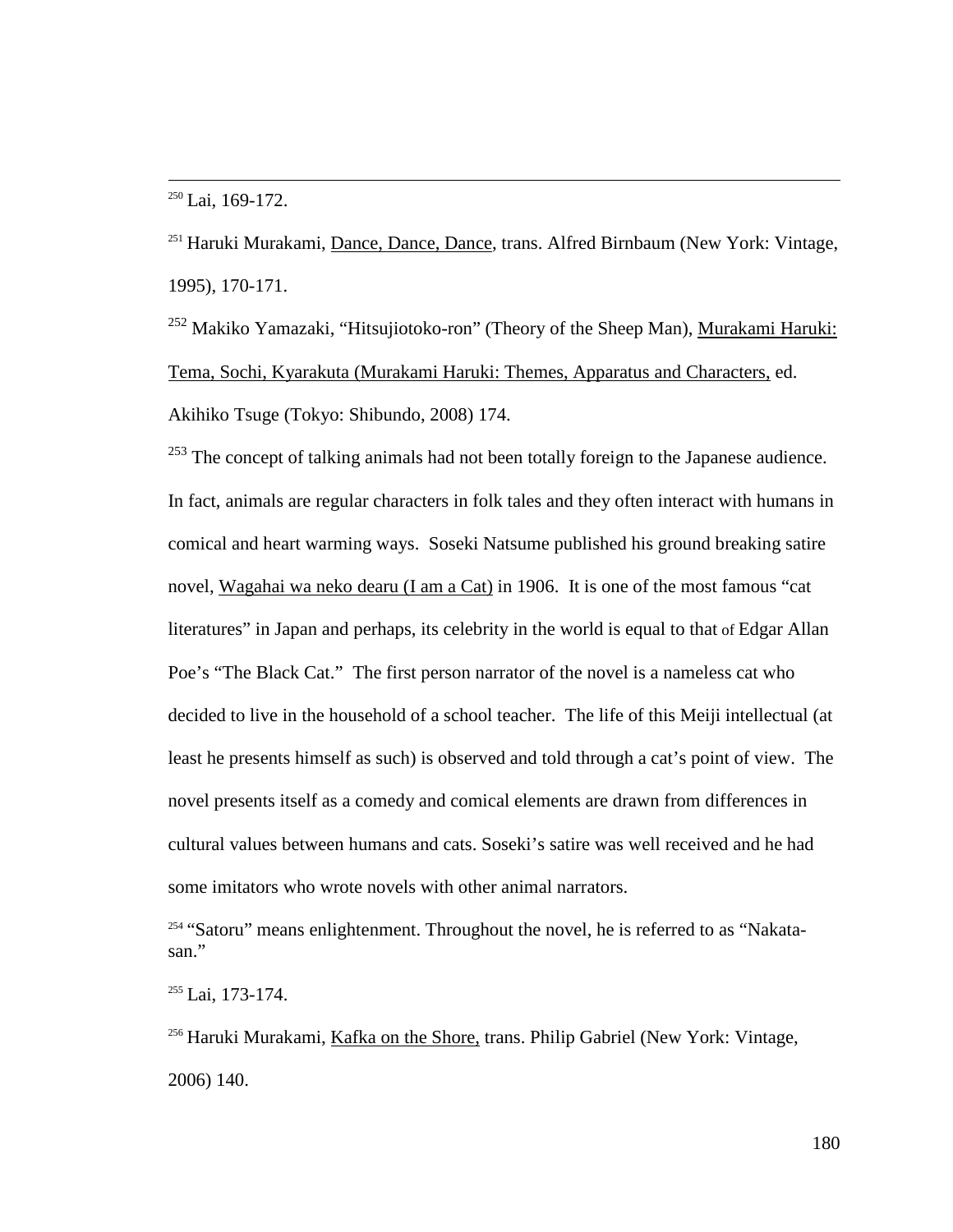[250] Lai, 169-172.

[251] Haruki Murakami, Dance, Dance, Dance, trans. Alfred Birnbaum (New York: Vintage, 1995), 170-171.

[252] Makiko Yamazaki, "Hitsujiotoko-ron" (Theory of the Sheep Man), Murakami Haruki: Tema, Sochi, Kyarakuta (Murakami Haruki: Themes, Apparatus and Characters, ed. Akihiko Tsuge (Tokyo: Shibundo, 2008) 174.

[253] The concept of talking animals had not been totally foreign to the Japanese audience. In fact, animals are regular characters in folk tales and they often interact with humans in comical and heart warming ways. Soseki Natsume published his ground breaking satire novel, Wagahai wa neko dearu (I am a Cat) in 1906. It is one of the most famous "cat literatures" in Japan and perhaps, its celebrity in the world is equal to that of Edgar Allan Poe's "The Black Cat." The first person narrator of the novel is a nameless cat who decided to live in the household of a school teacher. The life of this Meiji intellectual (at least he presents himself as such) is observed and told through a cat's point of view. The novel presents itself as a comedy and comical elements are drawn from differences in cultural values between humans and cats. Soseki's satire was well received and he had some imitators who wrote novels with other animal narrators.

[254] "Satoru" means enlightenment. Throughout the novel, he is referred to as "Nakata-san."

[255] Lai, 173-174.

[256] Haruki Murakami, Kafka on the Shore, trans. Philip Gabriel (New York: Vintage, 2006) 140.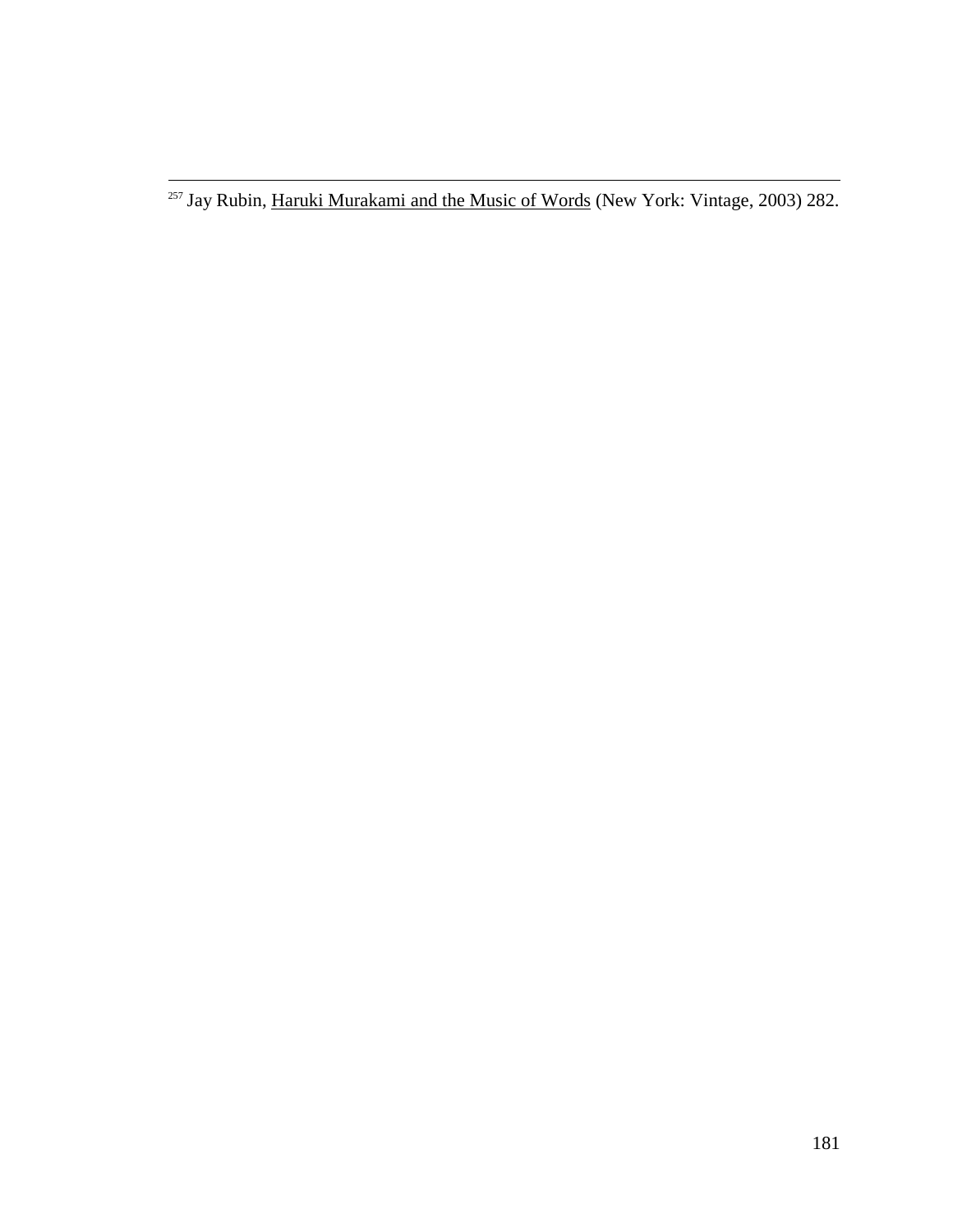[257] Jay Rubin, Haruki Murakami and the Music of Words (New York: Vintage, 2003) 282.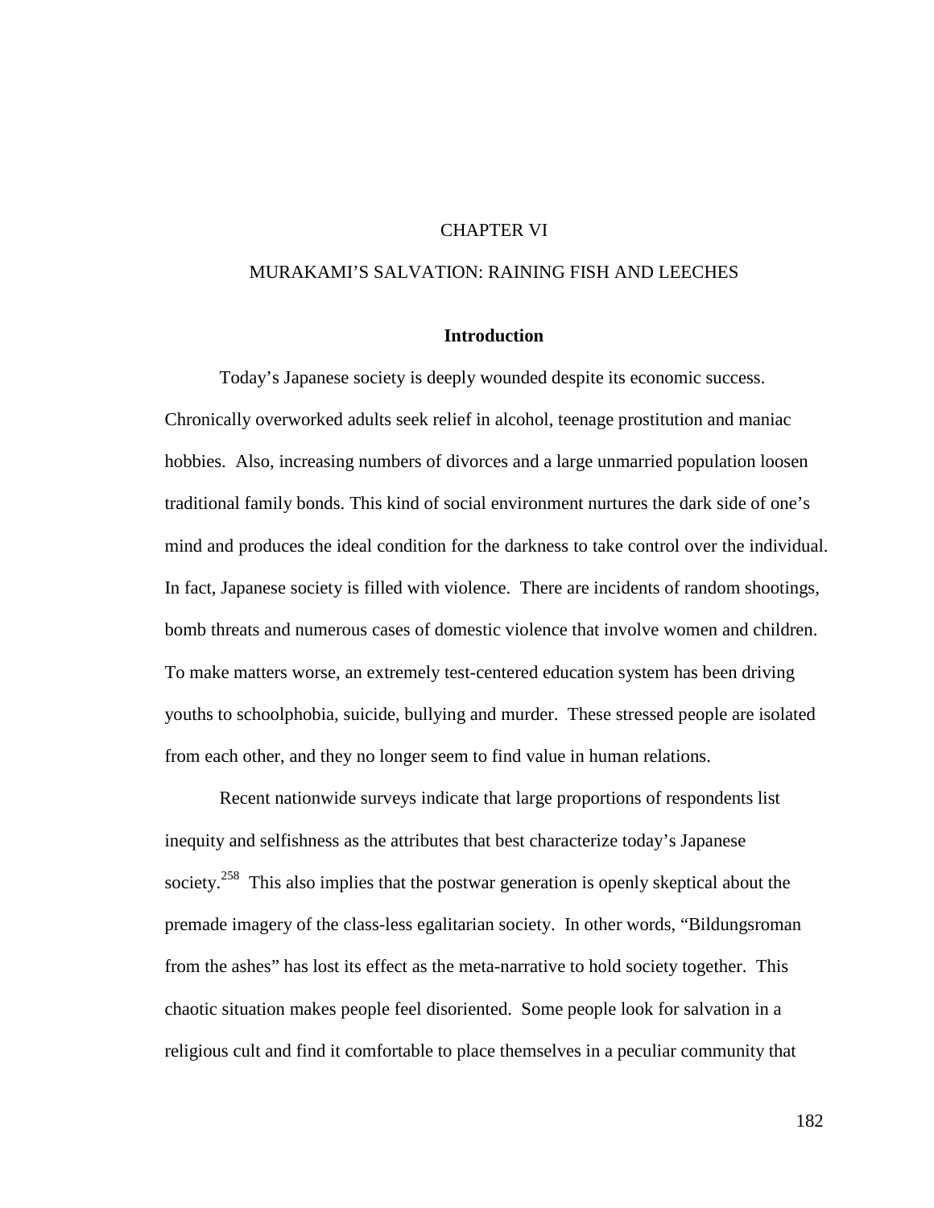# CHAPTER VI

# MURAKAMI'S SALVATION: RAINING FISH AND LEECHES

## Introduction

Today's Japanese society is deeply wounded despite its economic success. Chronically overworked adults seek relief in alcohol, teenage prostitution and maniac hobbies. Also, increasing numbers of divorces and a large unmarried population loosen traditional family bonds. This kind of social environment nurtures the dark side of one's mind and produces the ideal condition for the darkness to take control over the individual. In fact, Japanese society is filled with violence. There are incidents of random shootings, bomb threats and numerous cases of domestic violence that involve women and children. To make matters worse, an extremely test-centered education system has been driving youths to schoolphobia, suicide, bullying and murder. These stressed people are isolated from each other, and they no longer seem to find value in human relations.

Recent nationwide surveys indicate that large proportions of respondents list inequity and selfishness as the attributes that best characterize today's Japanese society.[258] This also implies that the postwar generation is openly skeptical about the premade imagery of the class-less egalitarian society. In other words, "Bildungsroman from the ashes" has lost its effect as the meta-narrative to hold society together. This chaotic situation makes people feel disoriented. Some people look for salvation in a religious cult and find it comfortable to place themselves in a peculiar community that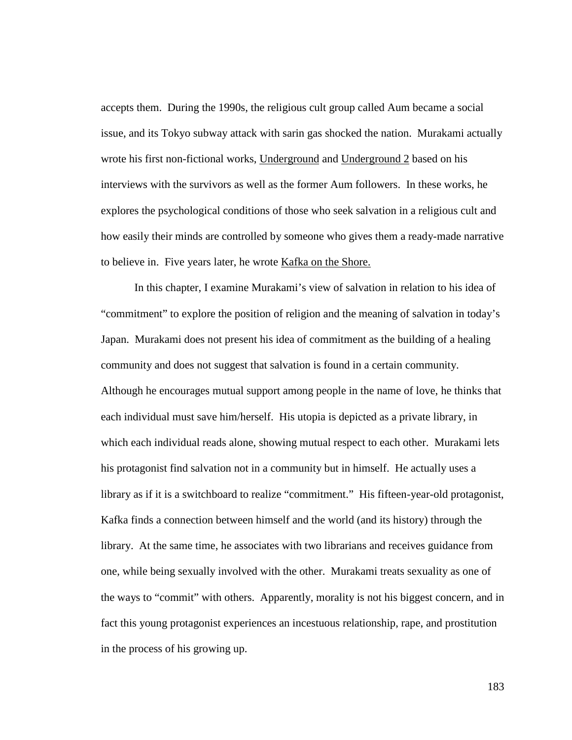accepts them. During the 1990s, the religious cult group called Aum became a social issue, and its Tokyo subway attack with sarin gas shocked the nation. Murakami actually wrote his first non-fictional works, Underground and Underground 2 based on his interviews with the survivors as well as the former Aum followers. In these works, he explores the psychological conditions of those who seek salvation in a religious cult and how easily their minds are controlled by someone who gives them a ready-made narrative to believe in. Five years later, he wrote Kafka on the Shore.

In this chapter, I examine Murakami's view of salvation in relation to his idea of "commitment" to explore the position of religion and the meaning of salvation in today's Japan. Murakami does not present his idea of commitment as the building of a healing community and does not suggest that salvation is found in a certain community. Although he encourages mutual support among people in the name of love, he thinks that each individual must save him/herself. His utopia is depicted as a private library, in which each individual reads alone, showing mutual respect to each other. Murakami lets his protagonist find salvation not in a community but in himself. He actually uses a library as if it is a switchboard to realize "commitment." His fifteen-year-old protagonist, Kafka finds a connection between himself and the world (and its history) through the library. At the same time, he associates with two librarians and receives guidance from one, while being sexually involved with the other. Murakami treats sexuality as one of the ways to "commit" with others. Apparently, morality is not his biggest concern, and in fact this young protagonist experiences an incestuous relationship, rape, and prostitution in the process of his growing up.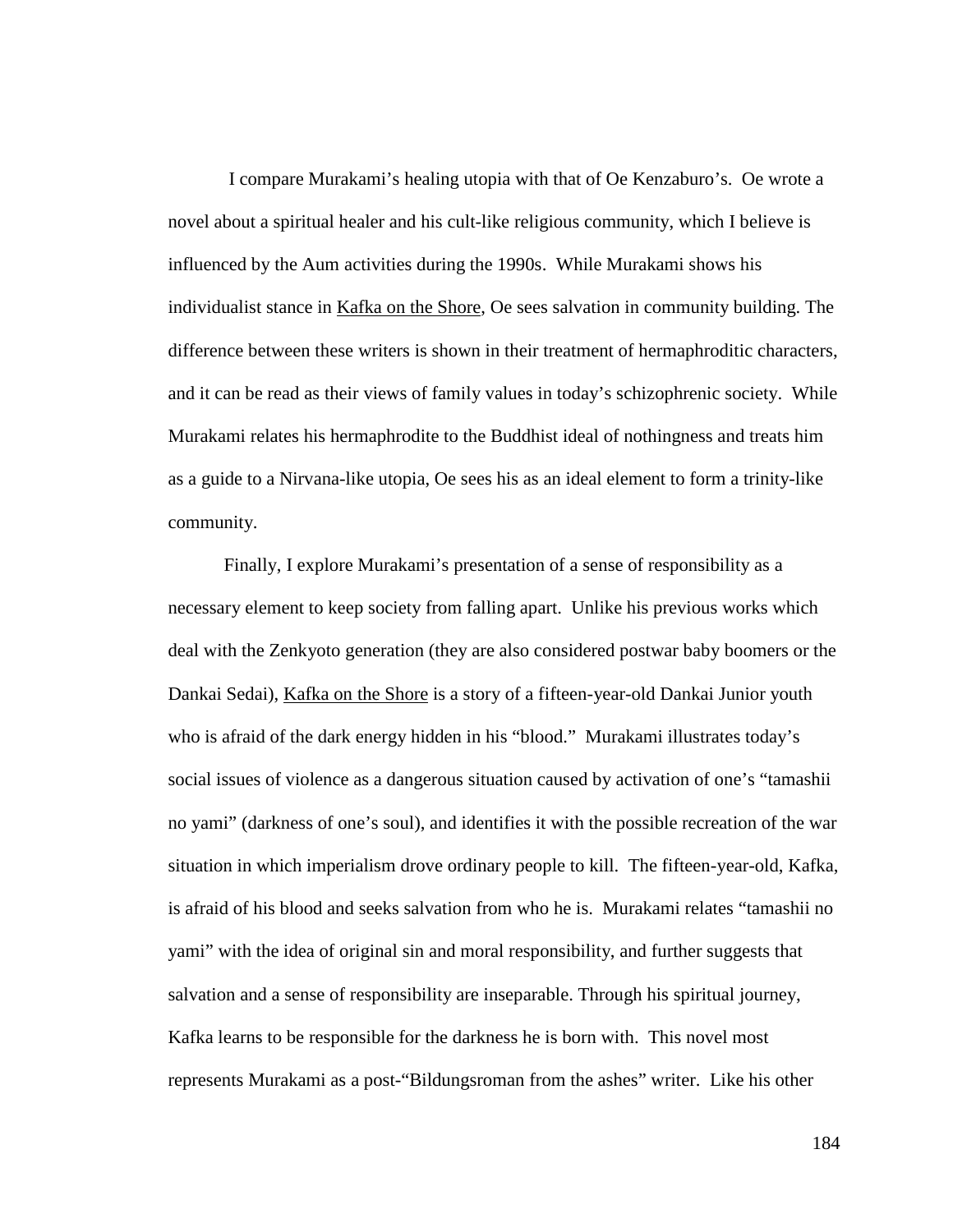I compare Murakami's healing utopia with that of Oe Kenzaburo's. Oe wrote a novel about a spiritual healer and his cult-like religious community, which I believe is influenced by the Aum activities during the 1990s. While Murakami shows his individualist stance in Kafka on the Shore, Oe sees salvation in community building. The difference between these writers is shown in their treatment of hermaphroditic characters, and it can be read as their views of family values in today's schizophrenic society. While Murakami relates his hermaphrodite to the Buddhist ideal of nothingness and treats him as a guide to a Nirvana-like utopia, Oe sees his as an ideal element to form a trinity-like community.

Finally, I explore Murakami's presentation of a sense of responsibility as a necessary element to keep society from falling apart. Unlike his previous works which deal with the Zenkyoto generation (they are also considered postwar baby boomers or the Dankai Sedai), Kafka on the Shore is a story of a fifteen-year-old Dankai Junior youth who is afraid of the dark energy hidden in his "blood." Murakami illustrates today's social issues of violence as a dangerous situation caused by activation of one's "tamashii no yami" (darkness of one's soul), and identifies it with the possible recreation of the war situation in which imperialism drove ordinary people to kill. The fifteen-year-old, Kafka, is afraid of his blood and seeks salvation from who he is. Murakami relates "tamashii no yami" with the idea of original sin and moral responsibility, and further suggests that salvation and a sense of responsibility are inseparable. Through his spiritual journey, Kafka learns to be responsible for the darkness he is born with. This novel most represents Murakami as a post-"Bildungsroman from the ashes" writer. Like his other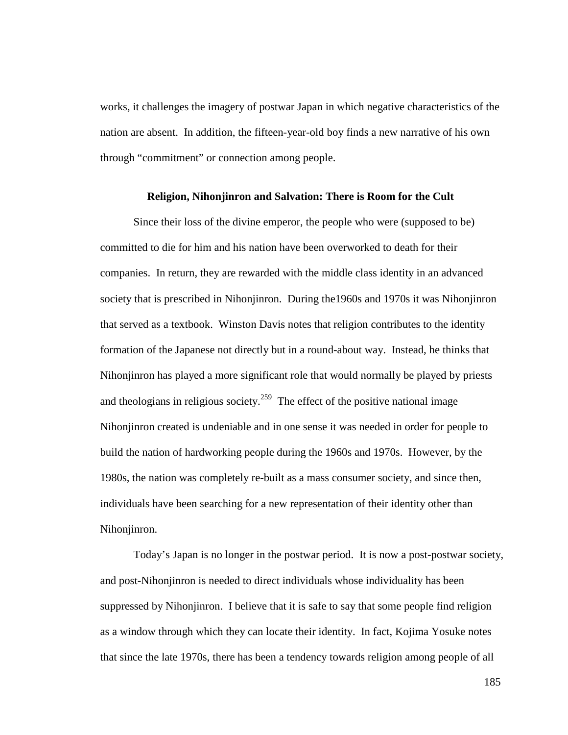works, it challenges the imagery of postwar Japan in which negative characteristics of the nation are absent. In addition, the fifteen-year-old boy finds a new narrative of his own through "commitment" or connection among people.

### Religion, Nihonjinron and Salvation: There is Room for the Cult

Since their loss of the divine emperor, the people who were (supposed to be) committed to die for him and his nation have been overworked to death for their companies. In return, they are rewarded with the middle class identity in an advanced society that is prescribed in Nihonjinron. During the1960s and 1970s it was Nihonjinron that served as a textbook. Winston Davis notes that religion contributes to the identity formation of the Japanese not directly but in a round-about way. Instead, he thinks that Nihonjinron has played a more significant role that would normally be played by priests and theologians in religious society.[259] The effect of the positive national image Nihonjinron created is undeniable and in one sense it was needed in order for people to build the nation of hardworking people during the 1960s and 1970s. However, by the 1980s, the nation was completely re-built as a mass consumer society, and since then, individuals have been searching for a new representation of their identity other than Nihonjinron.

Today's Japan is no longer in the postwar period. It is now a post-postwar society, and post-Nihonjinron is needed to direct individuals whose individuality has been suppressed by Nihonjinron. I believe that it is safe to say that some people find religion as a window through which they can locate their identity. In fact, Kojima Yosuke notes that since the late 1970s, there has been a tendency towards religion among people of all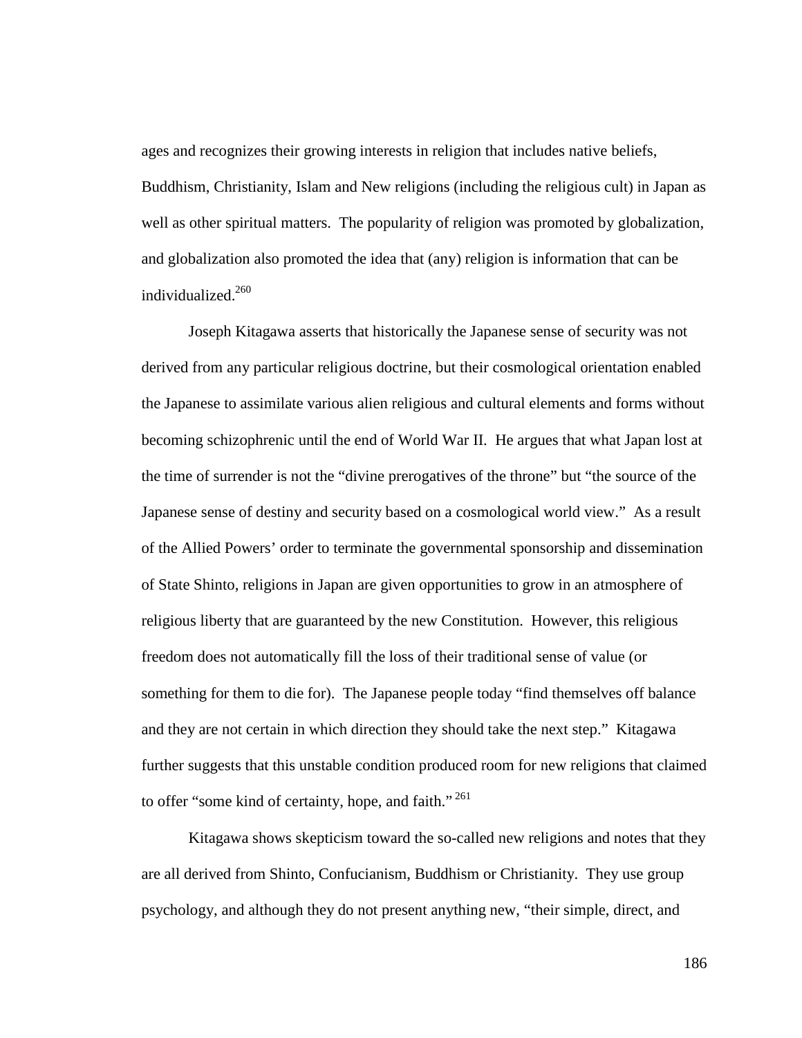ages and recognizes their growing interests in religion that includes native beliefs, Buddhism, Christianity, Islam and New religions (including the religious cult) in Japan as well as other spiritual matters. The popularity of religion was promoted by globalization, and globalization also promoted the idea that (any) religion is information that can be individualized.[260]

Joseph Kitagawa asserts that historically the Japanese sense of security was not derived from any particular religious doctrine, but their cosmological orientation enabled the Japanese to assimilate various alien religious and cultural elements and forms without becoming schizophrenic until the end of World War II. He argues that what Japan lost at the time of surrender is not the "divine prerogatives of the throne" but "the source of the Japanese sense of destiny and security based on a cosmological world view." As a result of the Allied Powers' order to terminate the governmental sponsorship and dissemination of State Shinto, religions in Japan are given opportunities to grow in an atmosphere of religious liberty that are guaranteed by the new Constitution. However, this religious freedom does not automatically fill the loss of their traditional sense of value (or something for them to die for). The Japanese people today "find themselves off balance and they are not certain in which direction they should take the next step." Kitagawa further suggests that this unstable condition produced room for new religions that claimed to offer "some kind of certainty, hope, and faith."[261]

Kitagawa shows skepticism toward the so-called new religions and notes that they are all derived from Shinto, Confucianism, Buddhism or Christianity. They use group psychology, and although they do not present anything new, "their simple, direct, and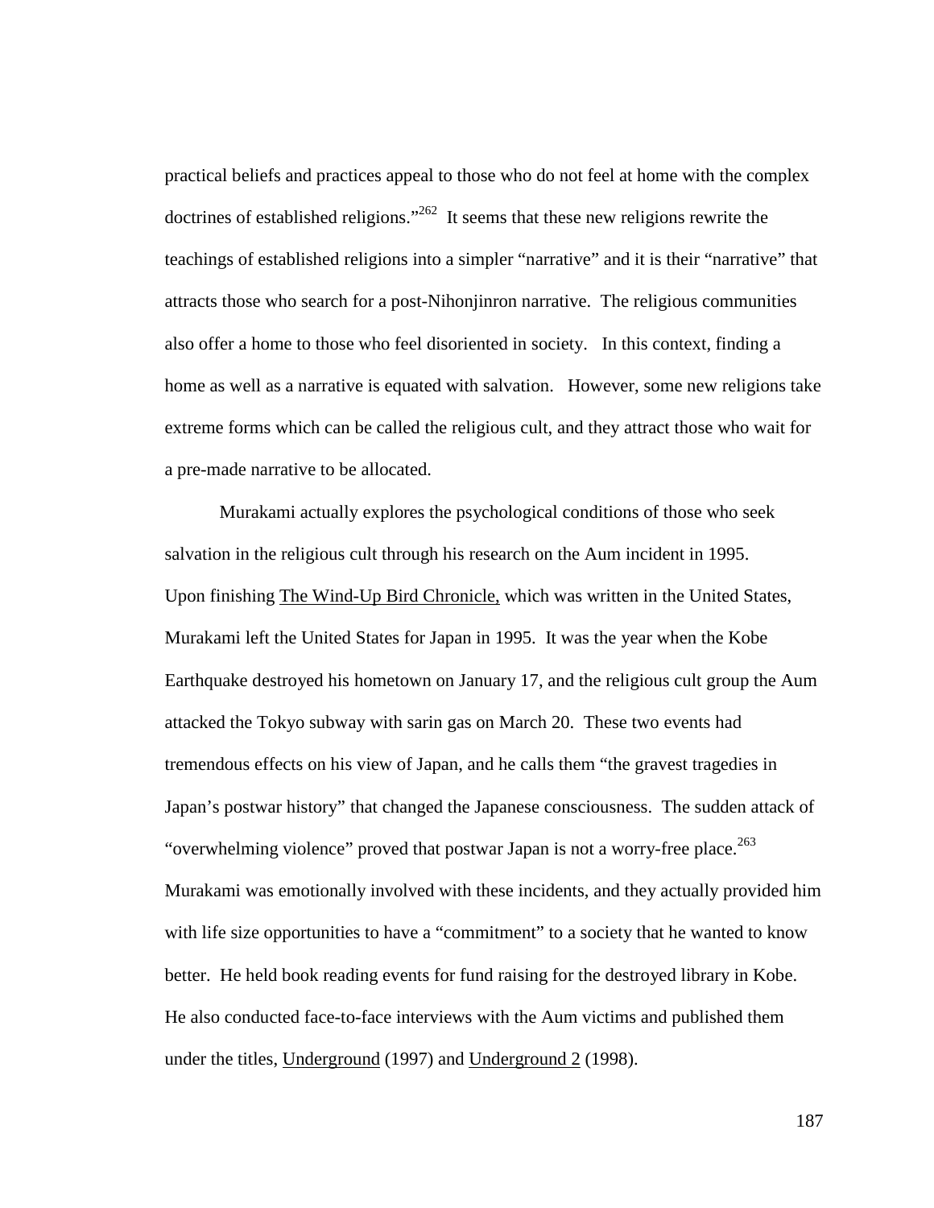practical beliefs and practices appeal to those who do not feel at home with the complex doctrines of established religions."[262] It seems that these new religions rewrite the teachings of established religions into a simpler "narrative" and it is their "narrative" that attracts those who search for a post-Nihonjinron narrative. The religious communities also offer a home to those who feel disoriented in society. In this context, finding a home as well as a narrative is equated with salvation. However, some new religions take extreme forms which can be called the religious cult, and they attract those who wait for a pre-made narrative to be allocated.

Murakami actually explores the psychological conditions of those who seek salvation in the religious cult through his research on the Aum incident in 1995. Upon finishing The Wind-Up Bird Chronicle, which was written in the United States, Murakami left the United States for Japan in 1995. It was the year when the Kobe Earthquake destroyed his hometown on January 17, and the religious cult group the Aum attacked the Tokyo subway with sarin gas on March 20. These two events had tremendous effects on his view of Japan, and he calls them "the gravest tragedies in Japan's postwar history" that changed the Japanese consciousness. The sudden attack of "overwhelming violence" proved that postwar Japan is not a worry-free place.[263] Murakami was emotionally involved with these incidents, and they actually provided him with life size opportunities to have a "commitment" to a society that he wanted to know better. He held book reading events for fund raising for the destroyed library in Kobe. He also conducted face-to-face interviews with the Aum victims and published them under the titles, Underground (1997) and Underground 2 (1998).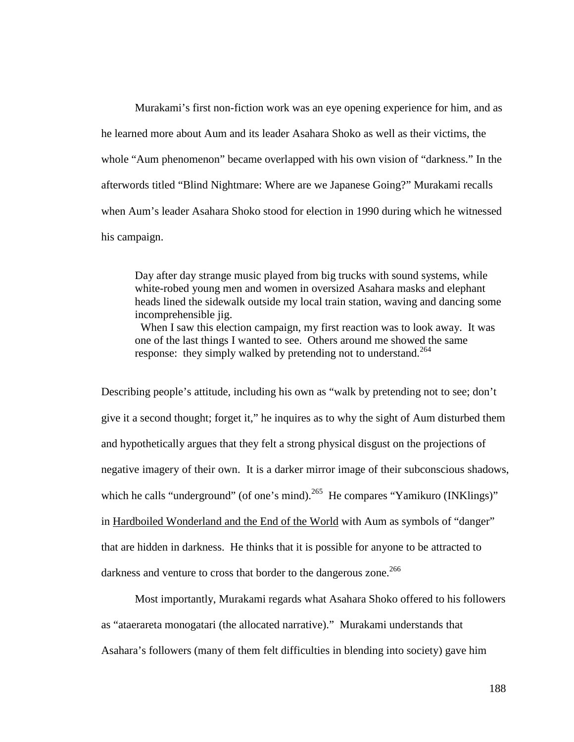Murakami's first non-fiction work was an eye opening experience for him, and as he learned more about Aum and its leader Asahara Shoko as well as their victims, the whole "Aum phenomenon" became overlapped with his own vision of "darkness." In the afterwords titled "Blind Nightmare: Where are we Japanese Going?" Murakami recalls when Aum's leader Asahara Shoko stood for election in 1990 during which he witnessed his campaign.

> Day after day strange music played from big trucks with sound systems, while white-robed young men and women in oversized Asahara masks and elephant heads lined the sidewalk outside my local train station, waving and dancing some incomprehensible jig.
>
> When I saw this election campaign, my first reaction was to look away. It was one of the last things I wanted to see. Others around me showed the same response: they simply walked by pretending not to understand.[264]

Describing people's attitude, including his own as "walk by pretending not to see; don't give it a second thought; forget it," he inquires as to why the sight of Aum disturbed them and hypothetically argues that they felt a strong physical disgust on the projections of negative imagery of their own. It is a darker mirror image of their subconscious shadows, which he calls "underground" (of one's mind).[265] He compares "Yamikuro (INKlings)" in Hardboiled Wonderland and the End of the World with Aum as symbols of "danger" that are hidden in darkness. He thinks that it is possible for anyone to be attracted to darkness and venture to cross that border to the dangerous zone.[266]

Most importantly, Murakami regards what Asahara Shoko offered to his followers as "ataerareta monogatari (the allocated narrative)." Murakami understands that Asahara's followers (many of them felt difficulties in blending into society) gave him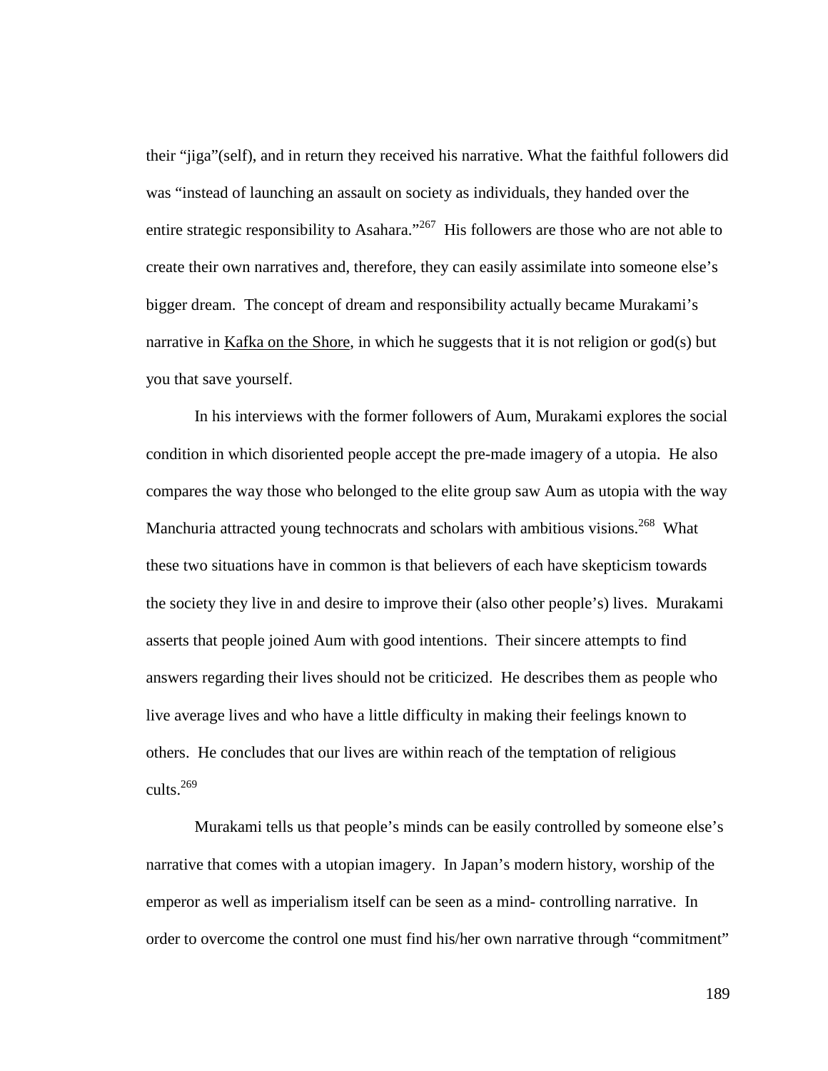their “jiga”(self), and in return they received his narrative. What the faithful followers did was “instead of launching an assault on society as individuals, they handed over the entire strategic responsibility to Asahara.”[267] His followers are those who are not able to create their own narratives and, therefore, they can easily assimilate into someone else’s bigger dream. The concept of dream and responsibility actually became Murakami’s narrative in Kafka on the Shore, in which he suggests that it is not religion or god(s) but you that save yourself.

In his interviews with the former followers of Aum, Murakami explores the social condition in which disoriented people accept the pre-made imagery of a utopia. He also compares the way those who belonged to the elite group saw Aum as utopia with the way Manchuria attracted young technocrats and scholars with ambitious visions.[268] What these two situations have in common is that believers of each have skepticism towards the society they live in and desire to improve their (also other people’s) lives. Murakami asserts that people joined Aum with good intentions. Their sincere attempts to find answers regarding their lives should not be criticized. He describes them as people who live average lives and who have a little difficulty in making their feelings known to others. He concludes that our lives are within reach of the temptation of religious cults.[269]

Murakami tells us that people’s minds can be easily controlled by someone else’s narrative that comes with a utopian imagery. In Japan’s modern history, worship of the emperor as well as imperialism itself can be seen as a mind- controlling narrative. In order to overcome the control one must find his/her own narrative through “commitment”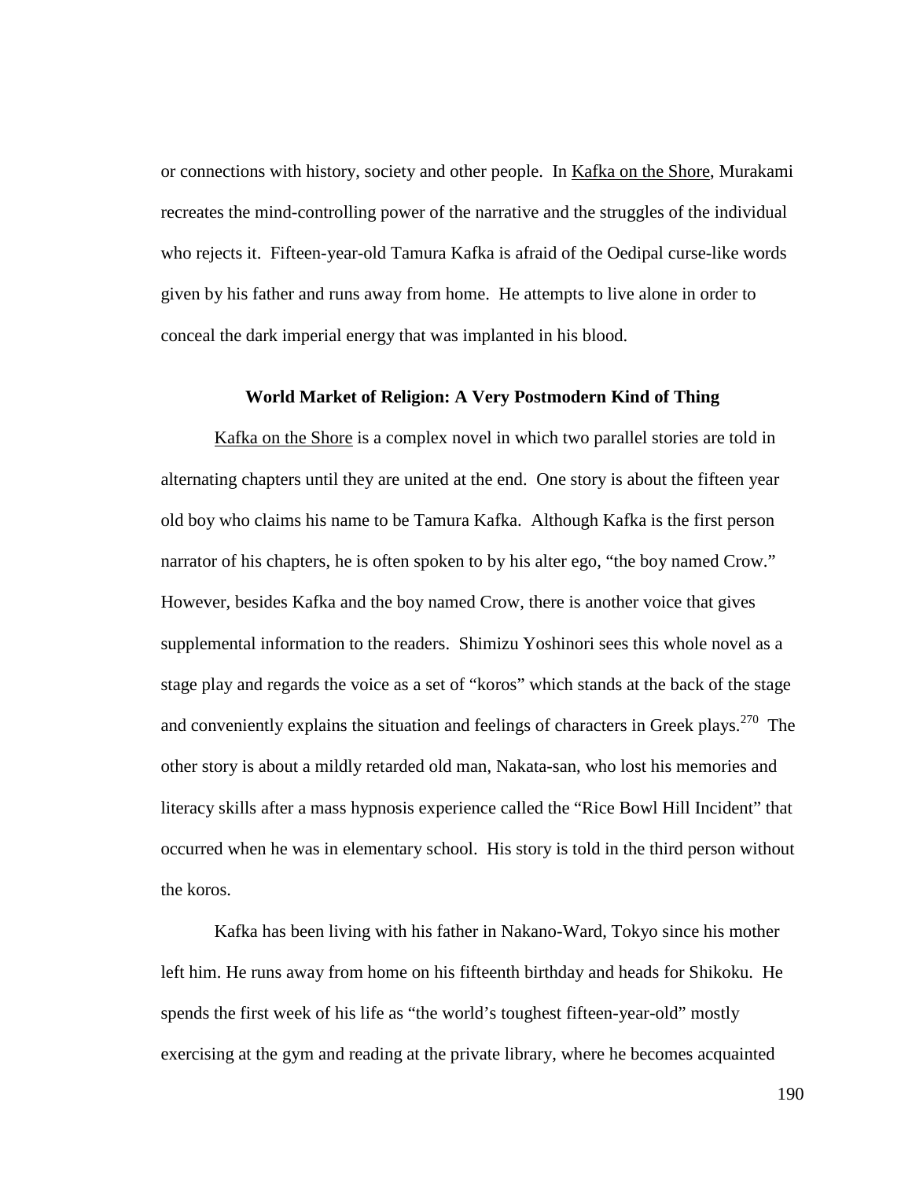or connections with history, society and other people. In Kafka on the Shore, Murakami recreates the mind-controlling power of the narrative and the struggles of the individual who rejects it. Fifteen-year-old Tamura Kafka is afraid of the Oedipal curse-like words given by his father and runs away from home. He attempts to live alone in order to conceal the dark imperial energy that was implanted in his blood.

### World Market of Religion: A Very Postmodern Kind of Thing

Kafka on the Shore is a complex novel in which two parallel stories are told in alternating chapters until they are united at the end. One story is about the fifteen year old boy who claims his name to be Tamura Kafka. Although Kafka is the first person narrator of his chapters, he is often spoken to by his alter ego, "the boy named Crow." However, besides Kafka and the boy named Crow, there is another voice that gives supplemental information to the readers. Shimizu Yoshinori sees this whole novel as a stage play and regards the voice as a set of "koros" which stands at the back of the stage and conveniently explains the situation and feelings of characters in Greek plays.[270] The other story is about a mildly retarded old man, Nakata-san, who lost his memories and literacy skills after a mass hypnosis experience called the "Rice Bowl Hill Incident" that occurred when he was in elementary school. His story is told in the third person without the koros.

Kafka has been living with his father in Nakano-Ward, Tokyo since his mother left him. He runs away from home on his fifteenth birthday and heads for Shikoku. He spends the first week of his life as "the world's toughest fifteen-year-old" mostly exercising at the gym and reading at the private library, where he becomes acquainted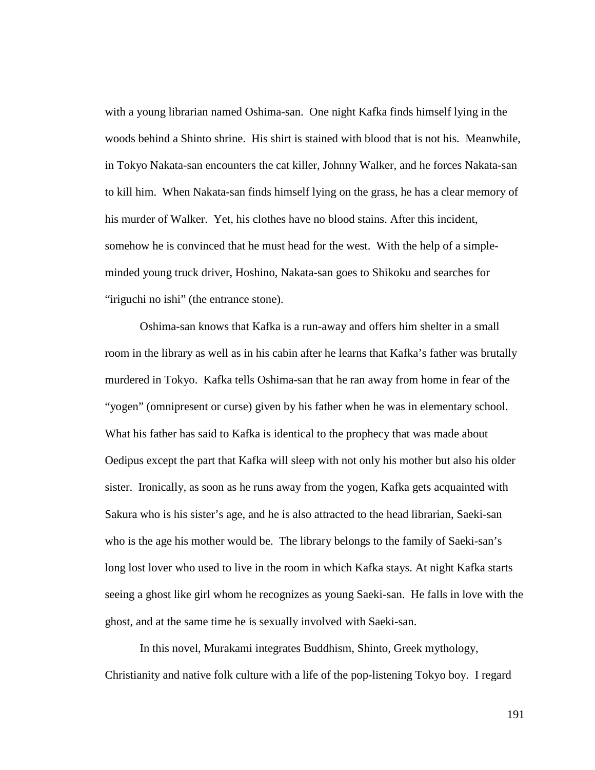with a young librarian named Oshima-san. One night Kafka finds himself lying in the woods behind a Shinto shrine. His shirt is stained with blood that is not his. Meanwhile, in Tokyo Nakata-san encounters the cat killer, Johnny Walker, and he forces Nakata-san to kill him. When Nakata-san finds himself lying on the grass, he has a clear memory of his murder of Walker. Yet, his clothes have no blood stains. After this incident, somehow he is convinced that he must head for the west. With the help of a simple-minded young truck driver, Hoshino, Nakata-san goes to Shikoku and searches for "iriguchi no ishi" (the entrance stone).

Oshima-san knows that Kafka is a run-away and offers him shelter in a small room in the library as well as in his cabin after he learns that Kafka's father was brutally murdered in Tokyo. Kafka tells Oshima-san that he ran away from home in fear of the "yogen" (omnipresent or curse) given by his father when he was in elementary school. What his father has said to Kafka is identical to the prophecy that was made about Oedipus except the part that Kafka will sleep with not only his mother but also his older sister. Ironically, as soon as he runs away from the yogen, Kafka gets acquainted with Sakura who is his sister's age, and he is also attracted to the head librarian, Saeki-san who is the age his mother would be. The library belongs to the family of Saeki-san's long lost lover who used to live in the room in which Kafka stays. At night Kafka starts seeing a ghost like girl whom he recognizes as young Saeki-san. He falls in love with the ghost, and at the same time he is sexually involved with Saeki-san.

In this novel, Murakami integrates Buddhism, Shinto, Greek mythology, Christianity and native folk culture with a life of the pop-listening Tokyo boy. I regard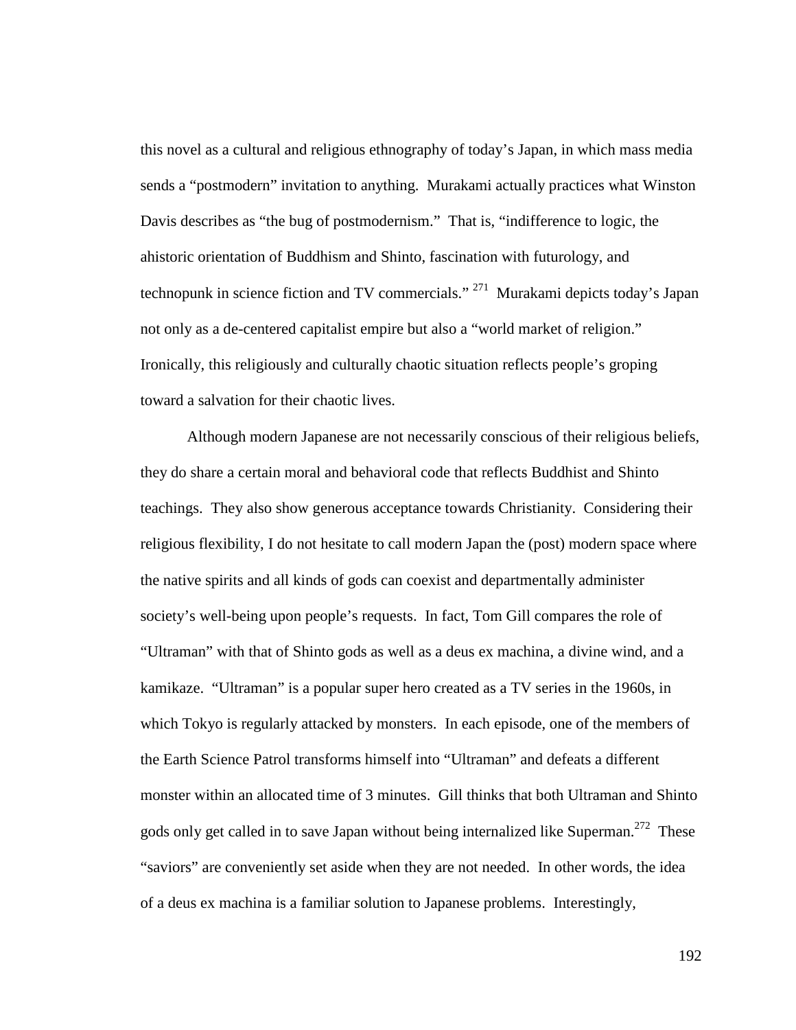this novel as a cultural and religious ethnography of today's Japan, in which mass media sends a "postmodern" invitation to anything. Murakami actually practices what Winston Davis describes as "the bug of postmodernism." That is, "indifference to logic, the ahistoric orientation of Buddhism and Shinto, fascination with futurology, and technopunk in science fiction and TV commercials." [271] Murakami depicts today's Japan not only as a de-centered capitalist empire but also a "world market of religion." Ironically, this religiously and culturally chaotic situation reflects people's groping toward a salvation for their chaotic lives.

Although modern Japanese are not necessarily conscious of their religious beliefs, they do share a certain moral and behavioral code that reflects Buddhist and Shinto teachings. They also show generous acceptance towards Christianity. Considering their religious flexibility, I do not hesitate to call modern Japan the (post) modern space where the native spirits and all kinds of gods can coexist and departmentally administer society's well-being upon people's requests. In fact, Tom Gill compares the role of "Ultraman" with that of Shinto gods as well as a deus ex machina, a divine wind, and a kamikaze. "Ultraman" is a popular super hero created as a TV series in the 1960s, in which Tokyo is regularly attacked by monsters. In each episode, one of the members of the Earth Science Patrol transforms himself into "Ultraman" and defeats a different monster within an allocated time of 3 minutes. Gill thinks that both Ultraman and Shinto gods only get called in to save Japan without being internalized like Superman.[272] These "saviors" are conveniently set aside when they are not needed. In other words, the idea of a deus ex machina is a familiar solution to Japanese problems. Interestingly,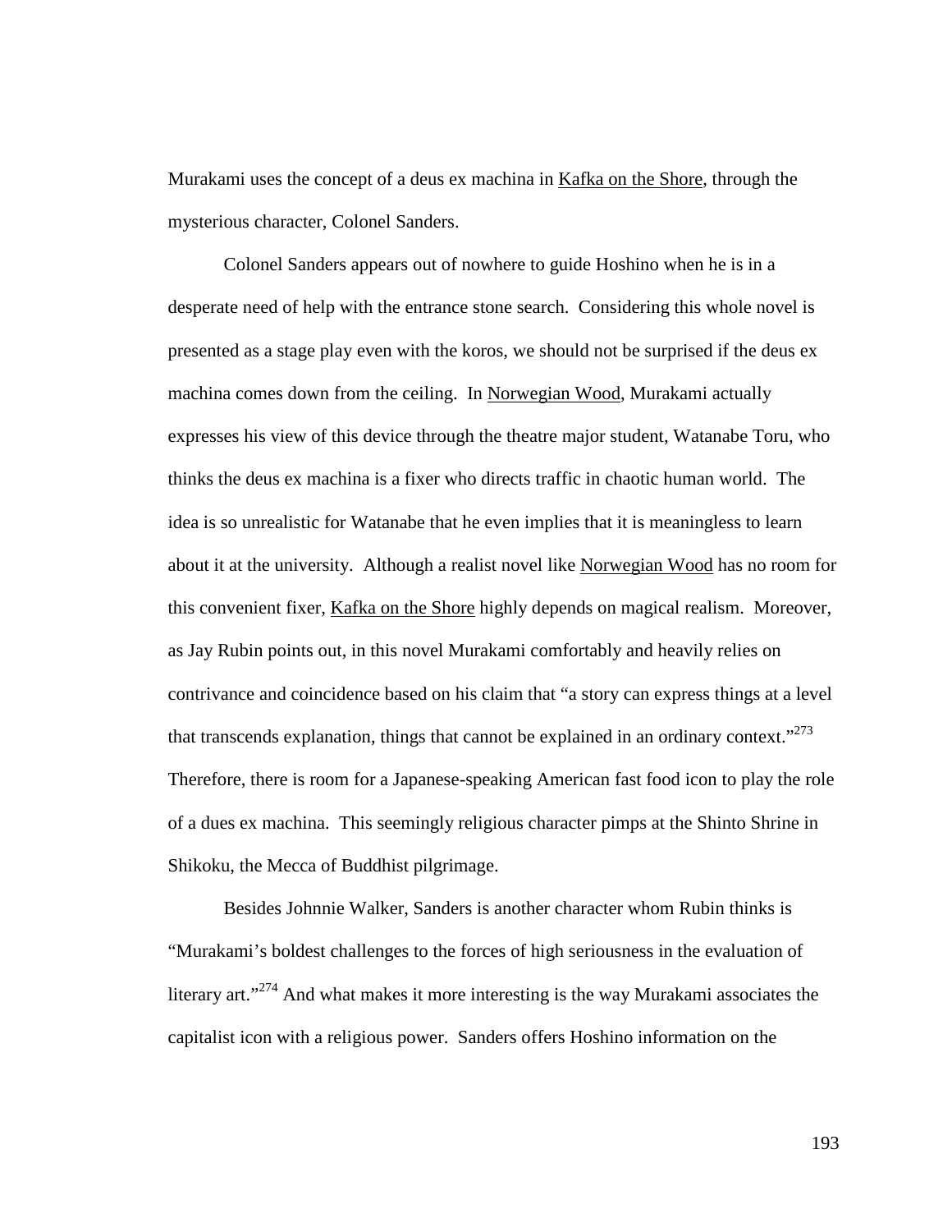Murakami uses the concept of a deus ex machina in Kafka on the Shore, through the mysterious character, Colonel Sanders.

Colonel Sanders appears out of nowhere to guide Hoshino when he is in a desperate need of help with the entrance stone search. Considering this whole novel is presented as a stage play even with the koros, we should not be surprised if the deus ex machina comes down from the ceiling. In Norwegian Wood, Murakami actually expresses his view of this device through the theatre major student, Watanabe Toru, who thinks the deus ex machina is a fixer who directs traffic in chaotic human world. The idea is so unrealistic for Watanabe that he even implies that it is meaningless to learn about it at the university. Although a realist novel like Norwegian Wood has no room for this convenient fixer, Kafka on the Shore highly depends on magical realism. Moreover, as Jay Rubin points out, in this novel Murakami comfortably and heavily relies on contrivance and coincidence based on his claim that "a story can express things at a level that transcends explanation, things that cannot be explained in an ordinary context."[273] Therefore, there is room for a Japanese-speaking American fast food icon to play the role of a dues ex machina. This seemingly religious character pimps at the Shinto Shrine in Shikoku, the Mecca of Buddhist pilgrimage.

Besides Johnnie Walker, Sanders is another character whom Rubin thinks is "Murakami's boldest challenges to the forces of high seriousness in the evaluation of literary art."[274] And what makes it more interesting is the way Murakami associates the capitalist icon with a religious power. Sanders offers Hoshino information on the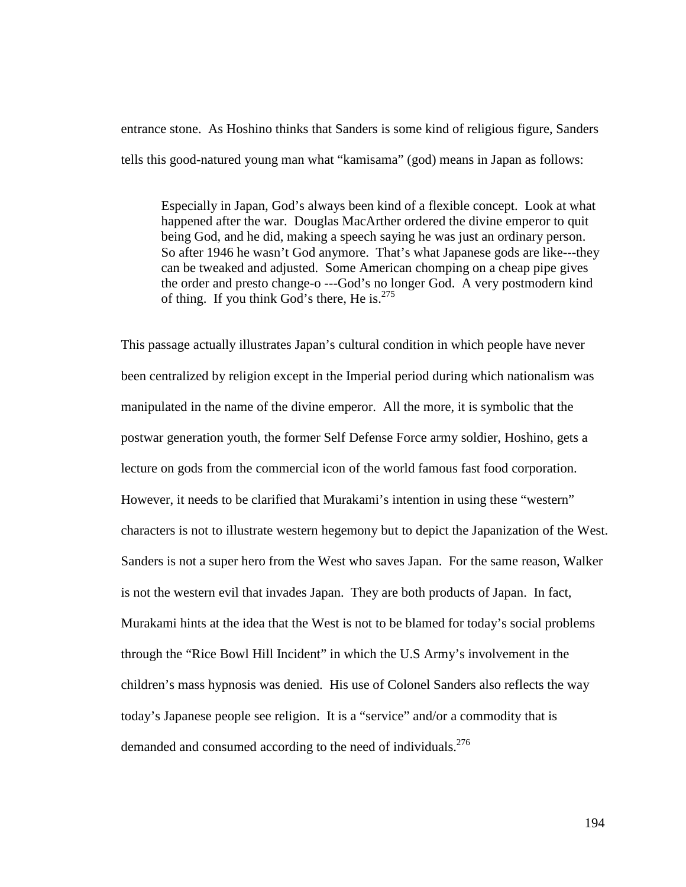entrance stone. As Hoshino thinks that Sanders is some kind of religious figure, Sanders tells this good-natured young man what "kamisama" (god) means in Japan as follows:

> Especially in Japan, God's always been kind of a flexible concept. Look at what happened after the war. Douglas MacArther ordered the divine emperor to quit being God, and he did, making a speech saying he was just an ordinary person. So after 1946 he wasn't God anymore. That's what Japanese gods are like---they can be tweaked and adjusted. Some American chomping on a cheap pipe gives the order and presto change-o ---God's no longer God. A very postmodern kind of thing. If you think God's there, He is.[275]

This passage actually illustrates Japan's cultural condition in which people have never been centralized by religion except in the Imperial period during which nationalism was manipulated in the name of the divine emperor. All the more, it is symbolic that the postwar generation youth, the former Self Defense Force army soldier, Hoshino, gets a lecture on gods from the commercial icon of the world famous fast food corporation. However, it needs to be clarified that Murakami's intention in using these "western" characters is not to illustrate western hegemony but to depict the Japanization of the West. Sanders is not a super hero from the West who saves Japan. For the same reason, Walker is not the western evil that invades Japan. They are both products of Japan. In fact, Murakami hints at the idea that the West is not to be blamed for today's social problems through the "Rice Bowl Hill Incident" in which the U.S Army's involvement in the children's mass hypnosis was denied. His use of Colonel Sanders also reflects the way today's Japanese people see religion. It is a "service" and/or a commodity that is demanded and consumed according to the need of individuals.[276]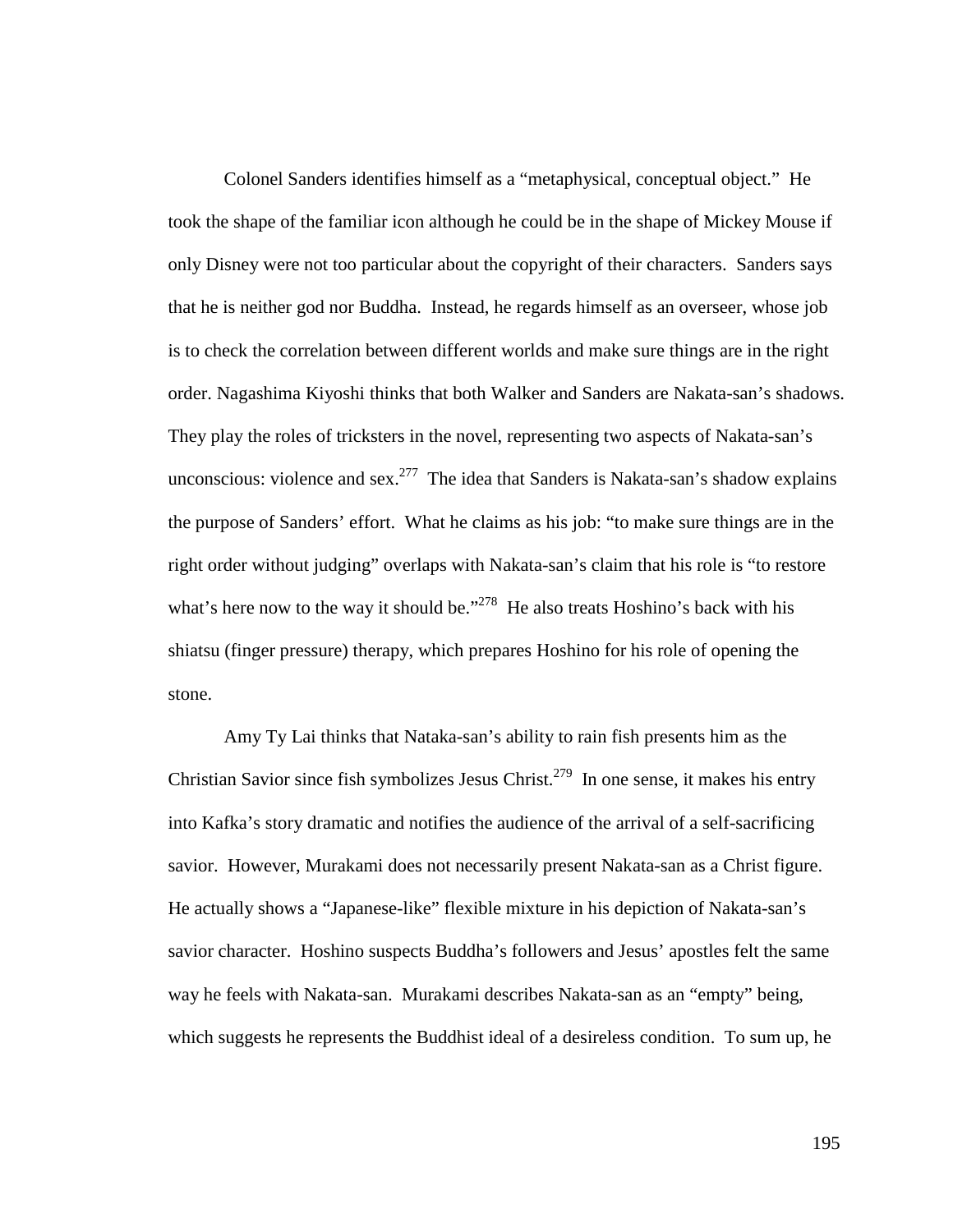Colonel Sanders identifies himself as a "metaphysical, conceptual object." He took the shape of the familiar icon although he could be in the shape of Mickey Mouse if only Disney were not too particular about the copyright of their characters. Sanders says that he is neither god nor Buddha. Instead, he regards himself as an overseer, whose job is to check the correlation between different worlds and make sure things are in the right order. Nagashima Kiyoshi thinks that both Walker and Sanders are Nakata-san's shadows. They play the roles of tricksters in the novel, representing two aspects of Nakata-san's unconscious: violence and sex.[277] The idea that Sanders is Nakata-san's shadow explains the purpose of Sanders' effort. What he claims as his job: "to make sure things are in the right order without judging" overlaps with Nakata-san's claim that his role is "to restore what's here now to the way it should be."[278] He also treats Hoshino's back with his shiatsu (finger pressure) therapy, which prepares Hoshino for his role of opening the stone.

Amy Ty Lai thinks that Nataka-san's ability to rain fish presents him as the Christian Savior since fish symbolizes Jesus Christ.[279] In one sense, it makes his entry into Kafka's story dramatic and notifies the audience of the arrival of a self-sacrificing savior. However, Murakami does not necessarily present Nakata-san as a Christ figure. He actually shows a "Japanese-like" flexible mixture in his depiction of Nakata-san's savior character. Hoshino suspects Buddha's followers and Jesus' apostles felt the same way he feels with Nakata-san. Murakami describes Nakata-san as an "empty" being, which suggests he represents the Buddhist ideal of a desireless condition. To sum up, he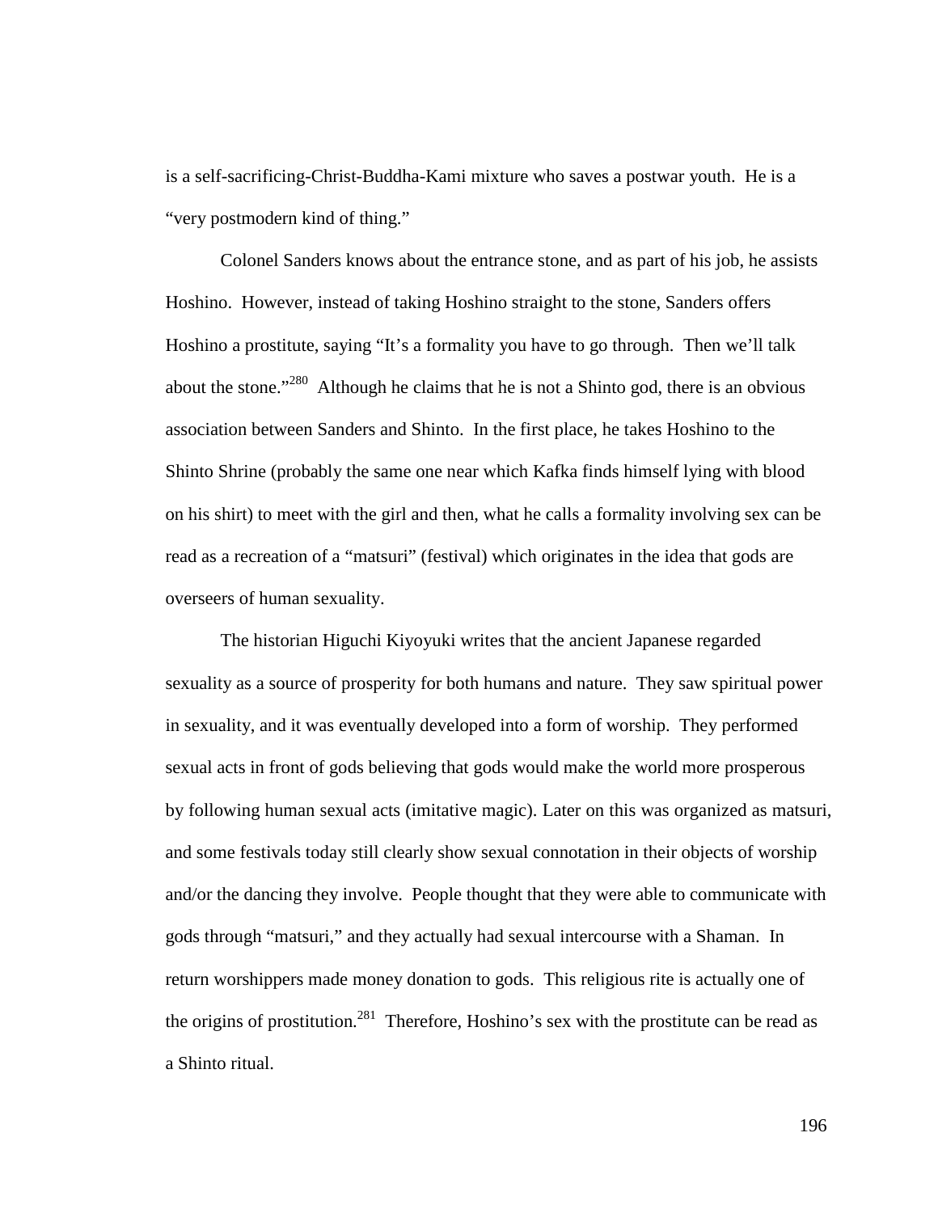is a self-sacrificing-Christ-Buddha-Kami mixture who saves a postwar youth. He is a "very postmodern kind of thing."

Colonel Sanders knows about the entrance stone, and as part of his job, he assists Hoshino. However, instead of taking Hoshino straight to the stone, Sanders offers Hoshino a prostitute, saying "It's a formality you have to go through. Then we'll talk about the stone."[280] Although he claims that he is not a Shinto god, there is an obvious association between Sanders and Shinto. In the first place, he takes Hoshino to the Shinto Shrine (probably the same one near which Kafka finds himself lying with blood on his shirt) to meet with the girl and then, what he calls a formality involving sex can be read as a recreation of a "matsuri" (festival) which originates in the idea that gods are overseers of human sexuality.

The historian Higuchi Kiyoyuki writes that the ancient Japanese regarded sexuality as a source of prosperity for both humans and nature. They saw spiritual power in sexuality, and it was eventually developed into a form of worship. They performed sexual acts in front of gods believing that gods would make the world more prosperous by following human sexual acts (imitative magic). Later on this was organized as matsuri, and some festivals today still clearly show sexual connotation in their objects of worship and/or the dancing they involve. People thought that they were able to communicate with gods through "matsuri," and they actually had sexual intercourse with a Shaman. In return worshippers made money donation to gods. This religious rite is actually one of the origins of prostitution.[281] Therefore, Hoshino's sex with the prostitute can be read as a Shinto ritual.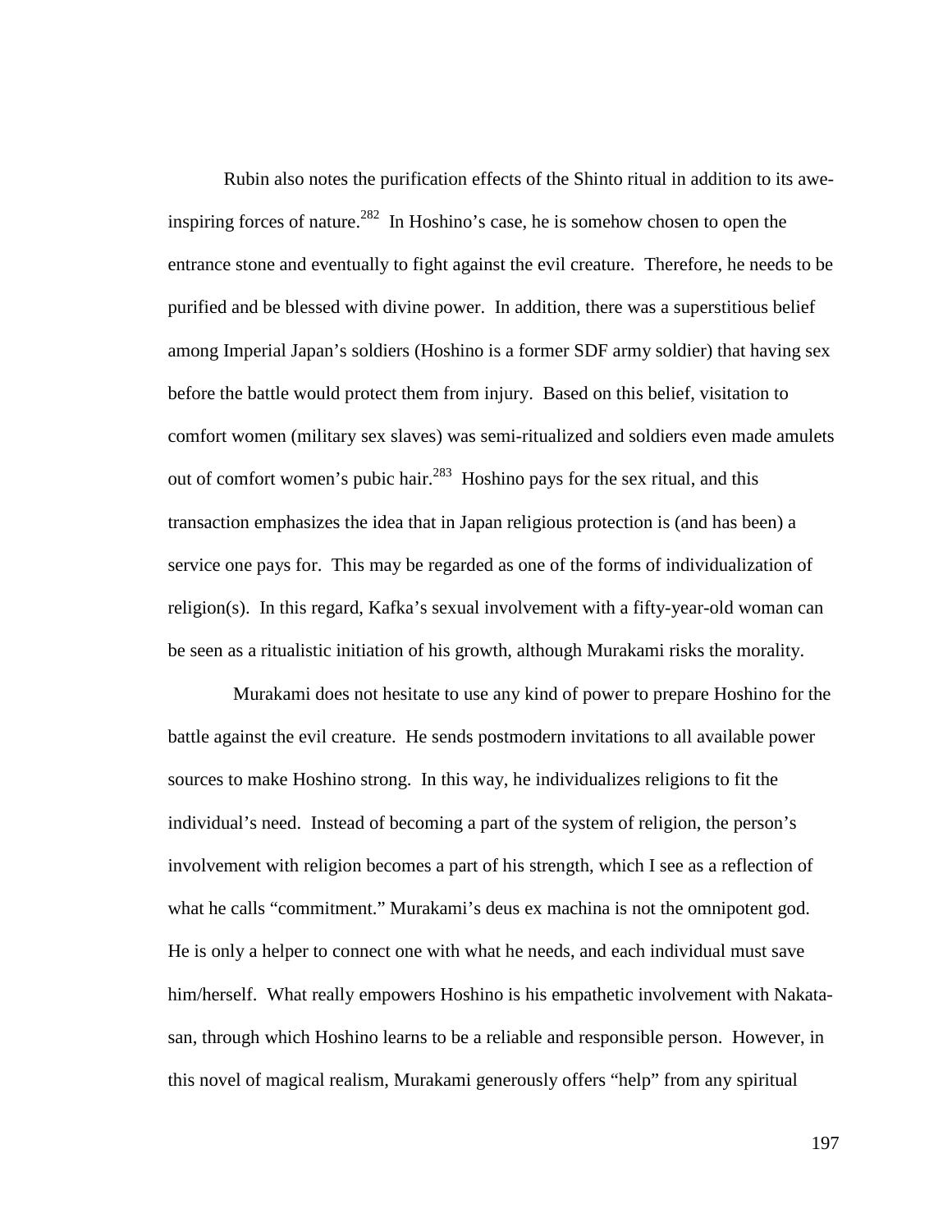Rubin also notes the purification effects of the Shinto ritual in addition to its awe-inspiring forces of nature.[282] In Hoshino's case, he is somehow chosen to open the entrance stone and eventually to fight against the evil creature. Therefore, he needs to be purified and be blessed with divine power. In addition, there was a superstitious belief among Imperial Japan's soldiers (Hoshino is a former SDF army soldier) that having sex before the battle would protect them from injury. Based on this belief, visitation to comfort women (military sex slaves) was semi-ritualized and soldiers even made amulets out of comfort women's pubic hair.[283] Hoshino pays for the sex ritual, and this transaction emphasizes the idea that in Japan religious protection is (and has been) a service one pays for. This may be regarded as one of the forms of individualization of religion(s). In this regard, Kafka's sexual involvement with a fifty-year-old woman can be seen as a ritualistic initiation of his growth, although Murakami risks the morality.

Murakami does not hesitate to use any kind of power to prepare Hoshino for the battle against the evil creature. He sends postmodern invitations to all available power sources to make Hoshino strong. In this way, he individualizes religions to fit the individual's need. Instead of becoming a part of the system of religion, the person's involvement with religion becomes a part of his strength, which I see as a reflection of what he calls "commitment." Murakami's deus ex machina is not the omnipotent god. He is only a helper to connect one with what he needs, and each individual must save him/herself. What really empowers Hoshino is his empathetic involvement with Nakata-san, through which Hoshino learns to be a reliable and responsible person. However, in this novel of magical realism, Murakami generously offers "help" from any spiritual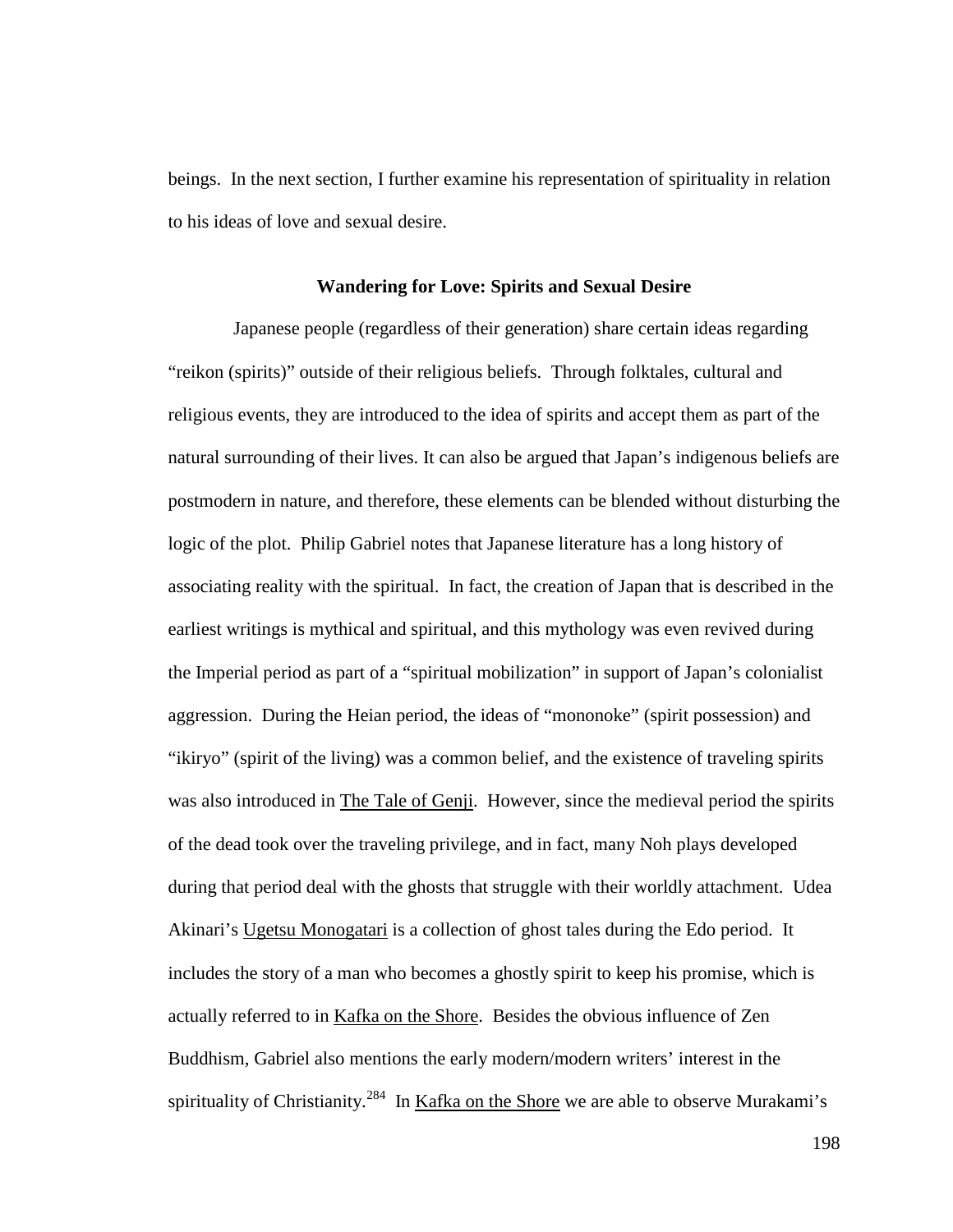beings. In the next section, I further examine his representation of spirituality in relation to his ideas of love and sexual desire.

### Wandering for Love: Spirits and Sexual Desire

Japanese people (regardless of their generation) share certain ideas regarding "reikon (spirits)" outside of their religious beliefs. Through folktales, cultural and religious events, they are introduced to the idea of spirits and accept them as part of the natural surrounding of their lives. It can also be argued that Japan's indigenous beliefs are postmodern in nature, and therefore, these elements can be blended without disturbing the logic of the plot. Philip Gabriel notes that Japanese literature has a long history of associating reality with the spiritual. In fact, the creation of Japan that is described in the earliest writings is mythical and spiritual, and this mythology was even revived during the Imperial period as part of a "spiritual mobilization" in support of Japan's colonialist aggression. During the Heian period, the ideas of "mononoke" (spirit possession) and "ikiryo" (spirit of the living) was a common belief, and the existence of traveling spirits was also introduced in The Tale of Genji. However, since the medieval period the spirits of the dead took over the traveling privilege, and in fact, many Noh plays developed during that period deal with the ghosts that struggle with their worldly attachment. Udea Akinari's Ugetsu Monogatari is a collection of ghost tales during the Edo period. It includes the story of a man who becomes a ghostly spirit to keep his promise, which is actually referred to in Kafka on the Shore. Besides the obvious influence of Zen Buddhism, Gabriel also mentions the early modern/modern writers' interest in the spirituality of Christianity.[284] In Kafka on the Shore we are able to observe Murakami's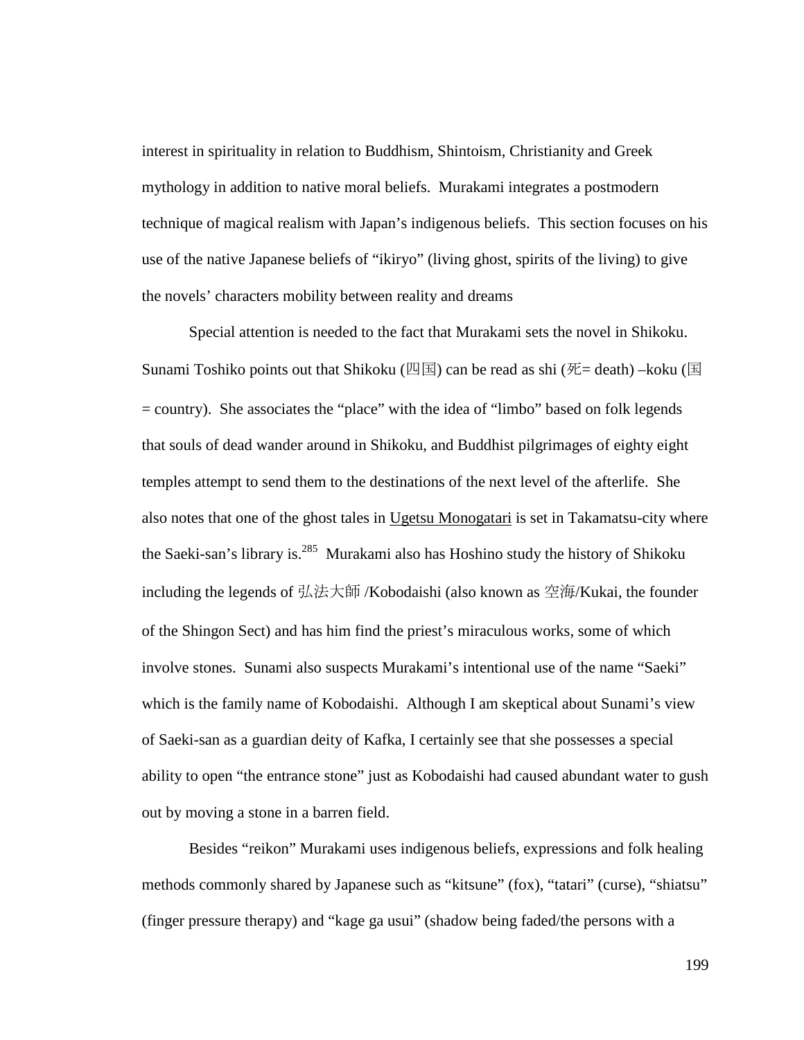interest in spirituality in relation to Buddhism, Shintoism, Christianity and Greek mythology in addition to native moral beliefs. Murakami integrates a postmodern technique of magical realism with Japan's indigenous beliefs. This section focuses on his use of the native Japanese beliefs of "ikiryo" (living ghost, spirits of the living) to give the novels' characters mobility between reality and dreams

Special attention is needed to the fact that Murakami sets the novel in Shikoku. Sunami Toshiko points out that Shikoku (四国) can be read as shi (死= death) –koku (国 = country). She associates the "place" with the idea of "limbo" based on folk legends that souls of dead wander around in Shikoku, and Buddhist pilgrimages of eighty eight temples attempt to send them to the destinations of the next level of the afterlife. She also notes that one of the ghost tales in Ugetsu Monogatari is set in Takamatsu-city where the Saeki-san's library is.[285] Murakami also has Hoshino study the history of Shikoku including the legends of 弘法大師 /Kobodaishi (also known as 空海/Kukai, the founder of the Shingon Sect) and has him find the priest's miraculous works, some of which involve stones. Sunami also suspects Murakami's intentional use of the name "Saeki" which is the family name of Kobodaishi. Although I am skeptical about Sunami's view of Saeki-san as a guardian deity of Kafka, I certainly see that she possesses a special ability to open "the entrance stone" just as Kobodaishi had caused abundant water to gush out by moving a stone in a barren field.

Besides "reikon" Murakami uses indigenous beliefs, expressions and folk healing methods commonly shared by Japanese such as "kitsune" (fox), "tatari" (curse), "shiatsu" (finger pressure therapy) and "kage ga usui" (shadow being faded/the persons with a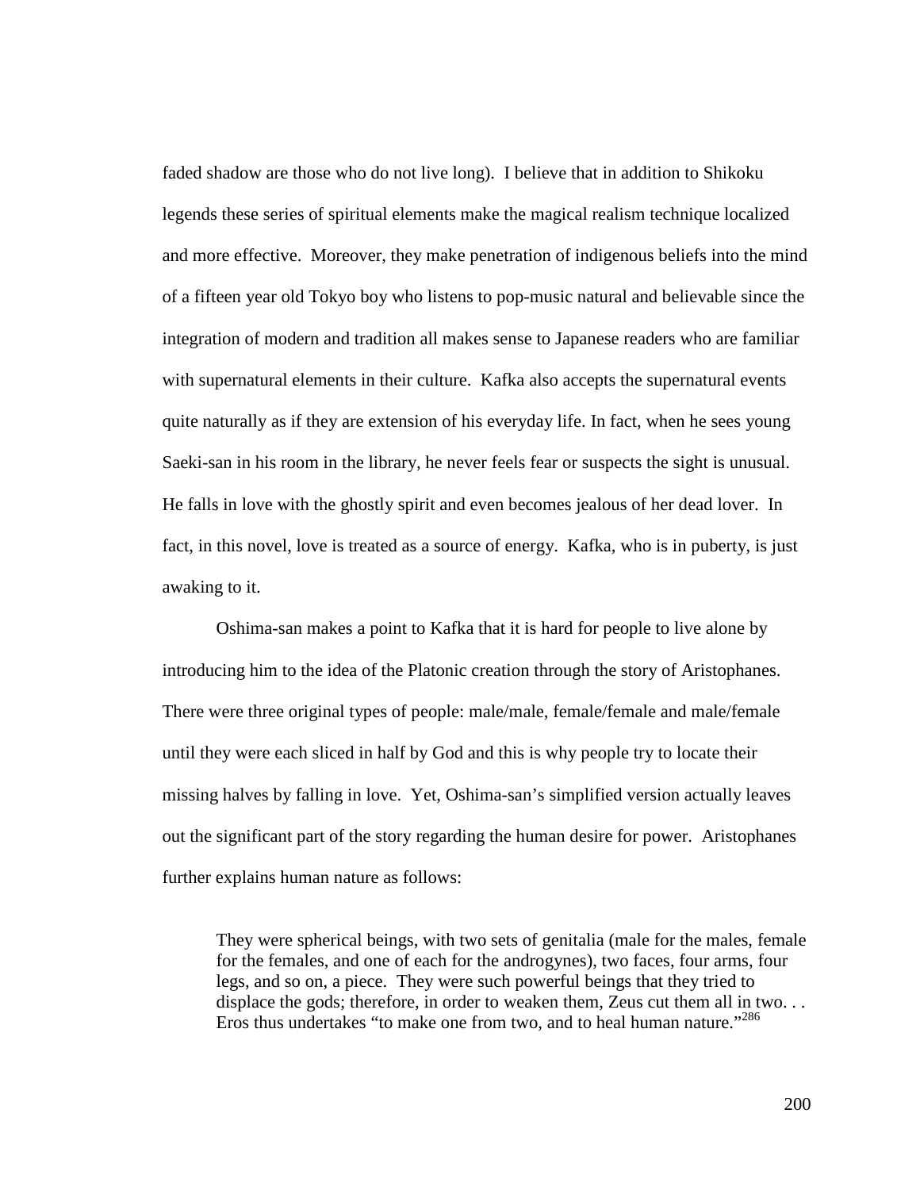faded shadow are those who do not live long). I believe that in addition to Shikoku legends these series of spiritual elements make the magical realism technique localized and more effective. Moreover, they make penetration of indigenous beliefs into the mind of a fifteen year old Tokyo boy who listens to pop-music natural and believable since the integration of modern and tradition all makes sense to Japanese readers who are familiar with supernatural elements in their culture. Kafka also accepts the supernatural events quite naturally as if they are extension of his everyday life. In fact, when he sees young Saeki-san in his room in the library, he never feels fear or suspects the sight is unusual. He falls in love with the ghostly spirit and even becomes jealous of her dead lover. In fact, in this novel, love is treated as a source of energy. Kafka, who is in puberty, is just awaking to it.

Oshima-san makes a point to Kafka that it is hard for people to live alone by introducing him to the idea of the Platonic creation through the story of Aristophanes. There were three original types of people: male/male, female/female and male/female until they were each sliced in half by God and this is why people try to locate their missing halves by falling in love. Yet, Oshima-san's simplified version actually leaves out the significant part of the story regarding the human desire for power. Aristophanes further explains human nature as follows:

> They were spherical beings, with two sets of genitalia (male for the males, female for the females, and one of each for the androgynes), two faces, four arms, four legs, and so on, a piece. They were such powerful beings that they tried to displace the gods; therefore, in order to weaken them, Zeus cut them all in two. . . Eros thus undertakes "to make one from two, and to heal human nature."[286]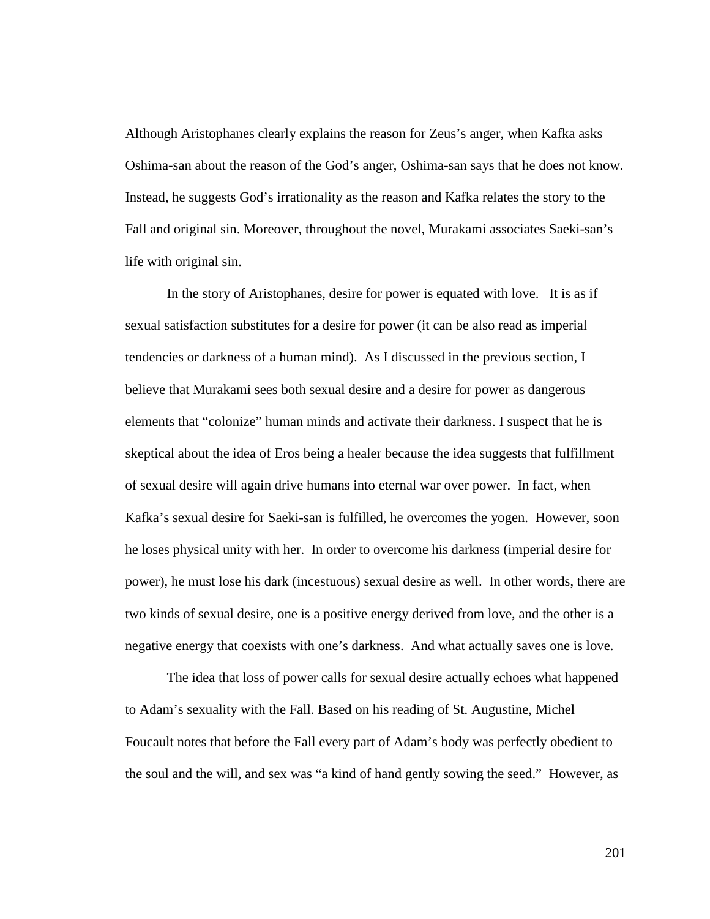Although Aristophanes clearly explains the reason for Zeus's anger, when Kafka asks Oshima-san about the reason of the God's anger, Oshima-san says that he does not know. Instead, he suggests God's irrationality as the reason and Kafka relates the story to the Fall and original sin. Moreover, throughout the novel, Murakami associates Saeki-san's life with original sin.

In the story of Aristophanes, desire for power is equated with love. It is as if sexual satisfaction substitutes for a desire for power (it can be also read as imperial tendencies or darkness of a human mind). As I discussed in the previous section, I believe that Murakami sees both sexual desire and a desire for power as dangerous elements that "colonize" human minds and activate their darkness. I suspect that he is skeptical about the idea of Eros being a healer because the idea suggests that fulfillment of sexual desire will again drive humans into eternal war over power. In fact, when Kafka's sexual desire for Saeki-san is fulfilled, he overcomes the yogen. However, soon he loses physical unity with her. In order to overcome his darkness (imperial desire for power), he must lose his dark (incestuous) sexual desire as well. In other words, there are two kinds of sexual desire, one is a positive energy derived from love, and the other is a negative energy that coexists with one's darkness. And what actually saves one is love.

The idea that loss of power calls for sexual desire actually echoes what happened to Adam's sexuality with the Fall. Based on his reading of St. Augustine, Michel Foucault notes that before the Fall every part of Adam's body was perfectly obedient to the soul and the will, and sex was "a kind of hand gently sowing the seed." However, as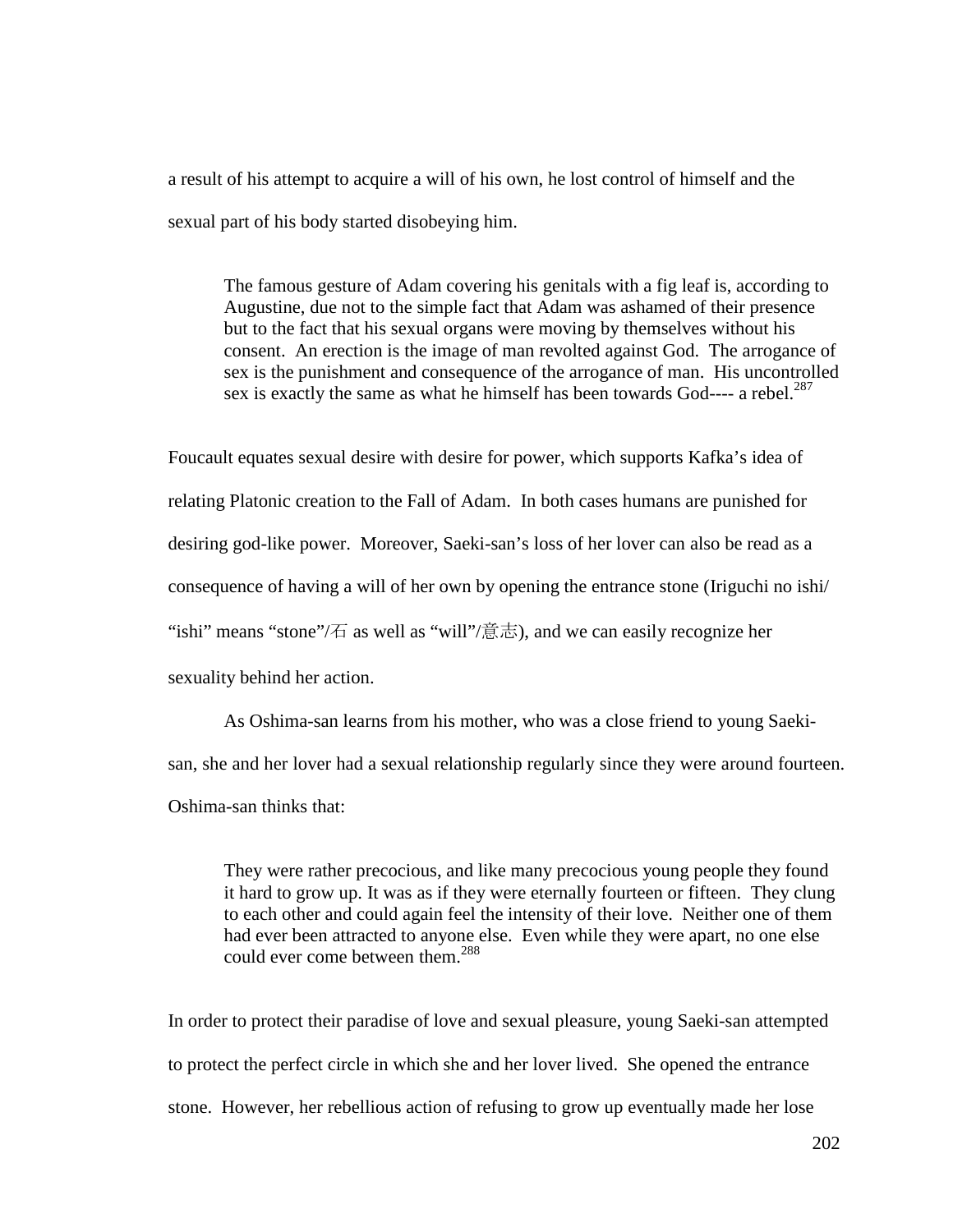a result of his attempt to acquire a will of his own, he lost control of himself and the sexual part of his body started disobeying him.

> The famous gesture of Adam covering his genitals with a fig leaf is, according to Augustine, due not to the simple fact that Adam was ashamed of their presence but to the fact that his sexual organs were moving by themselves without his consent. An erection is the image of man revolted against God. The arrogance of sex is the punishment and consequence of the arrogance of man. His uncontrolled sex is exactly the same as what he himself has been towards God---- a rebel.[287]

Foucault equates sexual desire with desire for power, which supports Kafka's idea of relating Platonic creation to the Fall of Adam. In both cases humans are punished for desiring god-like power. Moreover, Saeki-san's loss of her lover can also be read as a consequence of having a will of her own by opening the entrance stone (Iriguchi no ishi/ "ishi" means "stone"/石 as well as "will"/意志), and we can easily recognize her sexuality behind her action.

As Oshima-san learns from his mother, who was a close friend to young Saeki-san, she and her lover had a sexual relationship regularly since they were around fourteen. Oshima-san thinks that:

> They were rather precocious, and like many precocious young people they found it hard to grow up. It was as if they were eternally fourteen or fifteen. They clung to each other and could again feel the intensity of their love. Neither one of them had ever been attracted to anyone else. Even while they were apart, no one else could ever come between them.[288]

In order to protect their paradise of love and sexual pleasure, young Saeki-san attempted to protect the perfect circle in which she and her lover lived. She opened the entrance stone. However, her rebellious action of refusing to grow up eventually made her lose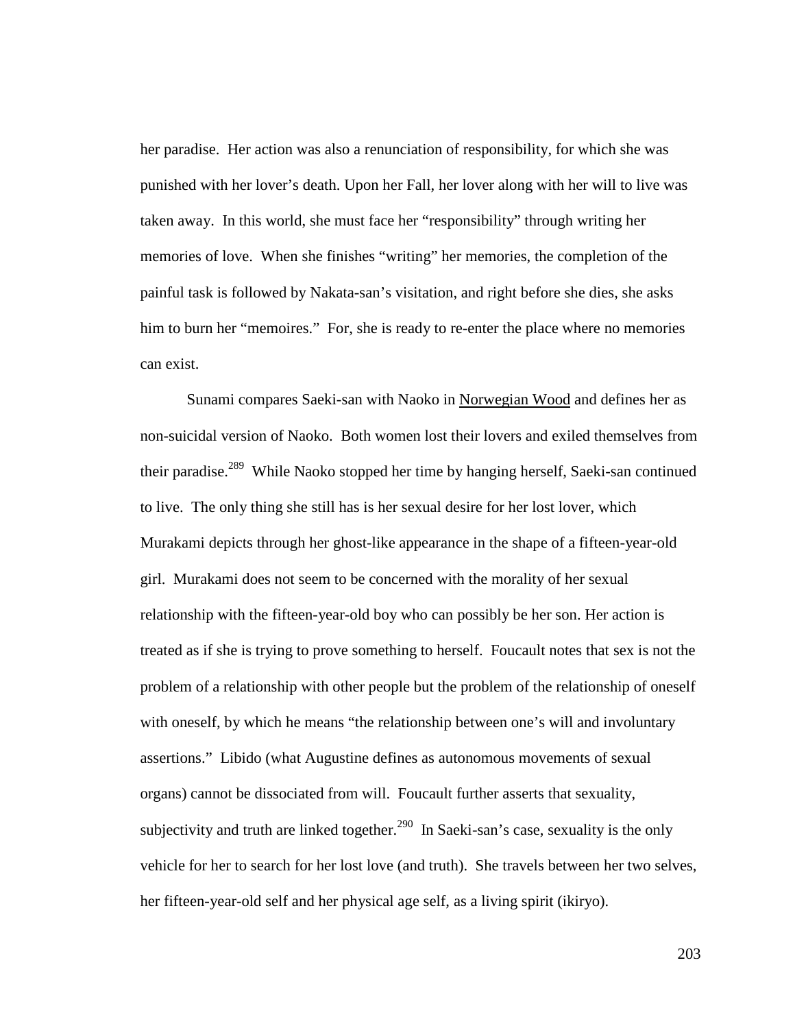her paradise. Her action was also a renunciation of responsibility, for which she was punished with her lover's death. Upon her Fall, her lover along with her will to live was taken away. In this world, she must face her "responsibility" through writing her memories of love. When she finishes "writing" her memories, the completion of the painful task is followed by Nakata-san's visitation, and right before she dies, she asks him to burn her "memoires." For, she is ready to re-enter the place where no memories can exist.

Sunami compares Saeki-san with Naoko in Norwegian Wood and defines her as non-suicidal version of Naoko. Both women lost their lovers and exiled themselves from their paradise.[289] While Naoko stopped her time by hanging herself, Saeki-san continued to live. The only thing she still has is her sexual desire for her lost lover, which Murakami depicts through her ghost-like appearance in the shape of a fifteen-year-old girl. Murakami does not seem to be concerned with the morality of her sexual relationship with the fifteen-year-old boy who can possibly be her son. Her action is treated as if she is trying to prove something to herself. Foucault notes that sex is not the problem of a relationship with other people but the problem of the relationship of oneself with oneself, by which he means "the relationship between one's will and involuntary assertions." Libido (what Augustine defines as autonomous movements of sexual organs) cannot be dissociated from will. Foucault further asserts that sexuality, subjectivity and truth are linked together.[290] In Saeki-san's case, sexuality is the only vehicle for her to search for her lost love (and truth). She travels between her two selves, her fifteen-year-old self and her physical age self, as a living spirit (ikiryo).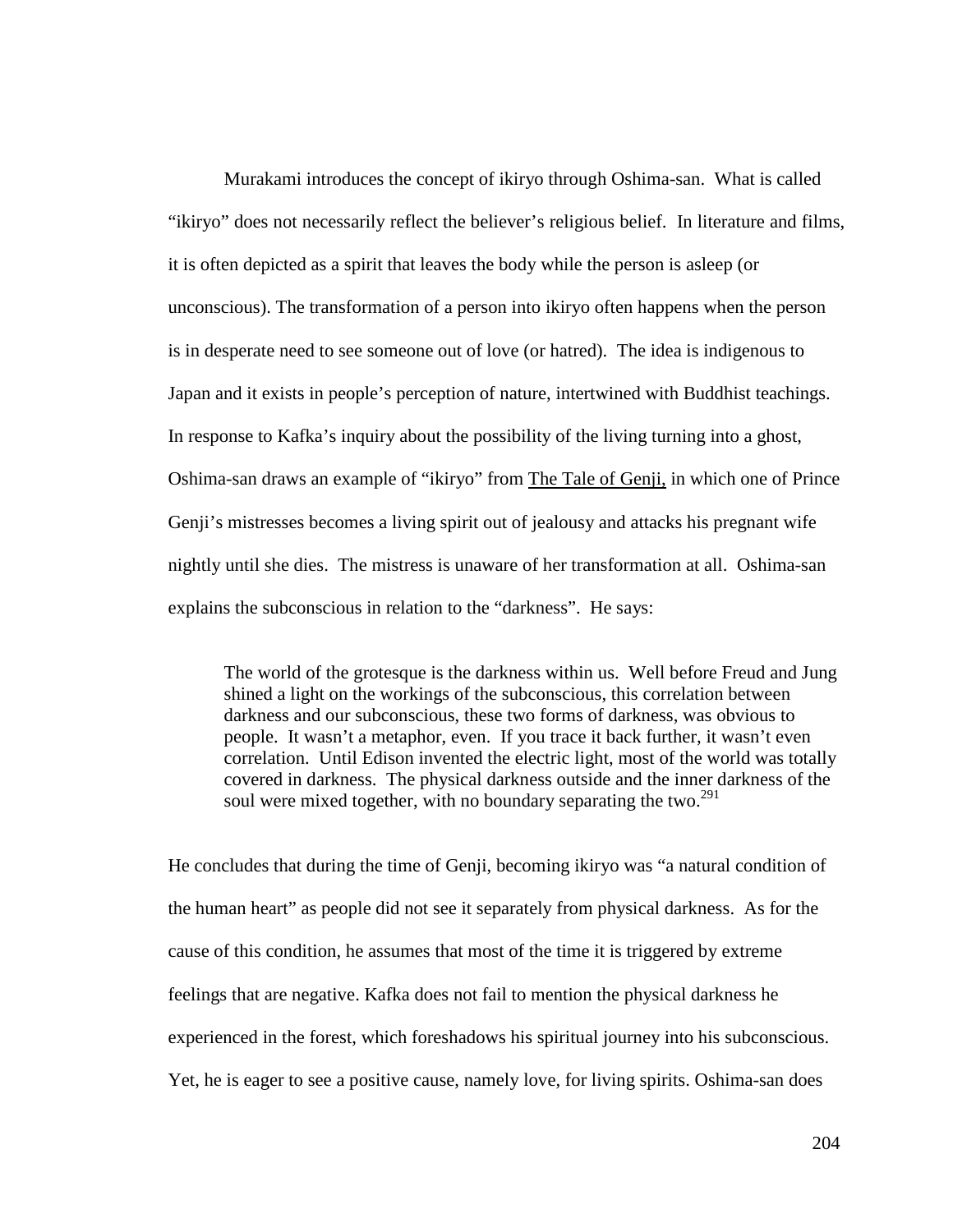Murakami introduces the concept of ikiryo through Oshima-san. What is called "ikiryo" does not necessarily reflect the believer's religious belief. In literature and films, it is often depicted as a spirit that leaves the body while the person is asleep (or unconscious). The transformation of a person into ikiryo often happens when the person is in desperate need to see someone out of love (or hatred). The idea is indigenous to Japan and it exists in people's perception of nature, intertwined with Buddhist teachings. In response to Kafka's inquiry about the possibility of the living turning into a ghost, Oshima-san draws an example of "ikiryo" from The Tale of Genji, in which one of Prince Genji's mistresses becomes a living spirit out of jealousy and attacks his pregnant wife nightly until she dies. The mistress is unaware of her transformation at all. Oshima-san explains the subconscious in relation to the "darkness". He says:

> The world of the grotesque is the darkness within us. Well before Freud and Jung shined a light on the workings of the subconscious, this correlation between darkness and our subconscious, these two forms of darkness, was obvious to people. It wasn't a metaphor, even. If you trace it back further, it wasn't even correlation. Until Edison invented the electric light, most of the world was totally covered in darkness. The physical darkness outside and the inner darkness of the soul were mixed together, with no boundary separating the two.[291]

He concludes that during the time of Genji, becoming ikiryo was "a natural condition of the human heart" as people did not see it separately from physical darkness. As for the cause of this condition, he assumes that most of the time it is triggered by extreme feelings that are negative. Kafka does not fail to mention the physical darkness he experienced in the forest, which foreshadows his spiritual journey into his subconscious. Yet, he is eager to see a positive cause, namely love, for living spirits. Oshima-san does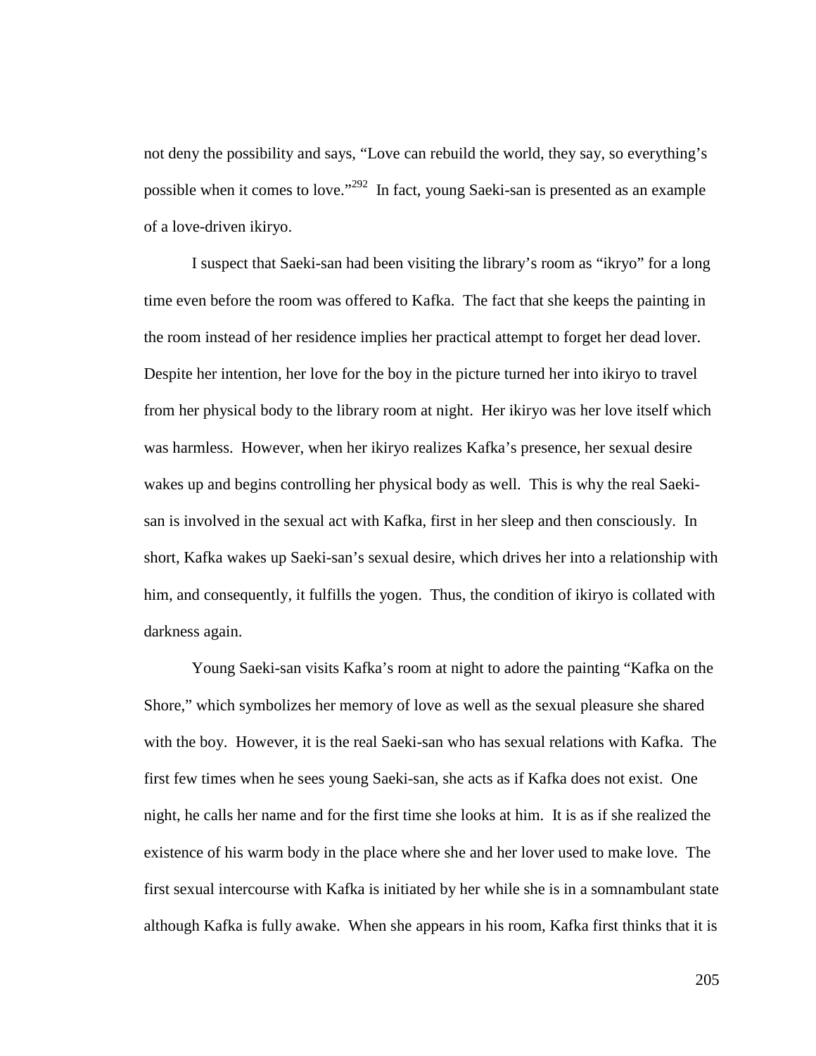not deny the possibility and says, "Love can rebuild the world, they say, so everything's possible when it comes to love."[292] In fact, young Saeki-san is presented as an example of a love-driven ikiryo.

I suspect that Saeki-san had been visiting the library's room as "ikryo" for a long time even before the room was offered to Kafka. The fact that she keeps the painting in the room instead of her residence implies her practical attempt to forget her dead lover. Despite her intention, her love for the boy in the picture turned her into ikiryo to travel from her physical body to the library room at night. Her ikiryo was her love itself which was harmless. However, when her ikiryo realizes Kafka's presence, her sexual desire wakes up and begins controlling her physical body as well. This is why the real Saeki-san is involved in the sexual act with Kafka, first in her sleep and then consciously. In short, Kafka wakes up Saeki-san's sexual desire, which drives her into a relationship with him, and consequently, it fulfills the yogen. Thus, the condition of ikiryo is collated with darkness again.

Young Saeki-san visits Kafka's room at night to adore the painting "Kafka on the Shore," which symbolizes her memory of love as well as the sexual pleasure she shared with the boy. However, it is the real Saeki-san who has sexual relations with Kafka. The first few times when he sees young Saeki-san, she acts as if Kafka does not exist. One night, he calls her name and for the first time she looks at him. It is as if she realized the existence of his warm body in the place where she and her lover used to make love. The first sexual intercourse with Kafka is initiated by her while she is in a somnambulant state although Kafka is fully awake. When she appears in his room, Kafka first thinks that it is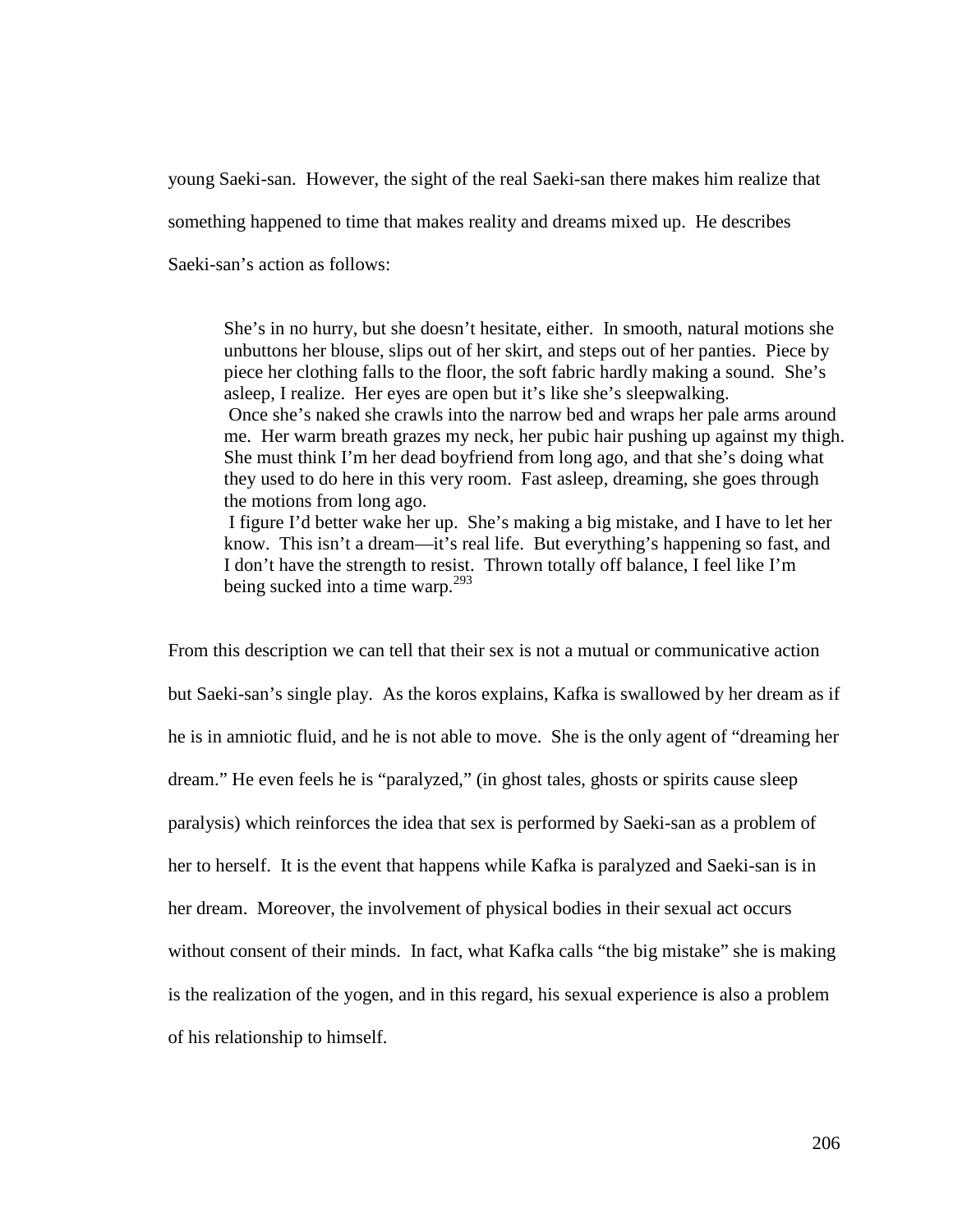young Saeki-san. However, the sight of the real Saeki-san there makes him realize that something happened to time that makes reality and dreams mixed up. He describes Saeki-san's action as follows:

> She's in no hurry, but she doesn't hesitate, either. In smooth, natural motions she unbuttons her blouse, slips out of her skirt, and steps out of her panties. Piece by piece her clothing falls to the floor, the soft fabric hardly making a sound. She's asleep, I realize. Her eyes are open but it's like she's sleepwalking.
>
> Once she's naked she crawls into the narrow bed and wraps her pale arms around me. Her warm breath grazes my neck, her pubic hair pushing up against my thigh. She must think I'm her dead boyfriend from long ago, and that she's doing what they used to do here in this very room. Fast asleep, dreaming, she goes through the motions from long ago.
>
> I figure I'd better wake her up. She's making a big mistake, and I have to let her know. This isn't a dream—it's real life. But everything's happening so fast, and I don't have the strength to resist. Thrown totally off balance, I feel like I'm being sucked into a time warp.[293]

From this description we can tell that their sex is not a mutual or communicative action but Saeki-san's single play. As the koros explains, Kafka is swallowed by her dream as if he is in amniotic fluid, and he is not able to move. She is the only agent of "dreaming her dream." He even feels he is "paralyzed," (in ghost tales, ghosts or spirits cause sleep paralysis) which reinforces the idea that sex is performed by Saeki-san as a problem of her to herself. It is the event that happens while Kafka is paralyzed and Saeki-san is in her dream. Moreover, the involvement of physical bodies in their sexual act occurs without consent of their minds. In fact, what Kafka calls "the big mistake" she is making is the realization of the yogen, and in this regard, his sexual experience is also a problem of his relationship to himself.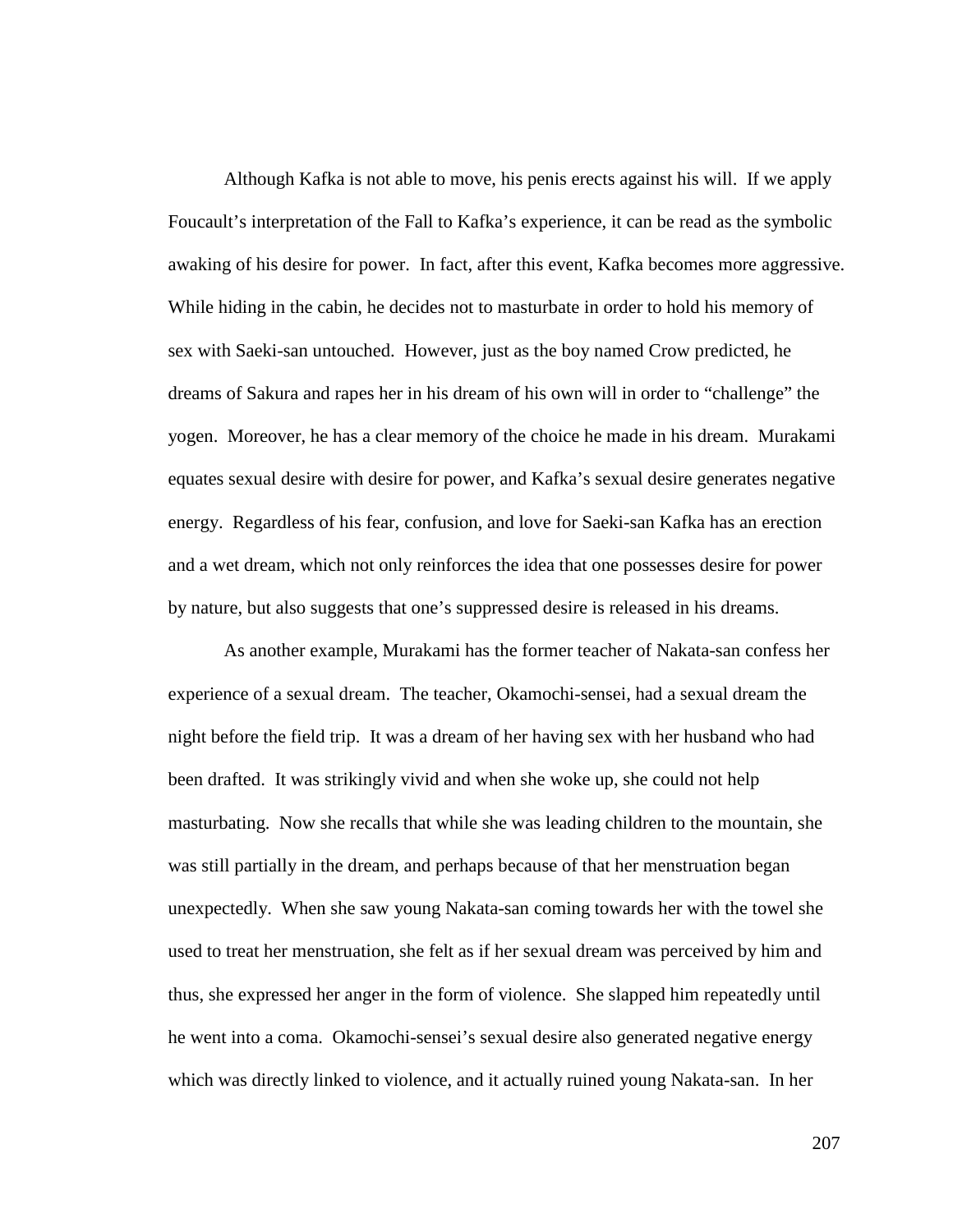Although Kafka is not able to move, his penis erects against his will. If we apply Foucault's interpretation of the Fall to Kafka's experience, it can be read as the symbolic awaking of his desire for power. In fact, after this event, Kafka becomes more aggressive. While hiding in the cabin, he decides not to masturbate in order to hold his memory of sex with Saeki-san untouched. However, just as the boy named Crow predicted, he dreams of Sakura and rapes her in his dream of his own will in order to "challenge" the yogen. Moreover, he has a clear memory of the choice he made in his dream. Murakami equates sexual desire with desire for power, and Kafka's sexual desire generates negative energy. Regardless of his fear, confusion, and love for Saeki-san Kafka has an erection and a wet dream, which not only reinforces the idea that one possesses desire for power by nature, but also suggests that one's suppressed desire is released in his dreams.

As another example, Murakami has the former teacher of Nakata-san confess her experience of a sexual dream. The teacher, Okamochi-sensei, had a sexual dream the night before the field trip. It was a dream of her having sex with her husband who had been drafted. It was strikingly vivid and when she woke up, she could not help masturbating. Now she recalls that while she was leading children to the mountain, she was still partially in the dream, and perhaps because of that her menstruation began unexpectedly. When she saw young Nakata-san coming towards her with the towel she used to treat her menstruation, she felt as if her sexual dream was perceived by him and thus, she expressed her anger in the form of violence. She slapped him repeatedly until he went into a coma. Okamochi-sensei's sexual desire also generated negative energy which was directly linked to violence, and it actually ruined young Nakata-san. In her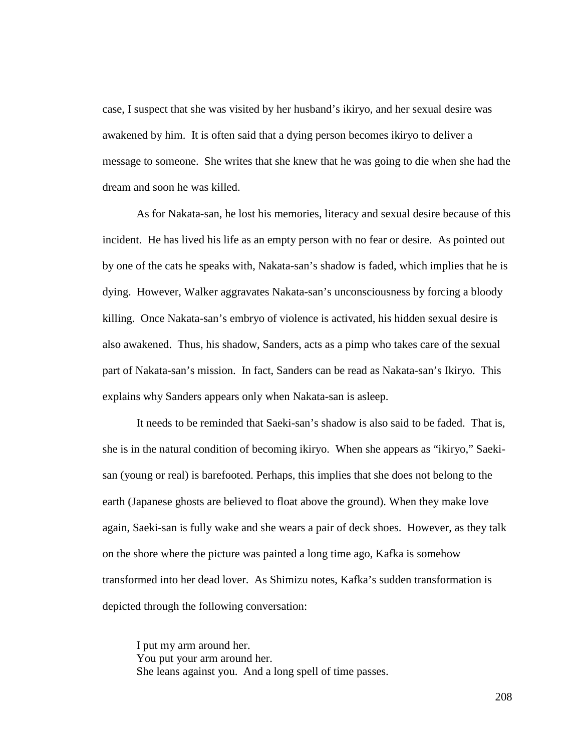case, I suspect that she was visited by her husband's ikiryo, and her sexual desire was awakened by him. It is often said that a dying person becomes ikiryo to deliver a message to someone. She writes that she knew that he was going to die when she had the dream and soon he was killed.

As for Nakata-san, he lost his memories, literacy and sexual desire because of this incident. He has lived his life as an empty person with no fear or desire. As pointed out by one of the cats he speaks with, Nakata-san's shadow is faded, which implies that he is dying. However, Walker aggravates Nakata-san's unconsciousness by forcing a bloody killing. Once Nakata-san's embryo of violence is activated, his hidden sexual desire is also awakened. Thus, his shadow, Sanders, acts as a pimp who takes care of the sexual part of Nakata-san's mission. In fact, Sanders can be read as Nakata-san's Ikiryo. This explains why Sanders appears only when Nakata-san is asleep.

It needs to be reminded that Saeki-san's shadow is also said to be faded. That is, she is in the natural condition of becoming ikiryo. When she appears as "ikiryo," Saeki-san (young or real) is barefooted. Perhaps, this implies that she does not belong to the earth (Japanese ghosts are believed to float above the ground). When they make love again, Saeki-san is fully wake and she wears a pair of deck shoes. However, as they talk on the shore where the picture was painted a long time ago, Kafka is somehow transformed into her dead lover. As Shimizu notes, Kafka's sudden transformation is depicted through the following conversation:

> I put my arm around her.
> You put your arm around her.
> She leans against you. And a long spell of time passes.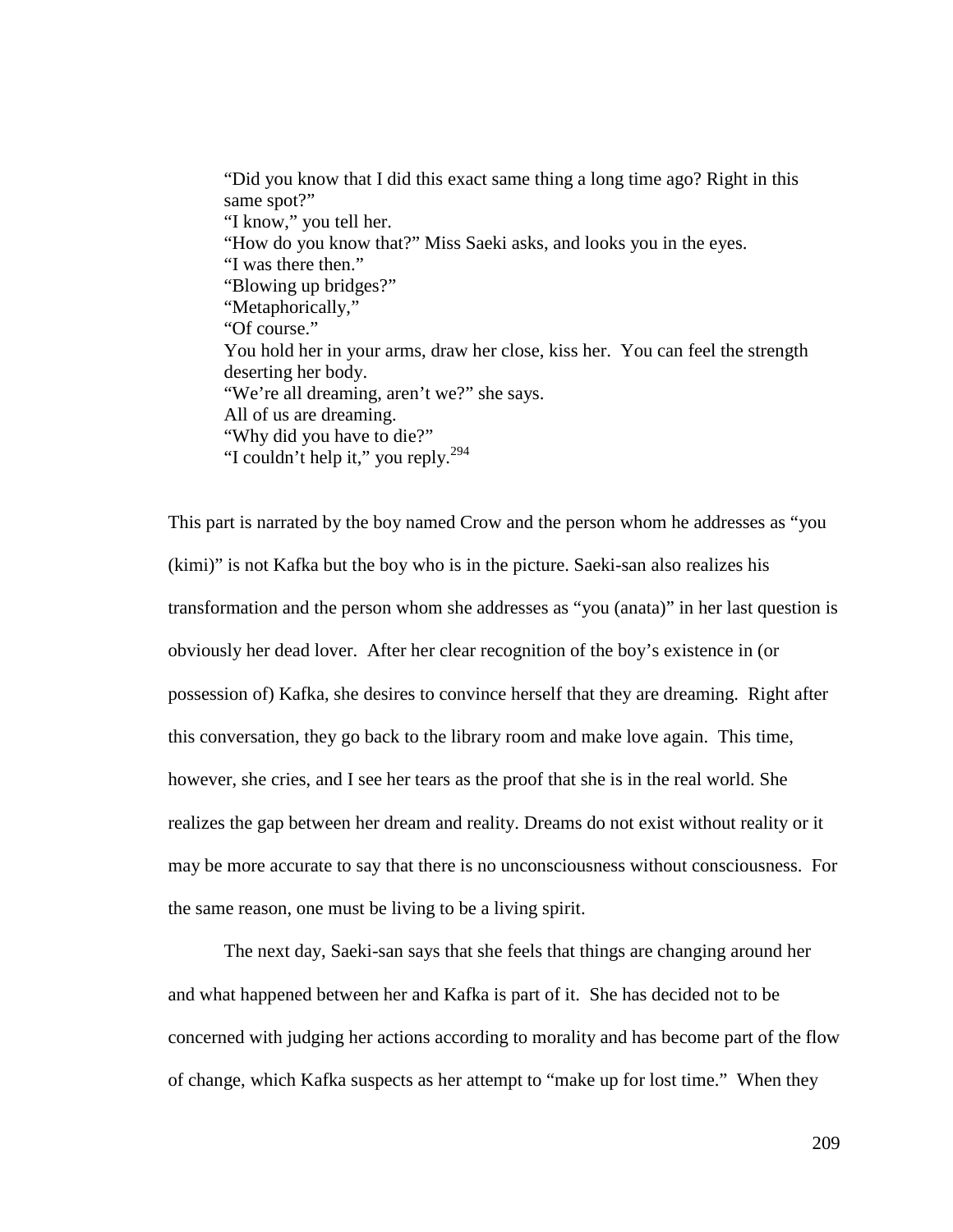> "Did you know that I did this exact same thing a long time ago? Right in this same spot?"
> "I know," you tell her.
> "How do you know that?" Miss Saeki asks, and looks you in the eyes.
> "I was there then."
> "Blowing up bridges?"
> "Metaphorically,"
> "Of course."
> You hold her in your arms, draw her close, kiss her. You can feel the strength deserting her body.
> "We're all dreaming, aren't we?" she says.
> All of us are dreaming.
> "Why did you have to die?"
> "I couldn't help it," you reply.[294]

This part is narrated by the boy named Crow and the person whom he addresses as "you (kimi)" is not Kafka but the boy who is in the picture. Saeki-san also realizes his transformation and the person whom she addresses as "you (anata)" in her last question is obviously her dead lover. After her clear recognition of the boy's existence in (or possession of) Kafka, she desires to convince herself that they are dreaming. Right after this conversation, they go back to the library room and make love again. This time, however, she cries, and I see her tears as the proof that she is in the real world. She realizes the gap between her dream and reality. Dreams do not exist without reality or it may be more accurate to say that there is no unconsciousness without consciousness. For the same reason, one must be living to be a living spirit.

The next day, Saeki-san says that she feels that things are changing around her and what happened between her and Kafka is part of it. She has decided not to be concerned with judging her actions according to morality and has become part of the flow of change, which Kafka suspects as her attempt to "make up for lost time." When they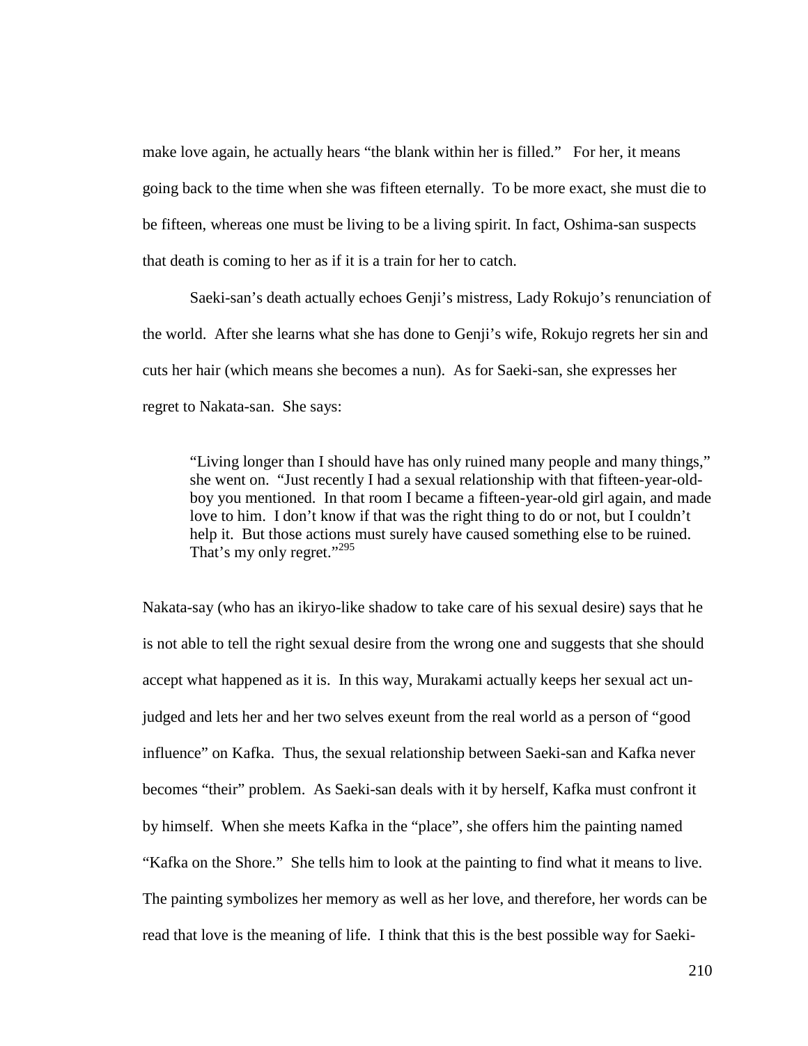make love again, he actually hears "the blank within her is filled." For her, it means going back to the time when she was fifteen eternally. To be more exact, she must die to be fifteen, whereas one must be living to be a living spirit. In fact, Oshima-san suspects that death is coming to her as if it is a train for her to catch.

Saeki-san's death actually echoes Genji's mistress, Lady Rokujo's renunciation of the world. After she learns what she has done to Genji's wife, Rokujo regrets her sin and cuts her hair (which means she becomes a nun). As for Saeki-san, she expresses her regret to Nakata-san. She says:

> "Living longer than I should have has only ruined many people and many things," she went on. "Just recently I had a sexual relationship with that fifteen-year-old-boy you mentioned. In that room I became a fifteen-year-old girl again, and made love to him. I don't know if that was the right thing to do or not, but I couldn't help it. But those actions must surely have caused something else to be ruined. That's my only regret."[295]

Nakata-say (who has an ikiryo-like shadow to take care of his sexual desire) says that he is not able to tell the right sexual desire from the wrong one and suggests that she should accept what happened as it is. In this way, Murakami actually keeps her sexual act un-judged and lets her and her two selves exeunt from the real world as a person of "good influence" on Kafka. Thus, the sexual relationship between Saeki-san and Kafka never becomes "their" problem. As Saeki-san deals with it by herself, Kafka must confront it by himself. When she meets Kafka in the "place", she offers him the painting named "Kafka on the Shore." She tells him to look at the painting to find what it means to live. The painting symbolizes her memory as well as her love, and therefore, her words can be read that love is the meaning of life. I think that this is the best possible way for Saeki-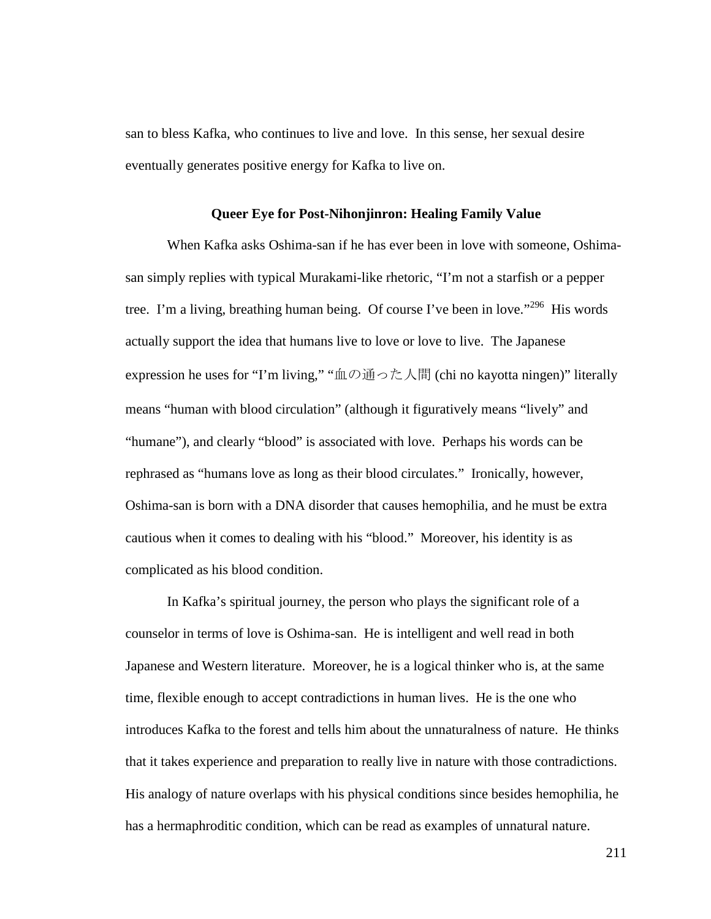san to bless Kafka, who continues to live and love. In this sense, her sexual desire eventually generates positive energy for Kafka to live on.

### Queer Eye for Post-Nihonjinron: Healing Family Value

When Kafka asks Oshima-san if he has ever been in love with someone, Oshima-san simply replies with typical Murakami-like rhetoric, "I'm not a starfish or a pepper tree. I'm a living, breathing human being. Of course I've been in love."[296] His words actually support the idea that humans live to love or love to live. The Japanese expression he uses for "I'm living," "血の通った人間 (chi no kayotta ningen)" literally means "human with blood circulation" (although it figuratively means "lively" and "humane"), and clearly "blood" is associated with love. Perhaps his words can be rephrased as "humans love as long as their blood circulates." Ironically, however, Oshima-san is born with a DNA disorder that causes hemophilia, and he must be extra cautious when it comes to dealing with his "blood." Moreover, his identity is as complicated as his blood condition.

In Kafka's spiritual journey, the person who plays the significant role of a counselor in terms of love is Oshima-san. He is intelligent and well read in both Japanese and Western literature. Moreover, he is a logical thinker who is, at the same time, flexible enough to accept contradictions in human lives. He is the one who introduces Kafka to the forest and tells him about the unnaturalness of nature. He thinks that it takes experience and preparation to really live in nature with those contradictions. His analogy of nature overlaps with his physical conditions since besides hemophilia, he has a hermaphroditic condition, which can be read as examples of unnatural nature.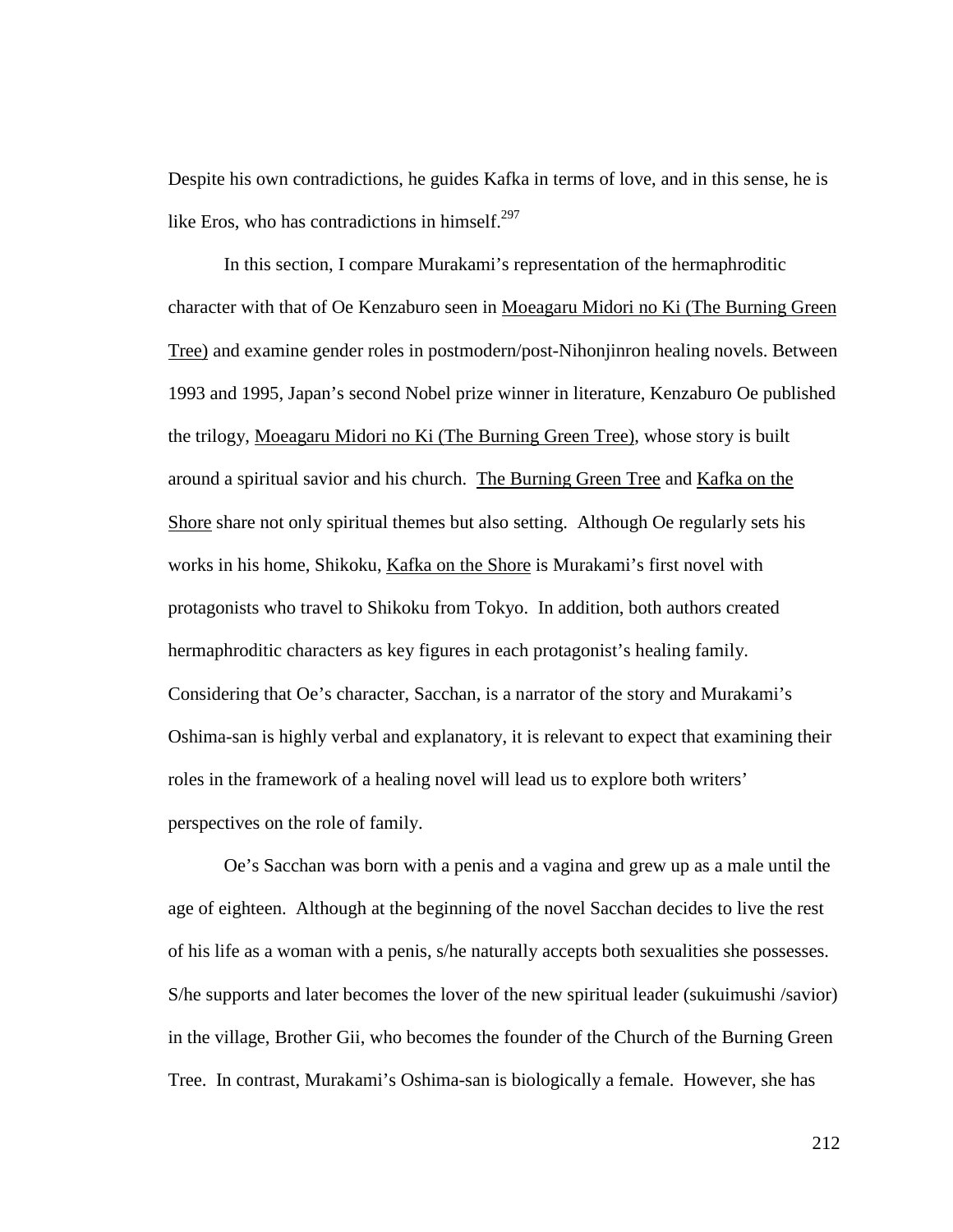Despite his own contradictions, he guides Kafka in terms of love, and in this sense, he is like Eros, who has contradictions in himself.[297]

In this section, I compare Murakami's representation of the hermaphroditic character with that of Oe Kenzaburo seen in <u>Moeagaru Midori no Ki (The Burning Green Tree)</u> and examine gender roles in postmodern/post-Nihonjinron healing novels. Between 1993 and 1995, Japan's second Nobel prize winner in literature, Kenzaburo Oe published the trilogy, <u>Moeagaru Midori no Ki (The Burning Green Tree)</u>, whose story is built around a spiritual savior and his church. <u>The Burning Green Tree</u> and <u>Kafka on the Shore</u> share not only spiritual themes but also setting. Although Oe regularly sets his works in his home, Shikoku, <u>Kafka on the Shore</u> is Murakami's first novel with protagonists who travel to Shikoku from Tokyo. In addition, both authors created hermaphroditic characters as key figures in each protagonist's healing family. Considering that Oe's character, Sacchan, is a narrator of the story and Murakami's Oshima-san is highly verbal and explanatory, it is relevant to expect that examining their roles in the framework of a healing novel will lead us to explore both writers' perspectives on the role of family.

Oe's Sacchan was born with a penis and a vagina and grew up as a male until the age of eighteen. Although at the beginning of the novel Sacchan decides to live the rest of his life as a woman with a penis, s/he naturally accepts both sexualities she possesses. S/he supports and later becomes the lover of the new spiritual leader (sukuimushi /savior) in the village, Brother Gii, who becomes the founder of the Church of the Burning Green Tree. In contrast, Murakami's Oshima-san is biologically a female. However, she has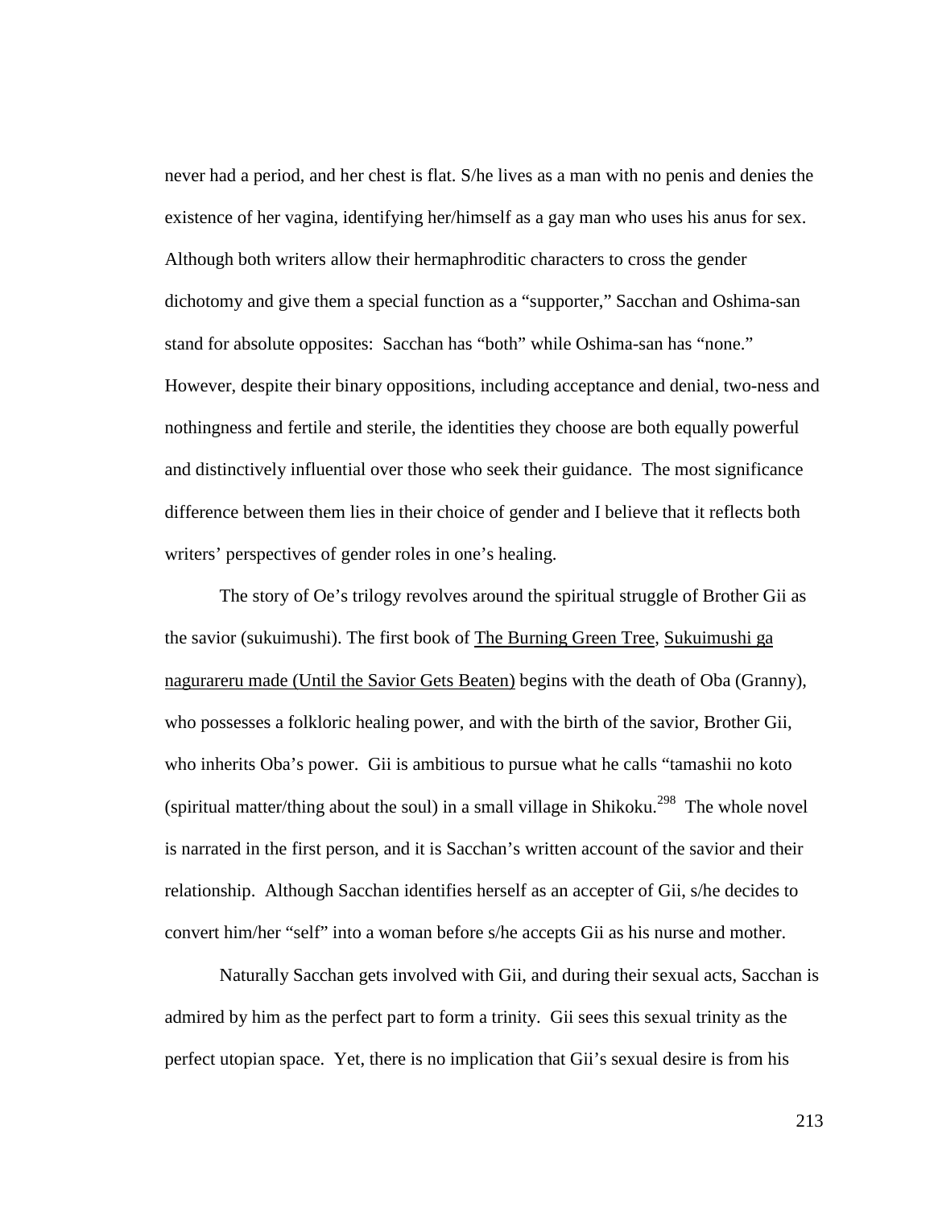never had a period, and her chest is flat. S/he lives as a man with no penis and denies the existence of her vagina, identifying her/himself as a gay man who uses his anus for sex. Although both writers allow their hermaphroditic characters to cross the gender dichotomy and give them a special function as a "supporter," Sacchan and Oshima-san stand for absolute opposites: Sacchan has "both" while Oshima-san has "none." However, despite their binary oppositions, including acceptance and denial, two-ness and nothingness and fertile and sterile, the identities they choose are both equally powerful and distinctively influential over those who seek their guidance. The most significance difference between them lies in their choice of gender and I believe that it reflects both writers' perspectives of gender roles in one's healing.

The story of Oe's trilogy revolves around the spiritual struggle of Brother Gii as the savior (sukuimushi). The first book of <u>The Burning Green Tree</u>, <u>Sukuimushi ga nagurareru made (Until the Savior Gets Beaten)</u> begins with the death of Oba (Granny), who possesses a folkloric healing power, and with the birth of the savior, Brother Gii, who inherits Oba's power. Gii is ambitious to pursue what he calls "tamashii no koto (spiritual matter/thing about the soul) in a small village in Shikoku.[298] The whole novel is narrated in the first person, and it is Sacchan's written account of the savior and their relationship. Although Sacchan identifies herself as an accepter of Gii, s/he decides to convert him/her "self" into a woman before s/he accepts Gii as his nurse and mother.

Naturally Sacchan gets involved with Gii, and during their sexual acts, Sacchan is admired by him as the perfect part to form a trinity. Gii sees this sexual trinity as the perfect utopian space. Yet, there is no implication that Gii's sexual desire is from his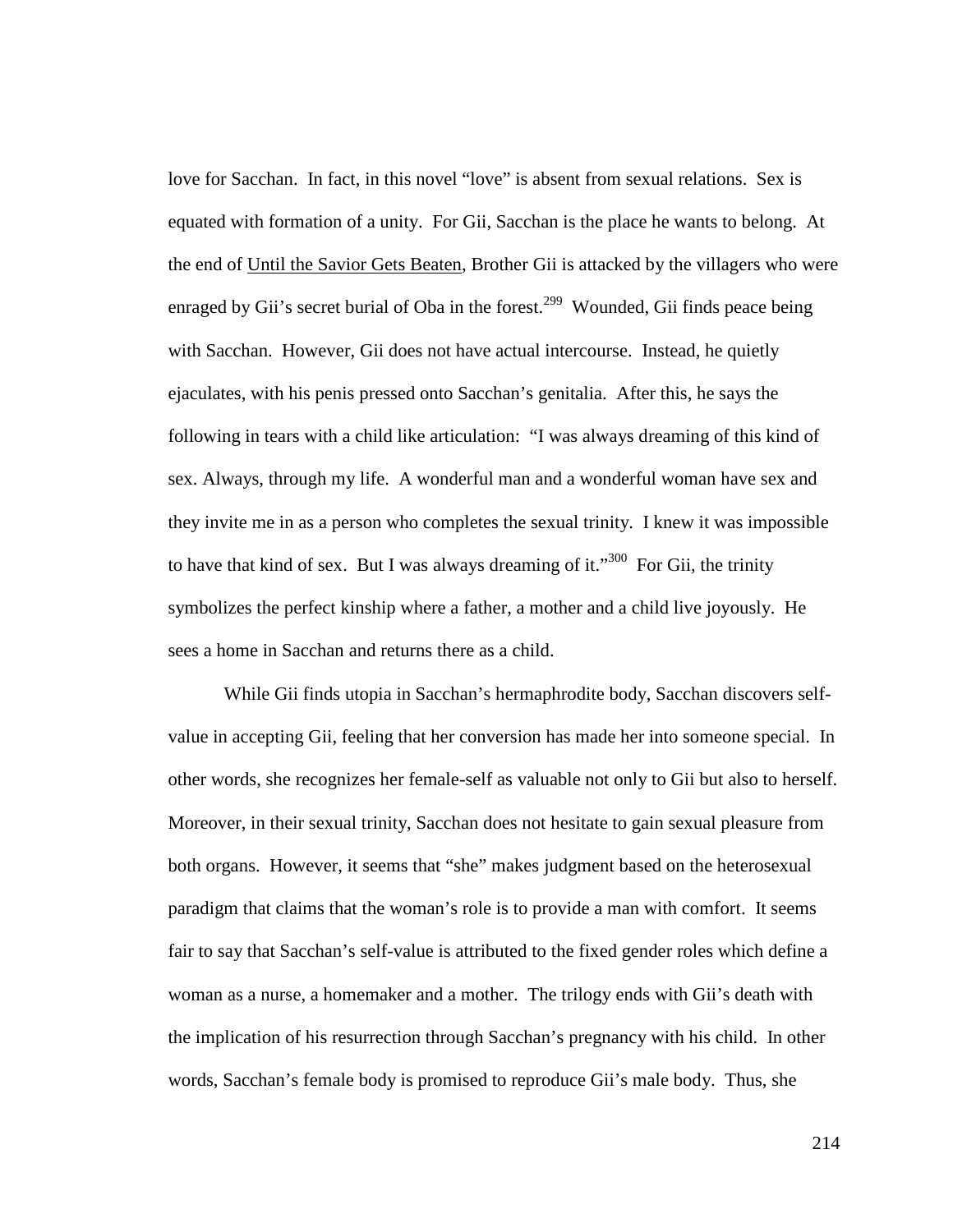love for Sacchan. In fact, in this novel "love" is absent from sexual relations. Sex is equated with formation of a unity. For Gii, Sacchan is the place he wants to belong. At the end of Until the Savior Gets Beaten, Brother Gii is attacked by the villagers who were enraged by Gii's secret burial of Oba in the forest.[299] Wounded, Gii finds peace being with Sacchan. However, Gii does not have actual intercourse. Instead, he quietly ejaculates, with his penis pressed onto Sacchan's genitalia. After this, he says the following in tears with a child like articulation: "I was always dreaming of this kind of sex. Always, through my life. A wonderful man and a wonderful woman have sex and they invite me in as a person who completes the sexual trinity. I knew it was impossible to have that kind of sex. But I was always dreaming of it."[300] For Gii, the trinity symbolizes the perfect kinship where a father, a mother and a child live joyously. He sees a home in Sacchan and returns there as a child.

While Gii finds utopia in Sacchan's hermaphrodite body, Sacchan discovers self-value in accepting Gii, feeling that her conversion has made her into someone special. In other words, she recognizes her female-self as valuable not only to Gii but also to herself. Moreover, in their sexual trinity, Sacchan does not hesitate to gain sexual pleasure from both organs. However, it seems that "she" makes judgment based on the heterosexual paradigm that claims that the woman's role is to provide a man with comfort. It seems fair to say that Sacchan's self-value is attributed to the fixed gender roles which define a woman as a nurse, a homemaker and a mother. The trilogy ends with Gii's death with the implication of his resurrection through Sacchan's pregnancy with his child. In other words, Sacchan's female body is promised to reproduce Gii's male body. Thus, she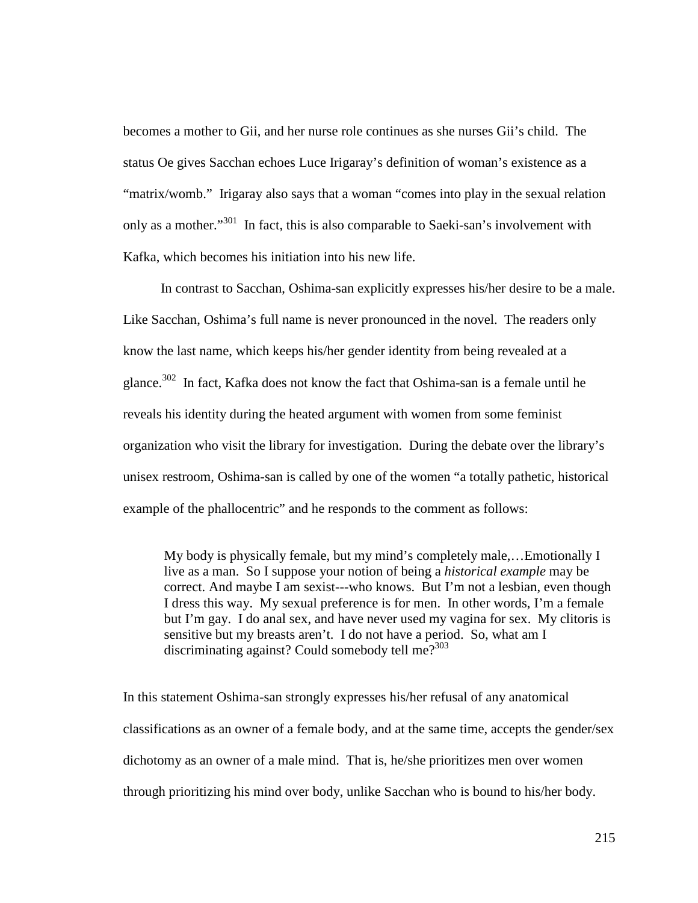becomes a mother to Gii, and her nurse role continues as she nurses Gii's child. The status Oe gives Sacchan echoes Luce Irigaray's definition of woman's existence as a "matrix/womb." Irigaray also says that a woman "comes into play in the sexual relation only as a mother."[301] In fact, this is also comparable to Saeki-san's involvement with Kafka, which becomes his initiation into his new life.

In contrast to Sacchan, Oshima-san explicitly expresses his/her desire to be a male. Like Sacchan, Oshima's full name is never pronounced in the novel. The readers only know the last name, which keeps his/her gender identity from being revealed at a glance.[302] In fact, Kafka does not know the fact that Oshima-san is a female until he reveals his identity during the heated argument with women from some feminist organization who visit the library for investigation. During the debate over the library's unisex restroom, Oshima-san is called by one of the women "a totally pathetic, historical example of the phallocentric" and he responds to the comment as follows:

> My body is physically female, but my mind's completely male,…Emotionally I live as a man. So I suppose your notion of being a *historical example* may be correct. And maybe I am sexist---who knows. But I'm not a lesbian, even though I dress this way. My sexual preference is for men. In other words, I'm a female but I'm gay. I do anal sex, and have never used my vagina for sex. My clitoris is sensitive but my breasts aren't. I do not have a period. So, what am I discriminating against? Could somebody tell me?[303]

In this statement Oshima-san strongly expresses his/her refusal of any anatomical classifications as an owner of a female body, and at the same time, accepts the gender/sex dichotomy as an owner of a male mind. That is, he/she prioritizes men over women through prioritizing his mind over body, unlike Sacchan who is bound to his/her body.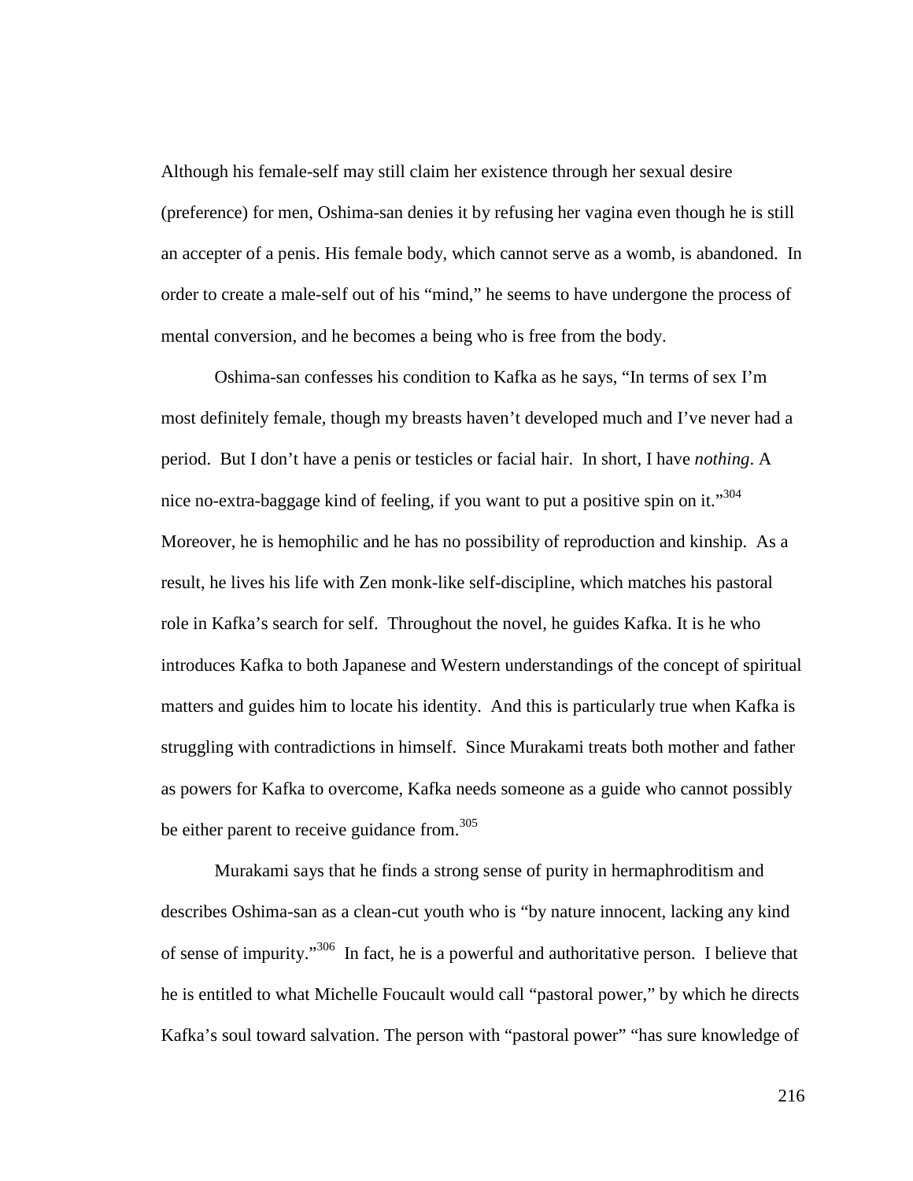Although his female-self may still claim her existence through her sexual desire (preference) for men, Oshima-san denies it by refusing her vagina even though he is still an accepter of a penis. His female body, which cannot serve as a womb, is abandoned. In order to create a male-self out of his "mind," he seems to have undergone the process of mental conversion, and he becomes a being who is free from the body.

Oshima-san confesses his condition to Kafka as he says, "In terms of sex I'm most definitely female, though my breasts haven't developed much and I've never had a period. But I don't have a penis or testicles or facial hair. In short, I have *nothing*. A nice no-extra-baggage kind of feeling, if you want to put a positive spin on it."[304] Moreover, he is hemophilic and he has no possibility of reproduction and kinship. As a result, he lives his life with Zen monk-like self-discipline, which matches his pastoral role in Kafka's search for self. Throughout the novel, he guides Kafka. It is he who introduces Kafka to both Japanese and Western understandings of the concept of spiritual matters and guides him to locate his identity. And this is particularly true when Kafka is struggling with contradictions in himself. Since Murakami treats both mother and father as powers for Kafka to overcome, Kafka needs someone as a guide who cannot possibly be either parent to receive guidance from.[305]

Murakami says that he finds a strong sense of purity in hermaphroditism and describes Oshima-san as a clean-cut youth who is "by nature innocent, lacking any kind of sense of impurity."[306] In fact, he is a powerful and authoritative person. I believe that he is entitled to what Michelle Foucault would call "pastoral power," by which he directs Kafka's soul toward salvation. The person with "pastoral power" "has sure knowledge of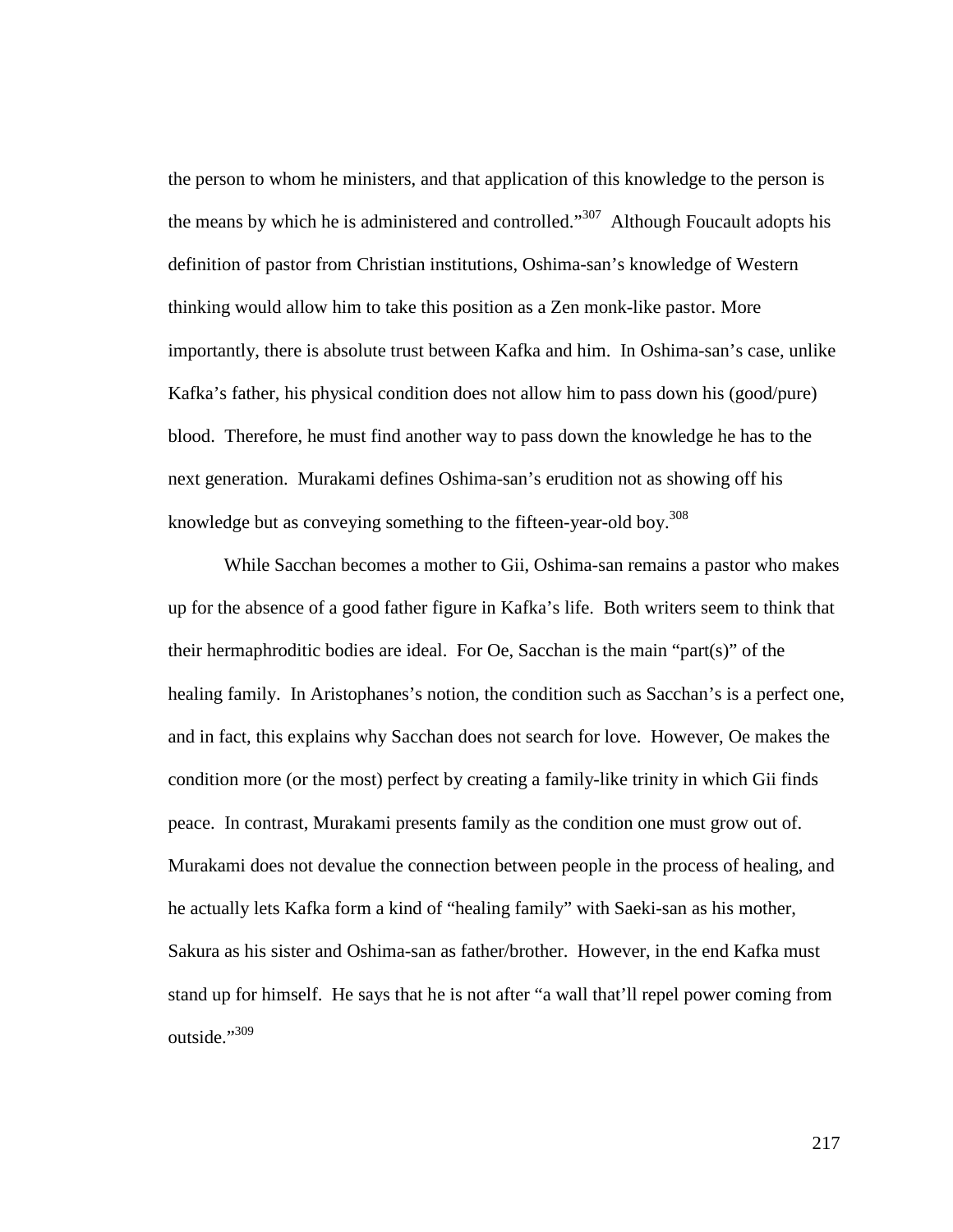the person to whom he ministers, and that application of this knowledge to the person is the means by which he is administered and controlled."[307] Although Foucault adopts his definition of pastor from Christian institutions, Oshima-san's knowledge of Western thinking would allow him to take this position as a Zen monk-like pastor. More importantly, there is absolute trust between Kafka and him. In Oshima-san's case, unlike Kafka's father, his physical condition does not allow him to pass down his (good/pure) blood. Therefore, he must find another way to pass down the knowledge he has to the next generation. Murakami defines Oshima-san's erudition not as showing off his knowledge but as conveying something to the fifteen-year-old boy.[308]

While Sacchan becomes a mother to Gii, Oshima-san remains a pastor who makes up for the absence of a good father figure in Kafka's life. Both writers seem to think that their hermaphroditic bodies are ideal. For Oe, Sacchan is the main "part(s)" of the healing family. In Aristophanes's notion, the condition such as Sacchan's is a perfect one, and in fact, this explains why Sacchan does not search for love. However, Oe makes the condition more (or the most) perfect by creating a family-like trinity in which Gii finds peace. In contrast, Murakami presents family as the condition one must grow out of. Murakami does not devalue the connection between people in the process of healing, and he actually lets Kafka form a kind of "healing family" with Saeki-san as his mother, Sakura as his sister and Oshima-san as father/brother. However, in the end Kafka must stand up for himself. He says that he is not after "a wall that'll repel power coming from outside."[309]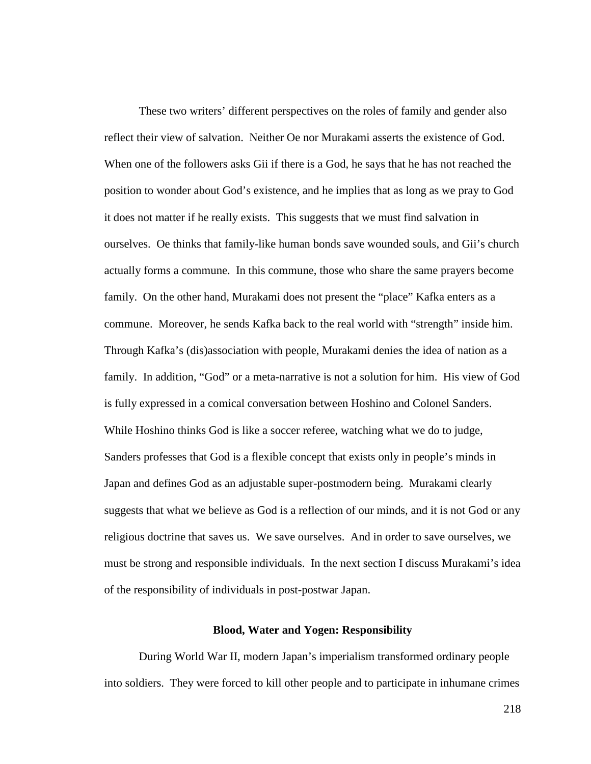These two writers' different perspectives on the roles of family and gender also reflect their view of salvation. Neither Oe nor Murakami asserts the existence of God. When one of the followers asks Gii if there is a God, he says that he has not reached the position to wonder about God's existence, and he implies that as long as we pray to God it does not matter if he really exists. This suggests that we must find salvation in ourselves. Oe thinks that family-like human bonds save wounded souls, and Gii's church actually forms a commune. In this commune, those who share the same prayers become family. On the other hand, Murakami does not present the "place" Kafka enters as a commune. Moreover, he sends Kafka back to the real world with "strength" inside him. Through Kafka's (dis)association with people, Murakami denies the idea of nation as a family. In addition, "God" or a meta-narrative is not a solution for him. His view of God is fully expressed in a comical conversation between Hoshino and Colonel Sanders. While Hoshino thinks God is like a soccer referee, watching what we do to judge, Sanders professes that God is a flexible concept that exists only in people's minds in Japan and defines God as an adjustable super-postmodern being. Murakami clearly suggests that what we believe as God is a reflection of our minds, and it is not God or any religious doctrine that saves us. We save ourselves. And in order to save ourselves, we must be strong and responsible individuals. In the next section I discuss Murakami's idea of the responsibility of individuals in post-postwar Japan.

### Blood, Water and Yogen: Responsibility

During World War II, modern Japan's imperialism transformed ordinary people into soldiers. They were forced to kill other people and to participate in inhumane crimes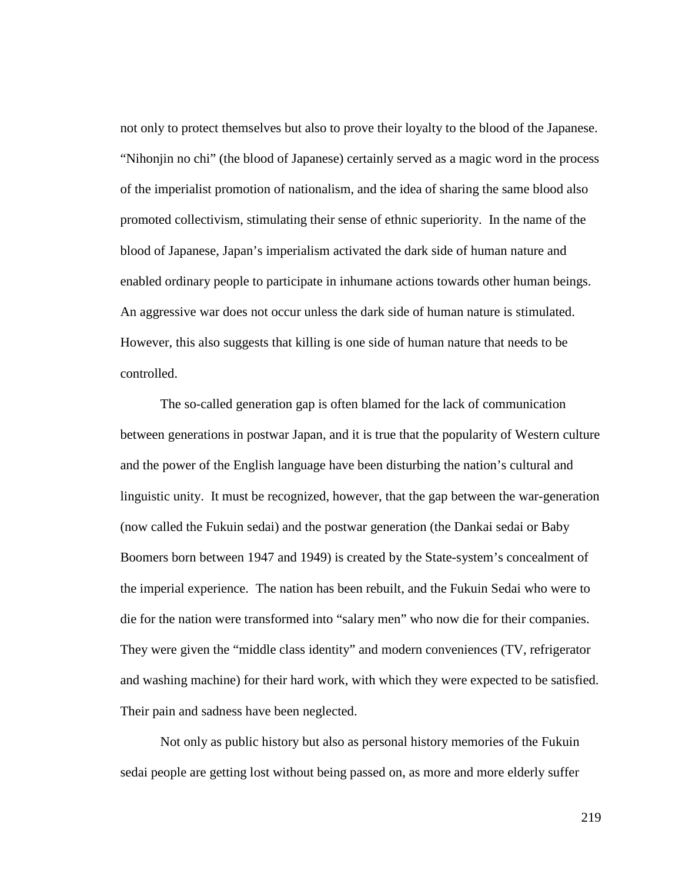not only to protect themselves but also to prove their loyalty to the blood of the Japanese. "Nihonjin no chi" (the blood of Japanese) certainly served as a magic word in the process of the imperialist promotion of nationalism, and the idea of sharing the same blood also promoted collectivism, stimulating their sense of ethnic superiority. In the name of the blood of Japanese, Japan's imperialism activated the dark side of human nature and enabled ordinary people to participate in inhumane actions towards other human beings. An aggressive war does not occur unless the dark side of human nature is stimulated. However, this also suggests that killing is one side of human nature that needs to be controlled.

The so-called generation gap is often blamed for the lack of communication between generations in postwar Japan, and it is true that the popularity of Western culture and the power of the English language have been disturbing the nation's cultural and linguistic unity. It must be recognized, however, that the gap between the war-generation (now called the Fukuin sedai) and the postwar generation (the Dankai sedai or Baby Boomers born between 1947 and 1949) is created by the State-system's concealment of the imperial experience. The nation has been rebuilt, and the Fukuin Sedai who were to die for the nation were transformed into "salary men" who now die for their companies. They were given the "middle class identity" and modern conveniences (TV, refrigerator and washing machine) for their hard work, with which they were expected to be satisfied. Their pain and sadness have been neglected.

Not only as public history but also as personal history memories of the Fukuin sedai people are getting lost without being passed on, as more and more elderly suffer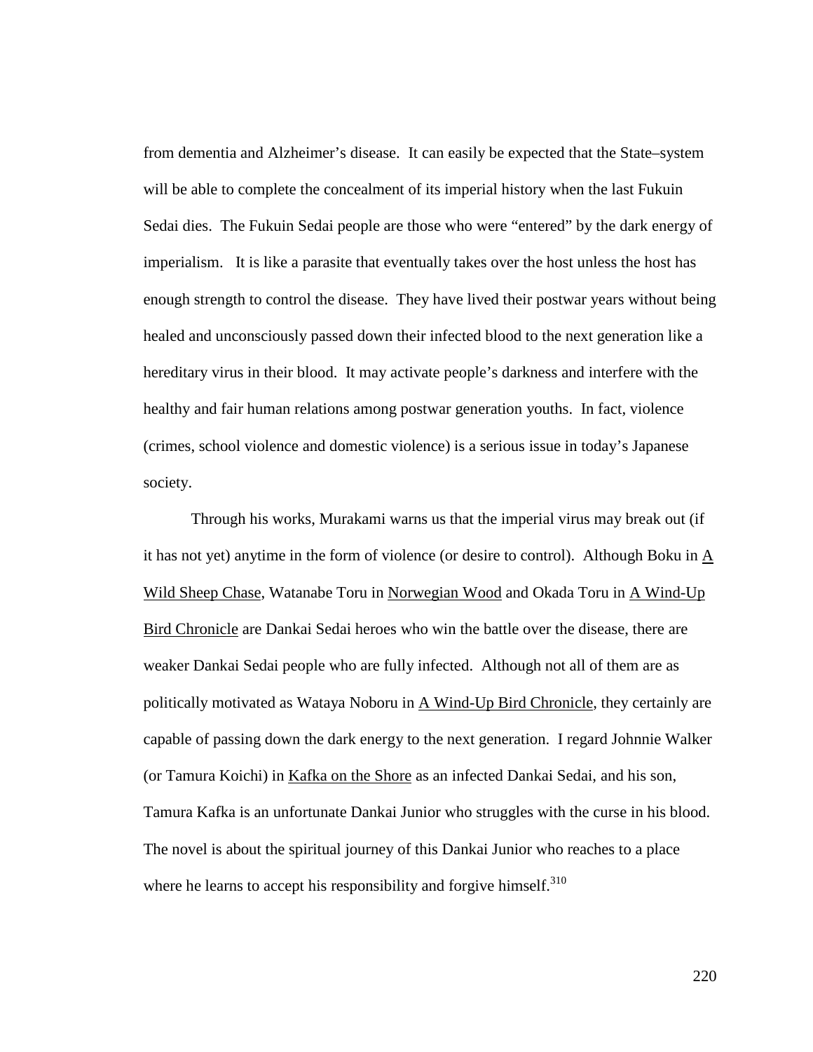from dementia and Alzheimer's disease. It can easily be expected that the State–system will be able to complete the concealment of its imperial history when the last Fukuin Sedai dies. The Fukuin Sedai people are those who were "entered" by the dark energy of imperialism. It is like a parasite that eventually takes over the host unless the host has enough strength to control the disease. They have lived their postwar years without being healed and unconsciously passed down their infected blood to the next generation like a hereditary virus in their blood. It may activate people's darkness and interfere with the healthy and fair human relations among postwar generation youths. In fact, violence (crimes, school violence and domestic violence) is a serious issue in today's Japanese society.

Through his works, Murakami warns us that the imperial virus may break out (if it has not yet) anytime in the form of violence (or desire to control). Although Boku in A Wild Sheep Chase, Watanabe Toru in Norwegian Wood and Okada Toru in A Wind-Up Bird Chronicle are Dankai Sedai heroes who win the battle over the disease, there are weaker Dankai Sedai people who are fully infected. Although not all of them are as politically motivated as Wataya Noboru in A Wind-Up Bird Chronicle, they certainly are capable of passing down the dark energy to the next generation. I regard Johnnie Walker (or Tamura Koichi) in Kafka on the Shore as an infected Dankai Sedai, and his son, Tamura Kafka is an unfortunate Dankai Junior who struggles with the curse in his blood. The novel is about the spiritual journey of this Dankai Junior who reaches to a place where he learns to accept his responsibility and forgive himself.[310]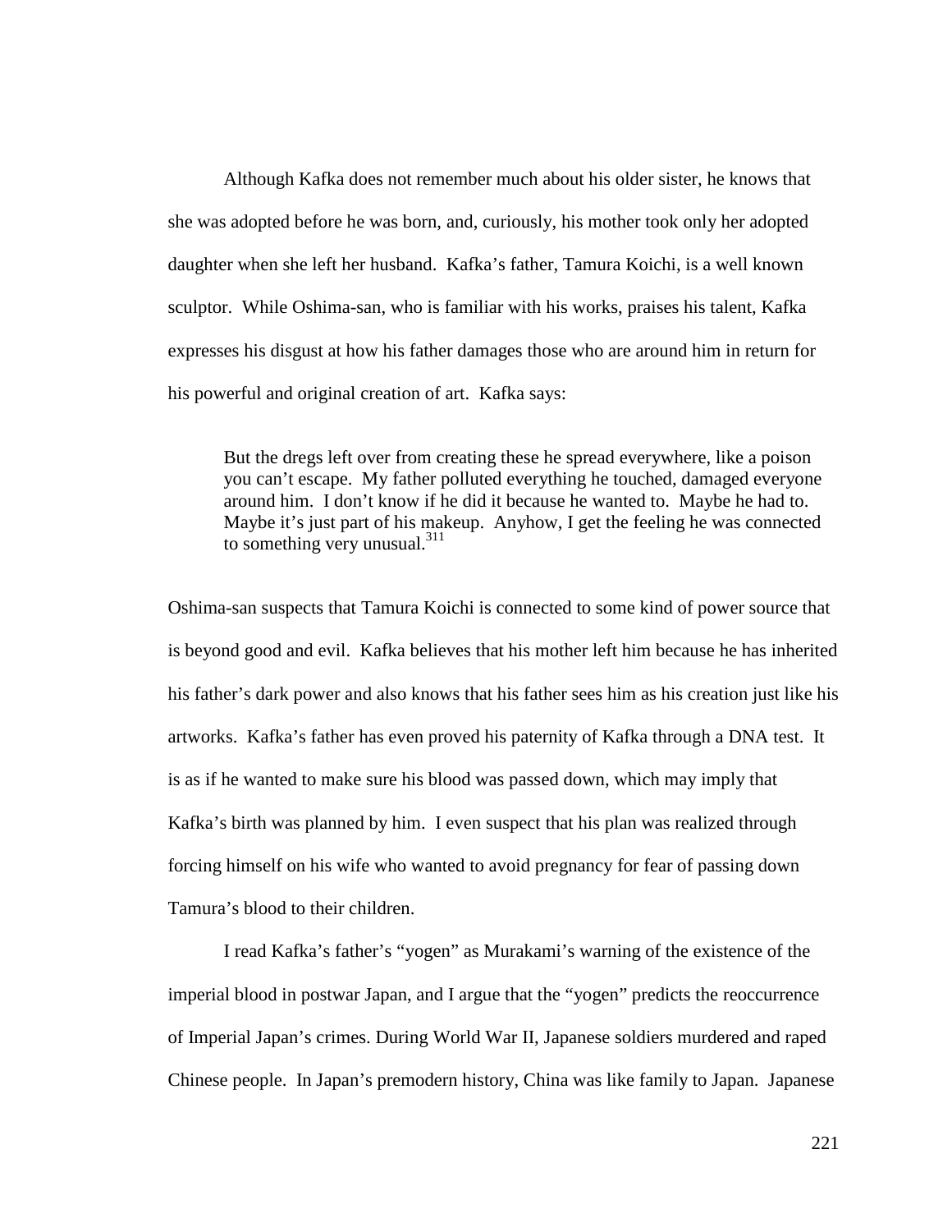Although Kafka does not remember much about his older sister, he knows that she was adopted before he was born, and, curiously, his mother took only her adopted daughter when she left her husband. Kafka's father, Tamura Koichi, is a well known sculptor. While Oshima-san, who is familiar with his works, praises his talent, Kafka expresses his disgust at how his father damages those who are around him in return for his powerful and original creation of art. Kafka says:

> But the dregs left over from creating these he spread everywhere, like a poison you can't escape. My father polluted everything he touched, damaged everyone around him. I don't know if he did it because he wanted to. Maybe he had to. Maybe it's just part of his makeup. Anyhow, I get the feeling he was connected to something very unusual.[311]

Oshima-san suspects that Tamura Koichi is connected to some kind of power source that is beyond good and evil. Kafka believes that his mother left him because he has inherited his father's dark power and also knows that his father sees him as his creation just like his artworks. Kafka's father has even proved his paternity of Kafka through a DNA test. It is as if he wanted to make sure his blood was passed down, which may imply that Kafka's birth was planned by him. I even suspect that his plan was realized through forcing himself on his wife who wanted to avoid pregnancy for fear of passing down Tamura's blood to their children.

I read Kafka's father's "yogen" as Murakami's warning of the existence of the imperial blood in postwar Japan, and I argue that the "yogen" predicts the reoccurrence of Imperial Japan's crimes. During World War II, Japanese soldiers murdered and raped Chinese people. In Japan's premodern history, China was like family to Japan. Japanese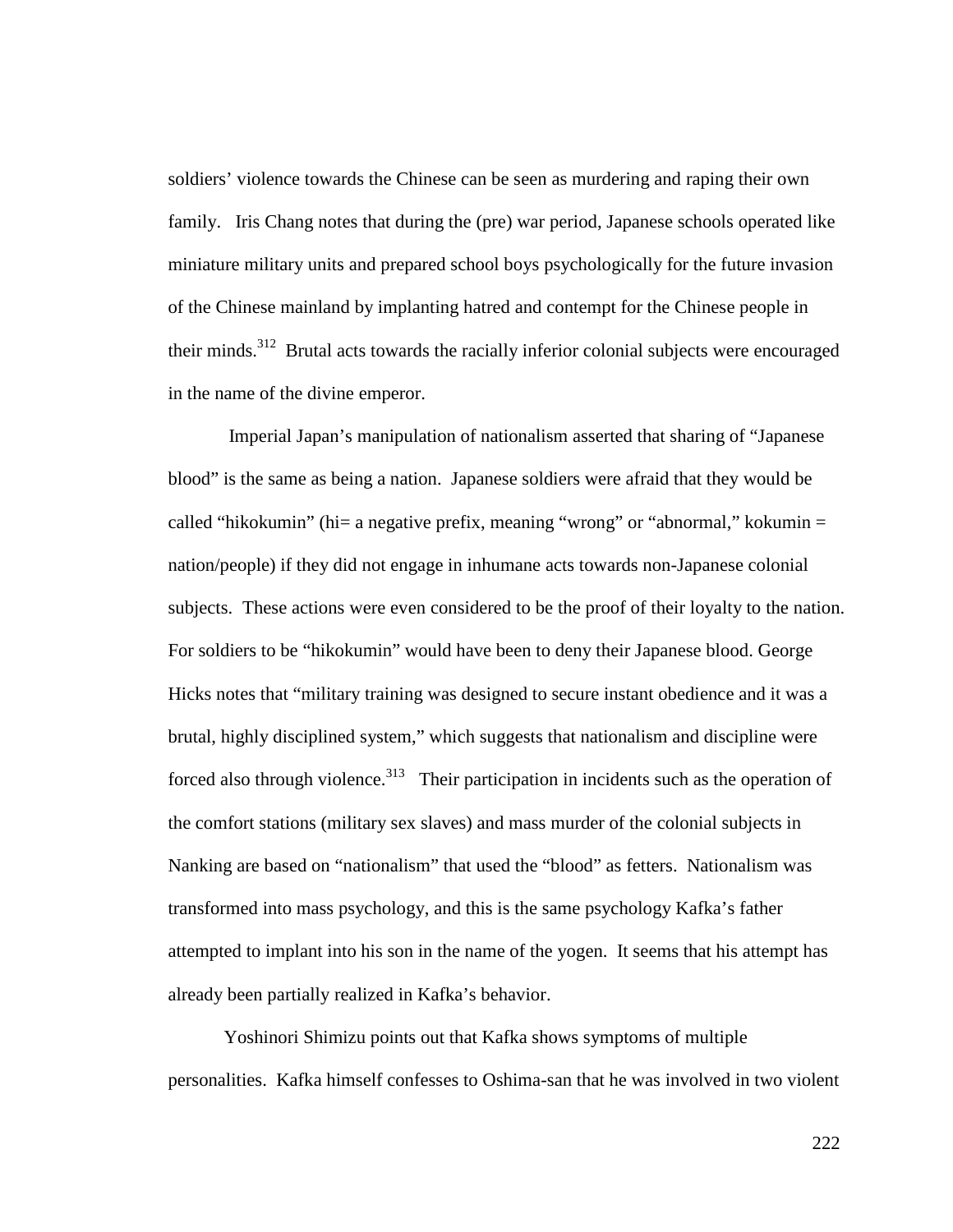soldiers' violence towards the Chinese can be seen as murdering and raping their own family. Iris Chang notes that during the (pre) war period, Japanese schools operated like miniature military units and prepared school boys psychologically for the future invasion of the Chinese mainland by implanting hatred and contempt for the Chinese people in their minds.[312] Brutal acts towards the racially inferior colonial subjects were encouraged in the name of the divine emperor.

Imperial Japan's manipulation of nationalism asserted that sharing of "Japanese blood" is the same as being a nation. Japanese soldiers were afraid that they would be called "hikokumin" (hi= a negative prefix, meaning "wrong" or "abnormal," kokumin = nation/people) if they did not engage in inhumane acts towards non-Japanese colonial subjects. These actions were even considered to be the proof of their loyalty to the nation. For soldiers to be "hikokumin" would have been to deny their Japanese blood. George Hicks notes that "military training was designed to secure instant obedience and it was a brutal, highly disciplined system," which suggests that nationalism and discipline were forced also through violence.[313] Their participation in incidents such as the operation of the comfort stations (military sex slaves) and mass murder of the colonial subjects in Nanking are based on "nationalism" that used the "blood" as fetters. Nationalism was transformed into mass psychology, and this is the same psychology Kafka's father attempted to implant into his son in the name of the yogen. It seems that his attempt has already been partially realized in Kafka's behavior.

Yoshinori Shimizu points out that Kafka shows symptoms of multiple personalities. Kafka himself confesses to Oshima-san that he was involved in two violent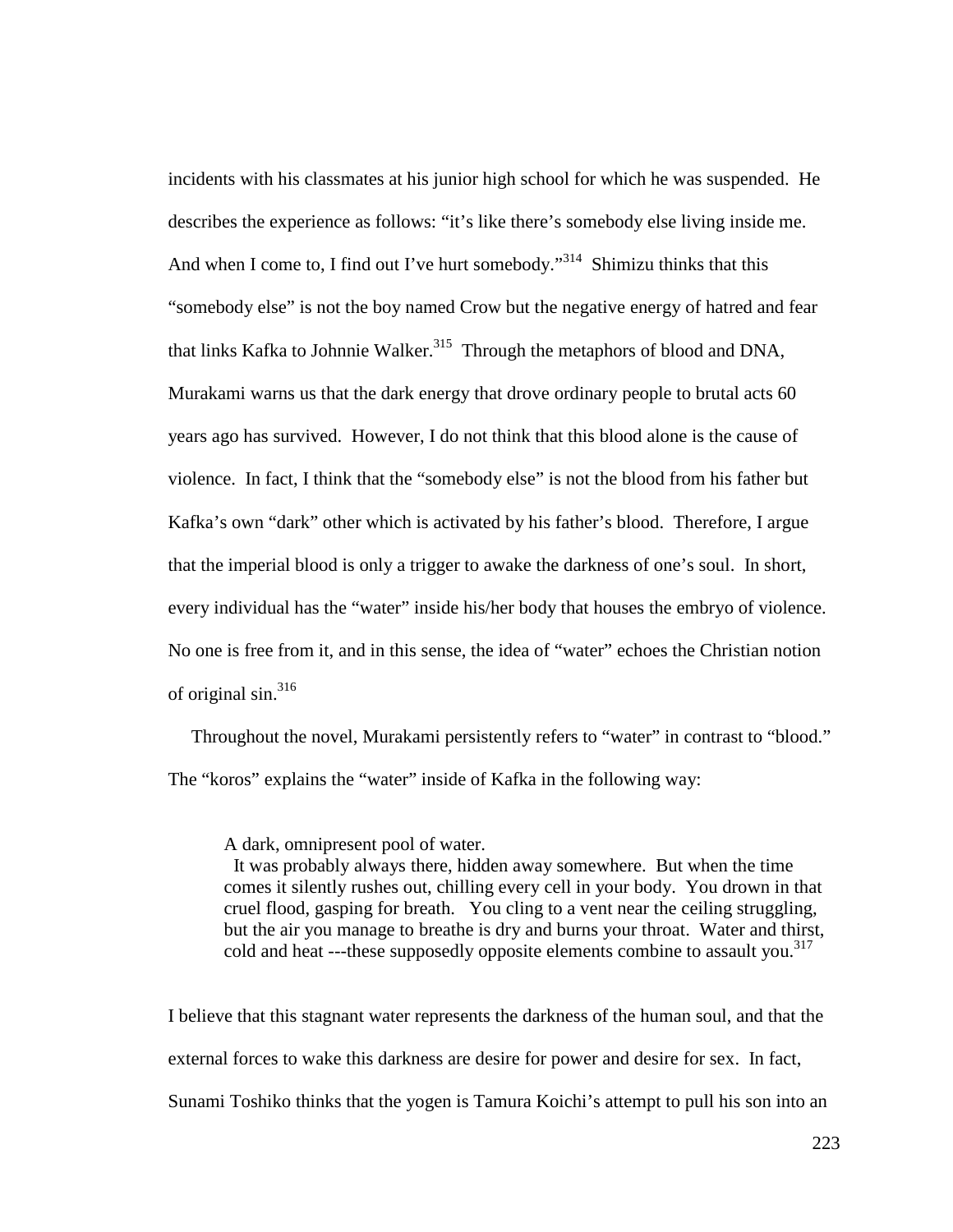incidents with his classmates at his junior high school for which he was suspended. He describes the experience as follows: "it's like there's somebody else living inside me. And when I come to, I find out I've hurt somebody."[314] Shimizu thinks that this "somebody else" is not the boy named Crow but the negative energy of hatred and fear that links Kafka to Johnnie Walker.[315] Through the metaphors of blood and DNA, Murakami warns us that the dark energy that drove ordinary people to brutal acts 60 years ago has survived. However, I do not think that this blood alone is the cause of violence. In fact, I think that the "somebody else" is not the blood from his father but Kafka's own "dark" other which is activated by his father's blood. Therefore, I argue that the imperial blood is only a trigger to awake the darkness of one's soul. In short, every individual has the "water" inside his/her body that houses the embryo of violence. No one is free from it, and in this sense, the idea of "water" echoes the Christian notion of original sin.[316]

Throughout the novel, Murakami persistently refers to "water" in contrast to "blood." The "koros" explains the "water" inside of Kafka in the following way:

> A dark, omnipresent pool of water.
> It was probably always there, hidden away somewhere. But when the time comes it silently rushes out, chilling every cell in your body. You drown in that cruel flood, gasping for breath. You cling to a vent near the ceiling struggling, but the air you manage to breathe is dry and burns your throat. Water and thirst, cold and heat ---these supposedly opposite elements combine to assault you.[317]

I believe that this stagnant water represents the darkness of the human soul, and that the external forces to wake this darkness are desire for power and desire for sex. In fact, Sunami Toshiko thinks that the yogen is Tamura Koichi's attempt to pull his son into an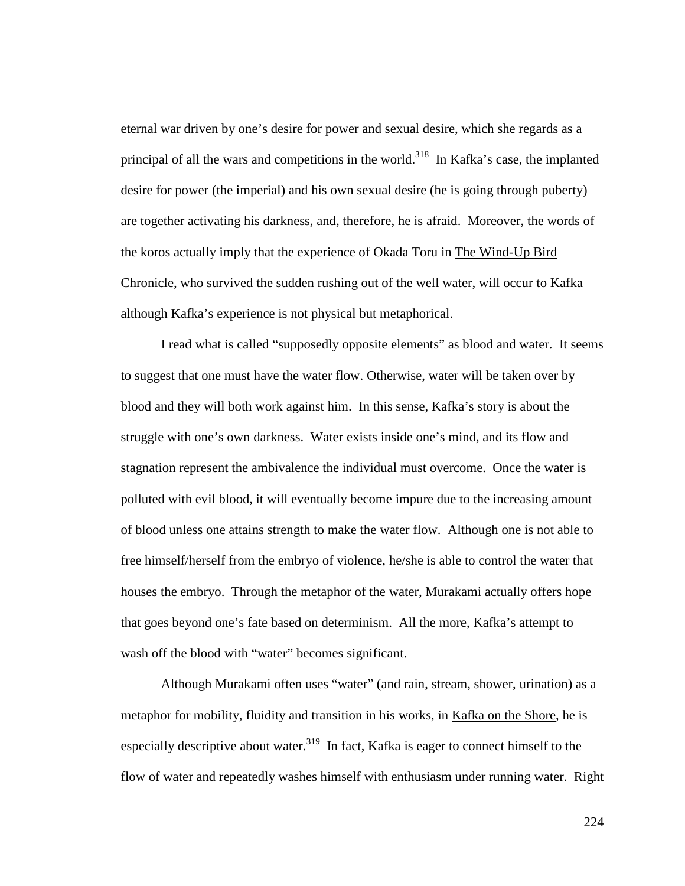eternal war driven by one's desire for power and sexual desire, which she regards as a principal of all the wars and competitions in the world.[318] In Kafka's case, the implanted desire for power (the imperial) and his own sexual desire (he is going through puberty) are together activating his darkness, and, therefore, he is afraid. Moreover, the words of the koros actually imply that the experience of Okada Toru in The Wind-Up Bird Chronicle, who survived the sudden rushing out of the well water, will occur to Kafka although Kafka's experience is not physical but metaphorical.

I read what is called "supposedly opposite elements" as blood and water. It seems to suggest that one must have the water flow. Otherwise, water will be taken over by blood and they will both work against him. In this sense, Kafka's story is about the struggle with one's own darkness. Water exists inside one's mind, and its flow and stagnation represent the ambivalence the individual must overcome. Once the water is polluted with evil blood, it will eventually become impure due to the increasing amount of blood unless one attains strength to make the water flow. Although one is not able to free himself/herself from the embryo of violence, he/she is able to control the water that houses the embryo. Through the metaphor of the water, Murakami actually offers hope that goes beyond one's fate based on determinism. All the more, Kafka's attempt to wash off the blood with "water" becomes significant.

Although Murakami often uses "water" (and rain, stream, shower, urination) as a metaphor for mobility, fluidity and transition in his works, in Kafka on the Shore, he is especially descriptive about water.[319] In fact, Kafka is eager to connect himself to the flow of water and repeatedly washes himself with enthusiasm under running water. Right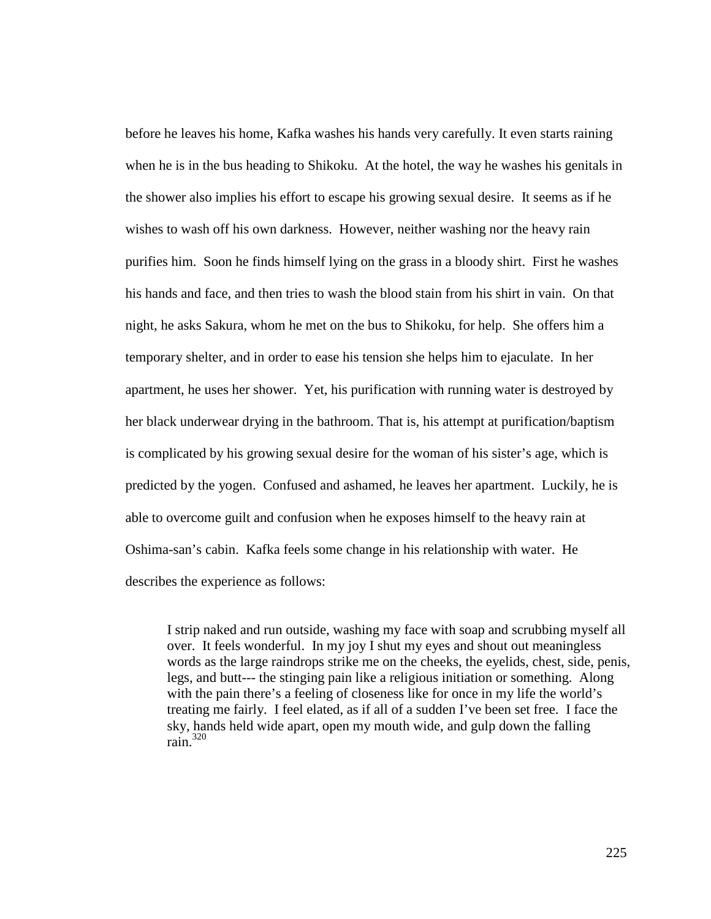before he leaves his home, Kafka washes his hands very carefully. It even starts raining when he is in the bus heading to Shikoku. At the hotel, the way he washes his genitals in the shower also implies his effort to escape his growing sexual desire. It seems as if he wishes to wash off his own darkness. However, neither washing nor the heavy rain purifies him. Soon he finds himself lying on the grass in a bloody shirt. First he washes his hands and face, and then tries to wash the blood stain from his shirt in vain. On that night, he asks Sakura, whom he met on the bus to Shikoku, for help. She offers him a temporary shelter, and in order to ease his tension she helps him to ejaculate. In her apartment, he uses her shower. Yet, his purification with running water is destroyed by her black underwear drying in the bathroom. That is, his attempt at purification/baptism is complicated by his growing sexual desire for the woman of his sister's age, which is predicted by the yogen. Confused and ashamed, he leaves her apartment. Luckily, he is able to overcome guilt and confusion when he exposes himself to the heavy rain at Oshima-san's cabin. Kafka feels some change in his relationship with water. He describes the experience as follows:

> I strip naked and run outside, washing my face with soap and scrubbing myself all over. It feels wonderful. In my joy I shut my eyes and shout out meaningless words as the large raindrops strike me on the cheeks, the eyelids, chest, side, penis, legs, and butt--- the stinging pain like a religious initiation or something. Along with the pain there's a feeling of closeness like for once in my life the world's treating me fairly. I feel elated, as if all of a sudden I've been set free. I face the sky, hands held wide apart, open my mouth wide, and gulp down the falling rain.[320]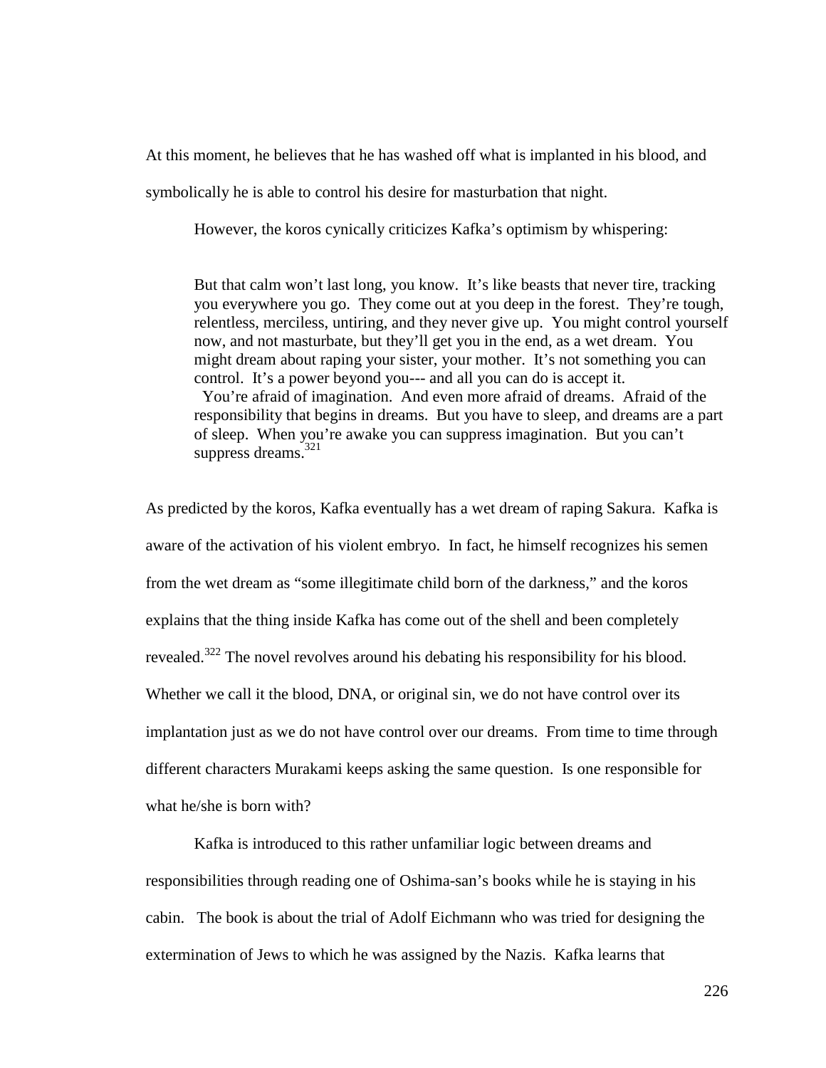At this moment, he believes that he has washed off what is implanted in his blood, and symbolically he is able to control his desire for masturbation that night.

However, the koros cynically criticizes Kafka's optimism by whispering:

> But that calm won't last long, you know. It's like beasts that never tire, tracking you everywhere you go. They come out at you deep in the forest. They're tough, relentless, merciless, untiring, and they never give up. You might control yourself now, and not masturbate, but they'll get you in the end, as a wet dream. You might dream about raping your sister, your mother. It's not something you can control. It's a power beyond you--- and all you can do is accept it.
>
> You're afraid of imagination. And even more afraid of dreams. Afraid of the responsibility that begins in dreams. But you have to sleep, and dreams are a part of sleep. When you're awake you can suppress imagination. But you can't suppress dreams.[321]

As predicted by the koros, Kafka eventually has a wet dream of raping Sakura. Kafka is aware of the activation of his violent embryo. In fact, he himself recognizes his semen from the wet dream as "some illegitimate child born of the darkness," and the koros explains that the thing inside Kafka has come out of the shell and been completely revealed.[322] The novel revolves around his debating his responsibility for his blood. Whether we call it the blood, DNA, or original sin, we do not have control over its implantation just as we do not have control over our dreams. From time to time through different characters Murakami keeps asking the same question. Is one responsible for what he/she is born with?

Kafka is introduced to this rather unfamiliar logic between dreams and responsibilities through reading one of Oshima-san's books while he is staying in his cabin. The book is about the trial of Adolf Eichmann who was tried for designing the extermination of Jews to which he was assigned by the Nazis. Kafka learns that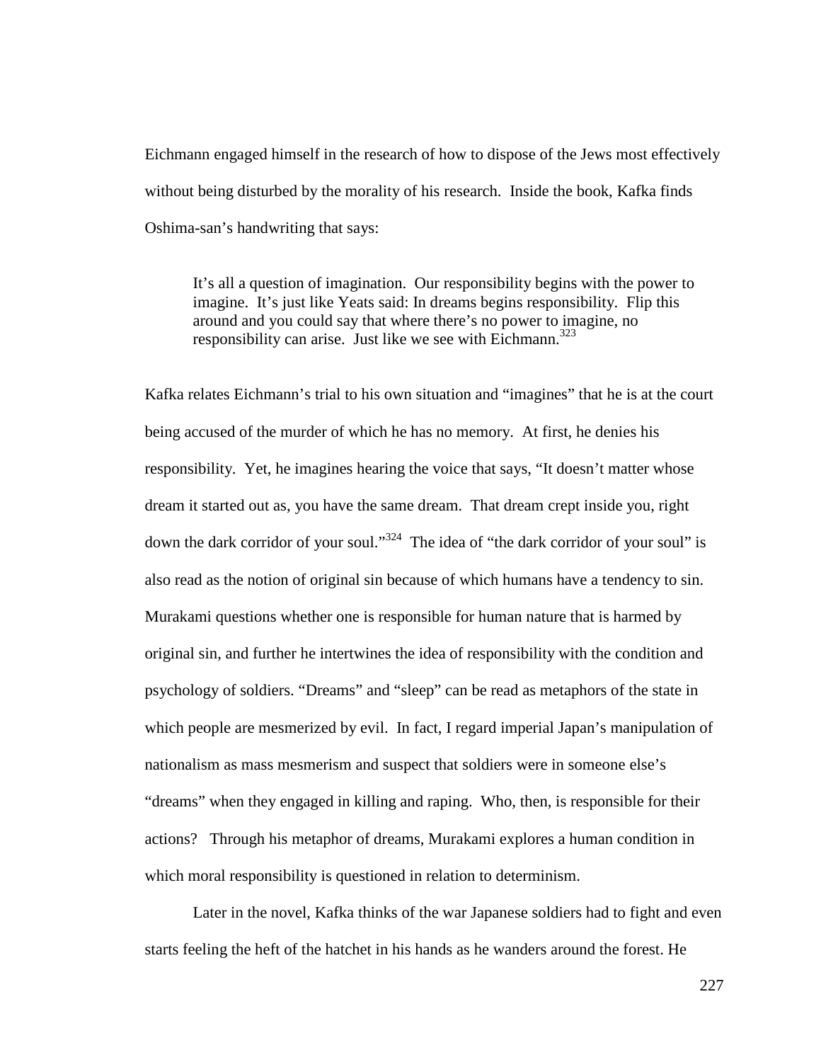Eichmann engaged himself in the research of how to dispose of the Jews most effectively without being disturbed by the morality of his research. Inside the book, Kafka finds Oshima-san's handwriting that says:

> It's all a question of imagination. Our responsibility begins with the power to imagine. It's just like Yeats said: In dreams begins responsibility. Flip this around and you could say that where there's no power to imagine, no responsibility can arise. Just like we see with Eichmann.[323]

Kafka relates Eichmann's trial to his own situation and "imagines" that he is at the court being accused of the murder of which he has no memory. At first, he denies his responsibility. Yet, he imagines hearing the voice that says, "It doesn't matter whose dream it started out as, you have the same dream. That dream crept inside you, right down the dark corridor of your soul."[324] The idea of "the dark corridor of your soul" is also read as the notion of original sin because of which humans have a tendency to sin. Murakami questions whether one is responsible for human nature that is harmed by original sin, and further he intertwines the idea of responsibility with the condition and psychology of soldiers. "Dreams" and "sleep" can be read as metaphors of the state in which people are mesmerized by evil. In fact, I regard imperial Japan's manipulation of nationalism as mass mesmerism and suspect that soldiers were in someone else's "dreams" when they engaged in killing and raping. Who, then, is responsible for their actions? Through his metaphor of dreams, Murakami explores a human condition in which moral responsibility is questioned in relation to determinism.

Later in the novel, Kafka thinks of the war Japanese soldiers had to fight and even starts feeling the heft of the hatchet in his hands as he wanders around the forest. He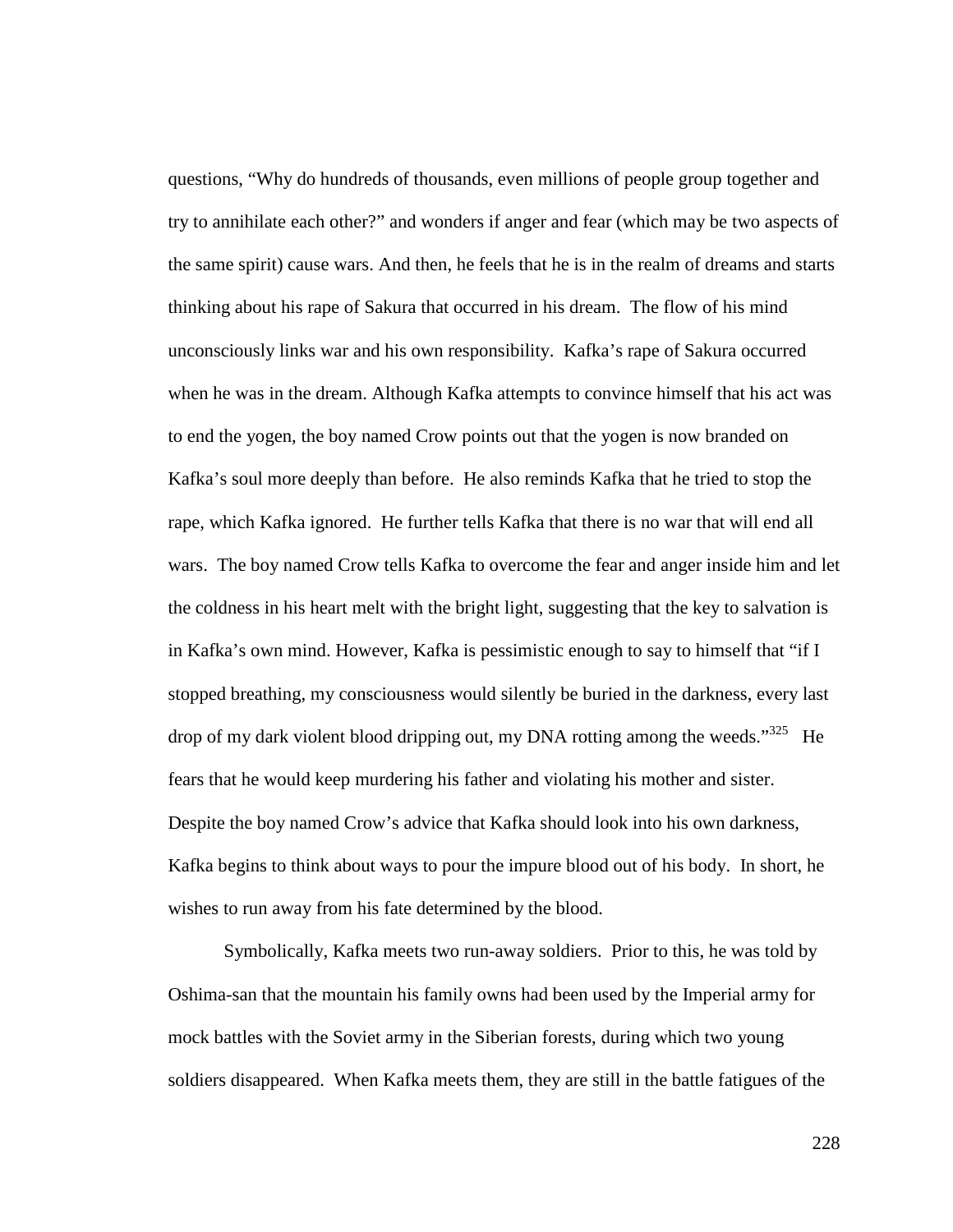questions, "Why do hundreds of thousands, even millions of people group together and try to annihilate each other?" and wonders if anger and fear (which may be two aspects of the same spirit) cause wars. And then, he feels that he is in the realm of dreams and starts thinking about his rape of Sakura that occurred in his dream. The flow of his mind unconsciously links war and his own responsibility. Kafka's rape of Sakura occurred when he was in the dream. Although Kafka attempts to convince himself that his act was to end the yogen, the boy named Crow points out that the yogen is now branded on Kafka's soul more deeply than before. He also reminds Kafka that he tried to stop the rape, which Kafka ignored. He further tells Kafka that there is no war that will end all wars. The boy named Crow tells Kafka to overcome the fear and anger inside him and let the coldness in his heart melt with the bright light, suggesting that the key to salvation is in Kafka's own mind. However, Kafka is pessimistic enough to say to himself that "if I stopped breathing, my consciousness would silently be buried in the darkness, every last drop of my dark violent blood dripping out, my DNA rotting among the weeds."[325] He fears that he would keep murdering his father and violating his mother and sister. Despite the boy named Crow's advice that Kafka should look into his own darkness, Kafka begins to think about ways to pour the impure blood out of his body. In short, he wishes to run away from his fate determined by the blood.

Symbolically, Kafka meets two run-away soldiers. Prior to this, he was told by Oshima-san that the mountain his family owns had been used by the Imperial army for mock battles with the Soviet army in the Siberian forests, during which two young soldiers disappeared. When Kafka meets them, they are still in the battle fatigues of the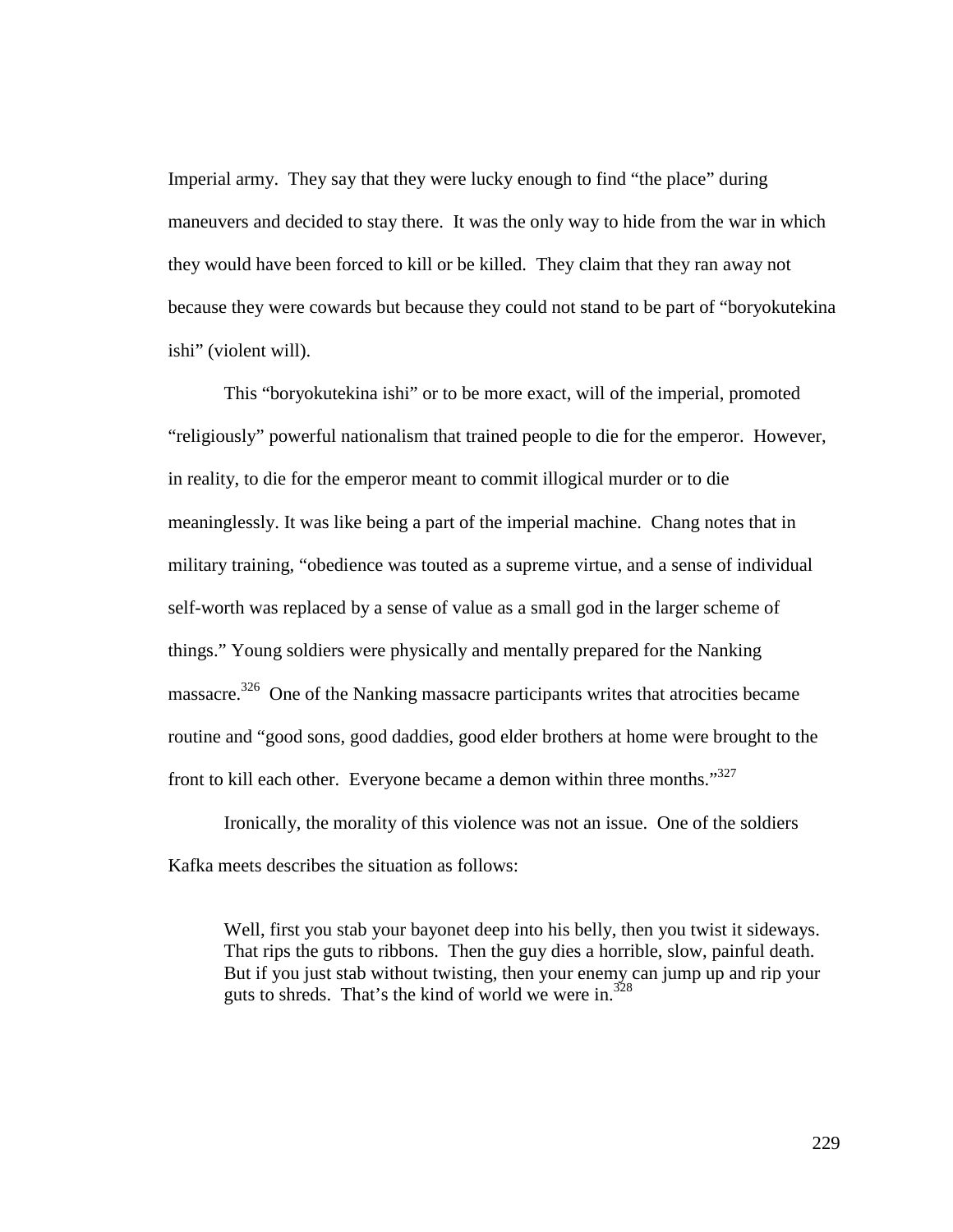Imperial army. They say that they were lucky enough to find "the place" during maneuvers and decided to stay there. It was the only way to hide from the war in which they would have been forced to kill or be killed. They claim that they ran away not because they were cowards but because they could not stand to be part of "boryokutekina ishi" (violent will).

This "boryokutekina ishi" or to be more exact, will of the imperial, promoted "religiously" powerful nationalism that trained people to die for the emperor. However, in reality, to die for the emperor meant to commit illogical murder or to die meaninglessly. It was like being a part of the imperial machine. Chang notes that in military training, "obedience was touted as a supreme virtue, and a sense of individual self-worth was replaced by a sense of value as a small god in the larger scheme of things." Young soldiers were physically and mentally prepared for the Nanking massacre.[326] One of the Nanking massacre participants writes that atrocities became routine and "good sons, good daddies, good elder brothers at home were brought to the front to kill each other. Everyone became a demon within three months."[327]

Ironically, the morality of this violence was not an issue. One of the soldiers Kafka meets describes the situation as follows:

> Well, first you stab your bayonet deep into his belly, then you twist it sideways. That rips the guts to ribbons. Then the guy dies a horrible, slow, painful death. But if you just stab without twisting, then your enemy can jump up and rip your guts to shreds. That's the kind of world we were in.[328]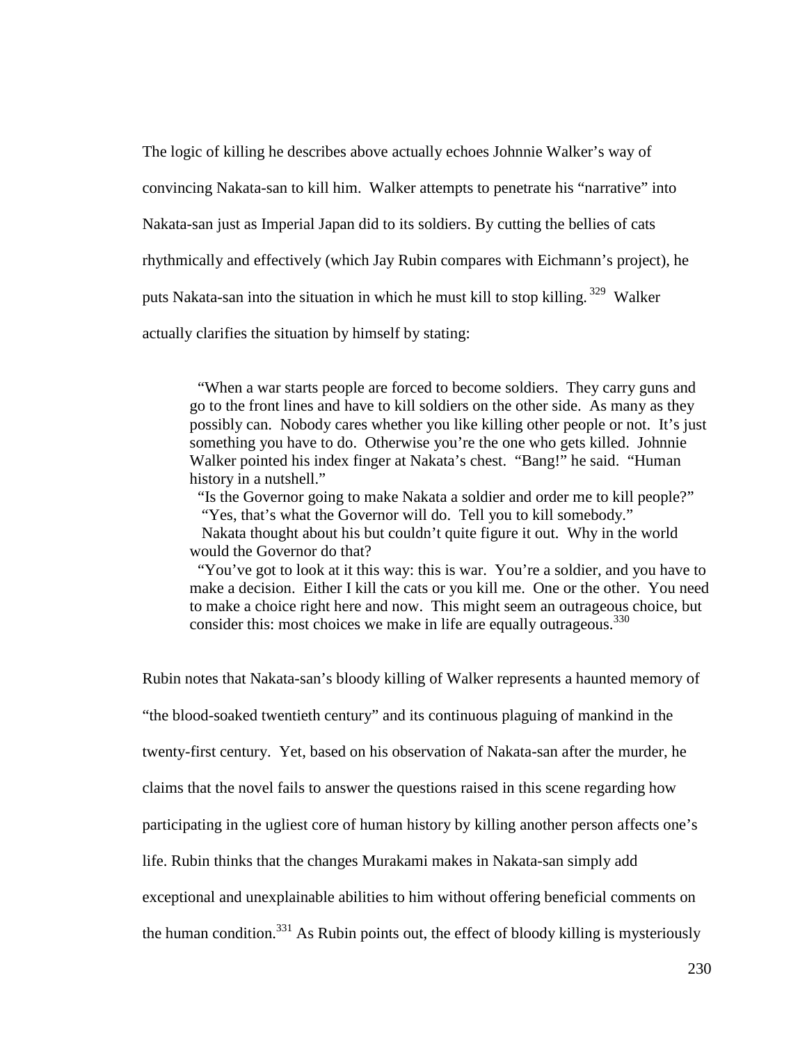The logic of killing he describes above actually echoes Johnnie Walker's way of convincing Nakata-san to kill him. Walker attempts to penetrate his "narrative" into Nakata-san just as Imperial Japan did to its soldiers. By cutting the bellies of cats rhythmically and effectively (which Jay Rubin compares with Eichmann's project), he puts Nakata-san into the situation in which he must kill to stop killing.[329] Walker actually clarifies the situation by himself by stating:

> "When a war starts people are forced to become soldiers. They carry guns and go to the front lines and have to kill soldiers on the other side. As many as they possibly can. Nobody cares whether you like killing other people or not. It's just something you have to do. Otherwise you're the one who gets killed. Johnnie Walker pointed his index finger at Nakata's chest. "Bang!" he said. "Human history in a nutshell."
>
> "Is the Governor going to make Nakata a soldier and order me to kill people?"
>
> "Yes, that's what the Governor will do. Tell you to kill somebody."
>
> Nakata thought about his but couldn't quite figure it out. Why in the world would the Governor do that?
>
> "You've got to look at it this way: this is war. You're a soldier, and you have to make a decision. Either I kill the cats or you kill me. One or the other. You need to make a choice right here and now. This might seem an outrageous choice, but consider this: most choices we make in life are equally outrageous.[330]

Rubin notes that Nakata-san's bloody killing of Walker represents a haunted memory of "the blood-soaked twentieth century" and its continuous plaguing of mankind in the twenty-first century. Yet, based on his observation of Nakata-san after the murder, he claims that the novel fails to answer the questions raised in this scene regarding how participating in the ugliest core of human history by killing another person affects one's life. Rubin thinks that the changes Murakami makes in Nakata-san simply add exceptional and unexplainable abilities to him without offering beneficial comments on the human condition.[331] As Rubin points out, the effect of bloody killing is mysteriously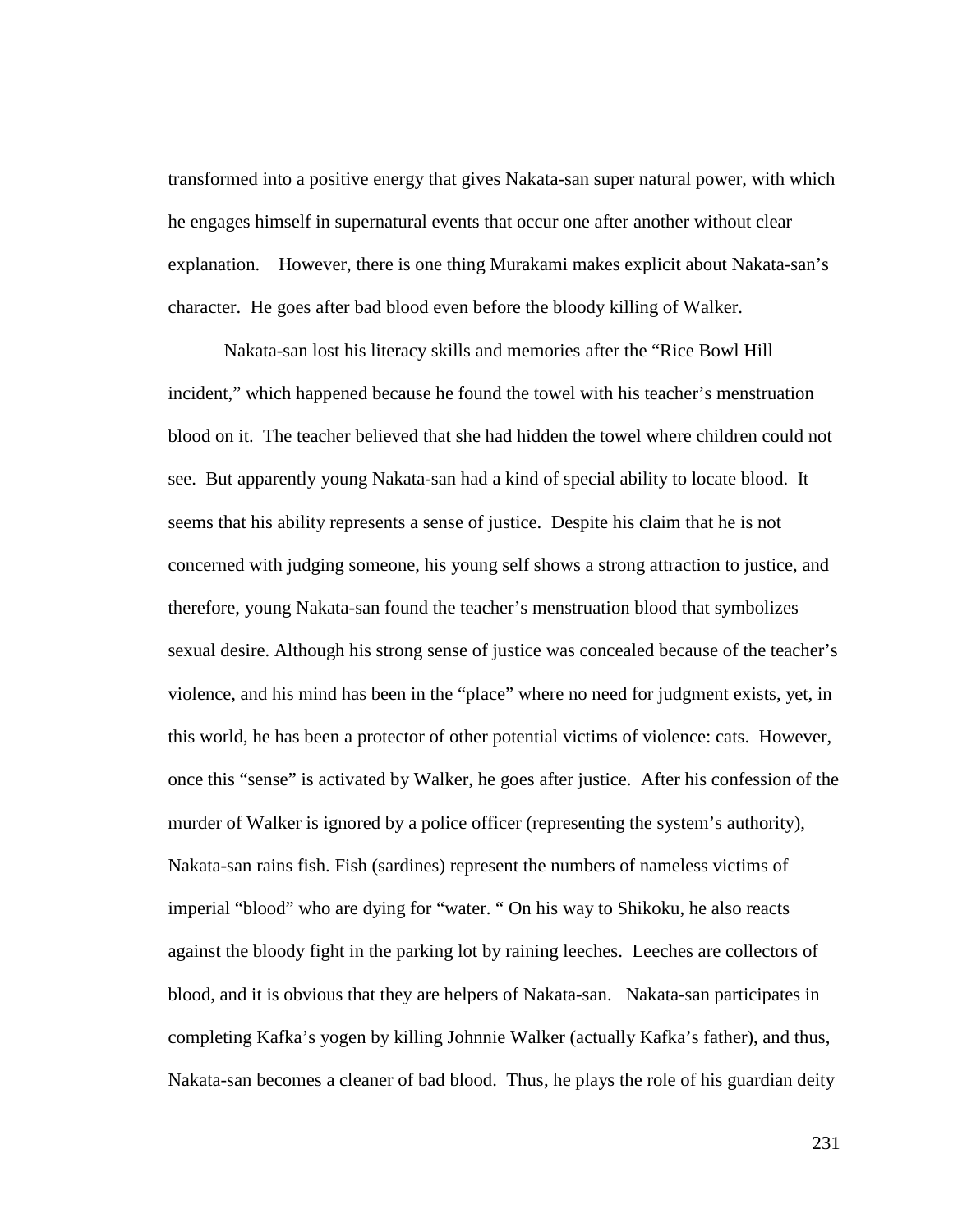transformed into a positive energy that gives Nakata-san super natural power, with which he engages himself in supernatural events that occur one after another without clear explanation. However, there is one thing Murakami makes explicit about Nakata-san's character. He goes after bad blood even before the bloody killing of Walker.

Nakata-san lost his literacy skills and memories after the "Rice Bowl Hill incident," which happened because he found the towel with his teacher's menstruation blood on it. The teacher believed that she had hidden the towel where children could not see. But apparently young Nakata-san had a kind of special ability to locate blood. It seems that his ability represents a sense of justice. Despite his claim that he is not concerned with judging someone, his young self shows a strong attraction to justice, and therefore, young Nakata-san found the teacher's menstruation blood that symbolizes sexual desire. Although his strong sense of justice was concealed because of the teacher's violence, and his mind has been in the "place" where no need for judgment exists, yet, in this world, he has been a protector of other potential victims of violence: cats. However, once this "sense" is activated by Walker, he goes after justice. After his confession of the murder of Walker is ignored by a police officer (representing the system's authority), Nakata-san rains fish. Fish (sardines) represent the numbers of nameless victims of imperial "blood" who are dying for "water. " On his way to Shikoku, he also reacts against the bloody fight in the parking lot by raining leeches. Leeches are collectors of blood, and it is obvious that they are helpers of Nakata-san. Nakata-san participates in completing Kafka's yogen by killing Johnnie Walker (actually Kafka's father), and thus, Nakata-san becomes a cleaner of bad blood. Thus, he plays the role of his guardian deity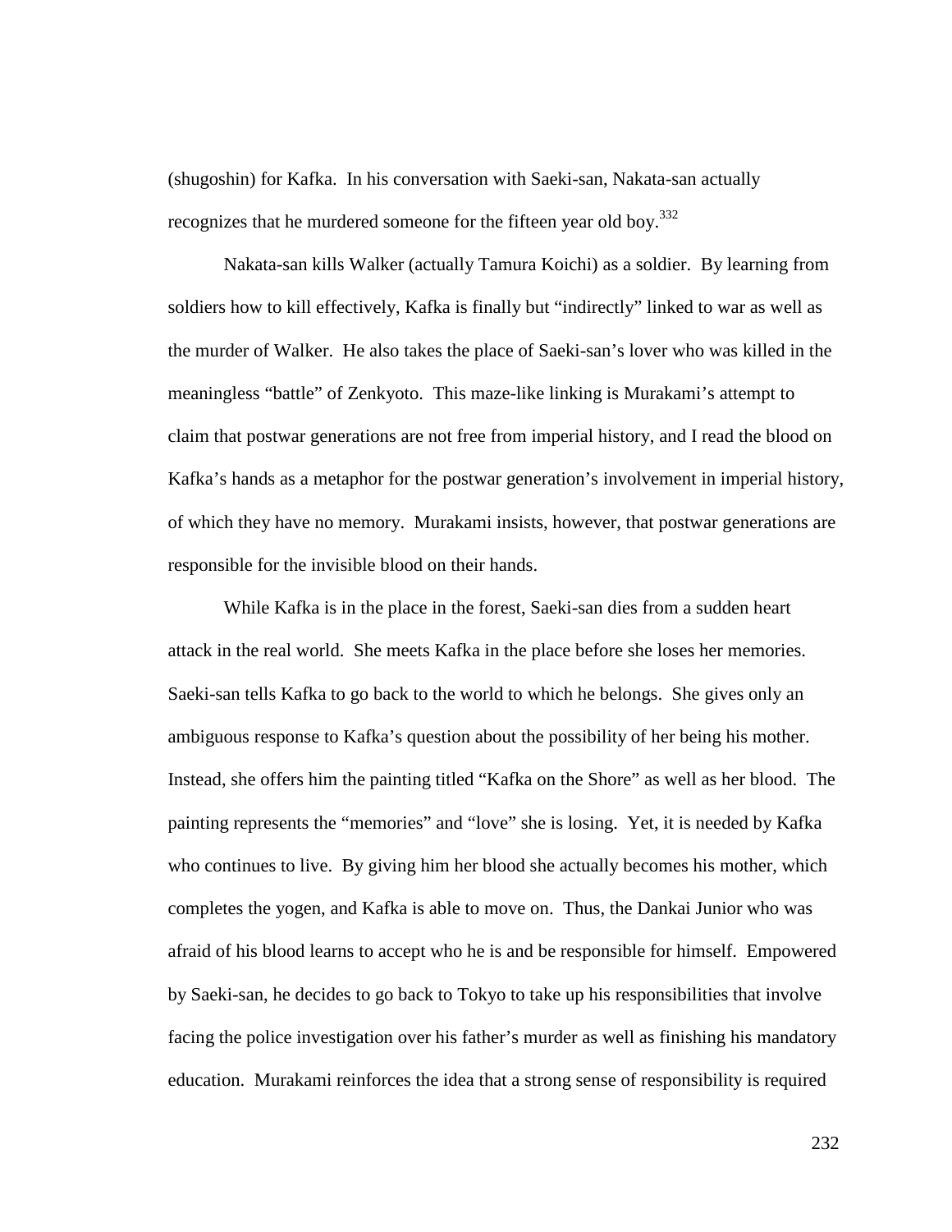(shugoshin) for Kafka. In his conversation with Saeki-san, Nakata-san actually recognizes that he murdered someone for the fifteen year old boy.[332]

Nakata-san kills Walker (actually Tamura Koichi) as a soldier. By learning from soldiers how to kill effectively, Kafka is finally but "indirectly" linked to war as well as the murder of Walker. He also takes the place of Saeki-san's lover who was killed in the meaningless "battle" of Zenkyoto. This maze-like linking is Murakami's attempt to claim that postwar generations are not free from imperial history, and I read the blood on Kafka's hands as a metaphor for the postwar generation's involvement in imperial history, of which they have no memory. Murakami insists, however, that postwar generations are responsible for the invisible blood on their hands.

While Kafka is in the place in the forest, Saeki-san dies from a sudden heart attack in the real world. She meets Kafka in the place before she loses her memories. Saeki-san tells Kafka to go back to the world to which he belongs. She gives only an ambiguous response to Kafka's question about the possibility of her being his mother. Instead, she offers him the painting titled "Kafka on the Shore" as well as her blood. The painting represents the "memories" and "love" she is losing. Yet, it is needed by Kafka who continues to live. By giving him her blood she actually becomes his mother, which completes the yogen, and Kafka is able to move on. Thus, the Dankai Junior who was afraid of his blood learns to accept who he is and be responsible for himself. Empowered by Saeki-san, he decides to go back to Tokyo to take up his responsibilities that involve facing the police investigation over his father's murder as well as finishing his mandatory education. Murakami reinforces the idea that a strong sense of responsibility is required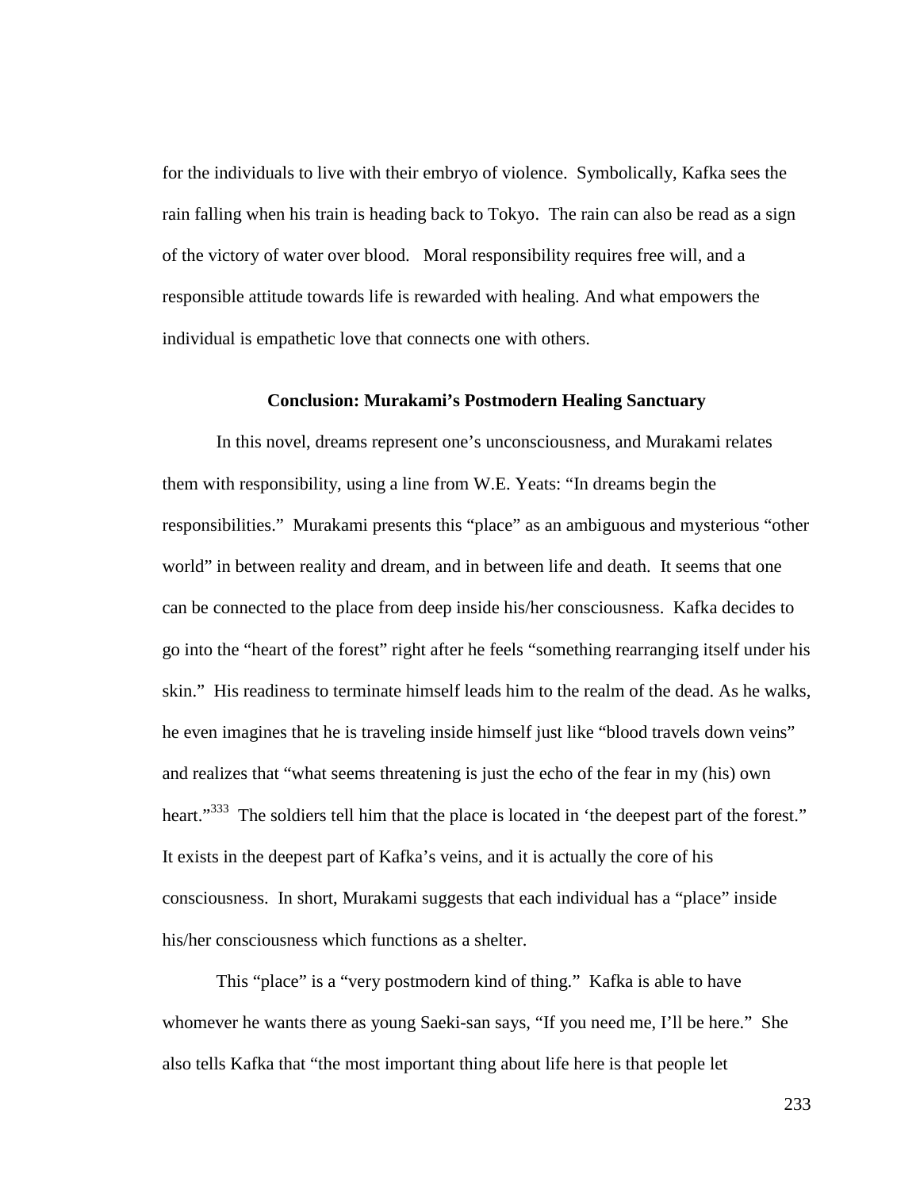for the individuals to live with their embryo of violence. Symbolically, Kafka sees the rain falling when his train is heading back to Tokyo. The rain can also be read as a sign of the victory of water over blood. Moral responsibility requires free will, and a responsible attitude towards life is rewarded with healing. And what empowers the individual is empathetic love that connects one with others.

## Conclusion: Murakami's Postmodern Healing Sanctuary

In this novel, dreams represent one's unconsciousness, and Murakami relates them with responsibility, using a line from W.E. Yeats: "In dreams begin the responsibilities." Murakami presents this "place" as an ambiguous and mysterious "other world" in between reality and dream, and in between life and death. It seems that one can be connected to the place from deep inside his/her consciousness. Kafka decides to go into the "heart of the forest" right after he feels "something rearranging itself under his skin." His readiness to terminate himself leads him to the realm of the dead. As he walks, he even imagines that he is traveling inside himself just like "blood travels down veins" and realizes that "what seems threatening is just the echo of the fear in my (his) own heart."[333] The soldiers tell him that the place is located in 'the deepest part of the forest." It exists in the deepest part of Kafka's veins, and it is actually the core of his consciousness. In short, Murakami suggests that each individual has a "place" inside his/her consciousness which functions as a shelter.

This "place" is a "very postmodern kind of thing." Kafka is able to have whomever he wants there as young Saeki-san says, "If you need me, I'll be here." She also tells Kafka that "the most important thing about life here is that people let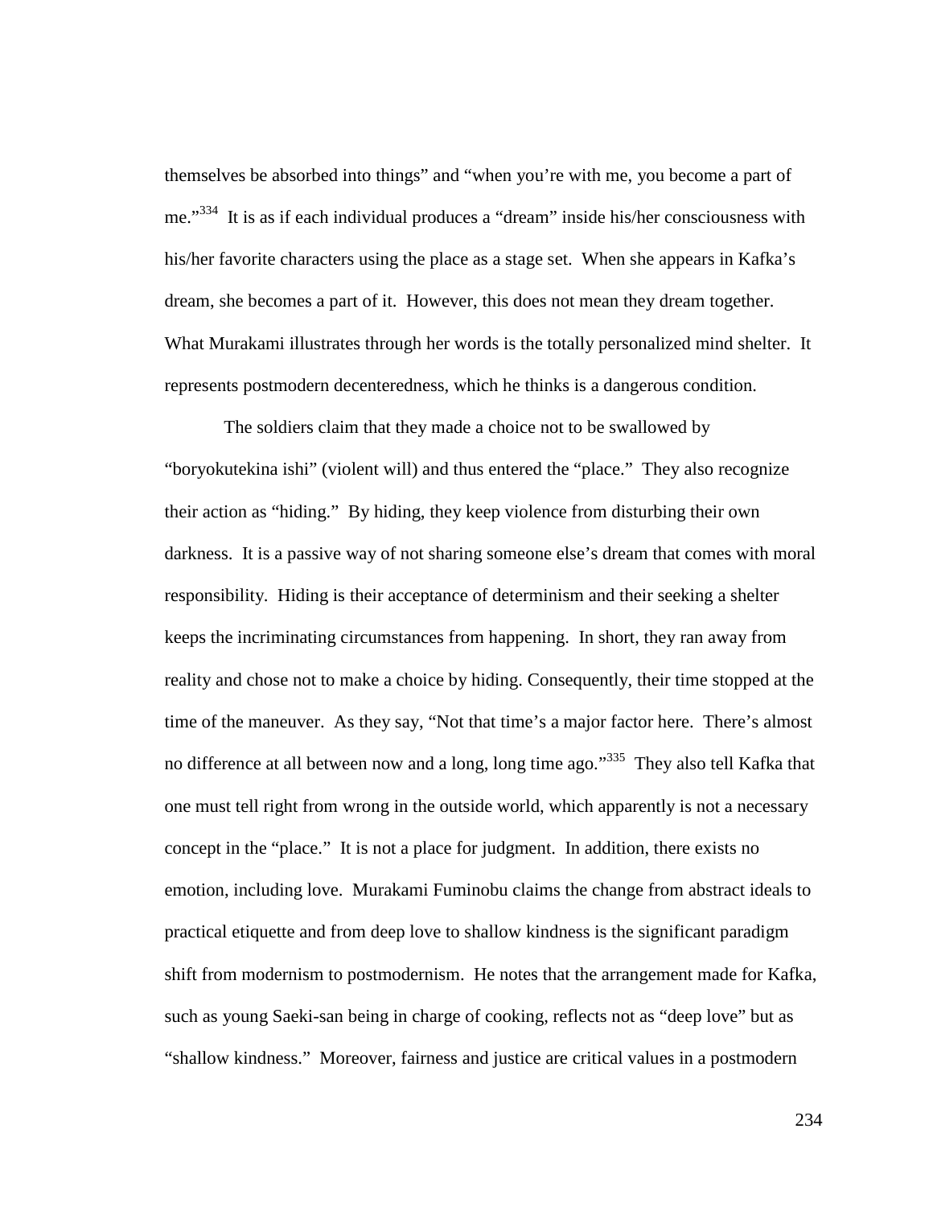themselves be absorbed into things" and "when you're with me, you become a part of me."[334] It is as if each individual produces a "dream" inside his/her consciousness with his/her favorite characters using the place as a stage set. When she appears in Kafka's dream, she becomes a part of it. However, this does not mean they dream together. What Murakami illustrates through her words is the totally personalized mind shelter. It represents postmodern decenteredness, which he thinks is a dangerous condition.

The soldiers claim that they made a choice not to be swallowed by "boryokutekina ishi" (violent will) and thus entered the "place." They also recognize their action as "hiding." By hiding, they keep violence from disturbing their own darkness. It is a passive way of not sharing someone else's dream that comes with moral responsibility. Hiding is their acceptance of determinism and their seeking a shelter keeps the incriminating circumstances from happening. In short, they ran away from reality and chose not to make a choice by hiding. Consequently, their time stopped at the time of the maneuver. As they say, "Not that time's a major factor here. There's almost no difference at all between now and a long, long time ago."[335] They also tell Kafka that one must tell right from wrong in the outside world, which apparently is not a necessary concept in the "place." It is not a place for judgment. In addition, there exists no emotion, including love. Murakami Fuminobu claims the change from abstract ideals to practical etiquette and from deep love to shallow kindness is the significant paradigm shift from modernism to postmodernism. He notes that the arrangement made for Kafka, such as young Saeki-san being in charge of cooking, reflects not as "deep love" but as "shallow kindness." Moreover, fairness and justice are critical values in a postmodern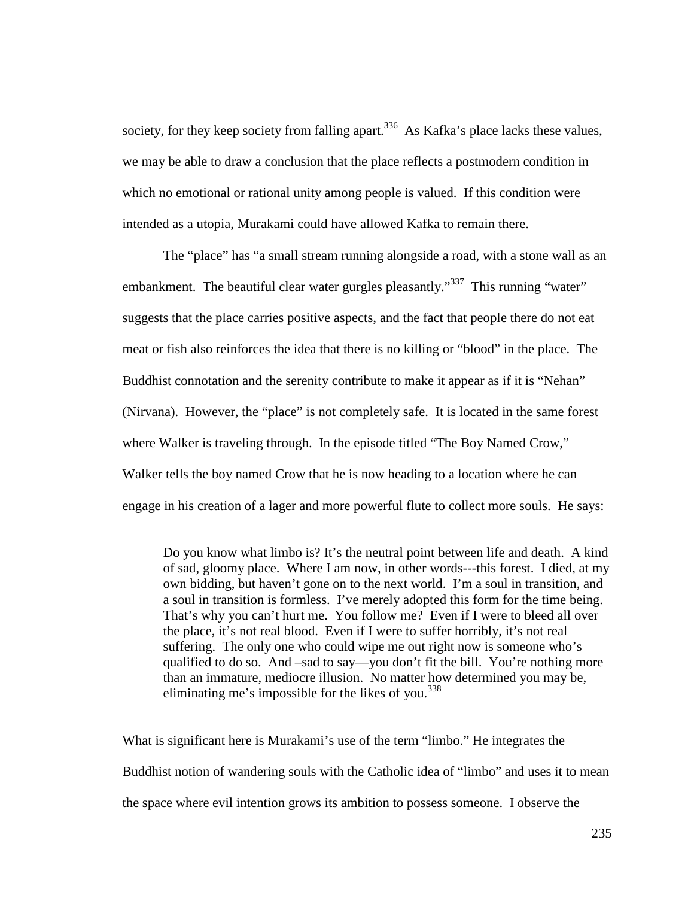society, for they keep society from falling apart.[336] As Kafka's place lacks these values, we may be able to draw a conclusion that the place reflects a postmodern condition in which no emotional or rational unity among people is valued. If this condition were intended as a utopia, Murakami could have allowed Kafka to remain there.

The "place" has "a small stream running alongside a road, with a stone wall as an embankment. The beautiful clear water gurgles pleasantly."[337] This running "water" suggests that the place carries positive aspects, and the fact that people there do not eat meat or fish also reinforces the idea that there is no killing or "blood" in the place. The Buddhist connotation and the serenity contribute to make it appear as if it is "Nehan" (Nirvana). However, the "place" is not completely safe. It is located in the same forest where Walker is traveling through. In the episode titled "The Boy Named Crow," Walker tells the boy named Crow that he is now heading to a location where he can engage in his creation of a lager and more powerful flute to collect more souls. He says:

> Do you know what limbo is? It's the neutral point between life and death. A kind of sad, gloomy place. Where I am now, in other words---this forest. I died, at my own bidding, but haven't gone on to the next world. I'm a soul in transition, and a soul in transition is formless. I've merely adopted this form for the time being. That's why you can't hurt me. You follow me? Even if I were to bleed all over the place, it's not real blood. Even if I were to suffer horribly, it's not real suffering. The only one who could wipe me out right now is someone who's qualified to do so. And –sad to say—you don't fit the bill. You're nothing more than an immature, mediocre illusion. No matter how determined you may be, eliminating me's impossible for the likes of you.[338]

What is significant here is Murakami's use of the term "limbo." He integrates the Buddhist notion of wandering souls with the Catholic idea of "limbo" and uses it to mean the space where evil intention grows its ambition to possess someone. I observe the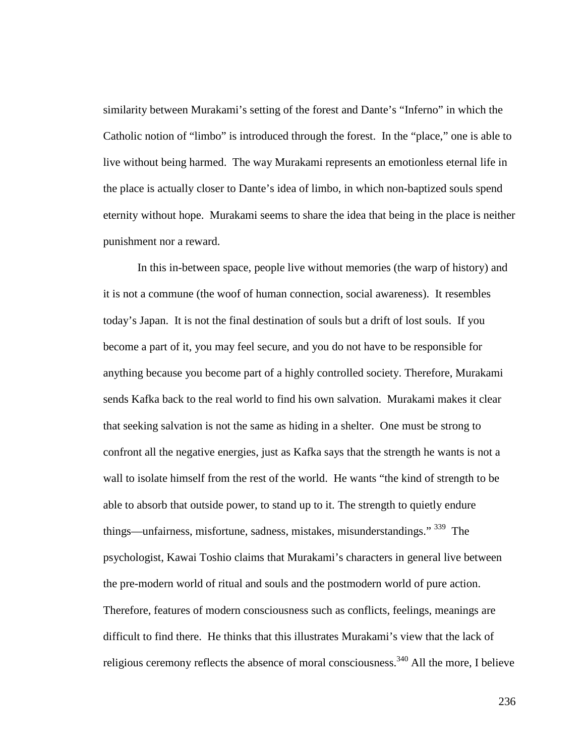similarity between Murakami's setting of the forest and Dante's "Inferno" in which the Catholic notion of "limbo" is introduced through the forest. In the "place," one is able to live without being harmed. The way Murakami represents an emotionless eternal life in the place is actually closer to Dante's idea of limbo, in which non-baptized souls spend eternity without hope. Murakami seems to share the idea that being in the place is neither punishment nor a reward.

In this in-between space, people live without memories (the warp of history) and it is not a commune (the woof of human connection, social awareness). It resembles today's Japan. It is not the final destination of souls but a drift of lost souls. If you become a part of it, you may feel secure, and you do not have to be responsible for anything because you become part of a highly controlled society. Therefore, Murakami sends Kafka back to the real world to find his own salvation. Murakami makes it clear that seeking salvation is not the same as hiding in a shelter. One must be strong to confront all the negative energies, just as Kafka says that the strength he wants is not a wall to isolate himself from the rest of the world. He wants "the kind of strength to be able to absorb that outside power, to stand up to it. The strength to quietly endure things—unfairness, misfortune, sadness, mistakes, misunderstandings." [339] The psychologist, Kawai Toshio claims that Murakami's characters in general live between the pre-modern world of ritual and souls and the postmodern world of pure action. Therefore, features of modern consciousness such as conflicts, feelings, meanings are difficult to find there. He thinks that this illustrates Murakami's view that the lack of religious ceremony reflects the absence of moral consciousness.[340] All the more, I believe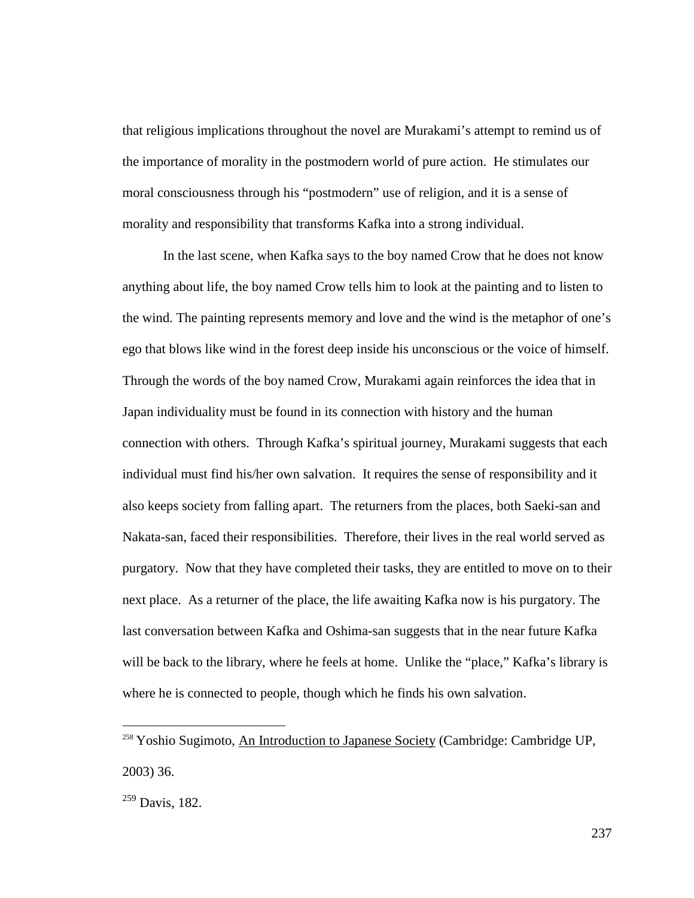that religious implications throughout the novel are Murakami's attempt to remind us of the importance of morality in the postmodern world of pure action. He stimulates our moral consciousness through his "postmodern" use of religion, and it is a sense of morality and responsibility that transforms Kafka into a strong individual.

In the last scene, when Kafka says to the boy named Crow that he does not know anything about life, the boy named Crow tells him to look at the painting and to listen to the wind. The painting represents memory and love and the wind is the metaphor of one's ego that blows like wind in the forest deep inside his unconscious or the voice of himself. Through the words of the boy named Crow, Murakami again reinforces the idea that in Japan individuality must be found in its connection with history and the human connection with others. Through Kafka's spiritual journey, Murakami suggests that each individual must find his/her own salvation. It requires the sense of responsibility and it also keeps society from falling apart. The returners from the places, both Saeki-san and Nakata-san, faced their responsibilities. Therefore, their lives in the real world served as purgatory. Now that they have completed their tasks, they are entitled to move on to their next place. As a returner of the place, the life awaiting Kafka now is his purgatory. The last conversation between Kafka and Oshima-san suggests that in the near future Kafka will be back to the library, where he feels at home. Unlike the "place," Kafka's library is where he is connected to people, though which he finds his own salvation.

---

[258] Yoshio Sugimoto, An Introduction to Japanese Society (Cambridge: Cambridge UP, 2003) 36.

[259] Davis, 182.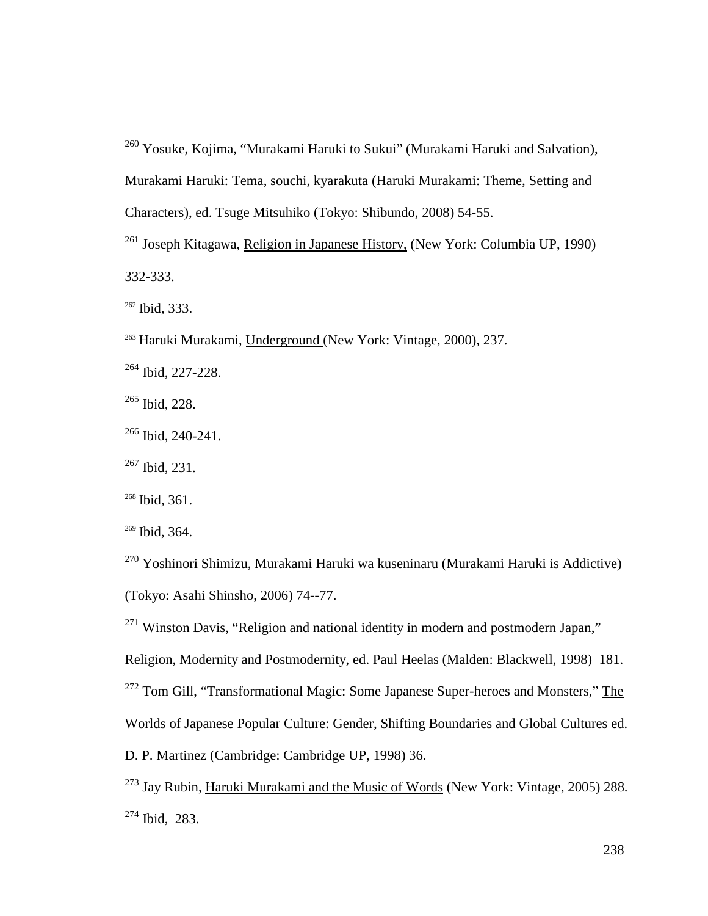[260] Yosuke, Kojima, "Murakami Haruki to Sukui" (Murakami Haruki and Salvation), Murakami Haruki: Tema, souchi, kyarakuta (Haruki Murakami: Theme, Setting and Characters), ed. Tsuge Mitsuhiko (Tokyo: Shibundo, 2008) 54-55.

[261] Joseph Kitagawa, Religion in Japanese History, (New York: Columbia UP, 1990) 332-333.

[262] Ibid, 333.

[263] Haruki Murakami, Underground (New York: Vintage, 2000), 237.

[264] Ibid, 227-228.

[265] Ibid, 228.

[266] Ibid, 240-241.

[267] Ibid, 231.

[268] Ibid, 361.

[269] Ibid, 364.

[270] Yoshinori Shimizu, Murakami Haruki wa kuseninaru (Murakami Haruki is Addictive) (Tokyo: Asahi Shinsho, 2006) 74--77.

[271] Winston Davis, "Religion and national identity in modern and postmodern Japan," Religion, Modernity and Postmodernity, ed. Paul Heelas (Malden: Blackwell, 1998) 181.

[272] Tom Gill, "Transformational Magic: Some Japanese Super-heroes and Monsters," The Worlds of Japanese Popular Culture: Gender, Shifting Boundaries and Global Cultures ed. D. P. Martinez (Cambridge: Cambridge UP, 1998) 36.

[273] Jay Rubin, Haruki Murakami and the Music of Words (New York: Vintage, 2005) 288.

[274] Ibid, 283.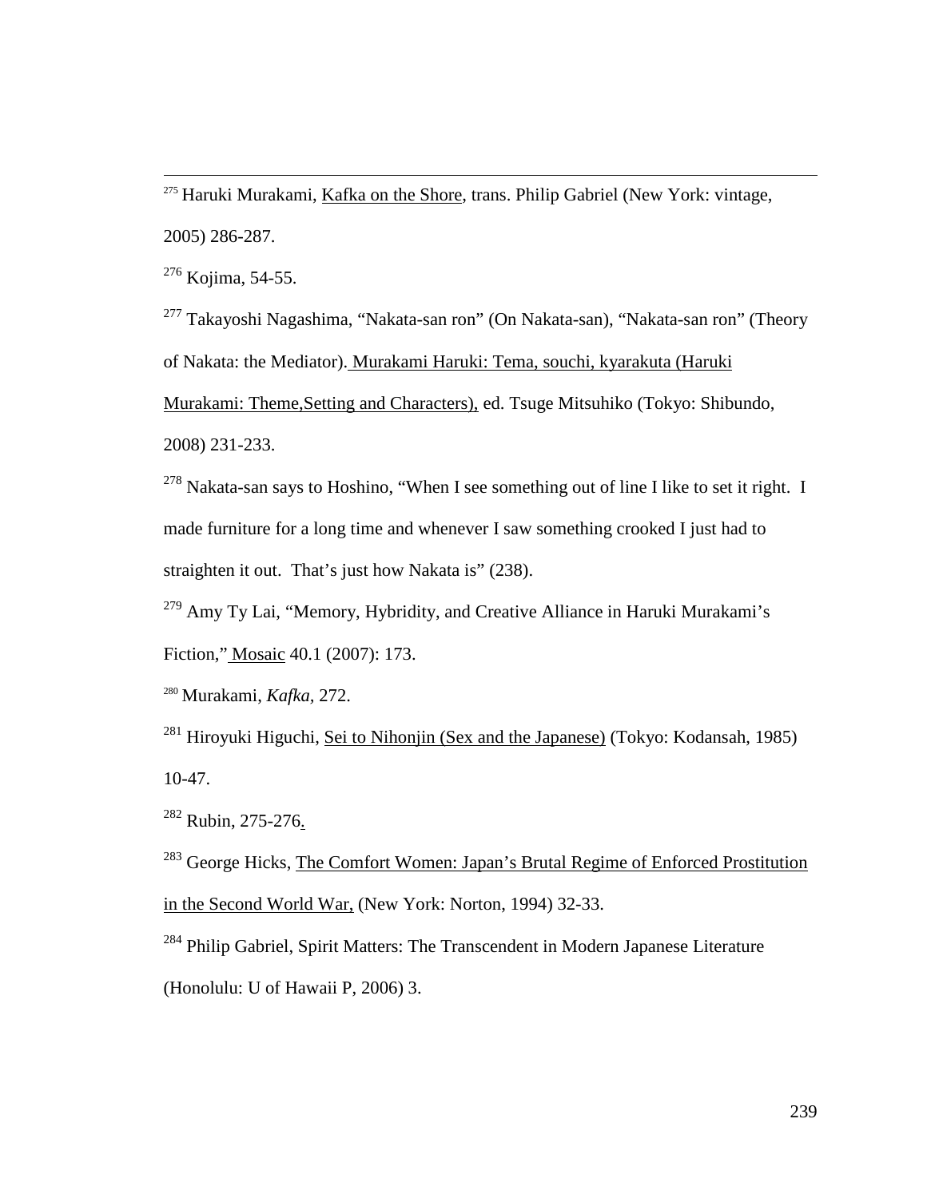[275] Haruki Murakami, Kafka on the Shore, trans. Philip Gabriel (New York: vintage, 2005) 286-287.

[276] Kojima, 54-55.

[277] Takayoshi Nagashima, "Nakata-san ron" (On Nakata-san), "Nakata-san ron" (Theory of Nakata: the Mediator). Murakami Haruki: Tema, souchi, kyarakuta (Haruki Murakami: Theme,Setting and Characters), ed. Tsuge Mitsuhiko (Tokyo: Shibundo, 2008) 231-233.

[278] Nakata-san says to Hoshino, "When I see something out of line I like to set it right. I made furniture for a long time and whenever I saw something crooked I just had to straighten it out. That's just how Nakata is" (238).

[279] Amy Ty Lai, "Memory, Hybridity, and Creative Alliance in Haruki Murakami's Fiction," Mosaic 40.1 (2007): 173.

[280] Murakami, *Kafka*, 272.

[281] Hiroyuki Higuchi, Sei to Nihonjin (Sex and the Japanese) (Tokyo: Kodansah, 1985) 10-47.

[282] Rubin, 275-276.

[283] George Hicks, The Comfort Women: Japan's Brutal Regime of Enforced Prostitution in the Second World War, (New York: Norton, 1994) 32-33.

[284] Philip Gabriel, Spirit Matters: The Transcendent in Modern Japanese Literature (Honolulu: U of Hawaii P, 2006) 3.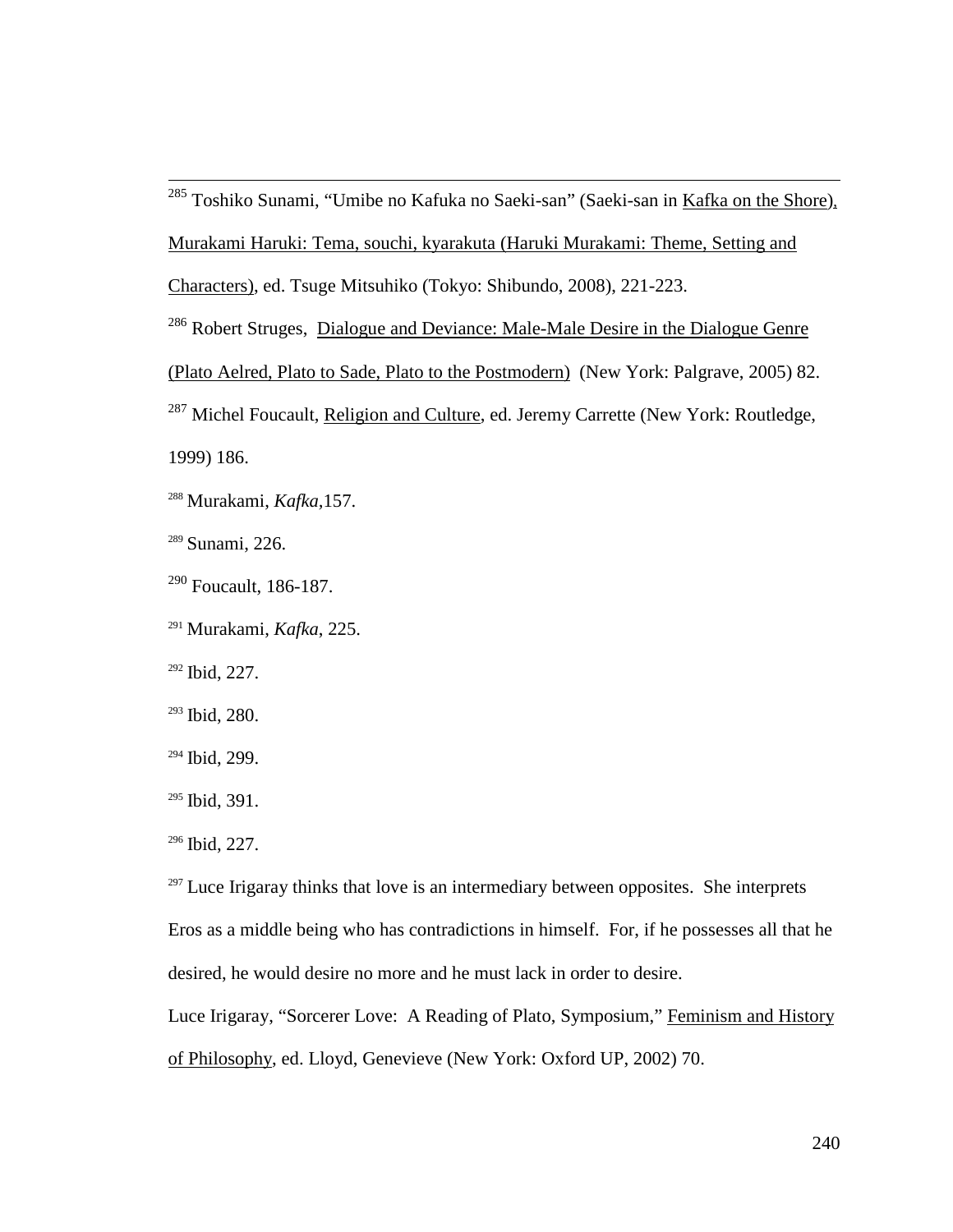[285] Toshiko Sunami, "Umibe no Kafuka no Saeki-san" (Saeki-san in Kafka on the Shore), Murakami Haruki: Tema, souchi, kyarakuta (Haruki Murakami: Theme, Setting and Characters), ed. Tsuge Mitsuhiko (Tokyo: Shibundo, 2008), 221-223.

[286] Robert Struges, Dialogue and Deviance: Male-Male Desire in the Dialogue Genre (Plato Aelred, Plato to Sade, Plato to the Postmodern) (New York: Palgrave, 2005) 82.

[287] Michel Foucault, Religion and Culture, ed. Jeremy Carrette (New York: Routledge, 1999) 186.

[288] Murakami, *Kafka*,157.

[289] Sunami, 226.

[290] Foucault, 186-187.

[291] Murakami, *Kafka*, 225.

[292] Ibid, 227.

[293] Ibid, 280.

[294] Ibid, 299.

[295] Ibid, 391.

[296] Ibid, 227.

[297] Luce Irigaray thinks that love is an intermediary between opposites. She interprets Eros as a middle being who has contradictions in himself. For, if he possesses all that he desired, he would desire no more and he must lack in order to desire.

Luce Irigaray, "Sorcerer Love: A Reading of Plato, Symposium," Feminism and History of Philosophy, ed. Lloyd, Genevieve (New York: Oxford UP, 2002) 70.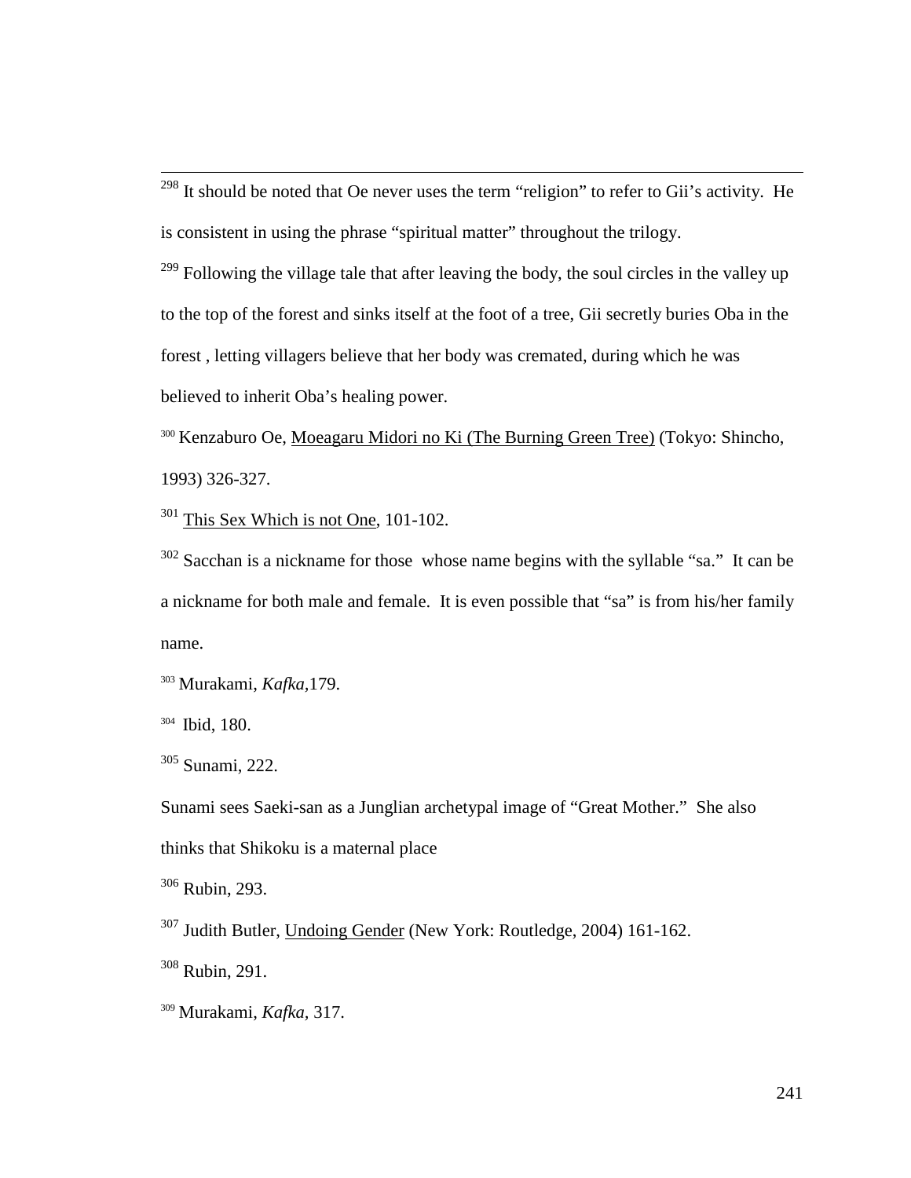[298] It should be noted that Oe never uses the term "religion" to refer to Gii's activity. He is consistent in using the phrase "spiritual matter" throughout the trilogy.

[299] Following the village tale that after leaving the body, the soul circles in the valley up to the top of the forest and sinks itself at the foot of a tree, Gii secretly buries Oba in the forest , letting villagers believe that her body was cremated, during which he was believed to inherit Oba's healing power.

[300] Kenzaburo Oe, Moeagaru Midori no Ki (The Burning Green Tree) (Tokyo: Shincho, 1993) 326-327.

[301] This Sex Which is not One, 101-102.

[302] Sacchan is a nickname for those whose name begins with the syllable "sa." It can be a nickname for both male and female. It is even possible that "sa" is from his/her family name.

[303] Murakami, *Kafka*,179.

[304] Ibid, 180.

[305] Sunami, 222.

Sunami sees Saeki-san as a Junglian archetypal image of "Great Mother." She also thinks that Shikoku is a maternal place

[306] Rubin, 293.

[307] Judith Butler, Undoing Gender (New York: Routledge, 2004) 161-162.

[308] Rubin, 291.

[309] Murakami, *Kafka,* 317.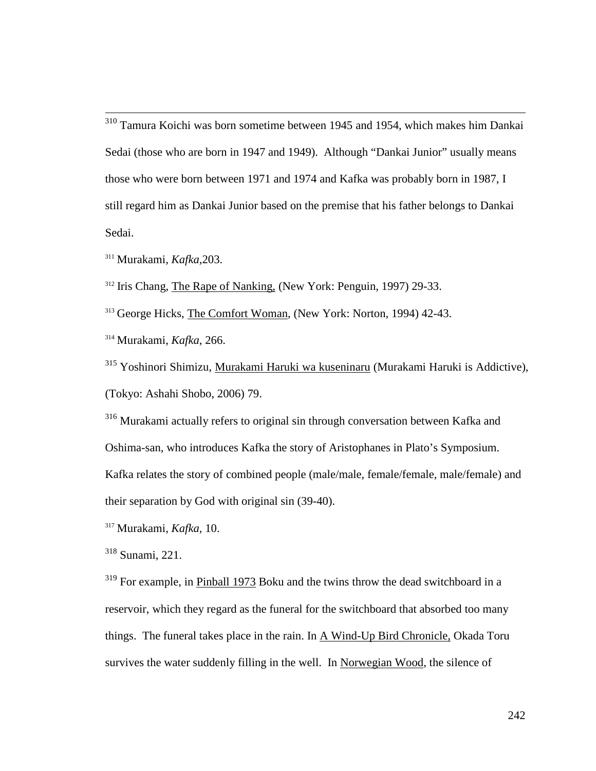[310] Tamura Koichi was born sometime between 1945 and 1954, which makes him Dankai Sedai (those who are born in 1947 and 1949). Although "Dankai Junior" usually means those who were born between 1971 and 1974 and Kafka was probably born in 1987, I still regard him as Dankai Junior based on the premise that his father belongs to Dankai Sedai.

[311] Murakami, *Kafka,*203.

[312] Iris Chang, The Rape of Nanking, (New York: Penguin, 1997) 29-33.

[313] George Hicks, The Comfort Woman, (New York: Norton, 1994) 42-43.

[314] Murakami, *Kafka*, 266.

[315] Yoshinori Shimizu, Murakami Haruki wa kuseninaru (Murakami Haruki is Addictive), (Tokyo: Ashahi Shobo, 2006) 79.

[316] Murakami actually refers to original sin through conversation between Kafka and Oshima-san, who introduces Kafka the story of Aristophanes in Plato's Symposium. Kafka relates the story of combined people (male/male, female/female, male/female) and their separation by God with original sin (39-40).

[317] Murakami, *Kafka*, 10.

[318] Sunami, 221.

[319] For example, in Pinball 1973 Boku and the twins throw the dead switchboard in a reservoir, which they regard as the funeral for the switchboard that absorbed too many things. The funeral takes place in the rain. In A Wind-Up Bird Chronicle, Okada Toru survives the water suddenly filling in the well. In Norwegian Wood, the silence of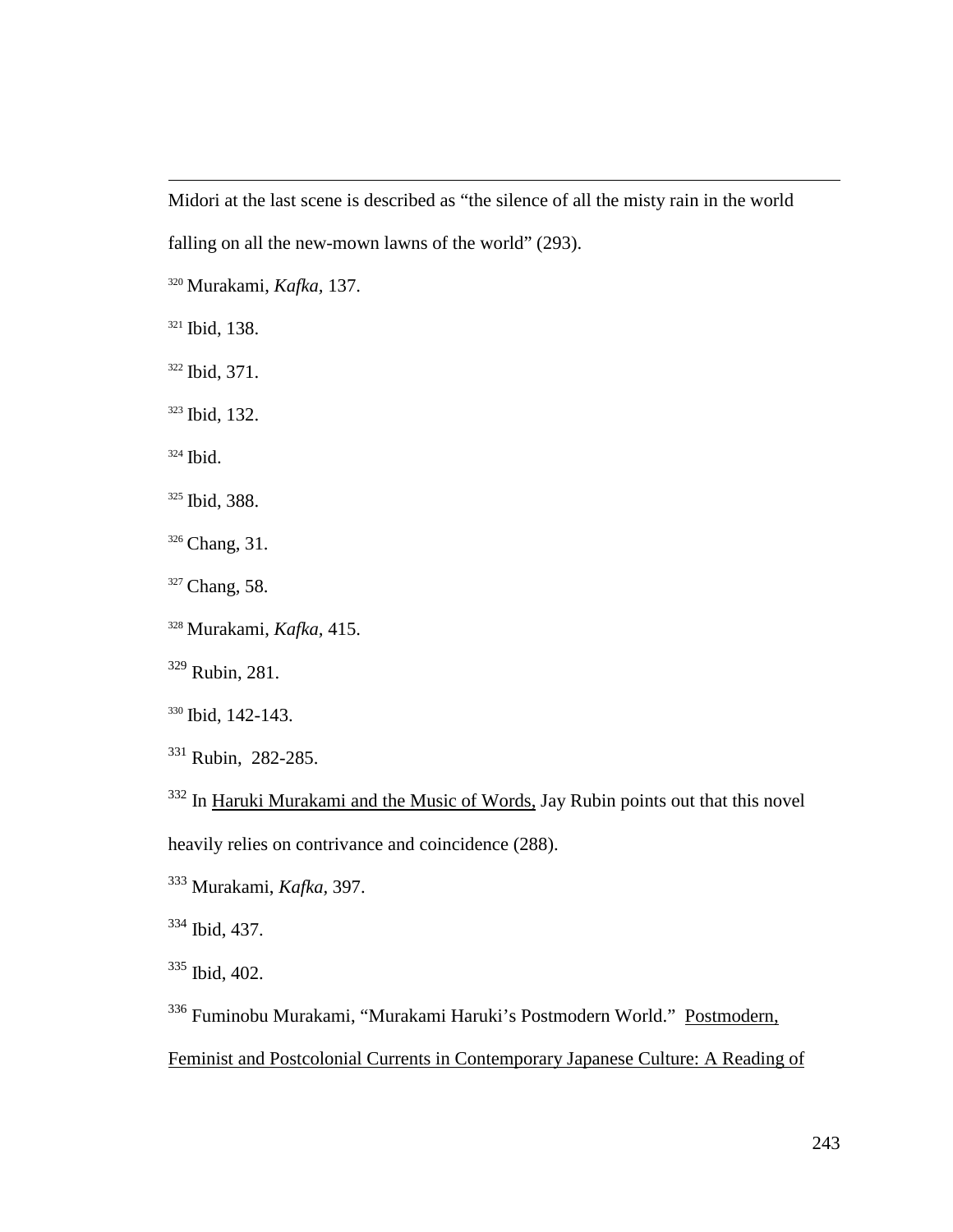Midori at the last scene is described as "the silence of all the misty rain in the world falling on all the new-mown lawns of the world" (293).

[320] Murakami, *Kafka,* 137.

[321] Ibid, 138.

[322] Ibid, 371.

[323] Ibid, 132.

[324] Ibid.

[325] Ibid, 388.

[326] Chang, 31.

[327] Chang, 58.

[328] Murakami, *Kafka,* 415.

[329] Rubin, 281.

[330] Ibid, 142-143.

[331] Rubin, 282-285.

[332] In Haruki Murakami and the Music of Words, Jay Rubin points out that this novel heavily relies on contrivance and coincidence (288).

[333] Murakami, *Kafka*, 397.

[334] Ibid, 437.

[335] Ibid, 402.

[336] Fuminobu Murakami, "Murakami Haruki's Postmodern World." Postmodern, Feminist and Postcolonial Currents in Contemporary Japanese Culture: A Reading of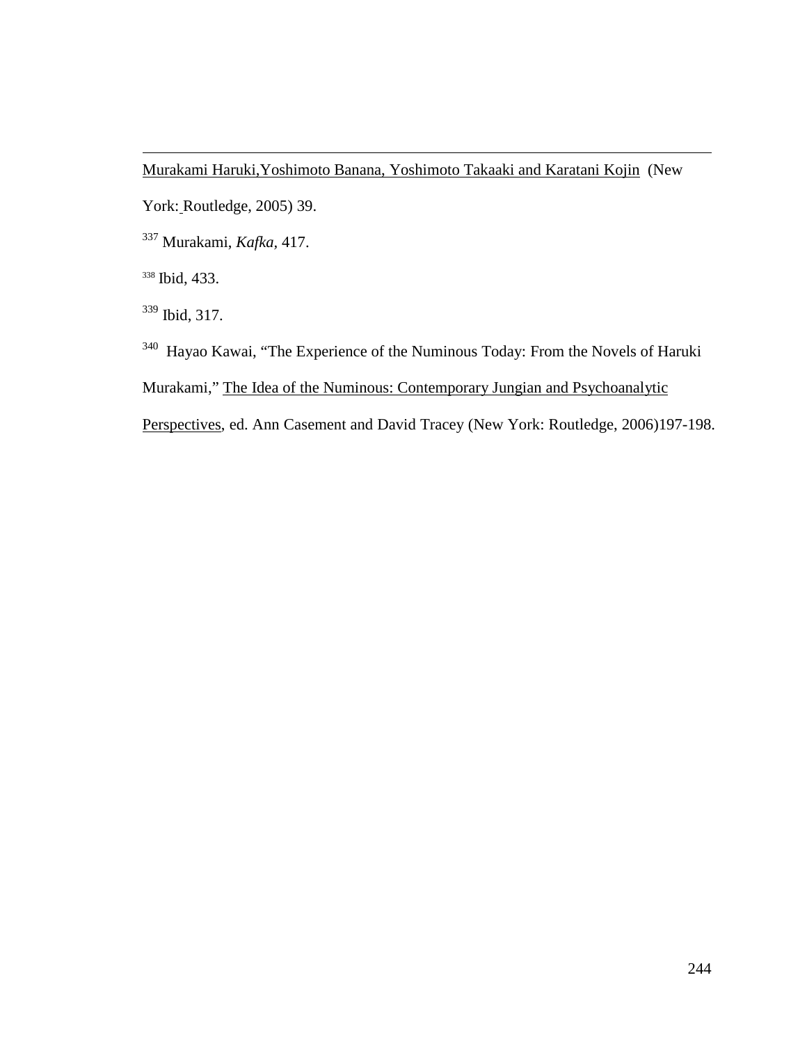Murakami Haruki,Yoshimoto Banana, Yoshimoto Takaaki and Karatani Kojin (New York: Routledge, 2005) 39.

[337] Murakami, *Kafka,* 417.

[338] Ibid, 433.

[339] Ibid, 317.

[340] Hayao Kawai, "The Experience of the Numinous Today: From the Novels of Haruki Murakami," The Idea of the Numinous: Contemporary Jungian and Psychoanalytic Perspectives, ed. Ann Casement and David Tracey (New York: Routledge, 2006)197-198.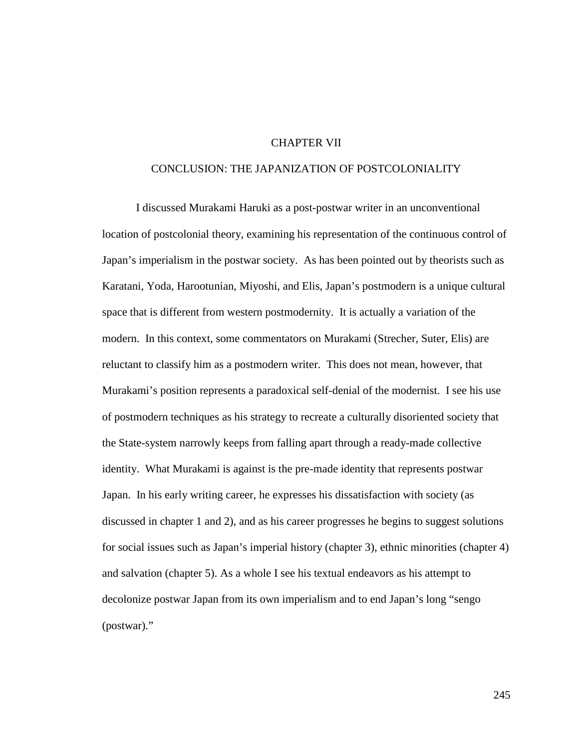# CHAPTER VII

## CONCLUSION: THE JAPANIZATION OF POSTCOLONIALITY

I discussed Murakami Haruki as a post-postwar writer in an unconventional location of postcolonial theory, examining his representation of the continuous control of Japan's imperialism in the postwar society. As has been pointed out by theorists such as Karatani, Yoda, Harootunian, Miyoshi, and Elis, Japan's postmodern is a unique cultural space that is different from western postmodernity. It is actually a variation of the modern. In this context, some commentators on Murakami (Strecher, Suter, Elis) are reluctant to classify him as a postmodern writer. This does not mean, however, that Murakami's position represents a paradoxical self-denial of the modernist. I see his use of postmodern techniques as his strategy to recreate a culturally disoriented society that the State-system narrowly keeps from falling apart through a ready-made collective identity. What Murakami is against is the pre-made identity that represents postwar Japan. In his early writing career, he expresses his dissatisfaction with society (as discussed in chapter 1 and 2), and as his career progresses he begins to suggest solutions for social issues such as Japan's imperial history (chapter 3), ethnic minorities (chapter 4) and salvation (chapter 5). As a whole I see his textual endeavors as his attempt to decolonize postwar Japan from its own imperialism and to end Japan's long "sengo (postwar)."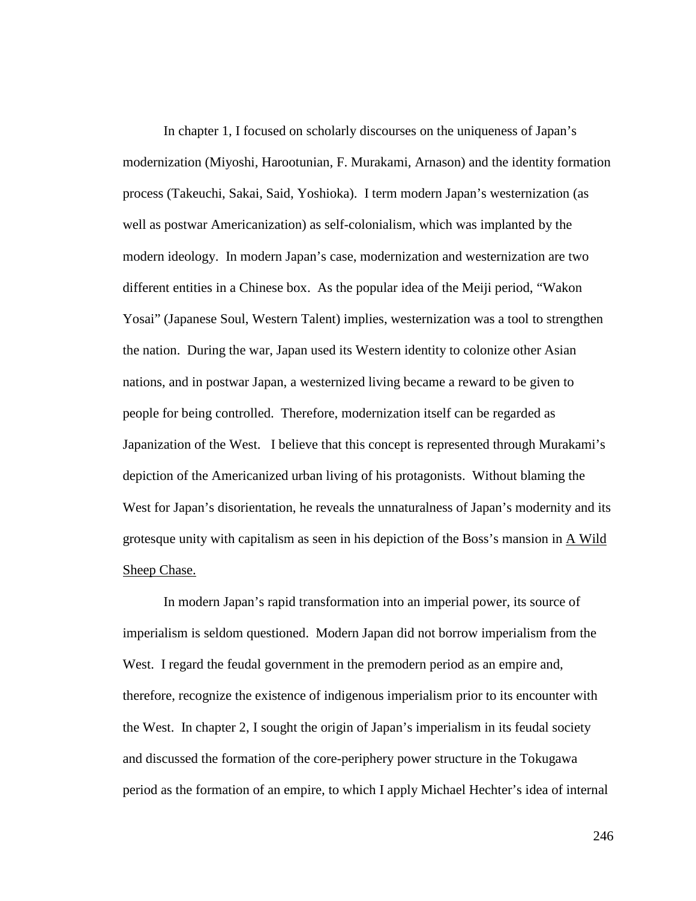In chapter 1, I focused on scholarly discourses on the uniqueness of Japan's modernization (Miyoshi, Harootunian, F. Murakami, Arnason) and the identity formation process (Takeuchi, Sakai, Said, Yoshioka). I term modern Japan's westernization (as well as postwar Americanization) as self-colonialism, which was implanted by the modern ideology. In modern Japan's case, modernization and westernization are two different entities in a Chinese box. As the popular idea of the Meiji period, "Wakon Yosai" (Japanese Soul, Western Talent) implies, westernization was a tool to strengthen the nation. During the war, Japan used its Western identity to colonize other Asian nations, and in postwar Japan, a westernized living became a reward to be given to people for being controlled. Therefore, modernization itself can be regarded as Japanization of the West. I believe that this concept is represented through Murakami's depiction of the Americanized urban living of his protagonists. Without blaming the West for Japan's disorientation, he reveals the unnaturalness of Japan's modernity and its grotesque unity with capitalism as seen in his depiction of the Boss's mansion in <u>A Wild Sheep Chase.</u>

In modern Japan's rapid transformation into an imperial power, its source of imperialism is seldom questioned. Modern Japan did not borrow imperialism from the West. I regard the feudal government in the premodern period as an empire and, therefore, recognize the existence of indigenous imperialism prior to its encounter with the West. In chapter 2, I sought the origin of Japan's imperialism in its feudal society and discussed the formation of the core-periphery power structure in the Tokugawa period as the formation of an empire, to which I apply Michael Hechter's idea of internal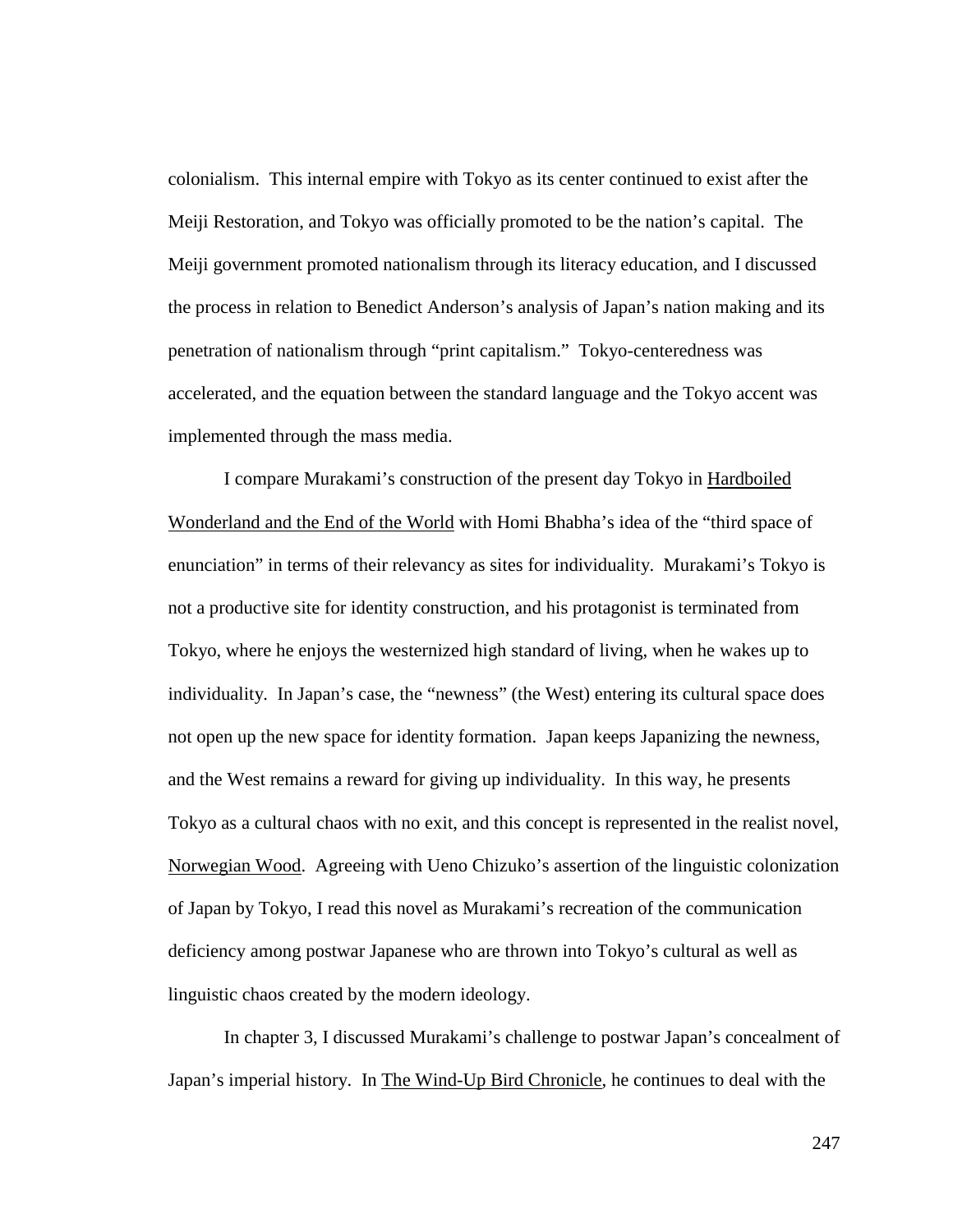colonialism. This internal empire with Tokyo as its center continued to exist after the Meiji Restoration, and Tokyo was officially promoted to be the nation's capital. The Meiji government promoted nationalism through its literacy education, and I discussed the process in relation to Benedict Anderson's analysis of Japan's nation making and its penetration of nationalism through "print capitalism." Tokyo-centeredness was accelerated, and the equation between the standard language and the Tokyo accent was implemented through the mass media.

I compare Murakami's construction of the present day Tokyo in Hardboiled Wonderland and the End of the World with Homi Bhabha's idea of the "third space of enunciation" in terms of their relevancy as sites for individuality. Murakami's Tokyo is not a productive site for identity construction, and his protagonist is terminated from Tokyo, where he enjoys the westernized high standard of living, when he wakes up to individuality. In Japan's case, the "newness" (the West) entering its cultural space does not open up the new space for identity formation. Japan keeps Japanizing the newness, and the West remains a reward for giving up individuality. In this way, he presents Tokyo as a cultural chaos with no exit, and this concept is represented in the realist novel, Norwegian Wood. Agreeing with Ueno Chizuko's assertion of the linguistic colonization of Japan by Tokyo, I read this novel as Murakami's recreation of the communication deficiency among postwar Japanese who are thrown into Tokyo's cultural as well as linguistic chaos created by the modern ideology.

In chapter 3, I discussed Murakami's challenge to postwar Japan's concealment of Japan's imperial history. In The Wind-Up Bird Chronicle, he continues to deal with the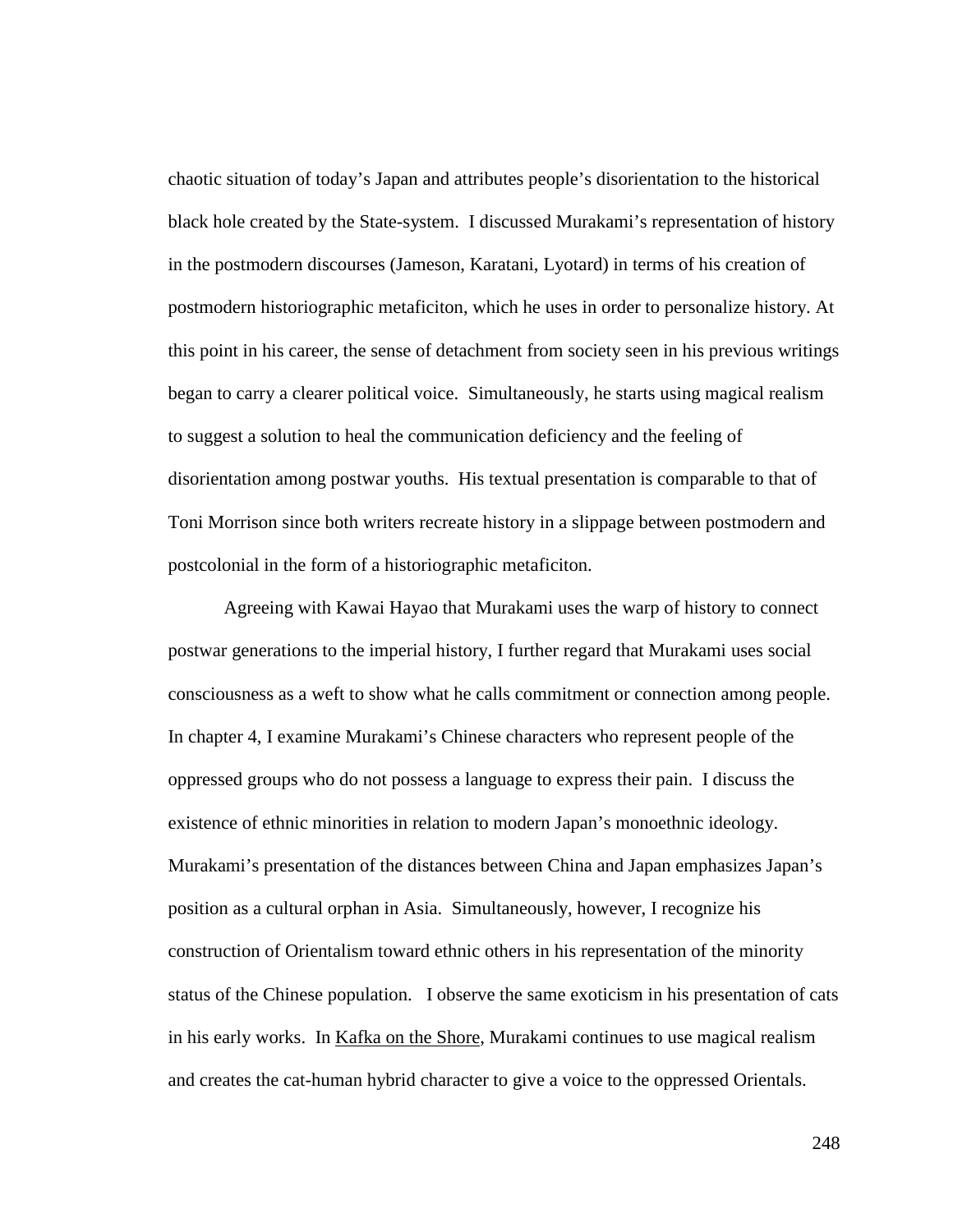chaotic situation of today's Japan and attributes people's disorientation to the historical black hole created by the State-system. I discussed Murakami's representation of history in the postmodern discourses (Jameson, Karatani, Lyotard) in terms of his creation of postmodern historiographic metaficiton, which he uses in order to personalize history. At this point in his career, the sense of detachment from society seen in his previous writings began to carry a clearer political voice. Simultaneously, he starts using magical realism to suggest a solution to heal the communication deficiency and the feeling of disorientation among postwar youths. His textual presentation is comparable to that of Toni Morrison since both writers recreate history in a slippage between postmodern and postcolonial in the form of a historiographic metaficiton.

Agreeing with Kawai Hayao that Murakami uses the warp of history to connect postwar generations to the imperial history, I further regard that Murakami uses social consciousness as a weft to show what he calls commitment or connection among people. In chapter 4, I examine Murakami's Chinese characters who represent people of the oppressed groups who do not possess a language to express their pain. I discuss the existence of ethnic minorities in relation to modern Japan's monoethnic ideology. Murakami's presentation of the distances between China and Japan emphasizes Japan's position as a cultural orphan in Asia. Simultaneously, however, I recognize his construction of Orientalism toward ethnic others in his representation of the minority status of the Chinese population. I observe the same exoticism in his presentation of cats in his early works. In <u>Kafka on the Shore</u>, Murakami continues to use magical realism and creates the cat-human hybrid character to give a voice to the oppressed Orientals.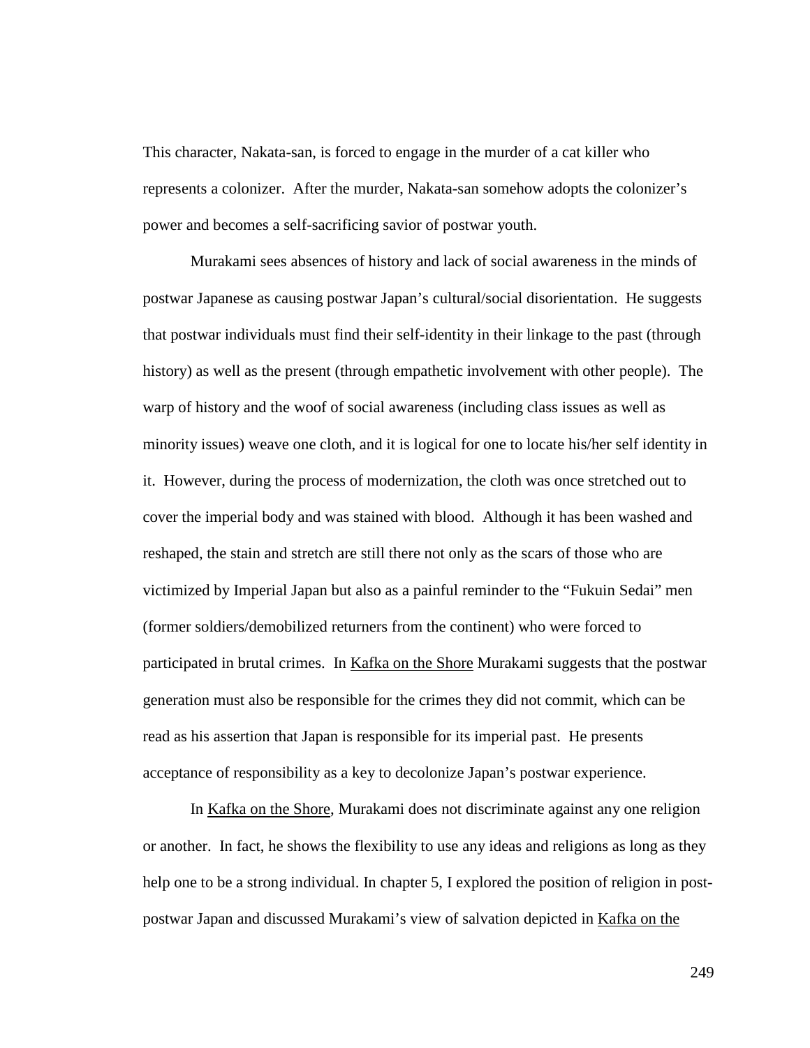This character, Nakata-san, is forced to engage in the murder of a cat killer who represents a colonizer. After the murder, Nakata-san somehow adopts the colonizer's power and becomes a self-sacrificing savior of postwar youth.

Murakami sees absences of history and lack of social awareness in the minds of postwar Japanese as causing postwar Japan's cultural/social disorientation. He suggests that postwar individuals must find their self-identity in their linkage to the past (through history) as well as the present (through empathetic involvement with other people). The warp of history and the woof of social awareness (including class issues as well as minority issues) weave one cloth, and it is logical for one to locate his/her self identity in it. However, during the process of modernization, the cloth was once stretched out to cover the imperial body and was stained with blood. Although it has been washed and reshaped, the stain and stretch are still there not only as the scars of those who are victimized by Imperial Japan but also as a painful reminder to the "Fukuin Sedai" men (former soldiers/demobilized returners from the continent) who were forced to participated in brutal crimes. In <u>Kafka on the Shore</u> Murakami suggests that the postwar generation must also be responsible for the crimes they did not commit, which can be read as his assertion that Japan is responsible for its imperial past. He presents acceptance of responsibility as a key to decolonize Japan's postwar experience.

In <u>Kafka on the Shore</u>, Murakami does not discriminate against any one religion or another. In fact, he shows the flexibility to use any ideas and religions as long as they help one to be a strong individual. In chapter 5, I explored the position of religion in post-postwar Japan and discussed Murakami's view of salvation depicted in <u>Kafka on the</u>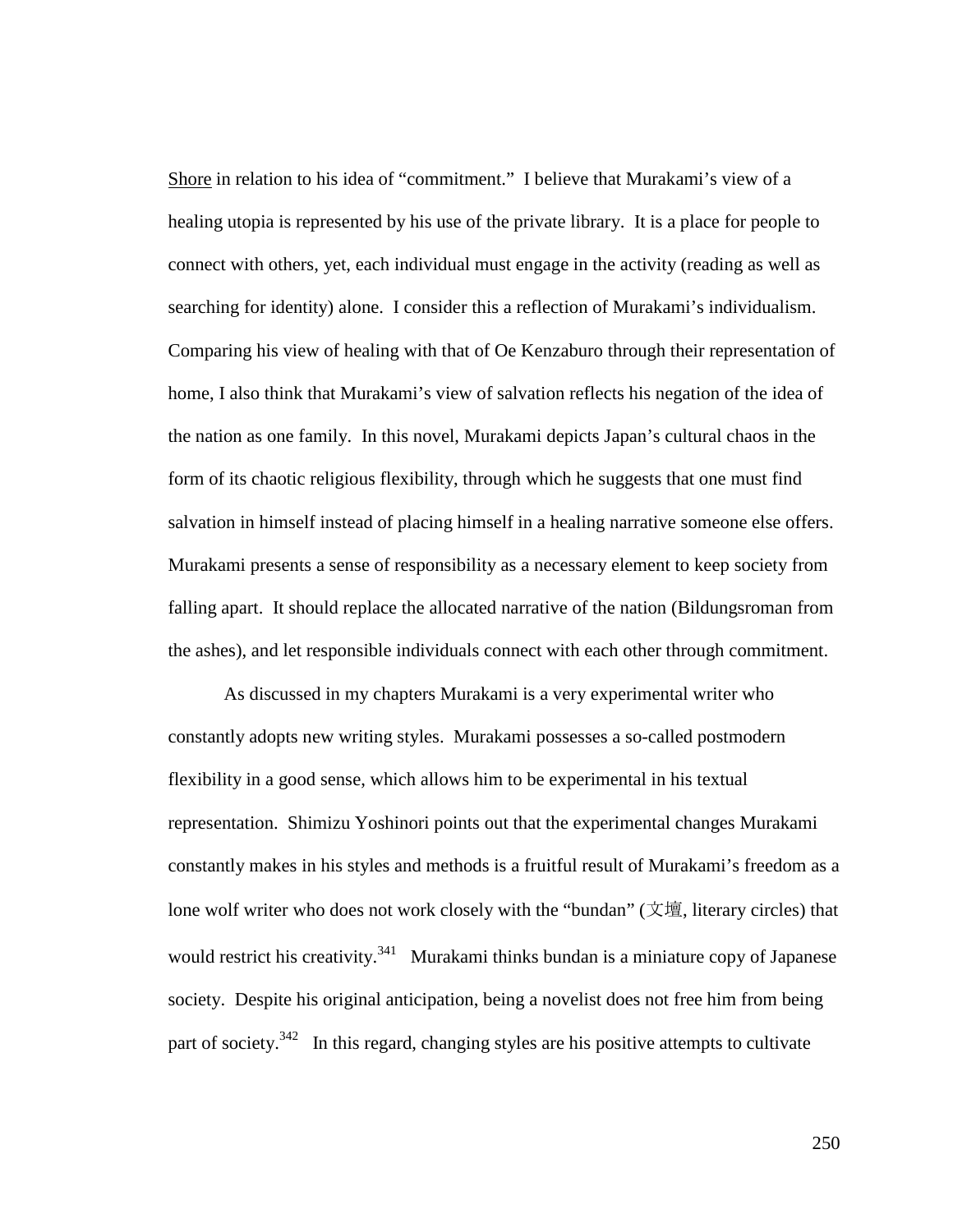Shore in relation to his idea of "commitment." I believe that Murakami's view of a healing utopia is represented by his use of the private library. It is a place for people to connect with others, yet, each individual must engage in the activity (reading as well as searching for identity) alone. I consider this a reflection of Murakami's individualism. Comparing his view of healing with that of Oe Kenzaburo through their representation of home, I also think that Murakami's view of salvation reflects his negation of the idea of the nation as one family. In this novel, Murakami depicts Japan's cultural chaos in the form of its chaotic religious flexibility, through which he suggests that one must find salvation in himself instead of placing himself in a healing narrative someone else offers. Murakami presents a sense of responsibility as a necessary element to keep society from falling apart. It should replace the allocated narrative of the nation (Bildungsroman from the ashes), and let responsible individuals connect with each other through commitment.

As discussed in my chapters Murakami is a very experimental writer who constantly adopts new writing styles. Murakami possesses a so-called postmodern flexibility in a good sense, which allows him to be experimental in his textual representation. Shimizu Yoshinori points out that the experimental changes Murakami constantly makes in his styles and methods is a fruitful result of Murakami's freedom as a lone wolf writer who does not work closely with the "bundan" (文壇, literary circles) that would restrict his creativity.[341] Murakami thinks bundan is a miniature copy of Japanese society. Despite his original anticipation, being a novelist does not free him from being part of society.[342] In this regard, changing styles are his positive attempts to cultivate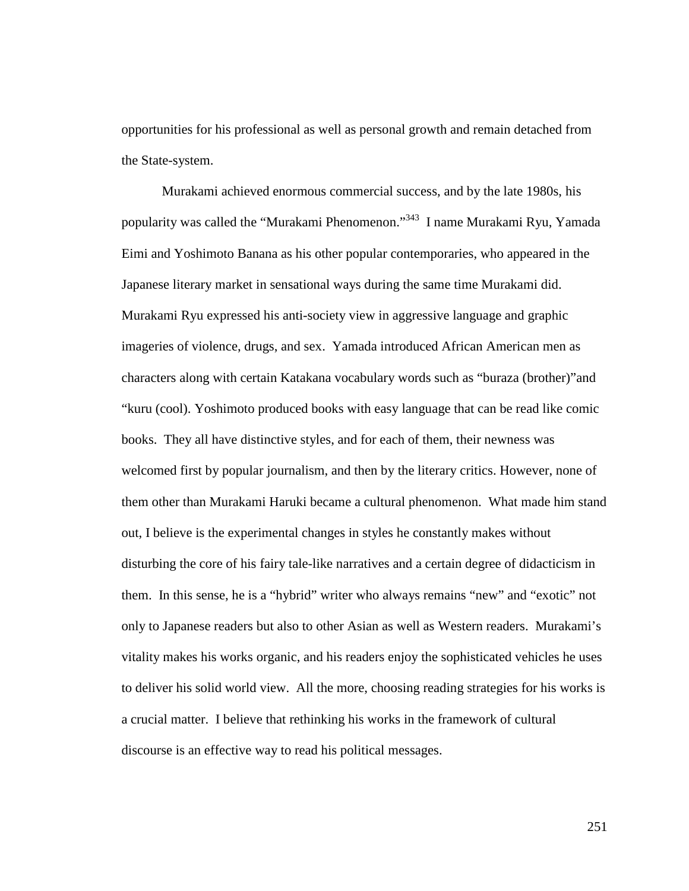opportunities for his professional as well as personal growth and remain detached from the State-system.

Murakami achieved enormous commercial success, and by the late 1980s, his popularity was called the "Murakami Phenomenon."[343] I name Murakami Ryu, Yamada Eimi and Yoshimoto Banana as his other popular contemporaries, who appeared in the Japanese literary market in sensational ways during the same time Murakami did. Murakami Ryu expressed his anti-society view in aggressive language and graphic imageries of violence, drugs, and sex. Yamada introduced African American men as characters along with certain Katakana vocabulary words such as "buraza (brother)"and "kuru (cool). Yoshimoto produced books with easy language that can be read like comic books. They all have distinctive styles, and for each of them, their newness was welcomed first by popular journalism, and then by the literary critics. However, none of them other than Murakami Haruki became a cultural phenomenon. What made him stand out, I believe is the experimental changes in styles he constantly makes without disturbing the core of his fairy tale-like narratives and a certain degree of didacticism in them. In this sense, he is a "hybrid" writer who always remains "new" and "exotic" not only to Japanese readers but also to other Asian as well as Western readers. Murakami's vitality makes his works organic, and his readers enjoy the sophisticated vehicles he uses to deliver his solid world view. All the more, choosing reading strategies for his works is a crucial matter. I believe that rethinking his works in the framework of cultural discourse is an effective way to read his political messages.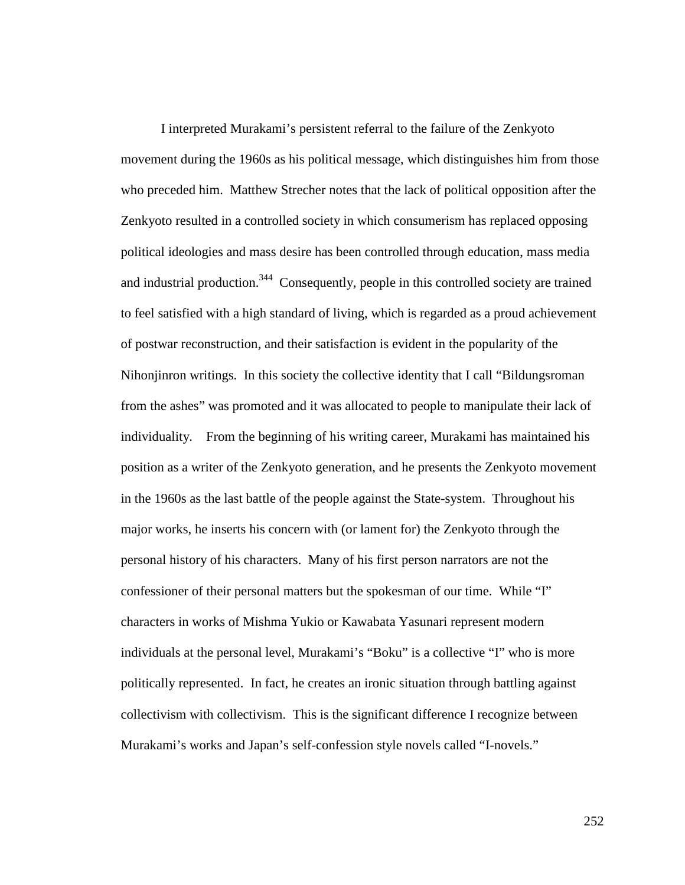I interpreted Murakami's persistent referral to the failure of the Zenkyoto movement during the 1960s as his political message, which distinguishes him from those who preceded him. Matthew Strecher notes that the lack of political opposition after the Zenkyoto resulted in a controlled society in which consumerism has replaced opposing political ideologies and mass desire has been controlled through education, mass media and industrial production.[344] Consequently, people in this controlled society are trained to feel satisfied with a high standard of living, which is regarded as a proud achievement of postwar reconstruction, and their satisfaction is evident in the popularity of the Nihonjinron writings. In this society the collective identity that I call "Bildungsroman from the ashes" was promoted and it was allocated to people to manipulate their lack of individuality. From the beginning of his writing career, Murakami has maintained his position as a writer of the Zenkyoto generation, and he presents the Zenkyoto movement in the 1960s as the last battle of the people against the State-system. Throughout his major works, he inserts his concern with (or lament for) the Zenkyoto through the personal history of his characters. Many of his first person narrators are not the confessioner of their personal matters but the spokesman of our time. While "I" characters in works of Mishma Yukio or Kawabata Yasunari represent modern individuals at the personal level, Murakami's "Boku" is a collective "I" who is more politically represented. In fact, he creates an ironic situation through battling against collectivism with collectivism. This is the significant difference I recognize between Murakami's works and Japan's self-confession style novels called "I-novels."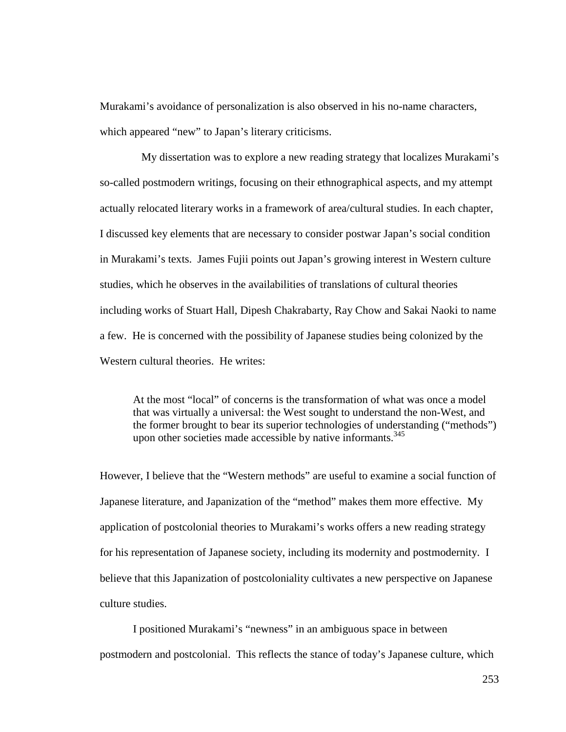Murakami's avoidance of personalization is also observed in his no-name characters, which appeared "new" to Japan's literary criticisms.

My dissertation was to explore a new reading strategy that localizes Murakami's so-called postmodern writings, focusing on their ethnographical aspects, and my attempt actually relocated literary works in a framework of area/cultural studies. In each chapter, I discussed key elements that are necessary to consider postwar Japan's social condition in Murakami's texts. James Fujii points out Japan's growing interest in Western culture studies, which he observes in the availabilities of translations of cultural theories including works of Stuart Hall, Dipesh Chakrabarty, Ray Chow and Sakai Naoki to name a few. He is concerned with the possibility of Japanese studies being colonized by the Western cultural theories. He writes:

> At the most "local" of concerns is the transformation of what was once a model that was virtually a universal: the West sought to understand the non-West, and the former brought to bear its superior technologies of understanding ("methods") upon other societies made accessible by native informants.[345]

However, I believe that the "Western methods" are useful to examine a social function of Japanese literature, and Japanization of the "method" makes them more effective. My application of postcolonial theories to Murakami's works offers a new reading strategy for his representation of Japanese society, including its modernity and postmodernity. I believe that this Japanization of postcoloniality cultivates a new perspective on Japanese culture studies.

I positioned Murakami's "newness" in an ambiguous space in between postmodern and postcolonial. This reflects the stance of today's Japanese culture, which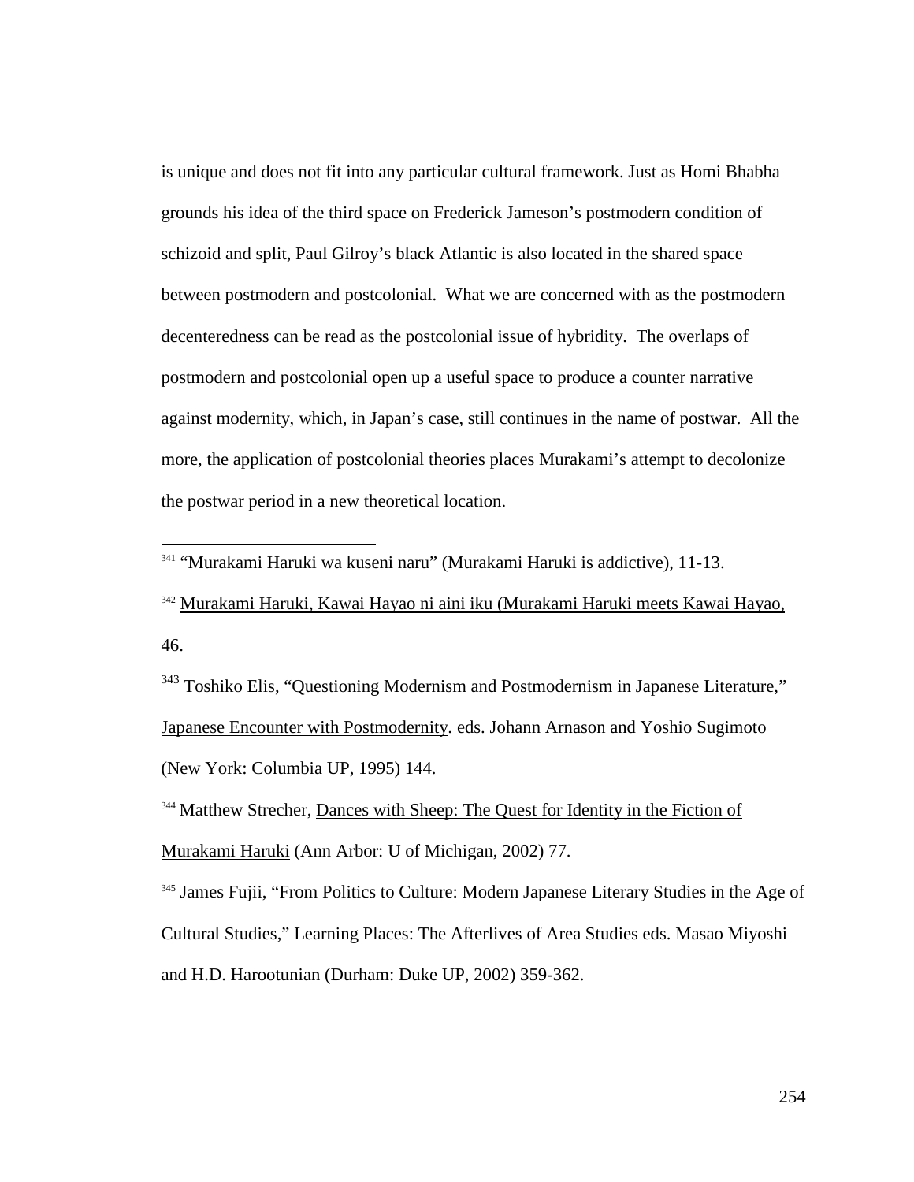is unique and does not fit into any particular cultural framework. Just as Homi Bhabha grounds his idea of the third space on Frederick Jameson's postmodern condition of schizoid and split, Paul Gilroy's black Atlantic is also located in the shared space between postmodern and postcolonial. What we are concerned with as the postmodern decenteredness can be read as the postcolonial issue of hybridity. The overlaps of postmodern and postcolonial open up a useful space to produce a counter narrative against modernity, which, in Japan's case, still continues in the name of postwar. All the more, the application of postcolonial theories places Murakami's attempt to decolonize the postwar period in a new theoretical location.

---

[341] "Murakami Haruki wa kuseni naru" (Murakami Haruki is addictive), 11-13.

[342] Murakami Haruki, Kawai Hayao ni aini iku (Murakami Haruki meets Kawai Hayao, 46.

[343] Toshiko Elis, "Questioning Modernism and Postmodernism in Japanese Literature," Japanese Encounter with Postmodernity. eds. Johann Arnason and Yoshio Sugimoto (New York: Columbia UP, 1995) 144.

[344] Matthew Strecher, Dances with Sheep: The Quest for Identity in the Fiction of Murakami Haruki (Ann Arbor: U of Michigan, 2002) 77.

[345] James Fujii, "From Politics to Culture: Modern Japanese Literary Studies in the Age of Cultural Studies," Learning Places: The Afterlives of Area Studies eds. Masao Miyoshi and H.D. Harootunian (Durham: Duke UP, 2002) 359-362.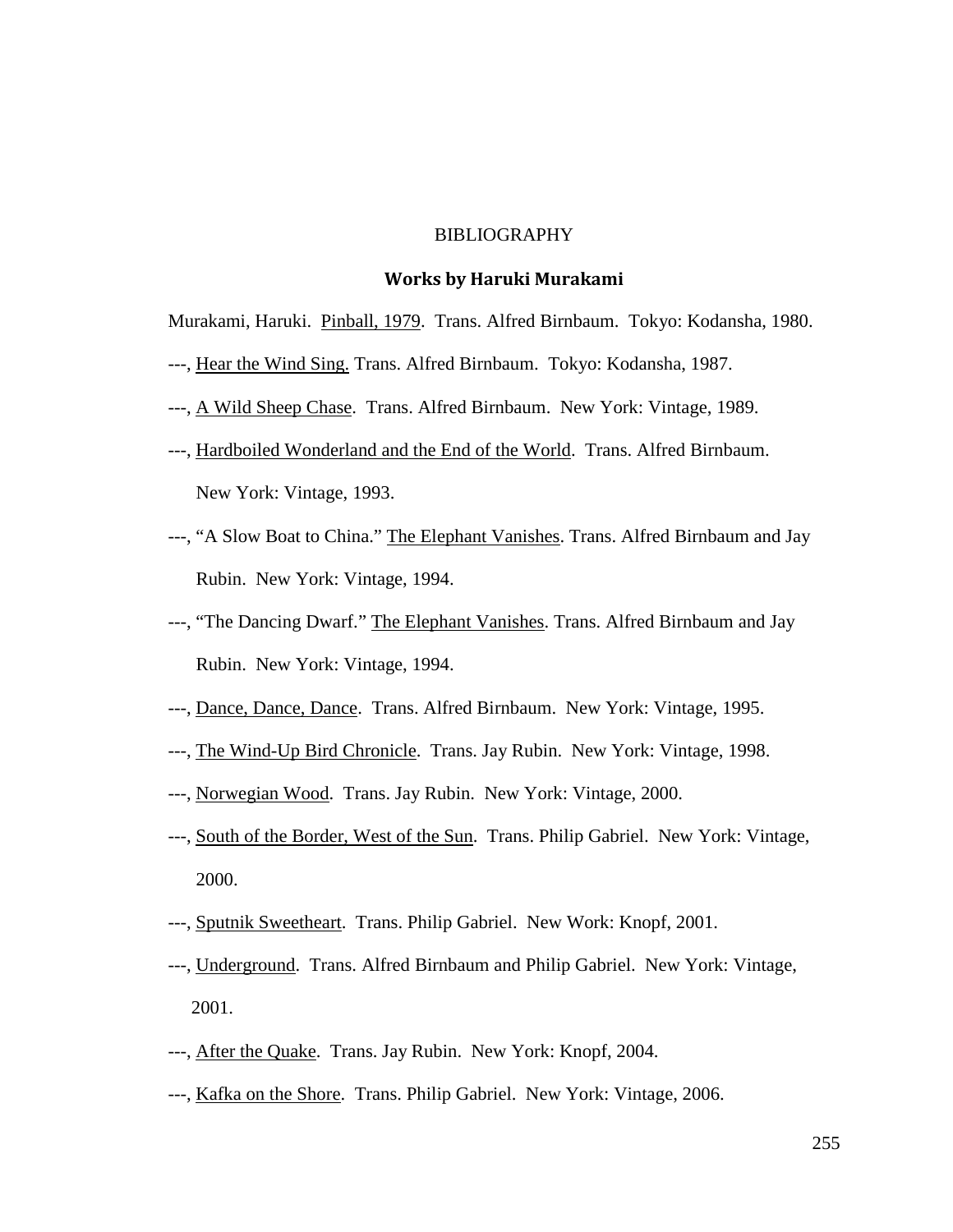# BIBLIOGRAPHY

## Works by Haruki Murakami

Murakami, Haruki. Pinball, 1979. Trans. Alfred Birnbaum. Tokyo: Kodansha, 1980.

---, Hear the Wind Sing. Trans. Alfred Birnbaum. Tokyo: Kodansha, 1987.

---, A Wild Sheep Chase. Trans. Alfred Birnbaum. New York: Vintage, 1989.

---, Hardboiled Wonderland and the End of the World. Trans. Alfred Birnbaum. New York: Vintage, 1993.

---, "A Slow Boat to China." The Elephant Vanishes. Trans. Alfred Birnbaum and Jay Rubin. New York: Vintage, 1994.

---, "The Dancing Dwarf." The Elephant Vanishes. Trans. Alfred Birnbaum and Jay Rubin. New York: Vintage, 1994.

---, Dance, Dance, Dance. Trans. Alfred Birnbaum. New York: Vintage, 1995.

---, The Wind-Up Bird Chronicle. Trans. Jay Rubin. New York: Vintage, 1998.

---, Norwegian Wood. Trans. Jay Rubin. New York: Vintage, 2000.

---, South of the Border, West of the Sun. Trans. Philip Gabriel. New York: Vintage, 2000.

---, Sputnik Sweetheart. Trans. Philip Gabriel. New Work: Knopf, 2001.

---, Underground. Trans. Alfred Birnbaum and Philip Gabriel. New York: Vintage, 2001.

---, After the Quake. Trans. Jay Rubin. New York: Knopf, 2004.

---, Kafka on the Shore. Trans. Philip Gabriel. New York: Vintage, 2006.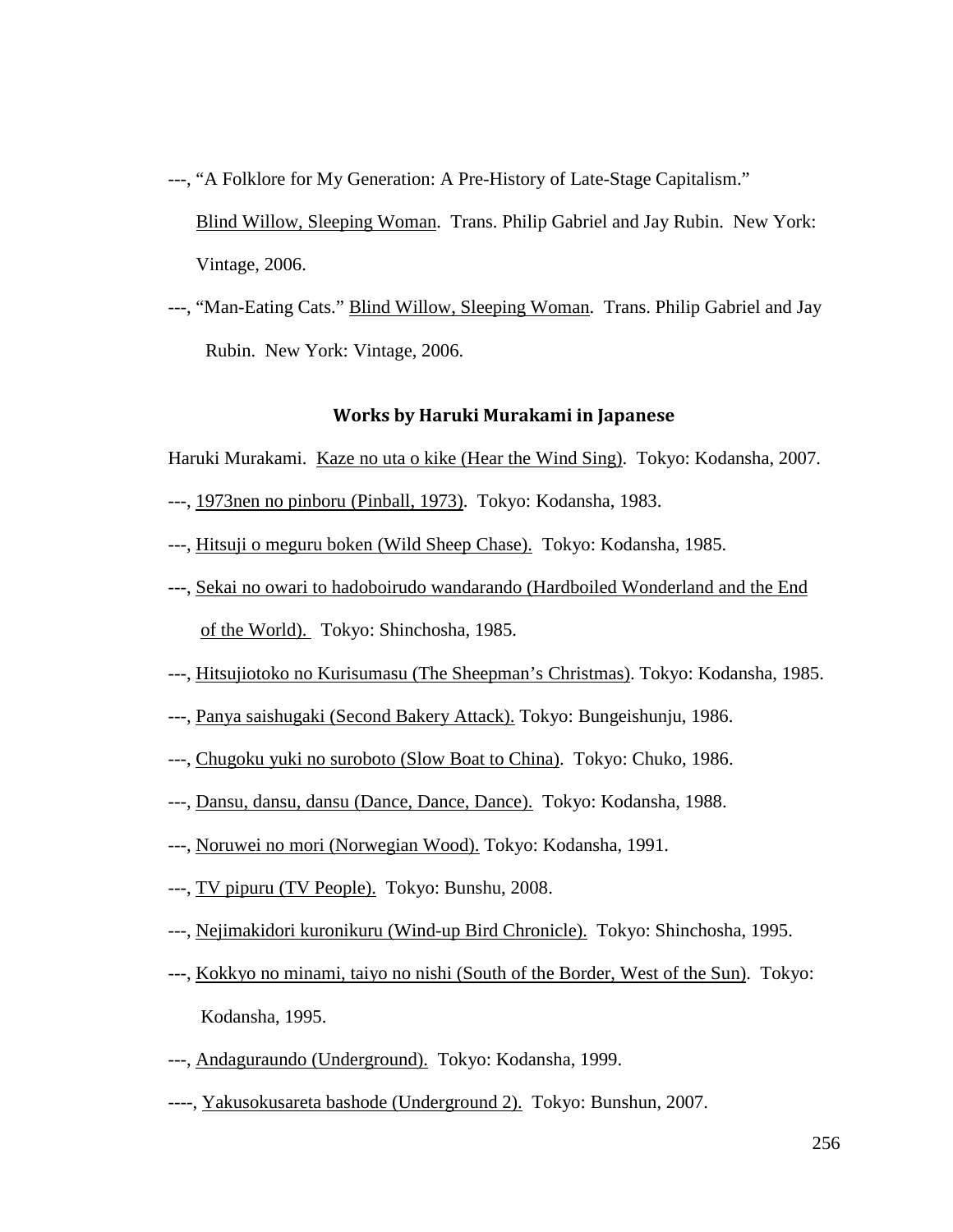---, "A Folklore for My Generation: A Pre-History of Late-Stage Capitalism." Blind Willow, Sleeping Woman. Trans. Philip Gabriel and Jay Rubin. New York: Vintage, 2006.

---, "Man-Eating Cats." Blind Willow, Sleeping Woman. Trans. Philip Gabriel and Jay Rubin. New York: Vintage, 2006.

## Works by Haruki Murakami in Japanese

Haruki Murakami. Kaze no uta o kike (Hear the Wind Sing). Tokyo: Kodansha, 2007.

---, 1973nen no pinboru (Pinball, 1973). Tokyo: Kodansha, 1983.

---, Hitsuji o meguru boken (Wild Sheep Chase). Tokyo: Kodansha, 1985.

---, Sekai no owari to hadoboirudo wandarando (Hardboiled Wonderland and the End of the World). Tokyo: Shinchosha, 1985.

---, Hitsujiotoko no Kurisumasu (The Sheepman's Christmas). Tokyo: Kodansha, 1985.

---, Panya saishugaki (Second Bakery Attack). Tokyo: Bungeishunju, 1986.

---, Chugoku yuki no suroboto (Slow Boat to China). Tokyo: Chuko, 1986.

---, Dansu, dansu, dansu (Dance, Dance, Dance). Tokyo: Kodansha, 1988.

---, Noruwei no mori (Norwegian Wood). Tokyo: Kodansha, 1991.

---, TV pipuru (TV People). Tokyo: Bunshu, 2008.

---, Nejimakidori kuronikuru (Wind-up Bird Chronicle). Tokyo: Shinchosha, 1995.

---, Kokkyo no minami, taiyo no nishi (South of the Border, West of the Sun). Tokyo: Kodansha, 1995.

---, Andaguraundo (Underground). Tokyo: Kodansha, 1999.

----, Yakusokusareta bashode (Underground 2). Tokyo: Bunshun, 2007.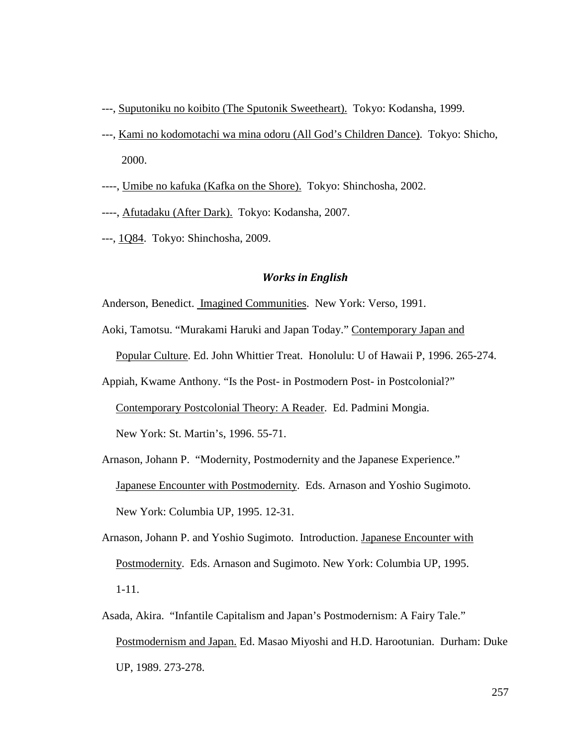---, Suputoniku no koibito (The Sputonik Sweetheart). Tokyo: Kodansha, 1999.

---, Kami no kodomotachi wa mina odoru (All God's Children Dance). Tokyo: Shicho, 2000.

----, Umibe no kafuka (Kafka on the Shore). Tokyo: Shinchosha, 2002.

----, Afutadaku (After Dark). Tokyo: Kodansha, 2007.

---, 1Q84. Tokyo: Shinchosha, 2009.

### *Works in English*

Anderson, Benedict. Imagined Communities. New York: Verso, 1991.

Aoki, Tamotsu. "Murakami Haruki and Japan Today." Contemporary Japan and Popular Culture. Ed. John Whittier Treat. Honolulu: U of Hawaii P, 1996. 265-274.

Appiah, Kwame Anthony. "Is the Post- in Postmodern Post- in Postcolonial?" Contemporary Postcolonial Theory: A Reader. Ed. Padmini Mongia. New York: St. Martin's, 1996. 55-71.

Arnason, Johann P. "Modernity, Postmodernity and the Japanese Experience." Japanese Encounter with Postmodernity. Eds. Arnason and Yoshio Sugimoto. New York: Columbia UP, 1995. 12-31.

Arnason, Johann P. and Yoshio Sugimoto. Introduction. Japanese Encounter with Postmodernity. Eds. Arnason and Sugimoto. New York: Columbia UP, 1995. 1-11.

Asada, Akira. "Infantile Capitalism and Japan's Postmodernism: A Fairy Tale." Postmodernism and Japan. Ed. Masao Miyoshi and H.D. Harootunian. Durham: Duke UP, 1989. 273-278.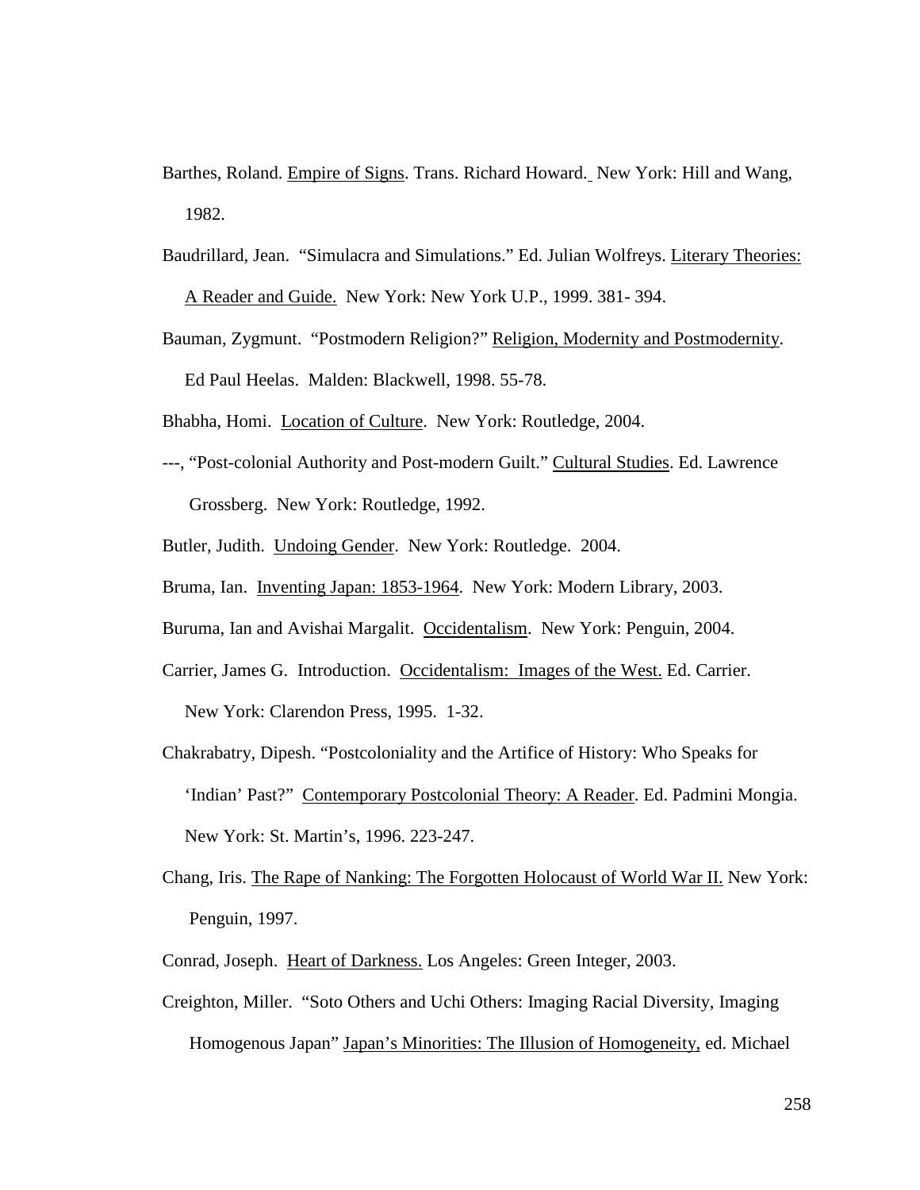Barthes, Roland. Empire of Signs. Trans. Richard Howard. New York: Hill and Wang, 1982.

Baudrillard, Jean. "Simulacra and Simulations." Ed. Julian Wolfreys. Literary Theories: A Reader and Guide. New York: New York U.P., 1999. 381- 394.

Bauman, Zygmunt. "Postmodern Religion?" Religion, Modernity and Postmodernity. Ed Paul Heelas. Malden: Blackwell, 1998. 55-78.

Bhabha, Homi. Location of Culture. New York: Routledge, 2004.

---, "Post-colonial Authority and Post-modern Guilt." Cultural Studies. Ed. Lawrence Grossberg. New York: Routledge, 1992.

Butler, Judith. Undoing Gender. New York: Routledge. 2004.

Bruma, Ian. Inventing Japan: 1853-1964. New York: Modern Library, 2003.

Buruma, Ian and Avishai Margalit. Occidentalism. New York: Penguin, 2004.

Carrier, James G. Introduction. Occidentalism: Images of the West. Ed. Carrier. New York: Clarendon Press, 1995. 1-32.

Chakrabatry, Dipesh. "Postcoloniality and the Artifice of History: Who Speaks for 'Indian' Past?" Contemporary Postcolonial Theory: A Reader. Ed. Padmini Mongia. New York: St. Martin's, 1996. 223-247.

Chang, Iris. The Rape of Nanking: The Forgotten Holocaust of World War II. New York: Penguin, 1997.

Conrad, Joseph. Heart of Darkness. Los Angeles: Green Integer, 2003.

Creighton, Miller. "Soto Others and Uchi Others: Imaging Racial Diversity, Imaging Homogenous Japan" Japan's Minorities: The Illusion of Homogeneity, ed. Michael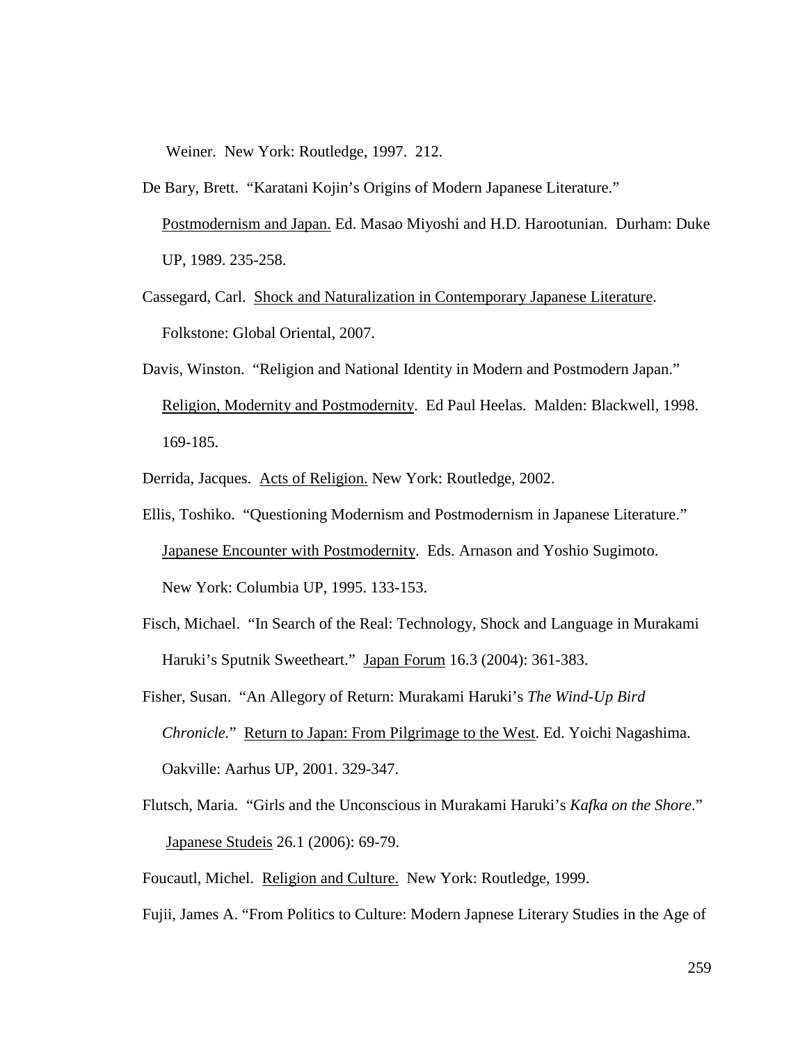Weiner. New York: Routledge, 1997. 212.

De Bary, Brett. "Karatani Kojin's Origins of Modern Japanese Literature." <u>Postmodernism and Japan.</u> Ed. Masao Miyoshi and H.D. Harootunian. Durham: Duke UP, 1989. 235-258.

Cassegard, Carl. <u>Shock and Naturalization in Contemporary Japanese Literature</u>. Folkstone: Global Oriental, 2007.

Davis, Winston. "Religion and National Identity in Modern and Postmodern Japan." <u>Religion, Modernity and Postmodernity</u>. Ed Paul Heelas. Malden: Blackwell, 1998. 169-185.

Derrida, Jacques. <u>Acts of Religion.</u> New York: Routledge, 2002.

Ellis, Toshiko. "Questioning Modernism and Postmodernism in Japanese Literature." <u>Japanese Encounter with Postmodernity</u>. Eds. Arnason and Yoshio Sugimoto. New York: Columbia UP, 1995. 133-153.

Fisch, Michael. "In Search of the Real: Technology, Shock and Language in Murakami Haruki's Sputnik Sweetheart." <u>Japan Forum</u> 16.3 (2004): 361-383.

Fisher, Susan. "An Allegory of Return: Murakami Haruki's *The Wind-Up Bird Chronicle.*" <u>Return to Japan: From Pilgrimage to the West</u>. Ed. Yoichi Nagashima. Oakville: Aarhus UP, 2001. 329-347.

Flutsch, Maria. "Girls and the Unconscious in Murakami Haruki's *Kafka on the Shore*." <u>Japanese Studeis</u> 26.1 (2006): 69-79.

Foucautl, Michel. <u>Religion and Culture.</u> New York: Routledge, 1999.

Fujii, James A. "From Politics to Culture: Modern Japnese Literary Studies in the Age of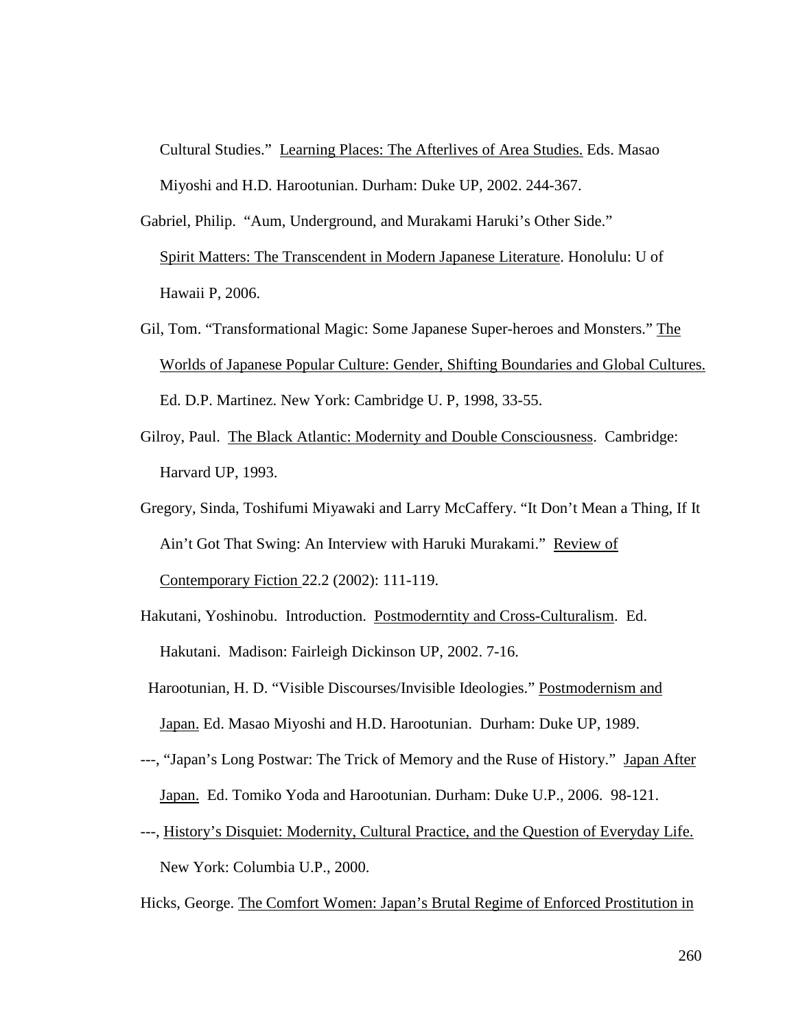Cultural Studies." Learning Places: The Afterlives of Area Studies. Eds. Masao Miyoshi and H.D. Harootunian. Durham: Duke UP, 2002. 244-367.

Gabriel, Philip. "Aum, Underground, and Murakami Haruki's Other Side." Spirit Matters: The Transcendent in Modern Japanese Literature. Honolulu: U of Hawaii P, 2006.

Gil, Tom. "Transformational Magic: Some Japanese Super-heroes and Monsters." The Worlds of Japanese Popular Culture: Gender, Shifting Boundaries and Global Cultures. Ed. D.P. Martinez. New York: Cambridge U. P, 1998, 33-55.

Gilroy, Paul. The Black Atlantic: Modernity and Double Consciousness. Cambridge: Harvard UP, 1993.

Gregory, Sinda, Toshifumi Miyawaki and Larry McCaffery. "It Don't Mean a Thing, If It Ain't Got That Swing: An Interview with Haruki Murakami." Review of Contemporary Fiction 22.2 (2002): 111-119.

Hakutani, Yoshinobu. Introduction. Postmoderntity and Cross-Culturalism. Ed. Hakutani. Madison: Fairleigh Dickinson UP, 2002. 7-16.

Harootunian, H. D. "Visible Discourses/Invisible Ideologies." Postmodernism and Japan. Ed. Masao Miyoshi and H.D. Harootunian. Durham: Duke UP, 1989.

---, "Japan's Long Postwar: The Trick of Memory and the Ruse of History." Japan After Japan. Ed. Tomiko Yoda and Harootunian. Durham: Duke U.P., 2006. 98-121.

---, History's Disquiet: Modernity, Cultural Practice, and the Question of Everyday Life. New York: Columbia U.P., 2000.

Hicks, George. The Comfort Women: Japan's Brutal Regime of Enforced Prostitution in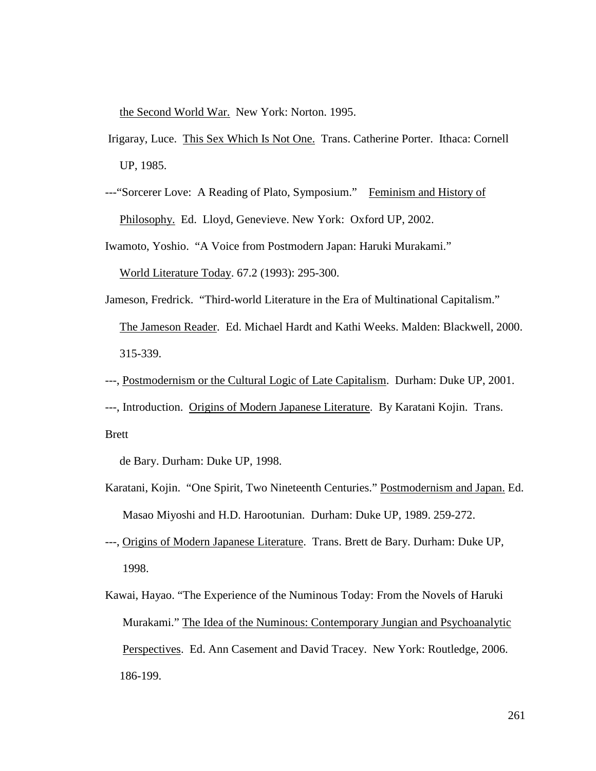the Second World War. New York: Norton. 1995.

Irigaray, Luce. This Sex Which Is Not One. Trans. Catherine Porter. Ithaca: Cornell UP, 1985.

---"Sorcerer Love: A Reading of Plato, Symposium." Feminism and History of Philosophy. Ed. Lloyd, Genevieve. New York: Oxford UP, 2002.

Iwamoto, Yoshio. "A Voice from Postmodern Japan: Haruki Murakami." World Literature Today. 67.2 (1993): 295-300.

Jameson, Fredrick. "Third-world Literature in the Era of Multinational Capitalism." The Jameson Reader. Ed. Michael Hardt and Kathi Weeks. Malden: Blackwell, 2000. 315-339.

---, Postmodernism or the Cultural Logic of Late Capitalism. Durham: Duke UP, 2001.

---, Introduction. Origins of Modern Japanese Literature. By Karatani Kojin. Trans. Brett de Bary. Durham: Duke UP, 1998.

Karatani, Kojin. "One Spirit, Two Nineteenth Centuries." Postmodernism and Japan. Ed. Masao Miyoshi and H.D. Harootunian. Durham: Duke UP, 1989. 259-272.

---, Origins of Modern Japanese Literature. Trans. Brett de Bary. Durham: Duke UP, 1998.

Kawai, Hayao. "The Experience of the Numinous Today: From the Novels of Haruki Murakami." The Idea of the Numinous: Contemporary Jungian and Psychoanalytic Perspectives. Ed. Ann Casement and David Tracey. New York: Routledge, 2006. 186-199.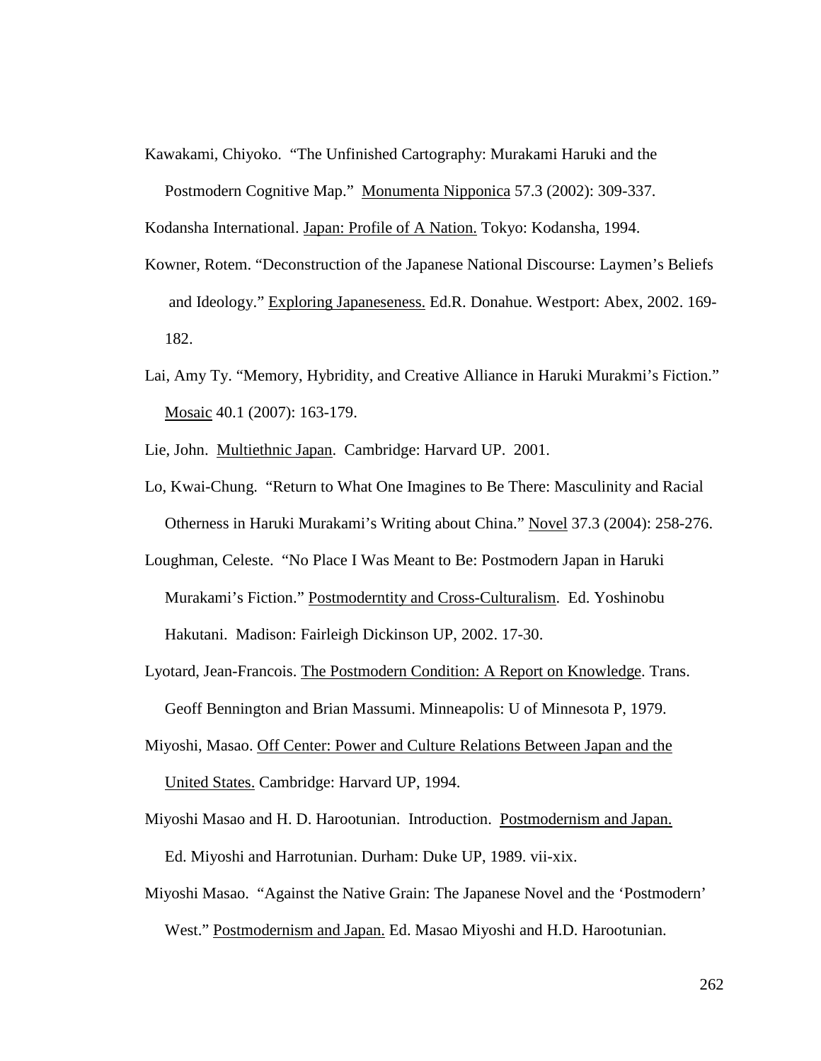Kawakami, Chiyoko. "The Unfinished Cartography: Murakami Haruki and the Postmodern Cognitive Map." Monumenta Nipponica 57.3 (2002): 309-337.

Kodansha International. Japan: Profile of A Nation. Tokyo: Kodansha, 1994.

Kowner, Rotem. "Deconstruction of the Japanese National Discourse: Laymen's Beliefs and Ideology." Exploring Japaneseness. Ed.R. Donahue. Westport: Abex, 2002. 169-182.

Lai, Amy Ty. "Memory, Hybridity, and Creative Alliance in Haruki Murakmi's Fiction." Mosaic 40.1 (2007): 163-179.

Lie, John. Multiethnic Japan. Cambridge: Harvard UP. 2001.

Lo, Kwai-Chung. "Return to What One Imagines to Be There: Masculinity and Racial Otherness in Haruki Murakami's Writing about China." Novel 37.3 (2004): 258-276.

Loughman, Celeste. "No Place I Was Meant to Be: Postmodern Japan in Haruki Murakami's Fiction." Postmoderntity and Cross-Culturalism. Ed. Yoshinobu Hakutani. Madison: Fairleigh Dickinson UP, 2002. 17-30.

Lyotard, Jean-Francois. The Postmodern Condition: A Report on Knowledge. Trans. Geoff Bennington and Brian Massumi. Minneapolis: U of Minnesota P, 1979.

Miyoshi, Masao. Off Center: Power and Culture Relations Between Japan and the United States. Cambridge: Harvard UP, 1994.

Miyoshi Masao and H. D. Harootunian. Introduction. Postmodernism and Japan. Ed. Miyoshi and Harrotunian. Durham: Duke UP, 1989. vii-xix.

Miyoshi Masao. "Against the Native Grain: The Japanese Novel and the 'Postmodern' West." Postmodernism and Japan. Ed. Masao Miyoshi and H.D. Harootunian.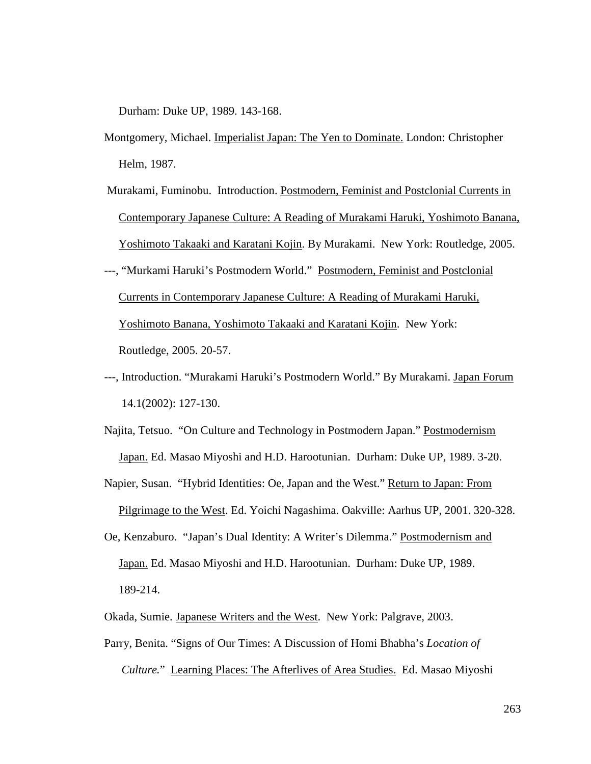Durham: Duke UP, 1989. 143-168.

Montgomery, Michael. Imperialist Japan: The Yen to Dominate. London: Christopher Helm, 1987.

Murakami, Fuminobu. Introduction. Postmodern, Feminist and Postclonial Currents in Contemporary Japanese Culture: A Reading of Murakami Haruki, Yoshimoto Banana, Yoshimoto Takaaki and Karatani Kojin. By Murakami. New York: Routledge, 2005.

---, "Murkami Haruki's Postmodern World." Postmodern, Feminist and Postclonial Currents in Contemporary Japanese Culture: A Reading of Murakami Haruki, Yoshimoto Banana, Yoshimoto Takaaki and Karatani Kojin. New York: Routledge, 2005. 20-57.

---, Introduction. "Murakami Haruki's Postmodern World." By Murakami. Japan Forum 14.1(2002): 127-130.

Najita, Tetsuo. "On Culture and Technology in Postmodern Japan." Postmodernism Japan. Ed. Masao Miyoshi and H.D. Harootunian. Durham: Duke UP, 1989. 3-20.

Napier, Susan. "Hybrid Identities: Oe, Japan and the West." Return to Japan: From Pilgrimage to the West. Ed. Yoichi Nagashima. Oakville: Aarhus UP, 2001. 320-328.

Oe, Kenzaburo. "Japan's Dual Identity: A Writer's Dilemma." Postmodernism and Japan. Ed. Masao Miyoshi and H.D. Harootunian. Durham: Duke UP, 1989. 189-214.

Okada, Sumie. Japanese Writers and the West. New York: Palgrave, 2003.

Parry, Benita. "Signs of Our Times: A Discussion of Homi Bhabha's *Location of Culture.*" Learning Places: The Afterlives of Area Studies. Ed. Masao Miyoshi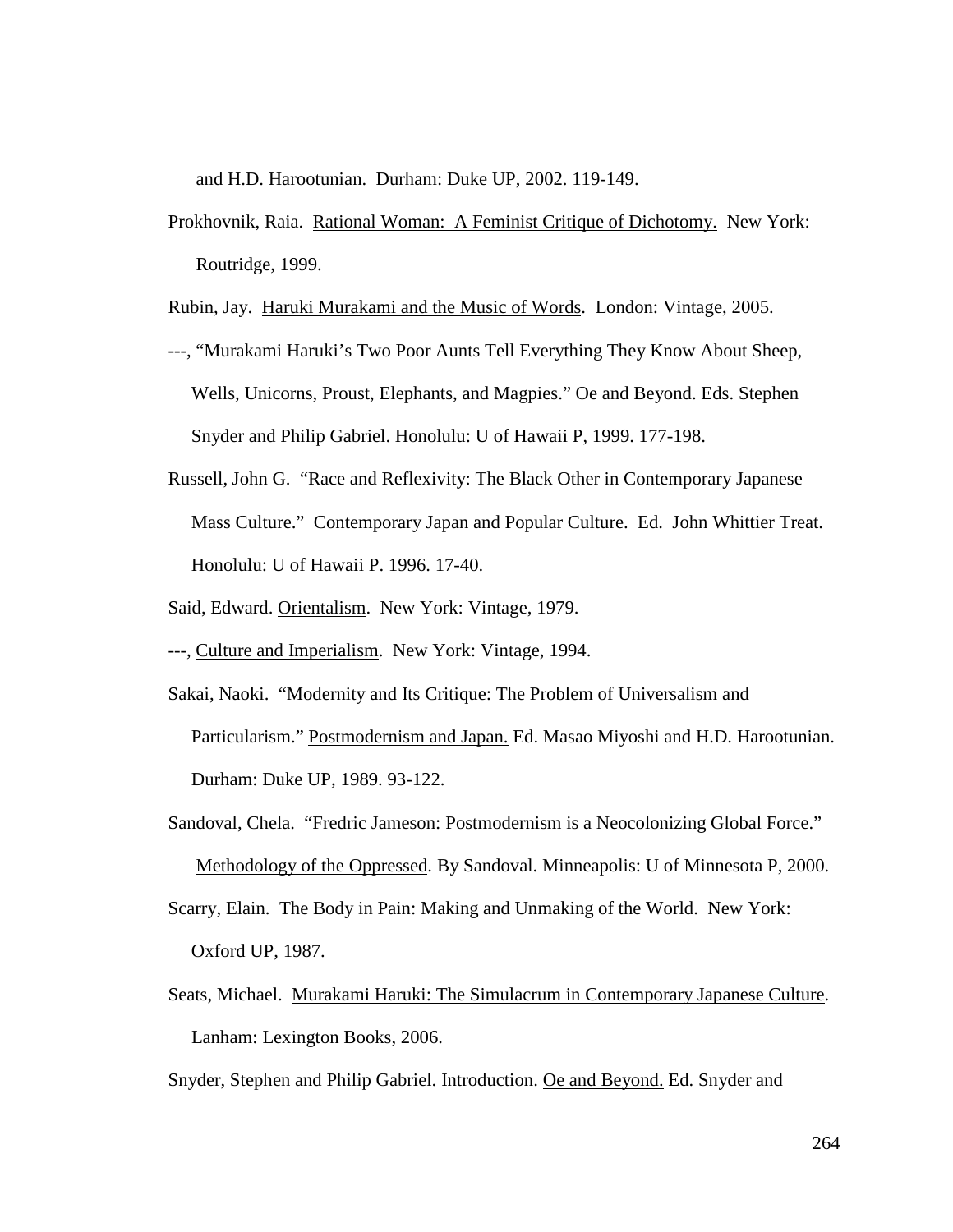and H.D. Harootunian. Durham: Duke UP, 2002. 119-149.

Prokhovnik, Raia. Rational Woman: A Feminist Critique of Dichotomy. New York: Routridge, 1999.

Rubin, Jay. Haruki Murakami and the Music of Words. London: Vintage, 2005.

---, "Murakami Haruki's Two Poor Aunts Tell Everything They Know About Sheep, Wells, Unicorns, Proust, Elephants, and Magpies." Oe and Beyond. Eds. Stephen Snyder and Philip Gabriel. Honolulu: U of Hawaii P, 1999. 177-198.

Russell, John G. "Race and Reflexivity: The Black Other in Contemporary Japanese Mass Culture." Contemporary Japan and Popular Culture. Ed. John Whittier Treat. Honolulu: U of Hawaii P. 1996. 17-40.

Said, Edward. Orientalism. New York: Vintage, 1979.

---, Culture and Imperialism. New York: Vintage, 1994.

Sakai, Naoki. "Modernity and Its Critique: The Problem of Universalism and Particularism." Postmodernism and Japan. Ed. Masao Miyoshi and H.D. Harootunian. Durham: Duke UP, 1989. 93-122.

Sandoval, Chela. "Fredric Jameson: Postmodernism is a Neocolonizing Global Force." Methodology of the Oppressed. By Sandoval. Minneapolis: U of Minnesota P, 2000.

Scarry, Elain. The Body in Pain: Making and Unmaking of the World. New York: Oxford UP, 1987.

Seats, Michael. Murakami Haruki: The Simulacrum in Contemporary Japanese Culture. Lanham: Lexington Books, 2006.

Snyder, Stephen and Philip Gabriel. Introduction. Oe and Beyond. Ed. Snyder and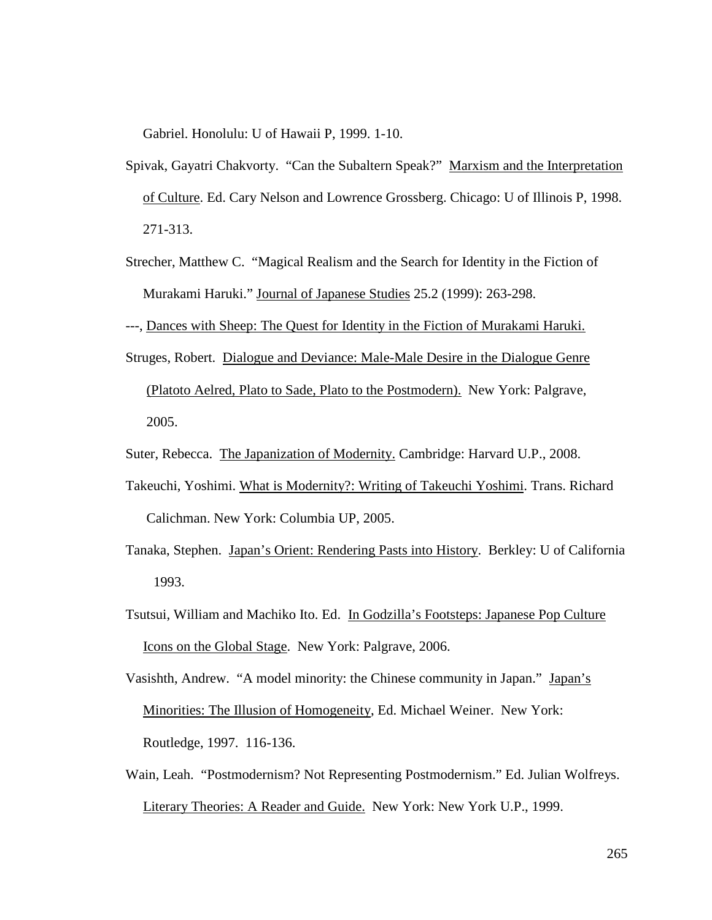Gabriel. Honolulu: U of Hawaii P, 1999. 1-10.

Spivak, Gayatri Chakvorty. "Can the Subaltern Speak?" Marxism and the Interpretation of Culture. Ed. Cary Nelson and Lowrence Grossberg. Chicago: U of Illinois P, 1998. 271-313.

Strecher, Matthew C. "Magical Realism and the Search for Identity in the Fiction of Murakami Haruki." Journal of Japanese Studies 25.2 (1999): 263-298.

---, Dances with Sheep: The Quest for Identity in the Fiction of Murakami Haruki.

Struges, Robert. Dialogue and Deviance: Male-Male Desire in the Dialogue Genre (Platoto Aelred, Plato to Sade, Plato to the Postmodern). New York: Palgrave, 2005.

Suter, Rebecca. The Japanization of Modernity. Cambridge: Harvard U.P., 2008.

Takeuchi, Yoshimi. What is Modernity?: Writing of Takeuchi Yoshimi. Trans. Richard Calichman. New York: Columbia UP, 2005.

Tanaka, Stephen. Japan's Orient: Rendering Pasts into History. Berkley: U of California 1993.

Tsutsui, William and Machiko Ito. Ed. In Godzilla's Footsteps: Japanese Pop Culture Icons on the Global Stage. New York: Palgrave, 2006.

Vasishth, Andrew. "A model minority: the Chinese community in Japan." Japan's Minorities: The Illusion of Homogeneity, Ed. Michael Weiner. New York: Routledge, 1997. 116-136.

Wain, Leah. "Postmodernism? Not Representing Postmodernism." Ed. Julian Wolfreys. Literary Theories: A Reader and Guide. New York: New York U.P., 1999.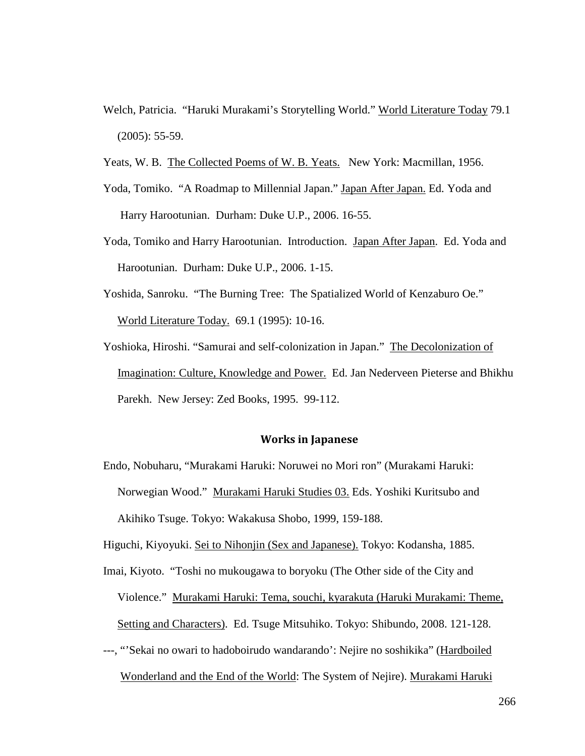Welch, Patricia. "Haruki Murakami's Storytelling World." World Literature Today 79.1 (2005): 55-59.

Yeats, W. B. The Collected Poems of W. B. Yeats. New York: Macmillan, 1956.

Yoda, Tomiko. "A Roadmap to Millennial Japan." Japan After Japan. Ed. Yoda and Harry Harootunian. Durham: Duke U.P., 2006. 16-55.

Yoda, Tomiko and Harry Harootunian. Introduction. Japan After Japan. Ed. Yoda and Harootunian. Durham: Duke U.P., 2006. 1-15.

Yoshida, Sanroku. "The Burning Tree: The Spatialized World of Kenzaburo Oe." World Literature Today. 69.1 (1995): 10-16.

Yoshioka, Hiroshi. "Samurai and self-colonization in Japan." The Decolonization of Imagination: Culture, Knowledge and Power. Ed. Jan Nederveen Pieterse and Bhikhu Parekh. New Jersey: Zed Books, 1995. 99-112.

### Works in Japanese

Endo, Nobuharu, "Murakami Haruki: Noruwei no Mori ron" (Murakami Haruki: Norwegian Wood." Murakami Haruki Studies 03. Eds. Yoshiki Kuritsubo and Akihiko Tsuge. Tokyo: Wakakusa Shobo, 1999, 159-188.

Higuchi, Kiyoyuki. Sei to Nihonjin (Sex and Japanese). Tokyo: Kodansha, 1885.

Imai, Kiyoto. "Toshi no mukougawa to boryoku (The Other side of the City and Violence." Murakami Haruki: Tema, souchi, kyarakuta (Haruki Murakami: Theme, Setting and Characters). Ed. Tsuge Mitsuhiko. Tokyo: Shibundo, 2008. 121-128.

---, "'Sekai no owari to hadoboirudo wandarando': Nejire no soshikika" (Hardboiled Wonderland and the End of the World: The System of Nejire). Murakami Haruki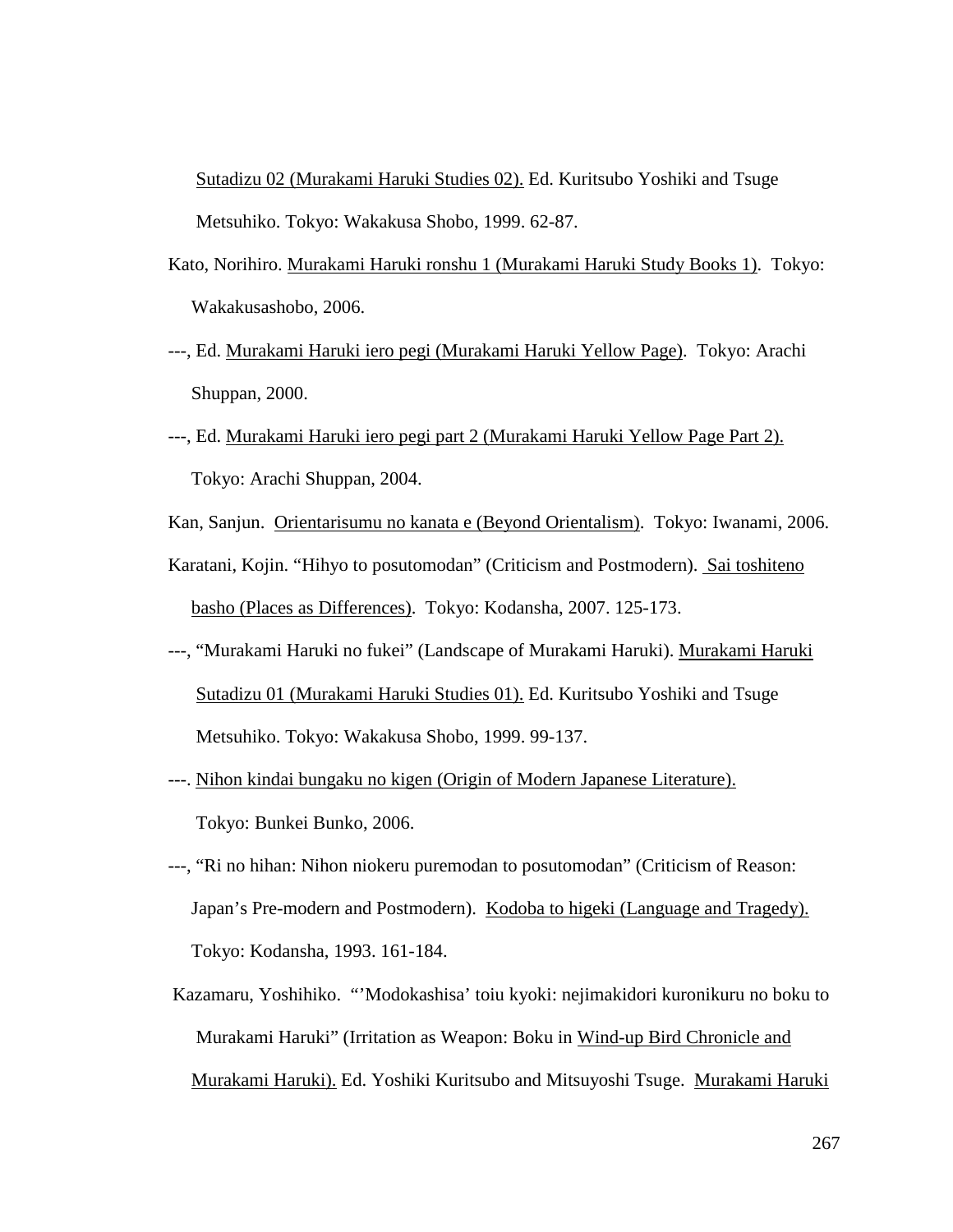Sutadizu 02 (Murakami Haruki Studies 02). Ed. Kuritsubo Yoshiki and Tsuge Metsuhiko. Tokyo: Wakakusa Shobo, 1999. 62-87.

Kato, Norihiro. Murakami Haruki ronshu 1 (Murakami Haruki Study Books 1). Tokyo: Wakakusashobo, 2006.

---, Ed. Murakami Haruki iero pegi (Murakami Haruki Yellow Page). Tokyo: Arachi Shuppan, 2000.

---, Ed. Murakami Haruki iero pegi part 2 (Murakami Haruki Yellow Page Part 2). Tokyo: Arachi Shuppan, 2004.

Kan, Sanjun. Orientarisumu no kanata e (Beyond Orientalism). Tokyo: Iwanami, 2006.

Karatani, Kojin. "Hihyo to posutomodan" (Criticism and Postmodern). Sai toshiteno basho (Places as Differences). Tokyo: Kodansha, 2007. 125-173.

---, "Murakami Haruki no fukei" (Landscape of Murakami Haruki). Murakami Haruki Sutadizu 01 (Murakami Haruki Studies 01). Ed. Kuritsubo Yoshiki and Tsuge Metsuhiko. Tokyo: Wakakusa Shobo, 1999. 99-137.

---. Nihon kindai bungaku no kigen (Origin of Modern Japanese Literature). Tokyo: Bunkei Bunko, 2006.

---, "Ri no hihan: Nihon niokeru puremodan to posutomodan" (Criticism of Reason: Japan's Pre-modern and Postmodern). Kodoba to higeki (Language and Tragedy). Tokyo: Kodansha, 1993. 161-184.

Kazamaru, Yoshihiko. "'Modokashisa' toiu kyoki: nejimakidori kuronikuru no boku to Murakami Haruki" (Irritation as Weapon: Boku in Wind-up Bird Chronicle and Murakami Haruki). Ed. Yoshiki Kuritsubo and Mitsuyoshi Tsuge. Murakami Haruki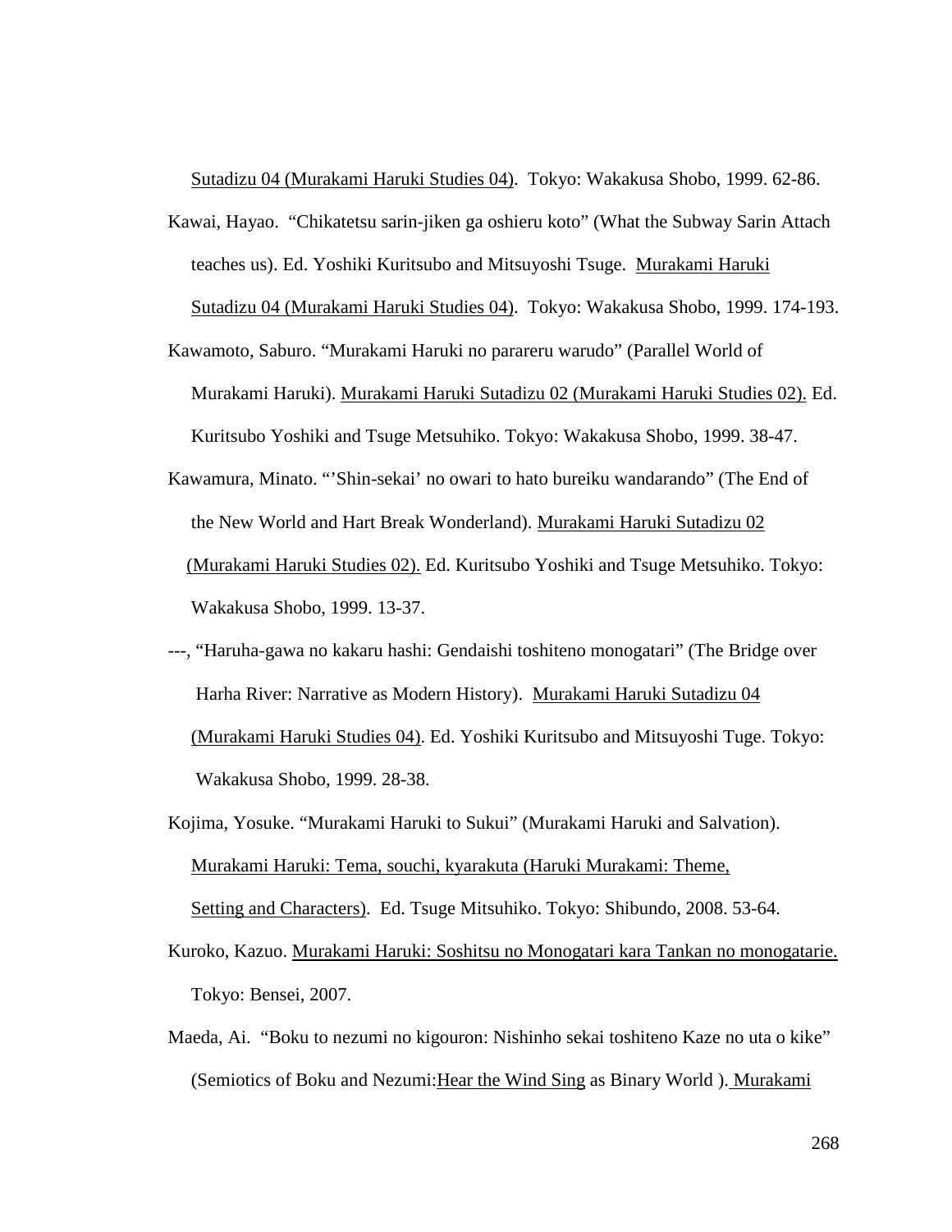Sutadizu 04 (Murakami Haruki Studies 04). Tokyo: Wakakusa Shobo, 1999. 62-86.

Kawai, Hayao. "Chikatetsu sarin-jiken ga oshieru koto" (What the Subway Sarin Attach teaches us). Ed. Yoshiki Kuritsubo and Mitsuyoshi Tsuge. Murakami Haruki Sutadizu 04 (Murakami Haruki Studies 04). Tokyo: Wakakusa Shobo, 1999. 174-193.

Kawamoto, Saburo. "Murakami Haruki no parareru warudo" (Parallel World of Murakami Haruki). Murakami Haruki Sutadizu 02 (Murakami Haruki Studies 02). Ed. Kuritsubo Yoshiki and Tsuge Metsuhiko. Tokyo: Wakakusa Shobo, 1999. 38-47.

Kawamura, Minato. "'Shin-sekai' no owari to hato bureiku wandarando" (The End of the New World and Hart Break Wonderland). Murakami Haruki Sutadizu 02 (Murakami Haruki Studies 02). Ed. Kuritsubo Yoshiki and Tsuge Metsuhiko. Tokyo: Wakakusa Shobo, 1999. 13-37.

---, "Haruha-gawa no kakaru hashi: Gendaishi toshiteno monogatari" (The Bridge over Harha River: Narrative as Modern History). Murakami Haruki Sutadizu 04 (Murakami Haruki Studies 04). Ed. Yoshiki Kuritsubo and Mitsuyoshi Tuge. Tokyo: Wakakusa Shobo, 1999. 28-38.

Kojima, Yosuke. "Murakami Haruki to Sukui" (Murakami Haruki and Salvation). Murakami Haruki: Tema, souchi, kyarakuta (Haruki Murakami: Theme, Setting and Characters). Ed. Tsuge Mitsuhiko. Tokyo: Shibundo, 2008. 53-64.

Kuroko, Kazuo. Murakami Haruki: Soshitsu no Monogatari kara Tankan no monogatarie. Tokyo: Bensei, 2007.

Maeda, Ai. "Boku to nezumi no kigouron: Nishinho sekai toshiteno Kaze no uta o kike" (Semiotics of Boku and Nezumi: Hear the Wind Sing as Binary World ). Murakami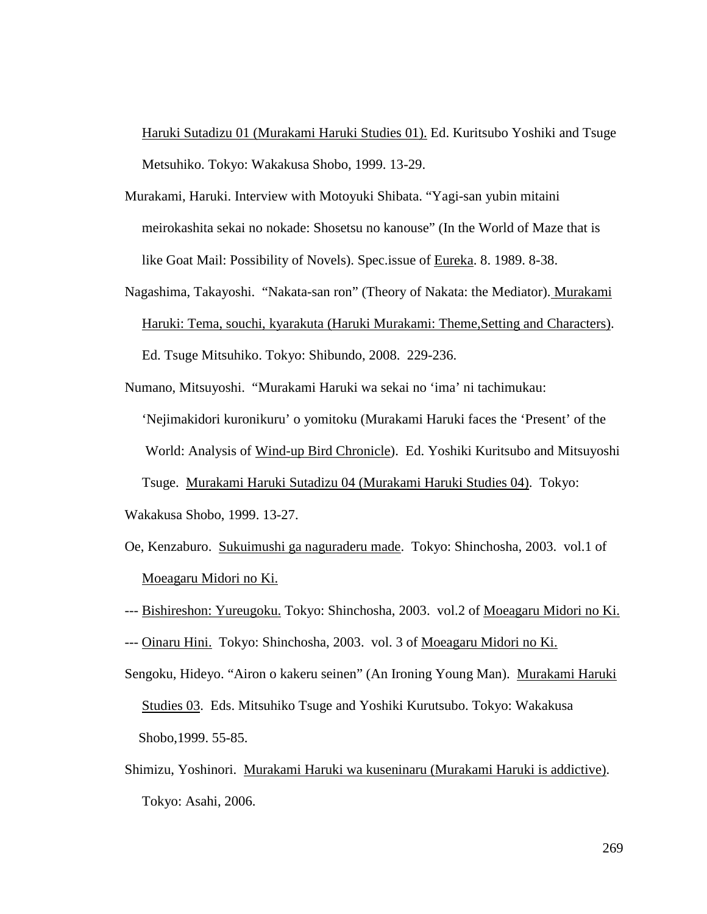Haruki Sutadizu 01 (Murakami Haruki Studies 01). Ed. Kuritsubo Yoshiki and Tsuge Metsuhiko. Tokyo: Wakakusa Shobo, 1999. 13-29.

Murakami, Haruki. Interview with Motoyuki Shibata. "Yagi-san yubin mitaini meirokashita sekai no nokade: Shosetsu no kanouse" (In the World of Maze that is like Goat Mail: Possibility of Novels). Spec.issue of Eureka. 8. 1989. 8-38.

Nagashima, Takayoshi. "Nakata-san ron" (Theory of Nakata: the Mediator). Murakami Haruki: Tema, souchi, kyarakuta (Haruki Murakami: Theme,Setting and Characters). Ed. Tsuge Mitsuhiko. Tokyo: Shibundo, 2008. 229-236.

Numano, Mitsuyoshi. "Murakami Haruki wa sekai no 'ima' ni tachimukau: 'Nejimakidori kuronikuru' o yomitoku (Murakami Haruki faces the 'Present' of the World: Analysis of Wind-up Bird Chronicle). Ed. Yoshiki Kuritsubo and Mitsuyoshi Tsuge. Murakami Haruki Sutadizu 04 (Murakami Haruki Studies 04). Tokyo: Wakakusa Shobo, 1999. 13-27.

Oe, Kenzaburo. Sukuimushi ga naguraderu made. Tokyo: Shinchosha, 2003. vol.1 of Moeagaru Midori no Ki.

--- Bishireshon: Yureugoku. Tokyo: Shinchosha, 2003. vol.2 of Moeagaru Midori no Ki.

--- Oinaru Hini. Tokyo: Shinchosha, 2003. vol. 3 of Moeagaru Midori no Ki.

Sengoku, Hideyo. "Airon o kakeru seinen" (An Ironing Young Man). Murakami Haruki Studies 03. Eds. Mitsuhiko Tsuge and Yoshiki Kurutsubo. Tokyo: Wakakusa Shobo,1999. 55-85.

Shimizu, Yoshinori. Murakami Haruki wa kuseninaru (Murakami Haruki is addictive). Tokyo: Asahi, 2006.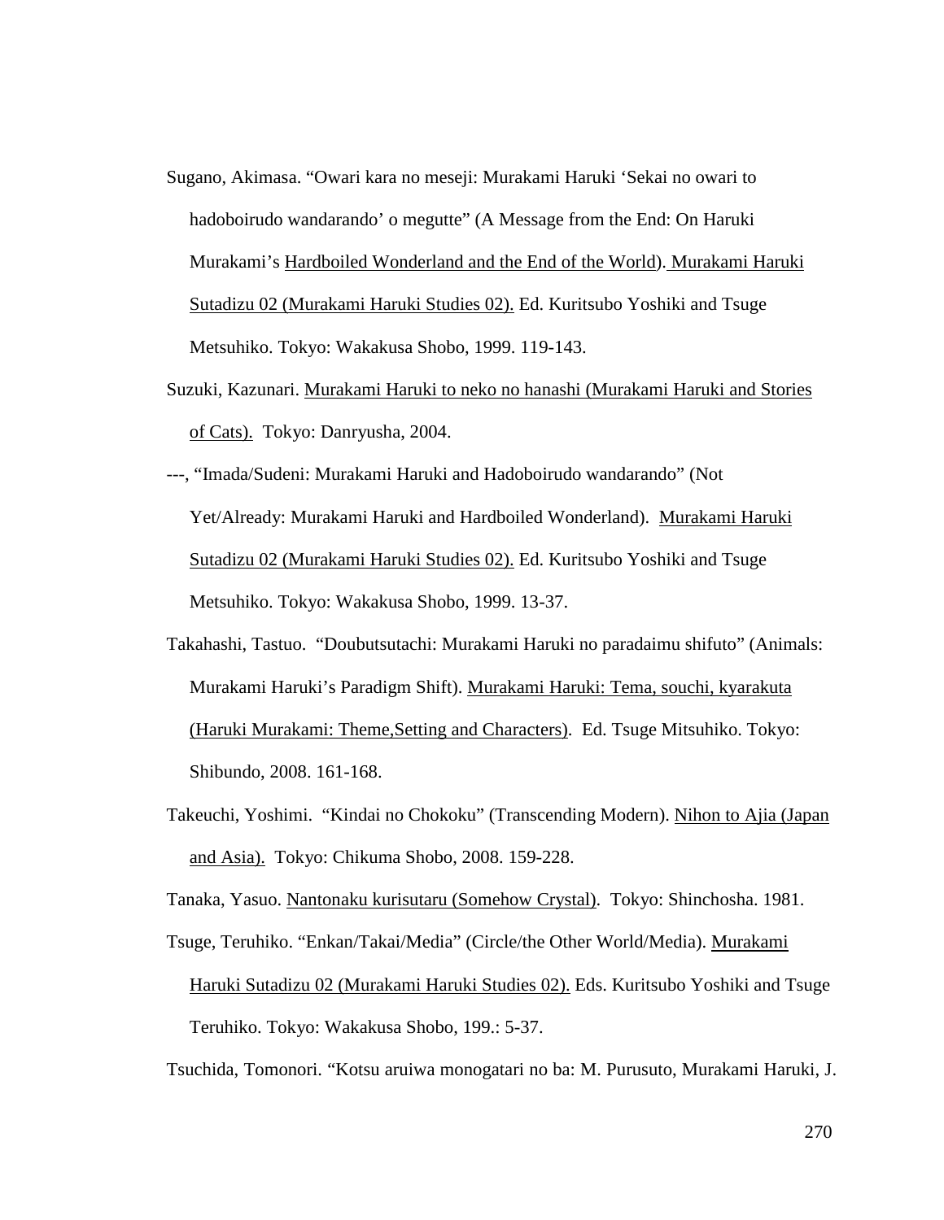Sugano, Akimasa. "Owari kara no meseji: Murakami Haruki 'Sekai no owari to hadoboirudo wandarando' o megutte" (A Message from the End: On Haruki Murakami's Hardboiled Wonderland and the End of the World). Murakami Haruki Sutadizu 02 (Murakami Haruki Studies 02). Ed. Kuritsubo Yoshiki and Tsuge Metsuhiko. Tokyo: Wakakusa Shobo, 1999. 119-143.

Suzuki, Kazunari. Murakami Haruki to neko no hanashi (Murakami Haruki and Stories of Cats). Tokyo: Danryusha, 2004.

---, "Imada/Sudeni: Murakami Haruki and Hadoboirudo wandarando" (Not Yet/Already: Murakami Haruki and Hardboiled Wonderland). Murakami Haruki Sutadizu 02 (Murakami Haruki Studies 02). Ed. Kuritsubo Yoshiki and Tsuge Metsuhiko. Tokyo: Wakakusa Shobo, 1999. 13-37.

Takahashi, Tastuo. "Doubutsutachi: Murakami Haruki no paradaimu shifuto" (Animals: Murakami Haruki's Paradigm Shift). Murakami Haruki: Tema, souchi, kyarakuta (Haruki Murakami: Theme,Setting and Characters). Ed. Tsuge Mitsuhiko. Tokyo: Shibundo, 2008. 161-168.

Takeuchi, Yoshimi. "Kindai no Chokoku" (Transcending Modern). Nihon to Ajia (Japan and Asia). Tokyo: Chikuma Shobo, 2008. 159-228.

Tanaka, Yasuo. Nantonaku kurisutaru (Somehow Crystal). Tokyo: Shinchosha. 1981.

Tsuge, Teruhiko. "Enkan/Takai/Media" (Circle/the Other World/Media). Murakami Haruki Sutadizu 02 (Murakami Haruki Studies 02). Eds. Kuritsubo Yoshiki and Tsuge Teruhiko. Tokyo: Wakakusa Shobo, 199.: 5-37.

Tsuchida, Tomonori. "Kotsu aruiwa monogatari no ba: M. Purusuto, Murakami Haruki, J.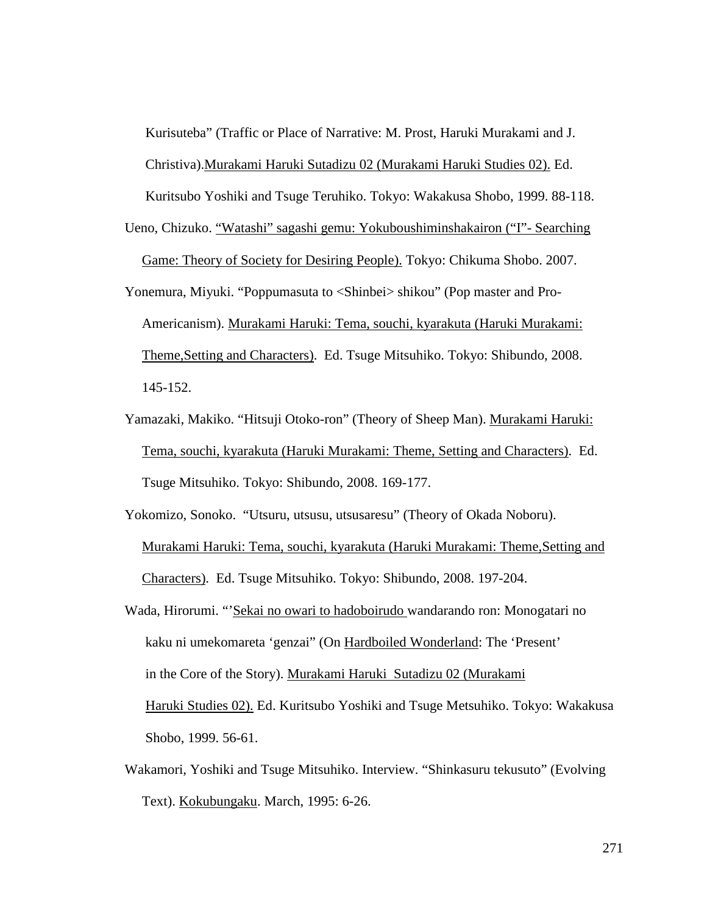Kurisuteba" (Traffic or Place of Narrative: M. Prost, Haruki Murakami and J. Christiva).Murakami Haruki Sutadizu 02 (Murakami Haruki Studies 02). Ed. Kuritsubo Yoshiki and Tsuge Teruhiko. Tokyo: Wakakusa Shobo, 1999. 88-118.

Ueno, Chizuko. "Watashi" sagashi gemu: Yokuboushiminshakairon ("I"- Searching Game: Theory of Society for Desiring People). Tokyo: Chikuma Shobo. 2007.

Yonemura, Miyuki. "Poppumasuta to <Shinbei> shikou" (Pop master and Pro-Americanism). Murakami Haruki: Tema, souchi, kyarakuta (Haruki Murakami: Theme,Setting and Characters). Ed. Tsuge Mitsuhiko. Tokyo: Shibundo, 2008. 145-152.

Yamazaki, Makiko. "Hitsuji Otoko-ron" (Theory of Sheep Man). Murakami Haruki: Tema, souchi, kyarakuta (Haruki Murakami: Theme, Setting and Characters). Ed. Tsuge Mitsuhiko. Tokyo: Shibundo, 2008. 169-177.

Yokomizo, Sonoko. "Utsuru, utsusu, utsusaresu" (Theory of Okada Noboru). Murakami Haruki: Tema, souchi, kyarakuta (Haruki Murakami: Theme,Setting and Characters). Ed. Tsuge Mitsuhiko. Tokyo: Shibundo, 2008. 197-204.

Wada, Hirorumi. "'Sekai no owari to hadoboirudo wandarando ron: Monogatari no kaku ni umekomareta 'genzai" (On Hardboiled Wonderland: The 'Present' in the Core of the Story). Murakami Haruki Sutadizu 02 (Murakami Haruki Studies 02). Ed. Kuritsubo Yoshiki and Tsuge Metsuhiko. Tokyo: Wakakusa Shobo, 1999. 56-61.

Wakamori, Yoshiki and Tsuge Mitsuhiko. Interview. "Shinkasuru tekusuto" (Evolving Text). Kokubungaku. March, 1995: 6-26.